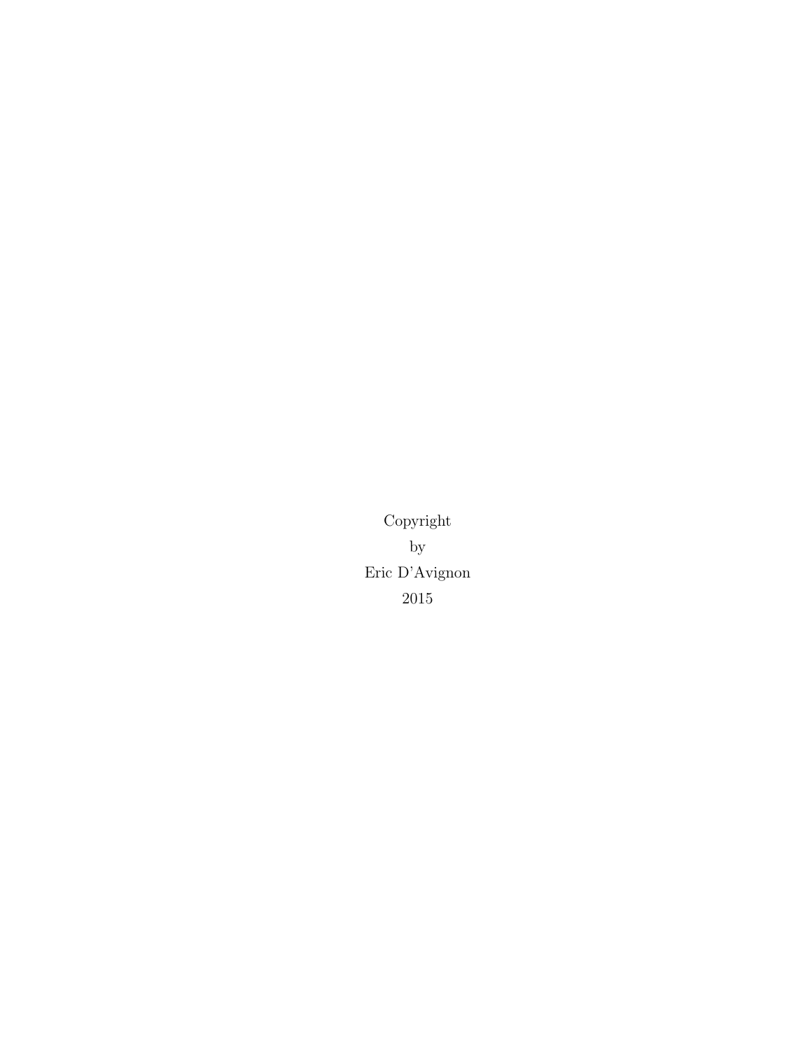Copyright

by

Eric D'Avignon

2015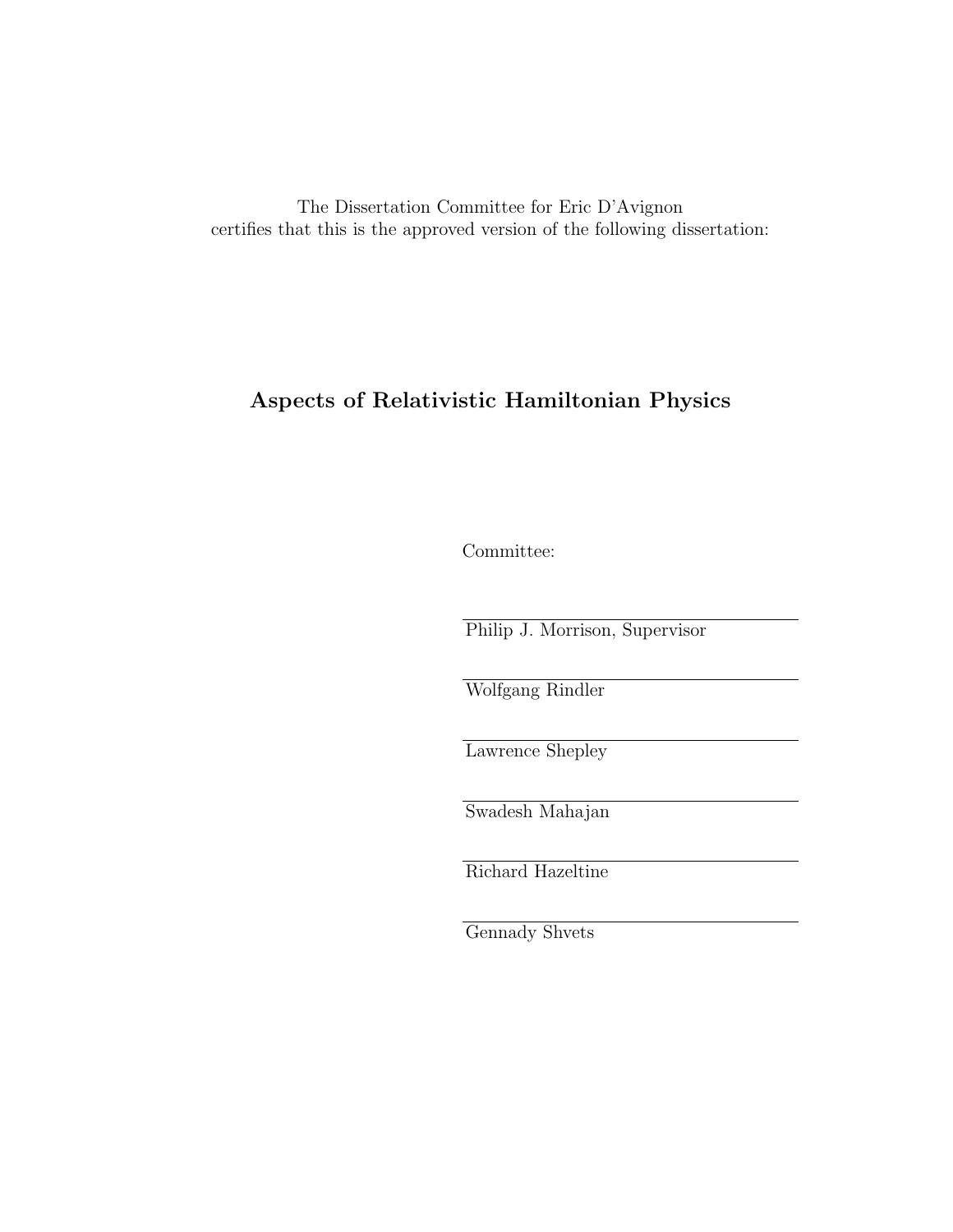The Dissertation Committee for Eric D'Avignon
certifies that this is the approved version of the following dissertation:

**Aspects of Relativistic Hamiltonian Physics**

Committee:

Philip J. Morrison, Supervisor

Wolfgang Rindler

Lawrence Shepley

Swadesh Mahajan

Richard Hazeltine

Gennady Shvets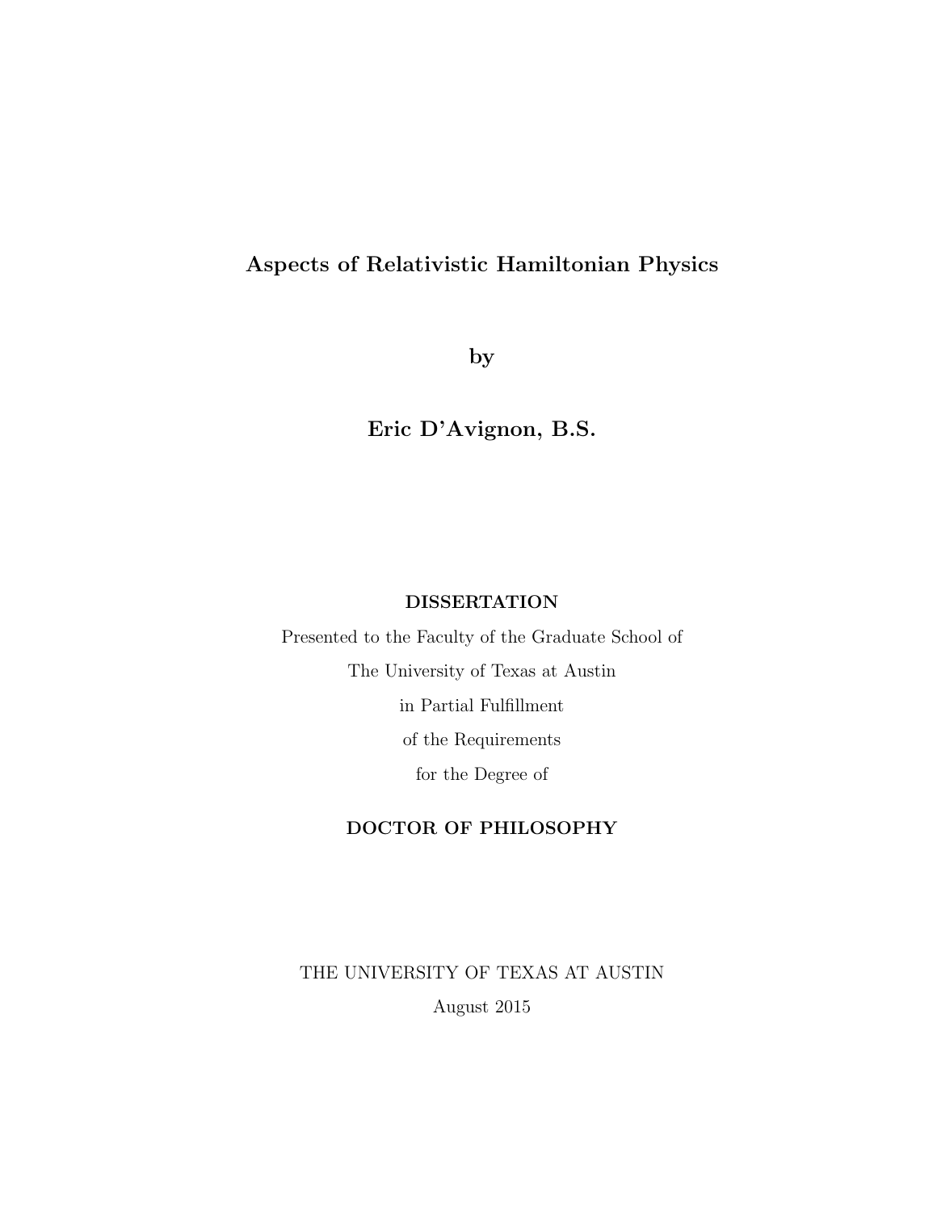# Aspects of Relativistic Hamiltonian Physics

**by**

**Eric D'Avignon, B.S.**

**DISSERTATION**

Presented to the Faculty of the Graduate School of

The University of Texas at Austin

in Partial Fulfillment

of the Requirements

for the Degree of

**DOCTOR OF PHILOSOPHY**

THE UNIVERSITY OF TEXAS AT AUSTIN

August 2015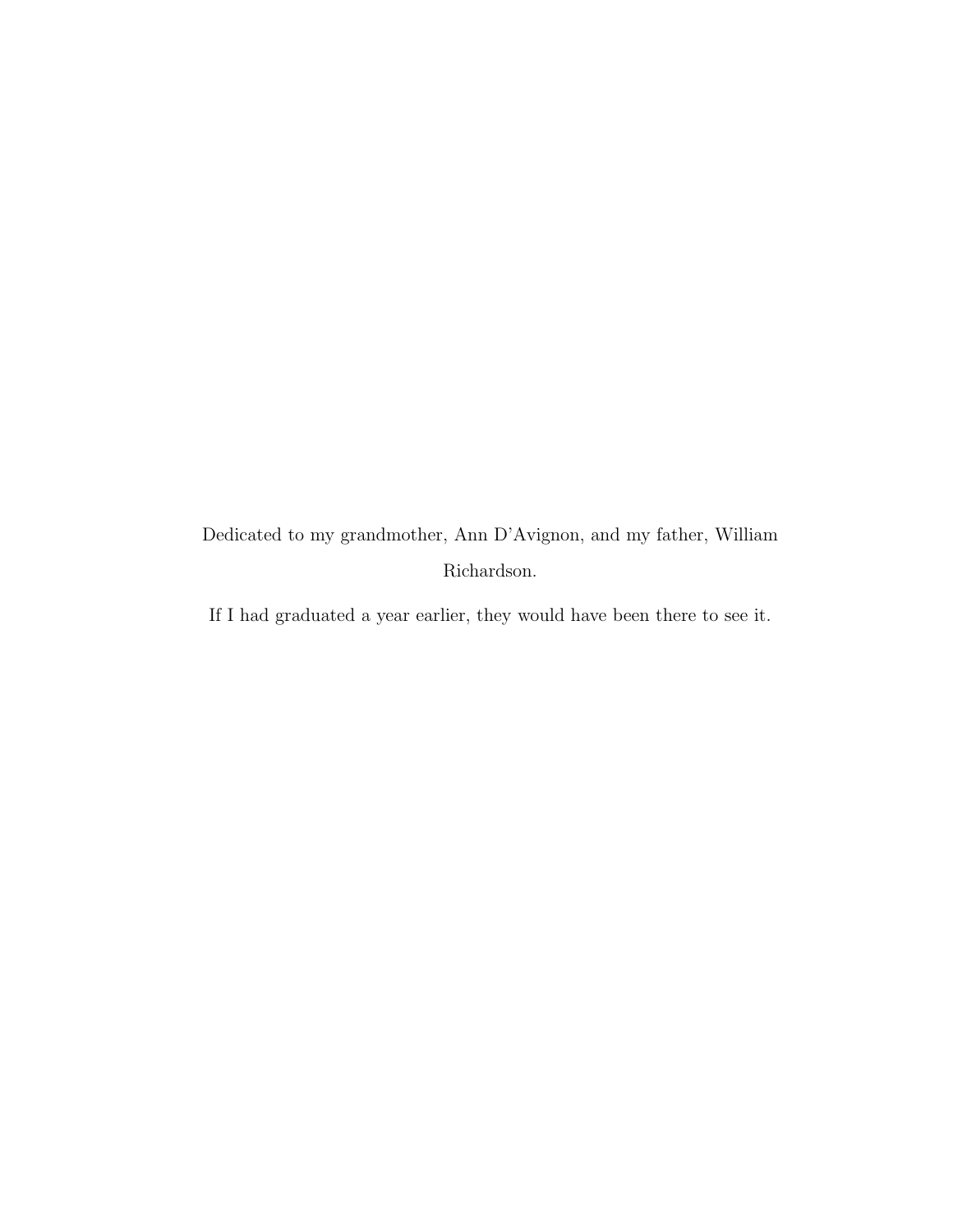Dedicated to my grandmother, Ann D'Avignon, and my father, William Richardson.

If I had graduated a year earlier, they would have been there to see it.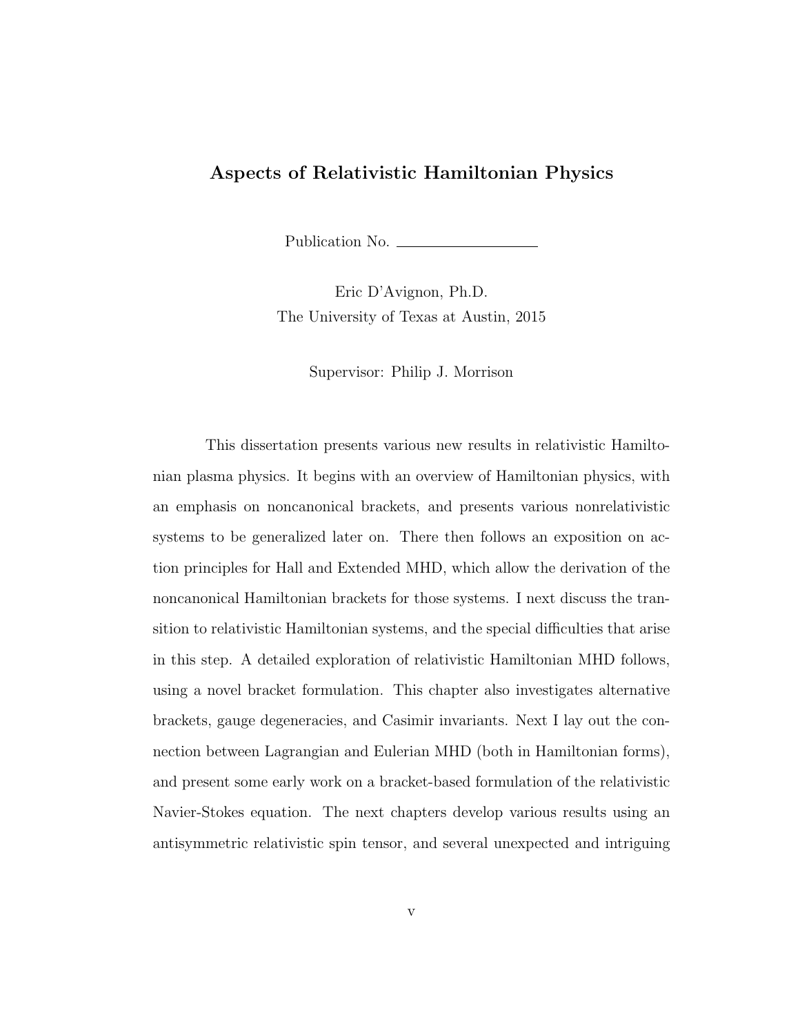# Aspects of Relativistic Hamiltonian Physics

Publication No. \_\_\_\_\_\_\_\_\_\_\_\_\_\_\_\_

Eric D'Avignon, Ph.D.
The University of Texas at Austin, 2015

Supervisor: Philip J. Morrison

This dissertation presents various new results in relativistic Hamiltonian plasma physics. It begins with an overview of Hamiltonian physics, with an emphasis on noncanonical brackets, and presents various nonrelativistic systems to be generalized later on. There then follows an exposition on action principles for Hall and Extended MHD, which allow the derivation of the noncanonical Hamiltonian brackets for those systems. I next discuss the transition to relativistic Hamiltonian systems, and the special difficulties that arise in this step. A detailed exploration of relativistic Hamiltonian MHD follows, using a novel bracket formulation. This chapter also investigates alternative brackets, gauge degeneracies, and Casimir invariants. Next I lay out the connection between Lagrangian and Eulerian MHD (both in Hamiltonian forms), and present some early work on a bracket-based formulation of the relativistic Navier-Stokes equation. The next chapters develop various results using an antisymmetric relativistic spin tensor, and several unexpected and intriguing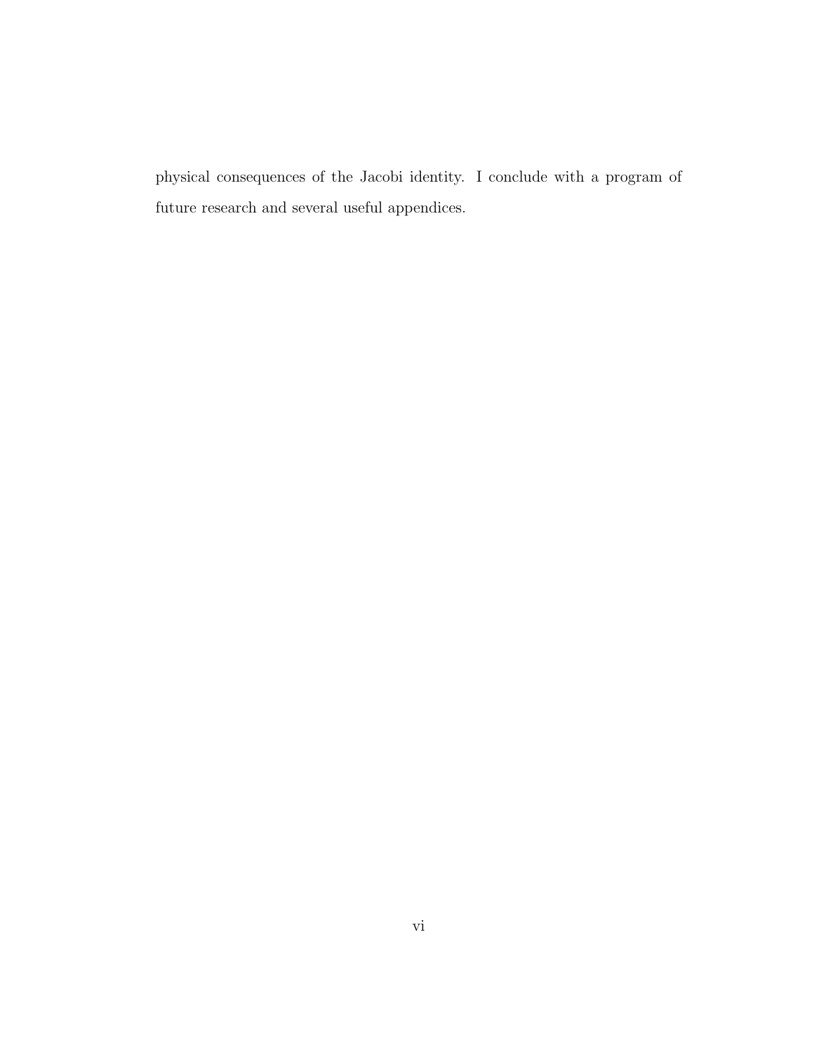physical consequences of the Jacobi identity. I conclude with a program of future research and several useful appendices.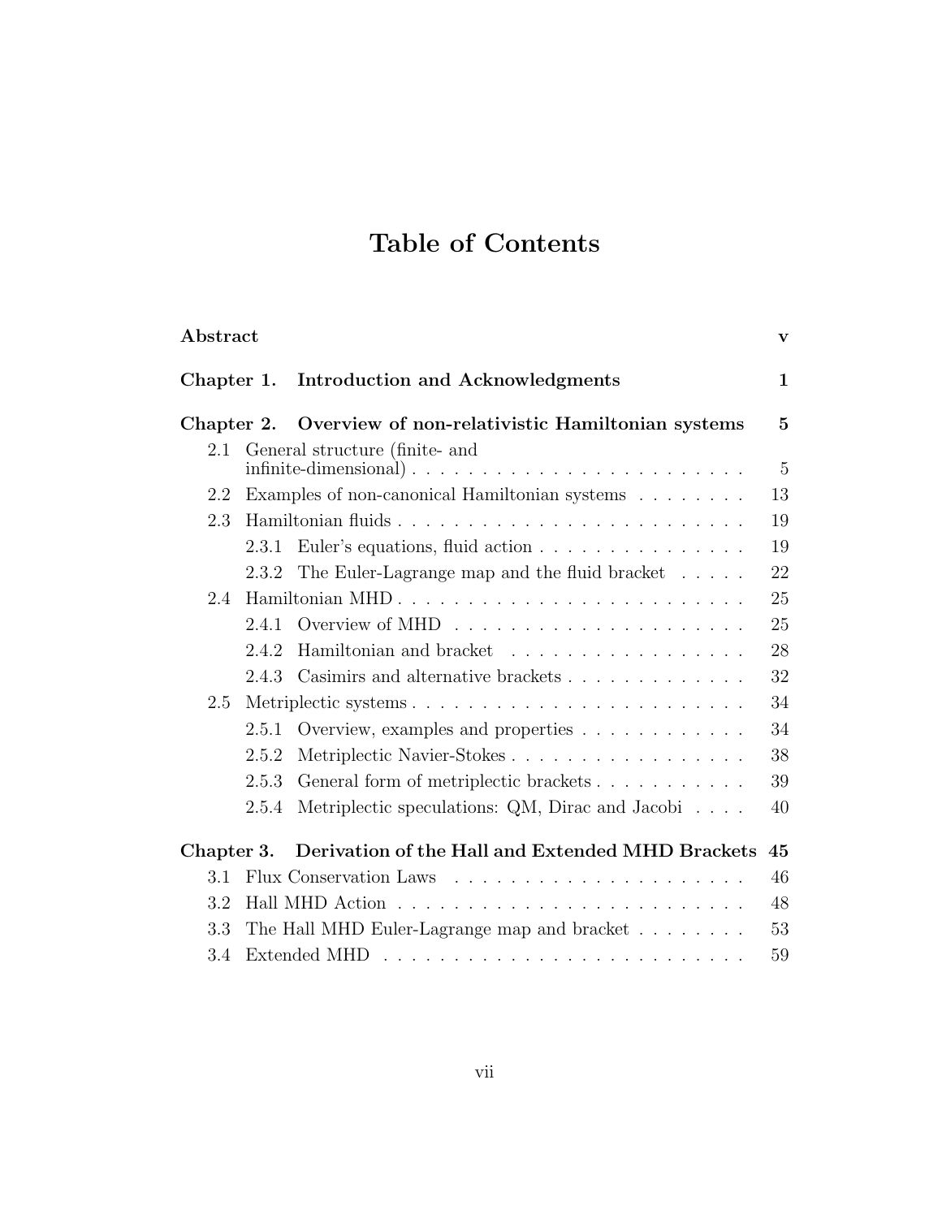# Table of Contents

**Abstract** **v**

**Chapter 1. Introduction and Acknowledgments** **1**

**Chapter 2. Overview of non-relativistic Hamiltonian systems** **5**

- 2.1 General structure (finite- and infinite-dimensional) . . . . . 5
- 2.2 Examples of non-canonical Hamiltonian systems . . . . . 13
- 2.3 Hamiltonian fluids . . . . . 19
  - 2.3.1 Euler's equations, fluid action . . . . . 19
  - 2.3.2 The Euler-Lagrange map and the fluid bracket . . . . . 22
- 2.4 Hamiltonian MHD . . . . . 25
  - 2.4.1 Overview of MHD . . . . . 25
  - 2.4.2 Hamiltonian and bracket . . . . . 28
  - 2.4.3 Casimirs and alternative brackets . . . . . 32
- 2.5 Metriplectic systems . . . . . 34
  - 2.5.1 Overview, examples and properties . . . . . 34
  - 2.5.2 Metriplectic Navier-Stokes . . . . . 38
  - 2.5.3 General form of metriplectic brackets . . . . . 39
  - 2.5.4 Metriplectic speculations: QM, Dirac and Jacobi . . . . . 40

**Chapter 3. Derivation of the Hall and Extended MHD Brackets** **45**

- 3.1 Flux Conservation Laws . . . . . 46
- 3.2 Hall MHD Action . . . . . 48
- 3.3 The Hall MHD Euler-Lagrange map and bracket . . . . . 53
- 3.4 Extended MHD . . . . . 59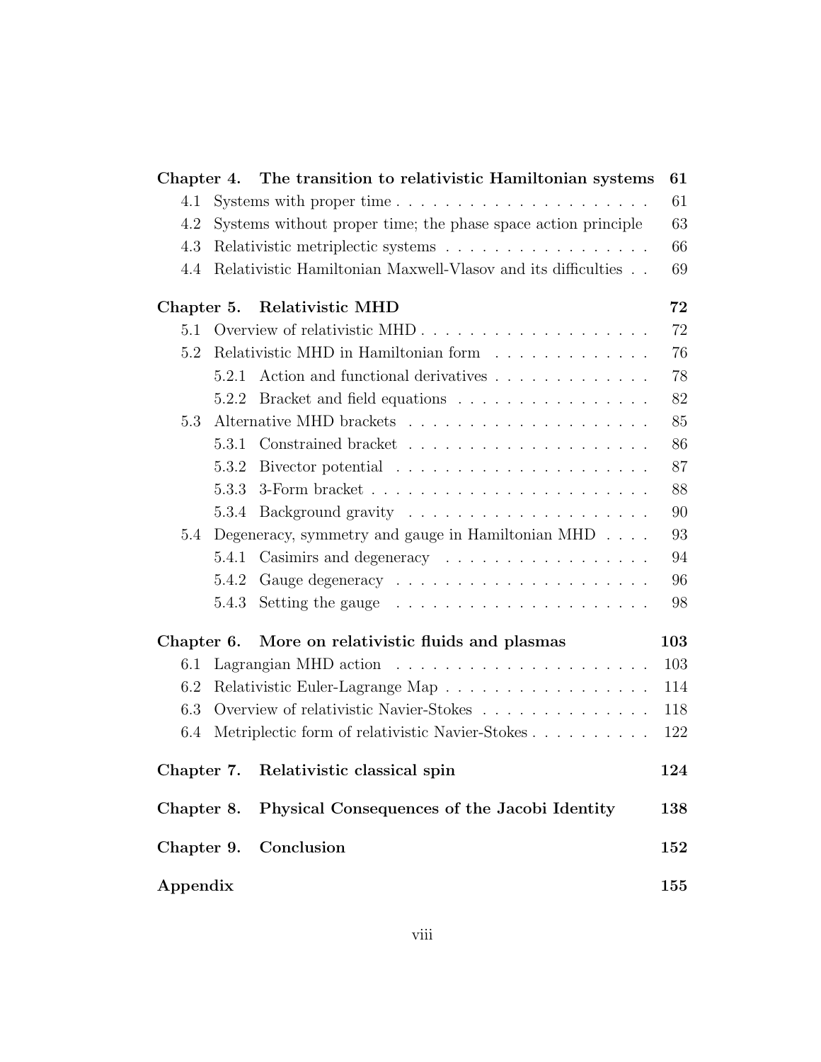**Chapter 4. The transition to relativistic Hamiltonian systems** **61**

- 4.1 Systems with proper time . . . . . . . . . . . . . . . . . . . . . 61
- 4.2 Systems without proper time; the phase space action principle 63
- 4.3 Relativistic metriplectic systems . . . . . . . . . . . . . . . . . 66
- 4.4 Relativistic Hamiltonian Maxwell-Vlasov and its difficulties . . 69

**Chapter 5. Relativistic MHD** **72**

- 5.1 Overview of relativistic MHD . . . . . . . . . . . . . . . . . . . 72
- 5.2 Relativistic MHD in Hamiltonian form . . . . . . . . . . . . . 76
  - 5.2.1 Action and functional derivatives . . . . . . . . . . . . . 78
  - 5.2.2 Bracket and field equations . . . . . . . . . . . . . . . . 82
- 5.3 Alternative MHD brackets . . . . . . . . . . . . . . . . . . . . 85
  - 5.3.1 Constrained bracket . . . . . . . . . . . . . . . . . . . . 86
  - 5.3.2 Bivector potential . . . . . . . . . . . . . . . . . . . . . 87
  - 5.3.3 3-Form bracket . . . . . . . . . . . . . . . . . . . . . . . 88
  - 5.3.4 Background gravity . . . . . . . . . . . . . . . . . . . . 90
- 5.4 Degeneracy, symmetry and gauge in Hamiltonian MHD . . . . 93
  - 5.4.1 Casimirs and degeneracy . . . . . . . . . . . . . . . . . 94
  - 5.4.2 Gauge degeneracy . . . . . . . . . . . . . . . . . . . . . 96
  - 5.4.3 Setting the gauge . . . . . . . . . . . . . . . . . . . . . 98

**Chapter 6. More on relativistic fluids and plasmas** **103**

- 6.1 Lagrangian MHD action . . . . . . . . . . . . . . . . . . . . . 103
- 6.2 Relativistic Euler-Lagrange Map . . . . . . . . . . . . . . . . . 114
- 6.3 Overview of relativistic Navier-Stokes . . . . . . . . . . . . . . 118
- 6.4 Metriplectic form of relativistic Navier-Stokes . . . . . . . . . . 122

**Chapter 7. Relativistic classical spin** **124**

**Chapter 8. Physical Consequences of the Jacobi Identity** **138**

**Chapter 9. Conclusion** **152**

**Appendix** **155**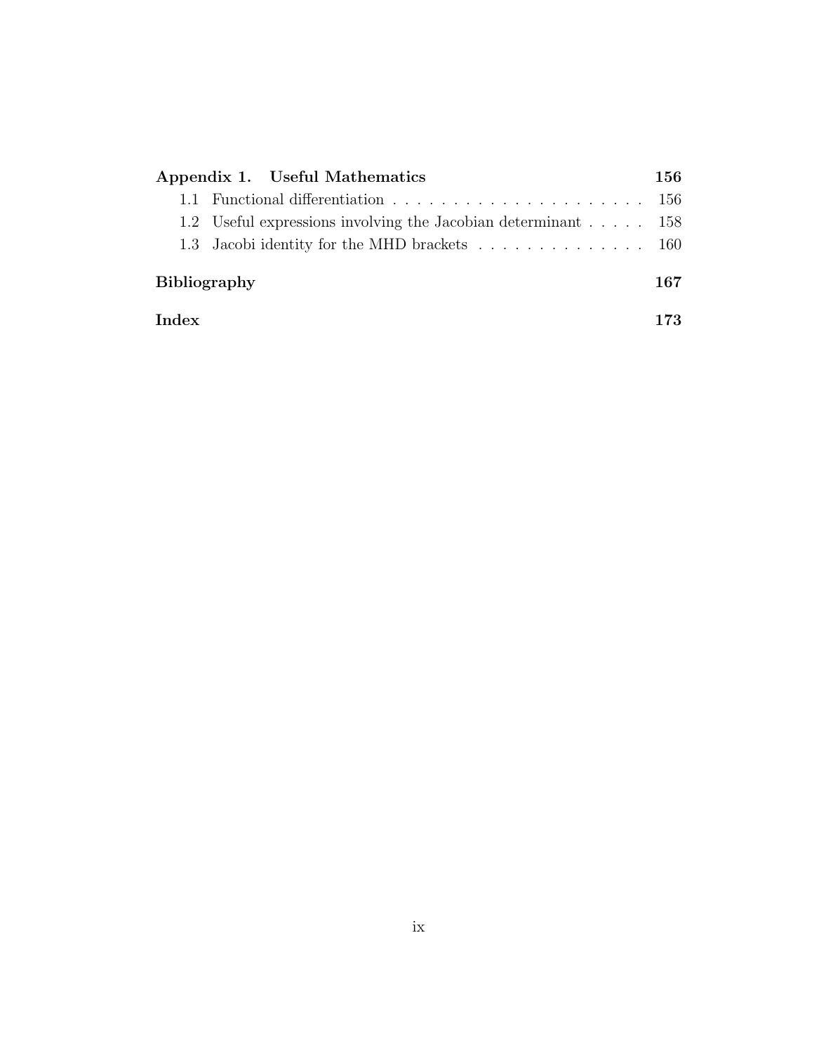**Appendix 1. Useful Mathematics** **156**

- 1.1 Functional differentiation . . . . . . . . . . . . . . . . . . . . . 156
- 1.2 Useful expressions involving the Jacobian determinant . . . . . 158
- 1.3 Jacobi identity for the MHD brackets . . . . . . . . . . . . . . 160

**Bibliography** **167**

**Index** **173**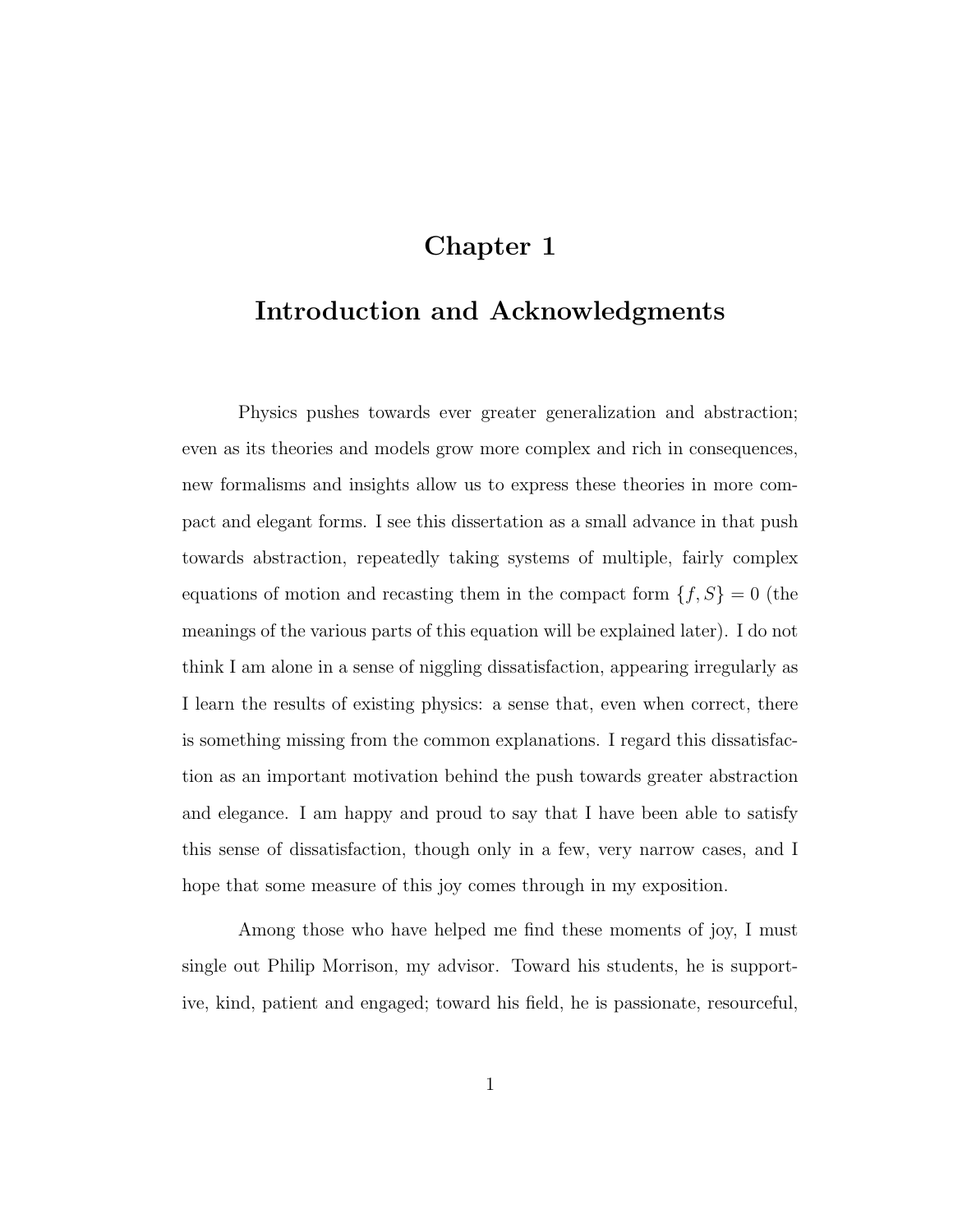# Chapter 1

# Introduction and Acknowledgments

Physics pushes towards ever greater generalization and abstraction; even as its theories and models grow more complex and rich in consequences, new formalisms and insights allow us to express these theories in more compact and elegant forms. I see this dissertation as a small advance in that push towards abstraction, repeatedly taking systems of multiple, fairly complex equations of motion and recasting them in the compact form $\{f, S\} = 0$ (the meanings of the various parts of this equation will be explained later). I do not think I am alone in a sense of niggling dissatisfaction, appearing irregularly as I learn the results of existing physics: a sense that, even when correct, there is something missing from the common explanations. I regard this dissatisfaction as an important motivation behind the push towards greater abstraction and elegance. I am happy and proud to say that I have been able to satisfy this sense of dissatisfaction, though only in a few, very narrow cases, and I hope that some measure of this joy comes through in my exposition.

Among those who have helped me find these moments of joy, I must single out Philip Morrison, my advisor. Toward his students, he is supportive, kind, patient and engaged; toward his field, he is passionate, resourceful,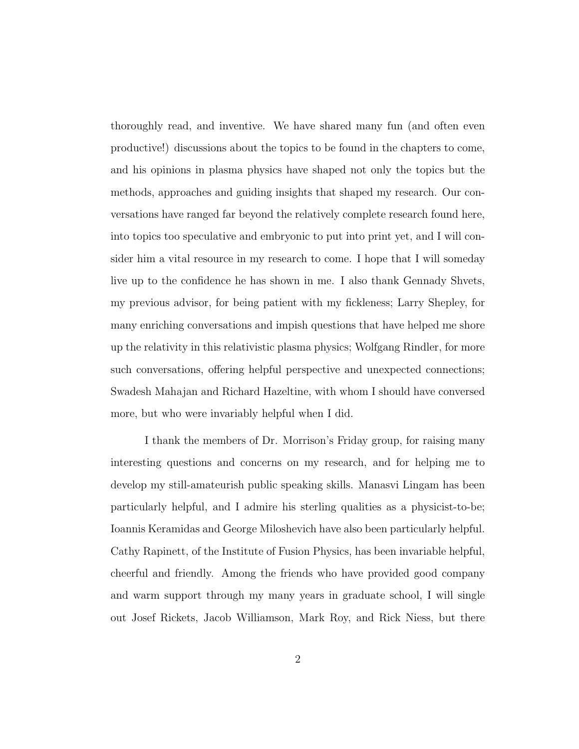thoroughly read, and inventive. We have shared many fun (and often even productive!) discussions about the topics to be found in the chapters to come, and his opinions in plasma physics have shaped not only the topics but the methods, approaches and guiding insights that shaped my research. Our conversations have ranged far beyond the relatively complete research found here, into topics too speculative and embryonic to put into print yet, and I will consider him a vital resource in my research to come. I hope that I will someday live up to the confidence he has shown in me. I also thank Gennady Shvets, my previous advisor, for being patient with my fickleness; Larry Shepley, for many enriching conversations and impish questions that have helped me shore up the relativity in this relativistic plasma physics; Wolfgang Rindler, for more such conversations, offering helpful perspective and unexpected connections; Swadesh Mahajan and Richard Hazeltine, with whom I should have conversed more, but who were invariably helpful when I did.

I thank the members of Dr. Morrison's Friday group, for raising many interesting questions and concerns on my research, and for helping me to develop my still-amateurish public speaking skills. Manasvi Lingam has been particularly helpful, and I admire his sterling qualities as a physicist-to-be; Ioannis Keramidas and George Miloshevich have also been particularly helpful. Cathy Rapinett, of the Institute of Fusion Physics, has been invariable helpful, cheerful and friendly. Among the friends who have provided good company and warm support through my many years in graduate school, I will single out Josef Rickets, Jacob Williamson, Mark Roy, and Rick Niess, but there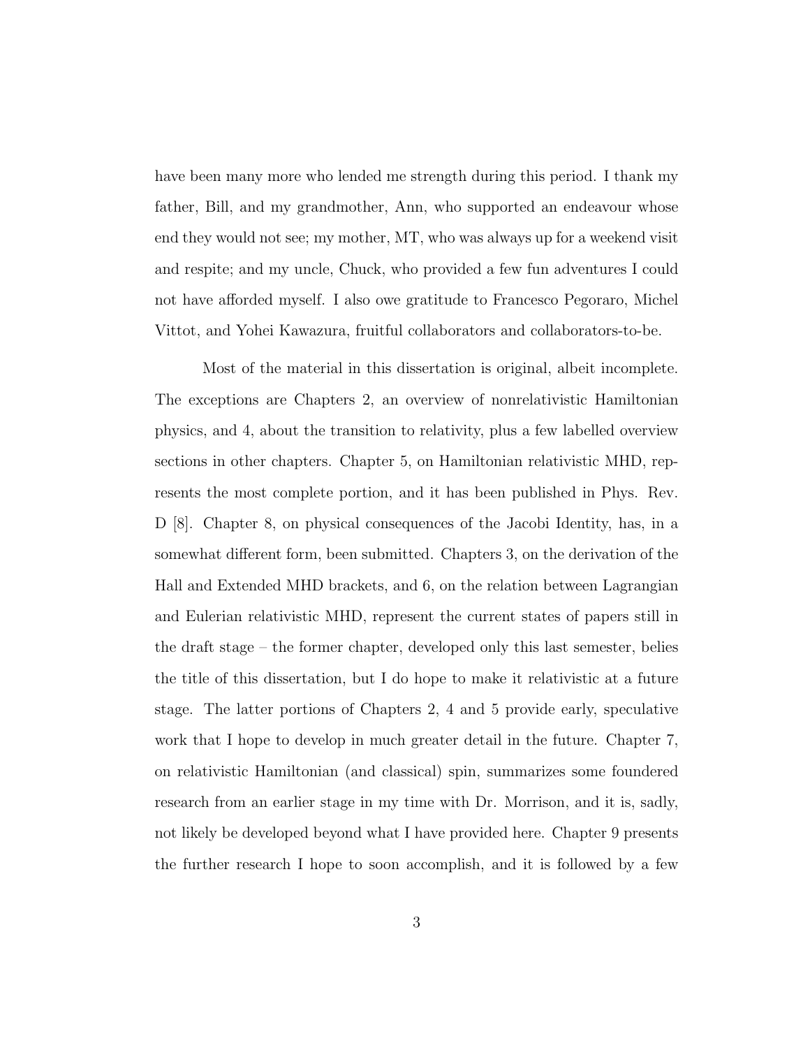have been many more who lended me strength during this period. I thank my father, Bill, and my grandmother, Ann, who supported an endeavour whose end they would not see; my mother, MT, who was always up for a weekend visit and respite; and my uncle, Chuck, who provided a few fun adventures I could not have afforded myself. I also owe gratitude to Francesco Pegoraro, Michel Vittot, and Yohei Kawazura, fruitful collaborators and collaborators-to-be.

Most of the material in this dissertation is original, albeit incomplete. The exceptions are Chapters 2, an overview of nonrelativistic Hamiltonian physics, and 4, about the transition to relativity, plus a few labelled overview sections in other chapters. Chapter 5, on Hamiltonian relativistic MHD, represents the most complete portion, and it has been published in Phys. Rev. D [8]. Chapter 8, on physical consequences of the Jacobi Identity, has, in a somewhat different form, been submitted. Chapters 3, on the derivation of the Hall and Extended MHD brackets, and 6, on the relation between Lagrangian and Eulerian relativistic MHD, represent the current states of papers still in the draft stage – the former chapter, developed only this last semester, belies the title of this dissertation, but I do hope to make it relativistic at a future stage. The latter portions of Chapters 2, 4 and 5 provide early, speculative work that I hope to develop in much greater detail in the future. Chapter 7, on relativistic Hamiltonian (and classical) spin, summarizes some foundered research from an earlier stage in my time with Dr. Morrison, and it is, sadly, not likely be developed beyond what I have provided here. Chapter 9 presents the further research I hope to soon accomplish, and it is followed by a few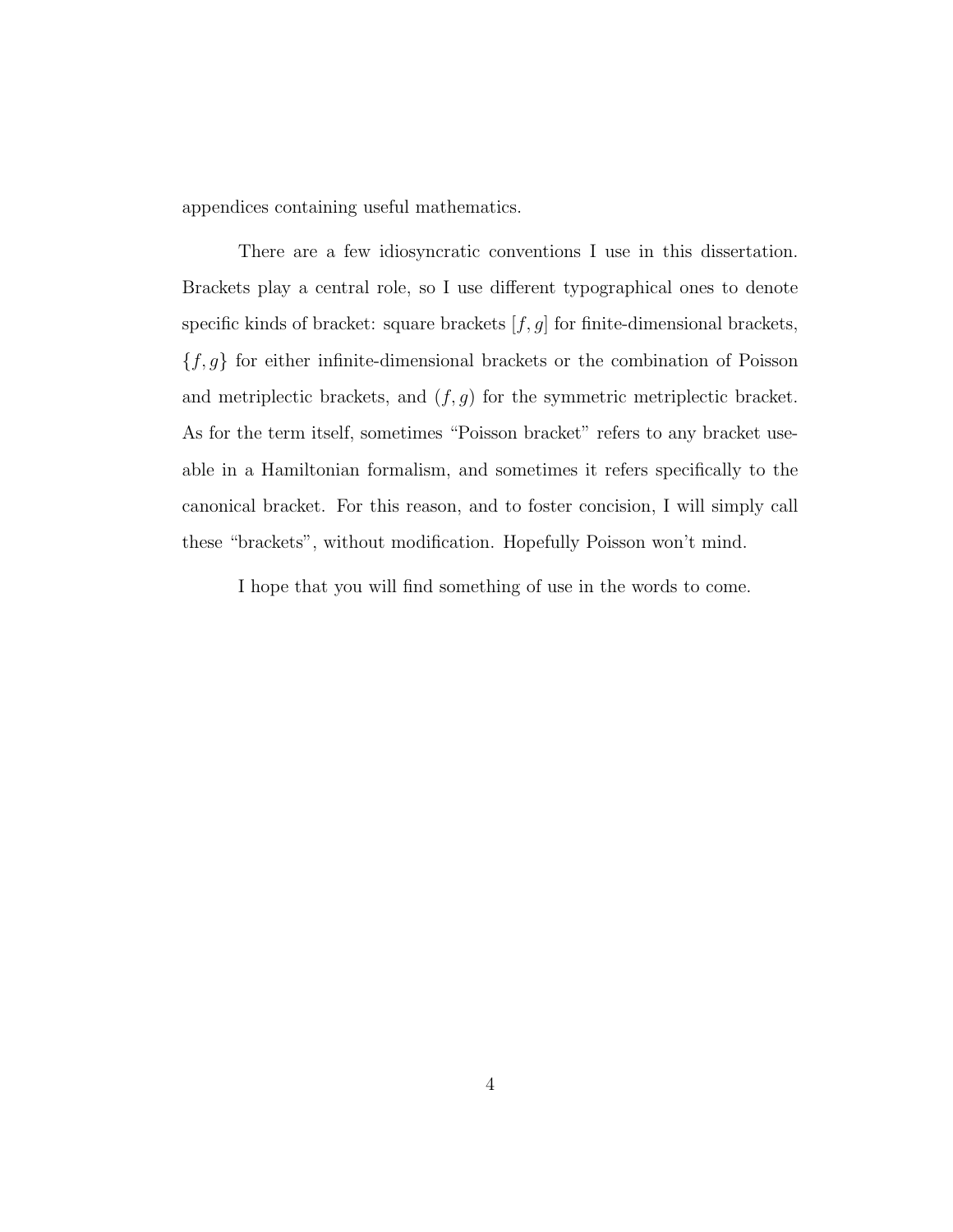appendices containing useful mathematics.

There are a few idiosyncratic conventions I use in this dissertation. Brackets play a central role, so I use different typographical ones to denote specific kinds of bracket: square brackets $[f, g]$ for finite-dimensional brackets, $\{f, g\}$ for either infinite-dimensional brackets or the combination of Poisson and metriplectic brackets, and $(f, g)$ for the symmetric metriplectic bracket. As for the term itself, sometimes "Poisson bracket" refers to any bracket useable in a Hamiltonian formalism, and sometimes it refers specifically to the canonical bracket. For this reason, and to foster concision, I will simply call these "brackets", without modification. Hopefully Poisson won't mind.

I hope that you will find something of use in the words to come.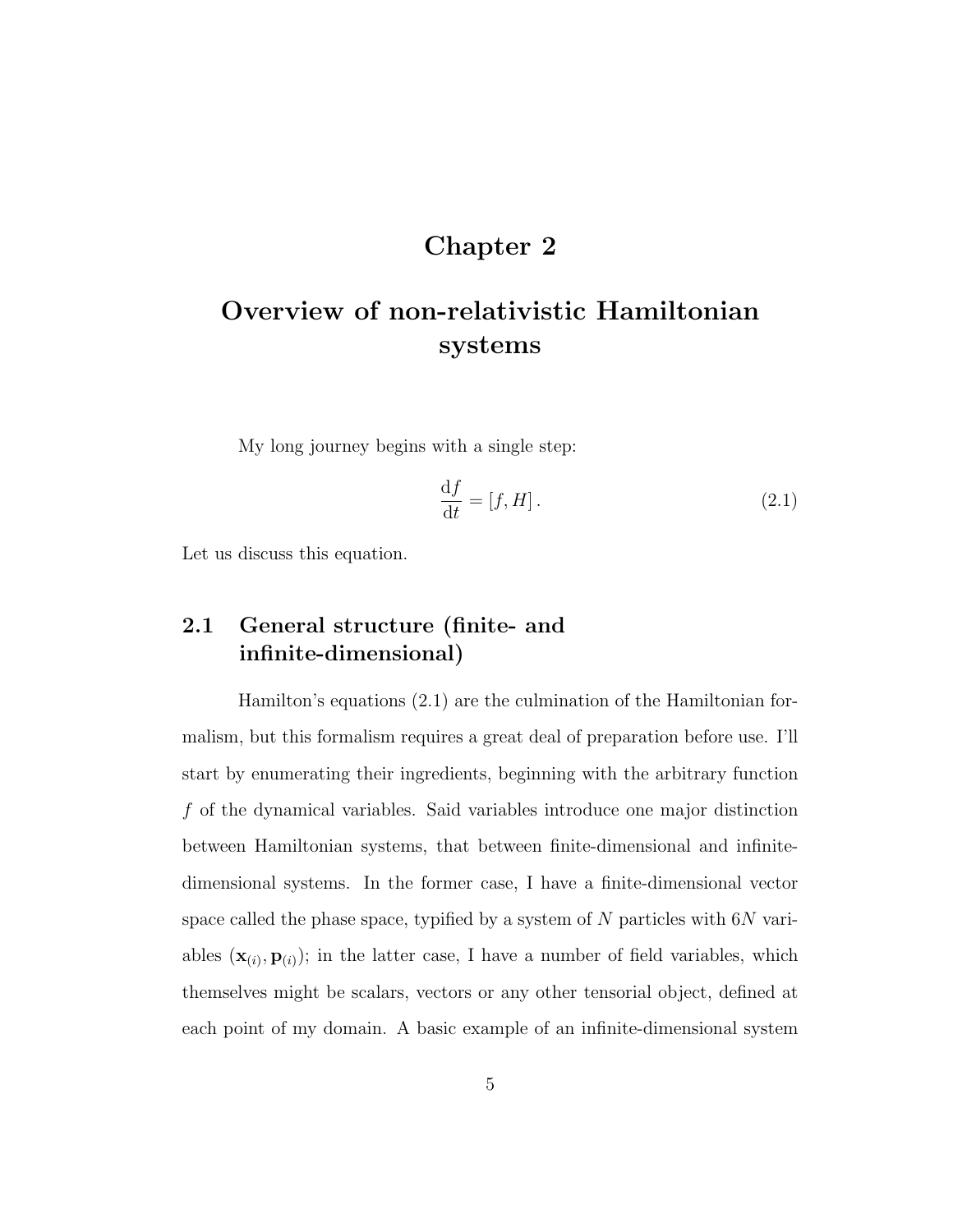# Chapter 2

# Overview of non-relativistic Hamiltonian systems

My long journey begins with a single step:

$$\frac{\mathrm{d}f}{\mathrm{d}t} = [f, H] \,. \tag{2.1}$$

Let us discuss this equation.

## 2.1 General structure (finite- and infinite-dimensional)

Hamilton's equations (2.1) are the culmination of the Hamiltonian formalism, but this formalism requires a great deal of preparation before use. I'll start by enumerating their ingredients, beginning with the arbitrary function $f$ of the dynamical variables. Said variables introduce one major distinction between Hamiltonian systems, that between finite-dimensional and infinite-dimensional systems. In the former case, I have a finite-dimensional vector space called the phase space, typified by a system of $N$ particles with $6N$ variables $(\mathbf{x}_{(i)}, \mathbf{p}_{(i)})$; in the latter case, I have a number of field variables, which themselves might be scalars, vectors or any other tensorial object, defined at each point of my domain. A basic example of an infinite-dimensional system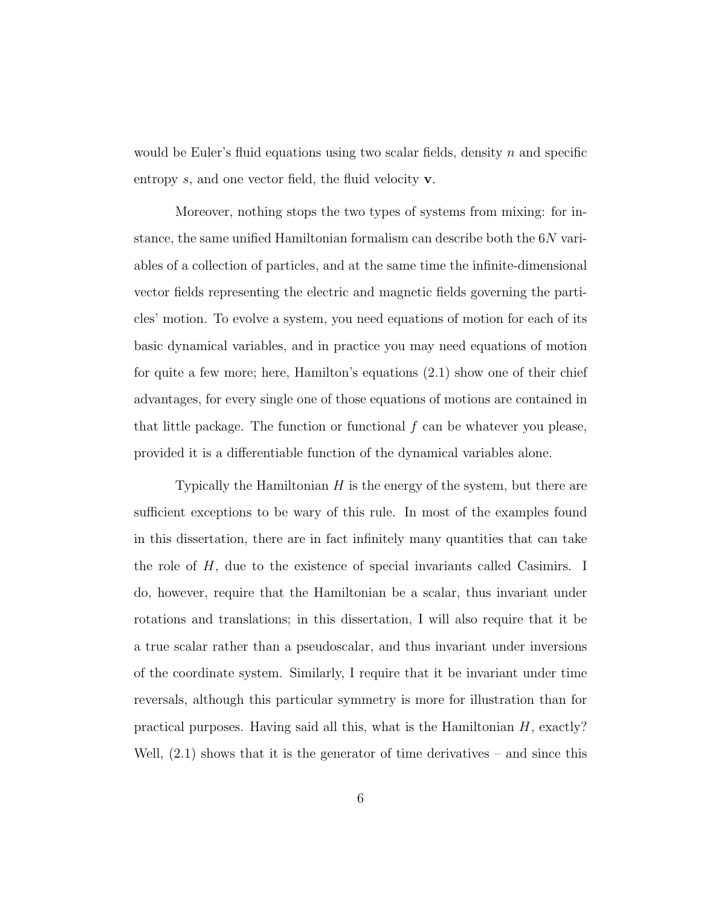would be Euler's fluid equations using two scalar fields, density $n$ and specific entropy $s$, and one vector field, the fluid velocity $\mathbf{v}$.

Moreover, nothing stops the two types of systems from mixing: for instance, the same unified Hamiltonian formalism can describe both the $6N$ variables of a collection of particles, and at the same time the infinite-dimensional vector fields representing the electric and magnetic fields governing the particles' motion. To evolve a system, you need equations of motion for each of its basic dynamical variables, and in practice you may need equations of motion for quite a few more; here, Hamilton's equations (2.1) show one of their chief advantages, for every single one of those equations of motions are contained in that little package. The function or functional $f$ can be whatever you please, provided it is a differentiable function of the dynamical variables alone.

Typically the Hamiltonian $H$ is the energy of the system, but there are sufficient exceptions to be wary of this rule. In most of the examples found in this dissertation, there are in fact infinitely many quantities that can take the role of $H$, due to the existence of special invariants called Casimirs. I do, however, require that the Hamiltonian be a scalar, thus invariant under rotations and translations; in this dissertation, I will also require that it be a true scalar rather than a pseudoscalar, and thus invariant under inversions of the coordinate system. Similarly, I require that it be invariant under time reversals, although this particular symmetry is more for illustration than for practical purposes. Having said all this, what is the Hamiltonian $H$, exactly? Well, (2.1) shows that it is the generator of time derivatives – and since this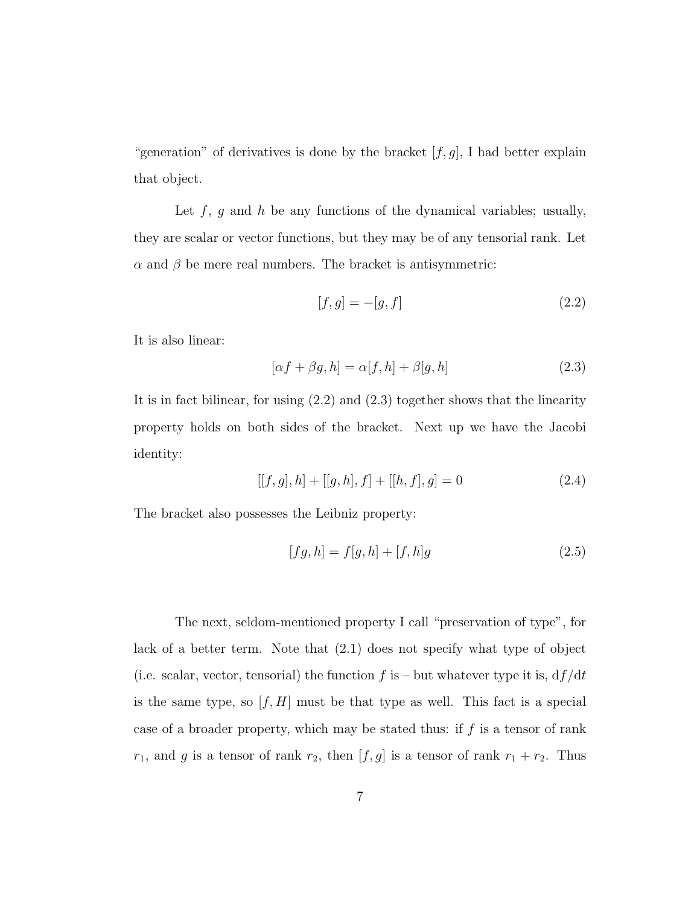"generation" of derivatives is done by the bracket $[f, g]$, I had better explain that object.

Let $f$, $g$ and $h$ be any functions of the dynamical variables; usually, they are scalar or vector functions, but they may be of any tensorial rank. Let $\alpha$ and $\beta$ be mere real numbers. The bracket is antisymmetric:

$$[f, g] = -[g, f] \tag{2.2}$$

It is also linear:

$$[\alpha f + \beta g, h] = \alpha[f, h] + \beta[g, h] \tag{2.3}$$

It is in fact bilinear, for using (2.2) and (2.3) together shows that the linearity property holds on both sides of the bracket. Next up we have the Jacobi identity:

$$[[f, g], h] + [[g, h], f] + [[h, f], g] = 0 \tag{2.4}$$

The bracket also possesses the Leibniz property:

$$[fg, h] = f[g, h] + [f, h]g \tag{2.5}$$

The next, seldom-mentioned property I call "preservation of type", for lack of a better term. Note that (2.1) does not specify what type of object (i.e. scalar, vector, tensorial) the function $f$ is – but whatever type it is, $\mathrm{d}f/\mathrm{d}t$ is the same type, so $[f, H]$ must be that type as well. This fact is a special case of a broader property, which may be stated thus: if $f$ is a tensor of rank $r_1$, and $g$ is a tensor of rank $r_2$, then $[f, g]$ is a tensor of rank $r_1 + r_2$. Thus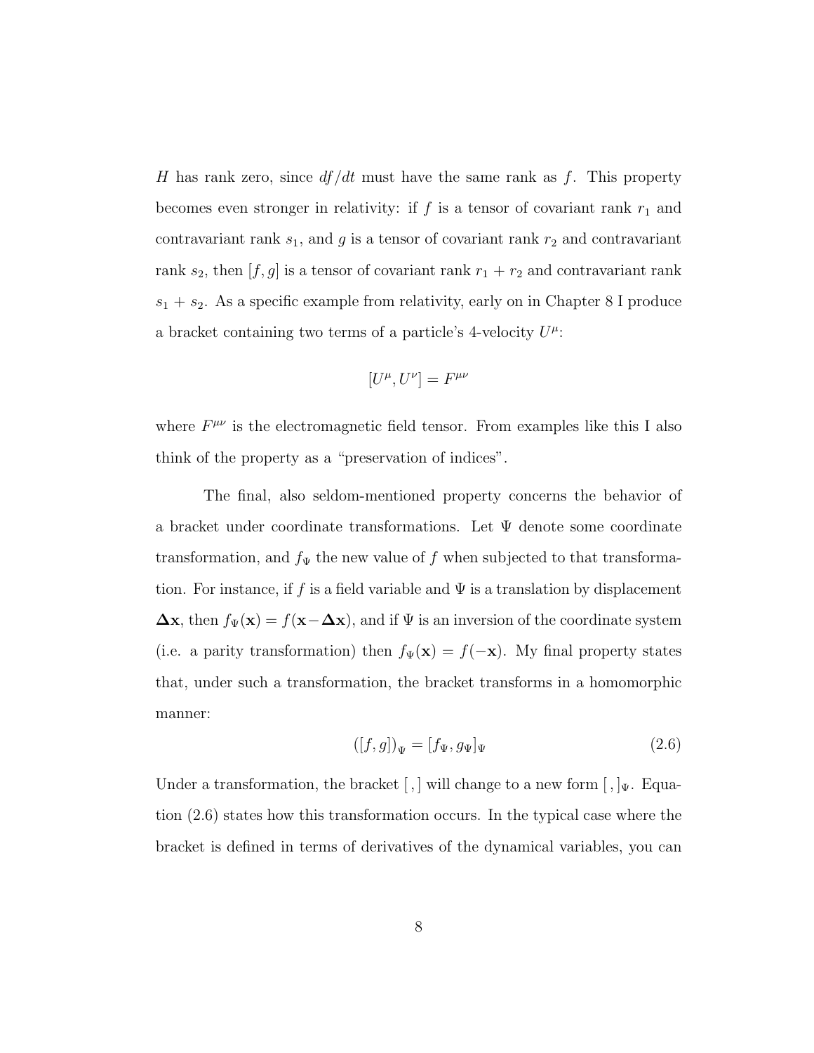$H$ has rank zero, since $df/dt$ must have the same rank as $f$. This property becomes even stronger in relativity: if $f$ is a tensor of covariant rank $r_1$ and contravariant rank $s_1$, and $g$ is a tensor of covariant rank $r_2$ and contravariant rank $s_2$, then $[f, g]$ is a tensor of covariant rank $r_1 + r_2$ and contravariant rank $s_1 + s_2$. As a specific example from relativity, early on in Chapter 8 I produce a bracket containing two terms of a particle's 4-velocity $U^\mu$:

$$[U^\mu, U^\nu] = F^{\mu\nu}$$

where $F^{\mu\nu}$ is the electromagnetic field tensor. From examples like this I also think of the property as a "preservation of indices".

The final, also seldom-mentioned property concerns the behavior of a bracket under coordinate transformations. Let $\Psi$ denote some coordinate transformation, and $f_\Psi$ the new value of $f$ when subjected to that transformation. For instance, if $f$ is a field variable and $\Psi$ is a translation by displacement $\mathbf{\Delta x}$, then $f_\Psi(\mathbf{x}) = f(\mathbf{x} - \mathbf{\Delta x})$, and if $\Psi$ is an inversion of the coordinate system (i.e. a parity transformation) then $f_\Psi(\mathbf{x}) = f(-\mathbf{x})$. My final property states that, under such a transformation, the bracket transforms in a homomorphic manner:

$$([f, g])_\Psi = [f_\Psi, g_\Psi]_\Psi \tag{2.6}$$

Under a transformation, the bracket $[\,,]$ will change to a new form $[\,,]_\Psi$. Equation (2.6) states how this transformation occurs. In the typical case where the bracket is defined in terms of derivatives of the dynamical variables, you can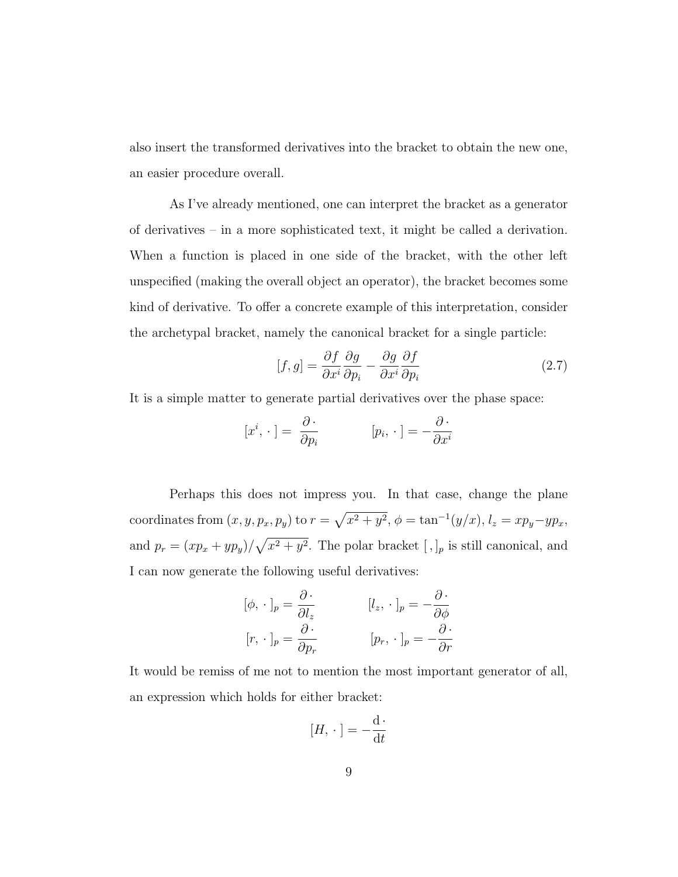also insert the transformed derivatives into the bracket to obtain the new one, an easier procedure overall.

As I've already mentioned, one can interpret the bracket as a generator of derivatives – in a more sophisticated text, it might be called a derivation. When a function is placed in one side of the bracket, with the other left unspecified (making the overall object an operator), the bracket becomes some kind of derivative. To offer a concrete example of this interpretation, consider the archetypal bracket, namely the canonical bracket for a single particle:

$$[f, g] = \frac{\partial f}{\partial x^i}\frac{\partial g}{\partial p_i} - \frac{\partial g}{\partial x^i}\frac{\partial f}{\partial p_i} \tag{2.7}$$

It is a simple matter to generate partial derivatives over the phase space:

$$[x^i, \cdot\,] = \frac{\partial\,\cdot}{\partial p_i} \qquad\qquad [p_i, \cdot\,] = -\frac{\partial\,\cdot}{\partial x^i}$$

Perhaps this does not impress you. In that case, change the plane coordinates from $(x, y, p_x, p_y)$ to $r = \sqrt{x^2 + y^2}$, $\phi = \tan^{-1}(y/x)$, $l_z = xp_y - yp_x$, and $p_r = (xp_x + yp_y)/\sqrt{x^2 + y^2}$. The polar bracket $[\,,]_p$ is still canonical, and I can now generate the following useful derivatives:

$$[\phi, \cdot\,]_p = \frac{\partial\,\cdot}{\partial l_z} \qquad\qquad [l_z, \cdot\,]_p = -\frac{\partial\,\cdot}{\partial \phi}$$

$$[r, \cdot\,]_p = \frac{\partial\,\cdot}{\partial p_r} \qquad\qquad [p_r, \cdot\,]_p = -\frac{\partial\,\cdot}{\partial r}$$

It would be remiss of me not to mention the most important generator of all, an expression which holds for either bracket:

$$[H, \cdot\,] = -\frac{\mathrm{d}\,\cdot}{\mathrm{d}t}$$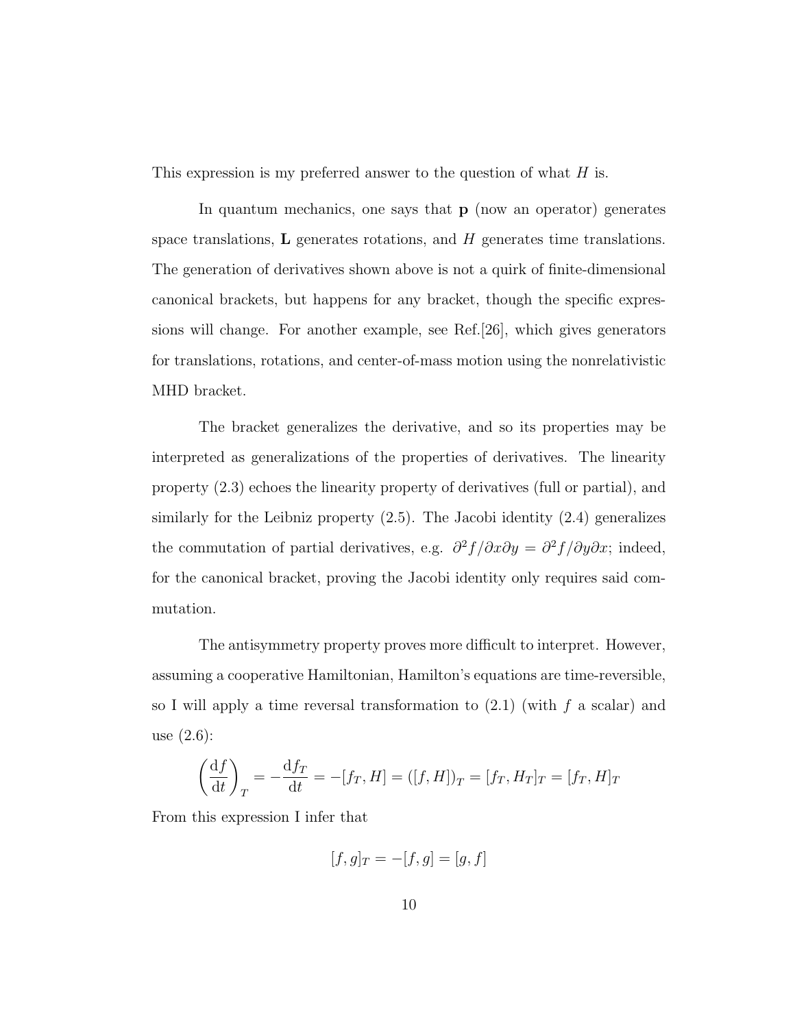This expression is my preferred answer to the question of what $H$ is.

In quantum mechanics, one says that $\mathbf{p}$ (now an operator) generates space translations, $\mathbf{L}$ generates rotations, and $H$ generates time translations. The generation of derivatives shown above is not a quirk of finite-dimensional canonical brackets, but happens for any bracket, though the specific expressions will change. For another example, see Ref.[26], which gives generators for translations, rotations, and center-of-mass motion using the nonrelativistic MHD bracket.

The bracket generalizes the derivative, and so its properties may be interpreted as generalizations of the properties of derivatives. The linearity property (2.3) echoes the linearity property of derivatives (full or partial), and similarly for the Leibniz property (2.5). The Jacobi identity (2.4) generalizes the commutation of partial derivatives, e.g. $\partial^2 f/\partial x \partial y = \partial^2 f/\partial y \partial x$; indeed, for the canonical bracket, proving the Jacobi identity only requires said commutation.

The antisymmetry property proves more difficult to interpret. However, assuming a cooperative Hamiltonian, Hamilton's equations are time-reversible, so I will apply a time reversal transformation to (2.1) (with $f$ a scalar) and use (2.6):

$$\left(\frac{\mathrm{d}f}{\mathrm{d}t}\right)_T = -\frac{\mathrm{d}f_T}{\mathrm{d}t} = -[f_T, H] = ([f, H])_T = [f_T, H_T]_T = [f_T, H]_T$$

From this expression I infer that

$$[f, g]_T = -[f, g] = [g, f]$$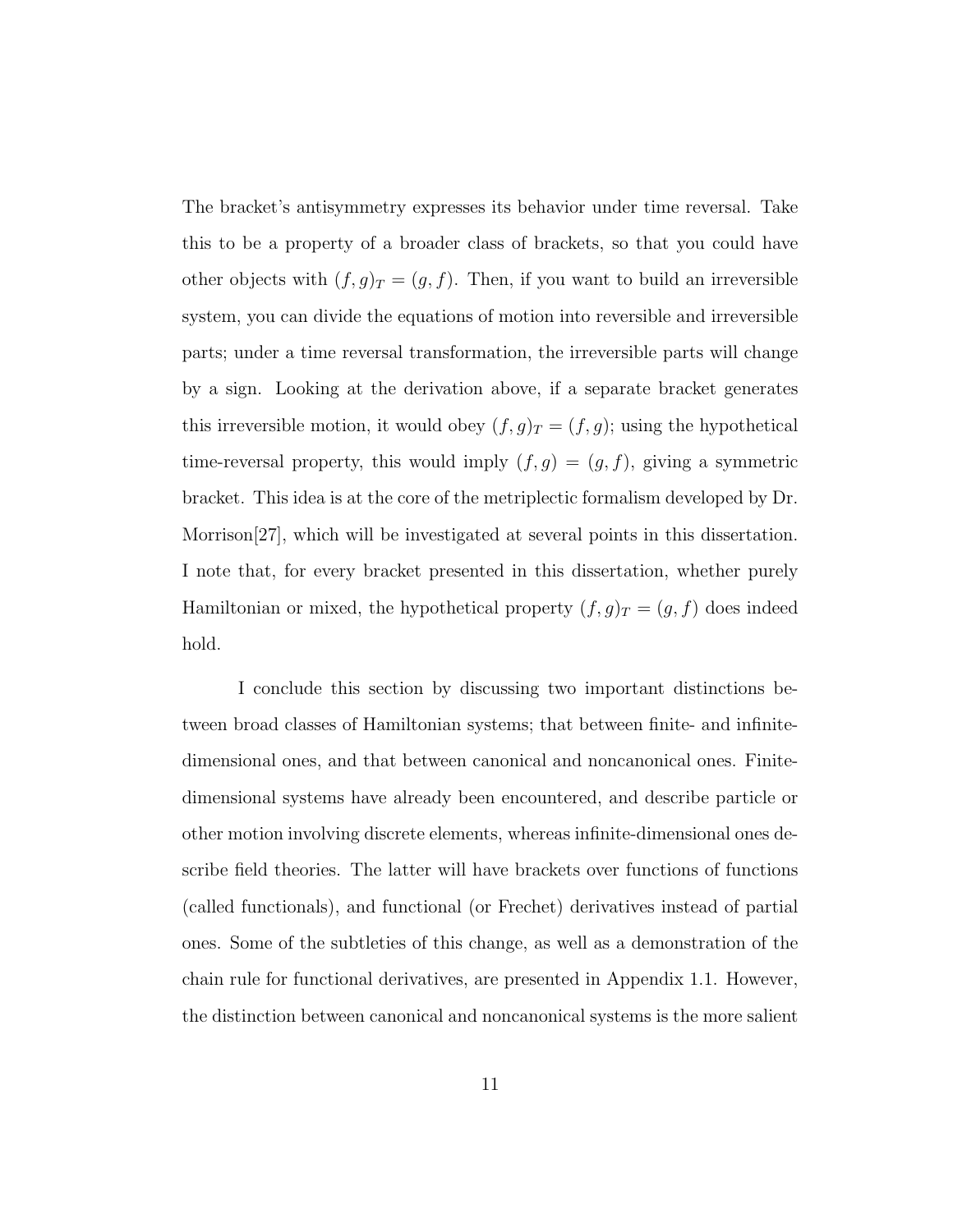The bracket's antisymmetry expresses its behavior under time reversal. Take this to be a property of a broader class of brackets, so that you could have other objects with $(f, g)_T = (g, f)$. Then, if you want to build an irreversible system, you can divide the equations of motion into reversible and irreversible parts; under a time reversal transformation, the irreversible parts will change by a sign. Looking at the derivation above, if a separate bracket generates this irreversible motion, it would obey $(f, g)_T = (f, g)$; using the hypothetical time-reversal property, this would imply $(f, g) = (g, f)$, giving a symmetric bracket. This idea is at the core of the metriplectic formalism developed by Dr. Morrison[27], which will be investigated at several points in this dissertation. I note that, for every bracket presented in this dissertation, whether purely Hamiltonian or mixed, the hypothetical property $(f, g)_T = (g, f)$ does indeed hold.

I conclude this section by discussing two important distinctions between broad classes of Hamiltonian systems; that between finite- and infinite-dimensional ones, and that between canonical and noncanonical ones. Finite-dimensional systems have already been encountered, and describe particle or other motion involving discrete elements, whereas infinite-dimensional ones describe field theories. The latter will have brackets over functions of functions (called functionals), and functional (or Frechet) derivatives instead of partial ones. Some of the subtleties of this change, as well as a demonstration of the chain rule for functional derivatives, are presented in Appendix 1.1. However, the distinction between canonical and noncanonical systems is the more salient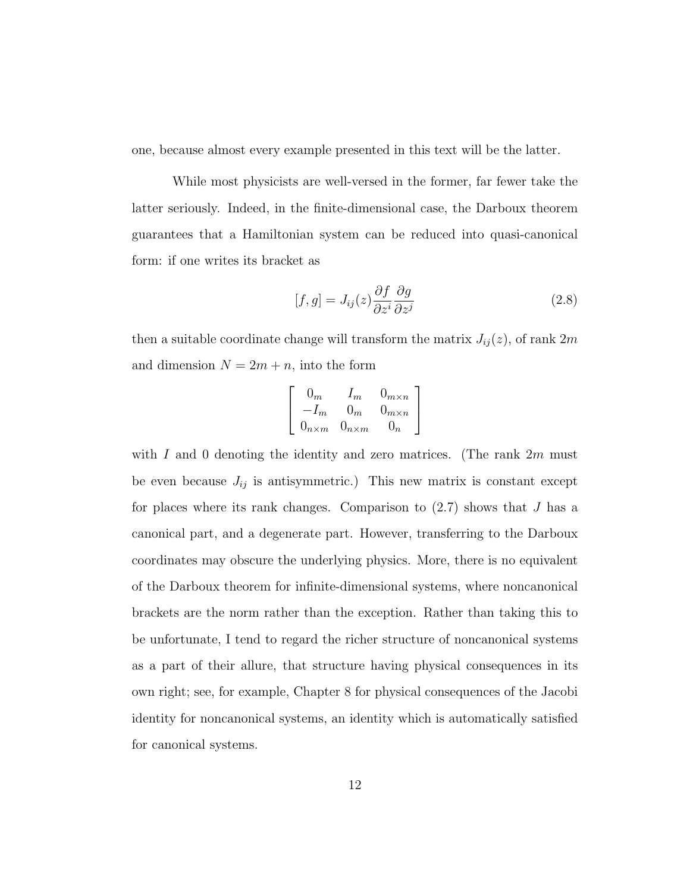one, because almost every example presented in this text will be the latter.

While most physicists are well-versed in the former, far fewer take the latter seriously. Indeed, in the finite-dimensional case, the Darboux theorem guarantees that a Hamiltonian system can be reduced into quasi-canonical form: if one writes its bracket as

$$[f,g] = J_{ij}(z)\frac{\partial f}{\partial z^i}\frac{\partial g}{\partial z^j} \tag{2.8}$$

then a suitable coordinate change will transform the matrix $J_{ij}(z)$, of rank $2m$ and dimension $N = 2m + n$, into the form

$$\begin{bmatrix} 0_m & I_m & 0_{m\times n} \\ -I_m & 0_m & 0_{m\times n} \\ 0_{n\times m} & 0_{n\times m} & 0_n \end{bmatrix}$$

with $I$ and $0$ denoting the identity and zero matrices. (The rank $2m$ must be even because $J_{ij}$ is antisymmetric.) This new matrix is constant except for places where its rank changes. Comparison to (2.7) shows that $J$ has a canonical part, and a degenerate part. However, transferring to the Darboux coordinates may obscure the underlying physics. More, there is no equivalent of the Darboux theorem for infinite-dimensional systems, where noncanonical brackets are the norm rather than the exception. Rather than taking this to be unfortunate, I tend to regard the richer structure of noncanonical systems as a part of their allure, that structure having physical consequences in its own right; see, for example, Chapter 8 for physical consequences of the Jacobi identity for noncanonical systems, an identity which is automatically satisfied for canonical systems.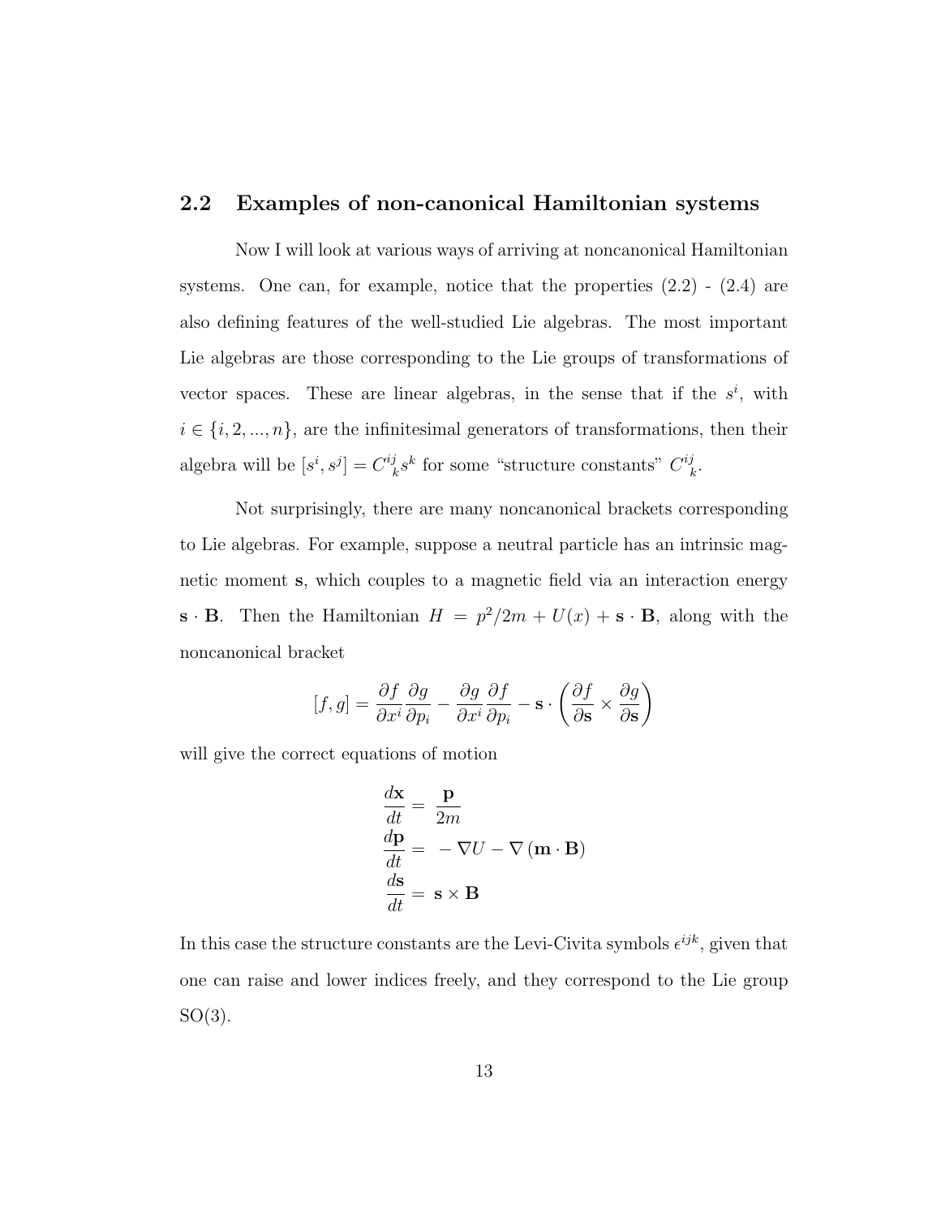## 2.2 Examples of non-canonical Hamiltonian systems

Now I will look at various ways of arriving at noncanonical Hamiltonian systems. One can, for example, notice that the properties (2.2) - (2.4) are also defining features of the well-studied Lie algebras. The most important Lie algebras are those corresponding to the Lie groups of transformations of vector spaces. These are linear algebras, in the sense that if the $s^i$, with $i \in \{i, 2, ..., n\}$, are the infinitesimal generators of transformations, then their algebra will be $[s^i, s^j] = C^{ij}_{\ \ k} s^k$ for some "structure constants" $C^{ij}_{\ \ k}$.

Not surprisingly, there are many noncanonical brackets corresponding to Lie algebras. For example, suppose a neutral particle has an intrinsic magnetic moment $\mathbf{s}$, which couples to a magnetic field via an interaction energy $\mathbf{s} \cdot \mathbf{B}$. Then the Hamiltonian $H = p^2/2m + U(x) + \mathbf{s} \cdot \mathbf{B}$, along with the noncanonical bracket

$$[f, g] = \frac{\partial f}{\partial x^i}\frac{\partial g}{\partial p_i} - \frac{\partial g}{\partial x^i}\frac{\partial f}{\partial p_i} - \mathbf{s} \cdot \left( \frac{\partial f}{\partial \mathbf{s}} \times \frac{\partial g}{\partial \mathbf{s}} \right)$$

will give the correct equations of motion

$$\begin{aligned}
\frac{d\mathbf{x}}{dt} &= \frac{\mathbf{p}}{2m} \\
\frac{d\mathbf{p}}{dt} &= -\nabla U - \nabla \left( \mathbf{m} \cdot \mathbf{B} \right) \\
\frac{d\mathbf{s}}{dt} &= \mathbf{s} \times \mathbf{B}
\end{aligned}$$

In this case the structure constants are the Levi-Civita symbols $\epsilon^{ijk}$, given that one can raise and lower indices freely, and they correspond to the Lie group SO(3).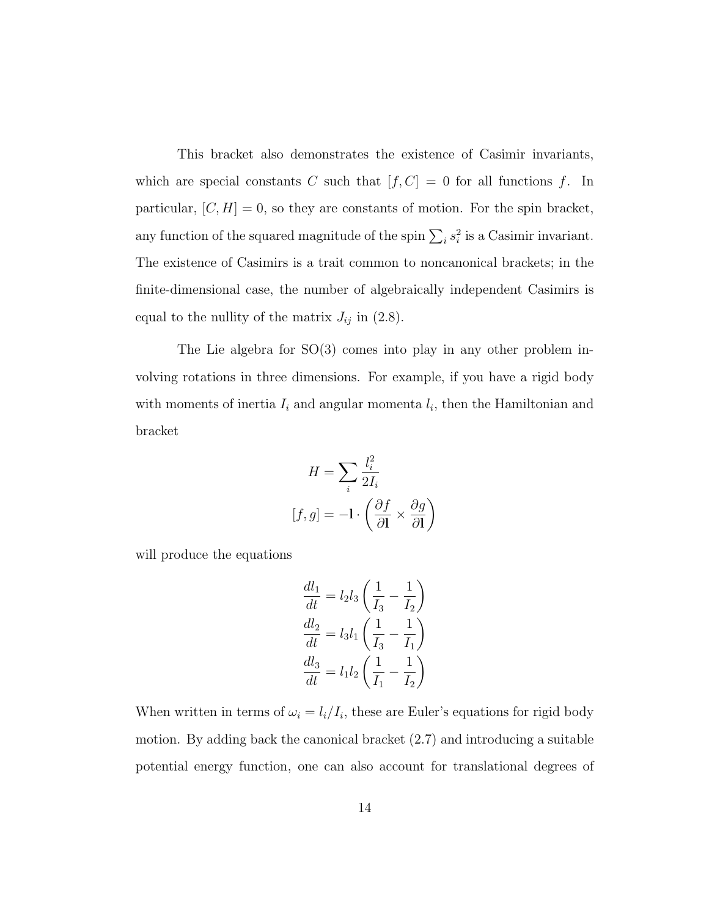This bracket also demonstrates the existence of Casimir invariants, which are special constants $C$ such that $[f, C] = 0$ for all functions $f$. In particular, $[C, H] = 0$, so they are constants of motion. For the spin bracket, any function of the squared magnitude of the spin $\sum_i s_i^2$ is a Casimir invariant. The existence of Casimirs is a trait common to noncanonical brackets; in the finite-dimensional case, the number of algebraically independent Casimirs is equal to the nullity of the matrix $J_{ij}$ in (2.8).

The Lie algebra for SO(3) comes into play in any other problem involving rotations in three dimensions. For example, if you have a rigid body with moments of inertia $I_i$ and angular momenta $l_i$, then the Hamiltonian and bracket

$$H = \sum_i \frac{l_i^2}{2I_i}$$

$$[f, g] = -\mathbf{l} \cdot \left( \frac{\partial f}{\partial \mathbf{l}} \times \frac{\partial g}{\partial \mathbf{l}} \right)$$

will produce the equations

$$\frac{dl_1}{dt} = l_2 l_3 \left( \frac{1}{I_3} - \frac{1}{I_2} \right)$$

$$\frac{dl_2}{dt} = l_3 l_1 \left( \frac{1}{I_3} - \frac{1}{I_1} \right)$$

$$\frac{dl_3}{dt} = l_1 l_2 \left( \frac{1}{I_1} - \frac{1}{I_2} \right)$$

When written in terms of $\omega_i = l_i / I_i$, these are Euler's equations for rigid body motion. By adding back the canonical bracket (2.7) and introducing a suitable potential energy function, one can also account for translational degrees of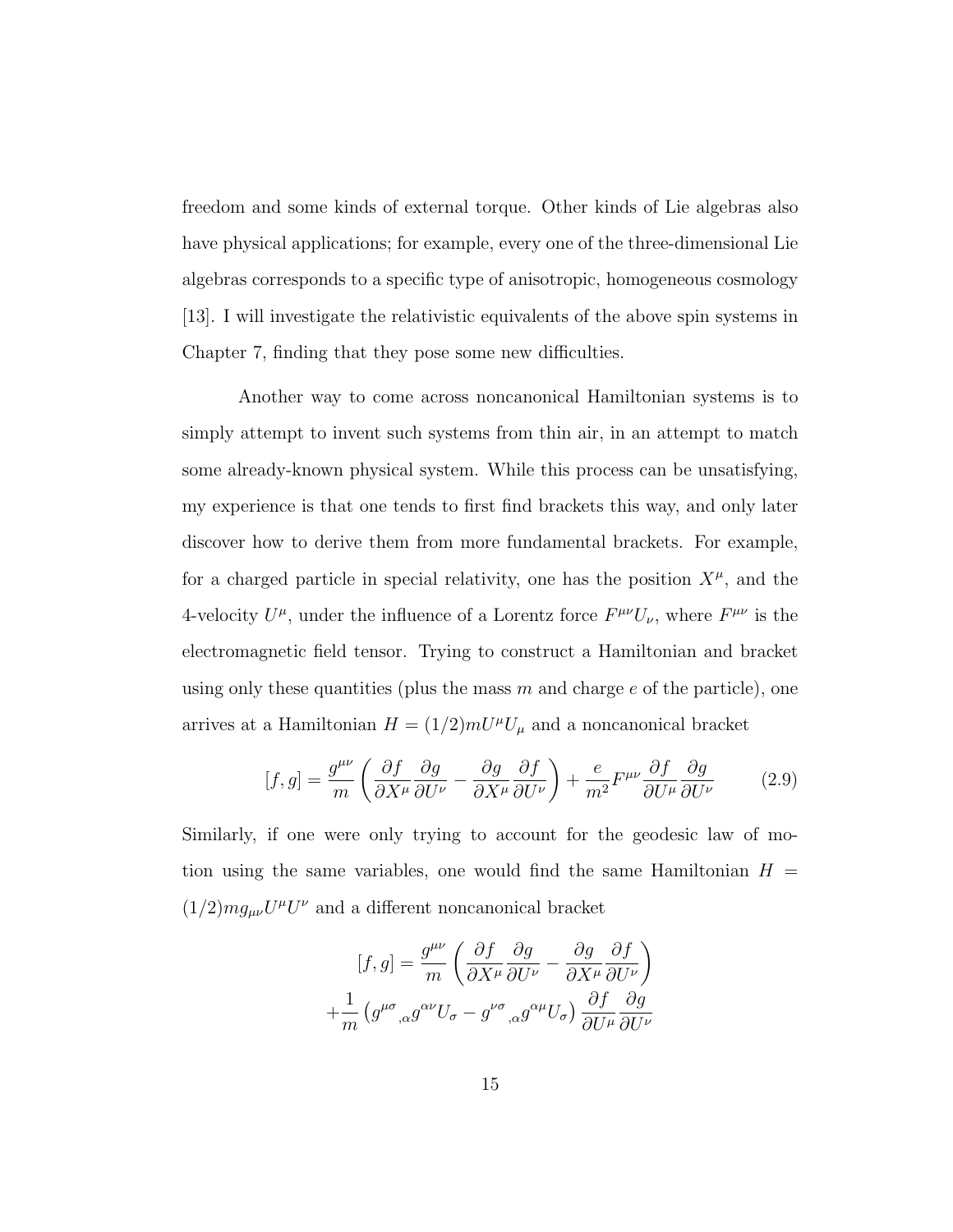freedom and some kinds of external torque. Other kinds of Lie algebras also have physical applications; for example, every one of the three-dimensional Lie algebras corresponds to a specific type of anisotropic, homogeneous cosmology [13]. I will investigate the relativistic equivalents of the above spin systems in Chapter 7, finding that they pose some new difficulties.

Another way to come across noncanonical Hamiltonian systems is to simply attempt to invent such systems from thin air, in an attempt to match some already-known physical system. While this process can be unsatisfying, my experience is that one tends to first find brackets this way, and only later discover how to derive them from more fundamental brackets. For example, for a charged particle in special relativity, one has the position $X^\mu$, and the 4-velocity $U^\mu$, under the influence of a Lorentz force $F^{\mu\nu}U_\nu$, where $F^{\mu\nu}$ is the electromagnetic field tensor. Trying to construct a Hamiltonian and bracket using only these quantities (plus the mass $m$ and charge $e$ of the particle), one arrives at a Hamiltonian $H = (1/2)mU^\mu U_\mu$ and a noncanonical bracket

$$[f, g] = \frac{g^{\mu\nu}}{m}\left(\frac{\partial f}{\partial X^\mu}\frac{\partial g}{\partial U^\nu} - \frac{\partial g}{\partial X^\mu}\frac{\partial f}{\partial U^\nu}\right) + \frac{e}{m^2}F^{\mu\nu}\frac{\partial f}{\partial U^\mu}\frac{\partial g}{\partial U^\nu} \tag{2.9}$$

Similarly, if one were only trying to account for the geodesic law of motion using the same variables, one would find the same Hamiltonian $H = (1/2)mg_{\mu\nu}U^\mu U^\nu$ and a different noncanonical bracket

$$[f, g] = \frac{g^{\mu\nu}}{m}\left(\frac{\partial f}{\partial X^\mu}\frac{\partial g}{\partial U^\nu} - \frac{\partial g}{\partial X^\mu}\frac{\partial f}{\partial U^\nu}\right)$$
$$+\frac{1}{m}\left(g^{\mu\sigma}{}_{,\alpha}g^{\alpha\nu}U_\sigma - g^{\nu\sigma}{}_{,\alpha}g^{\alpha\mu}U_\sigma\right)\frac{\partial f}{\partial U^\mu}\frac{\partial g}{\partial U^\nu}$$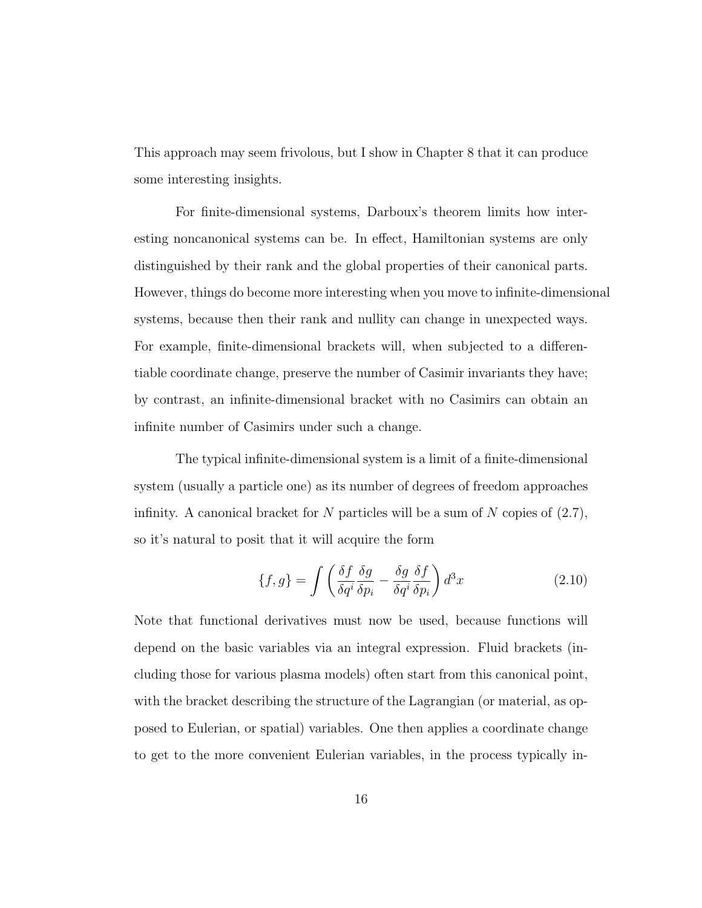This approach may seem frivolous, but I show in Chapter 8 that it can produce some interesting insights.

For finite-dimensional systems, Darboux's theorem limits how interesting noncanonical systems can be. In effect, Hamiltonian systems are only distinguished by their rank and the global properties of their canonical parts. However, things do become more interesting when you move to infinite-dimensional systems, because then their rank and nullity can change in unexpected ways. For example, finite-dimensional brackets will, when subjected to a differentiable coordinate change, preserve the number of Casimir invariants they have; by contrast, an infinite-dimensional bracket with no Casimirs can obtain an infinite number of Casimirs under such a change.

The typical infinite-dimensional system is a limit of a finite-dimensional system (usually a particle one) as its number of degrees of freedom approaches infinity. A canonical bracket for $N$ particles will be a sum of $N$ copies of (2.7), so it's natural to posit that it will acquire the form

$$\{f, g\} = \int \left( \frac{\delta f}{\delta q^i} \frac{\delta g}{\delta p_i} - \frac{\delta g}{\delta q^i} \frac{\delta f}{\delta p_i} \right) d^3x \tag{2.10}$$

Note that functional derivatives must now be used, because functions will depend on the basic variables via an integral expression. Fluid brackets (including those for various plasma models) often start from this canonical point, with the bracket describing the structure of the Lagrangian (or material, as opposed to Eulerian, or spatial) variables. One then applies a coordinate change to get to the more convenient Eulerian variables, in the process typically in-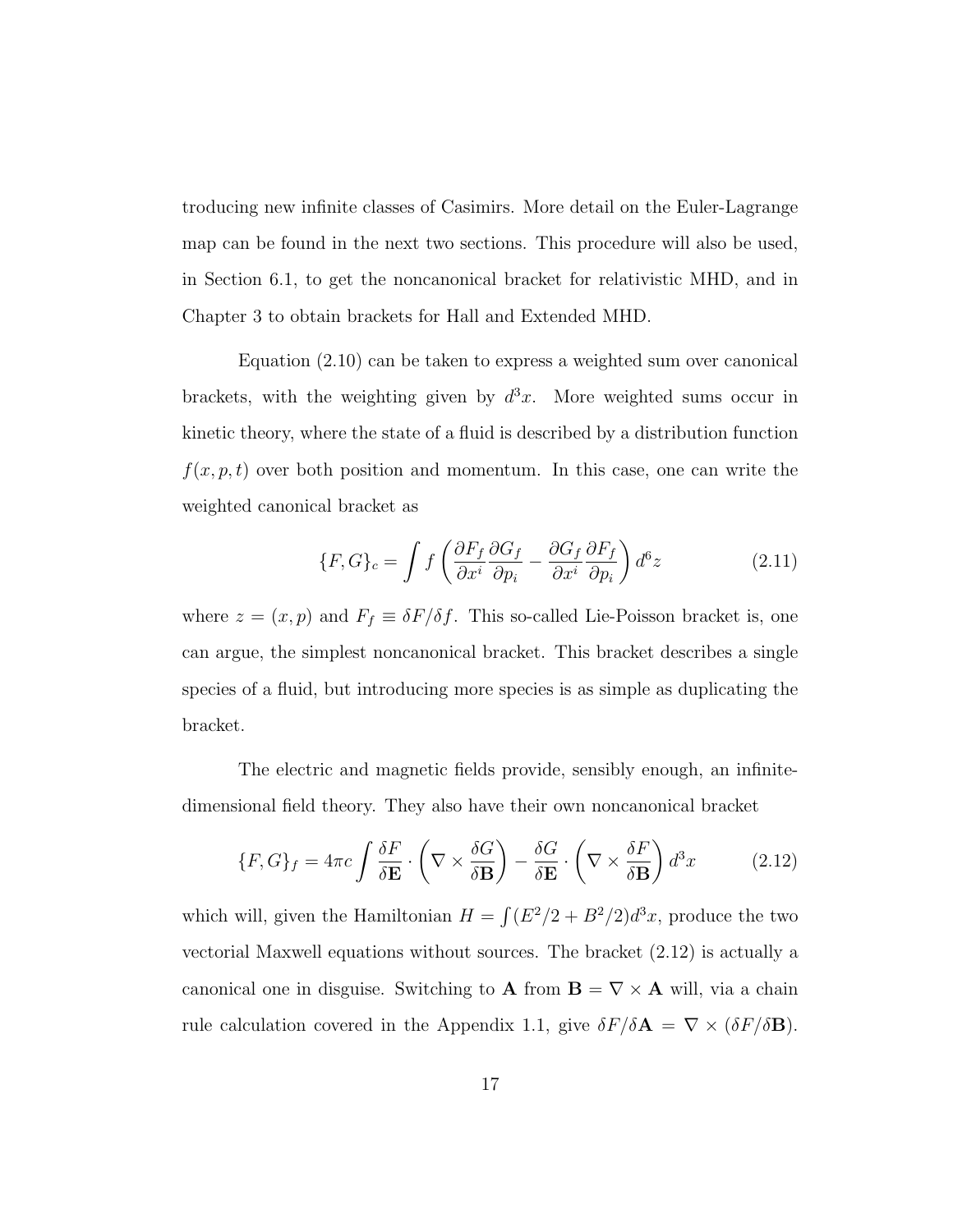troducing new infinite classes of Casimirs. More detail on the Euler-Lagrange map can be found in the next two sections. This procedure will also be used, in Section 6.1, to get the noncanonical bracket for relativistic MHD, and in Chapter 3 to obtain brackets for Hall and Extended MHD.

Equation (2.10) can be taken to express a weighted sum over canonical brackets, with the weighting given by $d^3x$. More weighted sums occur in kinetic theory, where the state of a fluid is described by a distribution function $f(x, p, t)$ over both position and momentum. In this case, one can write the weighted canonical bracket as

$$\{F, G\}_c = \int f \left( \frac{\partial F_f}{\partial x^i} \frac{\partial G_f}{\partial p_i} - \frac{\partial G_f}{\partial x^i} \frac{\partial F_f}{\partial p_i} \right) d^6 z \tag{2.11}$$

where $z = (x, p)$ and $F_f \equiv \delta F / \delta f$. This so-called Lie-Poisson bracket is, one can argue, the simplest noncanonical bracket. This bracket describes a single species of a fluid, but introducing more species is as simple as duplicating the bracket.

The electric and magnetic fields provide, sensibly enough, an infinite-dimensional field theory. They also have their own noncanonical bracket

$$\{F, G\}_f = 4\pi c \int \frac{\delta F}{\delta \mathbf{E}} \cdot \left( \nabla \times \frac{\delta G}{\delta \mathbf{B}} \right) - \frac{\delta G}{\delta \mathbf{E}} \cdot \left( \nabla \times \frac{\delta F}{\delta \mathbf{B}} \right) d^3 x \tag{2.12}$$

which will, given the Hamiltonian $H = \int (E^2/2 + B^2/2) d^3x$, produce the two vectorial Maxwell equations without sources. The bracket (2.12) is actually a canonical one in disguise. Switching to $\mathbf{A}$ from $\mathbf{B} = \nabla \times \mathbf{A}$ will, via a chain rule calculation covered in the Appendix 1.1, give $\delta F / \delta \mathbf{A} = \nabla \times (\delta F / \delta \mathbf{B})$.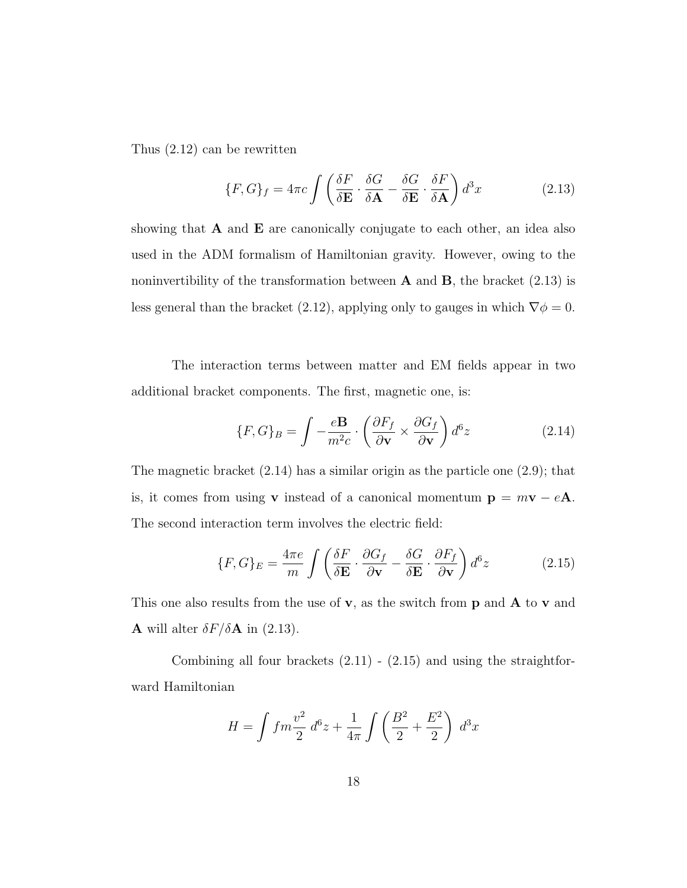Thus (2.12) can be rewritten

$$\{F,G\}_f = 4\pi c \int \left( \frac{\delta F}{\delta \mathbf{E}} \cdot \frac{\delta G}{\delta \mathbf{A}} - \frac{\delta G}{\delta \mathbf{E}} \cdot \frac{\delta F}{\delta \mathbf{A}} \right) d^3x \tag{2.13}$$

showing that $\mathbf{A}$ and $\mathbf{E}$ are canonically conjugate to each other, an idea also used in the ADM formalism of Hamiltonian gravity. However, owing to the noninvertibility of the transformation between $\mathbf{A}$ and $\mathbf{B}$, the bracket (2.13) is less general than the bracket (2.12), applying only to gauges in which $\nabla\phi = 0$.

The interaction terms between matter and EM fields appear in two additional bracket components. The first, magnetic one, is:

$$\{F,G\}_B = \int -\frac{e\mathbf{B}}{m^2 c} \cdot \left( \frac{\partial F_f}{\partial \mathbf{v}} \times \frac{\partial G_f}{\partial \mathbf{v}} \right) d^6z \tag{2.14}$$

The magnetic bracket (2.14) has a similar origin as the particle one (2.9); that is, it comes from using $\mathbf{v}$ instead of a canonical momentum $\mathbf{p} = m\mathbf{v} - e\mathbf{A}$. The second interaction term involves the electric field:

$$\{F,G\}_E = \frac{4\pi e}{m} \int \left( \frac{\delta F}{\delta \mathbf{E}} \cdot \frac{\partial G_f}{\partial \mathbf{v}} - \frac{\delta G}{\delta \mathbf{E}} \cdot \frac{\partial F_f}{\partial \mathbf{v}} \right) d^6z \tag{2.15}$$

This one also results from the use of $\mathbf{v}$, as the switch from $\mathbf{p}$ and $\mathbf{A}$ to $\mathbf{v}$ and $\mathbf{A}$ will alter $\delta F/\delta\mathbf{A}$ in (2.13).

Combining all four brackets (2.11) - (2.15) and using the straightforward Hamiltonian

$$H = \int f m \frac{v^2}{2}\, d^6z + \frac{1}{4\pi} \int \left( \frac{B^2}{2} + \frac{E^2}{2} \right)\, d^3x$$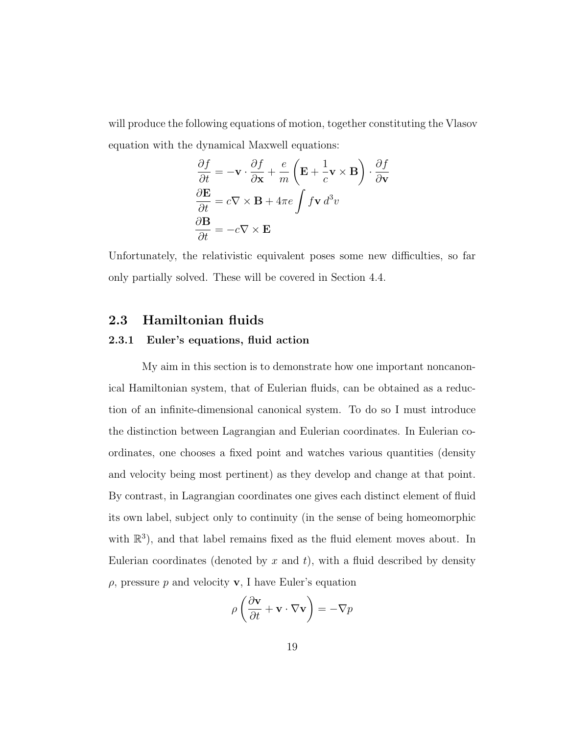will produce the following equations of motion, together constituting the Vlasov equation with the dynamical Maxwell equations:

$$\frac{\partial f}{\partial t} = -\mathbf{v} \cdot \frac{\partial f}{\partial \mathbf{x}} + \frac{e}{m}\left(\mathbf{E} + \frac{1}{c}\mathbf{v} \times \mathbf{B}\right) \cdot \frac{\partial f}{\partial \mathbf{v}}$$

$$\frac{\partial \mathbf{E}}{\partial t} = c\nabla \times \mathbf{B} + 4\pi e \int f\mathbf{v}\, d^3v$$

$$\frac{\partial \mathbf{B}}{\partial t} = -c\nabla \times \mathbf{E}$$

Unfortunately, the relativistic equivalent poses some new difficulties, so far only partially solved. These will be covered in Section 4.4.

## 2.3 Hamiltonian fluids

### 2.3.1 Euler's equations, fluid action

My aim in this section is to demonstrate how one important noncanonical Hamiltonian system, that of Eulerian fluids, can be obtained as a reduction of an infinite-dimensional canonical system. To do so I must introduce the distinction between Lagrangian and Eulerian coordinates. In Eulerian coordinates, one chooses a fixed point and watches various quantities (density and velocity being most pertinent) as they develop and change at that point. By contrast, in Lagrangian coordinates one gives each distinct element of fluid its own label, subject only to continuity (in the sense of being homeomorphic with $\mathbb{R}^3$), and that label remains fixed as the fluid element moves about. In Eulerian coordinates (denoted by $x$ and $t$), with a fluid described by density $\rho$, pressure $p$ and velocity $\mathbf{v}$, I have Euler's equation

$$\rho\left(\frac{\partial \mathbf{v}}{\partial t} + \mathbf{v} \cdot \nabla \mathbf{v}\right) = -\nabla p$$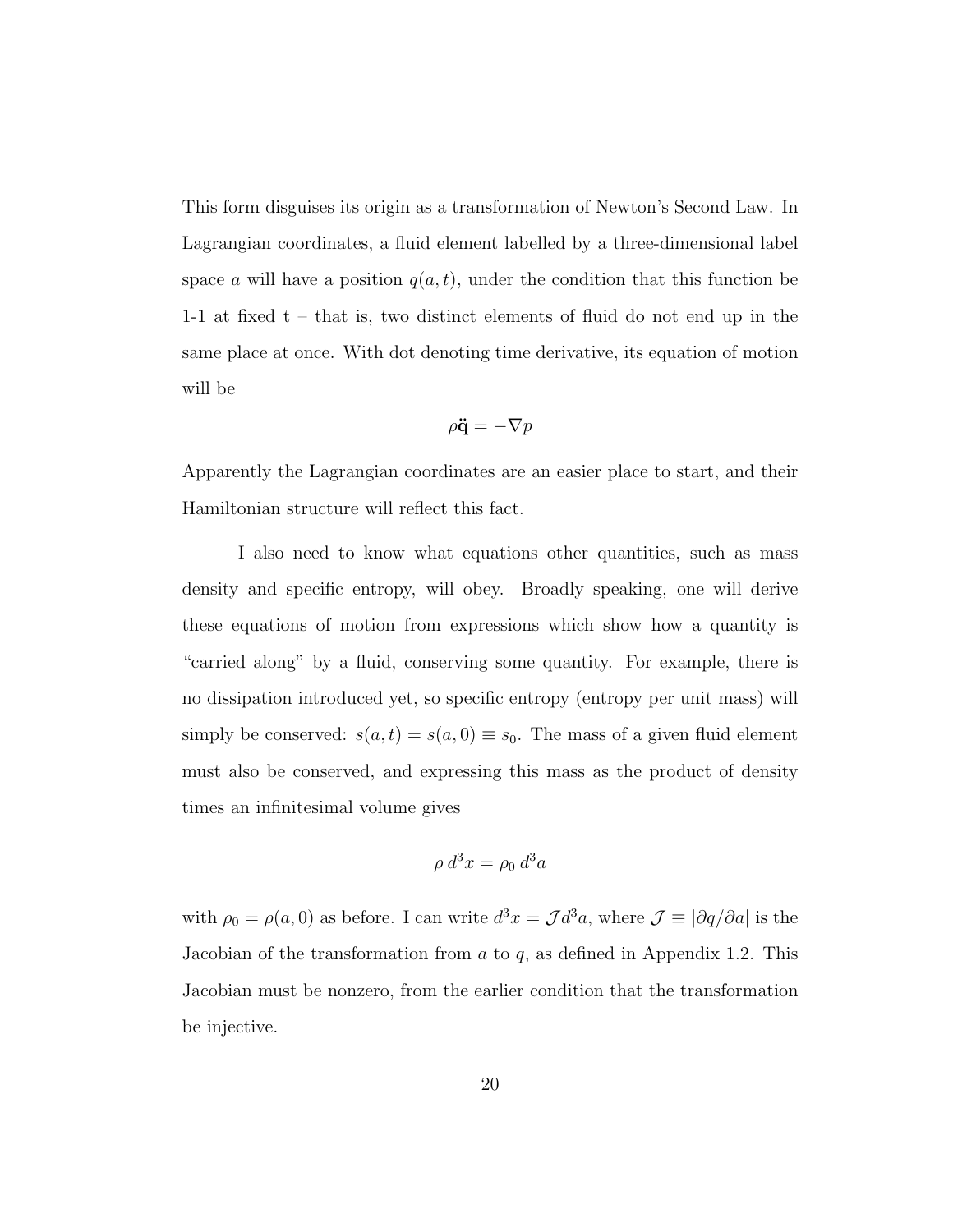This form disguises its origin as a transformation of Newton's Second Law. In Lagrangian coordinates, a fluid element labelled by a three-dimensional label space $a$ will have a position $q(a, t)$, under the condition that this function be 1-1 at fixed t – that is, two distinct elements of fluid do not end up in the same place at once. With dot denoting time derivative, its equation of motion will be

$$\rho \ddot{\mathbf{q}} = -\nabla p$$

Apparently the Lagrangian coordinates are an easier place to start, and their Hamiltonian structure will reflect this fact.

I also need to know what equations other quantities, such as mass density and specific entropy, will obey. Broadly speaking, one will derive these equations of motion from expressions which show how a quantity is "carried along" by a fluid, conserving some quantity. For example, there is no dissipation introduced yet, so specific entropy (entropy per unit mass) will simply be conserved: $s(a, t) = s(a, 0) \equiv s_0$. The mass of a given fluid element must also be conserved, and expressing this mass as the product of density times an infinitesimal volume gives

$$\rho \, d^3x = \rho_0 \, d^3a$$

with $\rho_0 = \rho(a, 0)$ as before. I can write $d^3x = \mathcal{J} d^3a$, where $\mathcal{J} \equiv |\partial q/\partial a|$ is the Jacobian of the transformation from $a$ to $q$, as defined in Appendix 1.2. This Jacobian must be nonzero, from the earlier condition that the transformation be injective.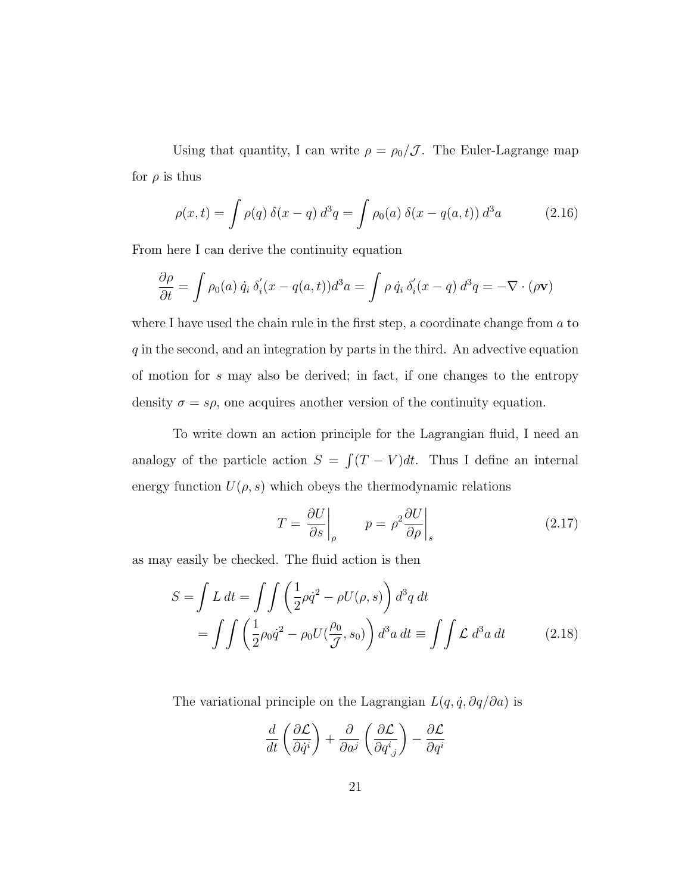Using that quantity, I can write $\rho = \rho_0/\mathcal{J}$. The Euler-Lagrange map for $\rho$ is thus

$$\rho(x,t) = \int \rho(q)\, \delta(x-q)\, d^3q = \int \rho_0(a)\, \delta(x - q(a,t))\, d^3a \tag{2.16}$$

From here I can derive the continuity equation

$$\frac{\partial \rho}{\partial t} = \int \rho_0(a)\, \dot{q}_i\, \delta_i^{'}(x - q(a,t)) d^3a = \int \rho\, \dot{q}_i\, \delta_i^{'}(x-q)\, d^3q = -\nabla \cdot (\rho \mathbf{v})$$

where I have used the chain rule in the first step, a coordinate change from $a$ to $q$ in the second, and an integration by parts in the third. An advective equation of motion for $s$ may also be derived; in fact, if one changes to the entropy density $\sigma = s\rho$, one acquires another version of the continuity equation.

To write down an action principle for the Lagrangian fluid, I need an analogy of the particle action $S = \int (T-V)dt$. Thus I define an internal energy function $U(\rho, s)$ which obeys the thermodynamic relations

$$T = \left.\frac{\partial U}{\partial s}\right|_{\rho} \qquad p = \rho^2 \left.\frac{\partial U}{\partial \rho}\right|_{s} \tag{2.17}$$

as may easily be checked. The fluid action is then

$$\begin{aligned} S = \int L\, dt &= \int\!\!\int \left( \frac{1}{2}\rho \dot{q}^2 - \rho U(\rho, s) \right) d^3q\, dt \\ &= \int\!\!\int \left( \frac{1}{2}\rho_0 \dot{q}^2 - \rho_0 U(\frac{\rho_0}{\mathcal{J}}, s_0) \right) d^3a\, dt \equiv \int\!\!\int \mathcal{L}\, d^3a\, dt \end{aligned} \tag{2.18}$$

The variational principle on the Lagrangian $L(q, \dot{q}, \partial q/\partial a)$ is

$$\frac{d}{dt}\left(\frac{\partial \mathcal{L}}{\partial \dot{q}^i}\right) + \frac{\partial}{\partial a^j}\left(\frac{\partial \mathcal{L}}{\partial q^i_{\;,j}}\right) - \frac{\partial \mathcal{L}}{\partial q^i}$$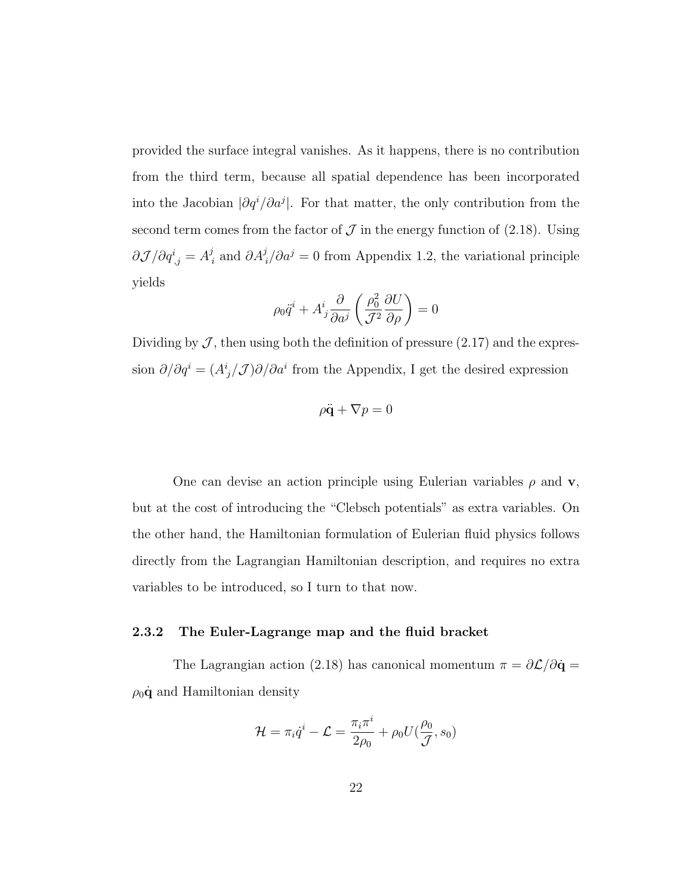provided the surface integral vanishes. As it happens, there is no contribution from the third term, because all spatial dependence has been incorporated into the Jacobian $|\partial q^i/\partial a^j|$. For that matter, the only contribution from the second term comes from the factor of $\mathcal{J}$ in the energy function of (2.18). Using $\partial \mathcal{J}/\partial q^i{}_{,j} = A^j_{\ i}$ and $\partial A^j_{\ i}/\partial a^j = 0$ from Appendix 1.2, the variational principle yields

$$\rho_0 \ddot{q}^i + A^i_{\ j} \frac{\partial}{\partial a^j} \left( \frac{\rho_0^2}{\mathcal{J}^2} \frac{\partial U}{\partial \rho} \right) = 0$$

Dividing by $\mathcal{J}$, then using both the definition of pressure (2.17) and the expression $\partial/\partial q^i = (A^i_{\ j}/\mathcal{J})\partial/\partial a^i$ from the Appendix, I get the desired expression

$$\rho \ddot{\mathbf{q}} + \nabla p = 0$$

One can devise an action principle using Eulerian variables $\rho$ and $\mathbf{v}$, but at the cost of introducing the "Clebsch potentials" as extra variables. On the other hand, the Hamiltonian formulation of Eulerian fluid physics follows directly from the Lagrangian Hamiltonian description, and requires no extra variables to be introduced, so I turn to that now.

### 2.3.2 The Euler-Lagrange map and the fluid bracket

The Lagrangian action (2.18) has canonical momentum $\pi = \partial \mathcal{L}/\partial \dot{\mathbf{q}} = \rho_0 \dot{\mathbf{q}}$ and Hamiltonian density

$$\mathcal{H} = \pi_i \dot{q}^i - \mathcal{L} = \frac{\pi_i \pi^i}{2\rho_0} + \rho_0 U(\frac{\rho_0}{\mathcal{J}}, s_0)$$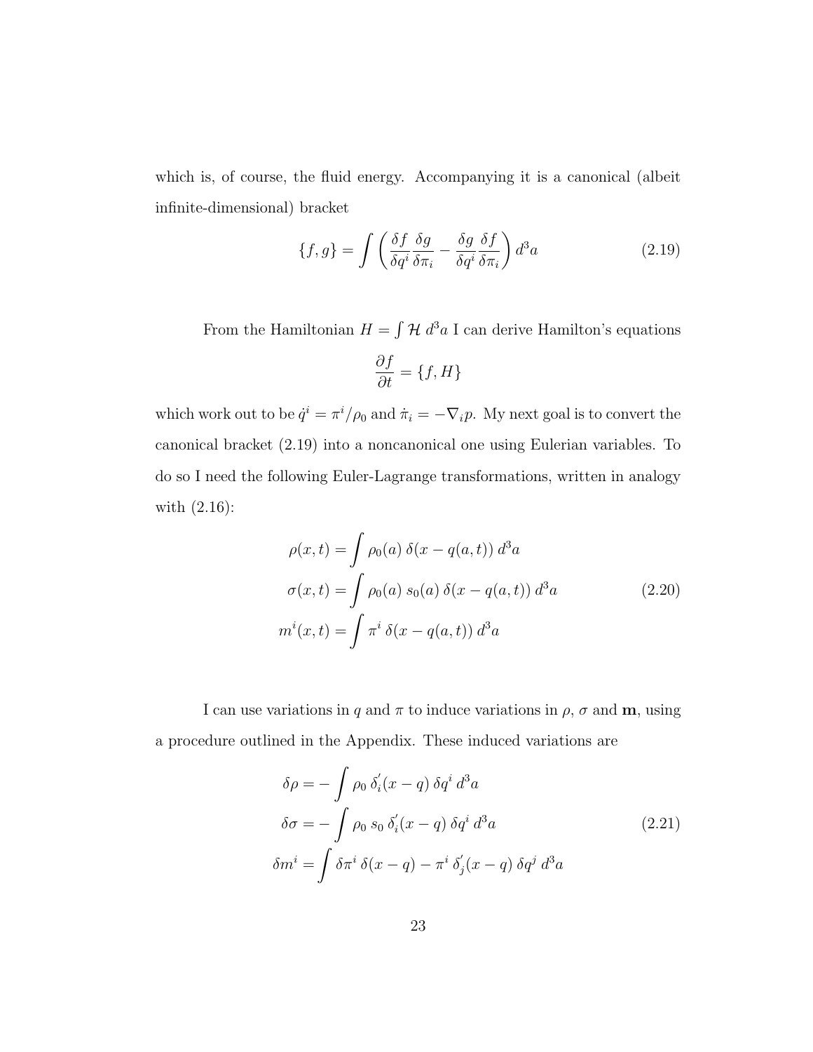which is, of course, the fluid energy. Accompanying it is a canonical (albeit infinite-dimensional) bracket

$$\{f, g\} = \int \left( \frac{\delta f}{\delta q^i} \frac{\delta g}{\delta \pi_i} - \frac{\delta g}{\delta q^i} \frac{\delta f}{\delta \pi_i} \right) d^3a \tag{2.19}$$

From the Hamiltonian $H = \int \mathcal{H} \, d^3a$ I can derive Hamilton's equations

$$\frac{\partial f}{\partial t} = \{f, H\}$$

which work out to be $\dot{q}^i = \pi^i/\rho_0$ and $\dot{\pi}_i = -\nabla_i p$. My next goal is to convert the canonical bracket (2.19) into a noncanonical one using Eulerian variables. To do so I need the following Euler-Lagrange transformations, written in analogy with (2.16):

$$\begin{aligned}
\rho(x, t) &= \int \rho_0(a) \, \delta(x - q(a, t)) \, d^3a \\
\sigma(x, t) &= \int \rho_0(a) \, s_0(a) \, \delta(x - q(a, t)) \, d^3a \\
m^i(x, t) &= \int \pi^i \, \delta(x - q(a, t)) \, d^3a
\end{aligned} \tag{2.20}$$

I can use variations in $q$ and $\pi$ to induce variations in $\rho$, $\sigma$ and $\mathbf{m}$, using a procedure outlined in the Appendix. These induced variations are

$$\begin{aligned}
\delta\rho &= -\int \rho_0 \, \delta_i^{'}(x - q) \, \delta q^i \, d^3a \\
\delta\sigma &= -\int \rho_0 \, s_0 \, \delta_i^{'}(x - q) \, \delta q^i \, d^3a \\
\delta m^i &= \int \delta\pi^i \, \delta(x - q) - \pi^i \, \delta_j^{'}(x - q) \, \delta q^j \, d^3a
\end{aligned} \tag{2.21}$$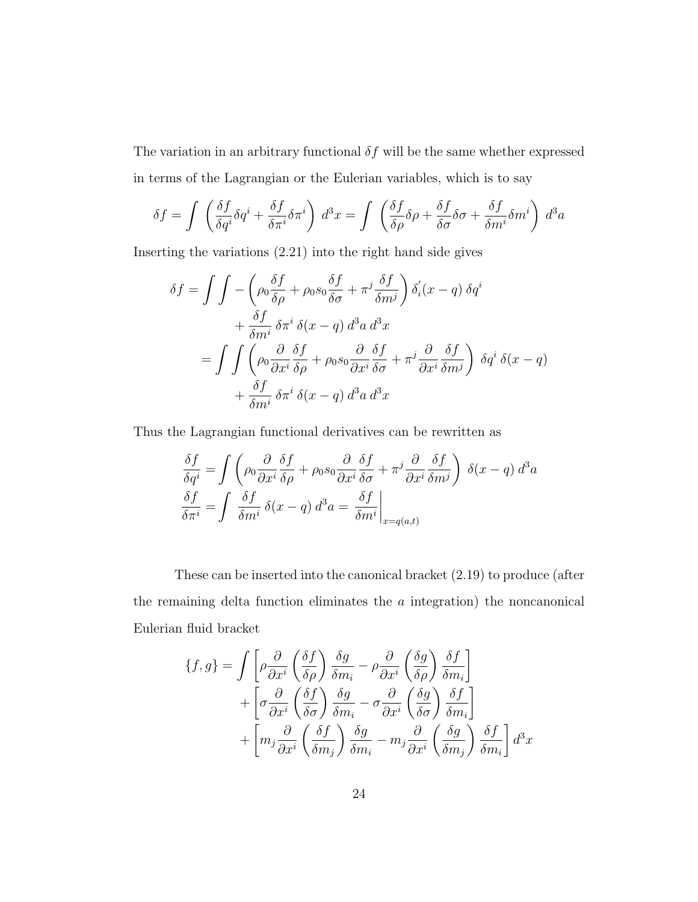The variation in an arbitrary functional $\delta f$ will be the same whether expressed in terms of the Lagrangian or the Eulerian variables, which is to say

$$\delta f = \int \left( \frac{\delta f}{\delta q^i} \delta q^i + \frac{\delta f}{\delta \pi^i} \delta \pi^i \right) d^3x = \int \left( \frac{\delta f}{\delta \rho} \delta \rho + \frac{\delta f}{\delta \sigma} \delta \sigma + \frac{\delta f}{\delta m^i} \delta m^i \right) d^3a$$

Inserting the variations (2.21) into the right hand side gives

$$\begin{aligned}
\delta f = \int \int & - \left( \rho_0 \frac{\delta f}{\delta \rho} + \rho_0 s_0 \frac{\delta f}{\delta \sigma} + \pi^j \frac{\delta f}{\delta m^j} \right) \delta_i^{'}(x-q)\, \delta q^i \\
& + \frac{\delta f}{\delta m^i}\, \delta \pi^i\, \delta(x-q)\, d^3a\, d^3x \\
= \int \int & \left( \rho_0 \frac{\partial}{\partial x^i} \frac{\delta f}{\delta \rho} + \rho_0 s_0 \frac{\partial}{\partial x^i} \frac{\delta f}{\delta \sigma} + \pi^j \frac{\partial}{\partial x^i} \frac{\delta f}{\delta m^j} \right) \delta q^i\, \delta(x-q) \\
& + \frac{\delta f}{\delta m^i}\, \delta \pi^i\, \delta(x-q)\, d^3a\, d^3x
\end{aligned}$$

Thus the Lagrangian functional derivatives can be rewritten as

$$\begin{aligned}
\frac{\delta f}{\delta q^i} &= \int \left( \rho_0 \frac{\partial}{\partial x^i} \frac{\delta f}{\delta \rho} + \rho_0 s_0 \frac{\partial}{\partial x^i} \frac{\delta f}{\delta \sigma} + \pi^j \frac{\partial}{\partial x^i} \frac{\delta f}{\delta m^j} \right) \delta(x-q)\, d^3a \\
\frac{\delta f}{\delta \pi^i} &= \int \frac{\delta f}{\delta m^i}\, \delta(x-q)\, d^3a = \left. \frac{\delta f}{\delta m^i} \right|_{x=q(a,t)}
\end{aligned}$$

These can be inserted into the canonical bracket (2.19) to produce (after the remaining delta function eliminates the $a$ integration) the noncanonical Eulerian fluid bracket

$$\begin{aligned}
\{f, g\} = \int & \left[ \rho \frac{\partial}{\partial x^i} \left( \frac{\delta f}{\delta \rho} \right) \frac{\delta g}{\delta m_i} - \rho \frac{\partial}{\partial x^i} \left( \frac{\delta g}{\delta \rho} \right) \frac{\delta f}{\delta m_i} \right] \\
& + \left[ \sigma \frac{\partial}{\partial x^i} \left( \frac{\delta f}{\delta \sigma} \right) \frac{\delta g}{\delta m_i} - \sigma \frac{\partial}{\partial x^i} \left( \frac{\delta g}{\delta \sigma} \right) \frac{\delta f}{\delta m_i} \right] \\
& + \left[ m_j \frac{\partial}{\partial x^i} \left( \frac{\delta f}{\delta m_j} \right) \frac{\delta g}{\delta m_i} - m_j \frac{\partial}{\partial x^i} \left( \frac{\delta g}{\delta m_j} \right) \frac{\delta f}{\delta m_i} \right] d^3x
\end{aligned}$$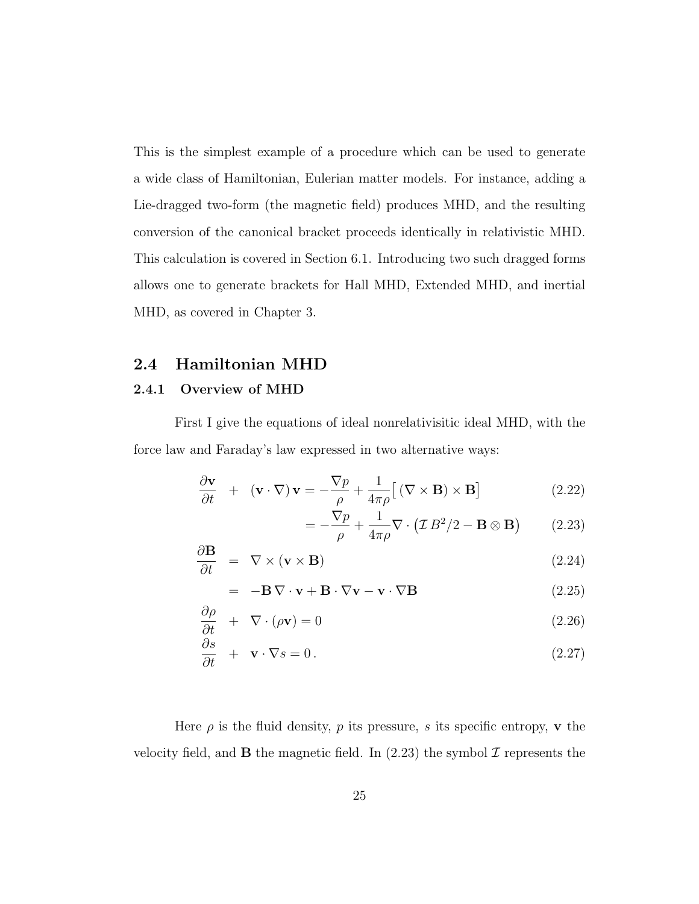This is the simplest example of a procedure which can be used to generate a wide class of Hamiltonian, Eulerian matter models. For instance, adding a Lie-dragged two-form (the magnetic field) produces MHD, and the resulting conversion of the canonical bracket proceeds identically in relativistic MHD. This calculation is covered in Section 6.1. Introducing two such dragged forms allows one to generate brackets for Hall MHD, Extended MHD, and inertial MHD, as covered in Chapter 3.

## 2.4 Hamiltonian MHD

### 2.4.1 Overview of MHD

First I give the equations of ideal nonrelativisitic ideal MHD, with the force law and Faraday's law expressed in two alternative ways:

$$\frac{\partial \mathbf{v}}{\partial t} + (\mathbf{v}\cdot\nabla)\,\mathbf{v} = -\frac{\nabla p}{\rho} + \frac{1}{4\pi\rho}\big[\,(\nabla\times\mathbf{B})\times\mathbf{B}\big] \tag{2.22}$$

$$= -\frac{\nabla p}{\rho} + \frac{1}{4\pi\rho}\nabla\cdot\big(\mathcal{I}\,B^2/2 - \mathbf{B}\otimes\mathbf{B}\big) \tag{2.23}$$

$$\frac{\partial \mathbf{B}}{\partial t} = \nabla\times(\mathbf{v}\times\mathbf{B}) \tag{2.24}$$

$$= -\mathbf{B}\,\nabla\cdot\mathbf{v} + \mathbf{B}\cdot\nabla\mathbf{v} - \mathbf{v}\cdot\nabla\mathbf{B} \tag{2.25}$$

$$\frac{\partial \rho}{\partial t} + \nabla\cdot(\rho\mathbf{v}) = 0 \tag{2.26}$$

$$\frac{\partial s}{\partial t} + \mathbf{v}\cdot\nabla s = 0\,. \tag{2.27}$$

Here $\rho$ is the fluid density, $p$ its pressure, $s$ its specific entropy, $\mathbf{v}$ the velocity field, and $\mathbf{B}$ the magnetic field. In (2.23) the symbol $\mathcal{I}$ represents the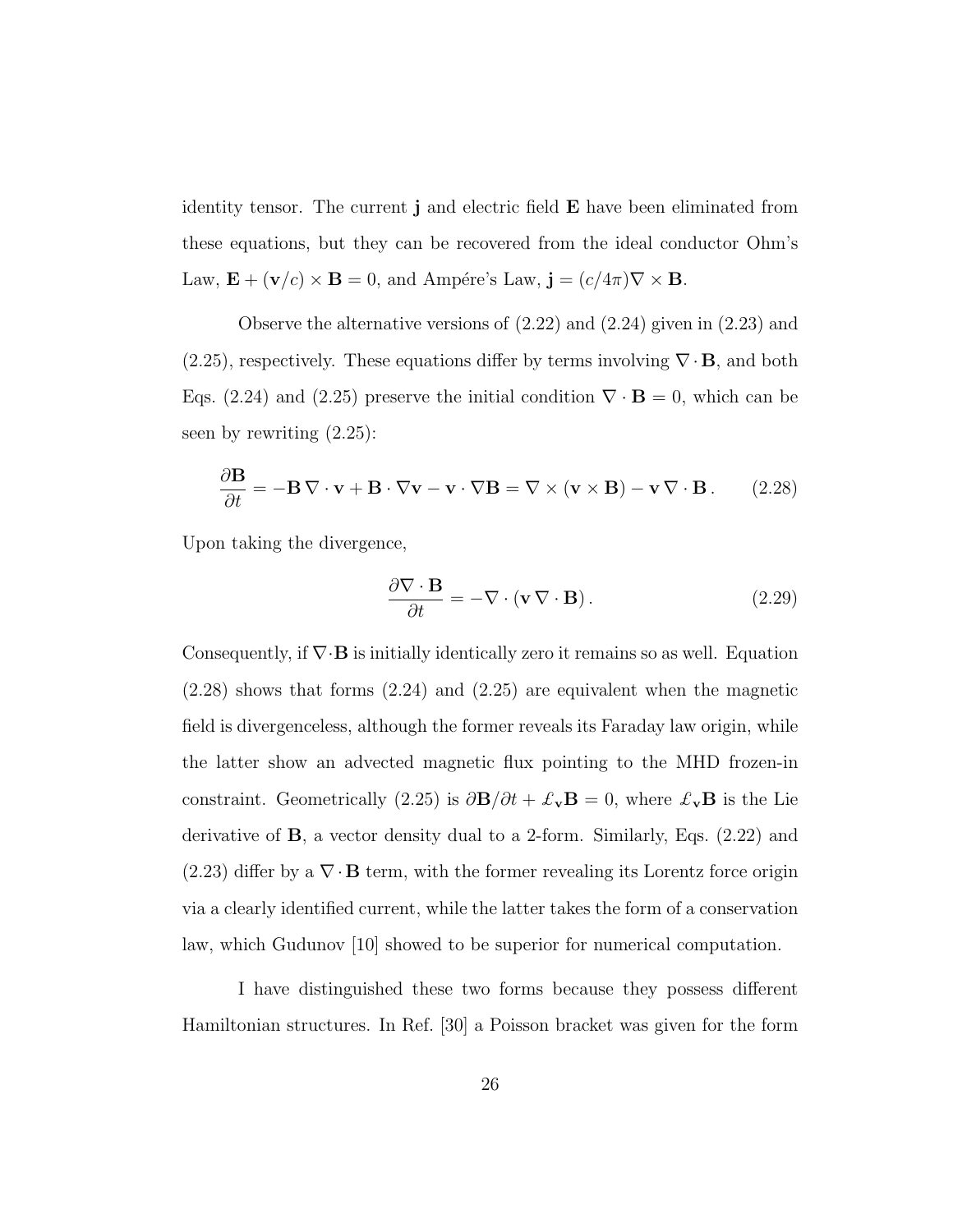identity tensor. The current $\mathbf{j}$ and electric field $\mathbf{E}$ have been eliminated from these equations, but they can be recovered from the ideal conductor Ohm's Law, $\mathbf{E} + (\mathbf{v}/c) \times \mathbf{B} = 0$, and Ampére's Law, $\mathbf{j} = (c/4\pi)\nabla \times \mathbf{B}$.

Observe the alternative versions of (2.22) and (2.24) given in (2.23) and (2.25), respectively. These equations differ by terms involving $\nabla \cdot \mathbf{B}$, and both Eqs. (2.24) and (2.25) preserve the initial condition $\nabla \cdot \mathbf{B} = 0$, which can be seen by rewriting (2.25):

$$\frac{\partial \mathbf{B}}{\partial t} = -\mathbf{B}\,\nabla \cdot \mathbf{v} + \mathbf{B} \cdot \nabla \mathbf{v} - \mathbf{v} \cdot \nabla \mathbf{B} = \nabla \times (\mathbf{v} \times \mathbf{B}) - \mathbf{v}\,\nabla \cdot \mathbf{B}\,. \tag{2.28}$$

Upon taking the divergence,

$$\frac{\partial \nabla \cdot \mathbf{B}}{\partial t} = -\nabla \cdot (\mathbf{v}\,\nabla \cdot \mathbf{B})\,. \tag{2.29}$$

Consequently, if $\nabla \cdot \mathbf{B}$ is initially identically zero it remains so as well. Equation (2.28) shows that forms (2.24) and (2.25) are equivalent when the magnetic field is divergenceless, although the former reveals its Faraday law origin, while the latter show an advected magnetic flux pointing to the MHD frozen-in constraint. Geometrically (2.25) is $\partial \mathbf{B}/\partial t + \pounds_{\mathbf{v}} \mathbf{B} = 0$, where $\pounds_{\mathbf{v}} \mathbf{B}$ is the Lie derivative of $\mathbf{B}$, a vector density dual to a 2-form. Similarly, Eqs. (2.22) and (2.23) differ by a $\nabla \cdot \mathbf{B}$ term, with the former revealing its Lorentz force origin via a clearly identified current, while the latter takes the form of a conservation law, which Gudunov [10] showed to be superior for numerical computation.

I have distinguished these two forms because they possess different Hamiltonian structures. In Ref. [30] a Poisson bracket was given for the form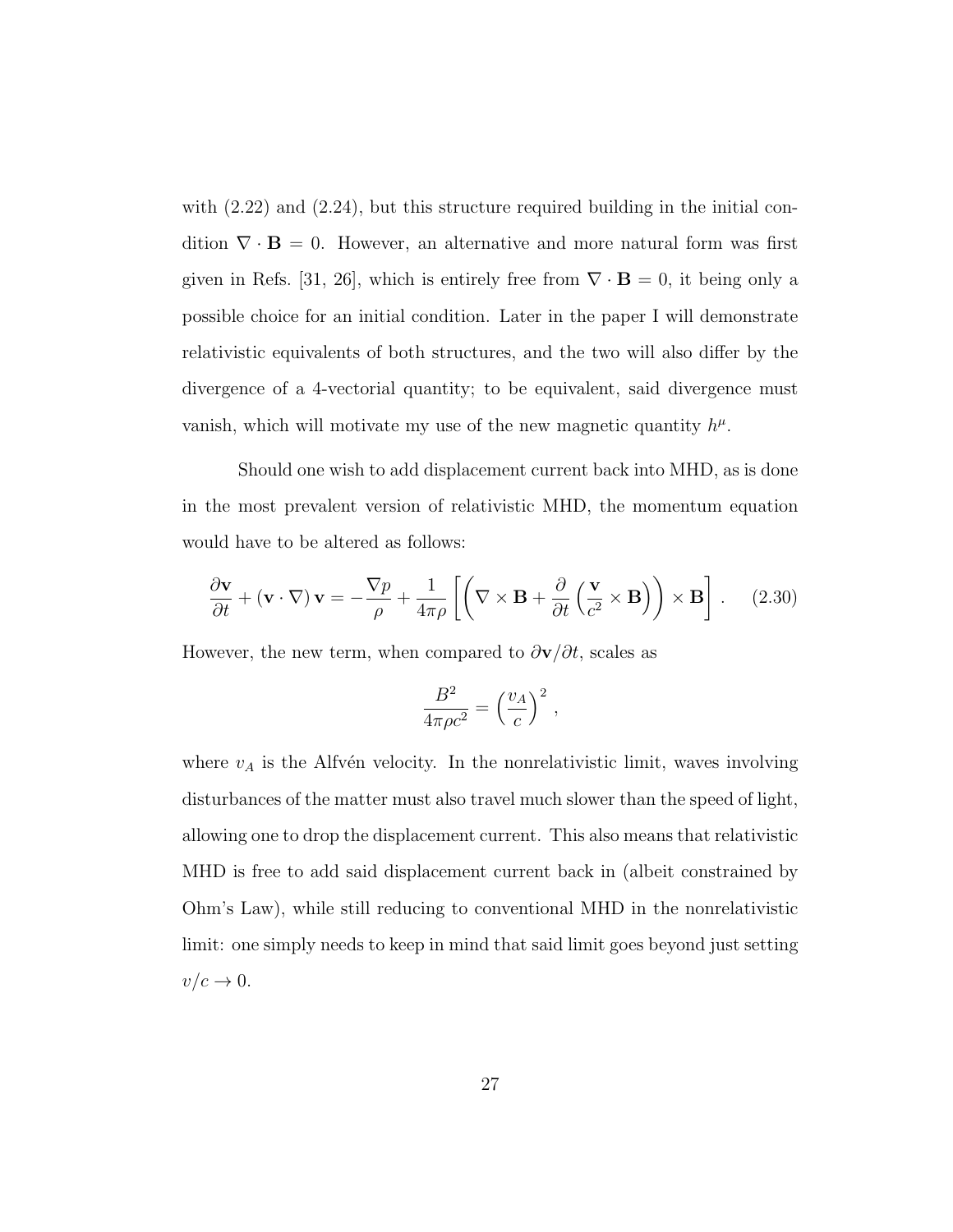with (2.22) and (2.24), but this structure required building in the initial condition $\nabla \cdot \mathbf{B} = 0$. However, an alternative and more natural form was first given in Refs. [31, 26], which is entirely free from $\nabla \cdot \mathbf{B} = 0$, it being only a possible choice for an initial condition. Later in the paper I will demonstrate relativistic equivalents of both structures, and the two will also differ by the divergence of a 4-vectorial quantity; to be equivalent, said divergence must vanish, which will motivate my use of the new magnetic quantity $h^\mu$.

Should one wish to add displacement current back into MHD, as is done in the most prevalent version of relativistic MHD, the momentum equation would have to be altered as follows:

$$\frac{\partial \mathbf{v}}{\partial t} + (\mathbf{v} \cdot \nabla)\, \mathbf{v} = -\frac{\nabla p}{\rho} + \frac{1}{4\pi\rho}\left[\left(\nabla \times \mathbf{B} + \frac{\partial}{\partial t}\left(\frac{\mathbf{v}}{c^2} \times \mathbf{B}\right)\right) \times \mathbf{B}\right] . \qquad (2.30)$$

However, the new term, when compared to $\partial \mathbf{v}/\partial t$, scales as

$$\frac{B^2}{4\pi\rho c^2} = \left(\frac{v_A}{c}\right)^2 ,$$

where $v_A$ is the Alfvén velocity. In the nonrelativistic limit, waves involving disturbances of the matter must also travel much slower than the speed of light, allowing one to drop the displacement current. This also means that relativistic MHD is free to add said displacement current back in (albeit constrained by Ohm's Law), while still reducing to conventional MHD in the nonrelativistic limit: one simply needs to keep in mind that said limit goes beyond just setting $v/c \to 0$.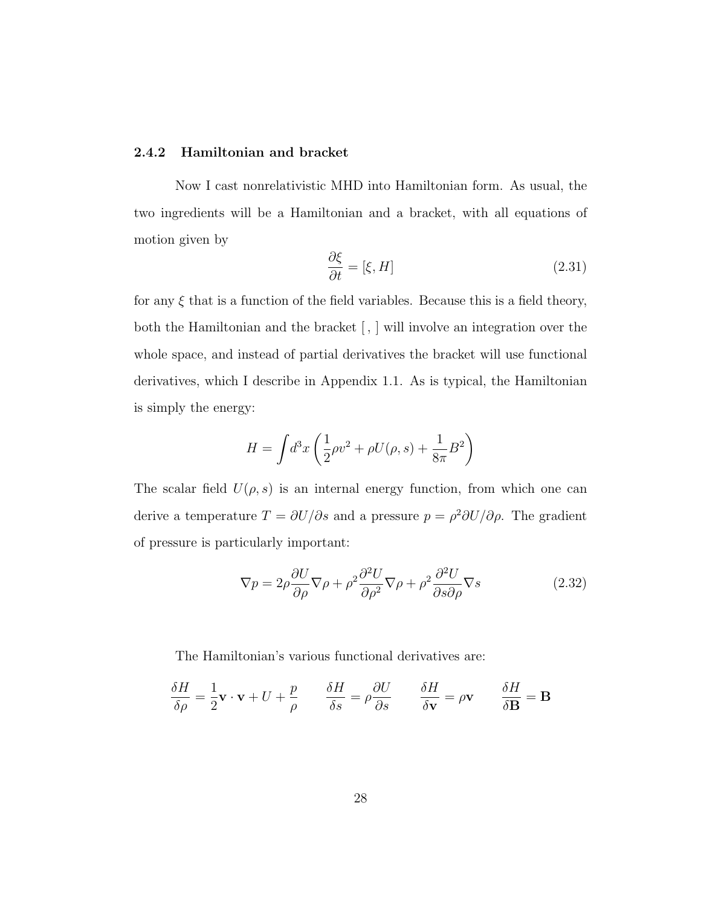### 2.4.2 Hamiltonian and bracket

Now I cast nonrelativistic MHD into Hamiltonian form. As usual, the two ingredients will be a Hamiltonian and a bracket, with all equations of motion given by

$$\frac{\partial \xi}{\partial t} = [\xi, H] \tag{2.31}$$

for any $\xi$ that is a function of the field variables. Because this is a field theory, both the Hamiltonian and the bracket $[\,,\,]$ will involve an integration over the whole space, and instead of partial derivatives the bracket will use functional derivatives, which I describe in Appendix 1.1. As is typical, the Hamiltonian is simply the energy:

$$H = \int d^3x \left( \frac{1}{2}\rho v^2 + \rho U(\rho, s) + \frac{1}{8\pi} B^2 \right)$$

The scalar field $U(\rho, s)$ is an internal energy function, from which one can derive a temperature $T = \partial U / \partial s$ and a pressure $p = \rho^2 \partial U / \partial \rho$. The gradient of pressure is particularly important:

$$\nabla p = 2\rho \frac{\partial U}{\partial \rho} \nabla \rho + \rho^2 \frac{\partial^2 U}{\partial \rho^2} \nabla \rho + \rho^2 \frac{\partial^2 U}{\partial s \partial \rho} \nabla s \tag{2.32}$$

The Hamiltonian's various functional derivatives are:

$$\frac{\delta H}{\delta \rho} = \frac{1}{2}\mathbf{v} \cdot \mathbf{v} + U + \frac{p}{\rho} \qquad \frac{\delta H}{\delta s} = \rho \frac{\partial U}{\partial s} \qquad \frac{\delta H}{\delta \mathbf{v}} = \rho \mathbf{v} \qquad \frac{\delta H}{\delta \mathbf{B}} = \mathbf{B}$$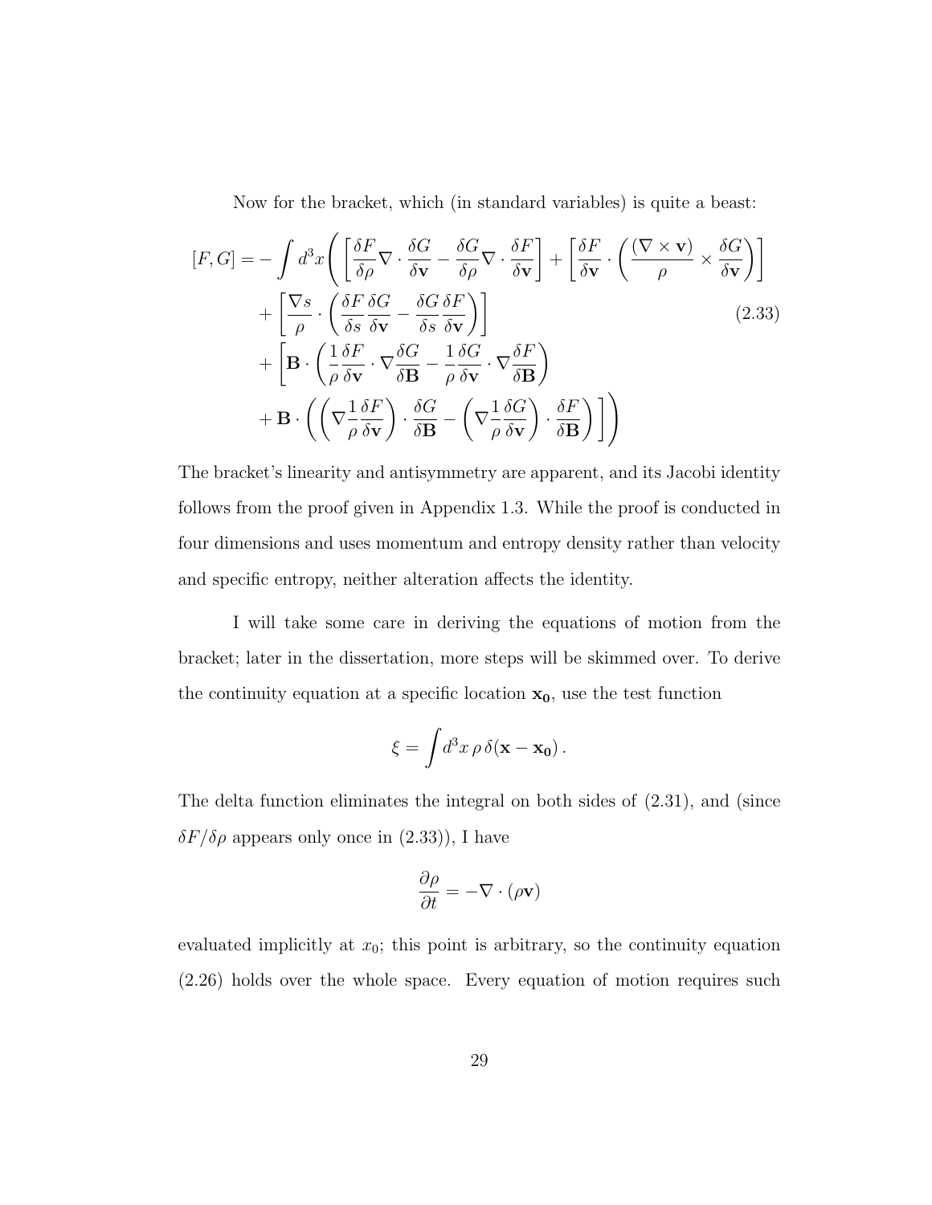Now for the bracket, which (in standard variables) is quite a beast:

$$
\begin{aligned}
[F, G] = -\int d^3x \Bigg( &\left[ \frac{\delta F}{\delta \rho} \nabla \cdot \frac{\delta G}{\delta \mathbf{v}} - \frac{\delta G}{\delta \rho} \nabla \cdot \frac{\delta F}{\delta \mathbf{v}} \right] + \left[ \frac{\delta F}{\delta \mathbf{v}} \cdot \left( \frac{(\nabla \times \mathbf{v})}{\rho} \times \frac{\delta G}{\delta \mathbf{v}} \right) \right] \\
&+ \left[ \frac{\nabla s}{\rho} \cdot \left( \frac{\delta F}{\delta s} \frac{\delta G}{\delta \mathbf{v}} - \frac{\delta G}{\delta s} \frac{\delta F}{\delta \mathbf{v}} \right) \right] \\
&+ \Bigg[ \mathbf{B} \cdot \left( \frac{1}{\rho} \frac{\delta F}{\delta \mathbf{v}} \cdot \nabla \frac{\delta G}{\delta \mathbf{B}} - \frac{1}{\rho} \frac{\delta G}{\delta \mathbf{v}} \cdot \nabla \frac{\delta F}{\delta \mathbf{B}} \right) \\
&+ \mathbf{B} \cdot \left( \left( \nabla \frac{1}{\rho} \frac{\delta F}{\delta \mathbf{v}} \right) \cdot \frac{\delta G}{\delta \mathbf{B}} - \left( \nabla \frac{1}{\rho} \frac{\delta G}{\delta \mathbf{v}} \right) \cdot \frac{\delta F}{\delta \mathbf{B}} \right) \Bigg] \Bigg)
\end{aligned}
\tag{2.33}
$$

The bracket's linearity and antisymmetry are apparent, and its Jacobi identity follows from the proof given in Appendix 1.3. While the proof is conducted in four dimensions and uses momentum and entropy density rather than velocity and specific entropy, neither alteration affects the identity.

I will take some care in deriving the equations of motion from the bracket; later in the dissertation, more steps will be skimmed over. To derive the continuity equation at a specific location $\mathbf{x_0}$, use the test function

$$
\xi = \int d^3x \, \rho \, \delta(\mathbf{x} - \mathbf{x_0}) \, .
$$

The delta function eliminates the integral on both sides of (2.31), and (since $\delta F / \delta \rho$ appears only once in (2.33)), I have

$$
\frac{\partial \rho}{\partial t} = -\nabla \cdot (\rho \mathbf{v})
$$

evaluated implicitly at $x_0$; this point is arbitrary, so the continuity equation (2.26) holds over the whole space. Every equation of motion requires such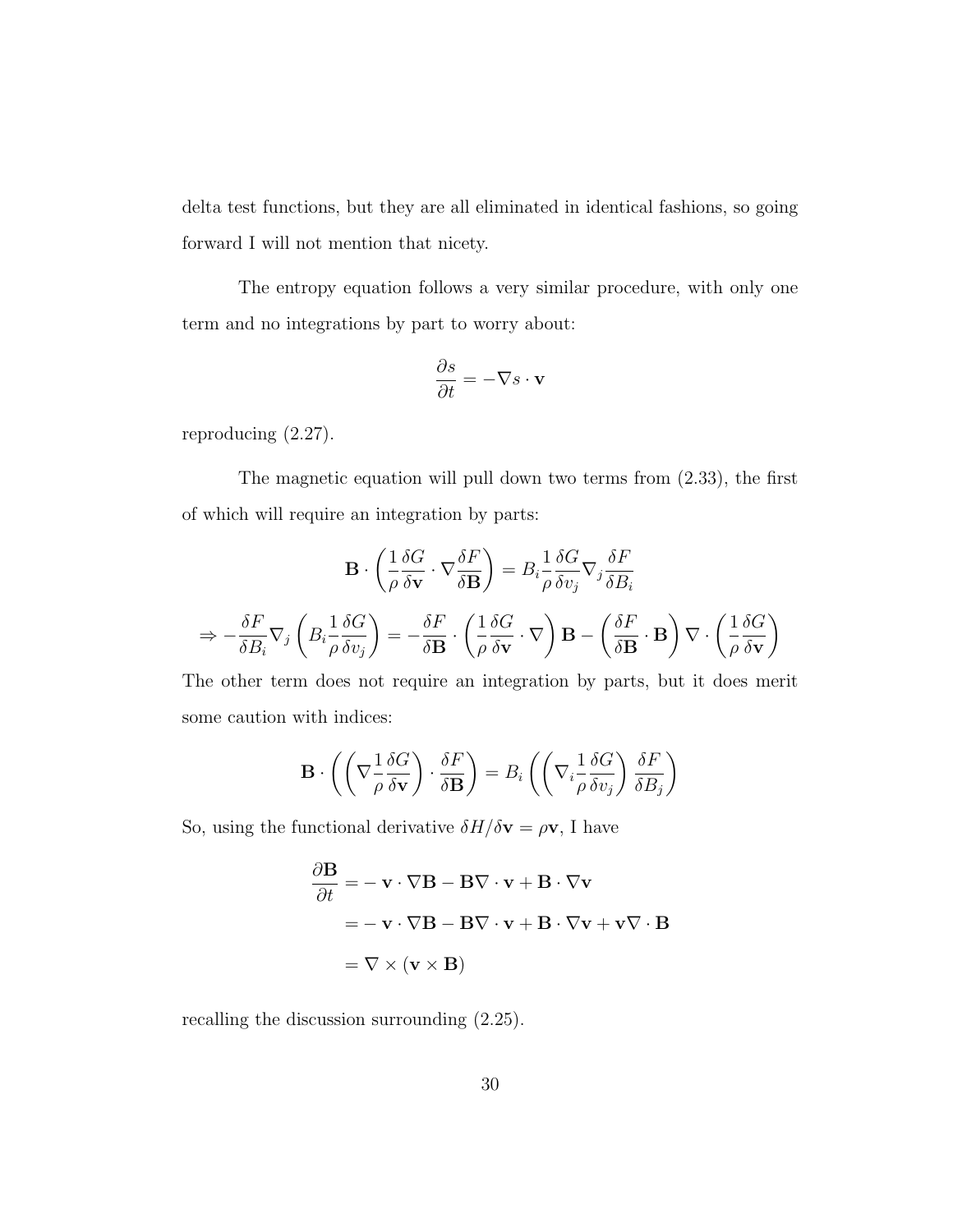delta test functions, but they are all eliminated in identical fashions, so going forward I will not mention that nicety.

The entropy equation follows a very similar procedure, with only one term and no integrations by part to worry about:

$$\frac{\partial s}{\partial t} = -\nabla s \cdot \mathbf{v}$$

reproducing (2.27).

The magnetic equation will pull down two terms from (2.33), the first of which will require an integration by parts:

$$\mathbf{B} \cdot \left( \frac{1}{\rho} \frac{\delta G}{\delta \mathbf{v}} \cdot \nabla \frac{\delta F}{\delta \mathbf{B}} \right) = B_i \frac{1}{\rho} \frac{\delta G}{\delta v_j} \nabla_j \frac{\delta F}{\delta B_i}$$

$$\Rightarrow -\frac{\delta F}{\delta B_i} \nabla_j \left( B_i \frac{1}{\rho} \frac{\delta G}{\delta v_j} \right) = -\frac{\delta F}{\delta \mathbf{B}} \cdot \left( \frac{1}{\rho} \frac{\delta G}{\delta \mathbf{v}} \cdot \nabla \right) \mathbf{B} - \left( \frac{\delta F}{\delta \mathbf{B}} \cdot \mathbf{B} \right) \nabla \cdot \left( \frac{1}{\rho} \frac{\delta G}{\delta \mathbf{v}} \right)$$

The other term does not require an integration by parts, but it does merit some caution with indices:

$$\mathbf{B} \cdot \left( \left( \nabla \frac{1}{\rho} \frac{\delta G}{\delta \mathbf{v}} \right) \cdot \frac{\delta F}{\delta \mathbf{B}} \right) = B_i \left( \left( \nabla_i \frac{1}{\rho} \frac{\delta G}{\delta v_j} \right) \frac{\delta F}{\delta B_j} \right)$$

So, using the functional derivative $\delta H / \delta \mathbf{v} = \rho \mathbf{v}$, I have

$$\begin{aligned}
\frac{\partial \mathbf{B}}{\partial t} &= -\mathbf{v} \cdot \nabla \mathbf{B} - \mathbf{B} \nabla \cdot \mathbf{v} + \mathbf{B} \cdot \nabla \mathbf{v} \\
&= -\mathbf{v} \cdot \nabla \mathbf{B} - \mathbf{B} \nabla \cdot \mathbf{v} + \mathbf{B} \cdot \nabla \mathbf{v} + \mathbf{v} \nabla \cdot \mathbf{B} \\
&= \nabla \times (\mathbf{v} \times \mathbf{B})
\end{aligned}$$

recalling the discussion surrounding (2.25).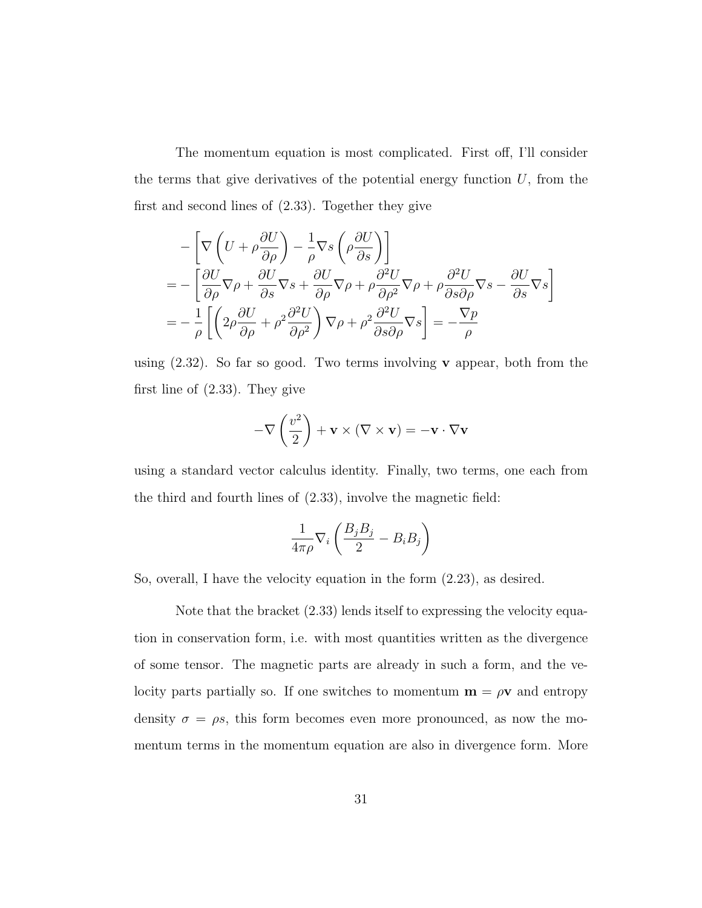The momentum equation is most complicated. First off, I'll consider the terms that give derivatives of the potential energy function $U$, from the first and second lines of (2.33). Together they give

$$
\begin{aligned}
&-\left[\nabla\left(U+\rho\frac{\partial U}{\partial\rho}\right)-\frac{1}{\rho}\nabla s\left(\rho\frac{\partial U}{\partial s}\right)\right] \\
&=-\left[\frac{\partial U}{\partial\rho}\nabla\rho+\frac{\partial U}{\partial s}\nabla s+\frac{\partial U}{\partial\rho}\nabla\rho+\rho\frac{\partial^2 U}{\partial\rho^2}\nabla\rho+\rho\frac{\partial^2 U}{\partial s\partial\rho}\nabla s-\frac{\partial U}{\partial s}\nabla s\right] \\
&=-\frac{1}{\rho}\left[\left(2\rho\frac{\partial U}{\partial\rho}+\rho^2\frac{\partial^2 U}{\partial\rho^2}\right)\nabla\rho+\rho^2\frac{\partial^2 U}{\partial s\partial\rho}\nabla s\right]=-\frac{\nabla p}{\rho}
\end{aligned}
$$

using (2.32). So far so good. Two terms involving $\mathbf{v}$ appear, both from the first line of (2.33). They give

$$
-\nabla\left(\frac{v^2}{2}\right)+\mathbf{v}\times(\nabla\times\mathbf{v})=-\mathbf{v}\cdot\nabla\mathbf{v}
$$

using a standard vector calculus identity. Finally, two terms, one each from the third and fourth lines of (2.33), involve the magnetic field:

$$
\frac{1}{4\pi\rho}\nabla_i\left(\frac{B_jB_j}{2}-B_iB_j\right)
$$

So, overall, I have the velocity equation in the form (2.23), as desired.

Note that the bracket (2.33) lends itself to expressing the velocity equation in conservation form, i.e. with most quantities written as the divergence of some tensor. The magnetic parts are already in such a form, and the velocity parts partially so. If one switches to momentum $\mathbf{m}=\rho\mathbf{v}$ and entropy density $\sigma=\rho s$, this form becomes even more pronounced, as now the momentum terms in the momentum equation are also in divergence form. More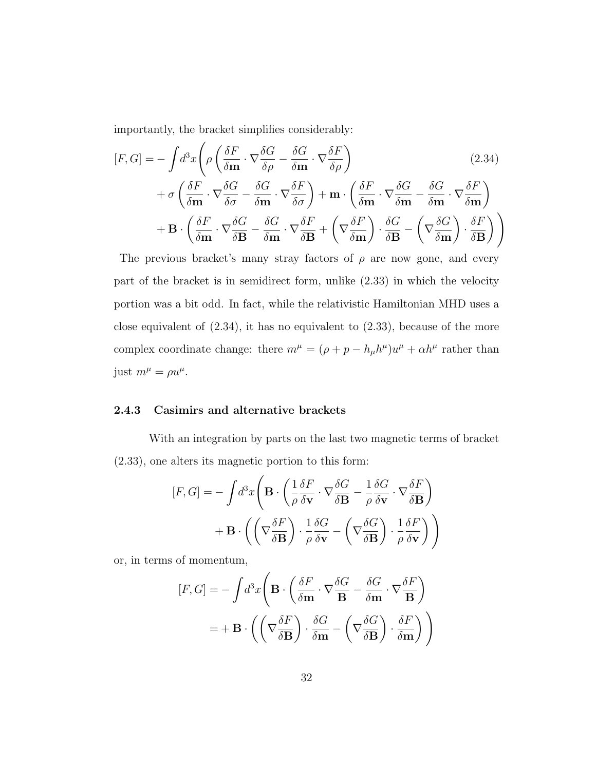importantly, the bracket simplifies considerably:

$$
\begin{aligned}
[F, G] = -\int d^3x \Bigg( & \rho \left( \frac{\delta F}{\delta \mathbf{m}} \cdot \nabla \frac{\delta G}{\delta \rho} - \frac{\delta G}{\delta \mathbf{m}} \cdot \nabla \frac{\delta F}{\delta \rho} \right) \\
& + \sigma \left( \frac{\delta F}{\delta \mathbf{m}} \cdot \nabla \frac{\delta G}{\delta \sigma} - \frac{\delta G}{\delta \mathbf{m}} \cdot \nabla \frac{\delta F}{\delta \sigma} \right) + \mathbf{m} \cdot \left( \frac{\delta F}{\delta \mathbf{m}} \cdot \nabla \frac{\delta G}{\delta \mathbf{m}} - \frac{\delta G}{\delta \mathbf{m}} \cdot \nabla \frac{\delta F}{\delta \mathbf{m}} \right) \\
& + \mathbf{B} \cdot \left( \frac{\delta F}{\delta \mathbf{m}} \cdot \nabla \frac{\delta G}{\delta \mathbf{B}} - \frac{\delta G}{\delta \mathbf{m}} \cdot \nabla \frac{\delta F}{\delta \mathbf{B}} + \left( \nabla \frac{\delta F}{\delta \mathbf{m}} \right) \cdot \frac{\delta G}{\delta \mathbf{B}} - \left( \nabla \frac{\delta G}{\delta \mathbf{m}} \right) \cdot \frac{\delta F}{\delta \mathbf{B}} \right) \Bigg)
\end{aligned}
\tag{2.34}
$$

The previous bracket's many stray factors of $\rho$ are now gone, and every part of the bracket is in semidirect form, unlike (2.33) in which the velocity portion was a bit odd. In fact, while the relativistic Hamiltonian MHD uses a close equivalent of (2.34), it has no equivalent to (2.33), because of the more complex coordinate change: there $m^\mu = (\rho + p - h_\mu h^\mu) u^\mu + \alpha h^\mu$ rather than just $m^\mu = \rho u^\mu$.

### 2.4.3 Casimirs and alternative brackets

With an integration by parts on the last two magnetic terms of bracket (2.33), one alters its magnetic portion to this form:

$$
\begin{aligned}
[F, G] = -\int d^3x \Bigg( & \mathbf{B} \cdot \left( \frac{1}{\rho} \frac{\delta F}{\delta \mathbf{v}} \cdot \nabla \frac{\delta G}{\delta \mathbf{B}} - \frac{1}{\rho} \frac{\delta G}{\delta \mathbf{v}} \cdot \nabla \frac{\delta F}{\delta \mathbf{B}} \right) \\
& + \mathbf{B} \cdot \left( \left( \nabla \frac{\delta F}{\delta \mathbf{B}} \right) \cdot \frac{1}{\rho} \frac{\delta G}{\delta \mathbf{v}} - \left( \nabla \frac{\delta G}{\delta \mathbf{B}} \right) \cdot \frac{1}{\rho} \frac{\delta F}{\delta \mathbf{v}} \right) \Bigg)
\end{aligned}
$$

or, in terms of momentum,

$$
\begin{aligned}
[F, G] = -\int d^3x \Bigg( & \mathbf{B} \cdot \left( \frac{\delta F}{\delta \mathbf{m}} \cdot \nabla \frac{\delta G}{\mathbf{B}} - \frac{\delta G}{\delta \mathbf{m}} \cdot \nabla \frac{\delta F}{\mathbf{B}} \right) \\
= & + \mathbf{B} \cdot \left( \left( \nabla \frac{\delta F}{\delta \mathbf{B}} \right) \cdot \frac{\delta G}{\delta \mathbf{m}} - \left( \nabla \frac{\delta G}{\delta \mathbf{B}} \right) \cdot \frac{\delta F}{\delta \mathbf{m}} \right) \Bigg)
\end{aligned}
$$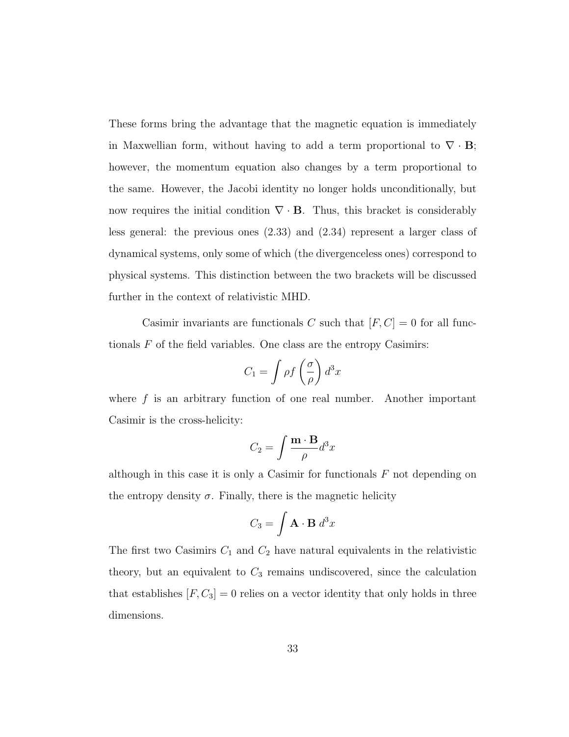These forms bring the advantage that the magnetic equation is immediately in Maxwellian form, without having to add a term proportional to $\nabla \cdot \mathbf{B}$; however, the momentum equation also changes by a term proportional to the same. However, the Jacobi identity no longer holds unconditionally, but now requires the initial condition $\nabla \cdot \mathbf{B}$. Thus, this bracket is considerably less general: the previous ones (2.33) and (2.34) represent a larger class of dynamical systems, only some of which (the divergenceless ones) correspond to physical systems. This distinction between the two brackets will be discussed further in the context of relativistic MHD.

Casimir invariants are functionals $C$ such that $[F, C] = 0$ for all functionals $F$ of the field variables. One class are the entropy Casimirs:

$$C_1 = \int \rho f \left( \frac{\sigma}{\rho} \right) d^3x$$

where $f$ is an arbitrary function of one real number. Another important Casimir is the cross-helicity:

$$C_2 = \int \frac{\mathbf{m} \cdot \mathbf{B}}{\rho} d^3x$$

although in this case it is only a Casimir for functionals $F$ not depending on the entropy density $\sigma$. Finally, there is the magnetic helicity

$$C_3 = \int \mathbf{A} \cdot \mathbf{B} \, d^3x$$

The first two Casimirs $C_1$ and $C_2$ have natural equivalents in the relativistic theory, but an equivalent to $C_3$ remains undiscovered, since the calculation that establishes $[F, C_3] = 0$ relies on a vector identity that only holds in three dimensions.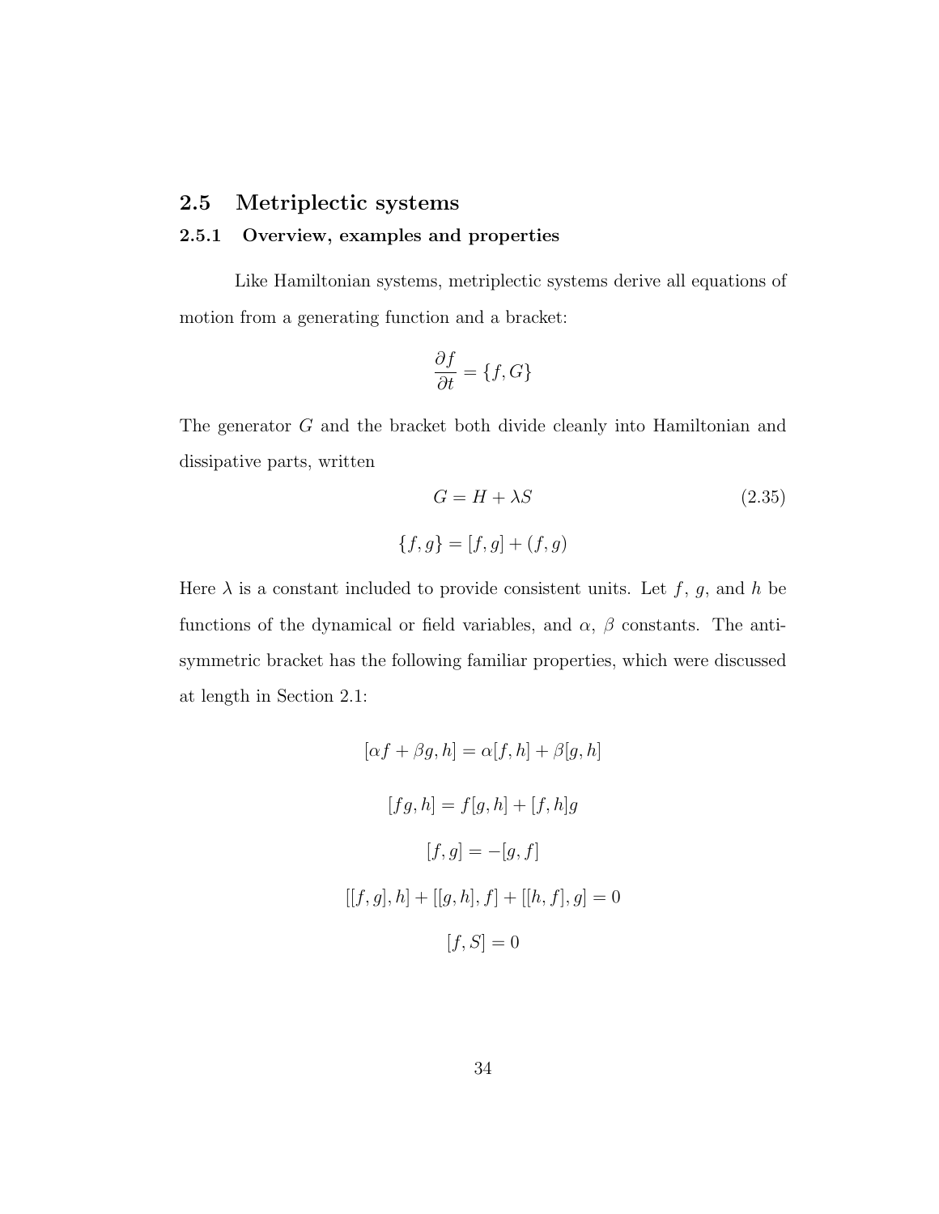## 2.5 Metriplectic systems

### 2.5.1 Overview, examples and properties

Like Hamiltonian systems, metriplectic systems derive all equations of motion from a generating function and a bracket:

$$\frac{\partial f}{\partial t} = \{f, G\}$$

The generator $G$ and the bracket both divide cleanly into Hamiltonian and dissipative parts, written

$$G = H + \lambda S \tag{2.35}$$

$$\{f, g\} = [f, g] + (f, g)$$

Here $\lambda$ is a constant included to provide consistent units. Let $f$, $g$, and $h$ be functions of the dynamical or field variables, and $\alpha$, $\beta$ constants. The anti-symmetric bracket has the following familiar properties, which were discussed at length in Section 2.1:

$$[\alpha f + \beta g, h] = \alpha[f, h] + \beta[g, h]$$

$$[fg, h] = f[g, h] + [f, h]g$$

$$[f, g] = -[g, f]$$

$$[[f, g], h] + [[g, h], f] + [[h, f], g] = 0$$

$$[f, S] = 0$$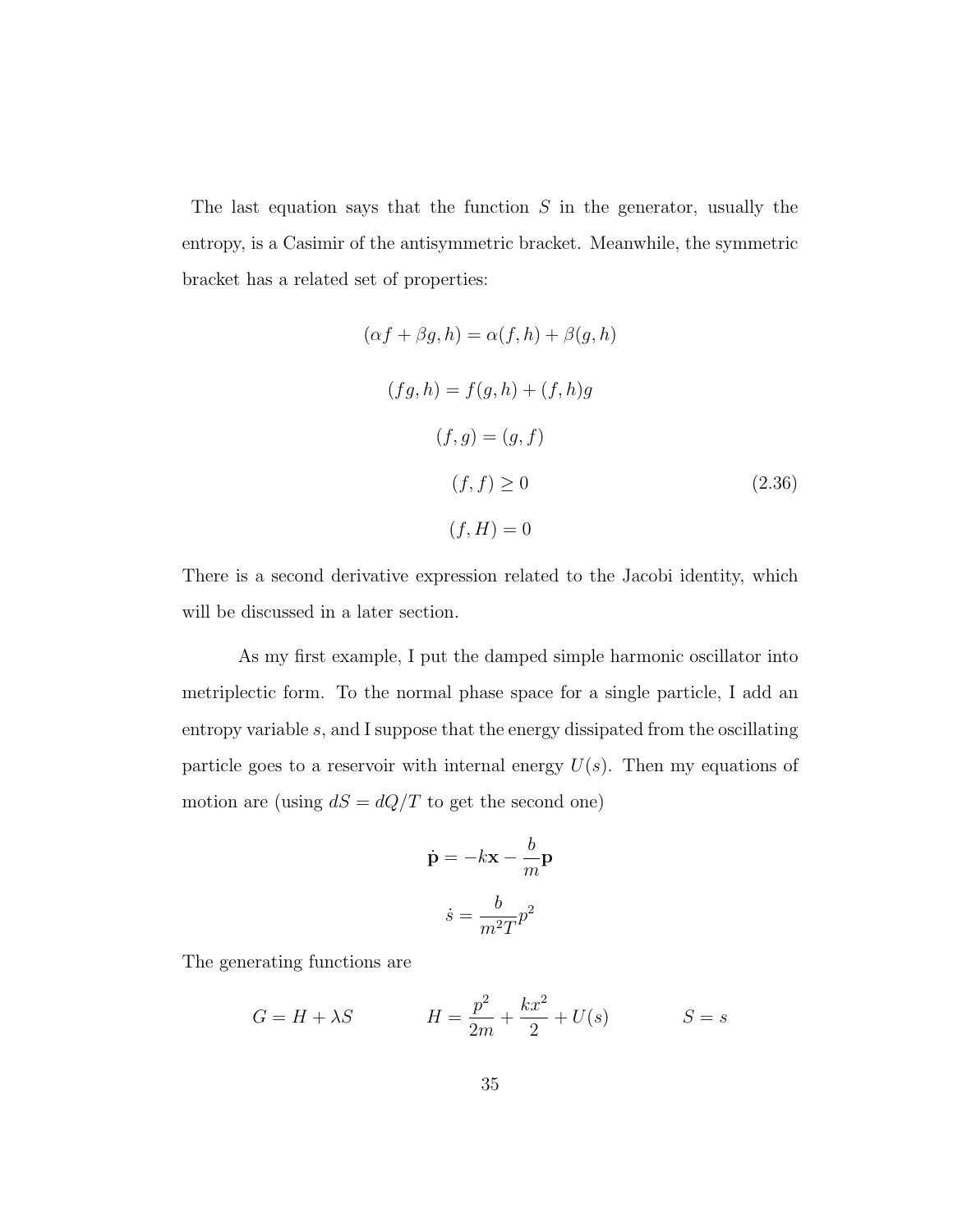The last equation says that the function $S$ in the generator, usually the entropy, is a Casimir of the antisymmetric bracket. Meanwhile, the symmetric bracket has a related set of properties:

$$
\begin{gathered}
(\alpha f + \beta g, h) = \alpha(f, h) + \beta(g, h) \\
(fg, h) = f(g, h) + (f, h)g \\
(f, g) = (g, f) \\
(f, f) \geq 0 \\
(f, H) = 0
\end{gathered} \tag{2.36}
$$

There is a second derivative expression related to the Jacobi identity, which will be discussed in a later section.

As my first example, I put the damped simple harmonic oscillator into metriplectic form. To the normal phase space for a single particle, I add an entropy variable $s$, and I suppose that the energy dissipated from the oscillating particle goes to a reservoir with internal energy $U(s)$. Then my equations of motion are (using $dS = dQ/T$ to get the second one)

$$
\dot{\mathbf{p}} = -k\mathbf{x} - \frac{b}{m}\mathbf{p}
$$

$$
\dot{s} = \frac{b}{m^2 T} p^2
$$

The generating functions are

$$
G = H + \lambda S \qquad\qquad H = \frac{p^2}{2m} + \frac{kx^2}{2} + U(s) \qquad\qquad S = s
$$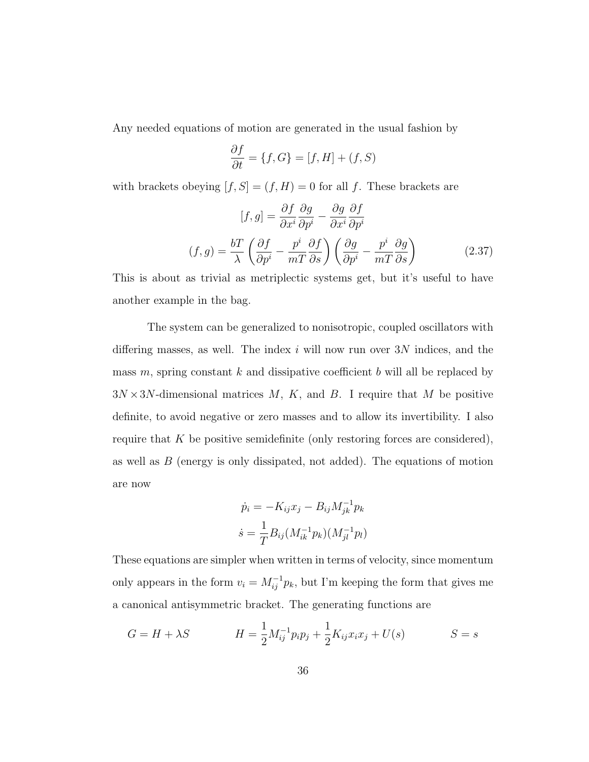Any needed equations of motion are generated in the usual fashion by

$$\frac{\partial f}{\partial t} = \{f, G\} = [f, H] + (f, S)$$

with brackets obeying $[f, S] = (f, H) = 0$ for all $f$. These brackets are

$$[f, g] = \frac{\partial f}{\partial x^i}\frac{\partial g}{\partial p^i} - \frac{\partial g}{\partial x^i}\frac{\partial f}{\partial p^i}$$

$$(f, g) = \frac{bT}{\lambda}\left(\frac{\partial f}{\partial p^i} - \frac{p^i}{mT}\frac{\partial f}{\partial s}\right)\left(\frac{\partial g}{\partial p^i} - \frac{p^i}{mT}\frac{\partial g}{\partial s}\right) \tag{2.37}$$

This is about as trivial as metriplectic systems get, but it's useful to have another example in the bag.

The system can be generalized to nonisotropic, coupled oscillators with differing masses, as well. The index $i$ will now run over $3N$ indices, and the mass $m$, spring constant $k$ and dissipative coefficient $b$ will all be replaced by $3N \times 3N$-dimensional matrices $M$, $K$, and $B$. I require that $M$ be positive definite, to avoid negative or zero masses and to allow its invertibility. I also require that $K$ be positive semidefinite (only restoring forces are considered), as well as $B$ (energy is only dissipated, not added). The equations of motion are now

$$\dot{p}_i = -K_{ij}x_j - B_{ij}M^{-1}_{jk}p_k$$

$$\dot{s} = \frac{1}{T}B_{ij}(M^{-1}_{ik}p_k)(M^{-1}_{jl}p_l)$$

These equations are simpler when written in terms of velocity, since momentum only appears in the form $v_i = M^{-1}_{ij}p_k$, but I'm keeping the form that gives me a canonical antisymmetric bracket. The generating functions are

$$G = H + \lambda S \qquad\qquad H = \frac{1}{2}M^{-1}_{ij}p_i p_j + \frac{1}{2}K_{ij}x_i x_j + U(s) \qquad\qquad S = s$$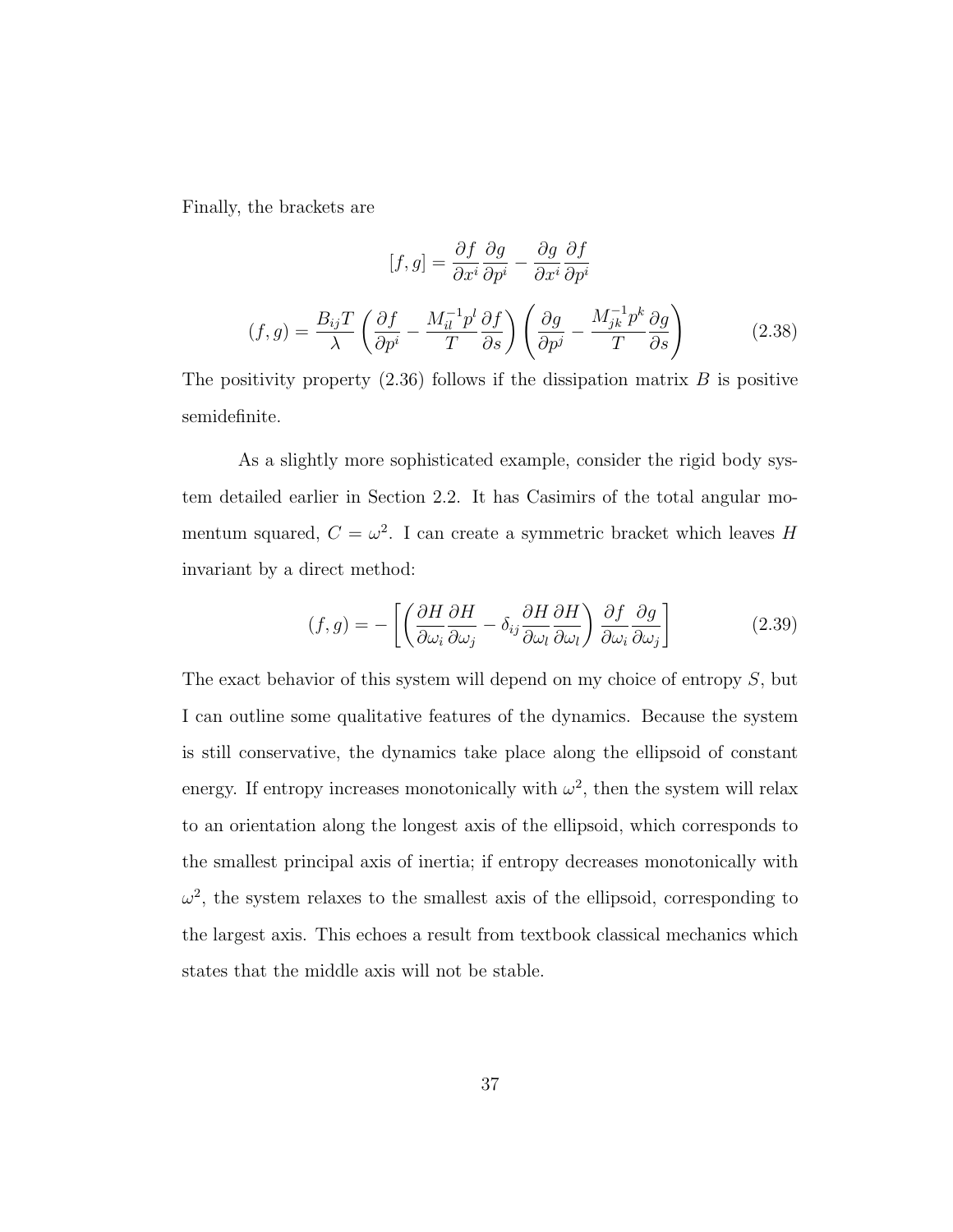Finally, the brackets are

$$[f, g] = \frac{\partial f}{\partial x^i} \frac{\partial g}{\partial p^i} - \frac{\partial g}{\partial x^i} \frac{\partial f}{\partial p^i}$$

$$(f, g) = \frac{B_{ij} T}{\lambda} \left( \frac{\partial f}{\partial p^i} - \frac{M_{il}^{-1} p^l}{T} \frac{\partial f}{\partial s} \right) \left( \frac{\partial g}{\partial p^j} - \frac{M_{jk}^{-1} p^k}{T} \frac{\partial g}{\partial s} \right) \tag{2.38}$$

The positivity property (2.36) follows if the dissipation matrix $B$ is positive semidefinite.

As a slightly more sophisticated example, consider the rigid body system detailed earlier in Section 2.2. It has Casimirs of the total angular momentum squared, $C = \omega^2$. I can create a symmetric bracket which leaves $H$ invariant by a direct method:

$$(f, g) = - \left[ \left( \frac{\partial H}{\partial \omega_i} \frac{\partial H}{\partial \omega_j} - \delta_{ij} \frac{\partial H}{\partial \omega_l} \frac{\partial H}{\partial \omega_l} \right) \frac{\partial f}{\partial \omega_i} \frac{\partial g}{\partial \omega_j} \right] \tag{2.39}$$

The exact behavior of this system will depend on my choice of entropy $S$, but I can outline some qualitative features of the dynamics. Because the system is still conservative, the dynamics take place along the ellipsoid of constant energy. If entropy increases monotonically with $\omega^2$, then the system will relax to an orientation along the longest axis of the ellipsoid, which corresponds to the smallest principal axis of inertia; if entropy decreases monotonically with $\omega^2$, the system relaxes to the smallest axis of the ellipsoid, corresponding to the largest axis. This echoes a result from textbook classical mechanics which states that the middle axis will not be stable.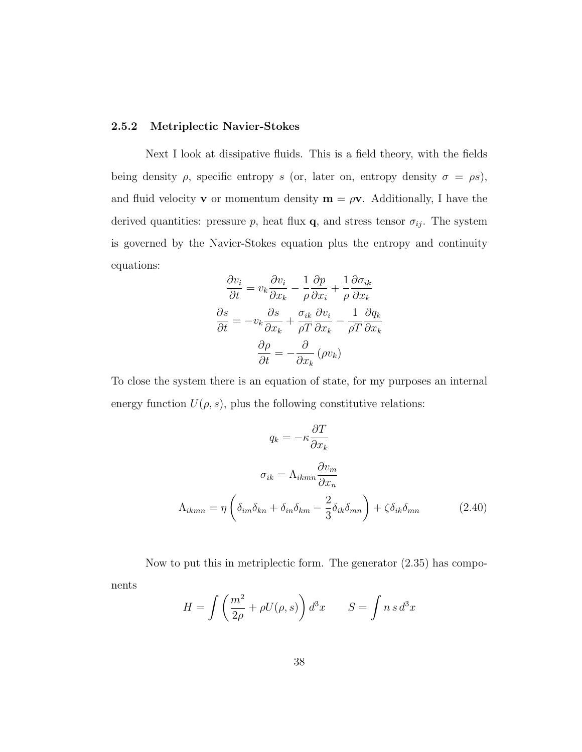### 2.5.2 Metriplectic Navier-Stokes

Next I look at dissipative fluids. This is a field theory, with the fields being density $\rho$, specific entropy $s$ (or, later on, entropy density $\sigma = \rho s$), and fluid velocity $\mathbf{v}$ or momentum density $\mathbf{m} = \rho\mathbf{v}$. Additionally, I have the derived quantities: pressure $p$, heat flux $\mathbf{q}$, and stress tensor $\sigma_{ij}$. The system is governed by the Navier-Stokes equation plus the entropy and continuity equations:

$$
\begin{aligned}
\frac{\partial v_i}{\partial t} &= v_k \frac{\partial v_i}{\partial x_k} - \frac{1}{\rho}\frac{\partial p}{\partial x_i} + \frac{1}{\rho}\frac{\partial \sigma_{ik}}{\partial x_k} \\
\frac{\partial s}{\partial t} &= -v_k \frac{\partial s}{\partial x_k} + \frac{\sigma_{ik}}{\rho T}\frac{\partial v_i}{\partial x_k} - \frac{1}{\rho T}\frac{\partial q_k}{\partial x_k} \\
\frac{\partial \rho}{\partial t} &= -\frac{\partial}{\partial x_k}\left(\rho v_k\right)
\end{aligned}
$$

To close the system there is an equation of state, for my purposes an internal energy function $U(\rho, s)$, plus the following constitutive relations:

$$
\begin{aligned}
q_k &= -\kappa \frac{\partial T}{\partial x_k} \\
\sigma_{ik} &= \Lambda_{ikmn}\frac{\partial v_m}{\partial x_n} \\
\Lambda_{ikmn} &= \eta\left(\delta_{im}\delta_{kn} + \delta_{in}\delta_{km} - \frac{2}{3}\delta_{ik}\delta_{mn}\right) + \zeta\delta_{ik}\delta_{mn}
\end{aligned}
\tag{2.40}
$$

Now to put this in metriplectic form. The generator (2.35) has components

$$
H = \int\left(\frac{m^2}{2\rho} + \rho U(\rho, s)\right) d^3x \qquad S = \int n\, s\, d^3x
$$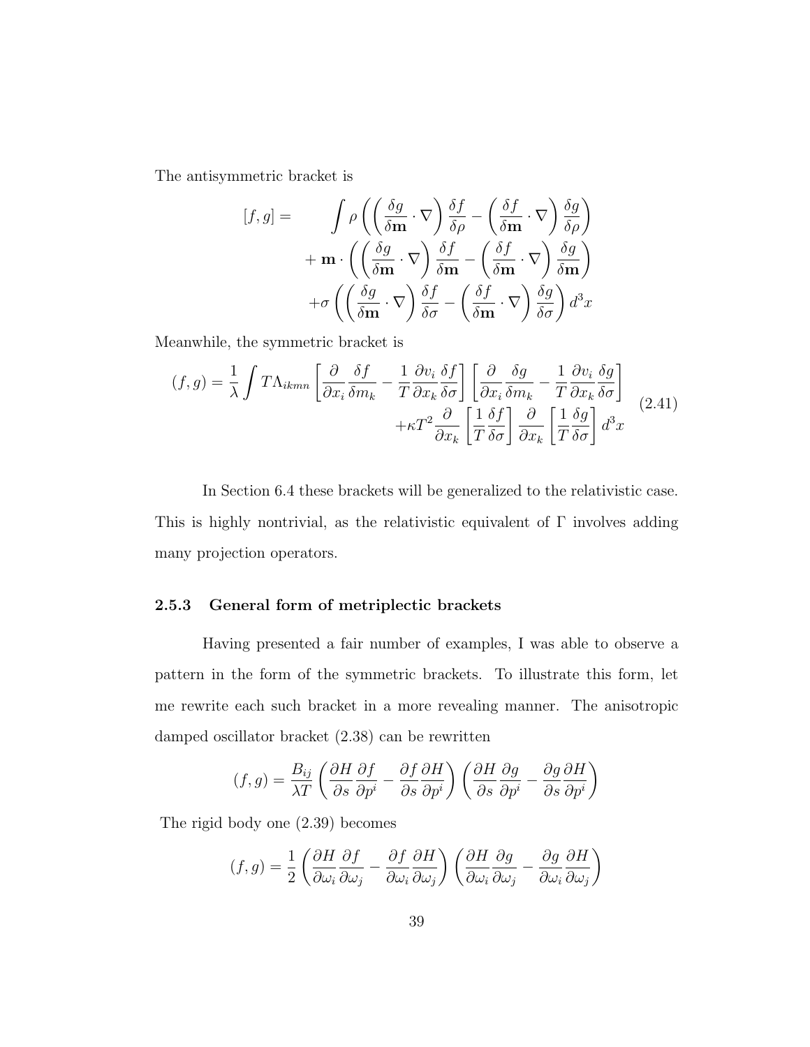The antisymmetric bracket is

$$
\begin{aligned}
[f,g] = \quad & \int \rho \left( \left( \frac{\delta g}{\delta \mathbf{m}} \cdot \nabla \right) \frac{\delta f}{\delta \rho} - \left( \frac{\delta f}{\delta \mathbf{m}} \cdot \nabla \right) \frac{\delta g}{\delta \rho} \right) \\
& + \mathbf{m} \cdot \left( \left( \frac{\delta g}{\delta \mathbf{m}} \cdot \nabla \right) \frac{\delta f}{\delta \mathbf{m}} - \left( \frac{\delta f}{\delta \mathbf{m}} \cdot \nabla \right) \frac{\delta g}{\delta \mathbf{m}} \right) \\
& + \sigma \left( \left( \frac{\delta g}{\delta \mathbf{m}} \cdot \nabla \right) \frac{\delta f}{\delta \sigma} - \left( \frac{\delta f}{\delta \mathbf{m}} \cdot \nabla \right) \frac{\delta g}{\delta \sigma} \right) d^3x
\end{aligned}
$$

Meanwhile, the symmetric bracket is

$$
\begin{aligned}
(f,g) = \frac{1}{\lambda} \int T \Lambda_{ikmn} \left[ \frac{\partial}{\partial x_i} \frac{\delta f}{\delta m_k} - \frac{1}{T} \frac{\partial v_i}{\partial x_k} \frac{\delta f}{\delta \sigma} \right] \left[ \frac{\partial}{\partial x_i} \frac{\delta g}{\delta m_k} - \frac{1}{T} \frac{\partial v_i}{\partial x_k} \frac{\delta g}{\delta \sigma} \right] \\
+ \kappa T^2 \frac{\partial}{\partial x_k} \left[ \frac{1}{T} \frac{\delta f}{\delta \sigma} \right] \frac{\partial}{\partial x_k} \left[ \frac{1}{T} \frac{\delta g}{\delta \sigma} \right] d^3x
\end{aligned}
\tag{2.41}
$$

In Section 6.4 these brackets will be generalized to the relativistic case. This is highly nontrivial, as the relativistic equivalent of $\Gamma$ involves adding many projection operators.

### 2.5.3 General form of metriplectic brackets

Having presented a fair number of examples, I was able to observe a pattern in the form of the symmetric brackets. To illustrate this form, let me rewrite each such bracket in a more revealing manner. The anisotropic damped oscillator bracket (2.38) can be rewritten

$$
(f,g) = \frac{B_{ij}}{\lambda T} \left( \frac{\partial H}{\partial s} \frac{\partial f}{\partial p^i} - \frac{\partial f}{\partial s} \frac{\partial H}{\partial p^i} \right) \left( \frac{\partial H}{\partial s} \frac{\partial g}{\partial p^i} - \frac{\partial g}{\partial s} \frac{\partial H}{\partial p^i} \right)
$$

The rigid body one (2.39) becomes

$$
(f,g) = \frac{1}{2} \left( \frac{\partial H}{\partial \omega_i} \frac{\partial f}{\partial \omega_j} - \frac{\partial f}{\partial \omega_i} \frac{\partial H}{\partial \omega_j} \right) \left( \frac{\partial H}{\partial \omega_i} \frac{\partial g}{\partial \omega_j} - \frac{\partial g}{\partial \omega_i} \frac{\partial H}{\partial \omega_j} \right)
$$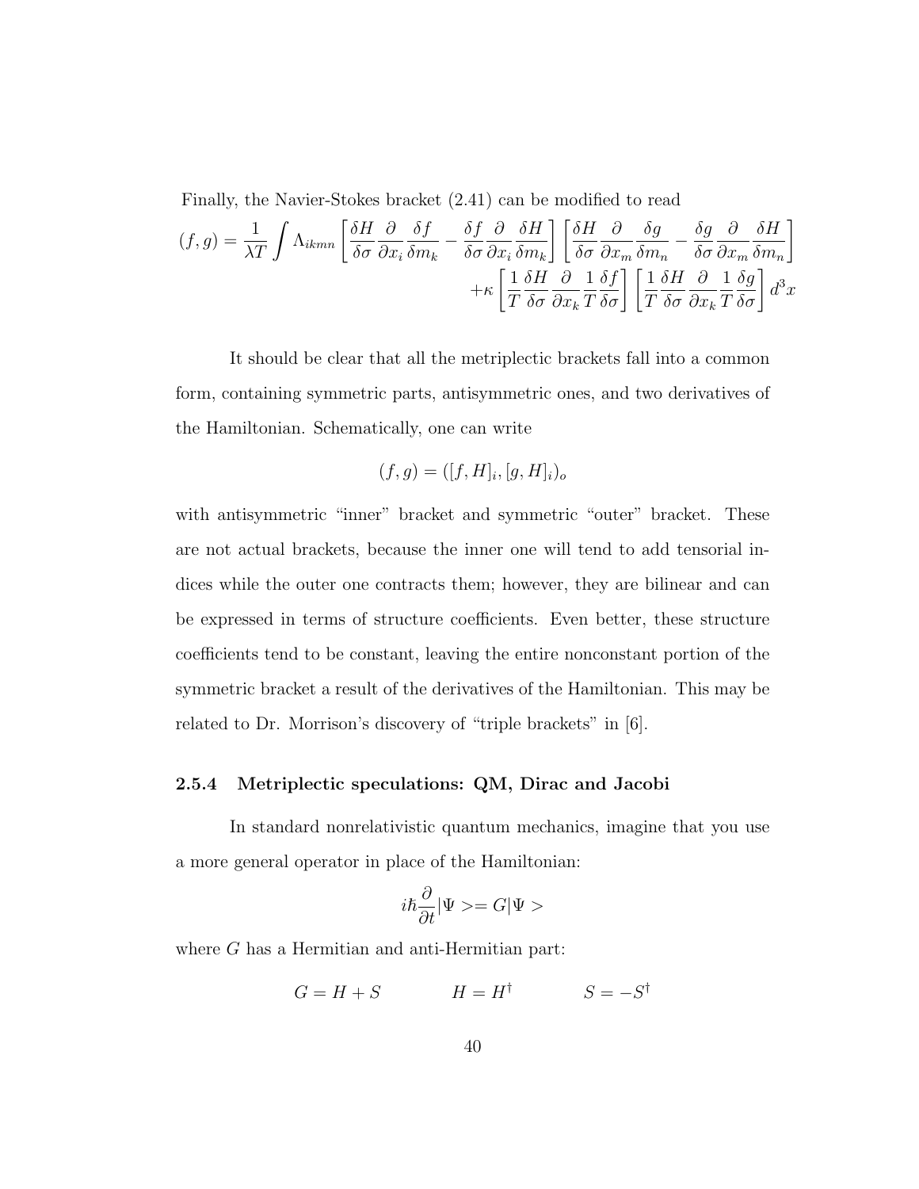Finally, the Navier-Stokes bracket (2.41) can be modified to read

$$
(f,g) = \frac{1}{\lambda T}\int \Lambda_{ikmn}\left[\frac{\delta H}{\delta\sigma}\frac{\partial}{\partial x_i}\frac{\delta f}{\delta m_k} - \frac{\delta f}{\delta\sigma}\frac{\partial}{\partial x_i}\frac{\delta H}{\delta m_k}\right]\left[\frac{\delta H}{\delta\sigma}\frac{\partial}{\partial x_m}\frac{\delta g}{\delta m_n} - \frac{\delta g}{\delta\sigma}\frac{\partial}{\partial x_m}\frac{\delta H}{\delta m_n}\right]
+\kappa\left[\frac{1}{T}\frac{\delta H}{\delta\sigma}\frac{\partial}{\partial x_k}\frac{1}{T}\frac{\delta f}{\delta\sigma}\right]\left[\frac{1}{T}\frac{\delta H}{\delta\sigma}\frac{\partial}{\partial x_k}\frac{1}{T}\frac{\delta g}{\delta\sigma}\right]d^3x
$$

It should be clear that all the metriplectic brackets fall into a common form, containing symmetric parts, antisymmetric ones, and two derivatives of the Hamiltonian. Schematically, one can write

$$
(f,g) = ([f,H]_i, [g,H]_i)_o
$$

with antisymmetric "inner" bracket and symmetric "outer" bracket. These are not actual brackets, because the inner one will tend to add tensorial indices while the outer one contracts them; however, they are bilinear and can be expressed in terms of structure coefficients. Even better, these structure coefficients tend to be constant, leaving the entire nonconstant portion of the symmetric bracket a result of the derivatives of the Hamiltonian. This may be related to Dr. Morrison's discovery of "triple brackets" in [6].

### 2.5.4 Metriplectic speculations: QM, Dirac and Jacobi

In standard nonrelativistic quantum mechanics, imagine that you use a more general operator in place of the Hamiltonian:

$$
i\hbar\frac{\partial}{\partial t}|\Psi> = G|\Psi>
$$

where $G$ has a Hermitian and anti-Hermitian part:

$$
G = H + S \qquad\qquad H = H^\dagger \qquad\qquad S = -S^\dagger
$$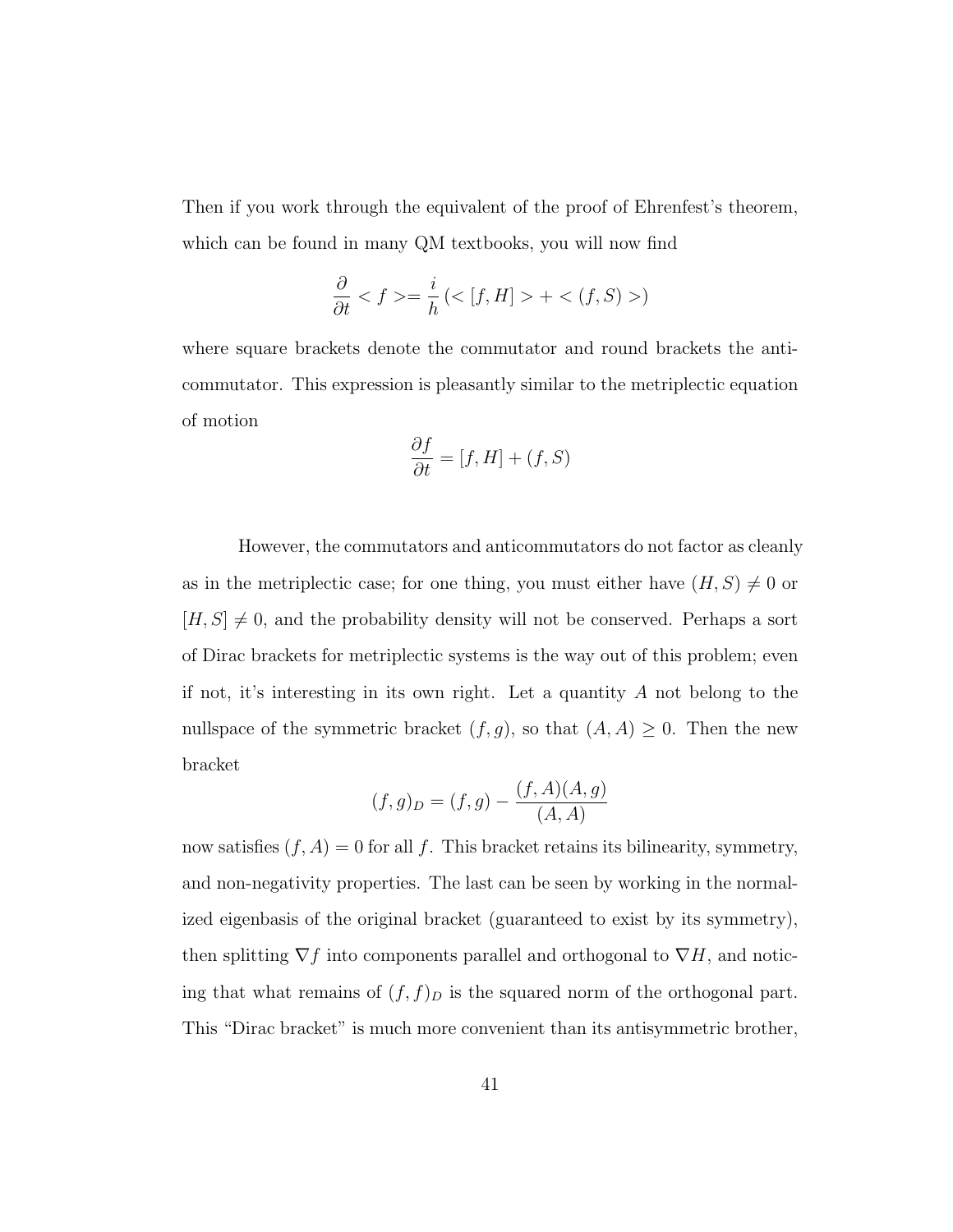Then if you work through the equivalent of the proof of Ehrenfest's theorem, which can be found in many QM textbooks, you will now find

$$\frac{\partial}{\partial t} < f >= \frac{i}{h} \left(< [f, H] > + < (f, S) >\right)$$

where square brackets denote the commutator and round brackets the anti-commutator. This expression is pleasantly similar to the metriplectic equation of motion

$$\frac{\partial f}{\partial t} = [f, H] + (f, S)$$

However, the commutators and anticommutators do not factor as cleanly as in the metriplectic case; for one thing, you must either have $(H, S) \neq 0$ or $[H, S] \neq 0$, and the probability density will not be conserved. Perhaps a sort of Dirac brackets for metriplectic systems is the way out of this problem; even if not, it's interesting in its own right. Let a quantity $A$ not belong to the nullspace of the symmetric bracket $(f, g)$, so that $(A, A) \geq 0$. Then the new bracket

$$(f, g)_D = (f, g) - \frac{(f, A)(A, g)}{(A, A)}$$

now satisfies $(f, A) = 0$ for all $f$. This bracket retains its bilinearity, symmetry, and non-negativity properties. The last can be seen by working in the normalized eigenbasis of the original bracket (guaranteed to exist by its symmetry), then splitting $\nabla f$ into components parallel and orthogonal to $\nabla H$, and noticing that what remains of $(f, f)_D$ is the squared norm of the orthogonal part. This "Dirac bracket" is much more convenient than its antisymmetric brother,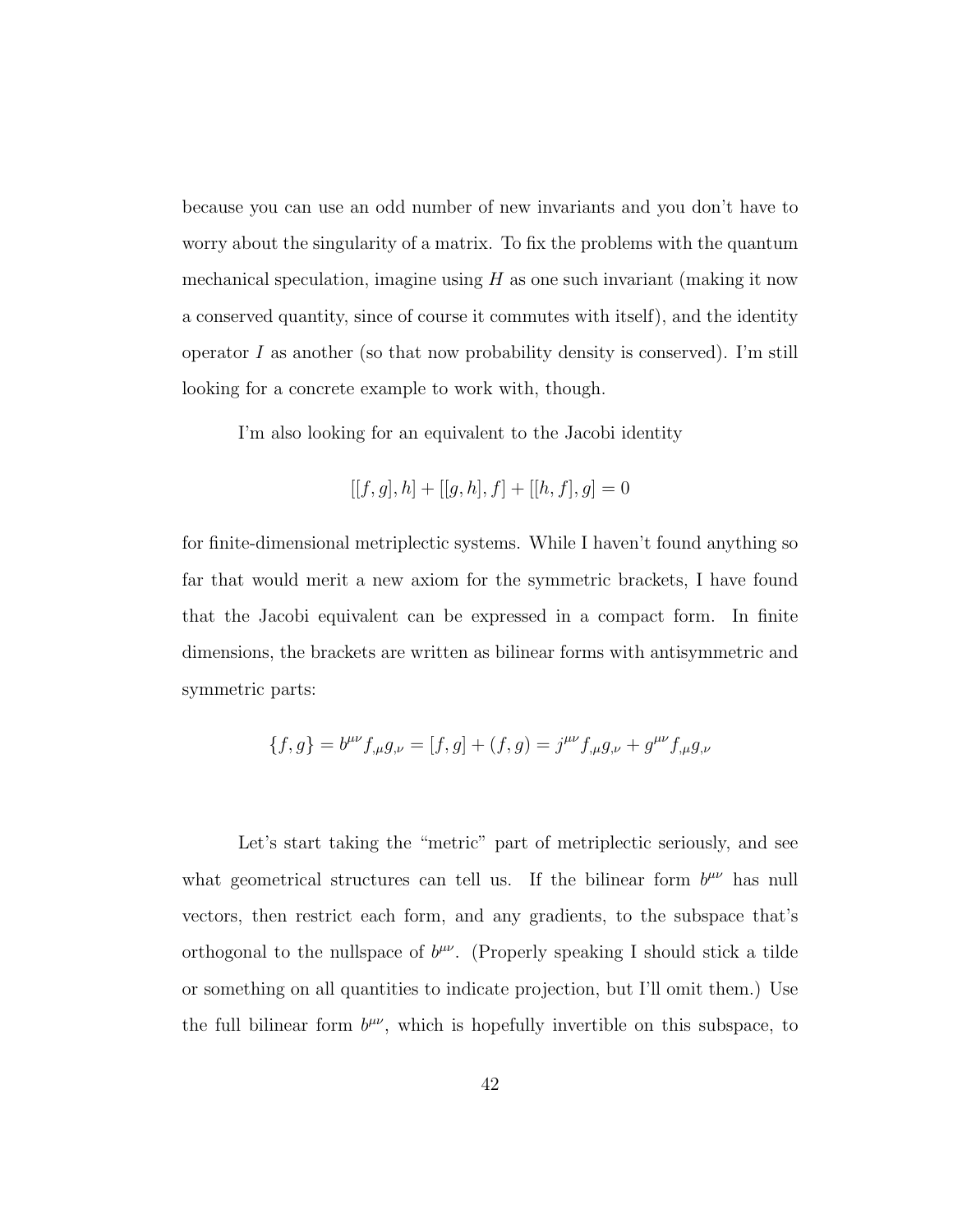because you can use an odd number of new invariants and you don't have to worry about the singularity of a matrix. To fix the problems with the quantum mechanical speculation, imagine using $H$ as one such invariant (making it now a conserved quantity, since of course it commutes with itself), and the identity operator $I$ as another (so that now probability density is conserved). I'm still looking for a concrete example to work with, though.

I'm also looking for an equivalent to the Jacobi identity

$$[[f, g], h] + [[g, h], f] + [[h, f], g] = 0$$

for finite-dimensional metriplectic systems. While I haven't found anything so far that would merit a new axiom for the symmetric brackets, I have found that the Jacobi equivalent can be expressed in a compact form. In finite dimensions, the brackets are written as bilinear forms with antisymmetric and symmetric parts:

$$\{f, g\} = b^{\mu\nu} f_{,\mu} g_{,\nu} = [f, g] + (f, g) = j^{\mu\nu} f_{,\mu} g_{,\nu} + g^{\mu\nu} f_{,\mu} g_{,\nu}$$

Let's start taking the "metric" part of metriplectic seriously, and see what geometrical structures can tell us. If the bilinear form $b^{\mu\nu}$ has null vectors, then restrict each form, and any gradients, to the subspace that's orthogonal to the nullspace of $b^{\mu\nu}$. (Properly speaking I should stick a tilde or something on all quantities to indicate projection, but I'll omit them.) Use the full bilinear form $b^{\mu\nu}$, which is hopefully invertible on this subspace, to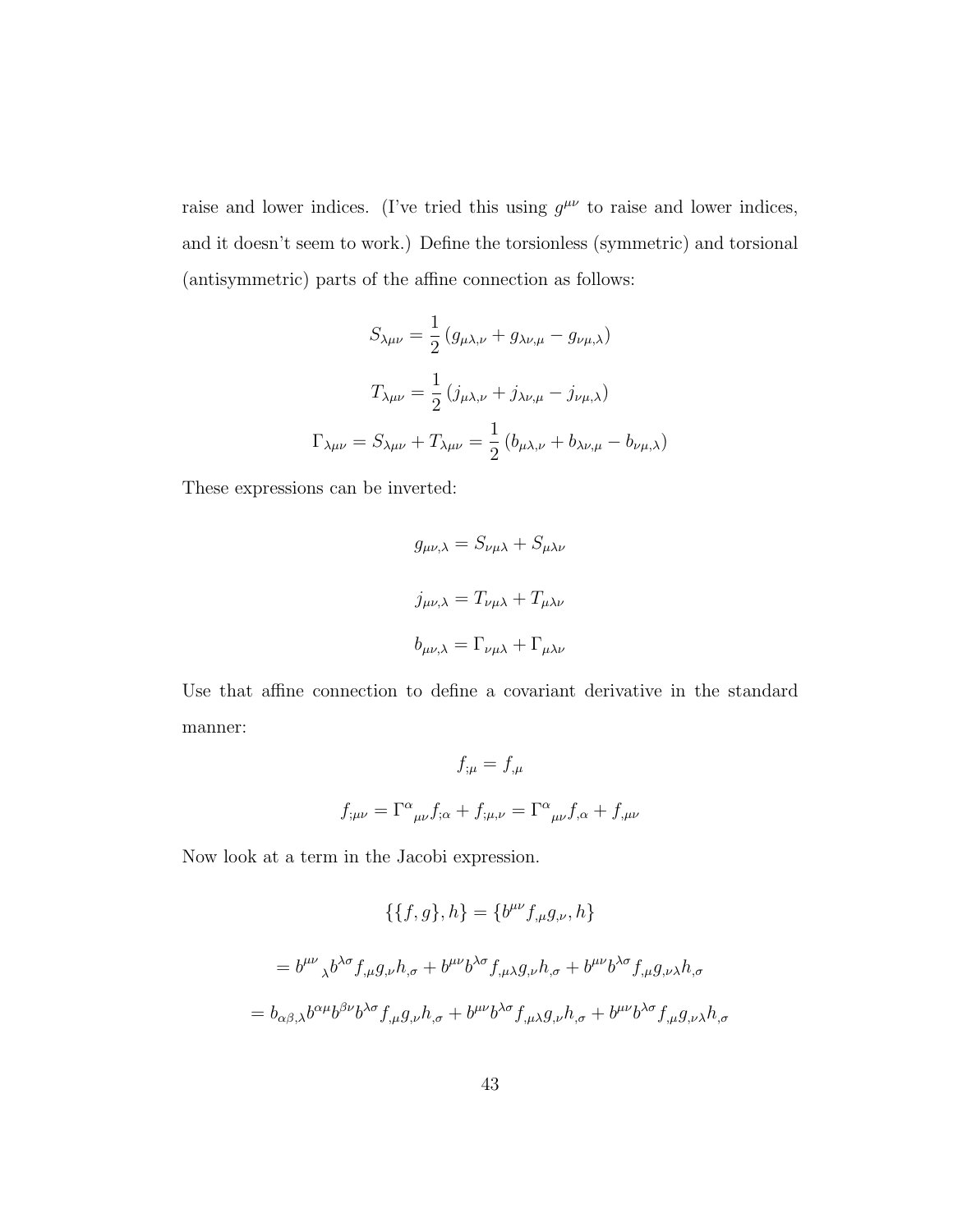raise and lower indices. (I've tried this using $g^{\mu\nu}$ to raise and lower indices, and it doesn't seem to work.) Define the torsionless (symmetric) and torsional (antisymmetric) parts of the affine connection as follows:

$$S_{\lambda\mu\nu} = \frac{1}{2}\left(g_{\mu\lambda,\nu} + g_{\lambda\nu,\mu} - g_{\nu\mu,\lambda}\right)$$

$$T_{\lambda\mu\nu} = \frac{1}{2}\left(j_{\mu\lambda,\nu} + j_{\lambda\nu,\mu} - j_{\nu\mu,\lambda}\right)$$

$$\Gamma_{\lambda\mu\nu} = S_{\lambda\mu\nu} + T_{\lambda\mu\nu} = \frac{1}{2}\left(b_{\mu\lambda,\nu} + b_{\lambda\nu,\mu} - b_{\nu\mu,\lambda}\right)$$

These expressions can be inverted:

$$g_{\mu\nu,\lambda} = S_{\nu\mu\lambda} + S_{\mu\lambda\nu}$$

$$j_{\mu\nu,\lambda} = T_{\nu\mu\lambda} + T_{\mu\lambda\nu}$$

$$b_{\mu\nu,\lambda} = \Gamma_{\nu\mu\lambda} + \Gamma_{\mu\lambda\nu}$$

Use that affine connection to define a covariant derivative in the standard manner:

$$f_{;\mu} = f_{,\mu}$$

$$f_{;\mu\nu} = \Gamma^{\alpha}{}_{\mu\nu} f_{;\alpha} + f_{;\mu,\nu} = \Gamma^{\alpha}{}_{\mu\nu} f_{,\alpha} + f_{,\mu\nu}$$

Now look at a term in the Jacobi expression.

$$\{\{f, g\}, h\} = \{b^{\mu\nu} f_{,\mu} g_{,\nu}, h\}$$

$$= b^{\mu\nu}{}_{,\lambda} b^{\lambda\sigma} f_{,\mu} g_{,\nu} h_{,\sigma} + b^{\mu\nu} b^{\lambda\sigma} f_{,\mu\lambda} g_{,\nu} h_{,\sigma} + b^{\mu\nu} b^{\lambda\sigma} f_{,\mu} g_{,\nu\lambda} h_{,\sigma}$$

$$= b_{\alpha\beta,\lambda} b^{\alpha\mu} b^{\beta\nu} b^{\lambda\sigma} f_{,\mu} g_{,\nu} h_{,\sigma} + b^{\mu\nu} b^{\lambda\sigma} f_{,\mu\lambda} g_{,\nu} h_{,\sigma} + b^{\mu\nu} b^{\lambda\sigma} f_{,\mu} g_{,\nu\lambda} h_{,\sigma}$$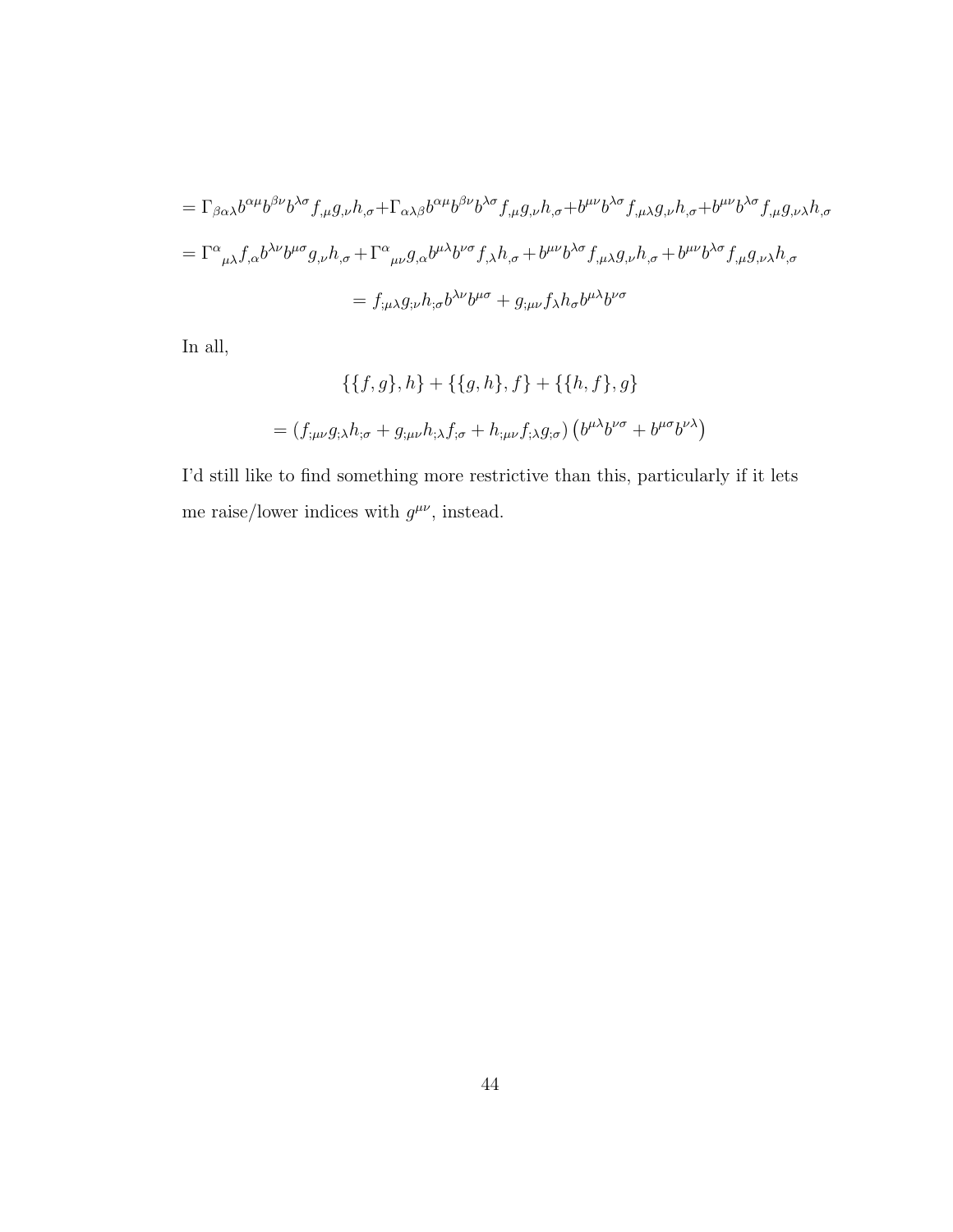$$= \Gamma_{\beta\alpha\lambda} b^{\alpha\mu} b^{\beta\nu} b^{\lambda\sigma} f_{,\mu} g_{,\nu} h_{,\sigma} + \Gamma_{\alpha\lambda\beta} b^{\alpha\mu} b^{\beta\nu} b^{\lambda\sigma} f_{,\mu} g_{,\nu} h_{,\sigma} + b^{\mu\nu} b^{\lambda\sigma} f_{,\mu\lambda} g_{,\nu} h_{,\sigma} + b^{\mu\nu} b^{\lambda\sigma} f_{,\mu} g_{,\nu\lambda} h_{,\sigma}$$

$$= \Gamma^{\alpha}{}_{\mu\lambda} f_{,\alpha} b^{\lambda\nu} b^{\mu\sigma} g_{,\nu} h_{,\sigma} + \Gamma^{\alpha}{}_{\mu\nu} g_{,\alpha} b^{\mu\lambda} b^{\nu\sigma} f_{,\lambda} h_{,\sigma} + b^{\mu\nu} b^{\lambda\sigma} f_{,\mu\lambda} g_{,\nu} h_{,\sigma} + b^{\mu\nu} b^{\lambda\sigma} f_{,\mu} g_{,\nu\lambda} h_{,\sigma}$$

$$= f_{;\mu\lambda} g_{;\nu} h_{;\sigma} b^{\lambda\nu} b^{\mu\sigma} + g_{;\mu\nu} f_{\lambda} h_{\sigma} b^{\mu\lambda} b^{\nu\sigma}$$

In all,

$$\{\{f,g\},h\} + \{\{g,h\},f\} + \{\{h,f\},g\}$$

$$= (f_{;\mu\nu} g_{;\lambda} h_{;\sigma} + g_{;\mu\nu} h_{;\lambda} f_{;\sigma} + h_{;\mu\nu} f_{;\lambda} g_{;\sigma}) \left( b^{\mu\lambda} b^{\nu\sigma} + b^{\mu\sigma} b^{\nu\lambda} \right)$$

I'd still like to find something more restrictive than this, particularly if it lets me raise/lower indices with $g^{\mu\nu}$, instead.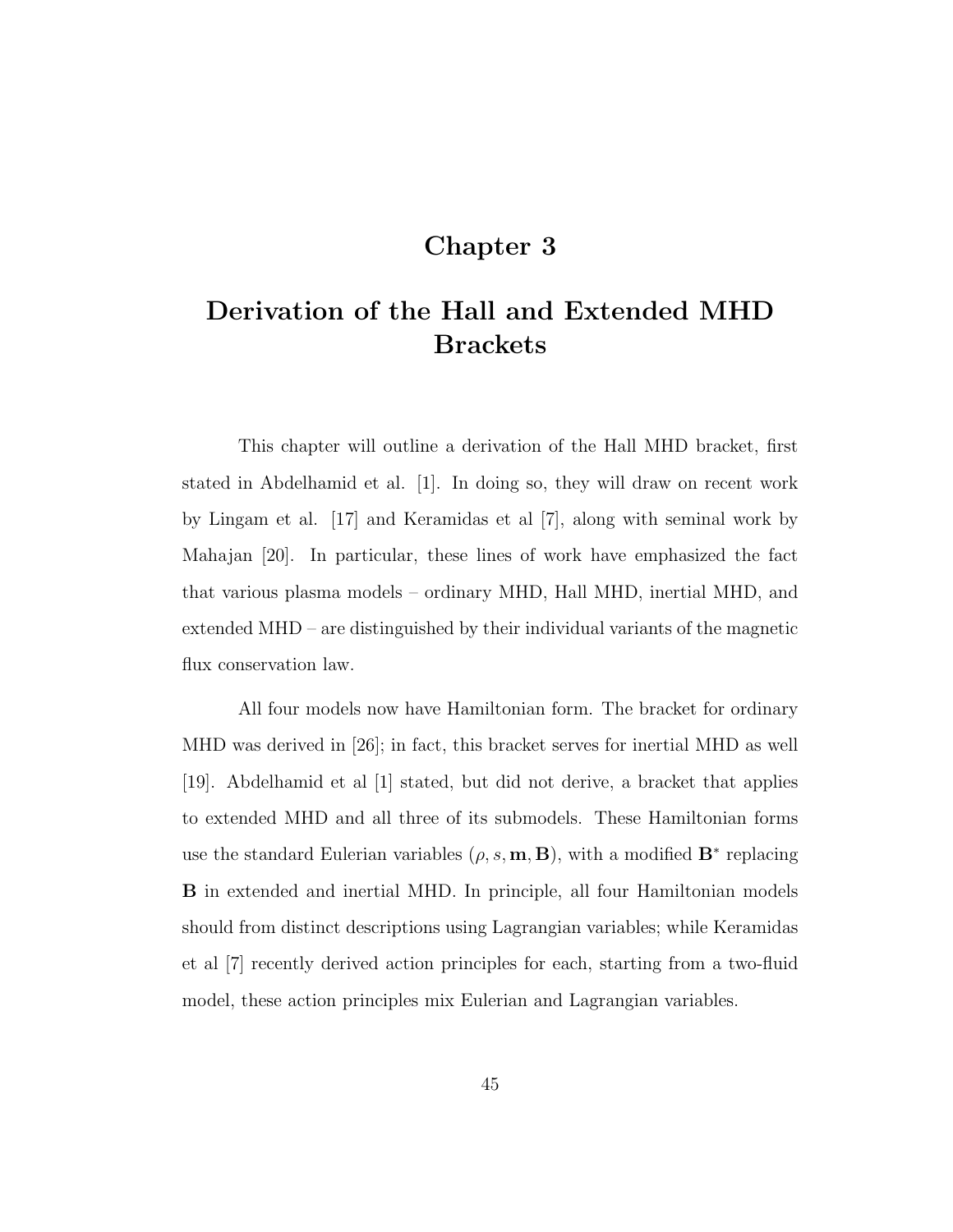# Chapter 3

# Derivation of the Hall and Extended MHD Brackets

This chapter will outline a derivation of the Hall MHD bracket, first stated in Abdelhamid et al. [1]. In doing so, they will draw on recent work by Lingam et al. [17] and Keramidas et al [7], along with seminal work by Mahajan [20]. In particular, these lines of work have emphasized the fact that various plasma models – ordinary MHD, Hall MHD, inertial MHD, and extended MHD – are distinguished by their individual variants of the magnetic flux conservation law.

All four models now have Hamiltonian form. The bracket for ordinary MHD was derived in [26]; in fact, this bracket serves for inertial MHD as well [19]. Abdelhamid et al [1] stated, but did not derive, a bracket that applies to extended MHD and all three of its submodels. These Hamiltonian forms use the standard Eulerian variables $(\rho, s, \mathbf{m}, \mathbf{B})$, with a modified $\mathbf{B}^*$ replacing $\mathbf{B}$ in extended and inertial MHD. In principle, all four Hamiltonian models should from distinct descriptions using Lagrangian variables; while Keramidas et al [7] recently derived action principles for each, starting from a two-fluid model, these action principles mix Eulerian and Lagrangian variables.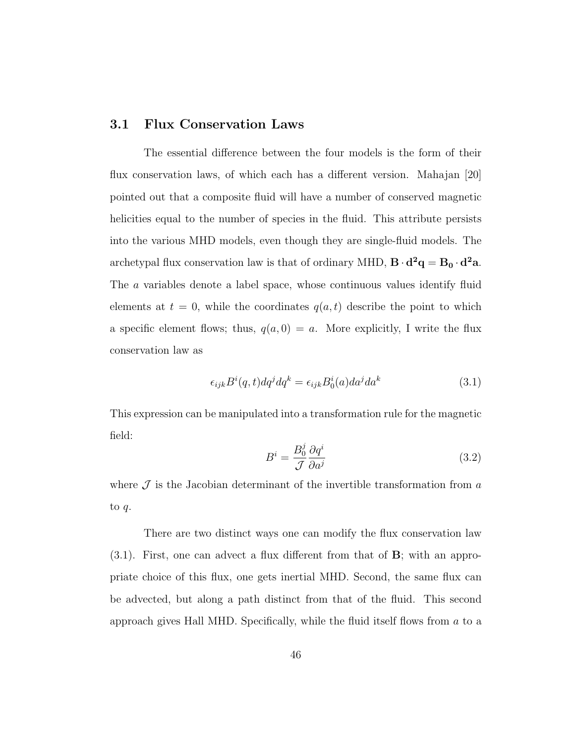## 3.1 Flux Conservation Laws

The essential difference between the four models is the form of their flux conservation laws, of which each has a different version. Mahajan [20] pointed out that a composite fluid will have a number of conserved magnetic helicities equal to the number of species in the fluid. This attribute persists into the various MHD models, even though they are single-fluid models. The archetypal flux conservation law is that of ordinary MHD, $\mathbf{B} \cdot \mathbf{d^2q} = \mathbf{B_0} \cdot \mathbf{d^2a}$. The $a$ variables denote a label space, whose continuous values identify fluid elements at $t = 0$, while the coordinates $q(a,t)$ describe the point to which a specific element flows; thus, $q(a,0) = a$. More explicitly, I write the flux conservation law as

$$\epsilon_{ijk} B^i(q,t) dq^j dq^k = \epsilon_{ijk} B_0^i(a) da^j da^k \tag{3.1}$$

This expression can be manipulated into a transformation rule for the magnetic field:

$$B^i = \frac{B_0^j}{\mathcal{J}} \frac{\partial q^i}{\partial a^j} \tag{3.2}$$

where $\mathcal{J}$ is the Jacobian determinant of the invertible transformation from $a$ to $q$.

There are two distinct ways one can modify the flux conservation law (3.1). First, one can advect a flux different from that of $\mathbf{B}$; with an appropriate choice of this flux, one gets inertial MHD. Second, the same flux can be advected, but along a path distinct from that of the fluid. This second approach gives Hall MHD. Specifically, while the fluid itself flows from $a$ to a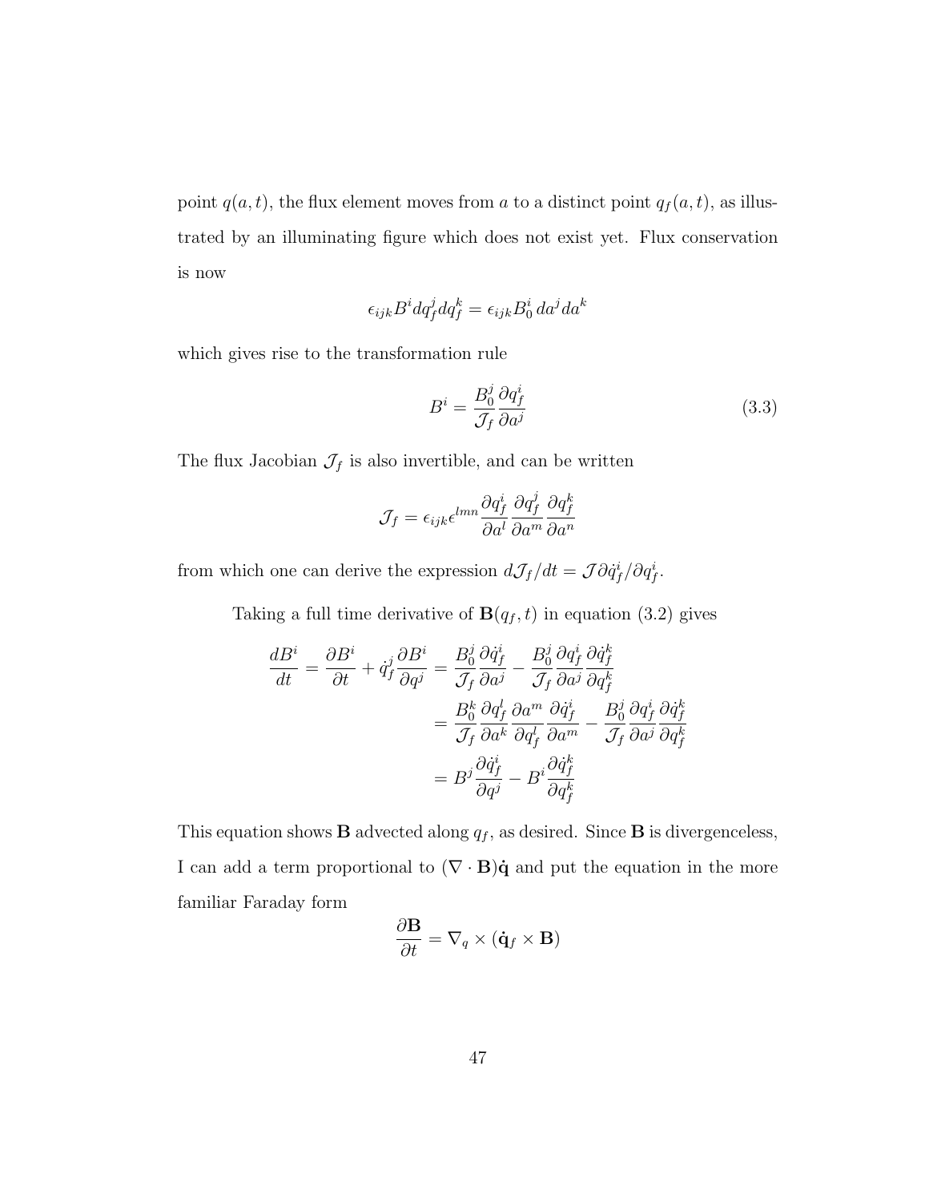point $q(a,t)$, the flux element moves from $a$ to a distinct point $q_f(a,t)$, as illustrated by an illuminating figure which does not exist yet. Flux conservation is now

$$\epsilon_{ijk} B^i dq_f^j dq_f^k = \epsilon_{ijk} B_0^i \, da^j da^k$$

which gives rise to the transformation rule

$$B^i = \frac{B_0^j}{\mathcal{J}_f} \frac{\partial q_f^i}{\partial a^j} \tag{3.3}$$

The flux Jacobian $\mathcal{J}_f$ is also invertible, and can be written

$$\mathcal{J}_f = \epsilon_{ijk} \epsilon^{lmn} \frac{\partial q_f^i}{\partial a^l} \frac{\partial q_f^j}{\partial a^m} \frac{\partial q_f^k}{\partial a^n}$$

from which one can derive the expression $d\mathcal{J}_f/dt = \mathcal{J} \partial \dot{q}_f^i / \partial q_f^i$.

Taking a full time derivative of $\mathbf{B}(q_f, t)$ in equation (3.2) gives

$$\begin{aligned}
\frac{dB^i}{dt} = \frac{\partial B^i}{\partial t} + \dot{q}_f^j \frac{\partial B^i}{\partial q^j} &= \frac{B_0^j}{\mathcal{J}_f} \frac{\partial \dot{q}_f^i}{\partial a^j} - \frac{B_0^j}{\mathcal{J}_f} \frac{\partial q_f^i}{\partial a^j} \frac{\partial \dot{q}_f^k}{\partial q_f^k} \\
&= \frac{B_0^k}{\mathcal{J}_f} \frac{\partial q_f^l}{\partial a^k} \frac{\partial a^m}{\partial q_f^l} \frac{\partial \dot{q}_f^i}{\partial a^m} - \frac{B_0^j}{\mathcal{J}_f} \frac{\partial q_f^i}{\partial a^j} \frac{\partial \dot{q}_f^k}{\partial q_f^k} \\
&= B^j \frac{\partial \dot{q}_f^i}{\partial q^j} - B^i \frac{\partial \dot{q}_f^k}{\partial q_f^k}
\end{aligned}$$

This equation shows $\mathbf{B}$ advected along $q_f$, as desired. Since $\mathbf{B}$ is divergenceless, I can add a term proportional to $(\nabla \cdot \mathbf{B})\dot{\mathbf{q}}$ and put the equation in the more familiar Faraday form

$$\frac{\partial \mathbf{B}}{\partial t} = \nabla_q \times (\dot{\mathbf{q}}_f \times \mathbf{B})$$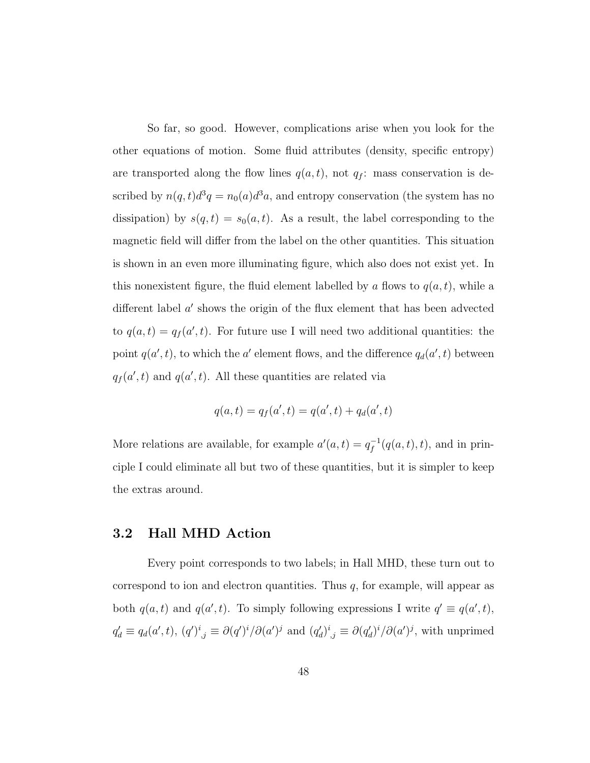So far, so good. However, complications arise when you look for the other equations of motion. Some fluid attributes (density, specific entropy) are transported along the flow lines $q(a,t)$, not $q_f$: mass conservation is described by $n(q,t)d^3q = n_0(a)d^3a$, and entropy conservation (the system has no dissipation) by $s(q,t) = s_0(a,t)$. As a result, the label corresponding to the magnetic field will differ from the label on the other quantities. This situation is shown in an even more illuminating figure, which also does not exist yet. In this nonexistent figure, the fluid element labelled by $a$ flows to $q(a,t)$, while a different label $a'$ shows the origin of the flux element that has been advected to $q(a,t) = q_f(a',t)$. For future use I will need two additional quantities: the point $q(a',t)$, to which the $a'$ element flows, and the difference $q_d(a',t)$ between $q_f(a',t)$ and $q(a',t)$. All these quantities are related via

$$q(a,t) = q_f(a',t) = q(a',t) + q_d(a',t)$$

More relations are available, for example $a'(a,t) = q_f^{-1}(q(a,t),t)$, and in principle I could eliminate all but two of these quantities, but it is simpler to keep the extras around.

## 3.2 Hall MHD Action

Every point corresponds to two labels; in Hall MHD, these turn out to correspond to ion and electron quantities. Thus $q$, for example, will appear as both $q(a,t)$ and $q(a',t)$. To simply following expressions I write $q' \equiv q(a',t)$, $q'_d \equiv q_d(a',t)$, $(q')^i{}_{,j} \equiv \partial(q')^i/\partial(a')^j$ and $(q'_d)^i{}_{,j} \equiv \partial(q'_d)^i/\partial(a')^j$, with unprimed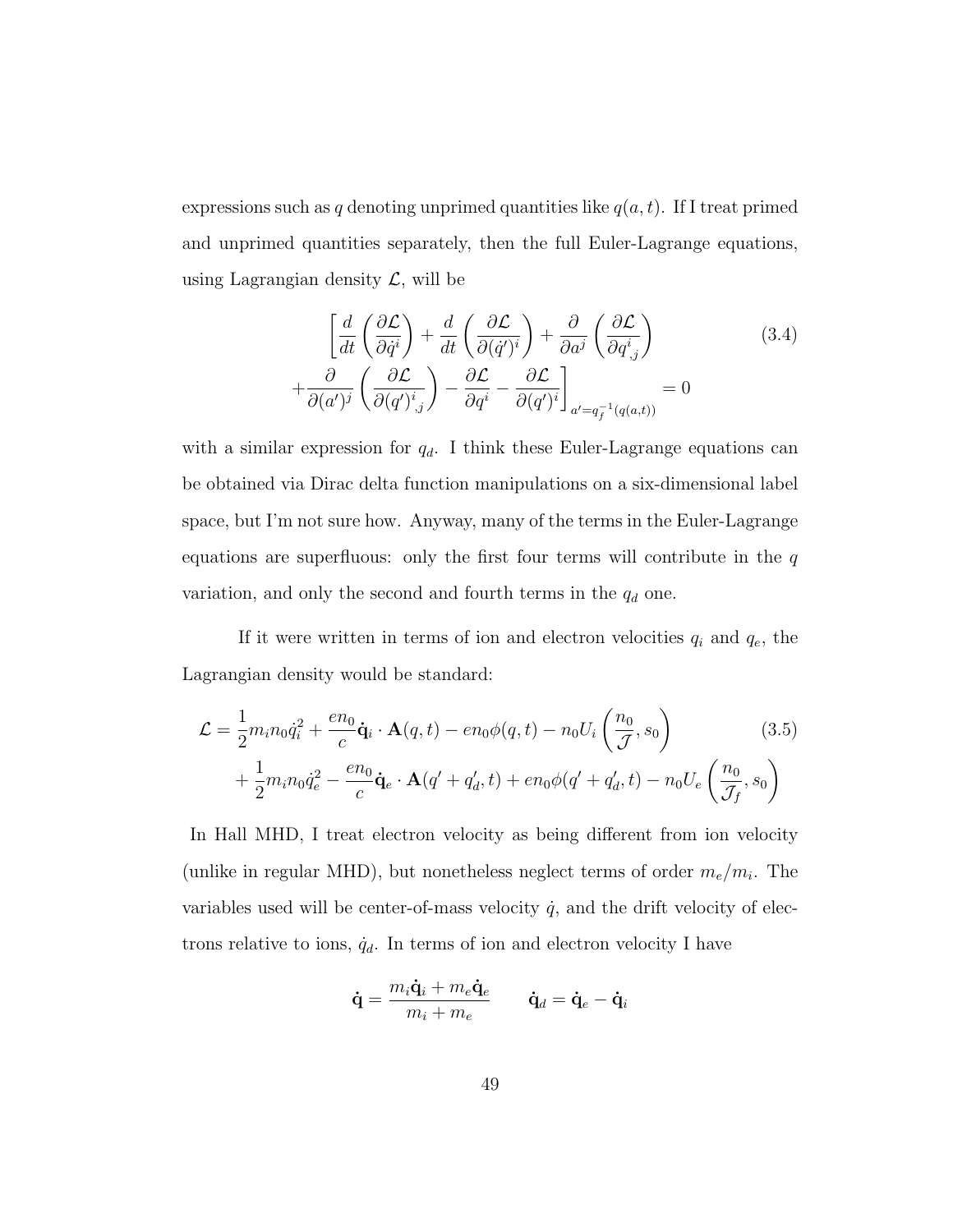expressions such as $q$ denoting unprimed quantities like $q(a,t)$. If I treat primed and unprimed quantities separately, then the full Euler-Lagrange equations, using Lagrangian density $\mathcal{L}$, will be

$$
\begin{aligned}
&\left[\frac{d}{dt}\left(\frac{\partial \mathcal{L}}{\partial \dot{q}^i}\right) + \frac{d}{dt}\left(\frac{\partial \mathcal{L}}{\partial (\dot{q}')^i}\right) + \frac{\partial}{\partial a^j}\left(\frac{\partial \mathcal{L}}{\partial q^i_{,j}}\right)\right. \\
&\left. + \frac{\partial}{\partial (a')^j}\left(\frac{\partial \mathcal{L}}{\partial (q')^i_{,j}}\right) - \frac{\partial \mathcal{L}}{\partial q^i} - \frac{\partial \mathcal{L}}{\partial (q')^i}\right]_{a'=q_f^{-1}(q(a,t))} = 0
\end{aligned}
\tag{3.4}
$$

with a similar expression for $q_d$. I think these Euler-Lagrange equations can be obtained via Dirac delta function manipulations on a six-dimensional label space, but I'm not sure how. Anyway, many of the terms in the Euler-Lagrange equations are superfluous: only the first four terms will contribute in the $q$ variation, and only the second and fourth terms in the $q_d$ one.

If it were written in terms of ion and electron velocities $q_i$ and $q_e$, the Lagrangian density would be standard:

$$
\begin{aligned}
\mathcal{L} = &\frac{1}{2} m_i n_0 \dot{q}_i^2 + \frac{e n_0}{c} \dot{\mathbf{q}}_i \cdot \mathbf{A}(q,t) - e n_0 \phi(q,t) - n_0 U_i\left(\frac{n_0}{\mathcal{J}}, s_0\right) \\
&+ \frac{1}{2} m_i n_0 \dot{q}_e^2 - \frac{e n_0}{c} \dot{\mathbf{q}}_e \cdot \mathbf{A}(q' + q'_d, t) + e n_0 \phi(q' + q'_d, t) - n_0 U_e\left(\frac{n_0}{\mathcal{J}_f}, s_0\right)
\end{aligned}
\tag{3.5}
$$

In Hall MHD, I treat electron velocity as being different from ion velocity (unlike in regular MHD), but nonetheless neglect terms of order $m_e/m_i$. The variables used will be center-of-mass velocity $\dot{q}$, and the drift velocity of electrons relative to ions, $\dot{q}_d$. In terms of ion and electron velocity I have

$$
\dot{\mathbf{q}} = \frac{m_i \dot{\mathbf{q}}_i + m_e \dot{\mathbf{q}}_e}{m_i + m_e} \qquad \dot{\mathbf{q}}_d = \dot{\mathbf{q}}_e - \dot{\mathbf{q}}_i
$$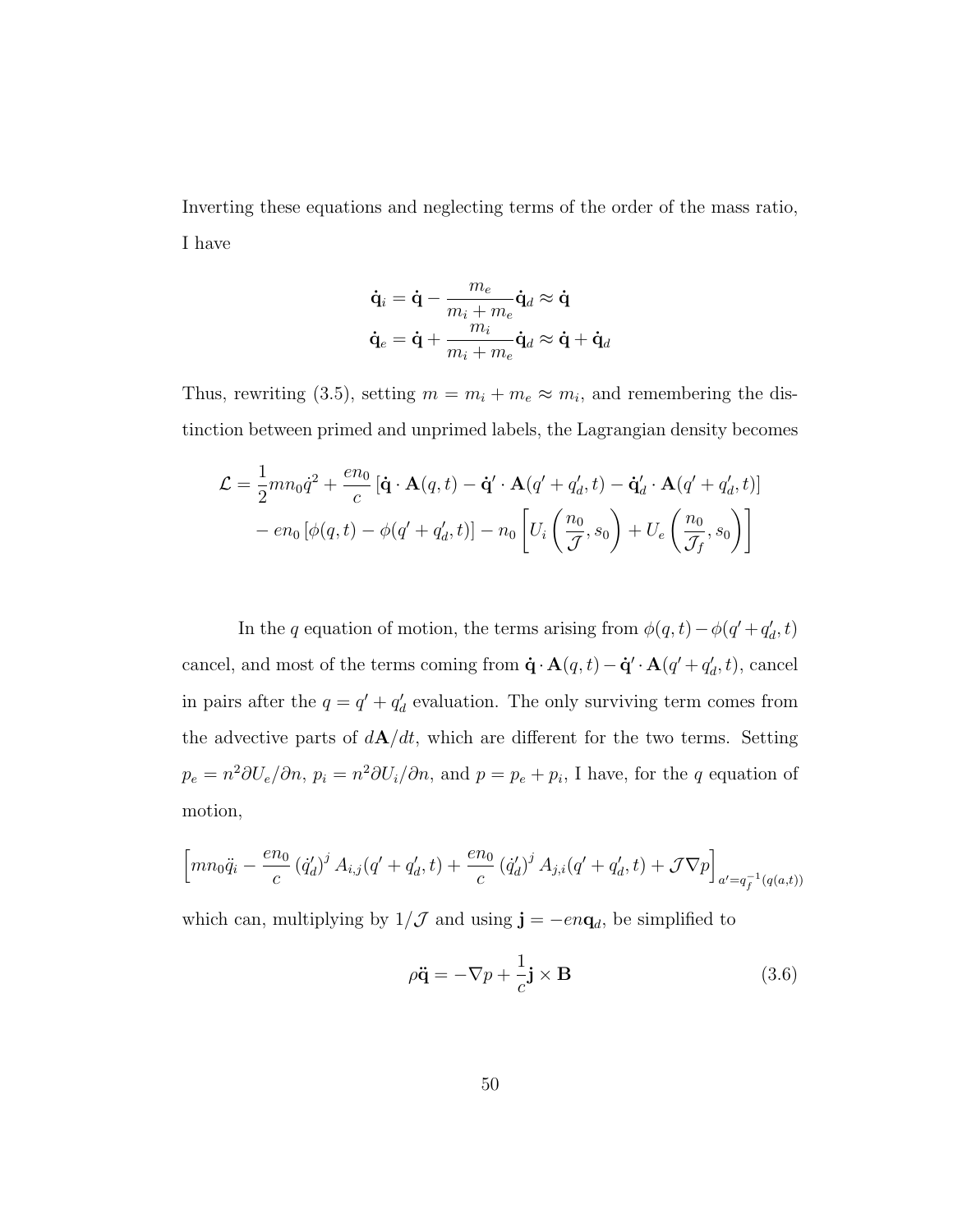Inverting these equations and neglecting terms of the order of the mass ratio, I have

$$\dot{\mathbf{q}}_i = \dot{\mathbf{q}} - \frac{m_e}{m_i + m_e}\dot{\mathbf{q}}_d \approx \dot{\mathbf{q}}$$
$$\dot{\mathbf{q}}_e = \dot{\mathbf{q}} + \frac{m_i}{m_i + m_e}\dot{\mathbf{q}}_d \approx \dot{\mathbf{q}} + \dot{\mathbf{q}}_d$$

Thus, rewriting (3.5), setting $m = m_i + m_e \approx m_i$, and remembering the distinction between primed and unprimed labels, the Lagrangian density becomes

$$\mathcal{L} = \frac{1}{2}mn_0\dot{q}^2 + \frac{en_0}{c}\left[\dot{\mathbf{q}} \cdot \mathbf{A}(q,t) - \dot{\mathbf{q}}' \cdot \mathbf{A}(q' + q'_d, t) - \dot{\mathbf{q}}'_d \cdot \mathbf{A}(q' + q'_d, t)\right]$$
$$- en_0\left[\phi(q,t) - \phi(q' + q'_d, t)\right] - n_0\left[U_i\left(\frac{n_0}{\mathcal{J}}, s_0\right) + U_e\left(\frac{n_0}{\mathcal{J}_f}, s_0\right)\right]$$

In the $q$ equation of motion, the terms arising from $\phi(q,t) - \phi(q' + q'_d, t)$ cancel, and most of the terms coming from $\dot{\mathbf{q}} \cdot \mathbf{A}(q,t) - \dot{\mathbf{q}}' \cdot \mathbf{A}(q' + q'_d, t)$, cancel in pairs after the $q = q' + q'_d$ evaluation. The only surviving term comes from the advective parts of $d\mathbf{A}/dt$, which are different for the two terms. Setting $p_e = n^2\partial U_e/\partial n$, $p_i = n^2\partial U_i/\partial n$, and $p = p_e + p_i$, I have, for the $q$ equation of motion,

$$\left[mn_0\ddot{q}_i - \frac{en_0}{c}\left(\dot{q}'_d\right)^j A_{i,j}(q' + q'_d, t) + \frac{en_0}{c}\left(\dot{q}'_d\right)^j A_{j,i}(q' + q'_d, t) + \mathcal{J}\nabla p\right]_{a' = q_f^{-1}(q(a,t))}$$

which can, multiplying by $1/\mathcal{J}$ and using $\mathbf{j} = -en\mathbf{q}_d$, be simplified to

$$\rho\ddot{\mathbf{q}} = -\nabla p + \frac{1}{c}\mathbf{j} \times \mathbf{B} \tag{3.6}$$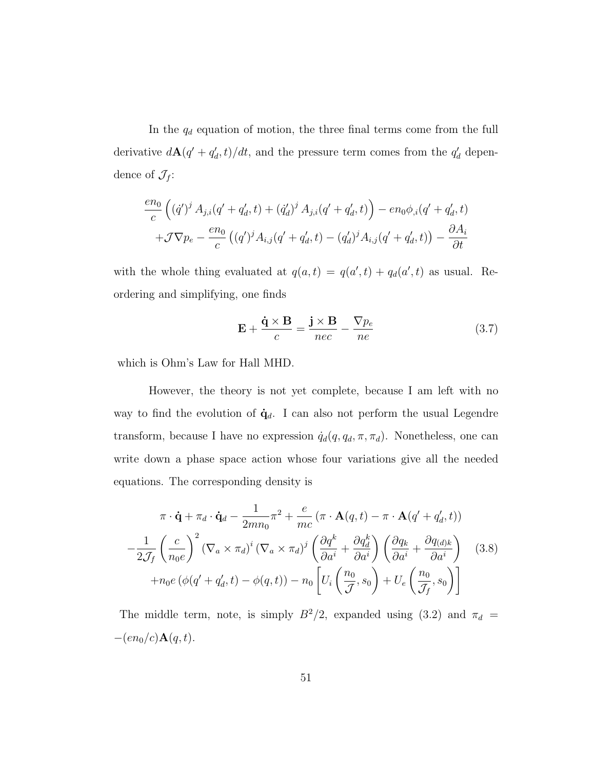In the $q_d$ equation of motion, the three final terms come from the full derivative $d\mathbf{A}(q' + q'_d, t)/dt$, and the pressure term comes from the $q'_d$ dependence of $\mathcal{J}_f$:

$$
\begin{aligned}
&\frac{en_0}{c}\left( (\dot{q}')^j \, A_{j,i}(q' + q'_d, t) + (\dot{q}'_d)^j \, A_{j,i}(q' + q'_d, t) \right) - en_0 \phi_{,i}(q' + q'_d, t) \\
&\quad + \mathcal{J} \nabla p_e - \frac{en_0}{c}\left( (q')^j A_{i,j}(q' + q'_d, t) - (q'_d)^j A_{i,j}(q' + q'_d, t) \right) - \frac{\partial A_i}{\partial t}
\end{aligned}
$$

with the whole thing evaluated at $q(a, t) = q(a', t) + q_d(a', t)$ as usual. Reordering and simplifying, one finds

$$
\mathbf{E} + \frac{\dot{\mathbf{q}} \times \mathbf{B}}{c} = \frac{\mathbf{j} \times \mathbf{B}}{nec} - \frac{\nabla p_e}{ne} \tag{3.7}
$$

which is Ohm's Law for Hall MHD.

However, the theory is not yet complete, because I am left with no way to find the evolution of $\dot{\mathbf{q}}_d$. I can also not perform the usual Legendre transform, because I have no expression $\dot{q}_d(q, q_d, \pi, \pi_d)$. Nonetheless, one can write down a phase space action whose four variations give all the needed equations. The corresponding density is

$$
\begin{aligned}
&\pi \cdot \dot{\mathbf{q}} + \pi_d \cdot \dot{\mathbf{q}}_d - \frac{1}{2mn_0}\pi^2 + \frac{e}{mc}\left( \pi \cdot \mathbf{A}(q, t) - \pi \cdot \mathbf{A}(q' + q'_d, t) \right) \\
&- \frac{1}{2\mathcal{J}_f}\left( \frac{c}{n_0 e} \right)^2 (\nabla_a \times \pi_d)^i \, (\nabla_a \times \pi_d)^j \left( \frac{\partial q^k}{\partial a^i} + \frac{\partial q_d^k}{\partial a^i} \right)\left( \frac{\partial q_k}{\partial a^i} + \frac{\partial q_{(d)k}}{\partial a^i} \right) \\
&\quad + n_0 e \left( \phi(q' + q'_d, t) - \phi(q, t) \right) - n_0 \left[ U_i\left( \frac{n_0}{\mathcal{J}}, s_0 \right) + U_e\left( \frac{n_0}{\mathcal{J}_f}, s_0 \right) \right]
\end{aligned} \tag{3.8}
$$

The middle term, note, is simply $B^2/2$, expanded using (3.2) and $\pi_d = -(en_0/c)\mathbf{A}(q, t)$.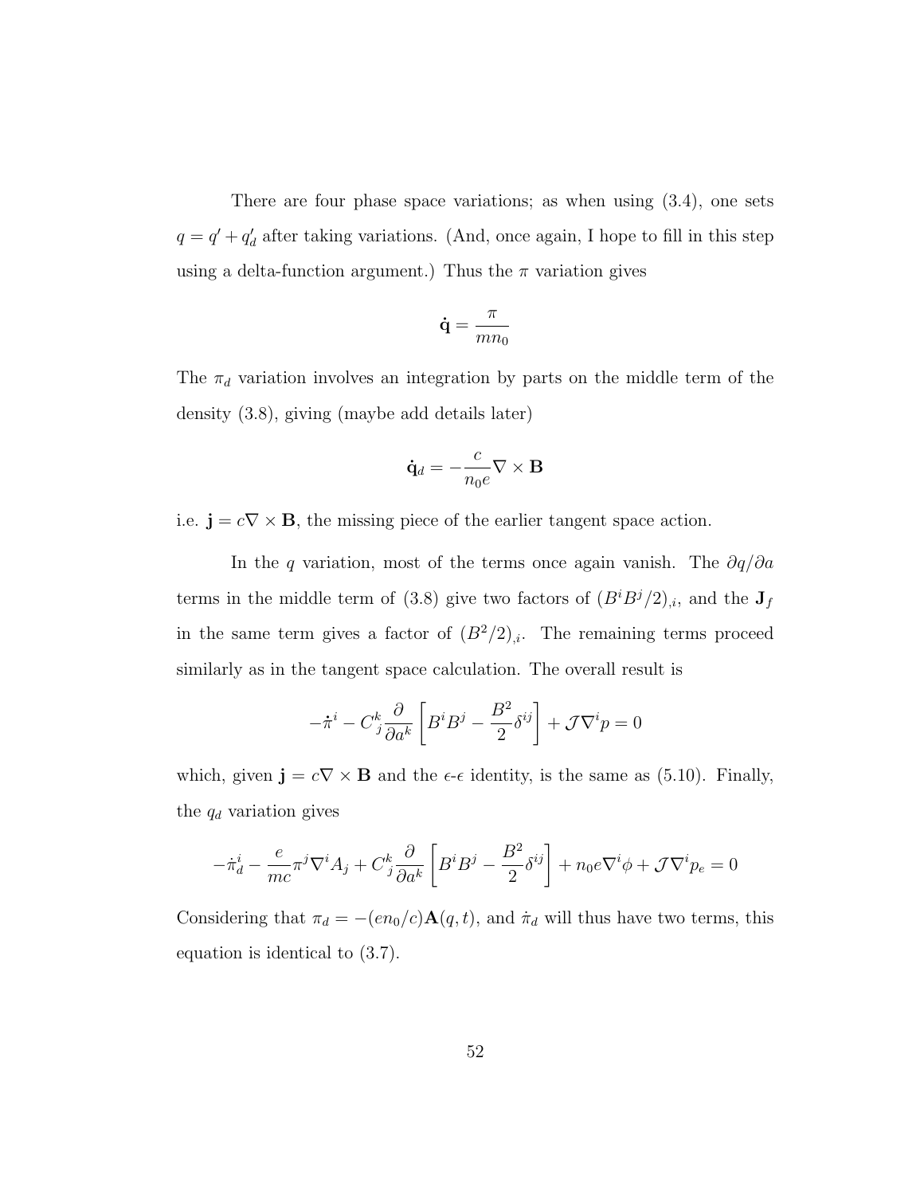There are four phase space variations; as when using (3.4), one sets $q = q' + q'_d$ after taking variations. (And, once again, I hope to fill in this step using a delta-function argument.) Thus the $\pi$ variation gives

$$\dot{\mathbf{q}} = \frac{\pi}{mn_0}$$

The $\pi_d$ variation involves an integration by parts on the middle term of the density (3.8), giving (maybe add details later)

$$\dot{\mathbf{q}}_d = -\frac{c}{n_0 e}\nabla \times \mathbf{B}$$

i.e. $\mathbf{j} = c\nabla \times \mathbf{B}$, the missing piece of the earlier tangent space action.

In the $q$ variation, most of the terms once again vanish. The $\partial q/\partial a$ terms in the middle term of (3.8) give two factors of $(B^i B^j/2)_{,i}$, and the $\mathbf{J}_f$ in the same term gives a factor of $(B^2/2)_{,i}$. The remaining terms proceed similarly as in the tangent space calculation. The overall result is

$$-\dot{\pi}^i - C^k_{\ j}\frac{\partial}{\partial a^k}\left[B^i B^j - \frac{B^2}{2}\delta^{ij}\right] + \mathcal{J}\nabla^i p = 0$$

which, given $\mathbf{j} = c\nabla \times \mathbf{B}$ and the $\epsilon$-$\epsilon$ identity, is the same as (5.10). Finally, the $q_d$ variation gives

$$-\dot{\pi}^i_d - \frac{e}{mc}\pi^j \nabla^i A_j + C^k_{\ j}\frac{\partial}{\partial a^k}\left[B^i B^j - \frac{B^2}{2}\delta^{ij}\right] + n_0 e\nabla^i \phi + \mathcal{J}\nabla^i p_e = 0$$

Considering that $\pi_d = -(en_0/c)\mathbf{A}(q,t)$, and $\dot{\pi}_d$ will thus have two terms, this equation is identical to (3.7).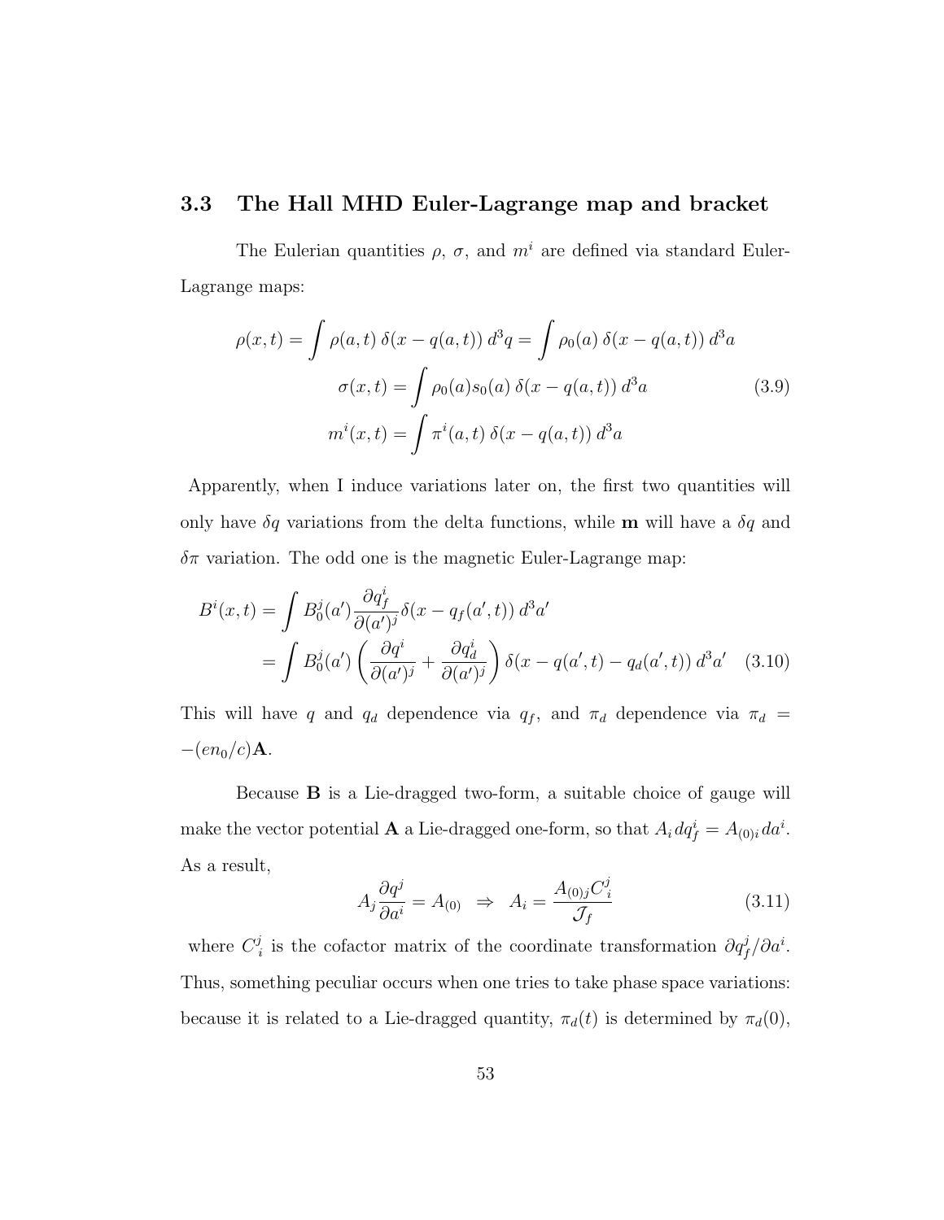## 3.3 The Hall MHD Euler-Lagrange map and bracket

The Eulerian quantities $\rho$, $\sigma$, and $m^i$ are defined via standard Euler-Lagrange maps:

$$
\begin{aligned}
\rho(x,t) = \int \rho(a,t)\, \delta(x - q(a,t))\, d^3q &= \int \rho_0(a)\, \delta(x - q(a,t))\, d^3a \\
\sigma(x,t) &= \int \rho_0(a) s_0(a)\, \delta(x - q(a,t))\, d^3a \\
m^i(x,t) &= \int \pi^i(a,t)\, \delta(x - q(a,t))\, d^3a
\end{aligned}
\tag{3.9}
$$

Apparently, when I induce variations later on, the first two quantities will only have $\delta q$ variations from the delta functions, while $\mathbf{m}$ will have a $\delta q$ and $\delta \pi$ variation. The odd one is the magnetic Euler-Lagrange map:

$$
\begin{aligned}
B^i(x,t) &= \int B_0^j(a') \frac{\partial q_f^i}{\partial (a')^j} \delta(x - q_f(a',t))\, d^3a' \\
&= \int B_0^j(a') \left( \frac{\partial q^i}{\partial (a')^j} + \frac{\partial q_d^i}{\partial (a')^j} \right) \delta(x - q(a',t) - q_d(a',t))\, d^3a'
\end{aligned}
\tag{3.10}
$$

This will have $q$ and $q_d$ dependence via $q_f$, and $\pi_d$ dependence via $\pi_d = -(en_0/c)\mathbf{A}$.

Because $\mathbf{B}$ is a Lie-dragged two-form, a suitable choice of gauge will make the vector potential $\mathbf{A}$ a Lie-dragged one-form, so that $A_i\, dq_f^i = A_{(0)i}\, da^i$. As a result,

$$
A_j \frac{\partial q^j}{\partial a^i} = A_{(0)} \;\;\Rightarrow\;\; A_i = \frac{A_{(0)j} C_i^j}{\mathcal{J}_f} \tag{3.11}
$$

where $C_i^j$ is the cofactor matrix of the coordinate transformation $\partial q_f^j / \partial a^i$. Thus, something peculiar occurs when one tries to take phase space variations: because it is related to a Lie-dragged quantity, $\pi_d(t)$ is determined by $\pi_d(0)$,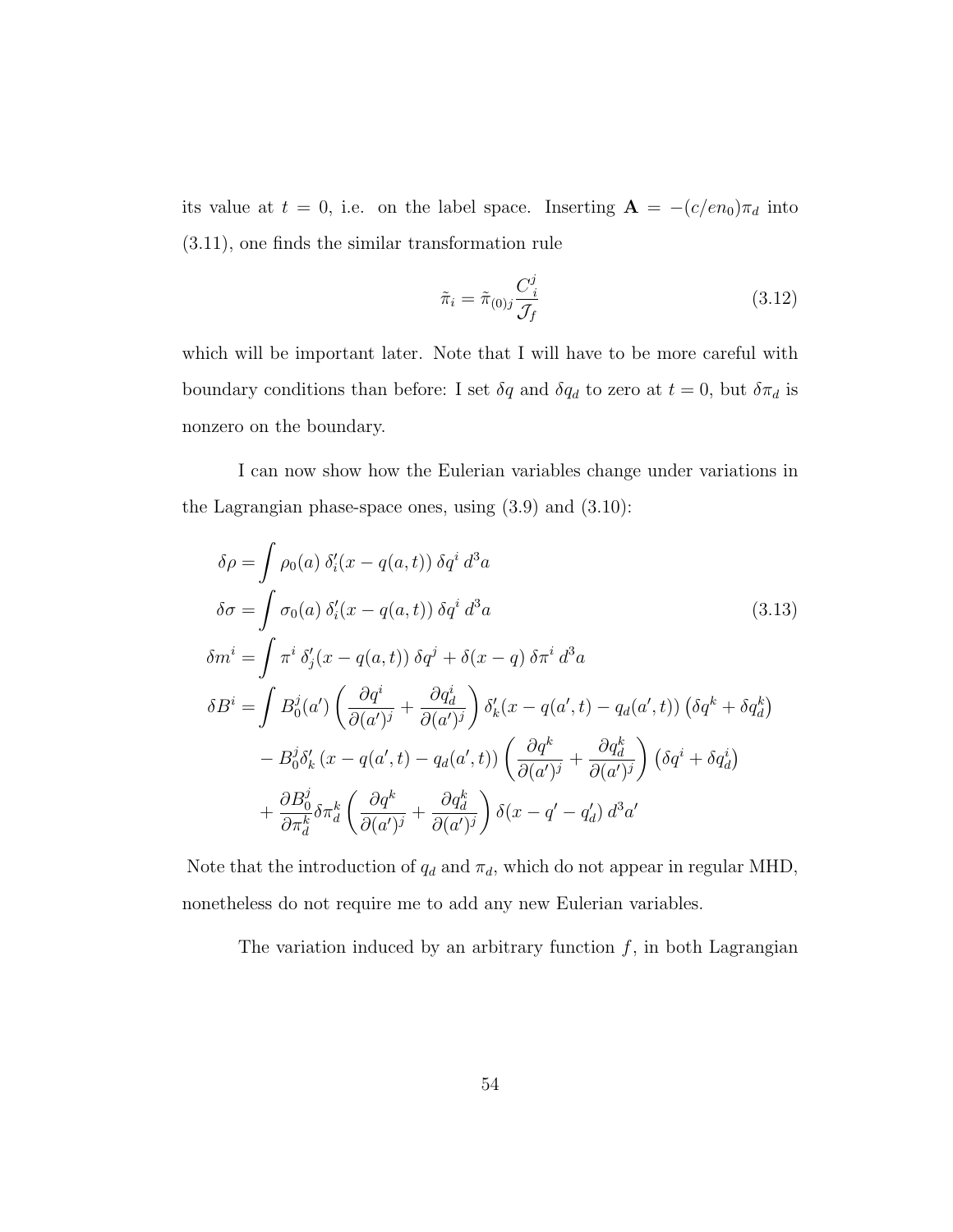its value at $t = 0$, i.e. on the label space. Inserting $\mathbf{A} = -(c/en_0)\pi_d$ into (3.11), one finds the similar transformation rule

$$\tilde{\pi}_i = \tilde{\pi}_{(0)j} \frac{C^j_{\ i}}{\mathcal{J}_f} \tag{3.12}$$

which will be important later. Note that I will have to be more careful with boundary conditions than before: I set $\delta q$ and $\delta q_d$ to zero at $t = 0$, but $\delta \pi_d$ is nonzero on the boundary.

I can now show how the Eulerian variables change under variations in the Lagrangian phase-space ones, using (3.9) and (3.10):

$$\begin{aligned}
\delta\rho &= \int \rho_0(a)\, \delta'_i(x - q(a,t))\, \delta q^i \, d^3a \\
\delta\sigma &= \int \sigma_0(a)\, \delta'_i(x - q(a,t))\, \delta q^i \, d^3a \\
\delta m^i &= \int \pi^i\, \delta'_j(x - q(a,t))\, \delta q^j + \delta(x - q)\, \delta\pi^i \, d^3a \\
\delta B^i &= \int B^j_0(a') \left( \frac{\partial q^i}{\partial (a')^j} + \frac{\partial q^i_d}{\partial (a')^j} \right) \delta'_k(x - q(a',t) - q_d(a',t)) \left( \delta q^k + \delta q^k_d \right) \\
&\quad - B^j_0 \delta'_k \left( x - q(a',t) - q_d(a',t) \right) \left( \frac{\partial q^k}{\partial (a')^j} + \frac{\partial q^k_d}{\partial (a')^j} \right) \left( \delta q^i + \delta q^i_d \right) \\
&\quad + \frac{\partial B^j_0}{\partial \pi^k_d} \delta\pi^k_d \left( \frac{\partial q^k}{\partial (a')^j} + \frac{\partial q^k_d}{\partial (a')^j} \right) \delta(x - q' - q'_d)\, d^3a'
\end{aligned} \tag{3.13}$$

Note that the introduction of $q_d$ and $\pi_d$, which do not appear in regular MHD, nonetheless do not require me to add any new Eulerian variables.

The variation induced by an arbitrary function $f$, in both Lagrangian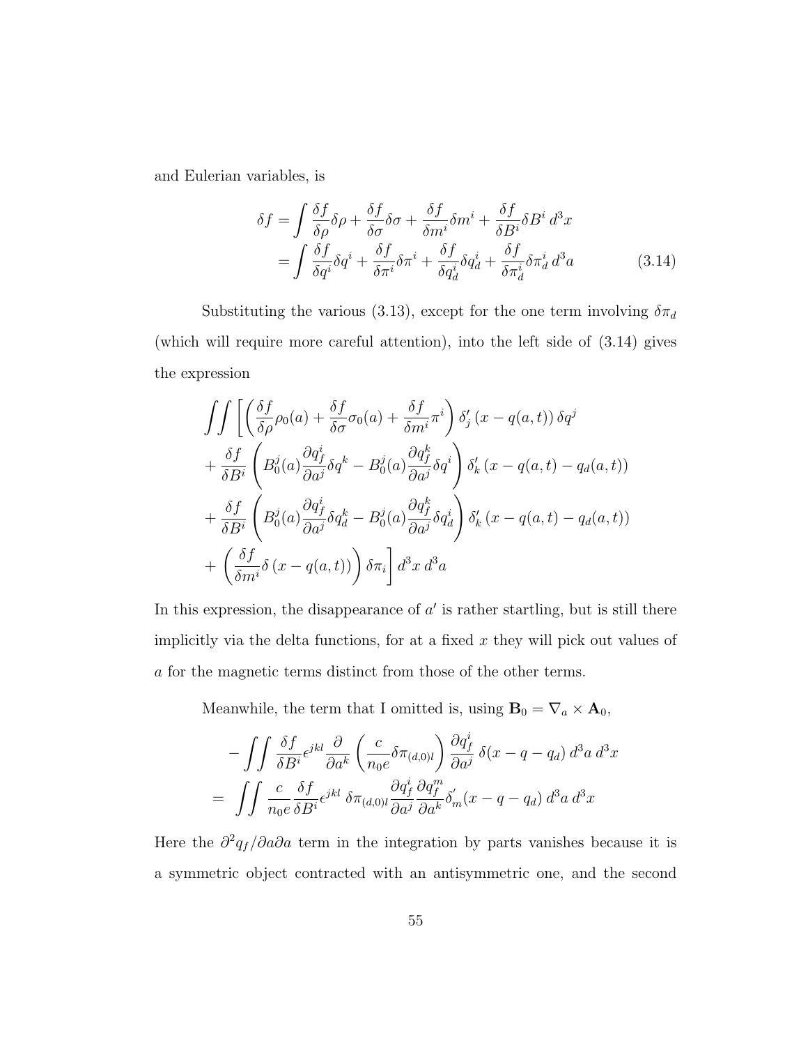and Eulerian variables, is

$$
\begin{aligned}
\delta f &= \int \frac{\delta f}{\delta \rho}\delta\rho + \frac{\delta f}{\delta \sigma}\delta\sigma + \frac{\delta f}{\delta m^i}\delta m^i + \frac{\delta f}{\delta B^i}\delta B^i \, d^3x \\
&= \int \frac{\delta f}{\delta q^i}\delta q^i + \frac{\delta f}{\delta \pi^i}\delta \pi^i + \frac{\delta f}{\delta q_d^i}\delta q_d^i + \frac{\delta f}{\delta \pi_d^i}\delta \pi_d^i \, d^3a
\end{aligned}
\tag{3.14}
$$

Substituting the various (3.13), except for the one term involving $\delta\pi_d$ (which will require more careful attention), into the left side of (3.14) gives the expression

$$
\begin{aligned}
\iint \Bigg[ & \left( \frac{\delta f}{\delta \rho}\rho_0(a) + \frac{\delta f}{\delta \sigma}\sigma_0(a) + \frac{\delta f}{\delta m^i}\pi^i \right) \delta_j'\left(x - q(a,t)\right)\delta q^j \\
&+ \frac{\delta f}{\delta B^i}\left( B_0^j(a)\frac{\partial q_f^i}{\partial a^j}\delta q^k - B_0^j(a)\frac{\partial q_f^k}{\partial a^j}\delta q^i \right) \delta_k'\left(x - q(a,t) - q_d(a,t)\right) \\
&+ \frac{\delta f}{\delta B^i}\left( B_0^j(a)\frac{\partial q_f^i}{\partial a^j}\delta q_d^k - B_0^j(a)\frac{\partial q_f^k}{\partial a^j}\delta q_d^i \right) \delta_k'\left(x - q(a,t) - q_d(a,t)\right) \\
&+ \left( \frac{\delta f}{\delta m^i}\delta\left(x - q(a,t)\right) \right) \delta \pi_i \Bigg] \, d^3x \, d^3a
\end{aligned}
$$

In this expression, the disappearance of $a'$ is rather startling, but is still there implicitly via the delta functions, for at a fixed $x$ they will pick out values of $a$ for the magnetic terms distinct from those of the other terms.

Meanwhile, the term that I omitted is, using $\mathbf{B}_0 = \nabla_a \times \mathbf{A}_0$,

$$
\begin{aligned}
&-\iint \frac{\delta f}{\delta B^i}\epsilon^{jkl}\frac{\partial}{\partial a^k}\left( \frac{c}{n_0 e}\delta\pi_{(d,0)l} \right) \frac{\partial q_f^i}{\partial a^j}\, \delta(x - q - q_d)\, d^3a \, d^3x \\
= \;\; &\iint \frac{c}{n_0 e}\frac{\delta f}{\delta B^i}\epsilon^{jkl}\, \delta\pi_{(d,0)l}\frac{\partial q_f^i}{\partial a^j}\frac{\partial q_f^m}{\partial a^k}\delta_m'(x - q - q_d)\, d^3a \, d^3x
\end{aligned}
$$

Here the $\partial^2 q_f / \partial a \partial a$ term in the integration by parts vanishes because it is a symmetric object contracted with an antisymmetric one, and the second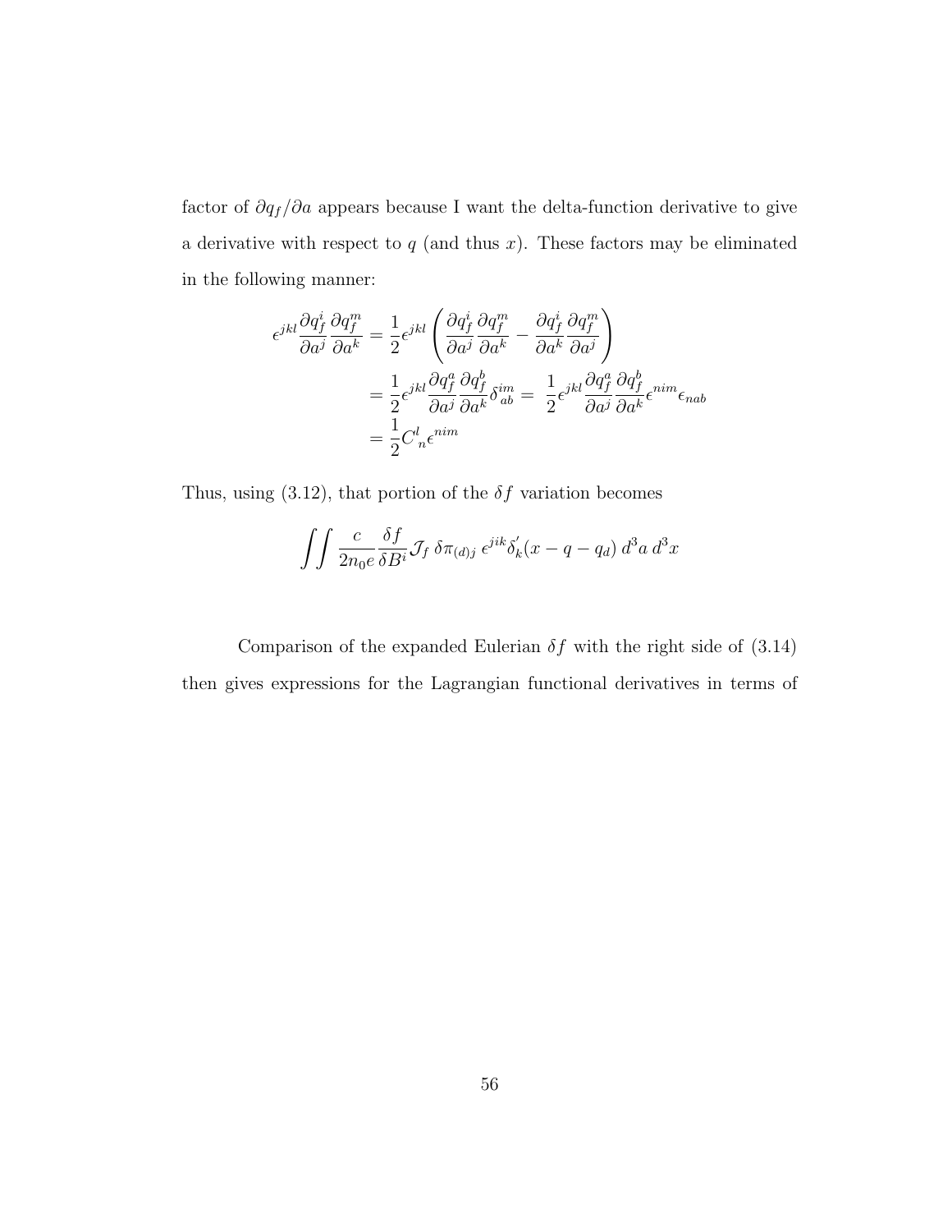factor of $\partial q_f/\partial a$ appears because I want the delta-function derivative to give a derivative with respect to $q$ (and thus $x$). These factors may be eliminated in the following manner:

$$
\begin{aligned}
\epsilon^{jkl}\frac{\partial q_f^i}{\partial a^j}\frac{\partial q_f^m}{\partial a^k} &= \frac{1}{2}\epsilon^{jkl}\left(\frac{\partial q_f^i}{\partial a^j}\frac{\partial q_f^m}{\partial a^k} - \frac{\partial q_f^i}{\partial a^k}\frac{\partial q_f^m}{\partial a^j}\right) \\
&= \frac{1}{2}\epsilon^{jkl}\frac{\partial q_f^a}{\partial a^j}\frac{\partial q_f^b}{\partial a^k}\delta_{ab}^{im} = \frac{1}{2}\epsilon^{jkl}\frac{\partial q_f^a}{\partial a^j}\frac{\partial q_f^b}{\partial a^k}\epsilon^{nim}\epsilon_{nab} \\
&= \frac{1}{2}C^l_{\ n}\epsilon^{nim}
\end{aligned}
$$

Thus, using (3.12), that portion of the $\delta f$ variation becomes

$$
\iint \frac{c}{2n_0 e}\frac{\delta f}{\delta B^i}\mathcal{J}_f \; \delta\pi_{(d)j} \; \epsilon^{jik}\delta_k^{'}(x - q - q_d)\, d^3a\, d^3x
$$

Comparison of the expanded Eulerian $\delta f$ with the right side of (3.14) then gives expressions for the Lagrangian functional derivatives in terms of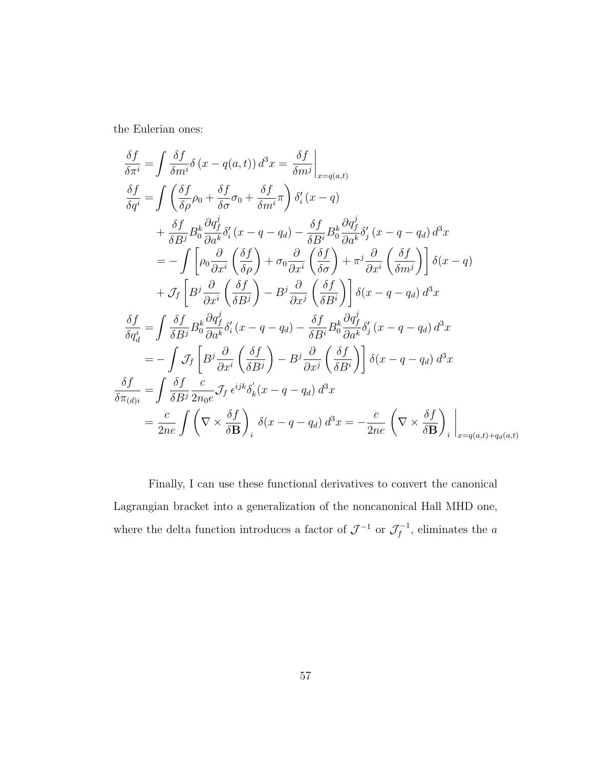the Eulerian ones:

$$
\begin{aligned}
\frac{\delta f}{\delta \pi^i} &= \int \frac{\delta f}{\delta m^i} \delta\left(x - q(a,t)\right) d^3x = \left.\frac{\delta f}{\delta m^j}\right|_{x=q(a,t)} \\
\frac{\delta f}{\delta q^i} &= \int \left( \frac{\delta f}{\delta \rho}\rho_0 + \frac{\delta f}{\delta \sigma}\sigma_0 + \frac{\delta f}{\delta m^i}\pi \right) \delta_i'\left(x - q\right) \\
&\quad + \frac{\delta f}{\delta B^j} B_0^k \frac{\partial q_f^j}{\partial a^k} \delta_i'\left(x - q - q_d\right) - \frac{\delta f}{\delta B^i} B_0^k \frac{\partial q_f^j}{\partial a^k} \delta_j'\left(x - q - q_d\right) d^3x \\
&= -\int \left[ \rho_0 \frac{\partial}{\partial x^i}\left(\frac{\delta f}{\delta \rho}\right) + \sigma_0 \frac{\partial}{\partial x^i}\left(\frac{\delta f}{\delta \sigma}\right) + \pi^j \frac{\partial}{\partial x^i}\left(\frac{\delta f}{\delta m^j}\right) \right] \delta(x - q) \\
&\quad + \mathcal{J}_f \left[ B^j \frac{\partial}{\partial x^i}\left(\frac{\delta f}{\delta B^j}\right) - B^j \frac{\partial}{\partial x^j}\left(\frac{\delta f}{\delta B^i}\right) \right] \delta(x - q - q_d)\, d^3x \\
\frac{\delta f}{\delta q_d^i} &= \int \frac{\delta f}{\delta B^j} B_0^k \frac{\partial q_f^j}{\partial a^k} \delta_i'\left(x - q - q_d\right) - \frac{\delta f}{\delta B^i} B_0^k \frac{\partial q_f^j}{\partial a^k} \delta_j'\left(x - q - q_d\right) d^3x \\
&= -\int \mathcal{J}_f \left[ B^j \frac{\partial}{\partial x^i}\left(\frac{\delta f}{\delta B^j}\right) - B^j \frac{\partial}{\partial x^j}\left(\frac{\delta f}{\delta B^i}\right) \right] \delta(x - q - q_d)\, d^3x \\
\frac{\delta f}{\delta \pi_{(d)i}} &= \int \frac{\delta f}{\delta B^j} \frac{c}{2n_0 e} \mathcal{J}_f\, \epsilon^{ijk} \delta_k'(x - q - q_d)\, d^3x \\
&= \frac{c}{2ne} \int \left( \nabla \times \frac{\delta f}{\delta \mathbf{B}} \right)_i \delta(x - q - q_d)\, d^3x = -\frac{c}{2ne} \left.\left( \nabla \times \frac{\delta f}{\delta \mathbf{B}} \right)_i \right|_{x=q(a,t)+q_d(a,t)}
\end{aligned}
$$

Finally, I can use these functional derivatives to convert the canonical Lagrangian bracket into a generalization of the noncanonical Hall MHD one, where the delta function introduces a factor of $\mathcal{J}^{-1}$ or $\mathcal{J}_f^{-1}$, eliminates the $a$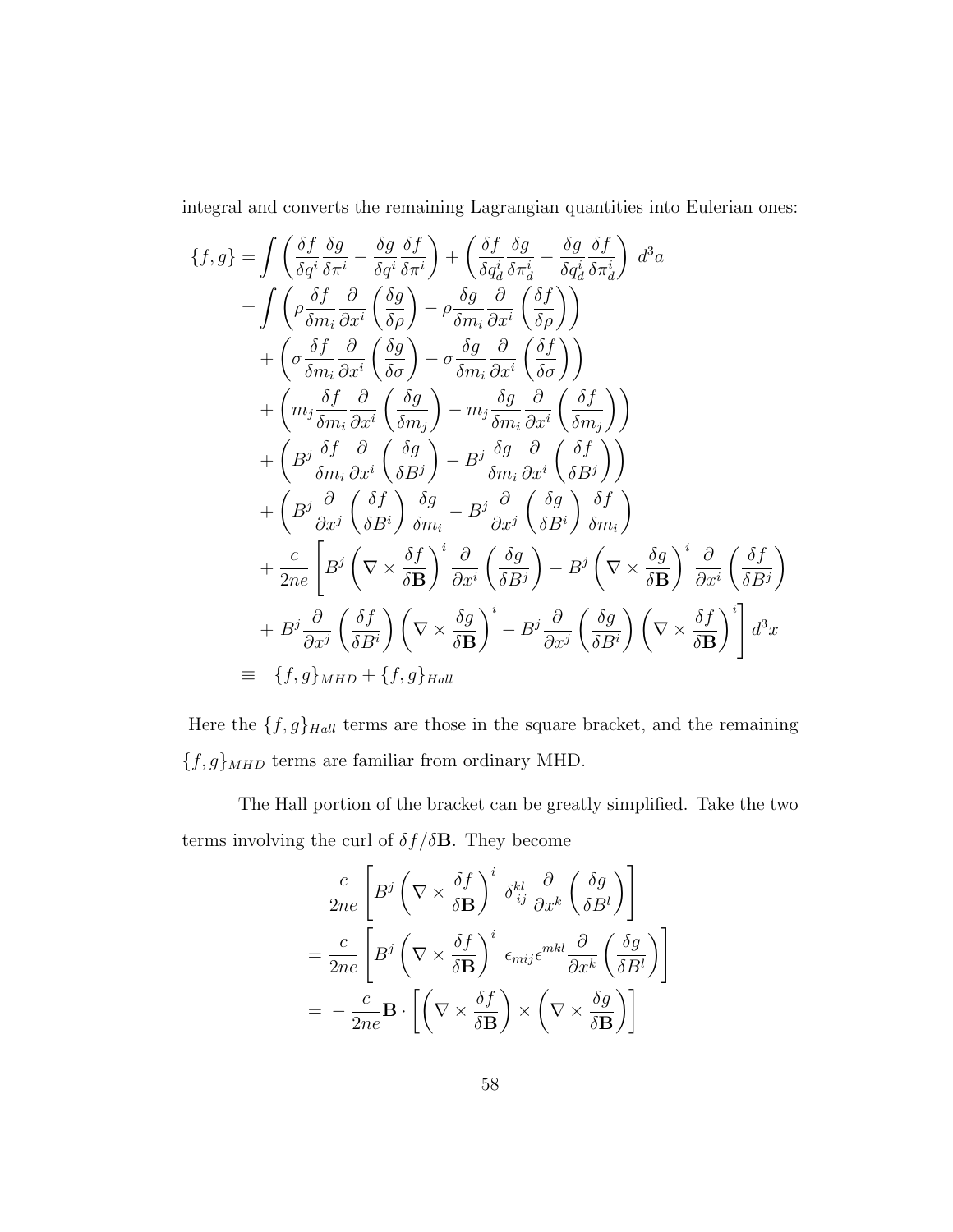integral and converts the remaining Lagrangian quantities into Eulerian ones:

$$
\begin{aligned}
\{f,g\} &= \int \left( \frac{\delta f}{\delta q^i}\frac{\delta g}{\delta \pi^i} - \frac{\delta g}{\delta q^i}\frac{\delta f}{\delta \pi^i} \right) + \left( \frac{\delta f}{\delta q^i_d}\frac{\delta g}{\delta \pi^i_d} - \frac{\delta g}{\delta q^i_d}\frac{\delta f}{\delta \pi^i_d} \right) \, d^3a \\
&= \int \left( \rho \frac{\delta f}{\delta m_i}\frac{\partial}{\partial x^i}\left(\frac{\delta g}{\delta \rho}\right) - \rho \frac{\delta g}{\delta m_i}\frac{\partial}{\partial x^i}\left(\frac{\delta f}{\delta \rho}\right) \right) \\
&\quad + \left( \sigma \frac{\delta f}{\delta m_i}\frac{\partial}{\partial x^i}\left(\frac{\delta g}{\delta \sigma}\right) - \sigma \frac{\delta g}{\delta m_i}\frac{\partial}{\partial x^i}\left(\frac{\delta f}{\delta \sigma}\right) \right) \\
&\quad + \left( m_j \frac{\delta f}{\delta m_i}\frac{\partial}{\partial x^i}\left(\frac{\delta g}{\delta m_j}\right) - m_j \frac{\delta g}{\delta m_i}\frac{\partial}{\partial x^i}\left(\frac{\delta f}{\delta m_j}\right) \right) \\
&\quad + \left( B^j \frac{\delta f}{\delta m_i}\frac{\partial}{\partial x^i}\left(\frac{\delta g}{\delta B^j}\right) - B^j \frac{\delta g}{\delta m_i}\frac{\partial}{\partial x^i}\left(\frac{\delta f}{\delta B^j}\right) \right) \\
&\quad + \left( B^j \frac{\partial}{\partial x^j}\left(\frac{\delta f}{\delta B^i}\right)\frac{\delta g}{\delta m_i} - B^j \frac{\partial}{\partial x^j}\left(\frac{\delta g}{\delta B^i}\right)\frac{\delta f}{\delta m_i} \right) \\
&\quad + \frac{c}{2ne}\Bigg[ B^j \left(\nabla \times \frac{\delta f}{\delta \mathbf{B}}\right)^i \frac{\partial}{\partial x^i}\left(\frac{\delta g}{\delta B^j}\right) - B^j \left(\nabla \times \frac{\delta g}{\delta \mathbf{B}}\right)^i \frac{\partial}{\partial x^i}\left(\frac{\delta f}{\delta B^j}\right) \\
&\quad + B^j \frac{\partial}{\partial x^j}\left(\frac{\delta f}{\delta B^i}\right)\left(\nabla \times \frac{\delta g}{\delta \mathbf{B}}\right)^i - B^j \frac{\partial}{\partial x^j}\left(\frac{\delta g}{\delta B^i}\right)\left(\nabla \times \frac{\delta f}{\delta \mathbf{B}}\right)^i \Bigg] d^3x \\
&\equiv \quad \{f,g\}_{MHD} + \{f,g\}_{Hall}
\end{aligned}
$$

Here the $\{f,g\}_{Hall}$ terms are those in the square bracket, and the remaining $\{f,g\}_{MHD}$ terms are familiar from ordinary MHD.

The Hall portion of the bracket can be greatly simplified. Take the two terms involving the curl of $\delta f / \delta \mathbf{B}$. They become

$$
\begin{aligned}
&\frac{c}{2ne}\left[ B^j \left(\nabla \times \frac{\delta f}{\delta \mathbf{B}}\right)^i \, \delta^{kl}_{ij} \frac{\partial}{\partial x^k}\left(\frac{\delta g}{\delta B^l}\right) \right] \\
&= \frac{c}{2ne}\left[ B^j \left(\nabla \times \frac{\delta f}{\delta \mathbf{B}}\right)^i \, \epsilon_{mij}\epsilon^{mkl} \frac{\partial}{\partial x^k}\left(\frac{\delta g}{\delta B^l}\right) \right] \\
&= -\frac{c}{2ne}\mathbf{B} \cdot \left[ \left(\nabla \times \frac{\delta f}{\delta \mathbf{B}}\right) \times \left(\nabla \times \frac{\delta g}{\delta \mathbf{B}}\right) \right]
\end{aligned}
$$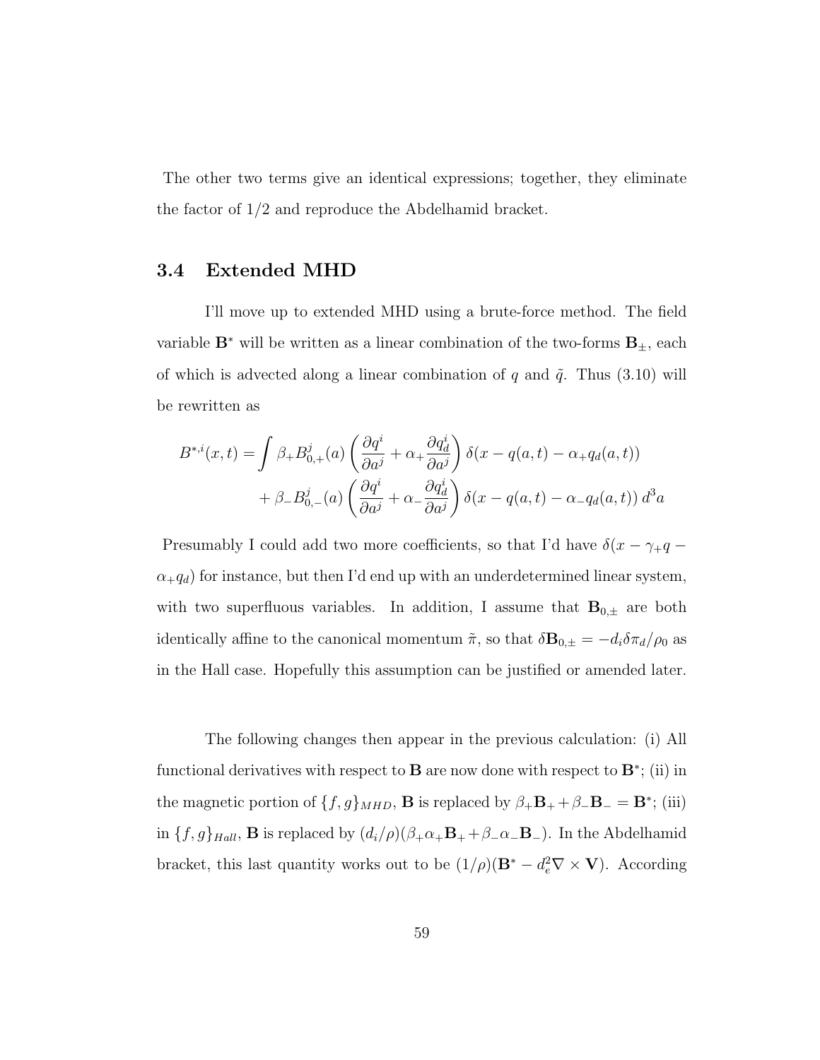The other two terms give an identical expressions; together, they eliminate the factor of 1/2 and reproduce the Abdelhamid bracket.

## 3.4 Extended MHD

I'll move up to extended MHD using a brute-force method. The field variable $\mathbf{B}^*$ will be written as a linear combination of the two-forms $\mathbf{B}_\pm$, each of which is advected along a linear combination of $q$ and $\tilde{q}$. Thus (3.10) will be rewritten as

$$
\begin{aligned}
B^{*,i}(x,t) = \int \beta_+ B^j_{0,+}(a) \left( \frac{\partial q^i}{\partial a^j} + \alpha_+ \frac{\partial q^i_d}{\partial a^j} \right) \delta(x - q(a,t) - \alpha_+ q_d(a,t)) \\
+ \beta_- B^j_{0,-}(a) \left( \frac{\partial q^i}{\partial a^j} + \alpha_- \frac{\partial q^i_d}{\partial a^j} \right) \delta(x - q(a,t) - \alpha_- q_d(a,t)) \, d^3a
\end{aligned}
$$

Presumably I could add two more coefficients, so that I'd have $\delta(x - \gamma_+ q - \alpha_+ q_d)$ for instance, but then I'd end up with an underdetermined linear system, with two superfluous variables. In addition, I assume that $\mathbf{B}_{0,\pm}$ are both identically affine to the canonical momentum $\tilde{\pi}$, so that $\delta \mathbf{B}_{0,\pm} = -d_i \delta \pi_d / \rho_0$ as in the Hall case. Hopefully this assumption can be justified or amended later.

The following changes then appear in the previous calculation: (i) All functional derivatives with respect to $\mathbf{B}$ are now done with respect to $\mathbf{B}^*$; (ii) in the magnetic portion of $\{f,g\}_{MHD}$, $\mathbf{B}$ is replaced by $\beta_+ \mathbf{B}_+ + \beta_- \mathbf{B}_- = \mathbf{B}^*$; (iii) in $\{f,g\}_{Hall}$, $\mathbf{B}$ is replaced by $(d_i/\rho)(\beta_+ \alpha_+ \mathbf{B}_+ + \beta_- \alpha_- \mathbf{B}_-)$. In the Abdelhamid bracket, this last quantity works out to be $(1/\rho)(\mathbf{B}^* - d_e^2 \nabla \times \mathbf{V})$. According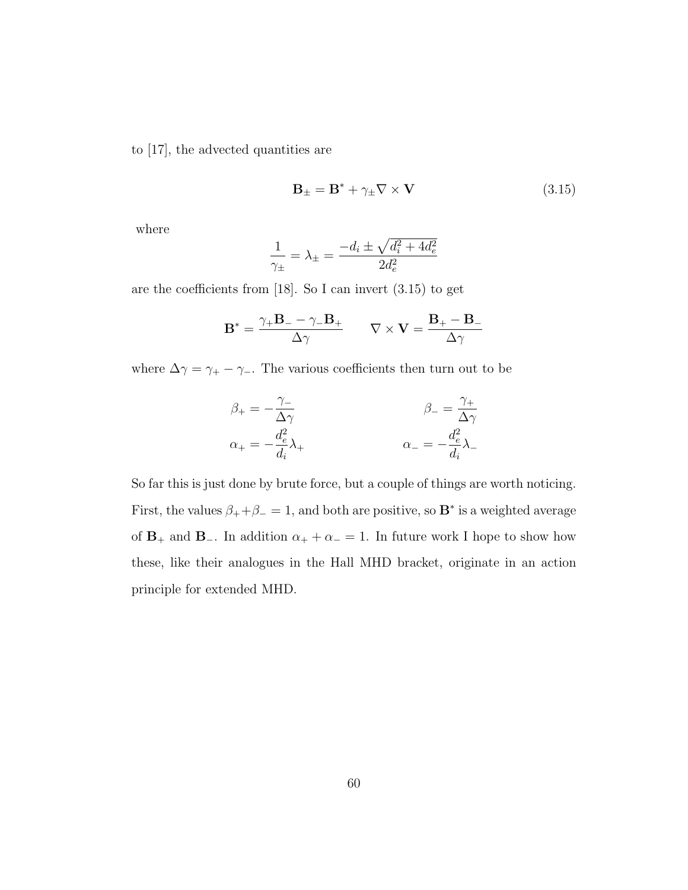to [17], the advected quantities are

$$\mathbf{B}_{\pm} = \mathbf{B}^{*} + \gamma_{\pm} \nabla \times \mathbf{V} \tag{3.15}$$

where

$$\frac{1}{\gamma_{\pm}} = \lambda_{\pm} = \frac{-d_i \pm \sqrt{d_i^2 + 4d_e^2}}{2d_e^2}$$

are the coefficients from [18]. So I can invert (3.15) to get

$$\mathbf{B}^{*} = \frac{\gamma_{+}\mathbf{B}_{-} - \gamma_{-}\mathbf{B}_{+}}{\Delta\gamma} \qquad \nabla \times \mathbf{V} = \frac{\mathbf{B}_{+} - \mathbf{B}_{-}}{\Delta\gamma}$$

where $\Delta\gamma = \gamma_{+} - \gamma_{-}$. The various coefficients then turn out to be

$$\beta_{+} = -\frac{\gamma_{-}}{\Delta\gamma} \qquad\qquad \beta_{-} = \frac{\gamma_{+}}{\Delta\gamma}$$

$$\alpha_{+} = -\frac{d_e^2}{d_i}\lambda_{+} \qquad\qquad \alpha_{-} = -\frac{d_e^2}{d_i}\lambda_{-}$$

So far this is just done by brute force, but a couple of things are worth noticing. First, the values $\beta_{+} + \beta_{-} = 1$, and both are positive, so $\mathbf{B}^{*}$ is a weighted average of $\mathbf{B}_{+}$ and $\mathbf{B}_{-}$. In addition $\alpha_{+} + \alpha_{-} = 1$. In future work I hope to show how these, like their analogues in the Hall MHD bracket, originate in an action principle for extended MHD.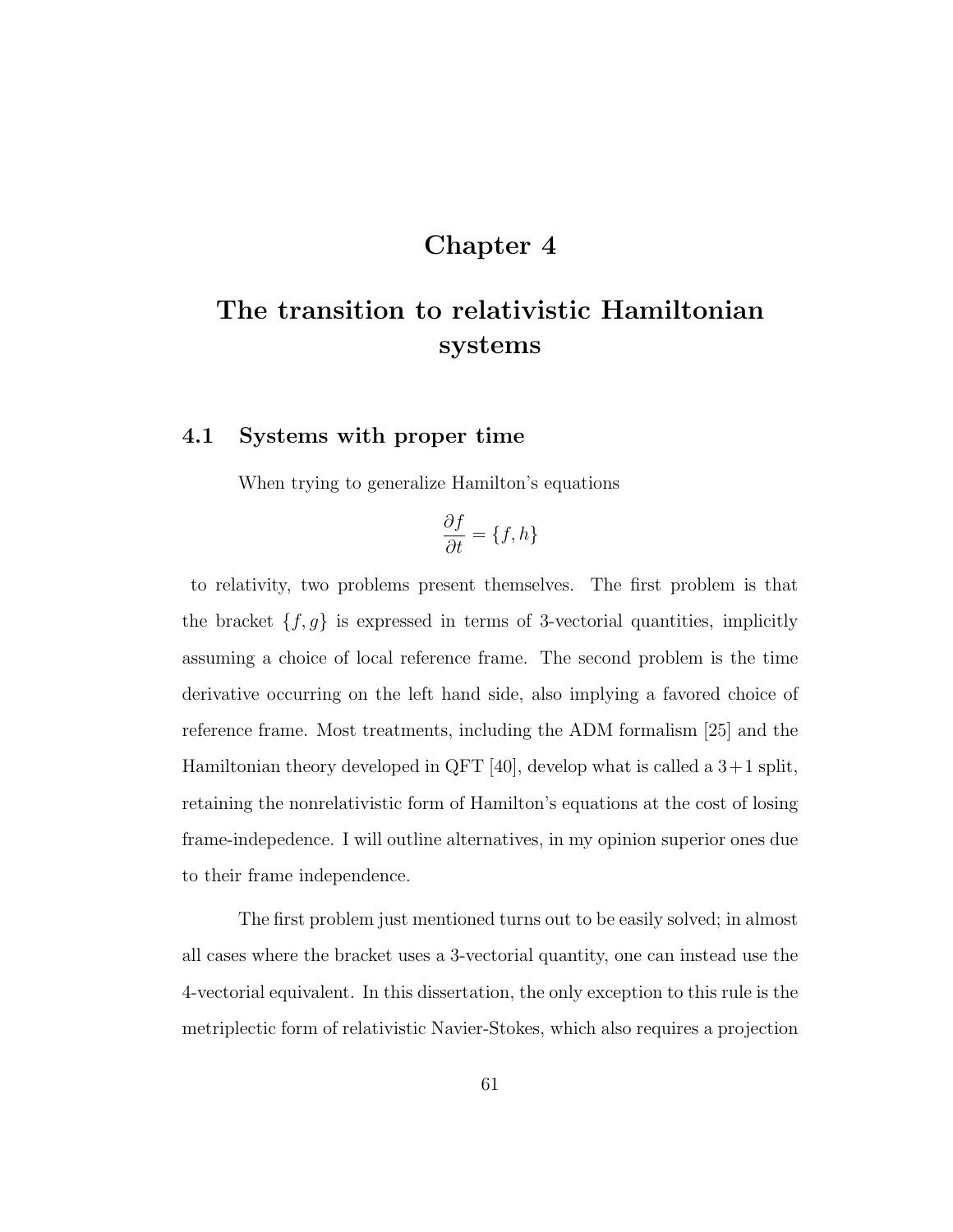# Chapter 4

# The transition to relativistic Hamiltonian systems

## 4.1 Systems with proper time

When trying to generalize Hamilton's equations

$$\frac{\partial f}{\partial t} = \{f, h\}$$

to relativity, two problems present themselves. The first problem is that the bracket $\{f, g\}$ is expressed in terms of 3-vectorial quantities, implicitly assuming a choice of local reference frame. The second problem is the time derivative occurring on the left hand side, also implying a favored choice of reference frame. Most treatments, including the ADM formalism [25] and the Hamiltonian theory developed in QFT [40], develop what is called a 3+1 split, retaining the nonrelativistic form of Hamilton's equations at the cost of losing frame-indepedence. I will outline alternatives, in my opinion superior ones due to their frame independence.

The first problem just mentioned turns out to be easily solved; in almost all cases where the bracket uses a 3-vectorial quantity, one can instead use the 4-vectorial equivalent. In this dissertation, the only exception to this rule is the metriplectic form of relativistic Navier-Stokes, which also requires a projection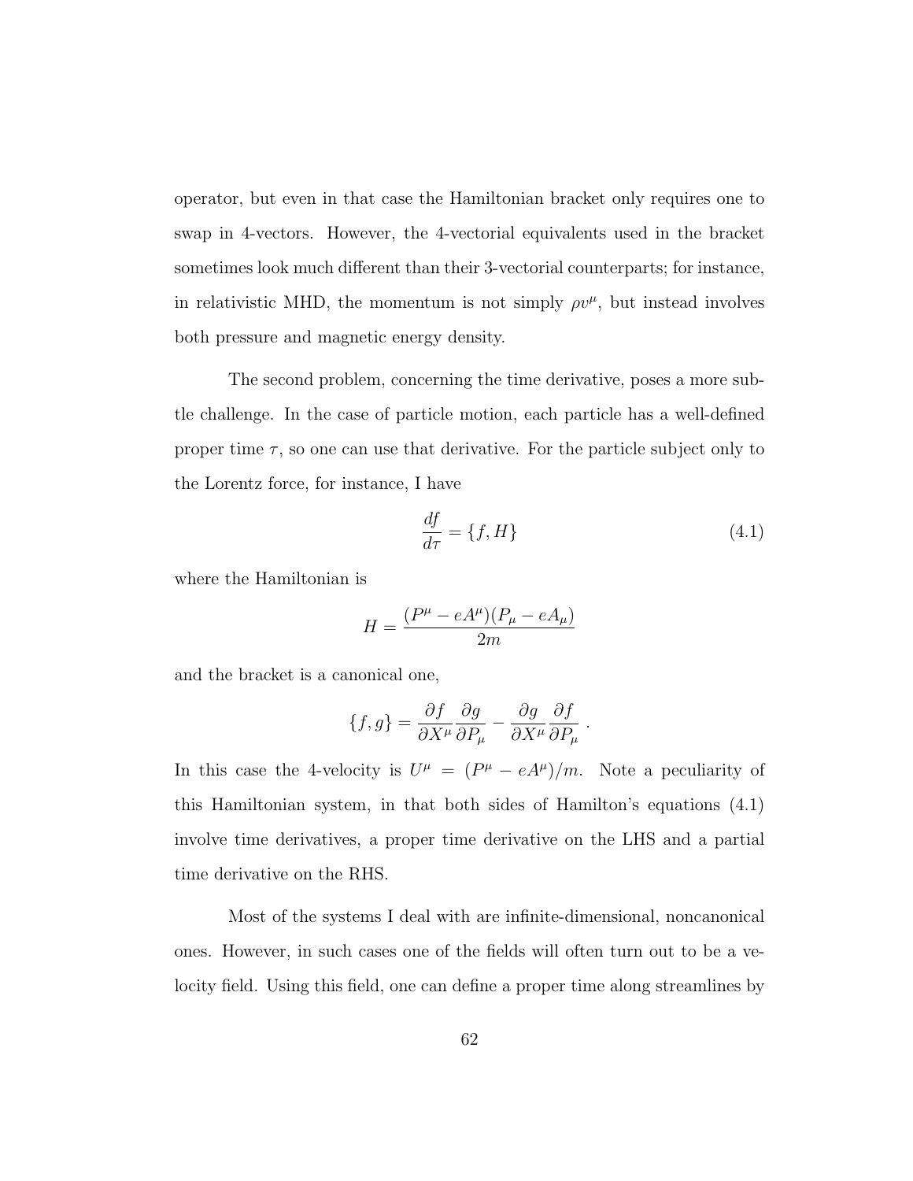operator, but even in that case the Hamiltonian bracket only requires one to swap in 4-vectors. However, the 4-vectorial equivalents used in the bracket sometimes look much different than their 3-vectorial counterparts; for instance, in relativistic MHD, the momentum is not simply $\rho v^\mu$, but instead involves both pressure and magnetic energy density.

The second problem, concerning the time derivative, poses a more subtle challenge. In the case of particle motion, each particle has a well-defined proper time $\tau$, so one can use that derivative. For the particle subject only to the Lorentz force, for instance, I have

$$\frac{df}{d\tau} = \{f, H\} \tag{4.1}$$

where the Hamiltonian is

$$H = \frac{(P^\mu - eA^\mu)(P_\mu - eA_\mu)}{2m}$$

and the bracket is a canonical one,

$$\{f, g\} = \frac{\partial f}{\partial X^\mu}\frac{\partial g}{\partial P_\mu} - \frac{\partial g}{\partial X^\mu}\frac{\partial f}{\partial P_\mu} \, .$$

In this case the 4-velocity is $U^\mu = (P^\mu - eA^\mu)/m$. Note a peculiarity of this Hamiltonian system, in that both sides of Hamilton's equations (4.1) involve time derivatives, a proper time derivative on the LHS and a partial time derivative on the RHS.

Most of the systems I deal with are infinite-dimensional, noncanonical ones. However, in such cases one of the fields will often turn out to be a velocity field. Using this field, one can define a proper time along streamlines by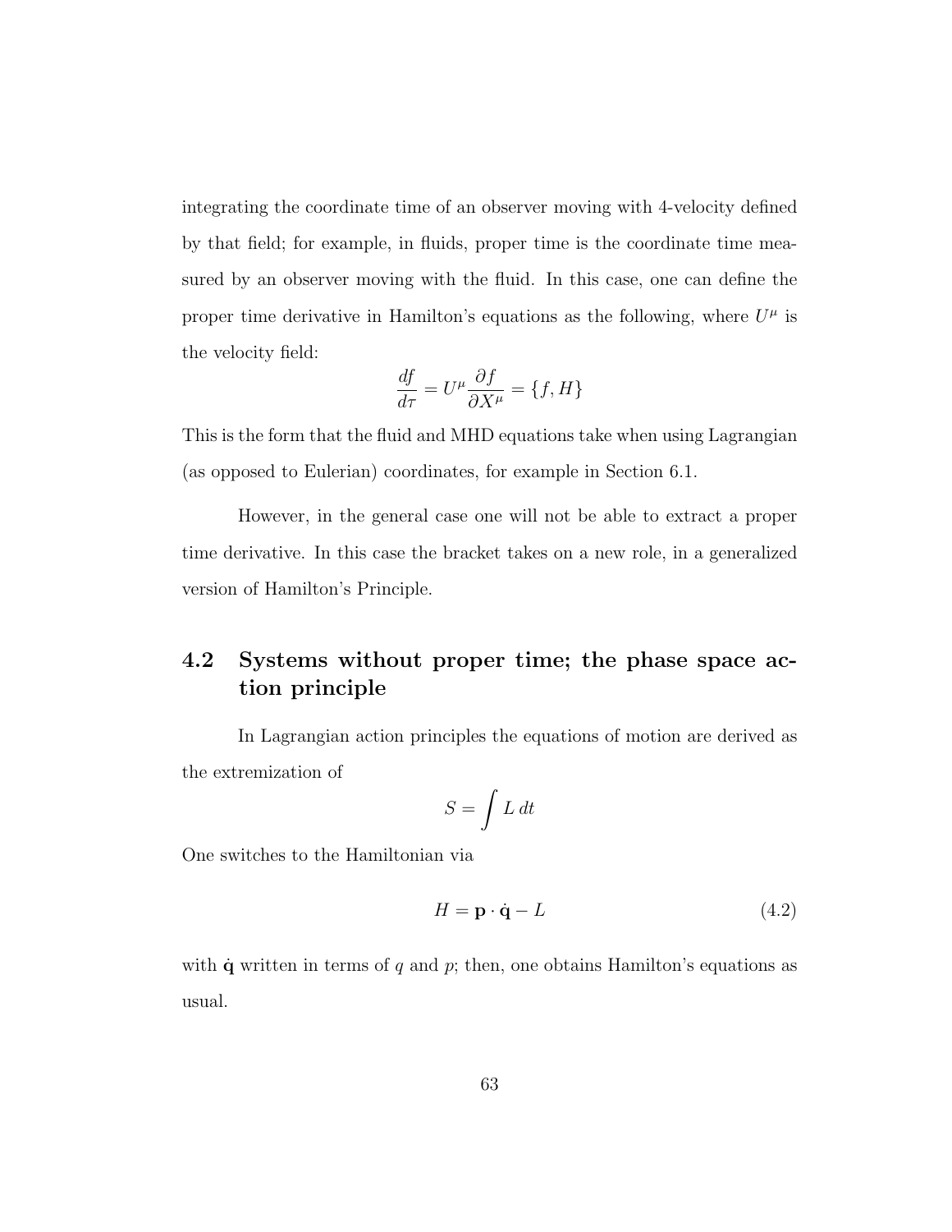integrating the coordinate time of an observer moving with 4-velocity defined by that field; for example, in fluids, proper time is the coordinate time measured by an observer moving with the fluid. In this case, one can define the proper time derivative in Hamilton's equations as the following, where $U^\mu$ is the velocity field:

$$\frac{df}{d\tau} = U^\mu \frac{\partial f}{\partial X^\mu} = \{f, H\}$$

This is the form that the fluid and MHD equations take when using Lagrangian (as opposed to Eulerian) coordinates, for example in Section 6.1.

However, in the general case one will not be able to extract a proper time derivative. In this case the bracket takes on a new role, in a generalized version of Hamilton's Principle.

## 4.2 Systems without proper time; the phase space action principle

In Lagrangian action principles the equations of motion are derived as the extremization of

$$S = \int L \, dt$$

One switches to the Hamiltonian via

$$H = \mathbf{p} \cdot \dot{\mathbf{q}} - L \tag{4.2}$$

with $\dot{\mathbf{q}}$ written in terms of $q$ and $p$; then, one obtains Hamilton's equations as usual.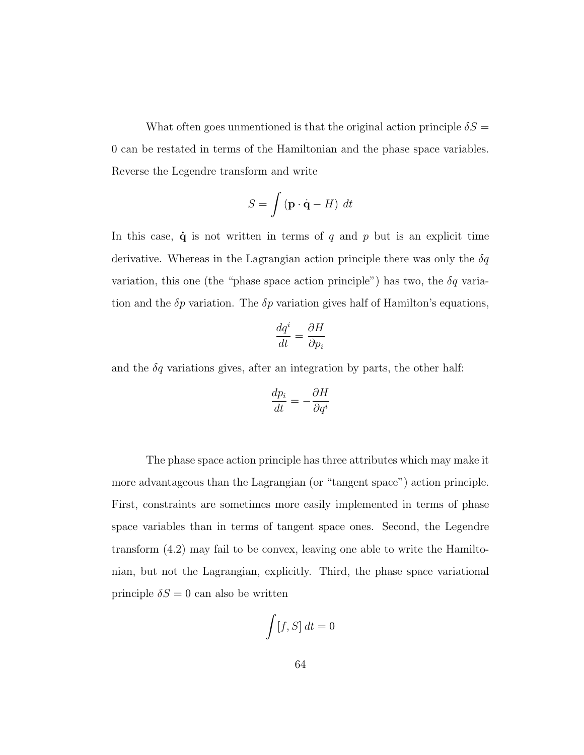What often goes unmentioned is that the original action principle $\delta S = 0$ can be restated in terms of the Hamiltonian and the phase space variables. Reverse the Legendre transform and write

$$S = \int (\mathbf{p} \cdot \dot{\mathbf{q}} - H) \; dt$$

In this case, $\dot{\mathbf{q}}$ is not written in terms of $q$ and $p$ but is an explicit time derivative. Whereas in the Lagrangian action principle there was only the $\delta q$ variation, this one (the "phase space action principle") has two, the $\delta q$ variation and the $\delta p$ variation. The $\delta p$ variation gives half of Hamilton's equations,

$$\frac{dq^i}{dt} = \frac{\partial H}{\partial p_i}$$

and the $\delta q$ variations gives, after an integration by parts, the other half:

$$\frac{dp_i}{dt} = -\frac{\partial H}{\partial q^i}$$

The phase space action principle has three attributes which may make it more advantageous than the Lagrangian (or "tangent space") action principle. First, constraints are sometimes more easily implemented in terms of phase space variables than in terms of tangent space ones. Second, the Legendre transform (4.2) may fail to be convex, leaving one able to write the Hamiltonian, but not the Lagrangian, explicitly. Third, the phase space variational principle $\delta S = 0$ can also be written

$$\int [f, S] \, dt = 0$$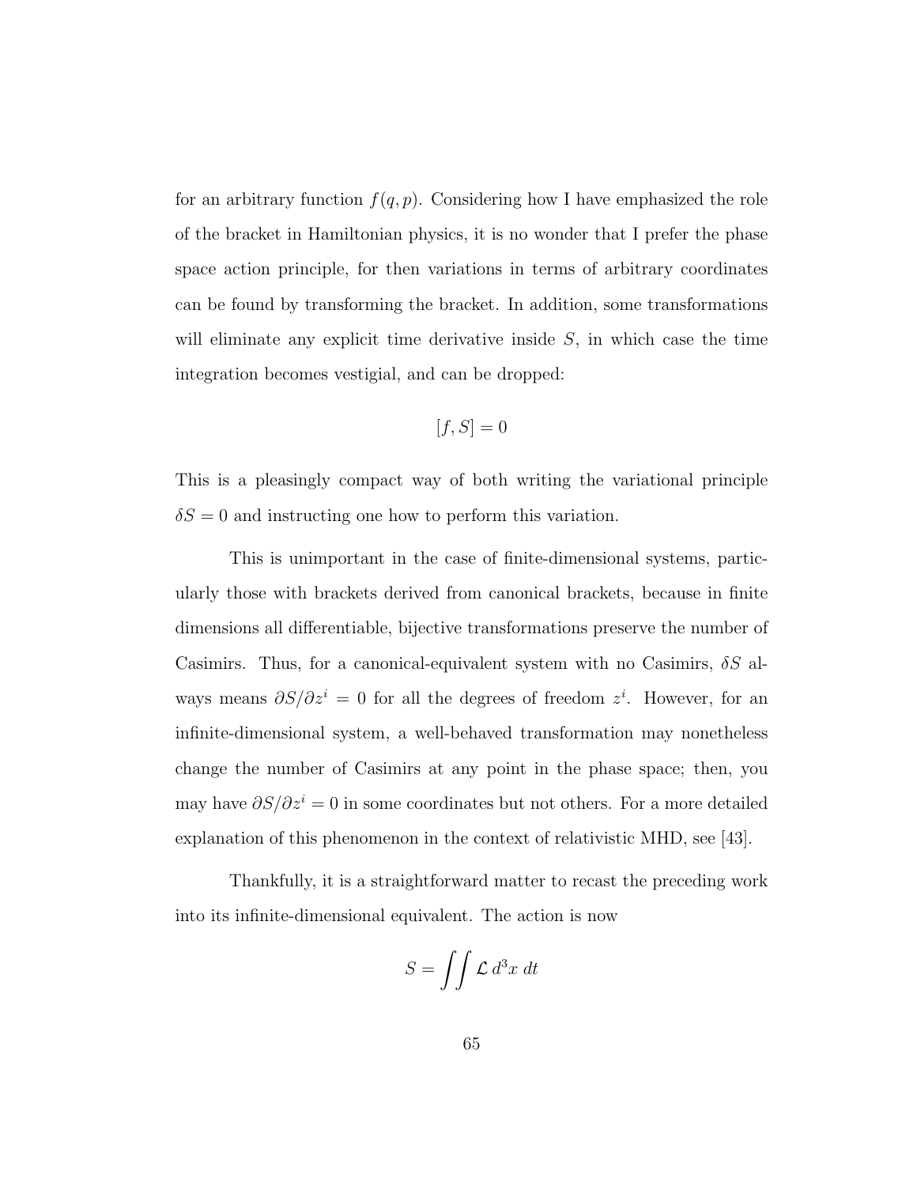for an arbitrary function $f(q, p)$. Considering how I have emphasized the role of the bracket in Hamiltonian physics, it is no wonder that I prefer the phase space action principle, for then variations in terms of arbitrary coordinates can be found by transforming the bracket. In addition, some transformations will eliminate any explicit time derivative inside $S$, in which case the time integration becomes vestigial, and can be dropped:

$$[f, S] = 0$$

This is a pleasingly compact way of both writing the variational principle $\delta S = 0$ and instructing one how to perform this variation.

This is unimportant in the case of finite-dimensional systems, particularly those with brackets derived from canonical brackets, because in finite dimensions all differentiable, bijective transformations preserve the number of Casimirs. Thus, for a canonical-equivalent system with no Casimirs, $\delta S$ always means $\partial S / \partial z^i = 0$ for all the degrees of freedom $z^i$. However, for an infinite-dimensional system, a well-behaved transformation may nonetheless change the number of Casimirs at any point in the phase space; then, you may have $\partial S / \partial z^i = 0$ in some coordinates but not others. For a more detailed explanation of this phenomenon in the context of relativistic MHD, see [43].

Thankfully, it is a straightforward matter to recast the preceding work into its infinite-dimensional equivalent. The action is now

$$S = \int\int \mathcal{L} \, d^3x \, dt$$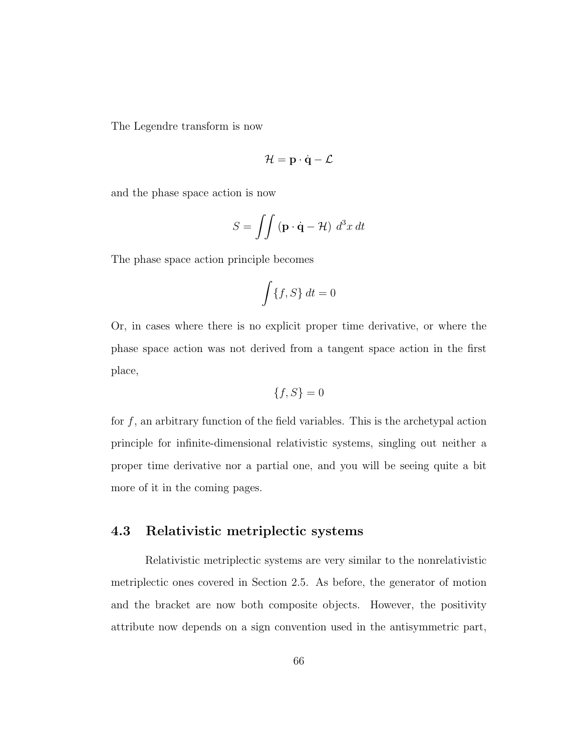The Legendre transform is now

$$\mathcal{H} = \mathbf{p} \cdot \dot{\mathbf{q}} - \mathcal{L}$$

and the phase space action is now

$$S = \iint \left( \mathbf{p} \cdot \dot{\mathbf{q}} - \mathcal{H} \right) \, d^3x \, dt$$

The phase space action principle becomes

$$\int \{f, S\} \, dt = 0$$

Or, in cases where there is no explicit proper time derivative, or where the phase space action was not derived from a tangent space action in the first place,

$$\{f, S\} = 0$$

for $f$, an arbitrary function of the field variables. This is the archetypal action principle for infinite-dimensional relativistic systems, singling out neither a proper time derivative nor a partial one, and you will be seeing quite a bit more of it in the coming pages.

## 4.3 Relativistic metriplectic systems

Relativistic metriplectic systems are very similar to the nonrelativistic metriplectic ones covered in Section 2.5. As before, the generator of motion and the bracket are now both composite objects. However, the positivity attribute now depends on a sign convention used in the antisymmetric part,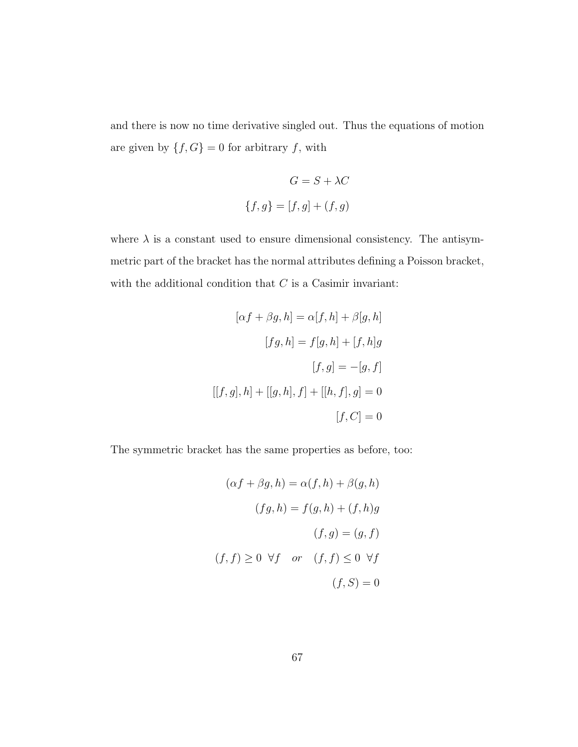and there is now no time derivative singled out. Thus the equations of motion are given by $\{f, G\} = 0$ for arbitrary $f$, with

$$G = S + \lambda C$$

$$\{f, g\} = [f, g] + (f, g)$$

where $\lambda$ is a constant used to ensure dimensional consistency. The antisymmetric part of the bracket has the normal attributes defining a Poisson bracket, with the additional condition that $C$ is a Casimir invariant:

$$[\alpha f + \beta g, h] = \alpha[f, h] + \beta[g, h]$$

$$[fg, h] = f[g, h] + [f, h]g$$

$$[f, g] = -[g, f]$$

$$[[f, g], h] + [[g, h], f] + [[h, f], g] = 0$$

$$[f, C] = 0$$

The symmetric bracket has the same properties as before, too:

$$(\alpha f + \beta g, h) = \alpha(f, h) + \beta(g, h)$$

$$(fg, h) = f(g, h) + (f, h)g$$

$$(f, g) = (g, f)$$

$$(f, f) \geq 0 \;\; \forall f \quad or \quad (f, f) \leq 0 \;\; \forall f$$

$$(f, S) = 0$$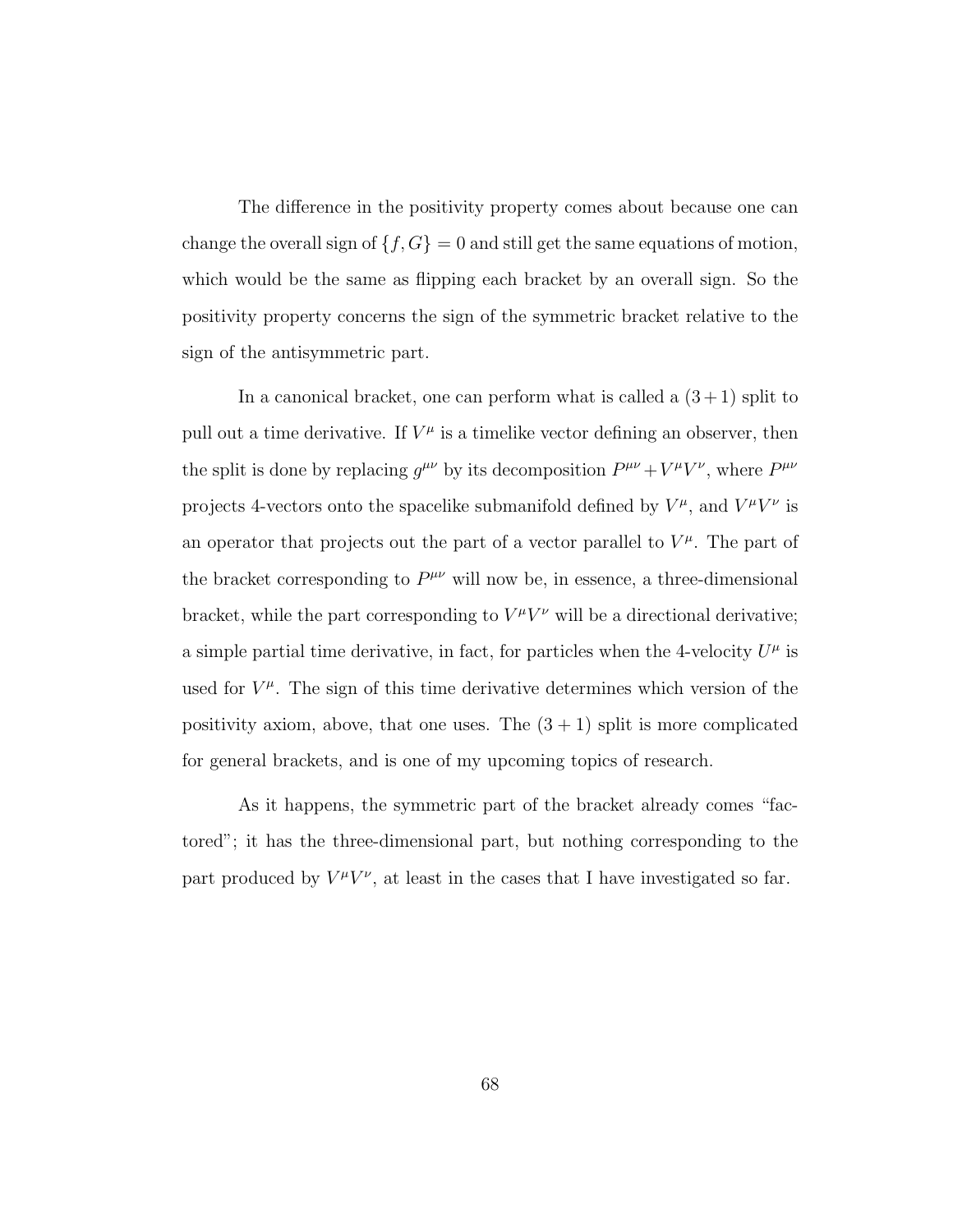The difference in the positivity property comes about because one can change the overall sign of $\{f, G\} = 0$ and still get the same equations of motion, which would be the same as flipping each bracket by an overall sign. So the positivity property concerns the sign of the symmetric bracket relative to the sign of the antisymmetric part.

In a canonical bracket, one can perform what is called a $(3+1)$ split to pull out a time derivative. If $V^\mu$ is a timelike vector defining an observer, then the split is done by replacing $g^{\mu\nu}$ by its decomposition $P^{\mu\nu} + V^\mu V^\nu$, where $P^{\mu\nu}$ projects 4-vectors onto the spacelike submanifold defined by $V^\mu$, and $V^\mu V^\nu$ is an operator that projects out the part of a vector parallel to $V^\mu$. The part of the bracket corresponding to $P^{\mu\nu}$ will now be, in essence, a three-dimensional bracket, while the part corresponding to $V^\mu V^\nu$ will be a directional derivative; a simple partial time derivative, in fact, for particles when the 4-velocity $U^\mu$ is used for $V^\mu$. The sign of this time derivative determines which version of the positivity axiom, above, that one uses. The $(3+1)$ split is more complicated for general brackets, and is one of my upcoming topics of research.

As it happens, the symmetric part of the bracket already comes "factored"; it has the three-dimensional part, but nothing corresponding to the part produced by $V^\mu V^\nu$, at least in the cases that I have investigated so far.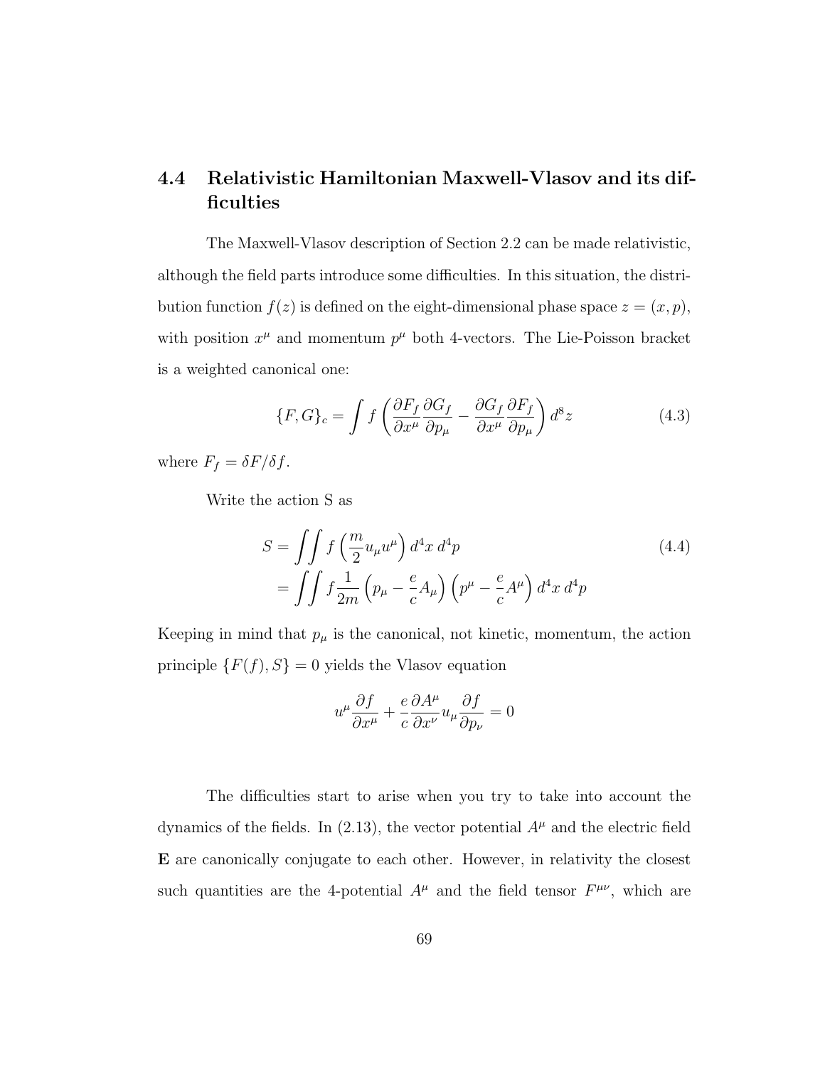## 4.4 Relativistic Hamiltonian Maxwell-Vlasov and its difficulties

The Maxwell-Vlasov description of Section 2.2 can be made relativistic, although the field parts introduce some difficulties. In this situation, the distribution function $f(z)$ is defined on the eight-dimensional phase space $z = (x, p)$, with position $x^\mu$ and momentum $p^\mu$ both 4-vectors. The Lie-Poisson bracket is a weighted canonical one:

$$\{F, G\}_c = \int f \left( \frac{\partial F_f}{\partial x^\mu} \frac{\partial G_f}{\partial p_\mu} - \frac{\partial G_f}{\partial x^\mu} \frac{\partial F_f}{\partial p_\mu} \right) d^8 z \tag{4.3}$$

where $F_f = \delta F / \delta f$.

Write the action S as

$$\begin{aligned} S &= \iint f \left( \frac{m}{2} u_\mu u^\mu \right) d^4x \, d^4p \\ &= \iint f \frac{1}{2m} \left( p_\mu - \frac{e}{c} A_\mu \right) \left( p^\mu - \frac{e}{c} A^\mu \right) d^4x \, d^4p \end{aligned} \tag{4.4}$$

Keeping in mind that $p_\mu$ is the canonical, not kinetic, momentum, the action principle $\{F(f), S\} = 0$ yields the Vlasov equation

$$u^\mu \frac{\partial f}{\partial x^\mu} + \frac{e}{c} \frac{\partial A^\mu}{\partial x^\nu} u_\mu \frac{\partial f}{\partial p_\nu} = 0$$

The difficulties start to arise when you try to take into account the dynamics of the fields. In (2.13), the vector potential $A^\mu$ and the electric field $\mathbf{E}$ are canonically conjugate to each other. However, in relativity the closest such quantities are the 4-potential $A^\mu$ and the field tensor $F^{\mu\nu}$, which are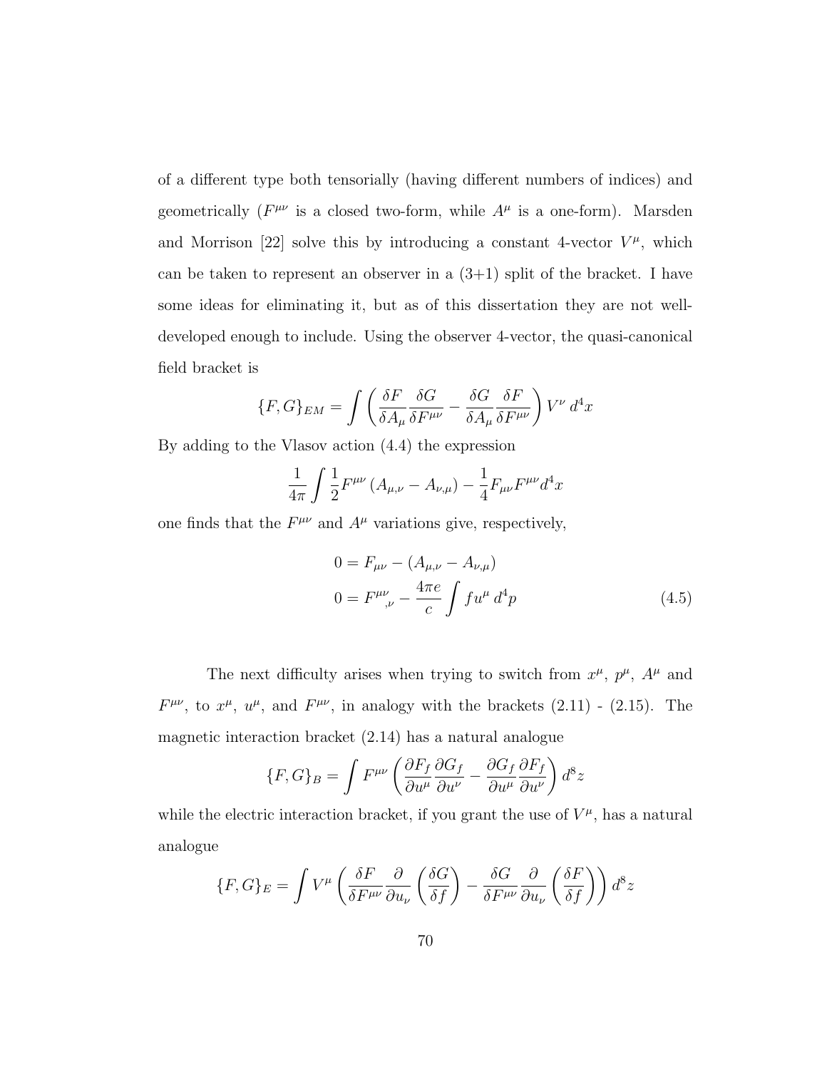of a different type both tensorially (having different numbers of indices) and geometrically ($F^{\mu\nu}$ is a closed two-form, while $A^{\mu}$ is a one-form). Marsden and Morrison [22] solve this by introducing a constant 4-vector $V^{\mu}$, which can be taken to represent an observer in a (3+1) split of the bracket. I have some ideas for eliminating it, but as of this dissertation they are not well-developed enough to include. Using the observer 4-vector, the quasi-canonical field bracket is

$$\{F, G\}_{EM} = \int \left( \frac{\delta F}{\delta A_{\mu}} \frac{\delta G}{\delta F^{\mu\nu}} - \frac{\delta G}{\delta A_{\mu}} \frac{\delta F}{\delta F^{\mu\nu}} \right) V^{\nu} \, d^4x$$

By adding to the Vlasov action (4.4) the expression

$$\frac{1}{4\pi} \int \frac{1}{2} F^{\mu\nu} \left( A_{\mu,\nu} - A_{\nu,\mu} \right) - \frac{1}{4} F_{\mu\nu} F^{\mu\nu} d^4x$$

one finds that the $F^{\mu\nu}$ and $A^{\mu}$ variations give, respectively,

$$\begin{aligned} 0 &= F_{\mu\nu} - \left( A_{\mu,\nu} - A_{\nu,\mu} \right) \\ 0 &= F^{\mu\nu}{}_{,\nu} - \frac{4\pi e}{c} \int f u^{\mu} \, d^4p \end{aligned} \tag{4.5}$$

The next difficulty arises when trying to switch from $x^{\mu}$, $p^{\mu}$, $A^{\mu}$ and $F^{\mu\nu}$, to $x^{\mu}$, $u^{\mu}$, and $F^{\mu\nu}$, in analogy with the brackets (2.11) - (2.15). The magnetic interaction bracket (2.14) has a natural analogue

$$\{F, G\}_{B} = \int F^{\mu\nu} \left( \frac{\partial F_f}{\partial u^{\mu}} \frac{\partial G_f}{\partial u^{\nu}} - \frac{\partial G_f}{\partial u^{\mu}} \frac{\partial F_f}{\partial u^{\nu}} \right) d^8z$$

while the electric interaction bracket, if you grant the use of $V^{\mu}$, has a natural analogue

$$\{F, G\}_{E} = \int V^{\mu} \left( \frac{\delta F}{\delta F^{\mu\nu}} \frac{\partial}{\partial u_{\nu}} \left( \frac{\delta G}{\delta f} \right) - \frac{\delta G}{\delta F^{\mu\nu}} \frac{\partial}{\partial u_{\nu}} \left( \frac{\delta F}{\delta f} \right) \right) d^8z$$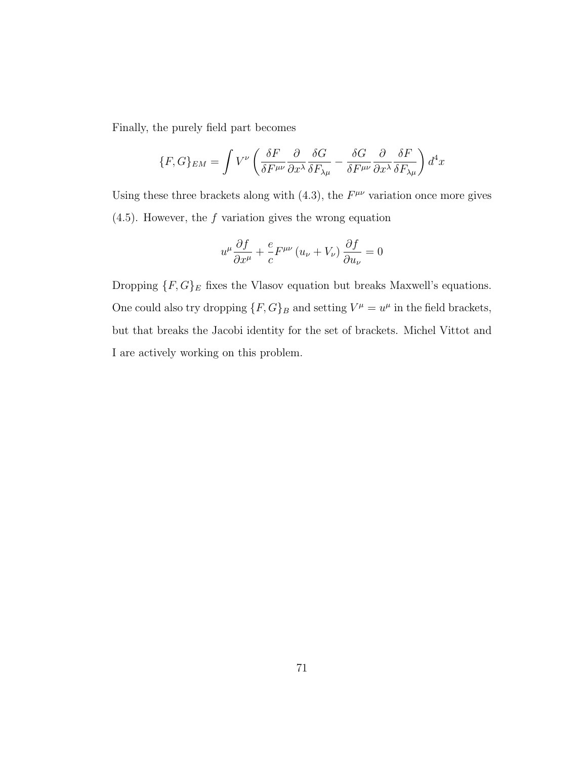Finally, the purely field part becomes

$$\{F, G\}_{EM} = \int V^{\nu} \left( \frac{\delta F}{\delta F^{\mu\nu}} \frac{\partial}{\partial x^{\lambda}} \frac{\delta G}{\delta F_{\lambda\mu}} - \frac{\delta G}{\delta F^{\mu\nu}} \frac{\partial}{\partial x^{\lambda}} \frac{\delta F}{\delta F_{\lambda\mu}} \right) d^4x$$

Using these three brackets along with (4.3), the $F^{\mu\nu}$ variation once more gives (4.5). However, the $f$ variation gives the wrong equation

$$u^{\mu} \frac{\partial f}{\partial x^{\mu}} + \frac{e}{c} F^{\mu\nu} \left( u_{\nu} + V_{\nu} \right) \frac{\partial f}{\partial u_{\nu}} = 0$$

Dropping $\{F, G\}_E$ fixes the Vlasov equation but breaks Maxwell's equations. One could also try dropping $\{F, G\}_B$ and setting $V^{\mu} = u^{\mu}$ in the field brackets, but that breaks the Jacobi identity for the set of brackets. Michel Vittot and I are actively working on this problem.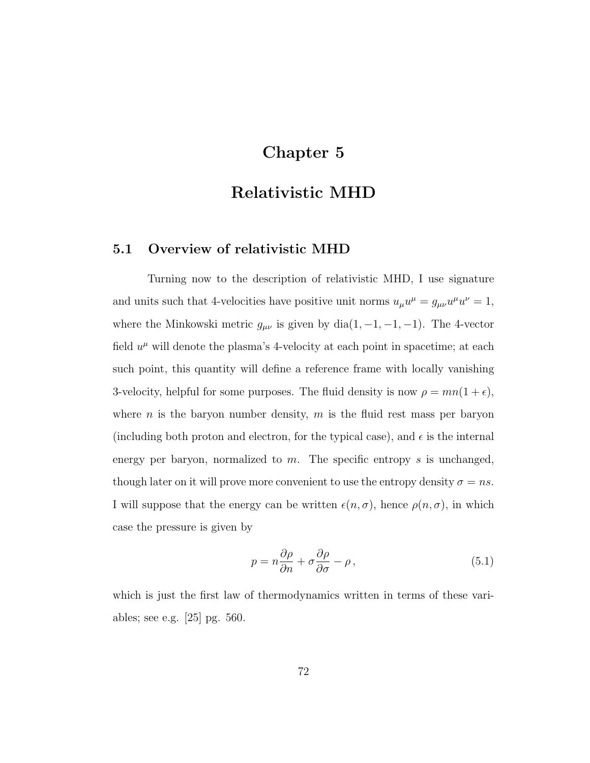# Chapter 5

# Relativistic MHD

## 5.1 Overview of relativistic MHD

Turning now to the description of relativistic MHD, I use signature and units such that 4-velocities have positive unit norms $u_\mu u^\mu = g_{\mu\nu} u^\mu u^\nu = 1$, where the Minkowski metric $g_{\mu\nu}$ is given by dia$(1, -1, -1, -1)$. The 4-vector field $u^\mu$ will denote the plasma's 4-velocity at each point in spacetime; at each such point, this quantity will define a reference frame with locally vanishing 3-velocity, helpful for some purposes. The fluid density is now $\rho = mn(1 + \epsilon)$, where $n$ is the baryon number density, $m$ is the fluid rest mass per baryon (including both proton and electron, for the typical case), and $\epsilon$ is the internal energy per baryon, normalized to $m$. The specific entropy $s$ is unchanged, though later on it will prove more convenient to use the entropy density $\sigma = ns$. I will suppose that the energy can be written $\epsilon(n, \sigma)$, hence $\rho(n, \sigma)$, in which case the pressure is given by

$$p = n\frac{\partial \rho}{\partial n} + \sigma\frac{\partial \rho}{\partial \sigma} - \rho\,, \tag{5.1}$$

which is just the first law of thermodynamics written in terms of these variables; see e.g. [25] pg. 560.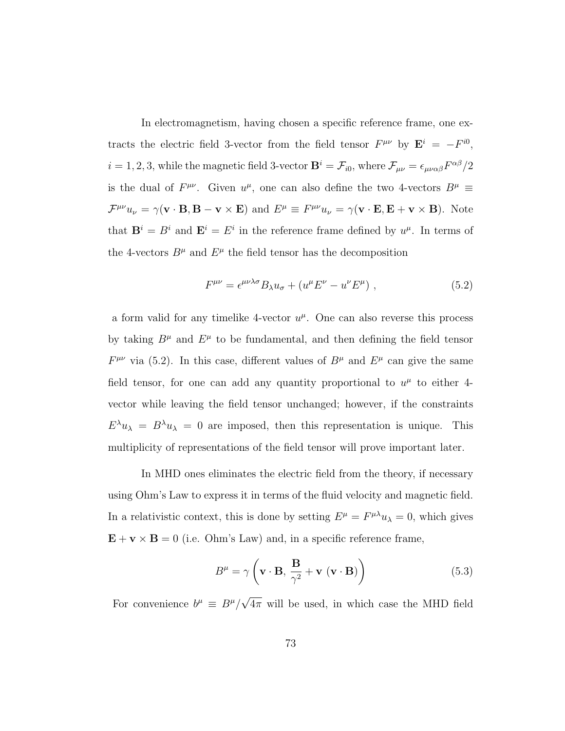In electromagnetism, having chosen a specific reference frame, one extracts the electric field 3-vector from the field tensor $F^{\mu\nu}$ by $\mathbf{E}^i = -F^{i0}$, $i = 1, 2, 3$, while the magnetic field 3-vector $\mathbf{B}^i = \mathcal{F}_{i0}$, where $\mathcal{F}_{\mu\nu} = \epsilon_{\mu\nu\alpha\beta}F^{\alpha\beta}/2$ is the dual of $F^{\mu\nu}$. Given $u^\mu$, one can also define the two 4-vectors $B^\mu \equiv \mathcal{F}^{\mu\nu}u_\nu = \gamma(\mathbf{v}\cdot\mathbf{B}, \mathbf{B} - \mathbf{v}\times\mathbf{E})$ and $E^\mu \equiv F^{\mu\nu}u_\nu = \gamma(\mathbf{v}\cdot\mathbf{E}, \mathbf{E} + \mathbf{v}\times\mathbf{B})$. Note that $\mathbf{B}^i = B^i$ and $\mathbf{E}^i = E^i$ in the reference frame defined by $u^\mu$. In terms of the 4-vectors $B^\mu$ and $E^\mu$ the field tensor has the decomposition

$$F^{\mu\nu} = \epsilon^{\mu\nu\lambda\sigma}B_\lambda u_\sigma + (u^\mu E^\nu - u^\nu E^\mu)\ , \tag{5.2}$$

a form valid for any timelike 4-vector $u^\mu$. One can also reverse this process by taking $B^\mu$ and $E^\mu$ to be fundamental, and then defining the field tensor $F^{\mu\nu}$ via (5.2). In this case, different values of $B^\mu$ and $E^\mu$ can give the same field tensor, for one can add any quantity proportional to $u^\mu$ to either 4-vector while leaving the field tensor unchanged; however, if the constraints $E^\lambda u_\lambda = B^\lambda u_\lambda = 0$ are imposed, then this representation is unique. This multiplicity of representations of the field tensor will prove important later.

In MHD ones eliminates the electric field from the theory, if necessary using Ohm's Law to express it in terms of the fluid velocity and magnetic field. In a relativistic context, this is done by setting $E^\mu = F^{\mu\lambda}u_\lambda = 0$, which gives $\mathbf{E} + \mathbf{v}\times\mathbf{B} = 0$ (i.e. Ohm's Law) and, in a specific reference frame,

$$B^\mu = \gamma\left(\mathbf{v}\cdot\mathbf{B},\, \frac{\mathbf{B}}{\gamma^2} + \mathbf{v}\ (\mathbf{v}\cdot\mathbf{B})\right) \tag{5.3}$$

For convenience $b^\mu \equiv B^\mu/\sqrt{4\pi}$ will be used, in which case the MHD field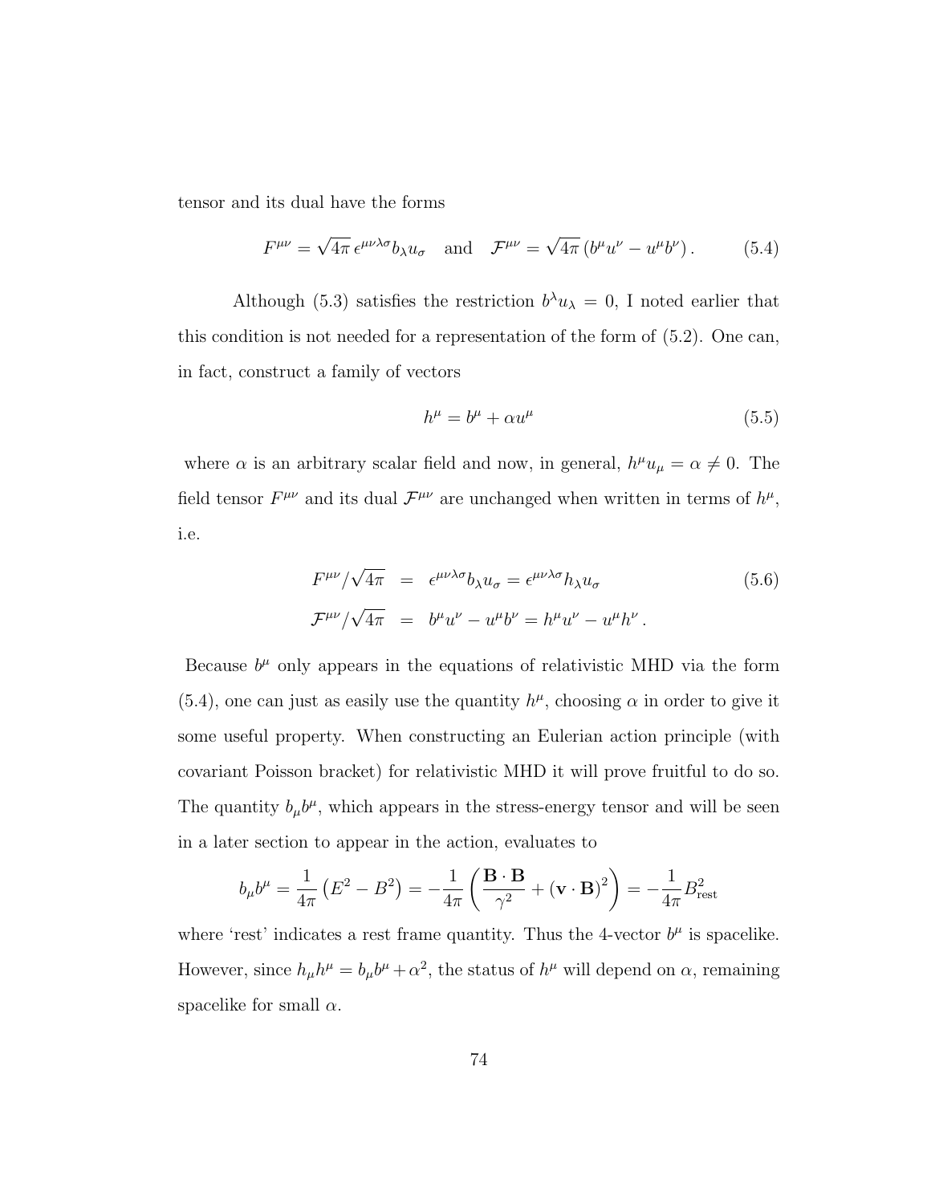tensor and its dual have the forms

$$F^{\mu\nu} = \sqrt{4\pi}\,\epsilon^{\mu\nu\lambda\sigma} b_\lambda u_\sigma \quad \text{and} \quad \mathcal{F}^{\mu\nu} = \sqrt{4\pi}\left(b^\mu u^\nu - u^\mu b^\nu\right). \tag{5.4}$$

Although (5.3) satisfies the restriction $b^\lambda u_\lambda = 0$, I noted earlier that this condition is not needed for a representation of the form of (5.2). One can, in fact, construct a family of vectors

$$h^\mu = b^\mu + \alpha u^\mu \tag{5.5}$$

where $\alpha$ is an arbitrary scalar field and now, in general, $h^\mu u_\mu = \alpha \neq 0$. The field tensor $F^{\mu\nu}$ and its dual $\mathcal{F}^{\mu\nu}$ are unchanged when written in terms of $h^\mu$, i.e.

$$\begin{aligned} F^{\mu\nu}/\sqrt{4\pi} &= \epsilon^{\mu\nu\lambda\sigma} b_\lambda u_\sigma = \epsilon^{\mu\nu\lambda\sigma} h_\lambda u_\sigma \\ \mathcal{F}^{\mu\nu}/\sqrt{4\pi} &= b^\mu u^\nu - u^\mu b^\nu = h^\mu u^\nu - u^\mu h^\nu \,. \end{aligned} \tag{5.6}$$

Because $b^\mu$ only appears in the equations of relativistic MHD via the form (5.4), one can just as easily use the quantity $h^\mu$, choosing $\alpha$ in order to give it some useful property. When constructing an Eulerian action principle (with covariant Poisson bracket) for relativistic MHD it will prove fruitful to do so. The quantity $b_\mu b^\mu$, which appears in the stress-energy tensor and will be seen in a later section to appear in the action, evaluates to

$$b_\mu b^\mu = \frac{1}{4\pi}\left(E^2 - B^2\right) = -\frac{1}{4\pi}\left(\frac{\mathbf{B}\cdot\mathbf{B}}{\gamma^2} + (\mathbf{v}\cdot\mathbf{B})^2\right) = -\frac{1}{4\pi}B^2_{\text{rest}}$$

where 'rest' indicates a rest frame quantity. Thus the 4-vector $b^\mu$ is spacelike. However, since $h_\mu h^\mu = b_\mu b^\mu + \alpha^2$, the status of $h^\mu$ will depend on $\alpha$, remaining spacelike for small $\alpha$.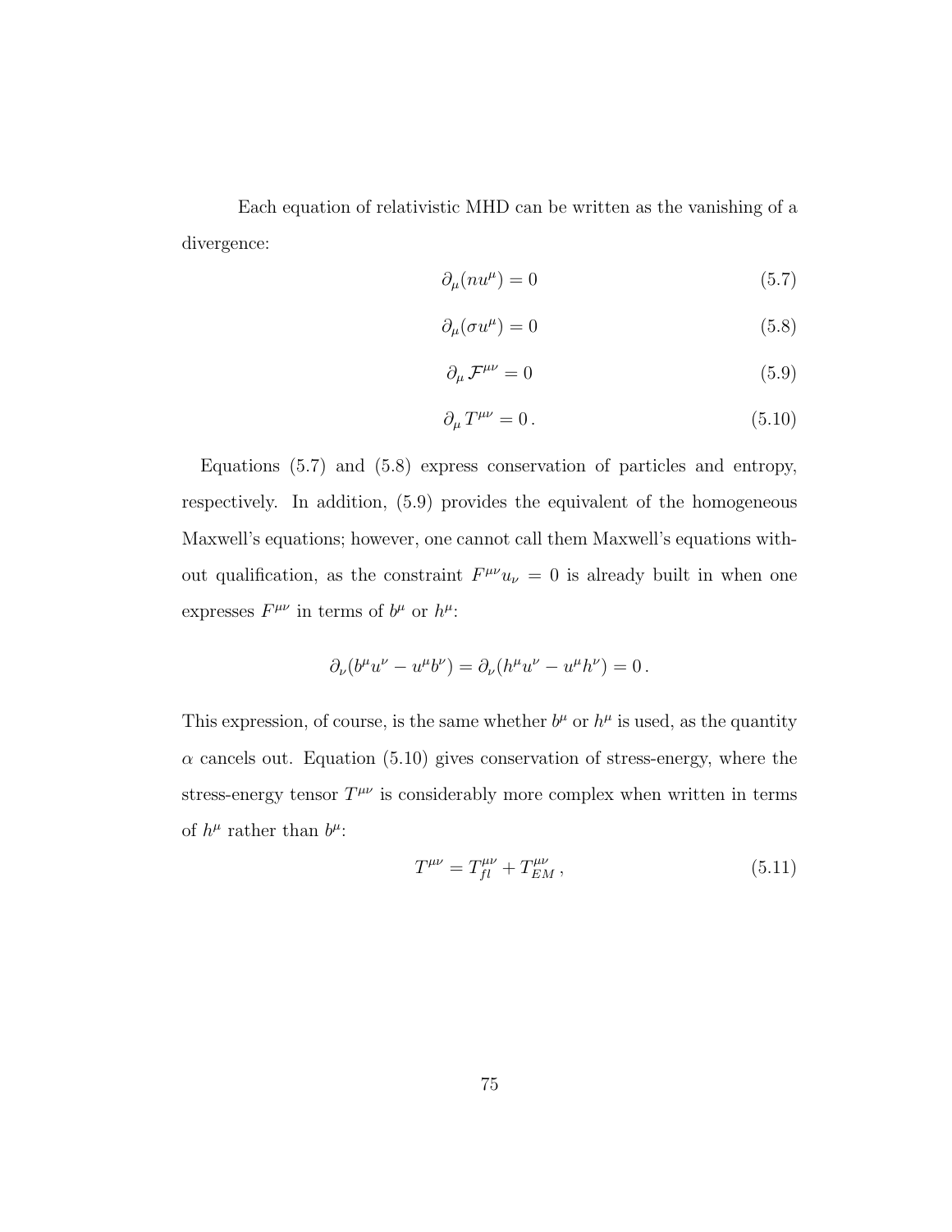Each equation of relativistic MHD can be written as the vanishing of a divergence:

$$\partial_\mu(nu^\mu) = 0 \tag{5.7}$$

$$\partial_\mu(\sigma u^\mu) = 0 \tag{5.8}$$

$$\partial_\mu \mathcal{F}^{\mu\nu} = 0 \tag{5.9}$$

$$\partial_\mu T^{\mu\nu} = 0\,. \tag{5.10}$$

Equations (5.7) and (5.8) express conservation of particles and entropy, respectively. In addition, (5.9) provides the equivalent of the homogeneous Maxwell's equations; however, one cannot call them Maxwell's equations without qualification, as the constraint $F^{\mu\nu}u_\nu = 0$ is already built in when one expresses $F^{\mu\nu}$ in terms of $b^\mu$ or $h^\mu$:

$$\partial_\nu(b^\mu u^\nu - u^\mu b^\nu) = \partial_\nu(h^\mu u^\nu - u^\mu h^\nu) = 0\,.$$

This expression, of course, is the same whether $b^\mu$ or $h^\mu$ is used, as the quantity $\alpha$ cancels out. Equation (5.10) gives conservation of stress-energy, where the stress-energy tensor $T^{\mu\nu}$ is considerably more complex when written in terms of $h^\mu$ rather than $b^\mu$:

$$T^{\mu\nu} = T^{\mu\nu}_{fl} + T^{\mu\nu}_{EM}\,, \tag{5.11}$$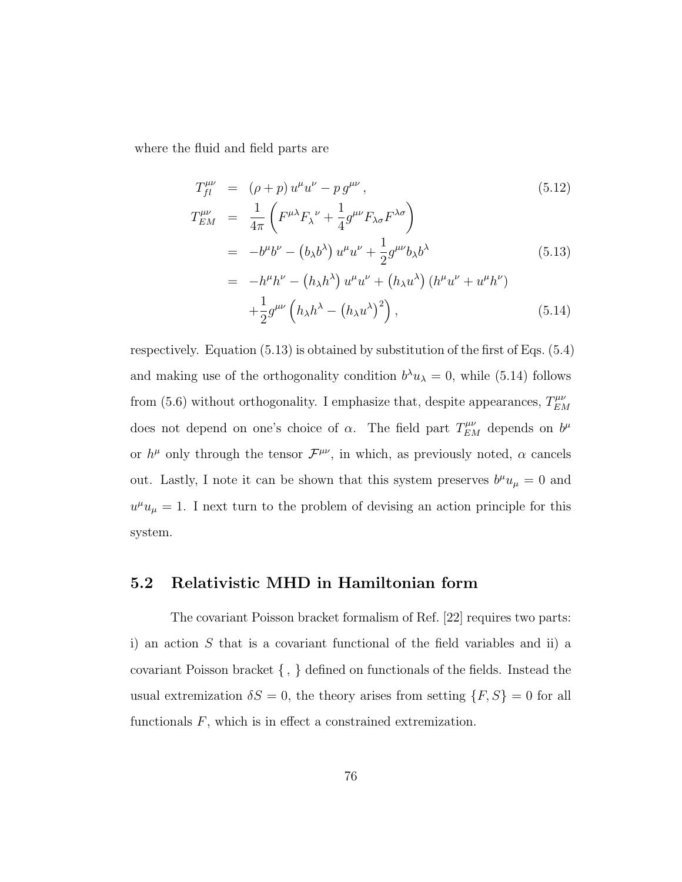where the fluid and field parts are

$$
\begin{aligned}
T^{\mu\nu}_{fl} &= (\rho + p)\, u^\mu u^\nu - p\, g^{\mu\nu}\,, && (5.12) \\
T^{\mu\nu}_{EM} &= \frac{1}{4\pi}\left(F^{\mu\lambda}F_\lambda{}^\nu + \frac{1}{4}g^{\mu\nu}F_{\lambda\sigma}F^{\lambda\sigma}\right) \\
&= -b^\mu b^\nu - \left(b_\lambda b^\lambda\right) u^\mu u^\nu + \frac{1}{2}g^{\mu\nu} b_\lambda b^\lambda && (5.13) \\
&= -h^\mu h^\nu - \left(h_\lambda h^\lambda\right) u^\mu u^\nu + \left(h_\lambda u^\lambda\right)\left(h^\mu u^\nu + u^\mu h^\nu\right) \\
&\quad + \frac{1}{2}g^{\mu\nu}\left(h_\lambda h^\lambda - \left(h_\lambda u^\lambda\right)^2\right), && (5.14)
\end{aligned}
$$

respectively. Equation (5.13) is obtained by substitution of the first of Eqs. (5.4) and making use of the orthogonality condition $b^\lambda u_\lambda = 0$, while (5.14) follows from (5.6) without orthogonality. I emphasize that, despite appearances, $T^{\mu\nu}_{EM}$ does not depend on one's choice of $\alpha$. The field part $T^{\mu\nu}_{EM}$ depends on $b^\mu$ or $h^\mu$ only through the tensor $\mathcal{F}^{\mu\nu}$, in which, as previously noted, $\alpha$ cancels out. Lastly, I note it can be shown that this system preserves $b^\mu u_\mu = 0$ and $u^\mu u_\mu = 1$. I next turn to the problem of devising an action principle for this system.

## 5.2 Relativistic MHD in Hamiltonian form

The covariant Poisson bracket formalism of Ref. [22] requires two parts: i) an action $S$ that is a covariant functional of the field variables and ii) a covariant Poisson bracket $\{\,,\,\}$ defined on functionals of the fields. Instead the usual extremization $\delta S = 0$, the theory arises from setting $\{F, S\} = 0$ for all functionals $F$, which is in effect a constrained extremization.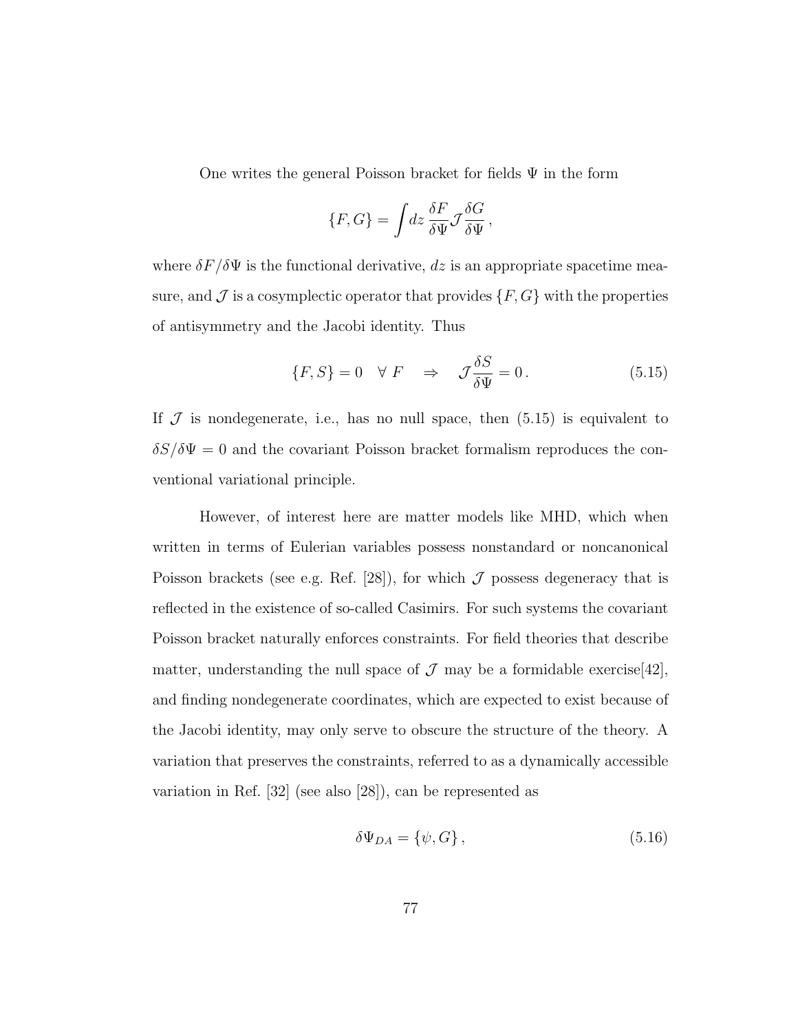One writes the general Poisson bracket for fields $\Psi$ in the form

$$\{F, G\} = \int dz \, \frac{\delta F}{\delta \Psi} \mathcal{J} \frac{\delta G}{\delta \Psi} \,,$$

where $\delta F/\delta\Psi$ is the functional derivative, $dz$ is an appropriate spacetime measure, and $\mathcal{J}$ is a cosymplectic operator that provides $\{F, G\}$ with the properties of antisymmetry and the Jacobi identity. Thus

$$\{F, S\} = 0 \quad \forall \; F \quad \Rightarrow \quad \mathcal{J} \frac{\delta S}{\delta \Psi} = 0 \,. \tag{5.15}$$

If $\mathcal{J}$ is nondegenerate, i.e., has no null space, then (5.15) is equivalent to $\delta S/\delta\Psi = 0$ and the covariant Poisson bracket formalism reproduces the conventional variational principle.

However, of interest here are matter models like MHD, which when written in terms of Eulerian variables possess nonstandard or noncanonical Poisson brackets (see e.g. Ref. [28]), for which $\mathcal{J}$ possess degeneracy that is reflected in the existence of so-called Casimirs. For such systems the covariant Poisson bracket naturally enforces constraints. For field theories that describe matter, understanding the null space of $\mathcal{J}$ may be a formidable exercise[42], and finding nondegenerate coordinates, which are expected to exist because of the Jacobi identity, may only serve to obscure the structure of the theory. A variation that preserves the constraints, referred to as a dynamically accessible variation in Ref. [32] (see also [28]), can be represented as

$$\delta \Psi_{DA} = \{\psi, G\} \,, \tag{5.16}$$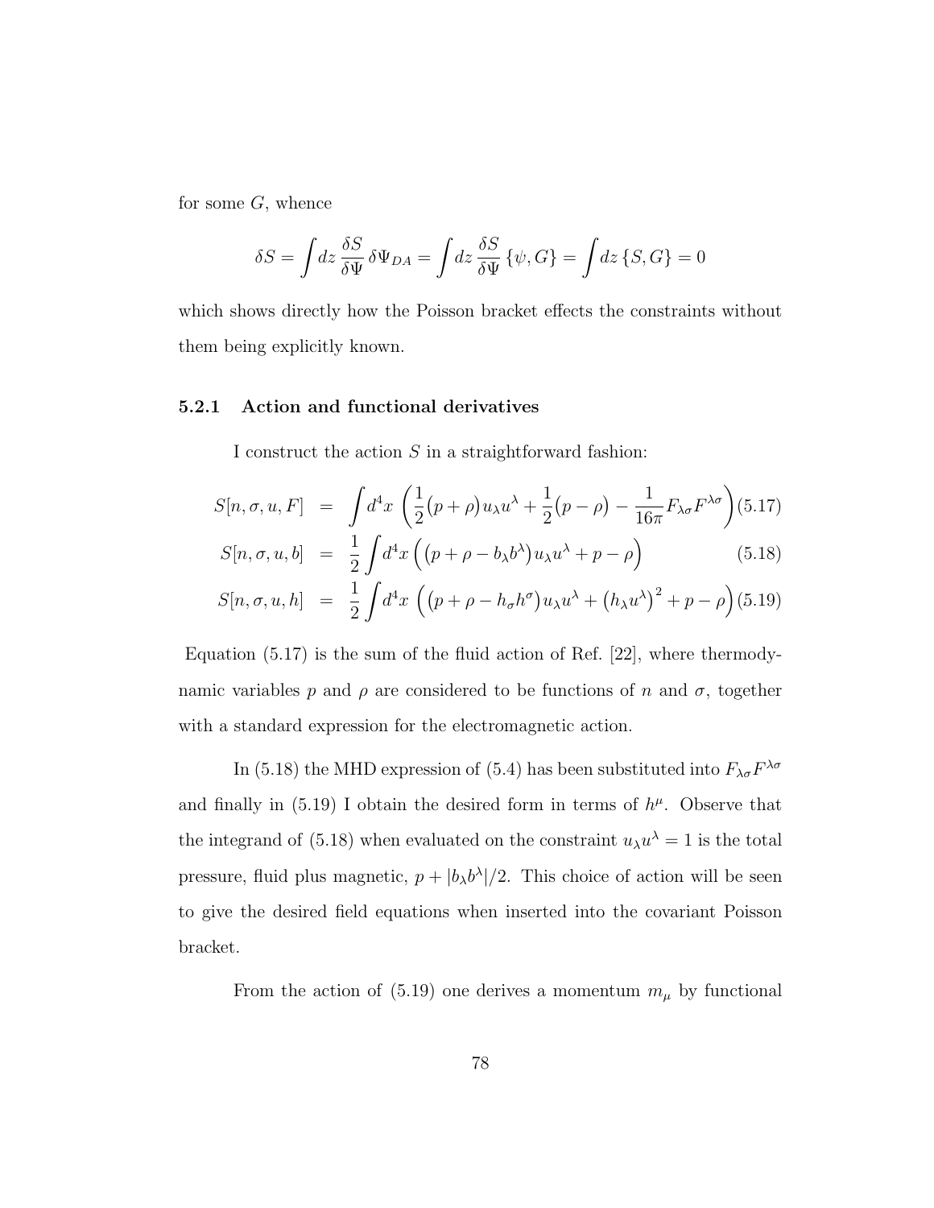for some $G$, whence

$$\delta S = \int dz \, \frac{\delta S}{\delta \Psi} \, \delta \Psi_{DA} = \int dz \, \frac{\delta S}{\delta \Psi} \, \{\psi, G\} = \int dz \, \{S, G\} = 0$$

which shows directly how the Poisson bracket effects the constraints without them being explicitly known.

### 5.2.1 Action and functional derivatives

I construct the action $S$ in a straightforward fashion:

$$S[n, \sigma, u, F] = \int d^4x \, \left( \frac{1}{2}\big(p + \rho\big) u_\lambda u^\lambda + \frac{1}{2}\big(p - \rho\big) - \frac{1}{16\pi} F_{\lambda\sigma} F^{\lambda\sigma} \right) \tag{5.17}$$

$$S[n, \sigma, u, b] = \frac{1}{2} \int d^4x \left( \big(p + \rho - b_\lambda b^\lambda\big) u_\lambda u^\lambda + p - \rho \right) \tag{5.18}$$

$$S[n, \sigma, u, h] = \frac{1}{2} \int d^4x \, \left( \big(p + \rho - h_\sigma h^\sigma\big) u_\lambda u^\lambda + \big(h_\lambda u^\lambda\big)^2 + p - \rho \right) \tag{5.19}$$

Equation (5.17) is the sum of the fluid action of Ref. [22], where thermodynamic variables $p$ and $\rho$ are considered to be functions of $n$ and $\sigma$, together with a standard expression for the electromagnetic action.

In (5.18) the MHD expression of (5.4) has been substituted into $F_{\lambda\sigma} F^{\lambda\sigma}$ and finally in (5.19) I obtain the desired form in terms of $h^\mu$. Observe that the integrand of (5.18) when evaluated on the constraint $u_\lambda u^\lambda = 1$ is the total pressure, fluid plus magnetic, $p + |b_\lambda b^\lambda|/2$. This choice of action will be seen to give the desired field equations when inserted into the covariant Poisson bracket.

From the action of (5.19) one derives a momentum $m_\mu$ by functional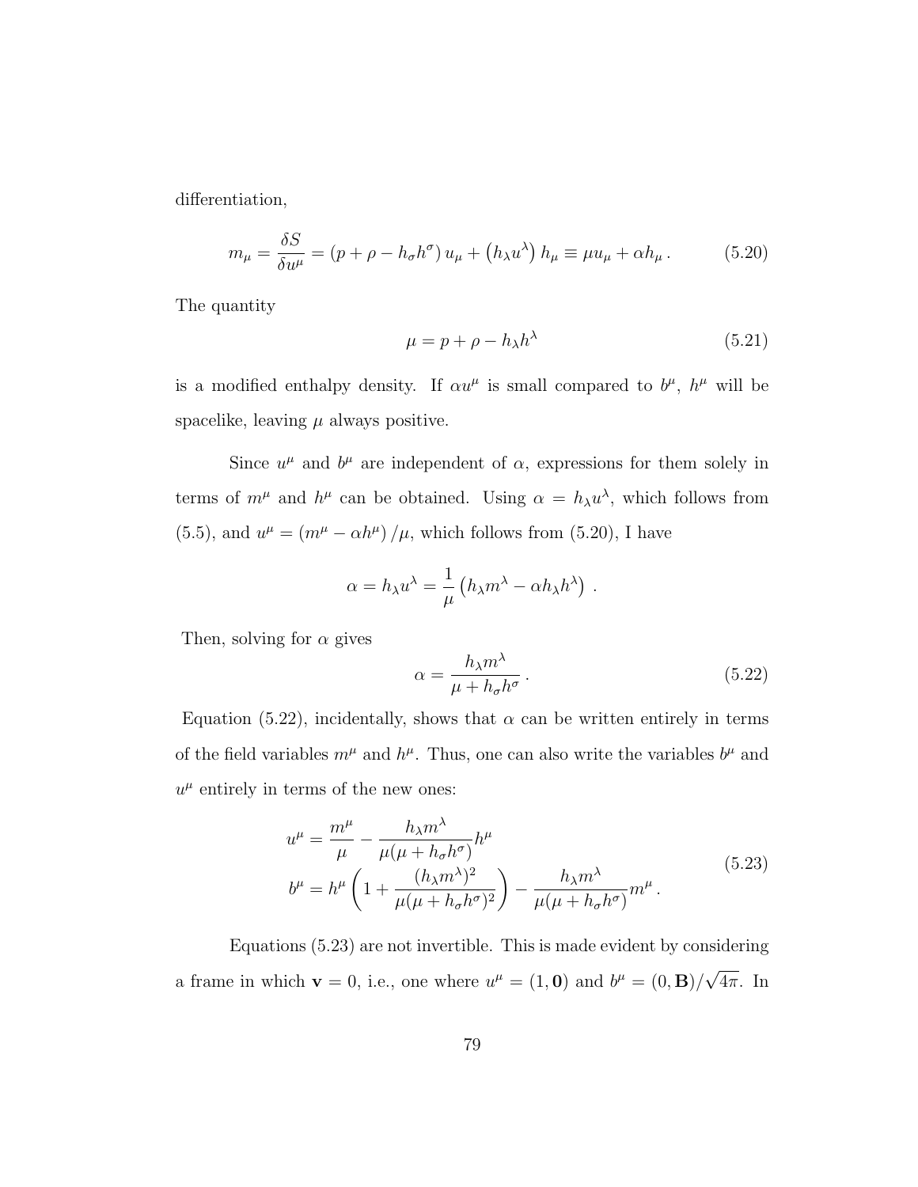differentiation,

$$m_\mu = \frac{\delta S}{\delta u^\mu} = (p + \rho - h_\sigma h^\sigma)\, u_\mu + \left(h_\lambda u^\lambda\right) h_\mu \equiv \mu u_\mu + \alpha h_\mu\,. \tag{5.20}$$

The quantity

$$\mu = p + \rho - h_\lambda h^\lambda \tag{5.21}$$

is a modified enthalpy density. If $\alpha u^\mu$ is small compared to $b^\mu$, $h^\mu$ will be spacelike, leaving $\mu$ always positive.

Since $u^\mu$ and $b^\mu$ are independent of $\alpha$, expressions for them solely in terms of $m^\mu$ and $h^\mu$ can be obtained. Using $\alpha = h_\lambda u^\lambda$, which follows from (5.5), and $u^\mu = (m^\mu - \alpha h^\mu)/\mu$, which follows from (5.20), I have

$$\alpha = h_\lambda u^\lambda = \frac{1}{\mu}\left(h_\lambda m^\lambda - \alpha h_\lambda h^\lambda\right)\,.$$

Then, solving for $\alpha$ gives

$$\alpha = \frac{h_\lambda m^\lambda}{\mu + h_\sigma h^\sigma}\,. \tag{5.22}$$

Equation (5.22), incidentally, shows that $\alpha$ can be written entirely in terms of the field variables $m^\mu$ and $h^\mu$. Thus, one can also write the variables $b^\mu$ and $u^\mu$ entirely in terms of the new ones:

$$\begin{aligned} u^\mu &= \frac{m^\mu}{\mu} - \frac{h_\lambda m^\lambda}{\mu(\mu + h_\sigma h^\sigma)} h^\mu \\ b^\mu &= h^\mu \left(1 + \frac{(h_\lambda m^\lambda)^2}{\mu(\mu + h_\sigma h^\sigma)^2}\right) - \frac{h_\lambda m^\lambda}{\mu(\mu + h_\sigma h^\sigma)} m^\mu\,. \end{aligned} \tag{5.23}$$

Equations (5.23) are not invertible. This is made evident by considering a frame in which $\mathbf{v} = 0$, i.e., one where $u^\mu = (1, \mathbf{0})$ and $b^\mu = (0, \mathbf{B})/\sqrt{4\pi}$. In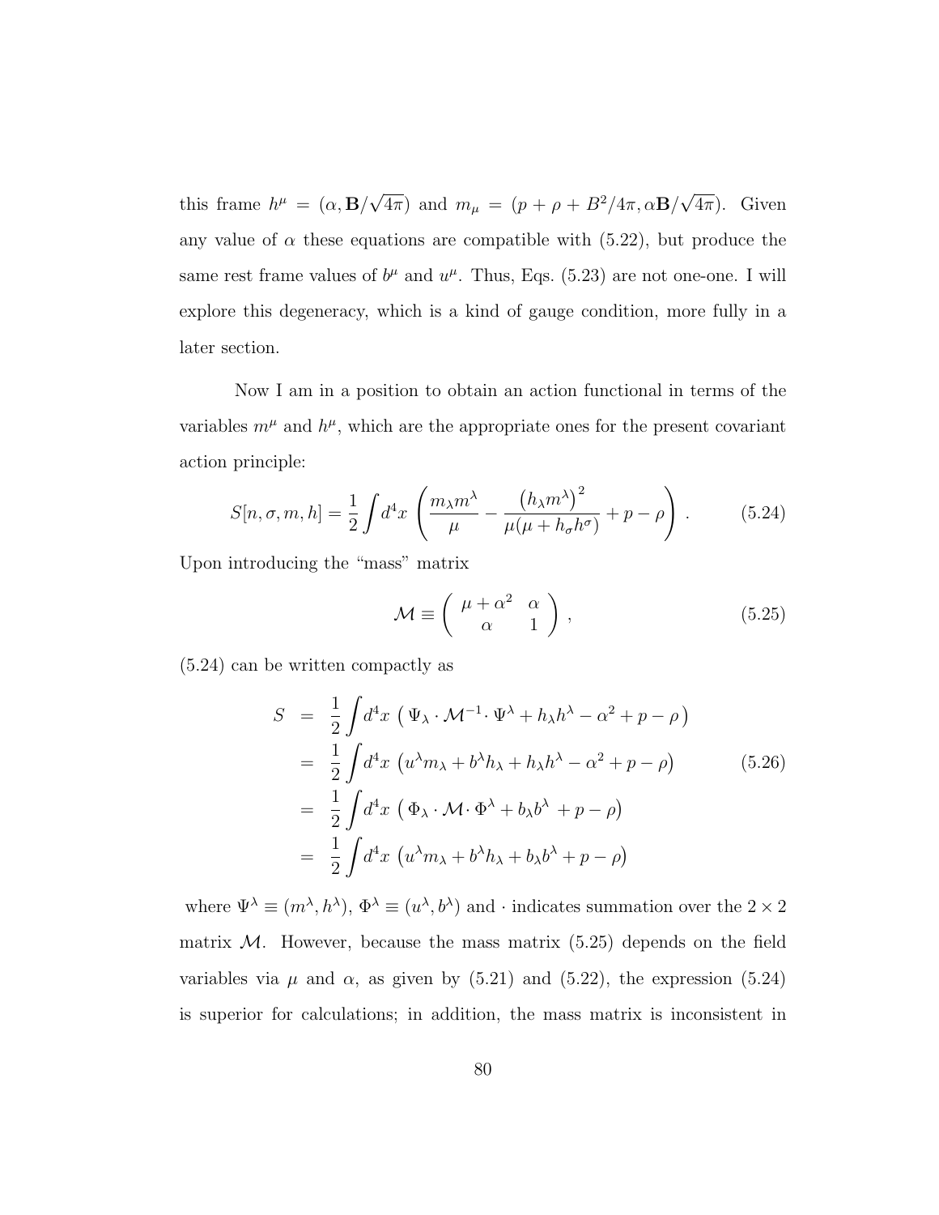this frame $h^\mu = (\alpha, \mathbf{B}/\sqrt{4\pi})$ and $m_\mu = (p + \rho + B^2/4\pi, \alpha\mathbf{B}/\sqrt{4\pi})$. Given any value of $\alpha$ these equations are compatible with (5.22), but produce the same rest frame values of $b^\mu$ and $u^\mu$. Thus, Eqs. (5.23) are not one-one. I will explore this degeneracy, which is a kind of gauge condition, more fully in a later section.

Now I am in a position to obtain an action functional in terms of the variables $m^\mu$ and $h^\mu$, which are the appropriate ones for the present covariant action principle:

$$S[n, \sigma, m, h] = \frac{1}{2}\int d^4x \left( \frac{m_\lambda m^\lambda}{\mu} - \frac{\left(h_\lambda m^\lambda\right)^2}{\mu(\mu + h_\sigma h^\sigma)} + p - \rho \right) . \tag{5.24}$$

Upon introducing the "mass" matrix

$$\mathcal{M} \equiv \begin{pmatrix} \mu + \alpha^2 & \alpha \\ \alpha & 1 \end{pmatrix} , \tag{5.25}$$

(5.24) can be written compactly as

$$\begin{aligned}
S &= \frac{1}{2}\int d^4x \, \left( \Psi_\lambda \cdot \mathcal{M}^{-1} \cdot \Psi^\lambda + h_\lambda h^\lambda - \alpha^2 + p - \rho \right) \\
&= \frac{1}{2}\int d^4x \, \left( u^\lambda m_\lambda + b^\lambda h_\lambda + h_\lambda h^\lambda - \alpha^2 + p - \rho \right) \\
&= \frac{1}{2}\int d^4x \, \left( \Phi_\lambda \cdot \mathcal{M} \cdot \Phi^\lambda + b_\lambda b^\lambda + p - \rho \right) \\
&= \frac{1}{2}\int d^4x \, \left( u^\lambda m_\lambda + b^\lambda h_\lambda + b_\lambda b^\lambda + p - \rho \right)
\end{aligned} \tag{5.26}$$

where $\Psi^\lambda \equiv (m^\lambda, h^\lambda)$, $\Phi^\lambda \equiv (u^\lambda, b^\lambda)$ and $\cdot$ indicates summation over the $2 \times 2$ matrix $\mathcal{M}$. However, because the mass matrix (5.25) depends on the field variables via $\mu$ and $\alpha$, as given by (5.21) and (5.22), the expression (5.24) is superior for calculations; in addition, the mass matrix is inconsistent in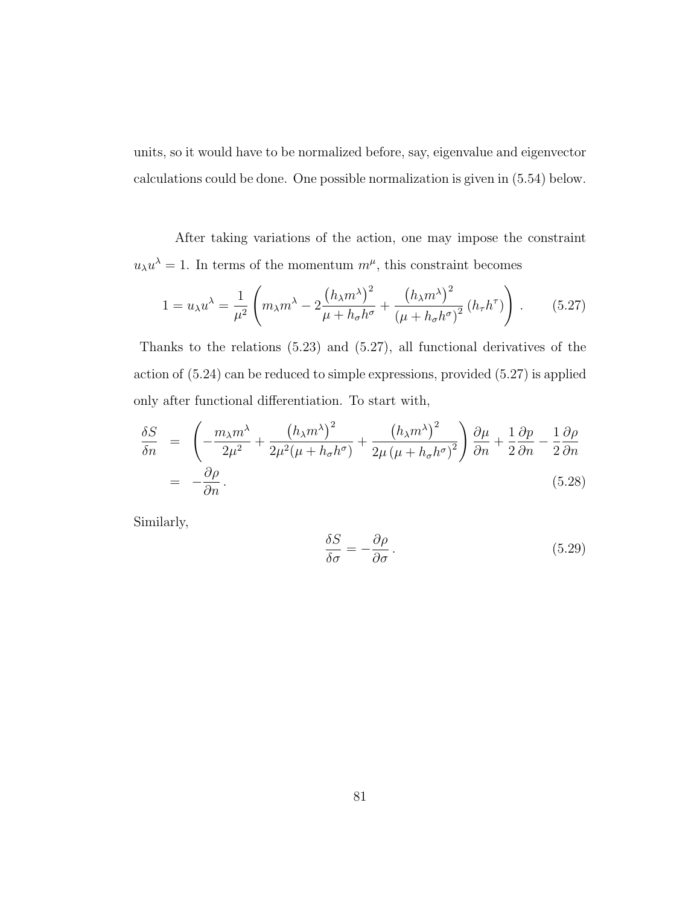units, so it would have to be normalized before, say, eigenvalue and eigenvector calculations could be done. One possible normalization is given in (5.54) below.

After taking variations of the action, one may impose the constraint $u_\lambda u^\lambda = 1$. In terms of the momentum $m^\mu$, this constraint becomes

$$1 = u_\lambda u^\lambda = \frac{1}{\mu^2}\left( m_\lambda m^\lambda - 2\frac{\left(h_\lambda m^\lambda\right)^2}{\mu + h_\sigma h^\sigma} + \frac{\left(h_\lambda m^\lambda\right)^2}{\left(\mu + h_\sigma h^\sigma\right)^2}\left(h_\tau h^\tau\right)\right) . \tag{5.27}$$

Thanks to the relations (5.23) and (5.27), all functional derivatives of the action of (5.24) can be reduced to simple expressions, provided (5.27) is applied only after functional differentiation. To start with,

$$\begin{aligned}
\frac{\delta S}{\delta n} &= \left( -\frac{m_\lambda m^\lambda}{2\mu^2} + \frac{\left(h_\lambda m^\lambda\right)^2}{2\mu^2(\mu + h_\sigma h^\sigma)} + \frac{\left(h_\lambda m^\lambda\right)^2}{2\mu\left(\mu + h_\sigma h^\sigma\right)^2}\right)\frac{\partial \mu}{\partial n} + \frac{1}{2}\frac{\partial p}{\partial n} - \frac{1}{2}\frac{\partial \rho}{\partial n} \\
&= -\frac{\partial \rho}{\partial n} \, .
\end{aligned} \tag{5.28}$$

Similarly,

$$\frac{\delta S}{\delta \sigma} = -\frac{\partial \rho}{\partial \sigma} \, . \tag{5.29}$$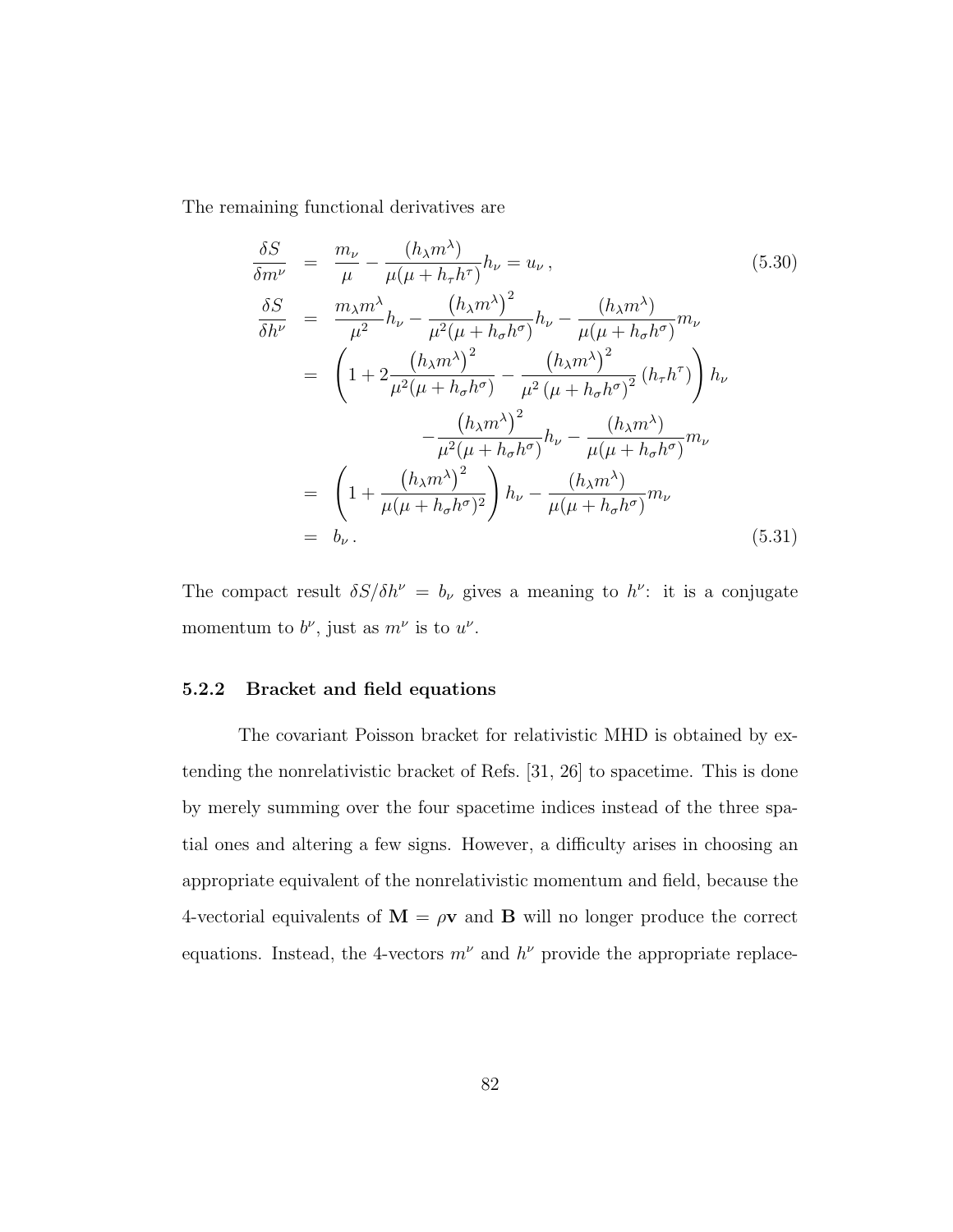The remaining functional derivatives are

$$
\frac{\delta S}{\delta m^\nu} = \frac{m_\nu}{\mu} - \frac{(h_\lambda m^\lambda)}{\mu(\mu + h_\tau h^\tau)} h_\nu = u_\nu \,, \tag{5.30}
$$

$$
\begin{aligned}
\frac{\delta S}{\delta h^\nu} &= \frac{m_\lambda m^\lambda}{\mu^2} h_\nu - \frac{\left(h_\lambda m^\lambda\right)^2}{\mu^2(\mu + h_\sigma h^\sigma)} h_\nu - \frac{(h_\lambda m^\lambda)}{\mu(\mu + h_\sigma h^\sigma)} m_\nu \\
&= \left(1 + 2\frac{\left(h_\lambda m^\lambda\right)^2}{\mu^2(\mu + h_\sigma h^\sigma)} - \frac{\left(h_\lambda m^\lambda\right)^2}{\mu^2\left(\mu + h_\sigma h^\sigma\right)^2}\left(h_\tau h^\tau\right)\right) h_\nu \\
&\qquad - \frac{\left(h_\lambda m^\lambda\right)^2}{\mu^2(\mu + h_\sigma h^\sigma)} h_\nu - \frac{(h_\lambda m^\lambda)}{\mu(\mu + h_\sigma h^\sigma)} m_\nu \\
&= \left(1 + \frac{\left(h_\lambda m^\lambda\right)^2}{\mu(\mu + h_\sigma h^\sigma)^2}\right) h_\nu - \frac{(h_\lambda m^\lambda)}{\mu(\mu + h_\sigma h^\sigma)} m_\nu \\
&= b_\nu \,.
\end{aligned} \tag{5.31}
$$

The compact result $\delta S/\delta h^\nu = b_\nu$ gives a meaning to $h^\nu$: it is a conjugate momentum to $b^\nu$, just as $m^\nu$ is to $u^\nu$.

### 5.2.2 Bracket and field equations

The covariant Poisson bracket for relativistic MHD is obtained by extending the nonrelativistic bracket of Refs. [31, 26] to spacetime. This is done by merely summing over the four spacetime indices instead of the three spatial ones and altering a few signs. However, a difficulty arises in choosing an appropriate equivalent of the nonrelativistic momentum and field, because the 4-vectorial equivalents of $\mathbf{M} = \rho\mathbf{v}$ and $\mathbf{B}$ will no longer produce the correct equations. Instead, the 4-vectors $m^\nu$ and $h^\nu$ provide the appropriate replace-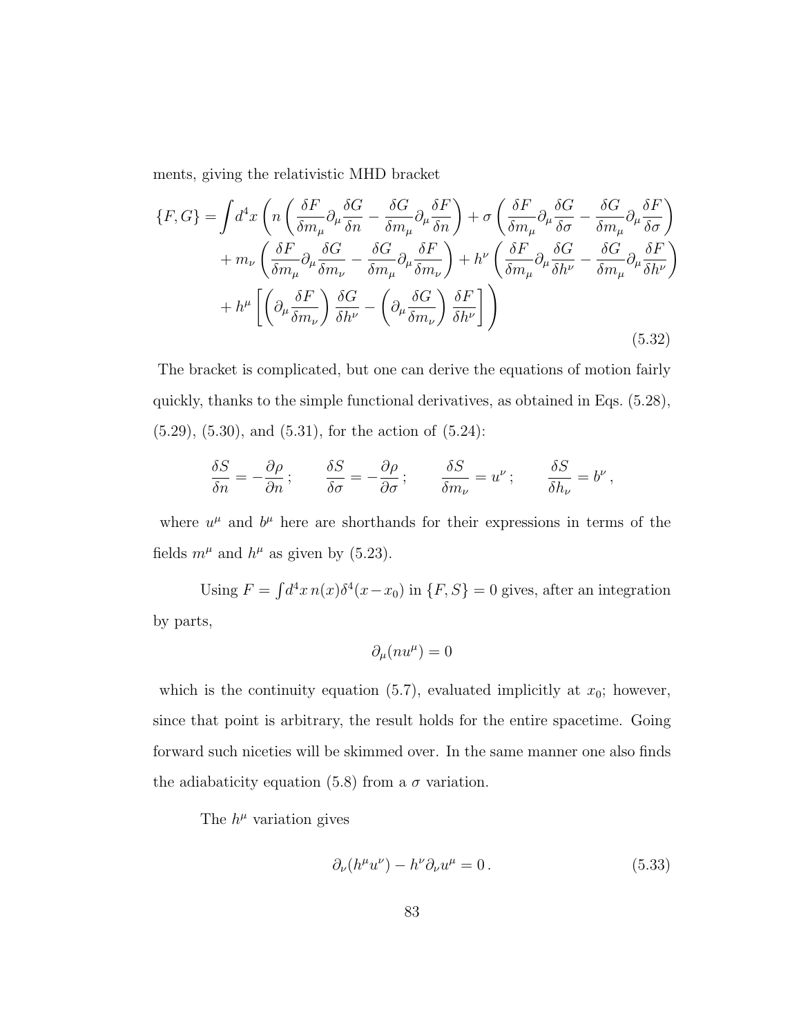ments, giving the relativistic MHD bracket

$$
\begin{aligned}
\{F,G\} = \int d^4x \Bigg( & n\left(\frac{\delta F}{\delta m_\mu}\partial_\mu \frac{\delta G}{\delta n} - \frac{\delta G}{\delta m_\mu}\partial_\mu \frac{\delta F}{\delta n}\right) + \sigma\left(\frac{\delta F}{\delta m_\mu}\partial_\mu \frac{\delta G}{\delta \sigma} - \frac{\delta G}{\delta m_\mu}\partial_\mu \frac{\delta F}{\delta \sigma}\right) \\
& + m_\nu\left(\frac{\delta F}{\delta m_\mu}\partial_\mu \frac{\delta G}{\delta m_\nu} - \frac{\delta G}{\delta m_\mu}\partial_\mu \frac{\delta F}{\delta m_\nu}\right) + h^\nu\left(\frac{\delta F}{\delta m_\mu}\partial_\mu \frac{\delta G}{\delta h^\nu} - \frac{\delta G}{\delta m_\mu}\partial_\mu \frac{\delta F}{\delta h^\nu}\right) \\
& + h^\mu\left[\left(\partial_\mu \frac{\delta F}{\delta m_\nu}\right)\frac{\delta G}{\delta h^\nu} - \left(\partial_\mu \frac{\delta G}{\delta m_\nu}\right)\frac{\delta F}{\delta h^\nu}\right]\Bigg)
\end{aligned}
\tag{5.32}
$$

The bracket is complicated, but one can derive the equations of motion fairly quickly, thanks to the simple functional derivatives, as obtained in Eqs. (5.28), (5.29), (5.30), and (5.31), for the action of (5.24):

$$
\frac{\delta S}{\delta n} = -\frac{\partial \rho}{\partial n}\,; \qquad \frac{\delta S}{\delta \sigma} = -\frac{\partial \rho}{\partial \sigma}\,; \qquad \frac{\delta S}{\delta m_\nu} = u^\nu\,; \qquad \frac{\delta S}{\delta h_\nu} = b^\nu\,,
$$

where $u^\mu$ and $b^\mu$ here are shorthands for their expressions in terms of the fields $m^\mu$ and $h^\mu$ as given by (5.23).

Using $F = \int d^4x\, n(x)\delta^4(x-x_0)$ in $\{F,S\} = 0$ gives, after an integration by parts,

$$
\partial_\mu(nu^\mu) = 0
$$

which is the continuity equation (5.7), evaluated implicitly at $x_0$; however, since that point is arbitrary, the result holds for the entire spacetime. Going forward such niceties will be skimmed over. In the same manner one also finds the adiabaticity equation (5.8) from a $\sigma$ variation.

The $h^\mu$ variation gives

$$
\partial_\nu(h^\mu u^\nu) - h^\nu \partial_\nu u^\mu = 0\,. \tag{5.33}
$$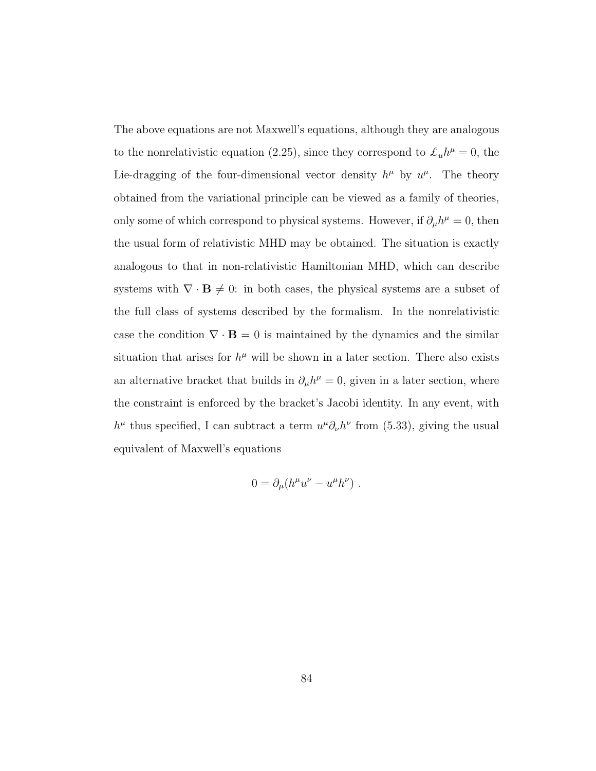The above equations are not Maxwell's equations, although they are analogous to the nonrelativistic equation (2.25), since they correspond to $\pounds_u h^\mu = 0$, the Lie-dragging of the four-dimensional vector density $h^\mu$ by $u^\mu$. The theory obtained from the variational principle can be viewed as a family of theories, only some of which correspond to physical systems. However, if $\partial_\mu h^\mu = 0$, then the usual form of relativistic MHD may be obtained. The situation is exactly analogous to that in non-relativistic Hamiltonian MHD, which can describe systems with $\nabla \cdot \mathbf{B} \neq 0$: in both cases, the physical systems are a subset of the full class of systems described by the formalism. In the nonrelativistic case the condition $\nabla \cdot \mathbf{B} = 0$ is maintained by the dynamics and the similar situation that arises for $h^\mu$ will be shown in a later section. There also exists an alternative bracket that builds in $\partial_\mu h^\mu = 0$, given in a later section, where the constraint is enforced by the bracket's Jacobi identity. In any event, with $h^\mu$ thus specified, I can subtract a term $u^\mu \partial_\nu h^\nu$ from (5.33), giving the usual equivalent of Maxwell's equations

$$0 = \partial_\mu (h^\mu u^\nu - u^\mu h^\nu) \ .$$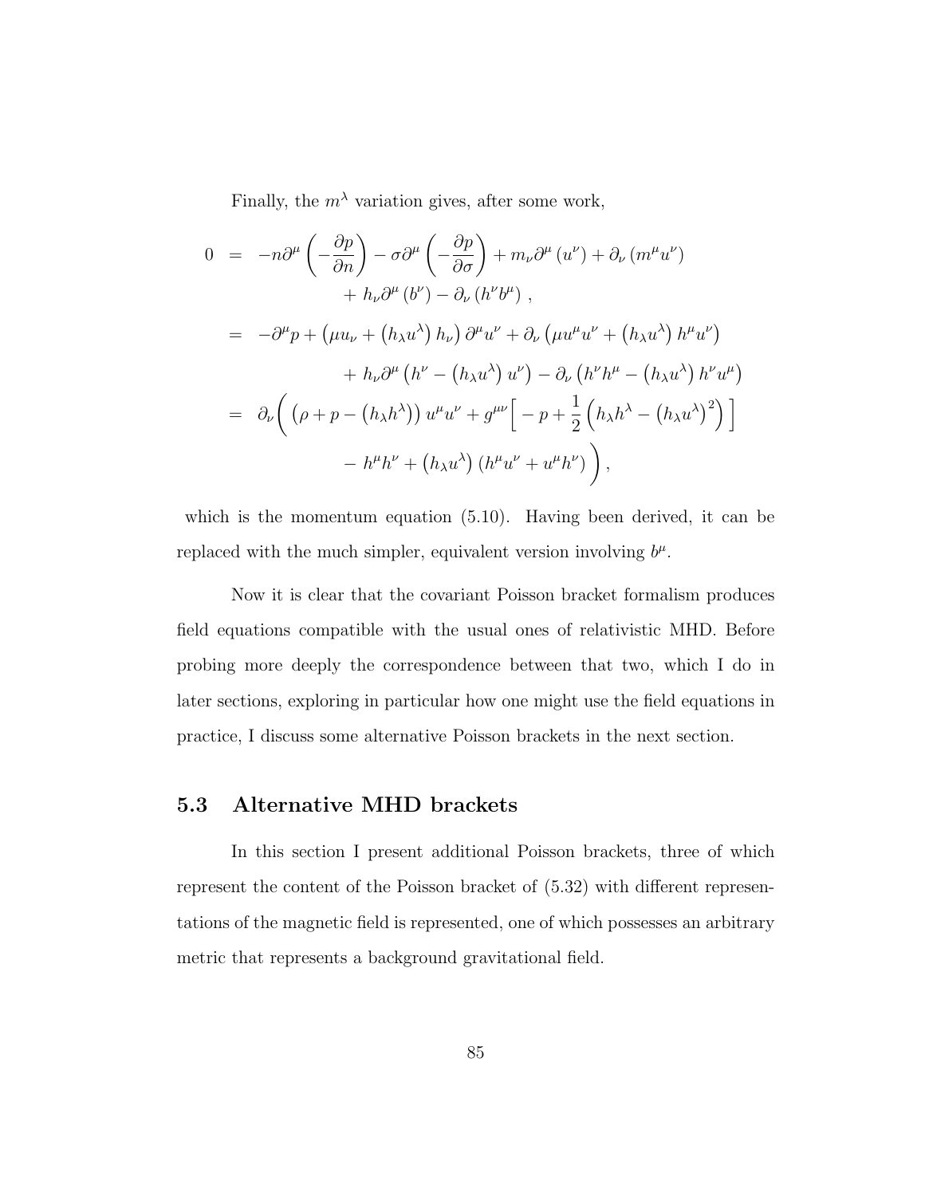Finally, the $m^\lambda$ variation gives, after some work,

$$
\begin{aligned}
0 &= -n\partial^\mu\left(-\frac{\partial p}{\partial n}\right) - \sigma\partial^\mu\left(-\frac{\partial p}{\partial \sigma}\right) + m_\nu\partial^\mu\left(u^\nu\right) + \partial_\nu\left(m^\mu u^\nu\right) \\
&\qquad + h_\nu\partial^\mu\left(b^\nu\right) - \partial_\nu\left(h^\nu b^\mu\right)\,, \\
&= -\partial^\mu p + \left(\mu u_\nu + \left(h_\lambda u^\lambda\right) h_\nu\right)\partial^\mu u^\nu + \partial_\nu\left(\mu u^\mu u^\nu + \left(h_\lambda u^\lambda\right) h^\mu u^\nu\right) \\
&\qquad + h_\nu\partial^\mu\left(h^\nu - \left(h_\lambda u^\lambda\right) u^\nu\right) - \partial_\nu\left(h^\nu h^\mu - \left(h_\lambda u^\lambda\right) h^\nu u^\mu\right) \\
&= \partial_\nu\Bigg(\left(\rho + p - \left(h_\lambda h^\lambda\right)\right) u^\mu u^\nu + g^{\mu\nu}\Big[-p + \frac{1}{2}\left(h_\lambda h^\lambda - \left(h_\lambda u^\lambda\right)^2\right)\Big] \\
&\qquad - h^\mu h^\nu + \left(h_\lambda u^\lambda\right)\left(h^\mu u^\nu + u^\mu h^\nu\right)\Bigg)\,,
\end{aligned}
$$

which is the momentum equation (5.10). Having been derived, it can be replaced with the much simpler, equivalent version involving $b^\mu$.

Now it is clear that the covariant Poisson bracket formalism produces field equations compatible with the usual ones of relativistic MHD. Before probing more deeply the correspondence between that two, which I do in later sections, exploring in particular how one might use the field equations in practice, I discuss some alternative Poisson brackets in the next section.

## 5.3 Alternative MHD brackets

In this section I present additional Poisson brackets, three of which represent the content of the Poisson bracket of (5.32) with different representations of the magnetic field is represented, one of which possesses an arbitrary metric that represents a background gravitational field.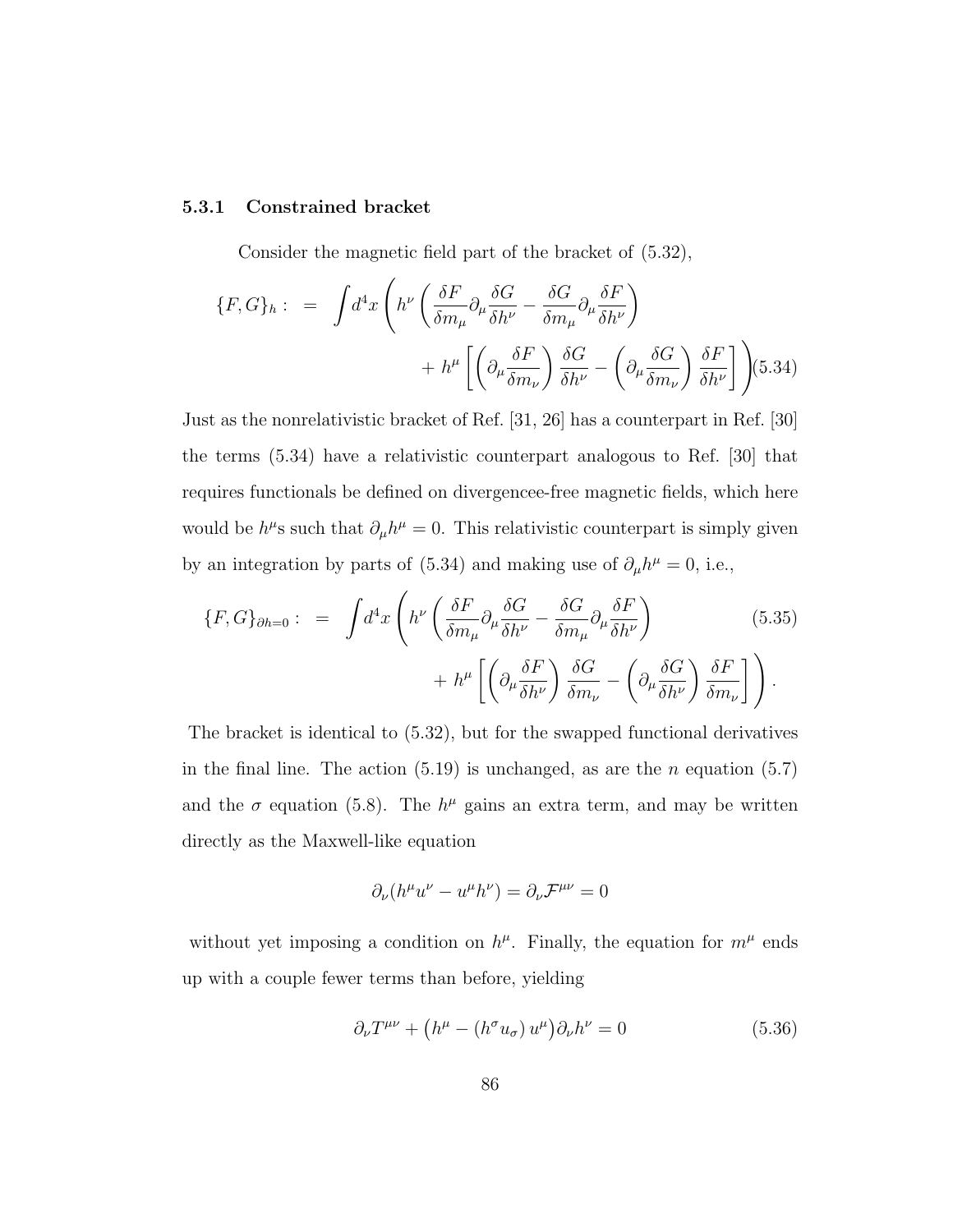### 5.3.1 Constrained bracket

Consider the magnetic field part of the bracket of (5.32),

$$
\begin{aligned}
\{F,G\}_h : \;=\; \int d^4x \Bigg( & h^\nu \left( \frac{\delta F}{\delta m_\mu} \partial_\mu \frac{\delta G}{\delta h^\nu} - \frac{\delta G}{\delta m_\mu} \partial_\mu \frac{\delta F}{\delta h^\nu} \right) \\
& + h^\mu \left[ \left( \partial_\mu \frac{\delta F}{\delta m_\nu} \right) \frac{\delta G}{\delta h^\nu} - \left( \partial_\mu \frac{\delta G}{\delta m_\nu} \right) \frac{\delta F}{\delta h^\nu} \right] \Bigg) \qquad (5.34)
\end{aligned}
$$

Just as the nonrelativistic bracket of Ref. [31, 26] has a counterpart in Ref. [30] the terms (5.34) have a relativistic counterpart analogous to Ref. [30] that requires functionals be defined on divergencee-free magnetic fields, which here would be $h^\mu$s such that $\partial_\mu h^\mu = 0$. This relativistic counterpart is simply given by an integration by parts of (5.34) and making use of $\partial_\mu h^\mu = 0$, i.e.,

$$
\begin{aligned}
\{F,G\}_{\partial h=0} : \;=\; \int d^4x \Bigg( & h^\nu \left( \frac{\delta F}{\delta m_\mu} \partial_\mu \frac{\delta G}{\delta h^\nu} - \frac{\delta G}{\delta m_\mu} \partial_\mu \frac{\delta F}{\delta h^\nu} \right) \qquad (5.35) \\
& + h^\mu \left[ \left( \partial_\mu \frac{\delta F}{\delta h^\nu} \right) \frac{\delta G}{\delta m_\nu} - \left( \partial_\mu \frac{\delta G}{\delta h^\nu} \right) \frac{\delta F}{\delta m_\nu} \right] \Bigg) .
\end{aligned}
$$

The bracket is identical to (5.32), but for the swapped functional derivatives in the final line. The action (5.19) is unchanged, as are the $n$ equation (5.7) and the $\sigma$ equation (5.8). The $h^\mu$ gains an extra term, and may be written directly as the Maxwell-like equation

$$
\partial_\nu (h^\mu u^\nu - u^\mu h^\nu) = \partial_\nu \mathcal{F}^{\mu\nu} = 0
$$

without yet imposing a condition on $h^\mu$. Finally, the equation for $m^\mu$ ends up with a couple fewer terms than before, yielding

$$
\partial_\nu T^{\mu\nu} + \left( h^\mu - (h^\sigma u_\sigma)\, u^\mu \right) \partial_\nu h^\nu = 0 \qquad (5.36)
$$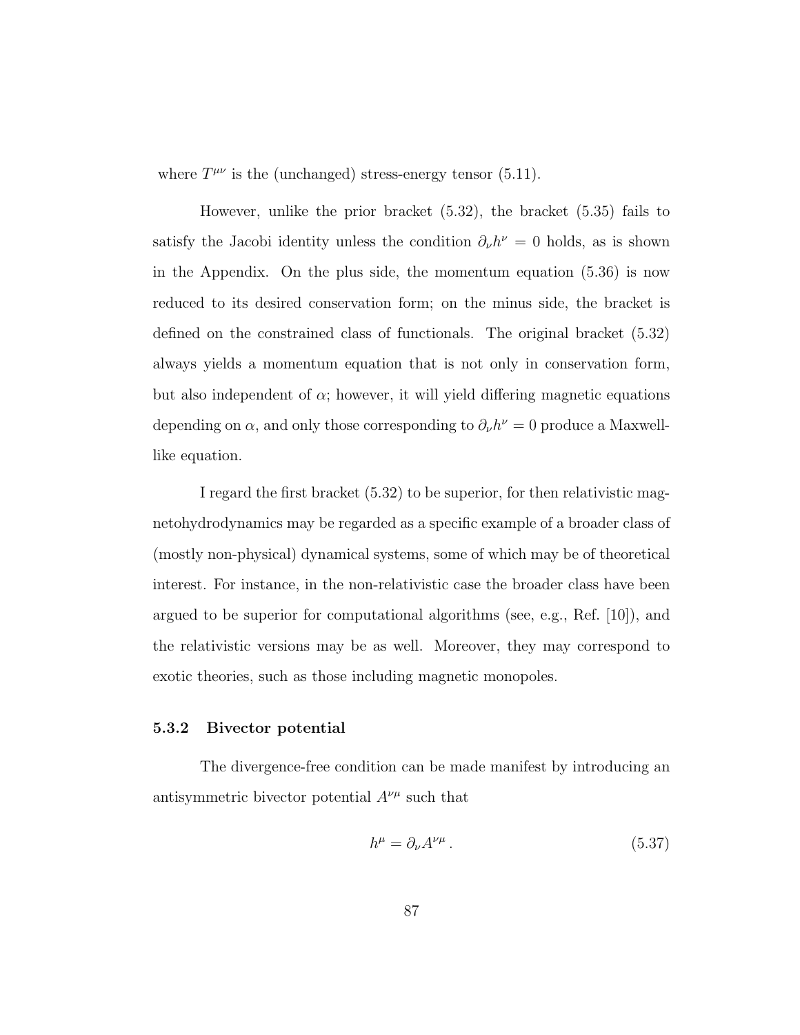where $T^{\mu\nu}$ is the (unchanged) stress-energy tensor (5.11).

However, unlike the prior bracket (5.32), the bracket (5.35) fails to satisfy the Jacobi identity unless the condition $\partial_\nu h^\nu = 0$ holds, as is shown in the Appendix. On the plus side, the momentum equation (5.36) is now reduced to its desired conservation form; on the minus side, the bracket is defined on the constrained class of functionals. The original bracket (5.32) always yields a momentum equation that is not only in conservation form, but also independent of $\alpha$; however, it will yield differing magnetic equations depending on $\alpha$, and only those corresponding to $\partial_\nu h^\nu = 0$ produce a Maxwell-like equation.

I regard the first bracket (5.32) to be superior, for then relativistic magnetohydrodynamics may be regarded as a specific example of a broader class of (mostly non-physical) dynamical systems, some of which may be of theoretical interest. For instance, in the non-relativistic case the broader class have been argued to be superior for computational algorithms (see, e.g., Ref. [10]), and the relativistic versions may be as well. Moreover, they may correspond to exotic theories, such as those including magnetic monopoles.

### 5.3.2 Bivector potential

The divergence-free condition can be made manifest by introducing an antisymmetric bivector potential $A^{\nu\mu}$ such that

$$h^\mu = \partial_\nu A^{\nu\mu} \,. \tag{5.37}$$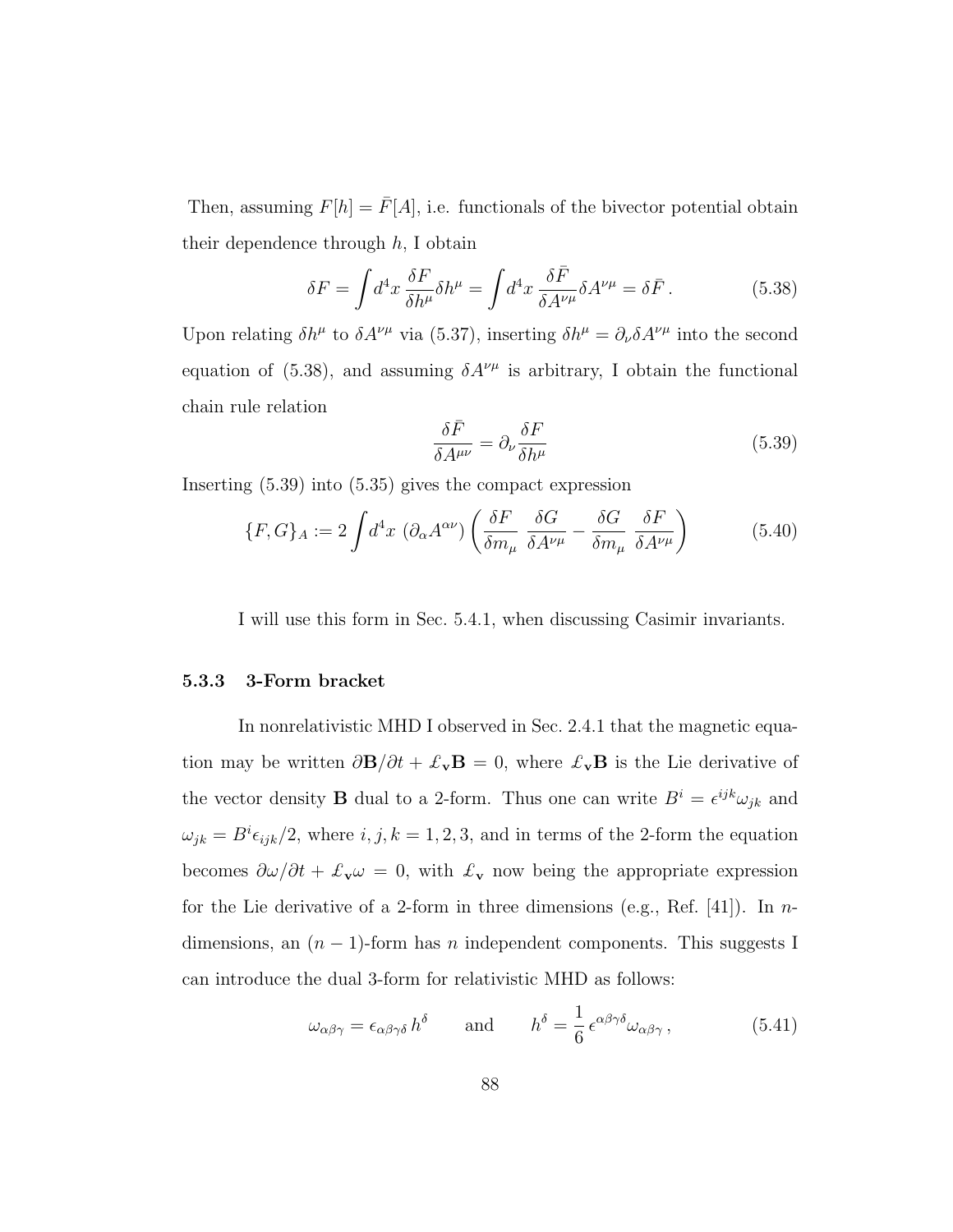Then, assuming $F[h] = \bar{F}[A]$, i.e. functionals of the bivector potential obtain their dependence through $h$, I obtain

$$\delta F = \int d^4x \, \frac{\delta F}{\delta h^\mu} \delta h^\mu = \int d^4x \, \frac{\delta \bar{F}}{\delta A^{\nu\mu}} \delta A^{\nu\mu} = \delta \bar{F} \, . \tag{5.38}$$

Upon relating $\delta h^\mu$ to $\delta A^{\nu\mu}$ via (5.37), inserting $\delta h^\mu = \partial_\nu \delta A^{\nu\mu}$ into the second equation of (5.38), and assuming $\delta A^{\nu\mu}$ is arbitrary, I obtain the functional chain rule relation

$$\frac{\delta \bar{F}}{\delta A^{\mu\nu}} = \partial_\nu \frac{\delta F}{\delta h^\mu} \tag{5.39}$$

Inserting (5.39) into (5.35) gives the compact expression

$$\{F, G\}_A := 2 \int d^4x \, (\partial_\alpha A^{\alpha\nu}) \left( \frac{\delta F}{\delta m_\mu} \, \frac{\delta G}{\delta A^{\nu\mu}} - \frac{\delta G}{\delta m_\mu} \, \frac{\delta F}{\delta A^{\nu\mu}} \right) \tag{5.40}$$

I will use this form in Sec. 5.4.1, when discussing Casimir invariants.

### 5.3.3 3-Form bracket

In nonrelativistic MHD I observed in Sec. 2.4.1 that the magnetic equation may be written $\partial \mathbf{B}/\partial t + \pounds_{\mathbf{v}} \mathbf{B} = 0$, where $\pounds_{\mathbf{v}} \mathbf{B}$ is the Lie derivative of the vector density $\mathbf{B}$ dual to a 2-form. Thus one can write $B^i = \epsilon^{ijk} \omega_{jk}$ and $\omega_{jk} = B^i \epsilon_{ijk}/2$, where $i, j, k = 1, 2, 3$, and in terms of the 2-form the equation becomes $\partial \omega/\partial t + \pounds_{\mathbf{v}} \omega = 0$, with $\pounds_{\mathbf{v}}$ now being the appropriate expression for the Lie derivative of a 2-form in three dimensions (e.g., Ref. [41]). In $n$-dimensions, an $(n-1)$-form has $n$ independent components. This suggests I can introduce the dual 3-form for relativistic MHD as follows:

$$\omega_{\alpha\beta\gamma} = \epsilon_{\alpha\beta\gamma\delta} \, h^\delta \qquad \text{and} \qquad h^\delta = \frac{1}{6} \, \epsilon^{\alpha\beta\gamma\delta} \omega_{\alpha\beta\gamma} \, , \tag{5.41}$$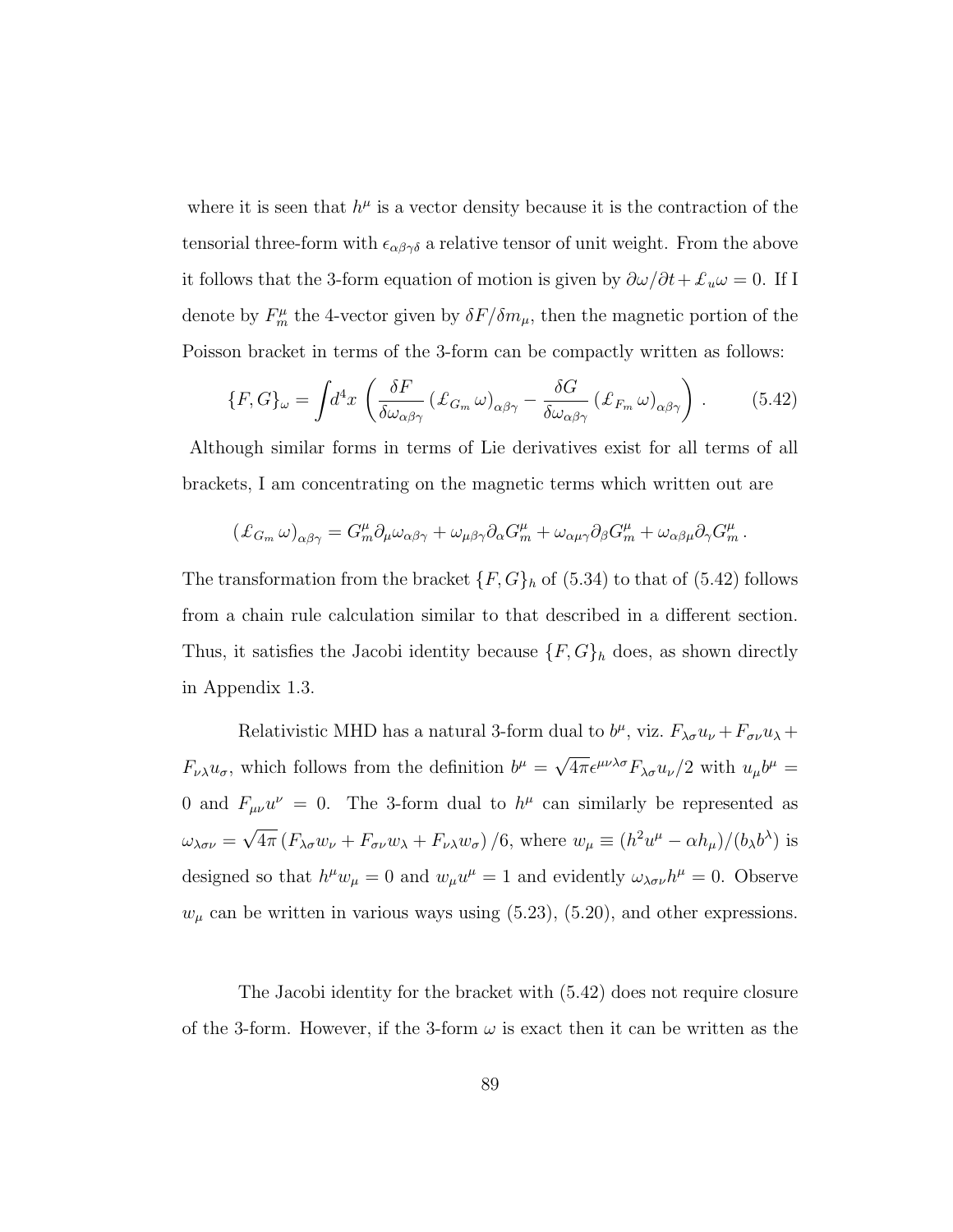where it is seen that $h^\mu$ is a vector density because it is the contraction of the tensorial three-form with $\epsilon_{\alpha\beta\gamma\delta}$ a relative tensor of unit weight. From the above it follows that the 3-form equation of motion is given by $\partial\omega/\partial t + \pounds_u \omega = 0$. If I denote by $F_m^\mu$ the 4-vector given by $\delta F/\delta m_\mu$, then the magnetic portion of the Poisson bracket in terms of the 3-form can be compactly written as follows:

$$\{F, G\}_\omega = \int d^4x \left( \frac{\delta F}{\delta \omega_{\alpha\beta\gamma}} \left(\pounds_{G_m} \omega\right)_{\alpha\beta\gamma} - \frac{\delta G}{\delta \omega_{\alpha\beta\gamma}} \left(\pounds_{F_m} \omega\right)_{\alpha\beta\gamma} \right) . \tag{5.42}$$

Although similar forms in terms of Lie derivatives exist for all terms of all brackets, I am concentrating on the magnetic terms which written out are

$$\left(\pounds_{G_m} \omega\right)_{\alpha\beta\gamma} = G_m^\mu \partial_\mu \omega_{\alpha\beta\gamma} + \omega_{\mu\beta\gamma} \partial_\alpha G_m^\mu + \omega_{\alpha\mu\gamma} \partial_\beta G_m^\mu + \omega_{\alpha\beta\mu} \partial_\gamma G_m^\mu \, .$$

The transformation from the bracket $\{F, G\}_h$ of (5.34) to that of (5.42) follows from a chain rule calculation similar to that described in a different section. Thus, it satisfies the Jacobi identity because $\{F, G\}_h$ does, as shown directly in Appendix 1.3.

Relativistic MHD has a natural 3-form dual to $b^\mu$, viz. $F_{\lambda\sigma} u_\nu + F_{\sigma\nu} u_\lambda + F_{\nu\lambda} u_\sigma$, which follows from the definition $b^\mu = \sqrt{4\pi} \epsilon^{\mu\nu\lambda\sigma} F_{\lambda\sigma} u_\nu / 2$ with $u_\mu b^\mu = 0$ and $F_{\mu\nu} u^\nu = 0$. The 3-form dual to $h^\mu$ can similarly be represented as $\omega_{\lambda\sigma\nu} = \sqrt{4\pi} \left(F_{\lambda\sigma} w_\nu + F_{\sigma\nu} w_\lambda + F_{\nu\lambda} w_\sigma\right)/6$, where $w_\mu \equiv (h^2 u^\mu - \alpha h_\mu)/(b_\lambda b^\lambda)$ is designed so that $h^\mu w_\mu = 0$ and $w_\mu u^\mu = 1$ and evidently $\omega_{\lambda\sigma\nu} h^\mu = 0$. Observe $w_\mu$ can be written in various ways using (5.23), (5.20), and other expressions.

The Jacobi identity for the bracket with (5.42) does not require closure of the 3-form. However, if the 3-form $\omega$ is exact then it can be written as the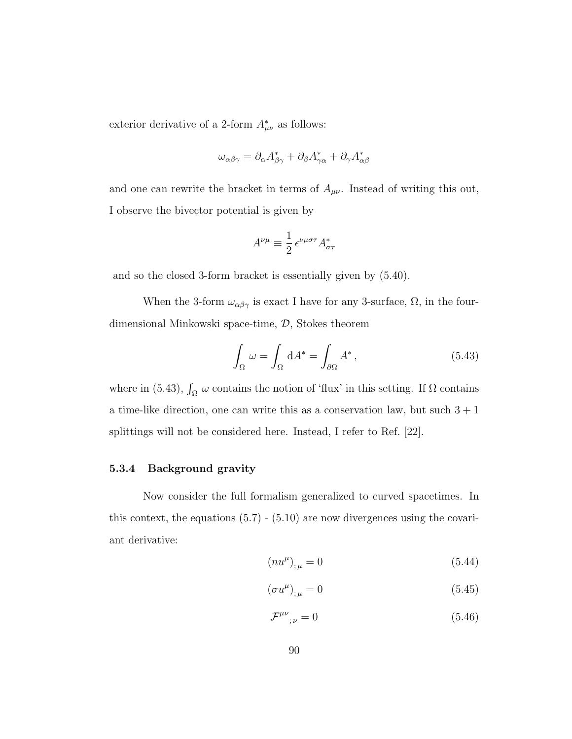exterior derivative of a 2-form $A^*_{\mu\nu}$ as follows:

$$\omega_{\alpha\beta\gamma} = \partial_\alpha A^*_{\beta\gamma} + \partial_\beta A^*_{\gamma\alpha} + \partial_\gamma A^*_{\alpha\beta}$$

and one can rewrite the bracket in terms of $A_{\mu\nu}$. Instead of writing this out, I observe the bivector potential is given by

$$A^{\nu\mu} \equiv \frac{1}{2}\,\epsilon^{\nu\mu\sigma\tau} A^*_{\sigma\tau}$$

and so the closed 3-form bracket is essentially given by (5.40).

When the 3-form $\omega_{\alpha\beta\gamma}$ is exact I have for any 3-surface, $\Omega$, in the four-dimensional Minkowski space-time, $\mathcal{D}$, Stokes theorem

$$\int_\Omega \omega = \int_\Omega \mathrm{d}A^* = \int_{\partial\Omega} A^*\,, \tag{5.43}$$

where in (5.43), $\int_\Omega \omega$ contains the notion of 'flux' in this setting. If $\Omega$ contains a time-like direction, one can write this as a conservation law, but such $3+1$ splittings will not be considered here. Instead, I refer to Ref. [22].

### 5.3.4 Background gravity

Now consider the full formalism generalized to curved spacetimes. In this context, the equations (5.7) - (5.10) are now divergences using the covariant derivative:

$$(nu^\mu)_{;\,\mu} = 0 \tag{5.44}$$

$$(\sigma u^\mu)_{;\,\mu} = 0 \tag{5.45}$$

$$\mathcal{F}^{\mu\nu}{}_{;\,\nu} = 0 \tag{5.46}$$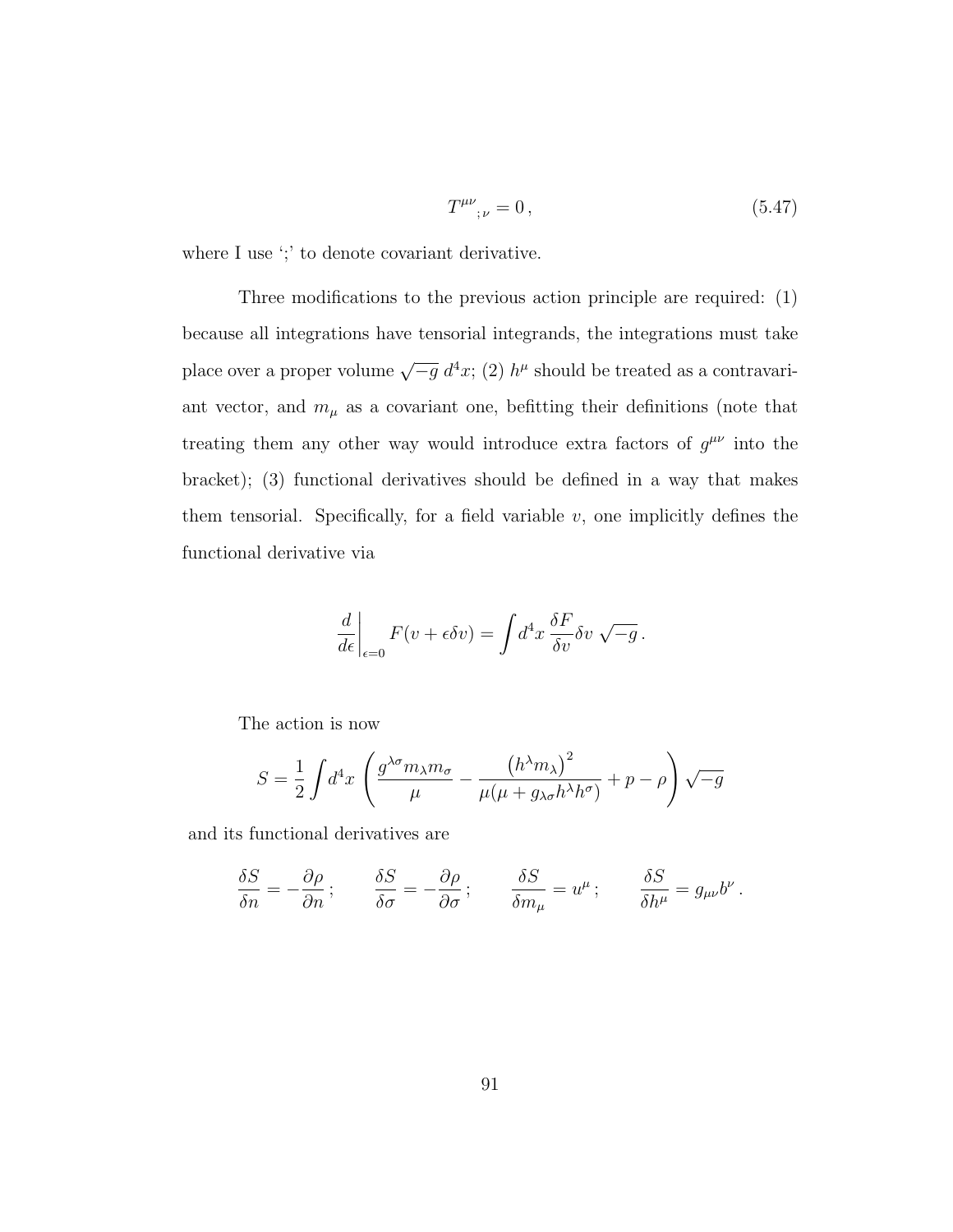$$T^{\mu\nu}{}_{;\nu} = 0\,, \tag{5.47}$$

where I use ';' to denote covariant derivative.

Three modifications to the previous action principle are required: (1) because all integrations have tensorial integrands, the integrations must take place over a proper volume $\sqrt{-g}\,d^4x$; (2) $h^\mu$ should be treated as a contravariant vector, and $m_\mu$ as a covariant one, befitting their definitions (note that treating them any other way would introduce extra factors of $g^{\mu\nu}$ into the bracket); (3) functional derivatives should be defined in a way that makes them tensorial. Specifically, for a field variable $v$, one implicitly defines the functional derivative via

$$\left.\frac{d}{d\epsilon}\right|_{\epsilon=0} F(v+\epsilon\delta v) = \int d^4x\,\frac{\delta F}{\delta v}\delta v\,\sqrt{-g}\,.$$

The action is now

$$S = \frac{1}{2}\int d^4x\,\left(\frac{g^{\lambda\sigma}m_\lambda m_\sigma}{\mu} - \frac{\left(h^\lambda m_\lambda\right)^2}{\mu(\mu + g_{\lambda\sigma}h^\lambda h^\sigma)} + p - \rho\right)\sqrt{-g}$$

and its functional derivatives are

$$\frac{\delta S}{\delta n} = -\frac{\partial \rho}{\partial n}\,;\qquad \frac{\delta S}{\delta \sigma} = -\frac{\partial \rho}{\partial \sigma}\,;\qquad \frac{\delta S}{\delta m_\mu} = u^\mu\,;\qquad \frac{\delta S}{\delta h^\mu} = g_{\mu\nu}b^\nu\,.$$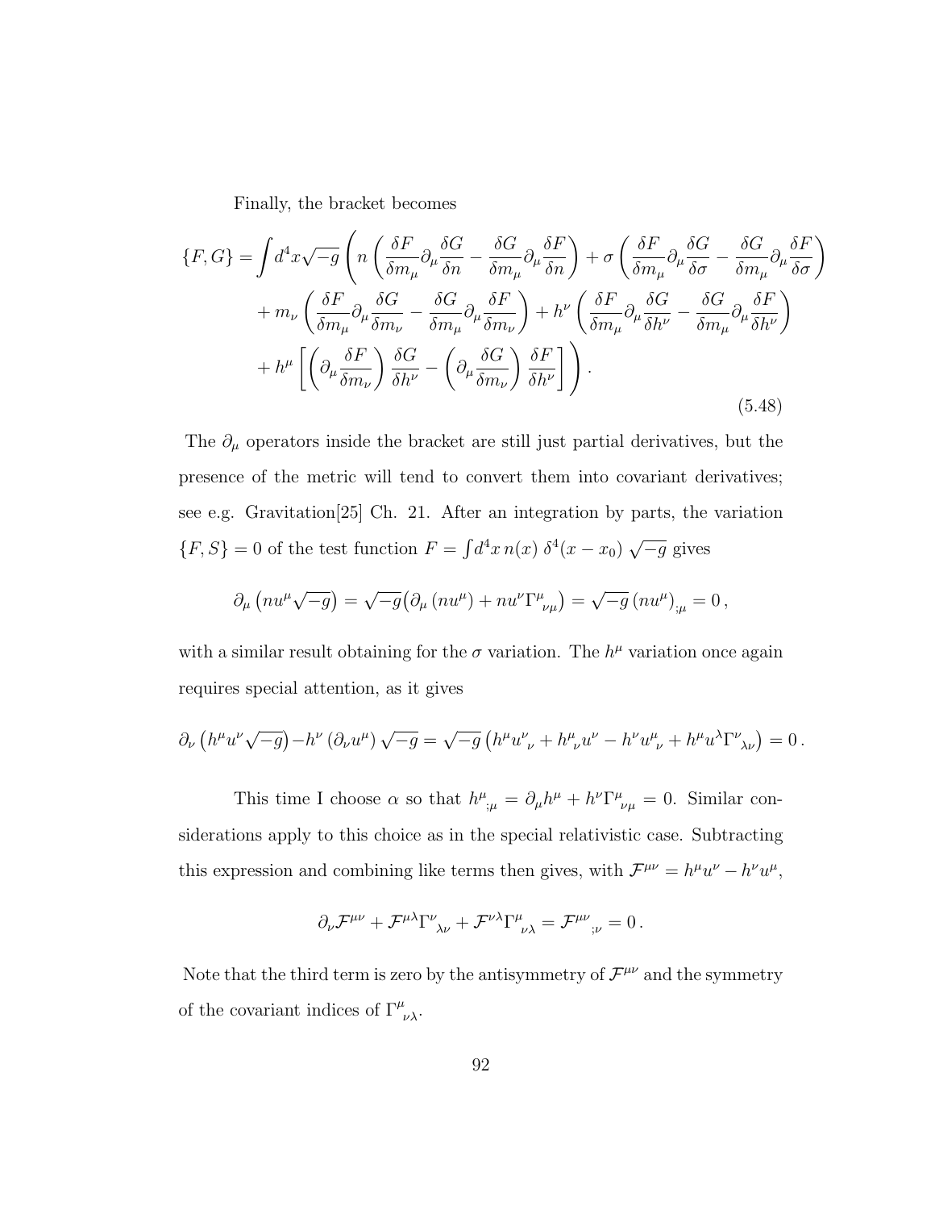Finally, the bracket becomes

$$
\begin{aligned}
\{F,G\} = \int d^4x\sqrt{-g} \Bigg( & n\left(\frac{\delta F}{\delta m_\mu}\partial_\mu \frac{\delta G}{\delta n} - \frac{\delta G}{\delta m_\mu}\partial_\mu \frac{\delta F}{\delta n}\right) + \sigma\left(\frac{\delta F}{\delta m_\mu}\partial_\mu \frac{\delta G}{\delta \sigma} - \frac{\delta G}{\delta m_\mu}\partial_\mu \frac{\delta F}{\delta \sigma}\right) \\
& + m_\nu\left(\frac{\delta F}{\delta m_\mu}\partial_\mu \frac{\delta G}{\delta m_\nu} - \frac{\delta G}{\delta m_\mu}\partial_\mu \frac{\delta F}{\delta m_\nu}\right) + h^\nu\left(\frac{\delta F}{\delta m_\mu}\partial_\mu \frac{\delta G}{\delta h^\nu} - \frac{\delta G}{\delta m_\mu}\partial_\mu \frac{\delta F}{\delta h^\nu}\right) \\
& + h^\mu\left[\left(\partial_\mu \frac{\delta F}{\delta m_\nu}\right)\frac{\delta G}{\delta h^\nu} - \left(\partial_\mu \frac{\delta G}{\delta m_\nu}\right)\frac{\delta F}{\delta h^\nu}\right]\Bigg) .
\end{aligned}
\tag{5.48}
$$

The $\partial_\mu$ operators inside the bracket are still just partial derivatives, but the presence of the metric will tend to convert them into covariant derivatives; see e.g. Gravitation[25] Ch. 21. After an integration by parts, the variation $\{F, S\} = 0$ of the test function $F = \int d^4x\, n(x)\, \delta^4(x - x_0)\, \sqrt{-g}$ gives

$$
\partial_\mu\left(nu^\mu\sqrt{-g}\right) = \sqrt{-g}\big(\partial_\mu\left(nu^\mu\right) + nu^\nu \Gamma^\mu{}_{\nu\mu}\big) = \sqrt{-g}\left(nu^\mu\right)_{;\mu} = 0\,,
$$

with a similar result obtaining for the $\sigma$ variation. The $h^\mu$ variation once again requires special attention, as it gives

$$
\partial_\nu\left(h^\mu u^\nu\sqrt{-g}\right) - h^\nu\left(\partial_\nu u^\mu\right)\sqrt{-g} = \sqrt{-g}\left(h^\mu u^\nu{}_\nu + h^\mu{}_\nu u^\nu - h^\nu u^\mu{}_\nu + h^\mu u^\lambda \Gamma^\nu{}_{\lambda\nu}\right) = 0\,.
$$

This time I choose $\alpha$ so that $h^\mu{}_{;\mu} = \partial_\mu h^\mu + h^\nu \Gamma^\mu{}_{\nu\mu} = 0$. Similar considerations apply to this choice as in the special relativistic case. Subtracting this expression and combining like terms then gives, with $\mathcal{F}^{\mu\nu} = h^\mu u^\nu - h^\nu u^\mu$,

$$
\partial_\nu \mathcal{F}^{\mu\nu} + \mathcal{F}^{\mu\lambda}\Gamma^\nu{}_{\lambda\nu} + \mathcal{F}^{\nu\lambda}\Gamma^\mu{}_{\nu\lambda} = \mathcal{F}^{\mu\nu}{}_{;\nu} = 0\,.
$$

Note that the third term is zero by the antisymmetry of $\mathcal{F}^{\mu\nu}$ and the symmetry of the covariant indices of $\Gamma^\mu{}_{\nu\lambda}$.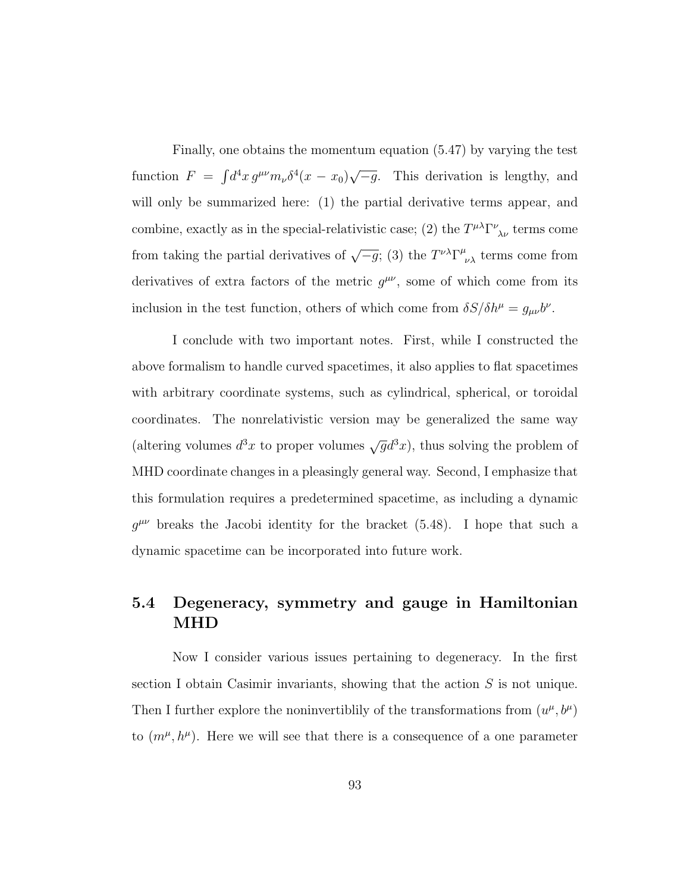Finally, one obtains the momentum equation (5.47) by varying the test function $F = \int d^4x\, g^{\mu\nu} m_\nu \delta^4(x - x_0)\sqrt{-g}$. This derivation is lengthy, and will only be summarized here: (1) the partial derivative terms appear, and combine, exactly as in the special-relativistic case; (2) the $T^{\mu\lambda}\Gamma^{\nu}{}_{\lambda\nu}$ terms come from taking the partial derivatives of $\sqrt{-g}$; (3) the $T^{\nu\lambda}\Gamma^{\mu}{}_{\nu\lambda}$ terms come from derivatives of extra factors of the metric $g^{\mu\nu}$, some of which come from its inclusion in the test function, others of which come from $\delta S/\delta h^\mu = g_{\mu\nu}b^\nu$.

I conclude with two important notes. First, while I constructed the above formalism to handle curved spacetimes, it also applies to flat spacetimes with arbitrary coordinate systems, such as cylindrical, spherical, or toroidal coordinates. The nonrelativistic version may be generalized the same way (altering volumes $d^3x$ to proper volumes $\sqrt{g}d^3x$), thus solving the problem of MHD coordinate changes in a pleasingly general way. Second, I emphasize that this formulation requires a predetermined spacetime, as including a dynamic $g^{\mu\nu}$ breaks the Jacobi identity for the bracket (5.48). I hope that such a dynamic spacetime can be incorporated into future work.

## 5.4 Degeneracy, symmetry and gauge in Hamiltonian MHD

Now I consider various issues pertaining to degeneracy. In the first section I obtain Casimir invariants, showing that the action $S$ is not unique. Then I further explore the noninvertiblily of the transformations from $(u^\mu, b^\mu)$ to $(m^\mu, h^\mu)$. Here we will see that there is a consequence of a one parameter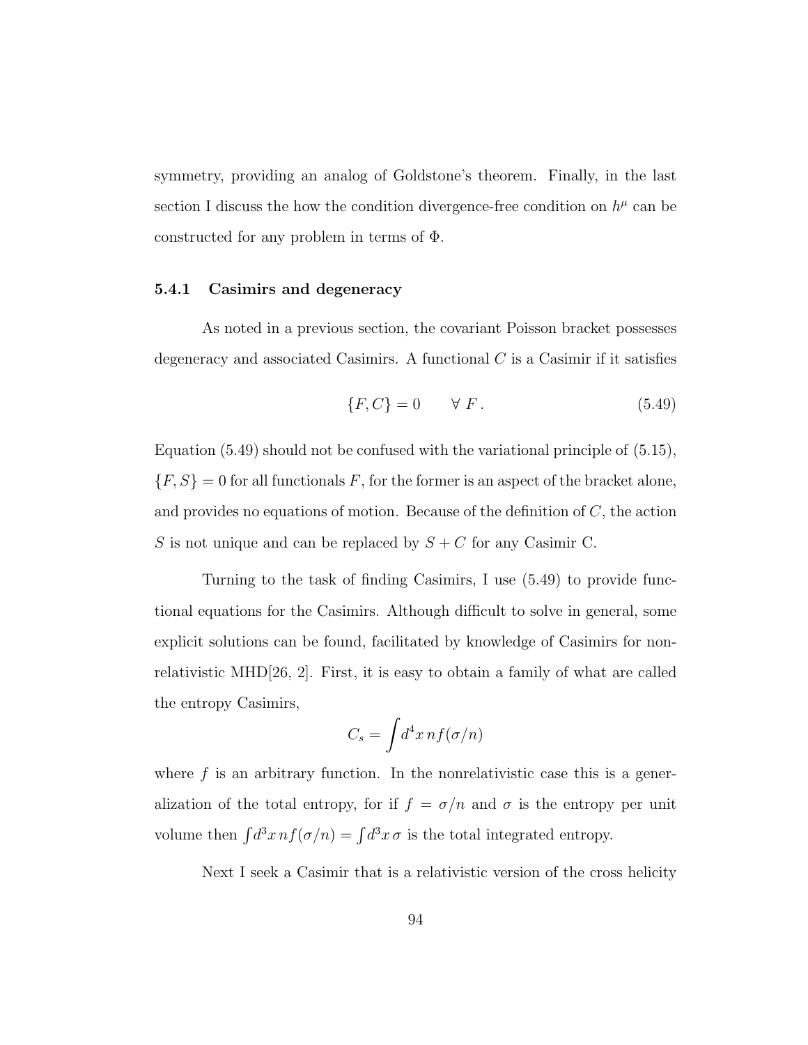symmetry, providing an analog of Goldstone's theorem. Finally, in the last section I discuss the how the condition divergence-free condition on $h^\mu$ can be constructed for any problem in terms of $\Phi$.

### 5.4.1 Casimirs and degeneracy

As noted in a previous section, the covariant Poisson bracket possesses degeneracy and associated Casimirs. A functional $C$ is a Casimir if it satisfies

$$\{F, C\} = 0 \qquad \forall\ F\,. \tag{5.49}$$

Equation (5.49) should not be confused with the variational principle of (5.15), $\{F, S\} = 0$ for all functionals $F$, for the former is an aspect of the bracket alone, and provides no equations of motion. Because of the definition of $C$, the action $S$ is not unique and can be replaced by $S + C$ for any Casimir C.

Turning to the task of finding Casimirs, I use (5.49) to provide functional equations for the Casimirs. Although difficult to solve in general, some explicit solutions can be found, facilitated by knowledge of Casimirs for nonrelativistic MHD[26, 2]. First, it is easy to obtain a family of what are called the entropy Casimirs,

$$C_s = \int d^4x\, n f(\sigma/n)$$

where $f$ is an arbitrary function. In the nonrelativistic case this is a generalization of the total entropy, for if $f = \sigma/n$ and $\sigma$ is the entropy per unit volume then $\int d^3x\, n f(\sigma/n) = \int d^3x\, \sigma$ is the total integrated entropy.

Next I seek a Casimir that is a relativistic version of the cross helicity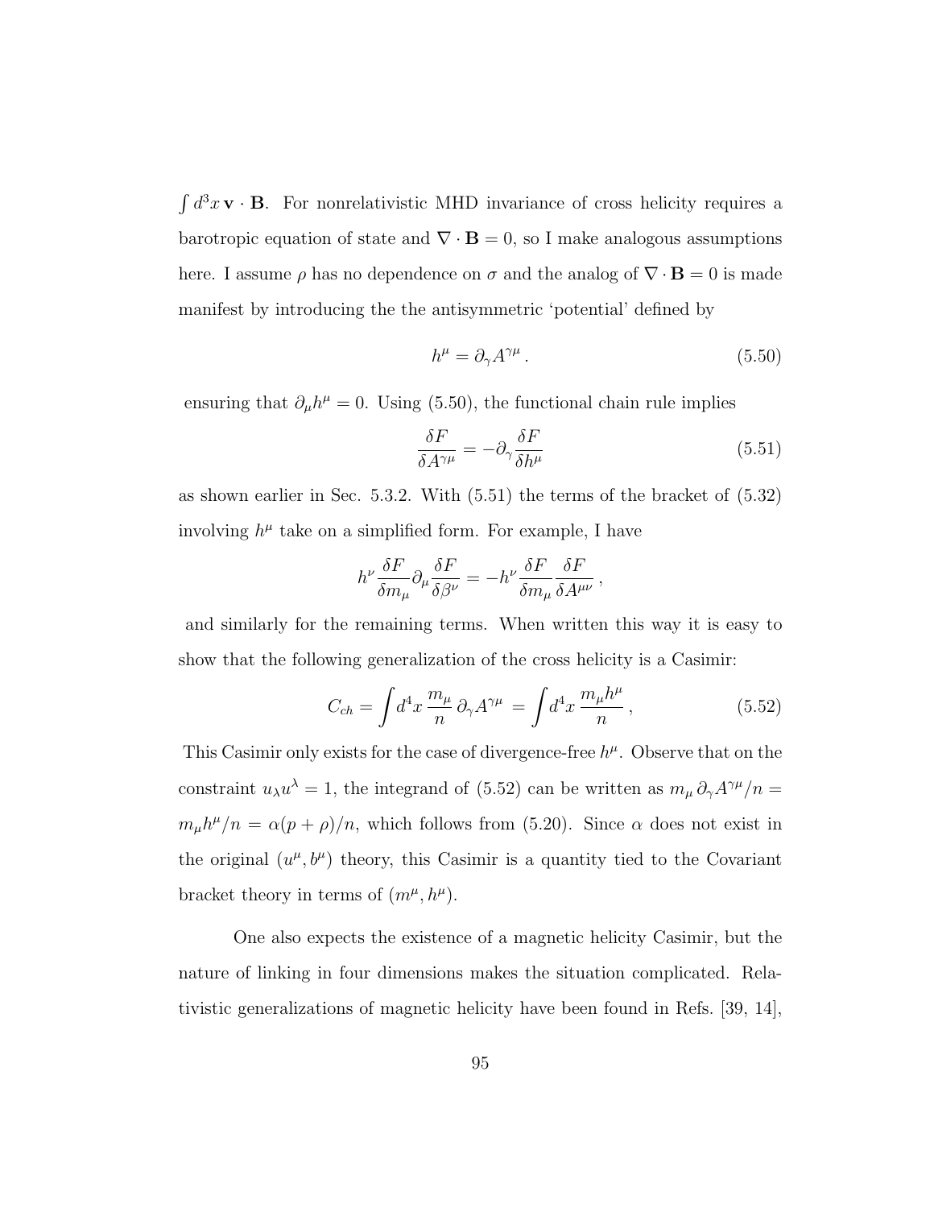$\int d^3x\, \mathbf{v} \cdot \mathbf{B}$. For nonrelativistic MHD invariance of cross helicity requires a barotropic equation of state and $\nabla \cdot \mathbf{B} = 0$, so I make analogous assumptions here. I assume $\rho$ has no dependence on $\sigma$ and the analog of $\nabla \cdot \mathbf{B} = 0$ is made manifest by introducing the the antisymmetric 'potential' defined by

$$h^\mu = \partial_\gamma A^{\gamma\mu} \,. \tag{5.50}$$

ensuring that $\partial_\mu h^\mu = 0$. Using (5.50), the functional chain rule implies

$$\frac{\delta F}{\delta A^{\gamma\mu}} = -\partial_\gamma \frac{\delta F}{\delta h^\mu} \tag{5.51}$$

as shown earlier in Sec. 5.3.2. With (5.51) the terms of the bracket of (5.32) involving $h^\mu$ take on a simplified form. For example, I have

$$h^\nu \frac{\delta F}{\delta m_\mu} \partial_\mu \frac{\delta F}{\delta \beta^\nu} = -h^\nu \frac{\delta F}{\delta m_\mu} \frac{\delta F}{\delta A^{\mu\nu}} \,,$$

and similarly for the remaining terms. When written this way it is easy to show that the following generalization of the cross helicity is a Casimir:

$$C_{ch} = \int d^4x\, \frac{m_\mu}{n}\, \partial_\gamma A^{\gamma\mu} = \int d^4x\, \frac{m_\mu h^\mu}{n} \,, \tag{5.52}$$

This Casimir only exists for the case of divergence-free $h^\mu$. Observe that on the constraint $u_\lambda u^\lambda = 1$, the integrand of (5.52) can be written as $m_\mu\, \partial_\gamma A^{\gamma\mu}/n = m_\mu h^\mu / n = \alpha(p+\rho)/n$, which follows from (5.20). Since $\alpha$ does not exist in the original $(u^\mu, b^\mu)$ theory, this Casimir is a quantity tied to the Covariant bracket theory in terms of $(m^\mu, h^\mu)$.

One also expects the existence of a magnetic helicity Casimir, but the nature of linking in four dimensions makes the situation complicated. Relativistic generalizations of magnetic helicity have been found in Refs. [39, 14],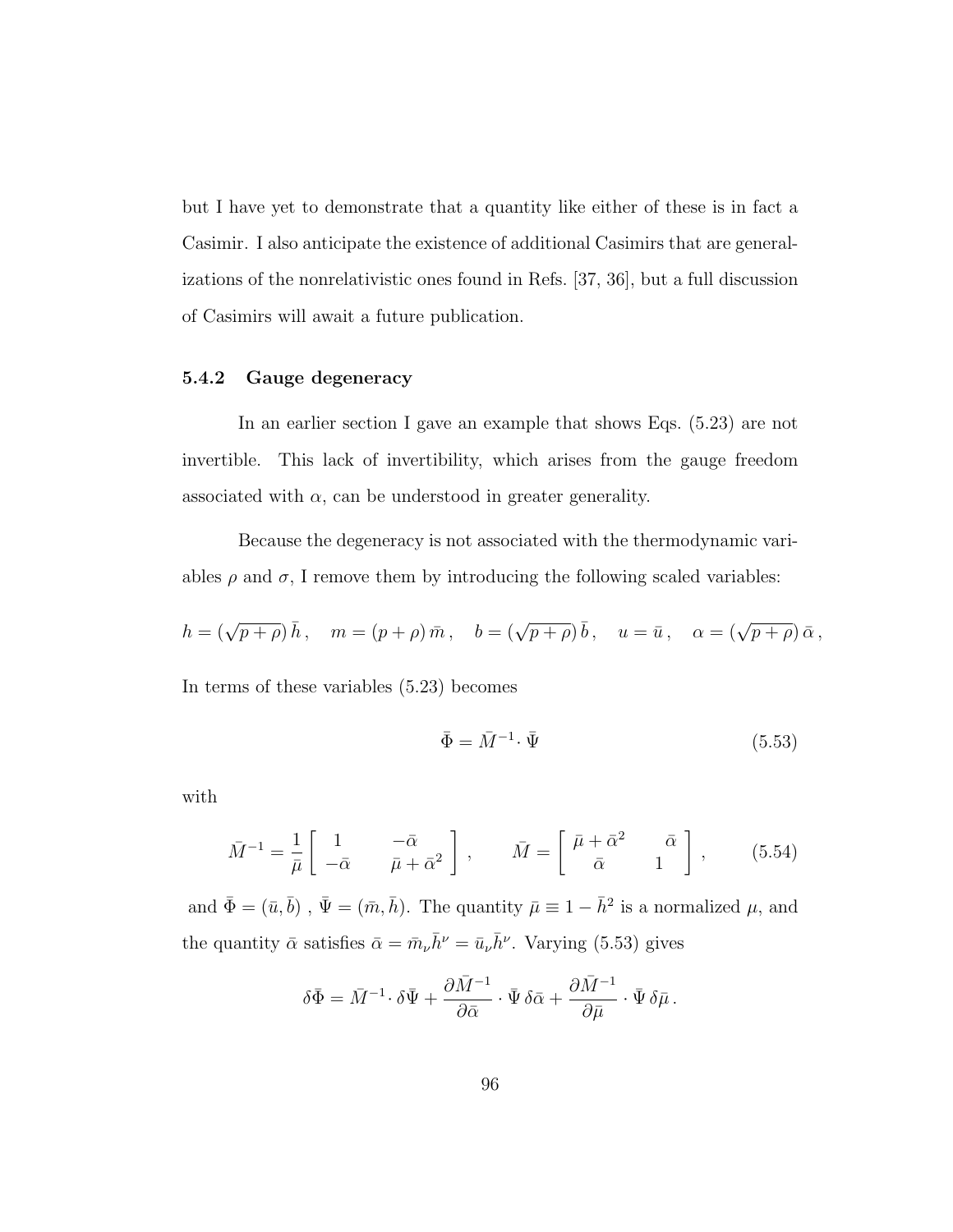but I have yet to demonstrate that a quantity like either of these is in fact a Casimir. I also anticipate the existence of additional Casimirs that are generalizations of the nonrelativistic ones found in Refs. [37, 36], but a full discussion of Casimirs will await a future publication.

### 5.4.2 Gauge degeneracy

In an earlier section I gave an example that shows Eqs. (5.23) are not invertible. This lack of invertibility, which arises from the gauge freedom associated with $\alpha$, can be understood in greater generality.

Because the degeneracy is not associated with the thermodynamic variables $\rho$ and $\sigma$, I remove them by introducing the following scaled variables:

$$h = (\sqrt{p+\rho})\,\bar{h}\,, \quad m = (p+\rho)\,\bar{m}\,, \quad b = (\sqrt{p+\rho})\,\bar{b}\,, \quad u = \bar{u}\,, \quad \alpha = (\sqrt{p+\rho})\,\bar{\alpha}\,,$$

In terms of these variables (5.23) becomes

$$\bar{\Phi} = \bar{M}^{-1} \cdot \bar{\Psi} \tag{5.53}$$

with

$$\bar{M}^{-1} = \frac{1}{\bar{\mu}} \begin{bmatrix} 1 & -\bar{\alpha} \\ -\bar{\alpha} & \bar{\mu} + \bar{\alpha}^2 \end{bmatrix}, \qquad \bar{M} = \begin{bmatrix} \bar{\mu} + \bar{\alpha}^2 & \bar{\alpha} \\ \bar{\alpha} & 1 \end{bmatrix}, \tag{5.54}$$

and $\bar{\Phi} = (\bar{u}, \bar{b})$ , $\bar{\Psi} = (\bar{m}, \bar{h})$. The quantity $\bar{\mu} \equiv 1 - \bar{h}^2$ is a normalized $\mu$, and the quantity $\bar{\alpha}$ satisfies $\bar{\alpha} = \bar{m}_\nu \bar{h}^\nu = \bar{u}_\nu \bar{h}^\nu$. Varying (5.53) gives

$$\delta\bar{\Phi} = \bar{M}^{-1} \cdot \delta\bar{\Psi} + \frac{\partial \bar{M}^{-1}}{\partial \bar{\alpha}} \cdot \bar{\Psi}\,\delta\bar{\alpha} + \frac{\partial \bar{M}^{-1}}{\partial \bar{\mu}} \cdot \bar{\Psi}\,\delta\bar{\mu}\,.$$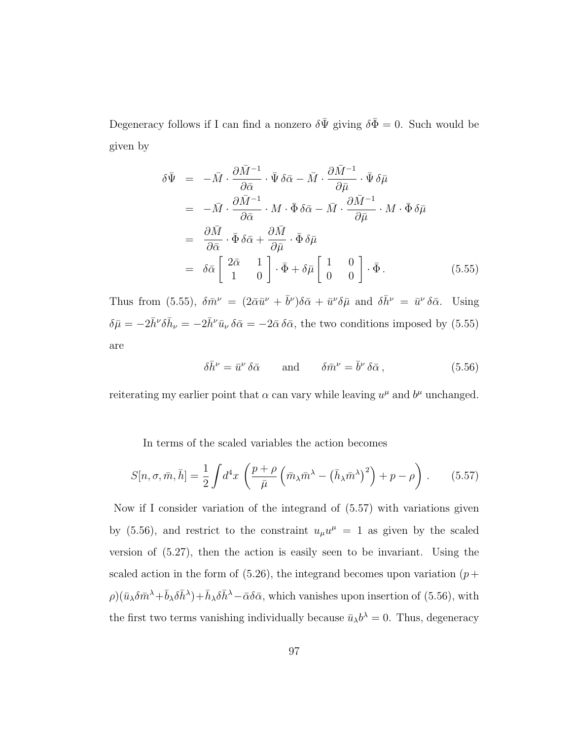Degeneracy follows if I can find a nonzero $\delta\bar{\Psi}$ giving $\delta\bar{\Phi} = 0$. Such would be given by

$$
\begin{aligned}
\delta\bar{\Psi} &= -\bar{M} \cdot \frac{\partial \bar{M}^{-1}}{\partial \bar{\alpha}} \cdot \bar{\Psi}\,\delta\bar{\alpha} - \bar{M} \cdot \frac{\partial \bar{M}^{-1}}{\partial \bar{\mu}} \cdot \bar{\Psi}\,\delta\bar{\mu} \\
&= -\bar{M} \cdot \frac{\partial \bar{M}^{-1}}{\partial \bar{\alpha}} \cdot M \cdot \bar{\Phi}\,\delta\bar{\alpha} - \bar{M} \cdot \frac{\partial \bar{M}^{-1}}{\partial \bar{\mu}} \cdot M \cdot \bar{\Phi}\,\delta\bar{\mu} \\
&= \frac{\partial \bar{M}}{\partial \bar{\alpha}} \cdot \bar{\Phi}\,\delta\bar{\alpha} + \frac{\partial \bar{M}}{\partial \bar{\mu}} \cdot \bar{\Phi}\,\delta\bar{\mu} \\
&= \delta\bar{\alpha} \begin{bmatrix} 2\bar{\alpha} & 1 \\ 1 & 0 \end{bmatrix} \cdot \bar{\Phi} + \delta\bar{\mu} \begin{bmatrix} 1 & 0 \\ 0 & 0 \end{bmatrix} \cdot \bar{\Phi}\,.
\end{aligned}
\tag{5.55}
$$

Thus from (5.55), $\delta\bar{m}^\nu = (2\bar{\alpha}\bar{u}^\nu + \bar{b}^\nu)\delta\bar{\alpha} + \bar{u}^\nu\delta\bar{\mu}$ and $\delta\bar{h}^\nu = \bar{u}^\nu\,\delta\bar{\alpha}$. Using $\delta\bar{\mu} = -2\bar{h}^\nu\delta\bar{h}_\nu = -2\bar{h}^\nu\bar{u}_\nu\,\delta\bar{\alpha} = -2\bar{\alpha}\,\delta\bar{\alpha}$, the two conditions imposed by (5.55) are

$$
\delta\bar{h}^\nu = \bar{u}^\nu\,\delta\bar{\alpha} \qquad \text{and} \qquad \delta\bar{m}^\nu = \bar{b}^\nu\,\delta\bar{\alpha}\,, \tag{5.56}
$$

reiterating my earlier point that $\alpha$ can vary while leaving $u^\mu$ and $b^\mu$ unchanged.

In terms of the scaled variables the action becomes

$$
S[n, \sigma, \bar{m}, \bar{h}] = \frac{1}{2}\int d^4x\, \left( \frac{p+\rho}{\bar{\mu}} \left( \bar{m}_\lambda \bar{m}^\lambda - \left(\bar{h}_\lambda \bar{m}^\lambda\right)^2 \right) + p - \rho \right)\,. \tag{5.57}
$$

Now if I consider variation of the integrand of (5.57) with variations given by (5.56), and restrict to the constraint $u_\mu u^\mu = 1$ as given by the scaled version of (5.27), then the action is easily seen to be invariant. Using the scaled action in the form of (5.26), the integrand becomes upon variation $(p + \rho)(\bar{u}_\lambda\delta\bar{m}^\lambda + \bar{b}_\lambda\delta\bar{h}^\lambda) + \bar{h}_\lambda\delta\bar{h}^\lambda - \bar{\alpha}\delta\bar{\alpha}$, which vanishes upon insertion of (5.56), with the first two terms vanishing individually because $\bar{u}_\lambda b^\lambda = 0$. Thus, degeneracy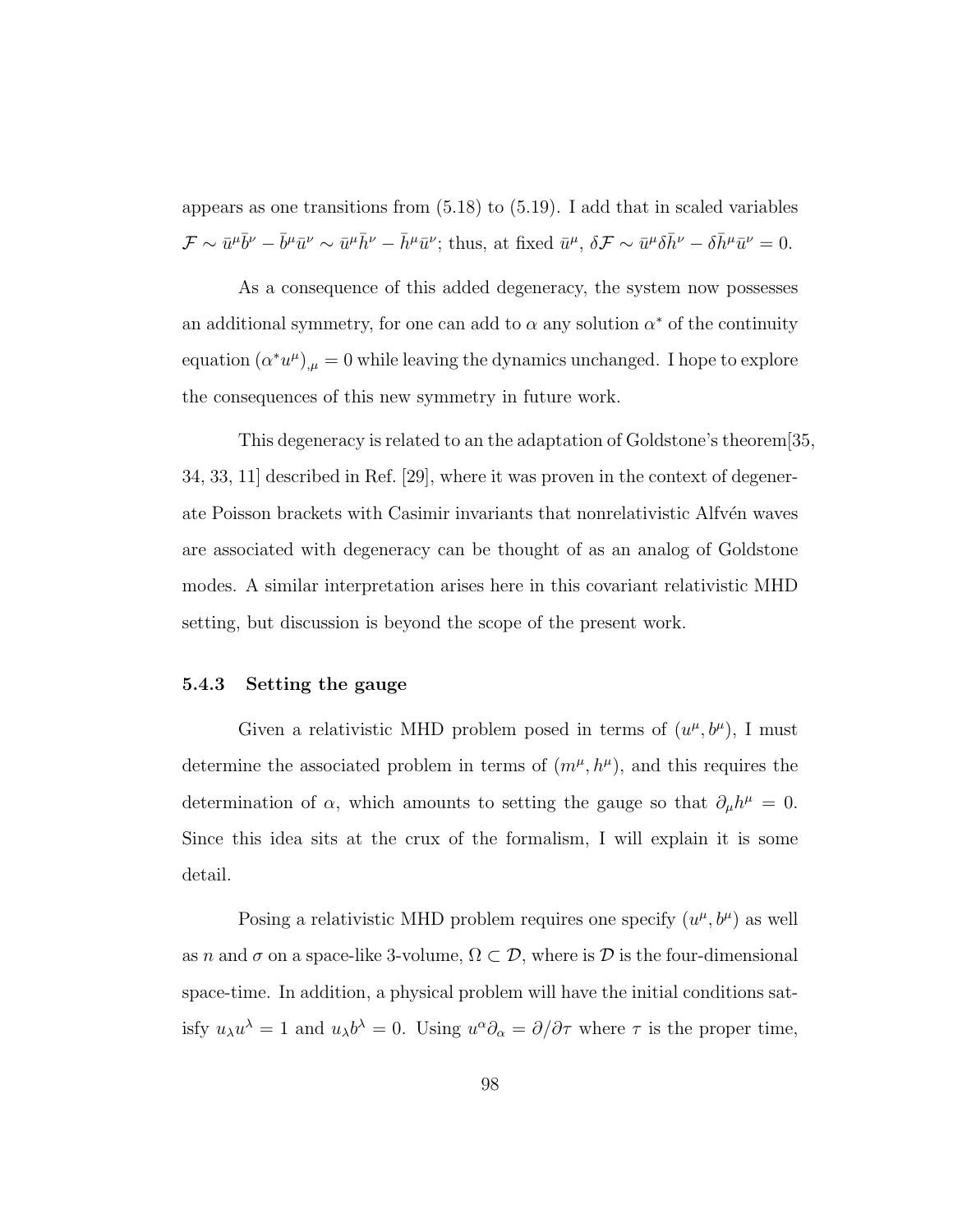appears as one transitions from (5.18) to (5.19). I add that in scaled variables $\mathcal{F} \sim \bar{u}^\mu \bar{b}^\nu - \bar{b}^\mu \bar{u}^\nu \sim \bar{u}^\mu \bar{h}^\nu - \bar{h}^\mu \bar{u}^\nu$; thus, at fixed $\bar{u}^\mu$, $\delta \mathcal{F} \sim \bar{u}^\mu \delta \bar{h}^\nu - \delta \bar{h}^\mu \bar{u}^\nu = 0$.

As a consequence of this added degeneracy, the system now possesses an additional symmetry, for one can add to $\alpha$ any solution $\alpha^*$ of the continuity equation $(\alpha^* u^\mu)_{,\mu} = 0$ while leaving the dynamics unchanged. I hope to explore the consequences of this new symmetry in future work.

This degeneracy is related to an the adaptation of Goldstone's theorem[35, 34, 33, 11] described in Ref. [29], where it was proven in the context of degenerate Poisson brackets with Casimir invariants that nonrelativistic Alfvén waves are associated with degeneracy can be thought of as an analog of Goldstone modes. A similar interpretation arises here in this covariant relativistic MHD setting, but discussion is beyond the scope of the present work.

### 5.4.3 Setting the gauge

Given a relativistic MHD problem posed in terms of $(u^\mu, b^\mu)$, I must determine the associated problem in terms of $(m^\mu, h^\mu)$, and this requires the determination of $\alpha$, which amounts to setting the gauge so that $\partial_\mu h^\mu = 0$. Since this idea sits at the crux of the formalism, I will explain it is some detail.

Posing a relativistic MHD problem requires one specify $(u^\mu, b^\mu)$ as well as $n$ and $\sigma$ on a space-like 3-volume, $\Omega \subset \mathcal{D}$, where is $\mathcal{D}$ is the four-dimensional space-time. In addition, a physical problem will have the initial conditions satisfy $u_\lambda u^\lambda = 1$ and $u_\lambda b^\lambda = 0$. Using $u^\alpha \partial_\alpha = \partial / \partial \tau$ where $\tau$ is the proper time,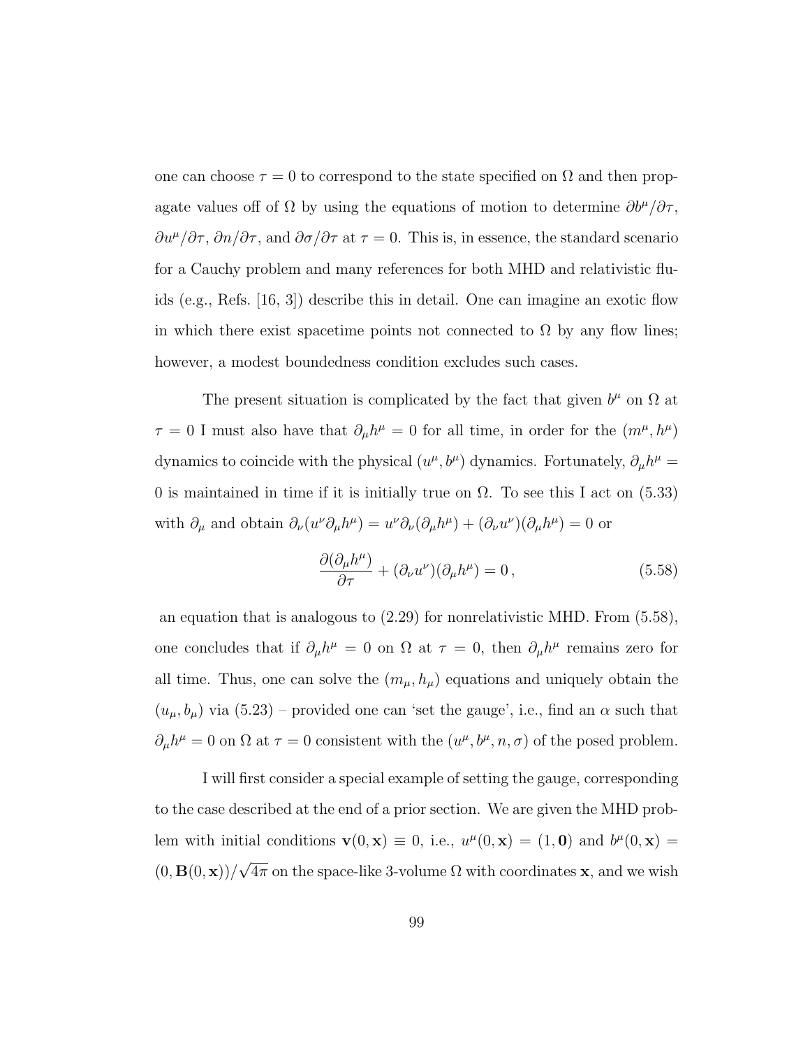one can choose $\tau = 0$ to correspond to the state specified on $\Omega$ and then propagate values off of $\Omega$ by using the equations of motion to determine $\partial b^\mu/\partial\tau$, $\partial u^\mu/\partial\tau$, $\partial n/\partial\tau$, and $\partial\sigma/\partial\tau$ at $\tau = 0$. This is, in essence, the standard scenario for a Cauchy problem and many references for both MHD and relativistic fluids (e.g., Refs. [16, 3]) describe this in detail. One can imagine an exotic flow in which there exist spacetime points not connected to $\Omega$ by any flow lines; however, a modest boundedness condition excludes such cases.

The present situation is complicated by the fact that given $b^\mu$ on $\Omega$ at $\tau = 0$ I must also have that $\partial_\mu h^\mu = 0$ for all time, in order for the $(m^\mu, h^\mu)$ dynamics to coincide with the physical $(u^\mu, b^\mu)$ dynamics. Fortunately, $\partial_\mu h^\mu = 0$ is maintained in time if it is initially true on $\Omega$. To see this I act on (5.33) with $\partial_\mu$ and obtain $\partial_\nu(u^\nu \partial_\mu h^\mu) = u^\nu \partial_\nu(\partial_\mu h^\mu) + (\partial_\nu u^\nu)(\partial_\mu h^\mu) = 0$ or

$$\frac{\partial(\partial_\mu h^\mu)}{\partial\tau} + (\partial_\nu u^\nu)(\partial_\mu h^\mu) = 0\,, \tag{5.58}$$

an equation that is analogous to (2.29) for nonrelativistic MHD. From (5.58), one concludes that if $\partial_\mu h^\mu = 0$ on $\Omega$ at $\tau = 0$, then $\partial_\mu h^\mu$ remains zero for all time. Thus, one can solve the $(m_\mu, h_\mu)$ equations and uniquely obtain the $(u_\mu, b_\mu)$ via (5.23) – provided one can 'set the gauge', i.e., find an $\alpha$ such that $\partial_\mu h^\mu = 0$ on $\Omega$ at $\tau = 0$ consistent with the $(u^\mu, b^\mu, n, \sigma)$ of the posed problem.

I will first consider a special example of setting the gauge, corresponding to the case described at the end of a prior section. We are given the MHD problem with initial conditions $\mathbf{v}(0, \mathbf{x}) \equiv 0$, i.e., $u^\mu(0, \mathbf{x}) = (1, \mathbf{0})$ and $b^\mu(0, \mathbf{x}) = (0, \mathbf{B}(0, \mathbf{x}))/\sqrt{4\pi}$ on the space-like 3-volume $\Omega$ with coordinates $\mathbf{x}$, and we wish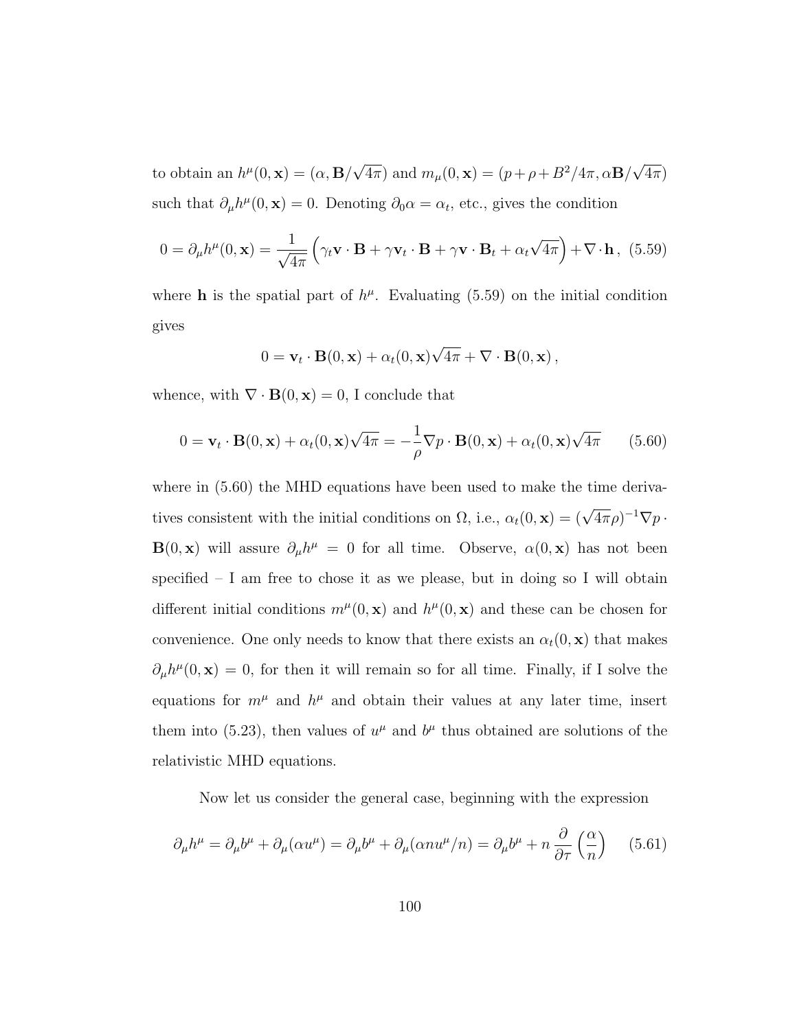to obtain an $h^\mu(0, \mathbf{x}) = (\alpha, \mathbf{B}/\sqrt{4\pi})$ and $m_\mu(0, \mathbf{x}) = (p + \rho + B^2/4\pi, \alpha\mathbf{B}/\sqrt{4\pi})$ such that $\partial_\mu h^\mu(0, \mathbf{x}) = 0$. Denoting $\partial_0 \alpha = \alpha_t$, etc., gives the condition

$$0 = \partial_\mu h^\mu(0, \mathbf{x}) = \frac{1}{\sqrt{4\pi}} \left( \gamma_t \mathbf{v} \cdot \mathbf{B} + \gamma \mathbf{v}_t \cdot \mathbf{B} + \gamma \mathbf{v} \cdot \mathbf{B}_t + \alpha_t \sqrt{4\pi} \right) + \nabla \cdot \mathbf{h} \,, \quad (5.59)$$

where $\mathbf{h}$ is the spatial part of $h^\mu$. Evaluating (5.59) on the initial condition gives

$$0 = \mathbf{v}_t \cdot \mathbf{B}(0, \mathbf{x}) + \alpha_t(0, \mathbf{x})\sqrt{4\pi} + \nabla \cdot \mathbf{B}(0, \mathbf{x}) \,,$$

whence, with $\nabla \cdot \mathbf{B}(0, \mathbf{x}) = 0$, I conclude that

$$0 = \mathbf{v}_t \cdot \mathbf{B}(0, \mathbf{x}) + \alpha_t(0, \mathbf{x})\sqrt{4\pi} = -\frac{1}{\rho} \nabla p \cdot \mathbf{B}(0, \mathbf{x}) + \alpha_t(0, \mathbf{x})\sqrt{4\pi} \qquad (5.60)$$

where in (5.60) the MHD equations have been used to make the time derivatives consistent with the initial conditions on $\Omega$, i.e., $\alpha_t(0, \mathbf{x}) = (\sqrt{4\pi}\rho)^{-1} \nabla p \cdot \mathbf{B}(0, \mathbf{x})$ will assure $\partial_\mu h^\mu = 0$ for all time. Observe, $\alpha(0, \mathbf{x})$ has not been specified – I am free to chose it as we please, but in doing so I will obtain different initial conditions $m^\mu(0, \mathbf{x})$ and $h^\mu(0, \mathbf{x})$ and these can be chosen for convenience. One only needs to know that there exists an $\alpha_t(0, \mathbf{x})$ that makes $\partial_\mu h^\mu(0, \mathbf{x}) = 0$, for then it will remain so for all time. Finally, if I solve the equations for $m^\mu$ and $h^\mu$ and obtain their values at any later time, insert them into (5.23), then values of $u^\mu$ and $b^\mu$ thus obtained are solutions of the relativistic MHD equations.

Now let us consider the general case, beginning with the expression

$$\partial_\mu h^\mu = \partial_\mu b^\mu + \partial_\mu (\alpha u^\mu) = \partial_\mu b^\mu + \partial_\mu (\alpha n u^\mu / n) = \partial_\mu b^\mu + n \, \frac{\partial}{\partial \tau} \left( \frac{\alpha}{n} \right) \qquad (5.61)$$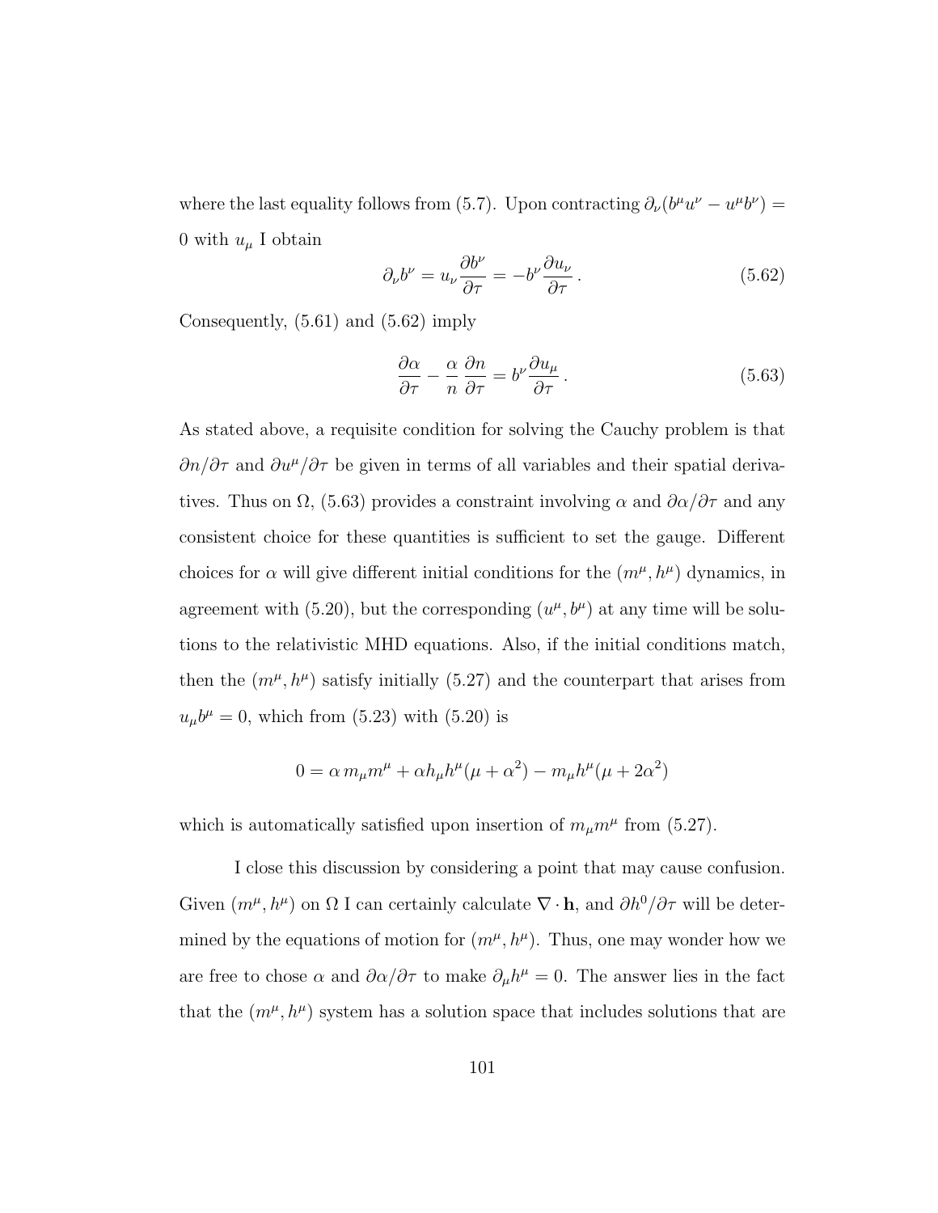where the last equality follows from (5.7). Upon contracting $\partial_\nu(b^\mu u^\nu - u^\mu b^\nu) = 0$ with $u_\mu$ I obtain

$$\partial_\nu b^\nu = u_\nu \frac{\partial b^\nu}{\partial \tau} = -b^\nu \frac{\partial u_\nu}{\partial \tau} \,. \tag{5.62}$$

Consequently, (5.61) and (5.62) imply

$$\frac{\partial \alpha}{\partial \tau} - \frac{\alpha}{n}\frac{\partial n}{\partial \tau} = b^\nu \frac{\partial u_\mu}{\partial \tau} \,. \tag{5.63}$$

As stated above, a requisite condition for solving the Cauchy problem is that $\partial n/\partial \tau$ and $\partial u^\mu/\partial \tau$ be given in terms of all variables and their spatial derivatives. Thus on $\Omega$, (5.63) provides a constraint involving $\alpha$ and $\partial \alpha/\partial \tau$ and any consistent choice for these quantities is sufficient to set the gauge. Different choices for $\alpha$ will give different initial conditions for the $(m^\mu, h^\mu)$ dynamics, in agreement with (5.20), but the corresponding $(u^\mu, b^\mu)$ at any time will be solutions to the relativistic MHD equations. Also, if the initial conditions match, then the $(m^\mu, h^\mu)$ satisfy initially (5.27) and the counterpart that arises from $u_\mu b^\mu = 0$, which from (5.23) with (5.20) is

$$0 = \alpha\, m_\mu m^\mu + \alpha h_\mu h^\mu(\mu + \alpha^2) - m_\mu h^\mu(\mu + 2\alpha^2)$$

which is automatically satisfied upon insertion of $m_\mu m^\mu$ from (5.27).

I close this discussion by considering a point that may cause confusion. Given $(m^\mu, h^\mu)$ on $\Omega$ I can certainly calculate $\nabla \cdot \mathbf{h}$, and $\partial h^0/\partial \tau$ will be determined by the equations of motion for $(m^\mu, h^\mu)$. Thus, one may wonder how we are free to chose $\alpha$ and $\partial \alpha/\partial \tau$ to make $\partial_\mu h^\mu = 0$. The answer lies in the fact that the $(m^\mu, h^\mu)$ system has a solution space that includes solutions that are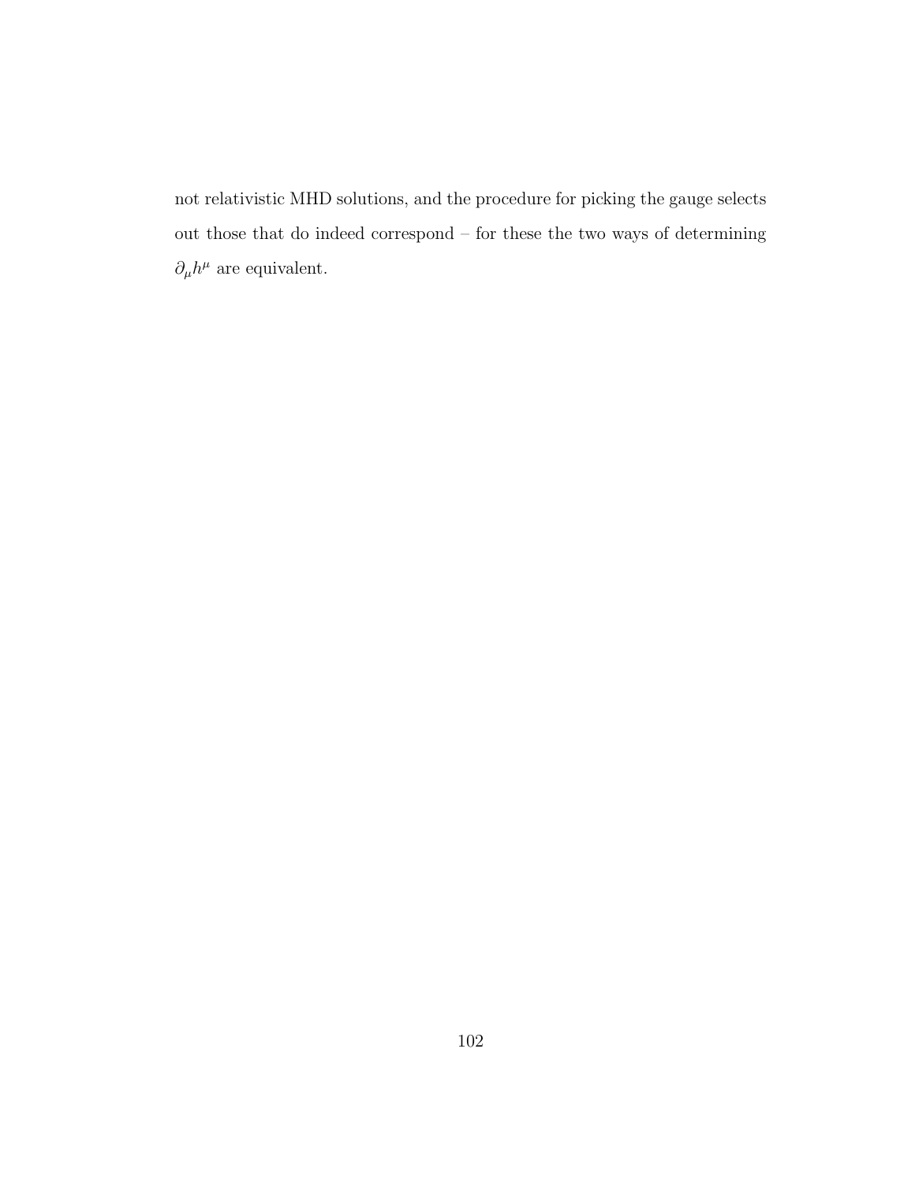not relativistic MHD solutions, and the procedure for picking the gauge selects out those that do indeed correspond – for these the two ways of determining $\partial_\mu h^\mu$ are equivalent.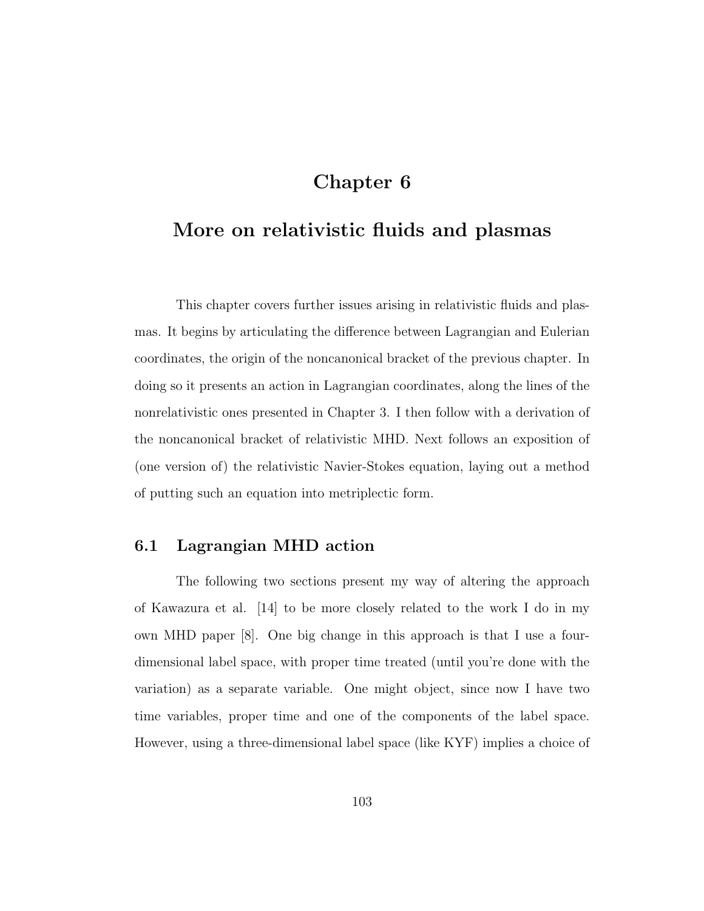# Chapter 6

# More on relativistic fluids and plasmas

This chapter covers further issues arising in relativistic fluids and plasmas. It begins by articulating the difference between Lagrangian and Eulerian coordinates, the origin of the noncanonical bracket of the previous chapter. In doing so it presents an action in Lagrangian coordinates, along the lines of the nonrelativistic ones presented in Chapter 3. I then follow with a derivation of the noncanonical bracket of relativistic MHD. Next follows an exposition of (one version of) the relativistic Navier-Stokes equation, laying out a method of putting such an equation into metriplectic form.

## 6.1 Lagrangian MHD action

The following two sections present my way of altering the approach of Kawazura et al. [14] to be more closely related to the work I do in my own MHD paper [8]. One big change in this approach is that I use a four-dimensional label space, with proper time treated (until you're done with the variation) as a separate variable. One might object, since now I have two time variables, proper time and one of the components of the label space. However, using a three-dimensional label space (like KYF) implies a choice of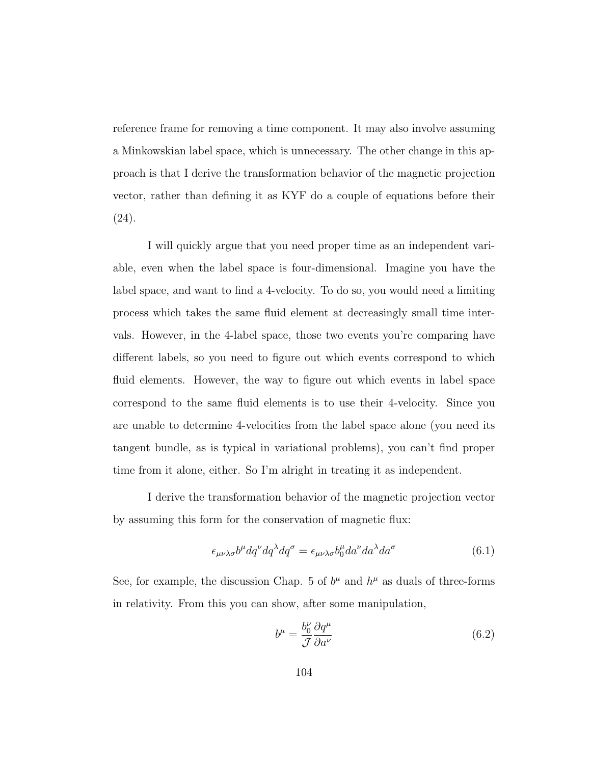reference frame for removing a time component. It may also involve assuming a Minkowskian label space, which is unnecessary. The other change in this approach is that I derive the transformation behavior of the magnetic projection vector, rather than defining it as KYF do a couple of equations before their (24).

I will quickly argue that you need proper time as an independent variable, even when the label space is four-dimensional. Imagine you have the label space, and want to find a 4-velocity. To do so, you would need a limiting process which takes the same fluid element at decreasingly small time intervals. However, in the 4-label space, those two events you're comparing have different labels, so you need to figure out which events correspond to which fluid elements. However, the way to figure out which events in label space correspond to the same fluid elements is to use their 4-velocity. Since you are unable to determine 4-velocities from the label space alone (you need its tangent bundle, as is typical in variational problems), you can't find proper time from it alone, either. So I'm alright in treating it as independent.

I derive the transformation behavior of the magnetic projection vector by assuming this form for the conservation of magnetic flux:

$$\epsilon_{\mu\nu\lambda\sigma} b^{\mu} dq^{\nu} dq^{\lambda} dq^{\sigma} = \epsilon_{\mu\nu\lambda\sigma} b_0^{\mu} da^{\nu} da^{\lambda} da^{\sigma} \tag{6.1}$$

See, for example, the discussion Chap. 5 of $b^{\mu}$ and $h^{\mu}$ as duals of three-forms in relativity. From this you can show, after some manipulation,

$$b^{\mu} = \frac{b_0^{\nu}}{\mathcal{J}} \frac{\partial q^{\mu}}{\partial a^{\nu}} \tag{6.2}$$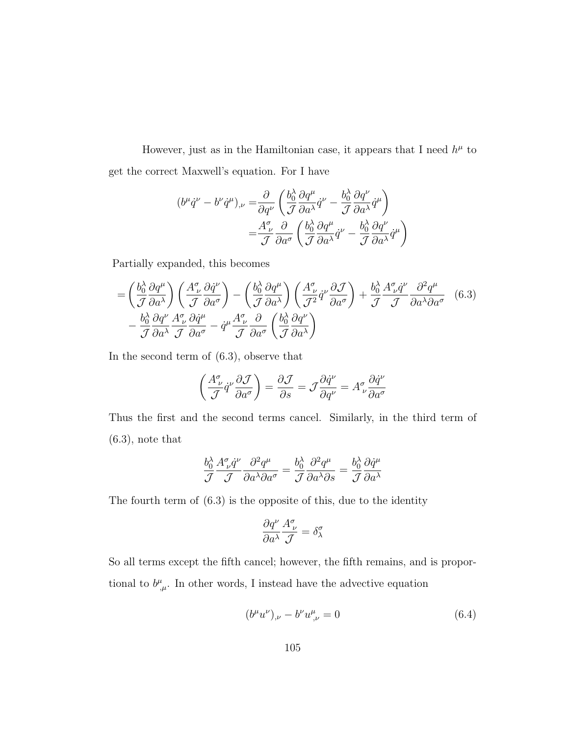However, just as in the Hamiltonian case, it appears that I need $h^\mu$ to get the correct Maxwell's equation. For I have

$$
\begin{aligned}
(b^\mu \dot{q}^\nu - b^\nu \dot{q}^\mu)_{,\nu} =& \frac{\partial}{\partial q^\nu}\left(\frac{b_0^\lambda}{\mathcal{J}}\frac{\partial q^\mu}{\partial a^\lambda}\dot{q}^\nu - \frac{b_0^\lambda}{\mathcal{J}}\frac{\partial q^\nu}{\partial a^\lambda}\dot{q}^\mu\right) \\
=& \frac{A^\sigma_{\ \nu}}{\mathcal{J}}\frac{\partial}{\partial a^\sigma}\left(\frac{b_0^\lambda}{\mathcal{J}}\frac{\partial q^\mu}{\partial a^\lambda}\dot{q}^\nu - \frac{b_0^\lambda}{\mathcal{J}}\frac{\partial q^\nu}{\partial a^\lambda}\dot{q}^\mu\right)
\end{aligned}
$$

Partially expanded, this becomes

$$
\begin{aligned}
=& \left(\frac{b_0^\lambda}{\mathcal{J}}\frac{\partial q^\mu}{\partial a^\lambda}\right)\left(\frac{A^\sigma_{\ \nu}}{\mathcal{J}}\frac{\partial \dot{q}^\nu}{\partial a^\sigma}\right) - \left(\frac{b_0^\lambda}{\mathcal{J}}\frac{\partial q^\mu}{\partial a^\lambda}\right)\left(\frac{A^\sigma_{\ \nu}}{\mathcal{J}^2}\dot{q}^\nu\frac{\partial \mathcal{J}}{\partial a^\sigma}\right) + \frac{b_0^\lambda}{\mathcal{J}}\frac{A^\sigma_{\ \nu}\dot{q}^\nu}{\mathcal{J}}\frac{\partial^2 q^\mu}{\partial a^\lambda \partial a^\sigma} \\
&- \frac{b_0^\lambda}{\mathcal{J}}\frac{\partial q^\nu}{\partial a^\lambda}\frac{A^\sigma_{\ \nu}}{\mathcal{J}}\frac{\partial \dot{q}^\mu}{\partial a^\sigma} - \dot{q}^\mu\frac{A^\sigma_{\ \nu}}{\mathcal{J}}\frac{\partial}{\partial a^\sigma}\left(\frac{b_0^\lambda}{\mathcal{J}}\frac{\partial q^\nu}{\partial a^\lambda}\right)
\end{aligned} \tag{6.3}
$$

In the second term of (6.3), observe that

$$
\left(\frac{A^\sigma_{\ \nu}}{\mathcal{J}}\dot{q}^\nu\frac{\partial \mathcal{J}}{\partial a^\sigma}\right) = \frac{\partial \mathcal{J}}{\partial s} = \mathcal{J}\frac{\partial \dot{q}^\nu}{\partial q^\nu} = A^\sigma_{\ \nu}\frac{\partial \dot{q}^\nu}{\partial a^\sigma}
$$

Thus the first and the second terms cancel. Similarly, in the third term of (6.3), note that

$$
\frac{b_0^\lambda}{\mathcal{J}}\frac{A^\sigma_{\ \nu}\dot{q}^\nu}{\mathcal{J}}\frac{\partial^2 q^\mu}{\partial a^\lambda \partial a^\sigma} = \frac{b_0^\lambda}{\mathcal{J}}\frac{\partial^2 q^\mu}{\partial a^\lambda \partial s} = \frac{b_0^\lambda}{\mathcal{J}}\frac{\partial \dot{q}^\mu}{\partial a^\lambda}
$$

The fourth term of (6.3) is the opposite of this, due to the identity

$$
\frac{\partial q^\nu}{\partial a^\lambda}\frac{A^\sigma_{\ \nu}}{\mathcal{J}} = \delta^\sigma_\lambda
$$

So all terms except the fifth cancel; however, the fifth remains, and is proportional to $b^\mu_{\ ,\mu}$. In other words, I instead have the advective equation

$$
(b^\mu u^\nu)_{,\nu} - b^\nu u^\mu_{\ ,\nu} = 0 \tag{6.4}
$$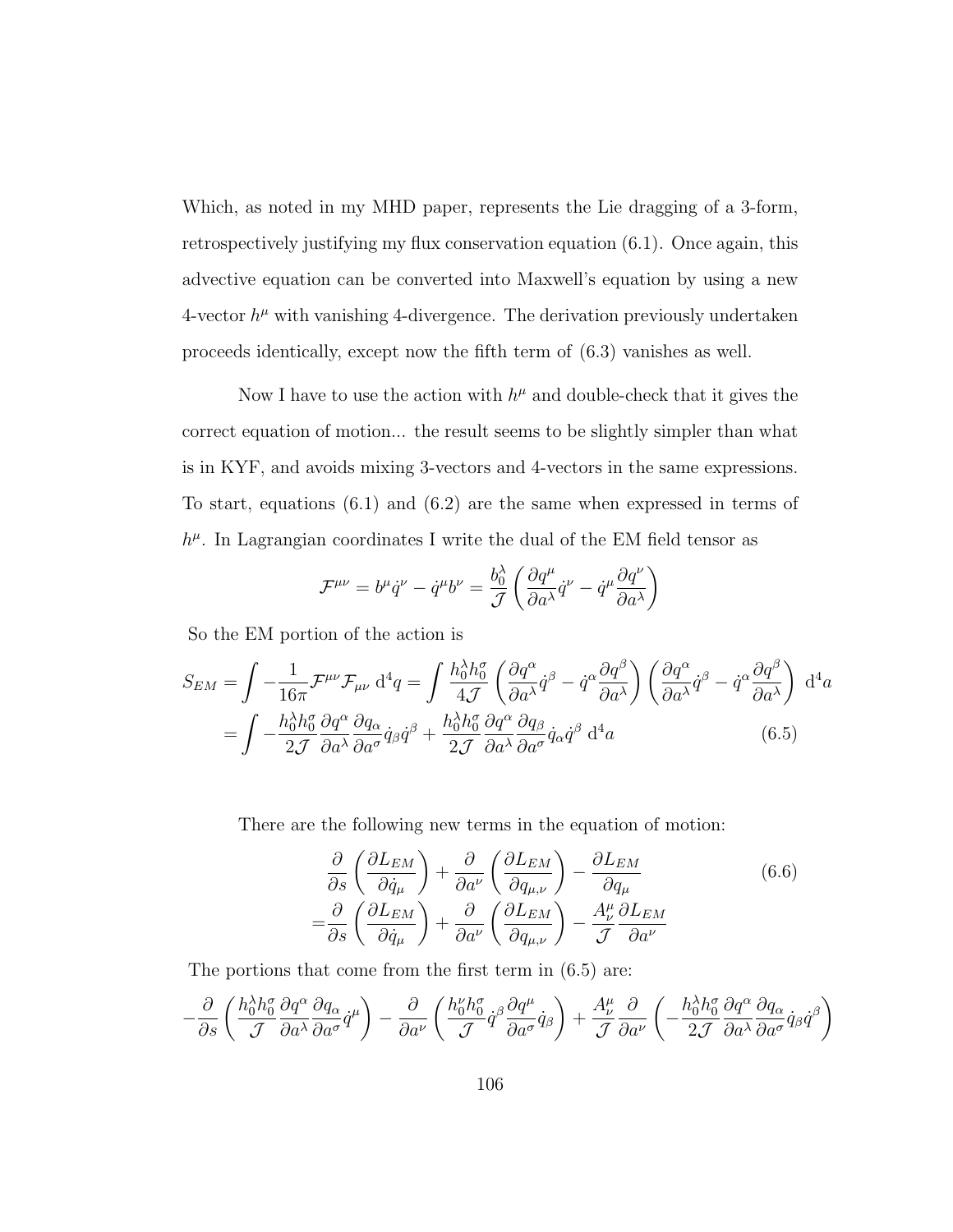Which, as noted in my MHD paper, represents the Lie dragging of a 3-form, retrospectively justifying my flux conservation equation (6.1). Once again, this advective equation can be converted into Maxwell's equation by using a new 4-vector $h^\mu$ with vanishing 4-divergence. The derivation previously undertaken proceeds identically, except now the fifth term of (6.3) vanishes as well.

Now I have to use the action with $h^\mu$ and double-check that it gives the correct equation of motion... the result seems to be slightly simpler than what is in KYF, and avoids mixing 3-vectors and 4-vectors in the same expressions. To start, equations (6.1) and (6.2) are the same when expressed in terms of $h^\mu$. In Lagrangian coordinates I write the dual of the EM field tensor as

$$\mathcal{F}^{\mu\nu} = b^\mu \dot{q}^\nu - \dot{q}^\mu b^\nu = \frac{b_0^\lambda}{\mathcal{J}} \left( \frac{\partial q^\mu}{\partial a^\lambda} \dot{q}^\nu - \dot{q}^\mu \frac{\partial q^\nu}{\partial a^\lambda} \right)$$

So the EM portion of the action is

$$\begin{aligned} S_{EM} &= \int -\frac{1}{16\pi} \mathcal{F}^{\mu\nu} \mathcal{F}_{\mu\nu} \, \mathrm{d}^4 q = \int \frac{h_0^\lambda h_0^\sigma}{4\mathcal{J}} \left( \frac{\partial q^\alpha}{\partial a^\lambda} \dot{q}^\beta - \dot{q}^\alpha \frac{\partial q^\beta}{\partial a^\lambda} \right) \left( \frac{\partial q^\alpha}{\partial a^\lambda} \dot{q}^\beta - \dot{q}^\alpha \frac{\partial q^\beta}{\partial a^\lambda} \right) \, \mathrm{d}^4 a \\ &= \int -\frac{h_0^\lambda h_0^\sigma}{2\mathcal{J}} \frac{\partial q^\alpha}{\partial a^\lambda} \frac{\partial q_\alpha}{\partial a^\sigma} \dot{q}_\beta \dot{q}^\beta + \frac{h_0^\lambda h_0^\sigma}{2\mathcal{J}} \frac{\partial q^\alpha}{\partial a^\lambda} \frac{\partial q_\beta}{\partial a^\sigma} \dot{q}_\alpha \dot{q}^\beta \, \mathrm{d}^4 a \qquad (6.5) \end{aligned}$$

There are the following new terms in the equation of motion:

$$\begin{aligned} &\frac{\partial}{\partial s} \left( \frac{\partial L_{EM}}{\partial \dot{q}_\mu} \right) + \frac{\partial}{\partial a^\nu} \left( \frac{\partial L_{EM}}{\partial q_{\mu,\nu}} \right) - \frac{\partial L_{EM}}{\partial q_\mu} \qquad (6.6) \\ =&\frac{\partial}{\partial s} \left( \frac{\partial L_{EM}}{\partial \dot{q}_\mu} \right) + \frac{\partial}{\partial a^\nu} \left( \frac{\partial L_{EM}}{\partial q_{\mu,\nu}} \right) - \frac{A_\nu^\mu}{\mathcal{J}} \frac{\partial L_{EM}}{\partial a^\nu} \end{aligned}$$

The portions that come from the first term in (6.5) are:

$$-\frac{\partial}{\partial s} \left( \frac{h_0^\lambda h_0^\sigma}{\mathcal{J}} \frac{\partial q^\alpha}{\partial a^\lambda} \frac{\partial q_\alpha}{\partial a^\sigma} \dot{q}^\mu \right) - \frac{\partial}{\partial a^\nu} \left( \frac{h_0^\nu h_0^\sigma}{\mathcal{J}} \dot{q}^\beta \frac{\partial q^\mu}{\partial a^\sigma} \dot{q}_\beta \right) + \frac{A_\nu^\mu}{\mathcal{J}} \frac{\partial}{\partial a^\nu} \left( -\frac{h_0^\lambda h_0^\sigma}{2\mathcal{J}} \frac{\partial q^\alpha}{\partial a^\lambda} \frac{\partial q_\alpha}{\partial a^\sigma} \dot{q}_\beta \dot{q}^\beta \right)$$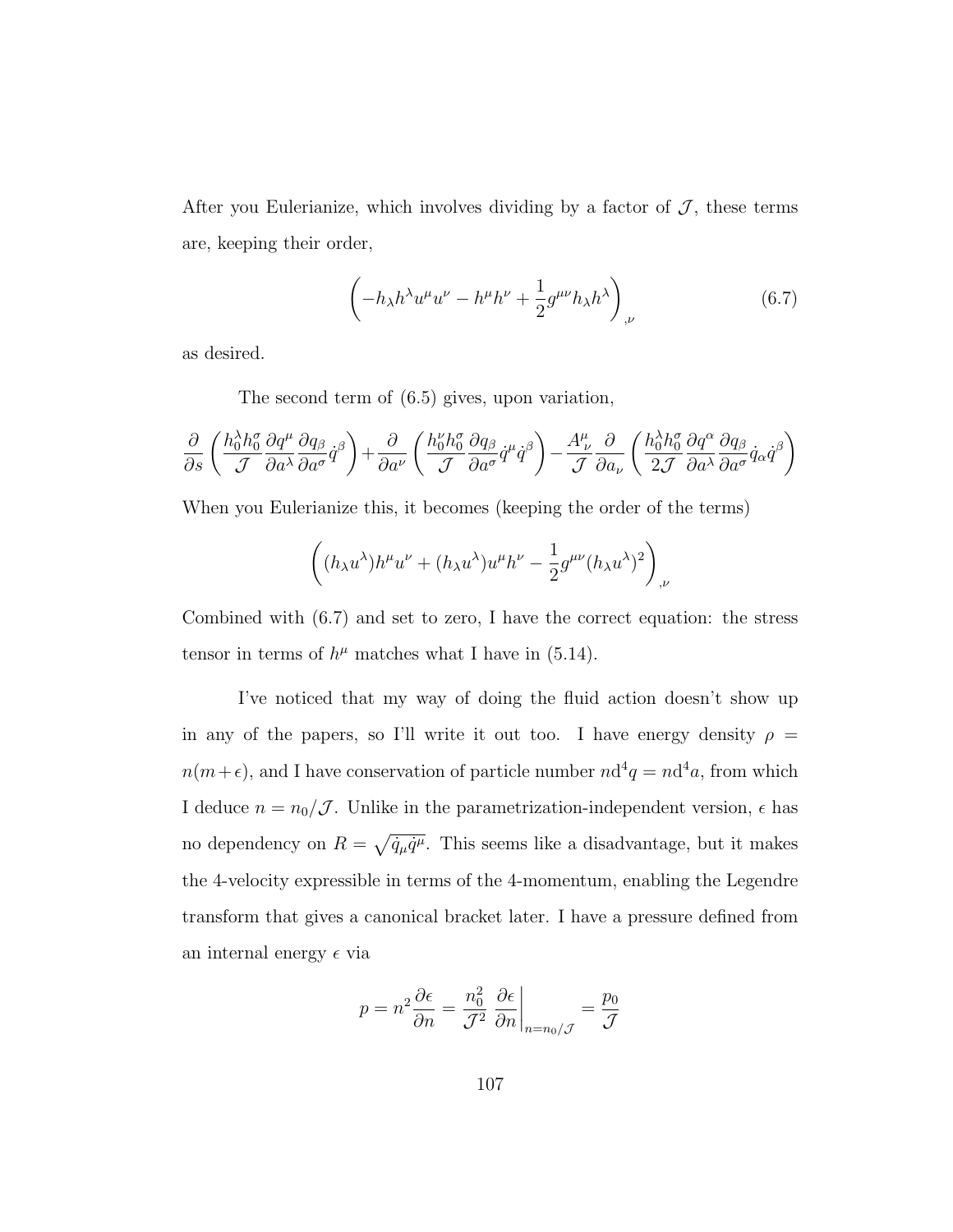After you Eulerianize, which involves dividing by a factor of $\mathcal{J}$, these terms are, keeping their order,

$$\left(-h_\lambda h^\lambda u^\mu u^\nu - h^\mu h^\nu + \frac{1}{2} g^{\mu\nu} h_\lambda h^\lambda\right)_{,\nu} \tag{6.7}$$

as desired.

The second term of (6.5) gives, upon variation,

$$\frac{\partial}{\partial s}\left(\frac{h_0^\lambda h_0^\sigma}{\mathcal{J}} \frac{\partial q^\mu}{\partial a^\lambda} \frac{\partial q_\beta}{\partial a^\sigma} \dot{q}^\beta\right) + \frac{\partial}{\partial a^\nu}\left(\frac{h_0^\nu h_0^\sigma}{\mathcal{J}} \frac{\partial q_\beta}{\partial a^\sigma} \dot{q}^\mu \dot{q}^\beta\right) - \frac{A^\mu_\nu}{\mathcal{J}} \frac{\partial}{\partial a_\nu}\left(\frac{h_0^\lambda h_0^\sigma}{2\mathcal{J}} \frac{\partial q^\alpha}{\partial a^\lambda} \frac{\partial q_\beta}{\partial a^\sigma} \dot{q}_\alpha \dot{q}^\beta\right)$$

When you Eulerianize this, it becomes (keeping the order of the terms)

$$\left((h_\lambda u^\lambda) h^\mu u^\nu + (h_\lambda u^\lambda) u^\mu h^\nu - \frac{1}{2} g^{\mu\nu} (h_\lambda u^\lambda)^2\right)_{,\nu}$$

Combined with (6.7) and set to zero, I have the correct equation: the stress tensor in terms of $h^\mu$ matches what I have in (5.14).

I've noticed that my way of doing the fluid action doesn't show up in any of the papers, so I'll write it out too. I have energy density $\rho = n(m + \epsilon)$, and I have conservation of particle number $n \mathrm{d}^4 q = n \mathrm{d}^4 a$, from which I deduce $n = n_0/\mathcal{J}$. Unlike in the parametrization-independent version, $\epsilon$ has no dependency on $R = \sqrt{\dot{q}_\mu \dot{q}^\mu}$. This seems like a disadvantage, but it makes the 4-velocity expressible in terms of the 4-momentum, enabling the Legendre transform that gives a canonical bracket later. I have a pressure defined from an internal energy $\epsilon$ via

$$p = n^2 \frac{\partial \epsilon}{\partial n} = \frac{n_0^2}{\mathcal{J}^2} \left.\frac{\partial \epsilon}{\partial n}\right|_{n = n_0/\mathcal{J}} = \frac{p_0}{\mathcal{J}}$$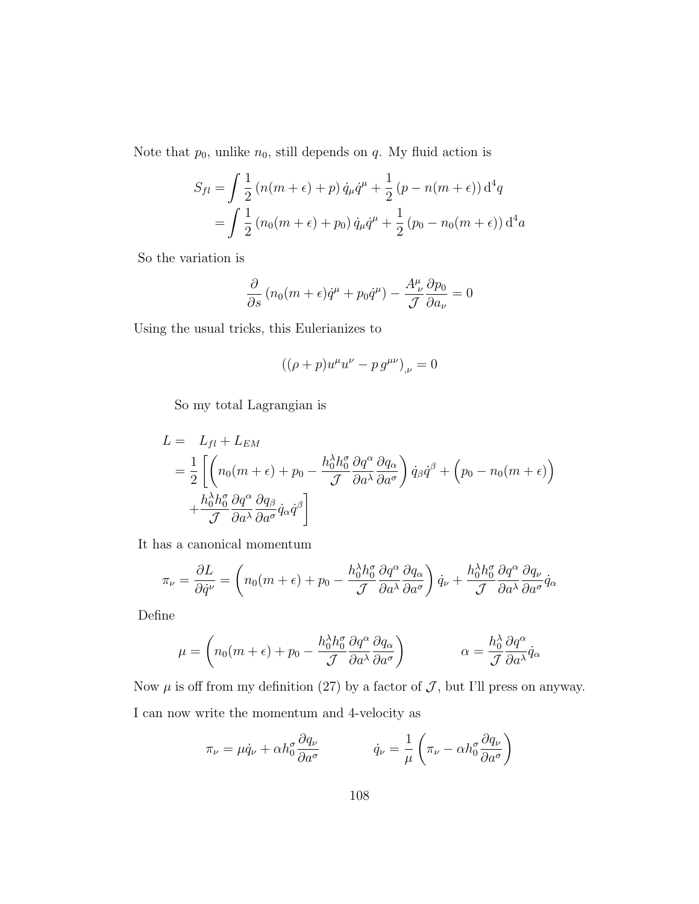Note that $p_0$, unlike $n_0$, still depends on $q$. My fluid action is

$$
\begin{aligned}
S_{fl} &= \int \frac{1}{2}\left(n(m+\epsilon)+p\right)\dot{q}_\mu \dot{q}^\mu + \frac{1}{2}\left(p - n(m+\epsilon)\right)\mathrm{d}^4 q \\
&= \int \frac{1}{2}\left(n_0(m+\epsilon)+p_0\right)\dot{q}_\mu \dot{q}^\mu + \frac{1}{2}\left(p_0 - n_0(m+\epsilon)\right)\mathrm{d}^4 a
\end{aligned}
$$

So the variation is

$$
\frac{\partial}{\partial s}\left(n_0(m+\epsilon)\dot{q}^\mu + p_0 \dot{q}^\mu\right) - \frac{A^\mu_{\ \nu}}{\mathcal{J}}\frac{\partial p_0}{\partial a_\nu} = 0
$$

Using the usual tricks, this Eulerianizes to

$$
\left((\rho+p)u^\mu u^\nu - p\, g^{\mu\nu}\right)_{,\nu} = 0
$$

So my total Lagrangian is

$$
\begin{aligned}
L = &\quad L_{fl} + L_{EM} \\
&= \frac{1}{2}\Bigg[\left(n_0(m+\epsilon) + p_0 - \frac{h_0^\lambda h_0^\sigma}{\mathcal{J}}\frac{\partial q^\alpha}{\partial a^\lambda}\frac{\partial q_\alpha}{\partial a^\sigma}\right)\dot{q}_\beta \dot{q}^\beta + \Big(p_0 - n_0(m+\epsilon)\Big) \\
&\quad + \frac{h_0^\lambda h_0^\sigma}{\mathcal{J}}\frac{\partial q^\alpha}{\partial a^\lambda}\frac{\partial q_\beta}{\partial a^\sigma}\dot{q}_\alpha \dot{q}^\beta\Bigg]
\end{aligned}
$$

It has a canonical momentum

$$
\pi_\nu = \frac{\partial L}{\partial \dot{q}^\nu} = \left(n_0(m+\epsilon) + p_0 - \frac{h_0^\lambda h_0^\sigma}{\mathcal{J}}\frac{\partial q^\alpha}{\partial a^\lambda}\frac{\partial q_\alpha}{\partial a^\sigma}\right)\dot{q}_\nu + \frac{h_0^\lambda h_0^\sigma}{\mathcal{J}}\frac{\partial q^\alpha}{\partial a^\lambda}\frac{\partial q_\nu}{\partial a^\sigma}\dot{q}_\alpha
$$

Define

$$
\mu = \left(n_0(m+\epsilon) + p_0 - \frac{h_0^\lambda h_0^\sigma}{\mathcal{J}}\frac{\partial q^\alpha}{\partial a^\lambda}\frac{\partial q_\alpha}{\partial a^\sigma}\right) \qquad\qquad \alpha = \frac{h_0^\lambda}{\mathcal{J}}\frac{\partial q^\alpha}{\partial a^\lambda}\dot{q}_\alpha
$$

Now $\mu$ is off from my definition (27) by a factor of $\mathcal{J}$, but I'll press on anyway.

I can now write the momentum and 4-velocity as

$$
\pi_\nu = \mu \dot{q}_\nu + \alpha h_0^\sigma \frac{\partial q_\nu}{\partial a^\sigma} \qquad\qquad \dot{q}_\nu = \frac{1}{\mu}\left(\pi_\nu - \alpha h_0^\sigma \frac{\partial q_\nu}{\partial a^\sigma}\right)
$$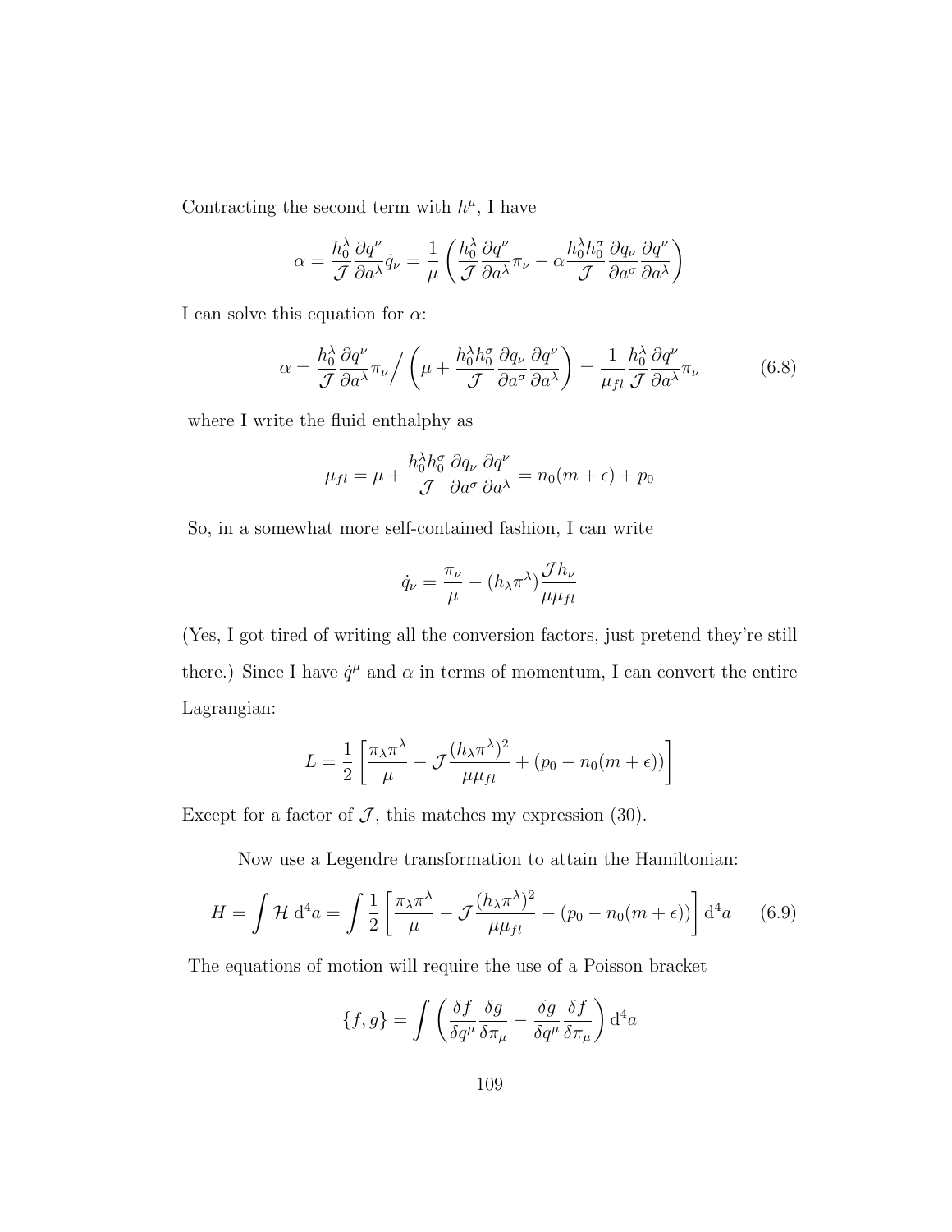Contracting the second term with $h^\mu$, I have

$$\alpha = \frac{h_0^\lambda}{\mathcal{J}} \frac{\partial q^\nu}{\partial a^\lambda} \dot{q}_\nu = \frac{1}{\mu} \left( \frac{h_0^\lambda}{\mathcal{J}} \frac{\partial q^\nu}{\partial a^\lambda} \pi_\nu - \alpha \frac{h_0^\lambda h_0^\sigma}{\mathcal{J}} \frac{\partial q_\nu}{\partial a^\sigma} \frac{\partial q^\nu}{\partial a^\lambda} \right)$$

I can solve this equation for $\alpha$:

$$\alpha = \frac{h_0^\lambda}{\mathcal{J}} \frac{\partial q^\nu}{\partial a^\lambda} \pi_\nu \Big/ \left( \mu + \frac{h_0^\lambda h_0^\sigma}{\mathcal{J}} \frac{\partial q_\nu}{\partial a^\sigma} \frac{\partial q^\nu}{\partial a^\lambda} \right) = \frac{1}{\mu_{fl}} \frac{h_0^\lambda}{\mathcal{J}} \frac{\partial q^\nu}{\partial a^\lambda} \pi_\nu \tag{6.8}$$

where I write the fluid enthalphy as

$$\mu_{fl} = \mu + \frac{h_0^\lambda h_0^\sigma}{\mathcal{J}} \frac{\partial q_\nu}{\partial a^\sigma} \frac{\partial q^\nu}{\partial a^\lambda} = n_0(m + \epsilon) + p_0$$

So, in a somewhat more self-contained fashion, I can write

$$\dot{q}_\nu = \frac{\pi_\nu}{\mu} - (h_\lambda \pi^\lambda) \frac{\mathcal{J} h_\nu}{\mu \mu_{fl}}$$

(Yes, I got tired of writing all the conversion factors, just pretend they're still there.) Since I have $\dot{q}^\mu$ and $\alpha$ in terms of momentum, I can convert the entire Lagrangian:

$$L = \frac{1}{2} \left[ \frac{\pi_\lambda \pi^\lambda}{\mu} - \mathcal{J} \frac{(h_\lambda \pi^\lambda)^2}{\mu \mu_{fl}} + (p_0 - n_0(m + \epsilon)) \right]$$

Except for a factor of $\mathcal{J}$, this matches my expression (30).

Now use a Legendre transformation to attain the Hamiltonian:

$$H = \int \mathcal{H} \, \mathrm{d}^4 a = \int \frac{1}{2} \left[ \frac{\pi_\lambda \pi^\lambda}{\mu} - \mathcal{J} \frac{(h_\lambda \pi^\lambda)^2}{\mu \mu_{fl}} - (p_0 - n_0(m + \epsilon)) \right] \mathrm{d}^4 a \tag{6.9}$$

The equations of motion will require the use of a Poisson bracket

$$\{f, g\} = \int \left( \frac{\delta f}{\delta q^\mu} \frac{\delta g}{\delta \pi_\mu} - \frac{\delta g}{\delta q^\mu} \frac{\delta f}{\delta \pi_\mu} \right) \mathrm{d}^4 a$$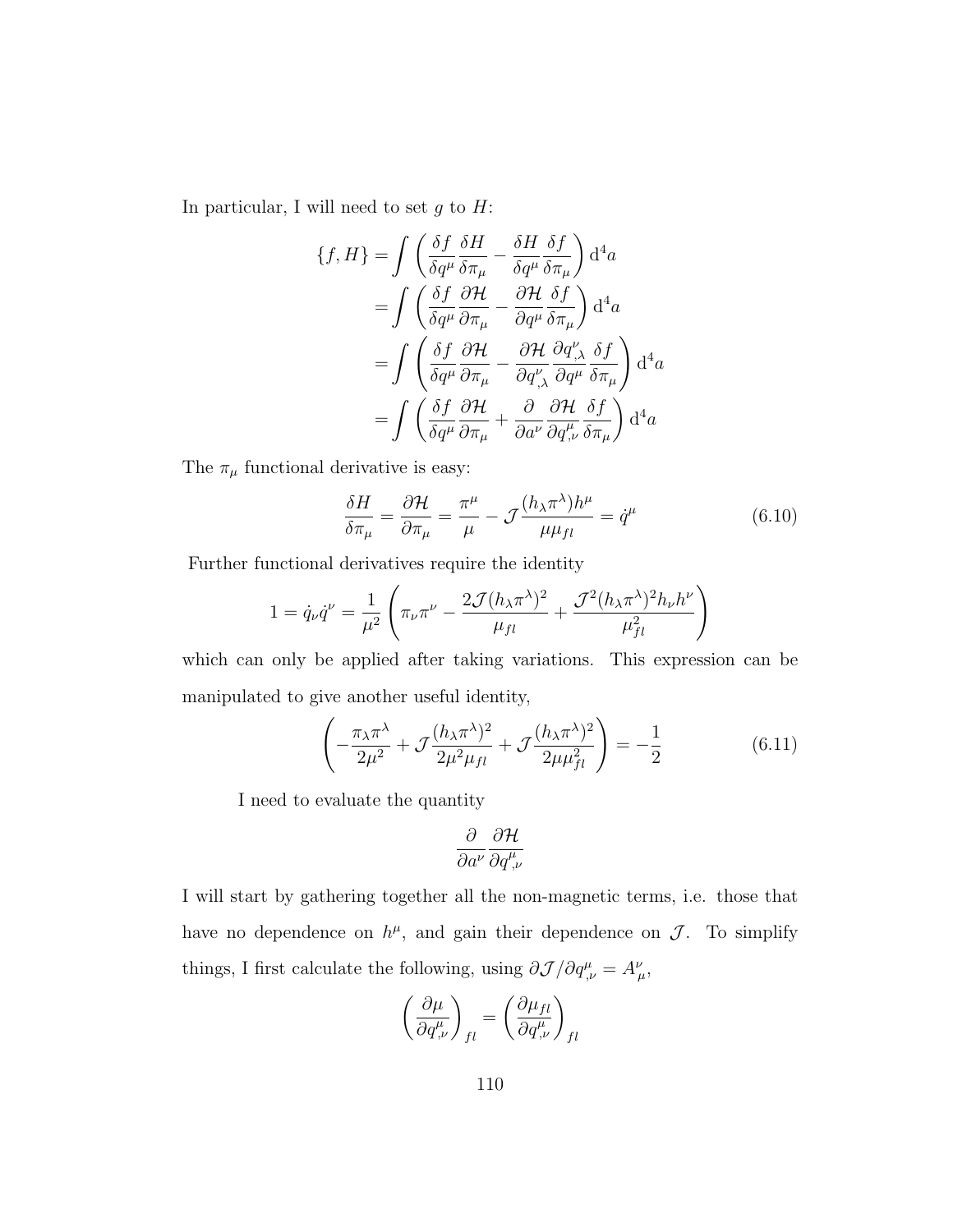In particular, I will need to set $g$ to $H$:

$$
\begin{aligned}
\{f, H\} &= \int \left( \frac{\delta f}{\delta q^\mu} \frac{\delta H}{\delta \pi_\mu} - \frac{\delta H}{\delta q^\mu} \frac{\delta f}{\delta \pi_\mu} \right) \mathrm{d}^4 a \\
&= \int \left( \frac{\delta f}{\delta q^\mu} \frac{\partial \mathcal{H}}{\partial \pi_\mu} - \frac{\partial \mathcal{H}}{\partial q^\mu} \frac{\delta f}{\delta \pi_\mu} \right) \mathrm{d}^4 a \\
&= \int \left( \frac{\delta f}{\delta q^\mu} \frac{\partial \mathcal{H}}{\partial \pi_\mu} - \frac{\partial \mathcal{H}}{\partial q^\nu_{,\lambda}} \frac{\partial q^\nu_{,\lambda}}{\partial q^\mu} \frac{\delta f}{\delta \pi_\mu} \right) \mathrm{d}^4 a \\
&= \int \left( \frac{\delta f}{\delta q^\mu} \frac{\partial \mathcal{H}}{\partial \pi_\mu} + \frac{\partial}{\partial a^\nu} \frac{\partial \mathcal{H}}{\partial q^\mu_{,\nu}} \frac{\delta f}{\delta \pi_\mu} \right) \mathrm{d}^4 a
\end{aligned}
$$

The $\pi_\mu$ functional derivative is easy:

$$
\frac{\delta H}{\delta \pi_\mu} = \frac{\partial \mathcal{H}}{\partial \pi_\mu} = \frac{\pi^\mu}{\mu} - \mathcal{J} \frac{(h_\lambda \pi^\lambda) h^\mu}{\mu \mu_{fl}} = \dot{q}^\mu \tag{6.10}
$$

Further functional derivatives require the identity

$$
1 = \dot{q}_\nu \dot{q}^\nu = \frac{1}{\mu^2} \left( \pi_\nu \pi^\nu - \frac{2\mathcal{J}(h_\lambda \pi^\lambda)^2}{\mu_{fl}} + \frac{\mathcal{J}^2 (h_\lambda \pi^\lambda)^2 h_\nu h^\nu}{\mu_{fl}^2} \right)
$$

which can only be applied after taking variations. This expression can be manipulated to give another useful identity,

$$
\left( -\frac{\pi_\lambda \pi^\lambda}{2\mu^2} + \mathcal{J} \frac{(h_\lambda \pi^\lambda)^2}{2\mu^2 \mu_{fl}} + \mathcal{J} \frac{(h_\lambda \pi^\lambda)^2}{2\mu \mu_{fl}^2} \right) = -\frac{1}{2} \tag{6.11}
$$

I need to evaluate the quantity

$$
\frac{\partial}{\partial a^\nu} \frac{\partial \mathcal{H}}{\partial q^\mu_{,\nu}}
$$

I will start by gathering together all the non-magnetic terms, i.e. those that have no dependence on $h^\mu$, and gain their dependence on $\mathcal{J}$. To simplify things, I first calculate the following, using $\partial \mathcal{J} / \partial q^\mu_{,\nu} = A^\nu_\mu$,

$$
\left( \frac{\partial \mu}{\partial q^\mu_{,\nu}} \right)_{fl} = \left( \frac{\partial \mu_{fl}}{\partial q^\mu_{,\nu}} \right)_{fl}
$$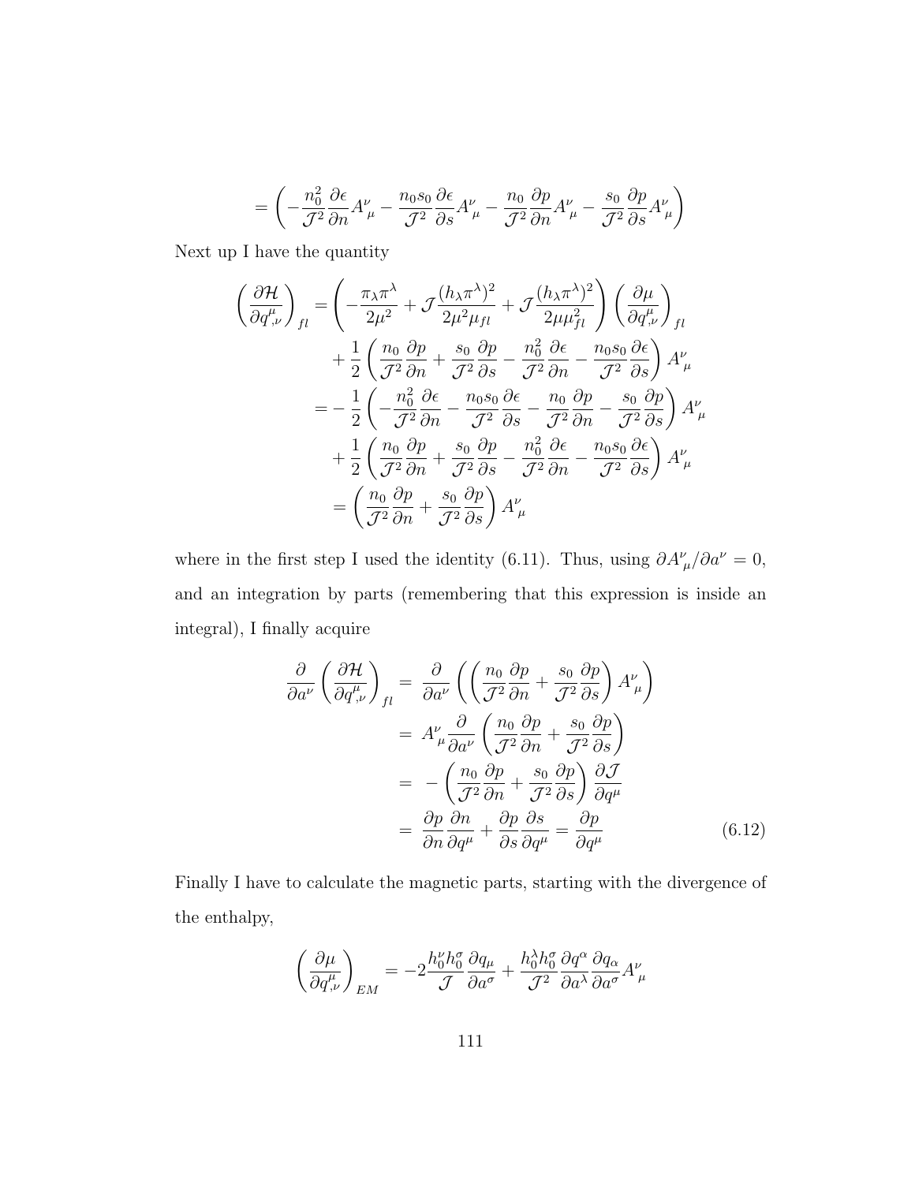$$= \left( -\frac{n_0^2}{\mathcal{J}^2}\frac{\partial \epsilon}{\partial n}A^{\nu}{}_{\mu} - \frac{n_0 s_0}{\mathcal{J}^2}\frac{\partial \epsilon}{\partial s}A^{\nu}{}_{\mu} - \frac{n_0}{\mathcal{J}^2}\frac{\partial p}{\partial n}A^{\nu}{}_{\mu} - \frac{s_0}{\mathcal{J}^2}\frac{\partial p}{\partial s}A^{\nu}{}_{\mu} \right)$$

Next up I have the quantity

$$\begin{aligned}
\left(\frac{\partial \mathcal{H}}{\partial q^{\mu}_{,\nu}}\right)_{fl} &= \left( -\frac{\pi_\lambda \pi^\lambda}{2\mu^2} + \mathcal{J}\frac{(h_\lambda \pi^\lambda)^2}{2\mu^2 \mu_{fl}} + \mathcal{J}\frac{(h_\lambda \pi^\lambda)^2}{2\mu \mu_{fl}^2} \right) \left(\frac{\partial \mu}{\partial q^{\mu}_{,\nu}}\right)_{fl} \\
&\quad + \frac{1}{2}\left( \frac{n_0}{\mathcal{J}^2}\frac{\partial p}{\partial n} + \frac{s_0}{\mathcal{J}^2}\frac{\partial p}{\partial s} - \frac{n_0^2}{\mathcal{J}^2}\frac{\partial \epsilon}{\partial n} - \frac{n_0 s_0}{\mathcal{J}^2}\frac{\partial \epsilon}{\partial s} \right) A^{\nu}{}_{\mu} \\
&= -\frac{1}{2}\left( -\frac{n_0^2}{\mathcal{J}^2}\frac{\partial \epsilon}{\partial n} - \frac{n_0 s_0}{\mathcal{J}^2}\frac{\partial \epsilon}{\partial s} - \frac{n_0}{\mathcal{J}^2}\frac{\partial p}{\partial n} - \frac{s_0}{\mathcal{J}^2}\frac{\partial p}{\partial s} \right) A^{\nu}{}_{\mu} \\
&\quad + \frac{1}{2}\left( \frac{n_0}{\mathcal{J}^2}\frac{\partial p}{\partial n} + \frac{s_0}{\mathcal{J}^2}\frac{\partial p}{\partial s} - \frac{n_0^2}{\mathcal{J}^2}\frac{\partial \epsilon}{\partial n} - \frac{n_0 s_0}{\mathcal{J}^2}\frac{\partial \epsilon}{\partial s} \right) A^{\nu}{}_{\mu} \\
&= \left( \frac{n_0}{\mathcal{J}^2}\frac{\partial p}{\partial n} + \frac{s_0}{\mathcal{J}^2}\frac{\partial p}{\partial s} \right) A^{\nu}{}_{\mu}
\end{aligned}$$

where in the first step I used the identity (6.11). Thus, using $\partial A^{\nu}{}_{\mu}/\partial a^{\nu} = 0$, and an integration by parts (remembering that this expression is inside an integral), I finally acquire

$$\begin{aligned}
\frac{\partial}{\partial a^{\nu}}\left(\frac{\partial \mathcal{H}}{\partial q^{\mu}_{,\nu}}\right)_{fl} &= \frac{\partial}{\partial a^{\nu}}\left( \left( \frac{n_0}{\mathcal{J}^2}\frac{\partial p}{\partial n} + \frac{s_0}{\mathcal{J}^2}\frac{\partial p}{\partial s} \right) A^{\nu}{}_{\mu} \right) \\
&= A^{\nu}{}_{\mu}\frac{\partial}{\partial a^{\nu}}\left( \frac{n_0}{\mathcal{J}^2}\frac{\partial p}{\partial n} + \frac{s_0}{\mathcal{J}^2}\frac{\partial p}{\partial s} \right) \\
&= -\left( \frac{n_0}{\mathcal{J}^2}\frac{\partial p}{\partial n} + \frac{s_0}{\mathcal{J}^2}\frac{\partial p}{\partial s} \right)\frac{\partial \mathcal{J}}{\partial q^{\mu}} \\
&= \frac{\partial p}{\partial n}\frac{\partial n}{\partial q^{\mu}} + \frac{\partial p}{\partial s}\frac{\partial s}{\partial q^{\mu}} = \frac{\partial p}{\partial q^{\mu}}
\end{aligned} \tag{6.12}$$

Finally I have to calculate the magnetic parts, starting with the divergence of the enthalpy,

$$\left(\frac{\partial \mu}{\partial q^{\mu}_{,\nu}}\right)_{EM} = -2\frac{h_0^{\nu} h_0^{\sigma}}{\mathcal{J}}\frac{\partial q_{\mu}}{\partial a^{\sigma}} + \frac{h_0^{\lambda} h_0^{\sigma}}{\mathcal{J}^2}\frac{\partial q^{\alpha}}{\partial a^{\lambda}}\frac{\partial q_{\alpha}}{\partial a^{\sigma}}A^{\nu}{}_{\mu}$$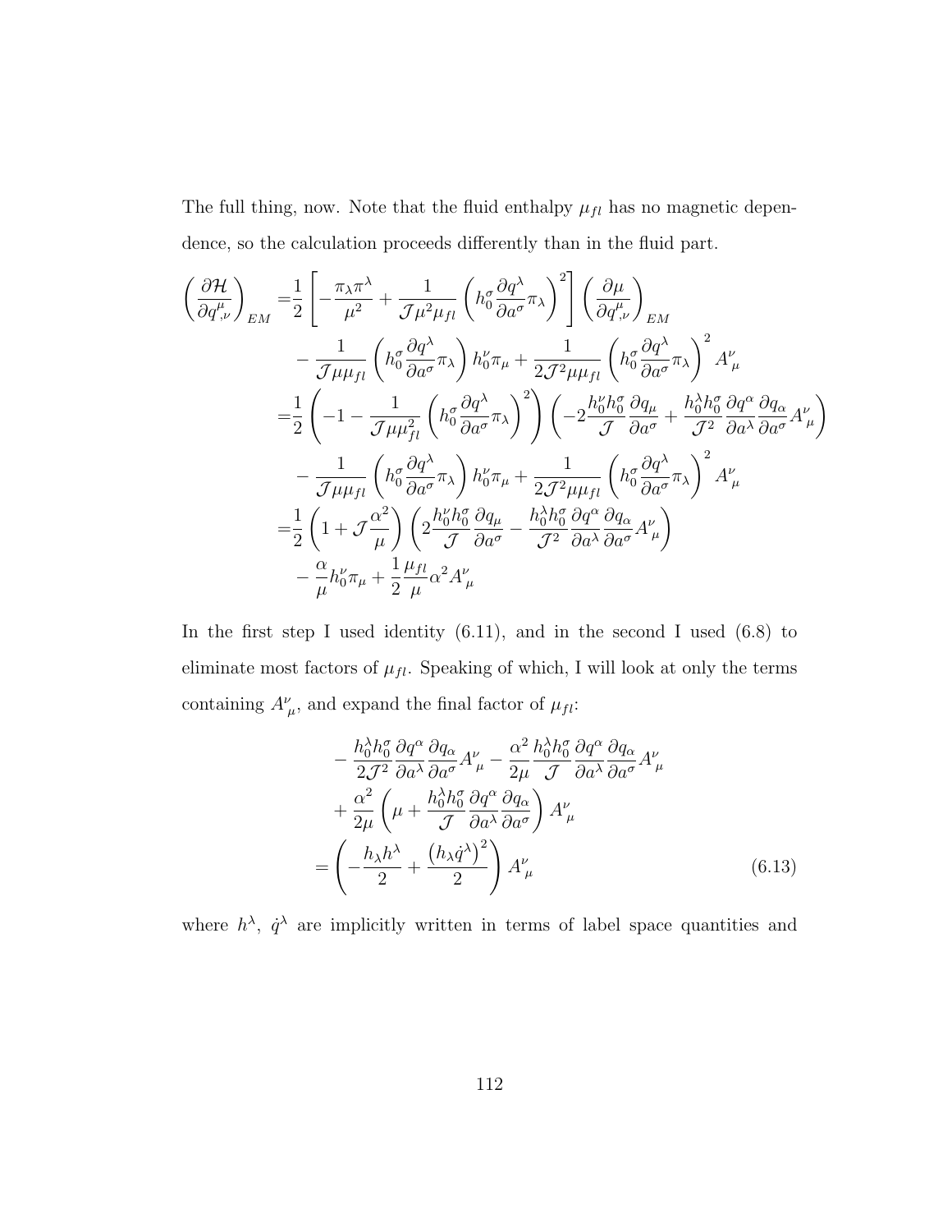The full thing, now. Note that the fluid enthalpy $\mu_{fl}$ has no magnetic dependence, so the calculation proceeds differently than in the fluid part.

$$
\begin{aligned}
\left(\frac{\partial \mathcal{H}}{\partial q^{\mu}_{,\nu}}\right)_{EM} =& \frac{1}{2}\left[-\frac{\pi_\lambda \pi^\lambda}{\mu^2} + \frac{1}{\mathcal{J}\mu^2 \mu_{fl}}\left(h_0^\sigma \frac{\partial q^\lambda}{\partial a^\sigma}\pi_\lambda\right)^2\right]\left(\frac{\partial \mu}{\partial q^{\mu}_{,\nu}}\right)_{EM} \\
& - \frac{1}{\mathcal{J}\mu\mu_{fl}}\left(h_0^\sigma \frac{\partial q^\lambda}{\partial a^\sigma}\pi_\lambda\right) h_0^\nu \pi_\mu + \frac{1}{2\mathcal{J}^2 \mu\mu_{fl}}\left(h_0^\sigma \frac{\partial q^\lambda}{\partial a^\sigma}\pi_\lambda\right)^2 A^{\nu}_{\ \mu} \\
=& \frac{1}{2}\left(-1 - \frac{1}{\mathcal{J}\mu\mu_{fl}^2}\left(h_0^\sigma \frac{\partial q^\lambda}{\partial a^\sigma}\pi_\lambda\right)^2\right)\left(-2\frac{h_0^\nu h_0^\sigma}{\mathcal{J}}\frac{\partial q_\mu}{\partial a^\sigma} + \frac{h_0^\lambda h_0^\sigma}{\mathcal{J}^2}\frac{\partial q^\alpha}{\partial a^\lambda}\frac{\partial q_\alpha}{\partial a^\sigma}A^{\nu}_{\ \mu}\right) \\
& - \frac{1}{\mathcal{J}\mu\mu_{fl}}\left(h_0^\sigma \frac{\partial q^\lambda}{\partial a^\sigma}\pi_\lambda\right) h_0^\nu \pi_\mu + \frac{1}{2\mathcal{J}^2 \mu\mu_{fl}}\left(h_0^\sigma \frac{\partial q^\lambda}{\partial a^\sigma}\pi_\lambda\right)^2 A^{\nu}_{\ \mu} \\
=& \frac{1}{2}\left(1 + \mathcal{J}\frac{\alpha^2}{\mu}\right)\left(2\frac{h_0^\nu h_0^\sigma}{\mathcal{J}}\frac{\partial q_\mu}{\partial a^\sigma} - \frac{h_0^\lambda h_0^\sigma}{\mathcal{J}^2}\frac{\partial q^\alpha}{\partial a^\lambda}\frac{\partial q_\alpha}{\partial a^\sigma}A^{\nu}_{\ \mu}\right) \\
& - \frac{\alpha}{\mu}h_0^\nu \pi_\mu + \frac{1}{2}\frac{\mu_{fl}}{\mu}\alpha^2 A^{\nu}_{\ \mu}
\end{aligned}
$$

In the first step I used identity (6.11), and in the second I used (6.8) to eliminate most factors of $\mu_{fl}$. Speaking of which, I will look at only the terms containing $A^{\nu}_{\ \mu}$, and expand the final factor of $\mu_{fl}$:

$$
\begin{aligned}
& -\frac{h_0^\lambda h_0^\sigma}{2\mathcal{J}^2}\frac{\partial q^\alpha}{\partial a^\lambda}\frac{\partial q_\alpha}{\partial a^\sigma}A^{\nu}_{\ \mu} - \frac{\alpha^2}{2\mu}\frac{h_0^\lambda h_0^\sigma}{\mathcal{J}}\frac{\partial q^\alpha}{\partial a^\lambda}\frac{\partial q_\alpha}{\partial a^\sigma}A^{\nu}_{\ \mu} \\
& + \frac{\alpha^2}{2\mu}\left(\mu + \frac{h_0^\lambda h_0^\sigma}{\mathcal{J}}\frac{\partial q^\alpha}{\partial a^\lambda}\frac{\partial q_\alpha}{\partial a^\sigma}\right)A^{\nu}_{\ \mu} \\
=& \left(-\frac{h_\lambda h^\lambda}{2} + \frac{\left(h_\lambda \dot{q}^\lambda\right)^2}{2}\right)A^{\nu}_{\ \mu}
\end{aligned}
\tag{6.13}
$$

where $h^\lambda$, $\dot{q}^\lambda$ are implicitly written in terms of label space quantities and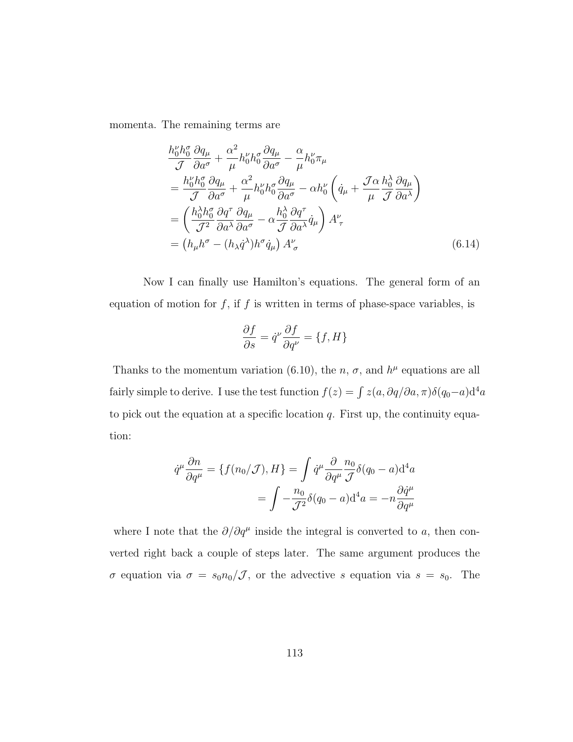momenta. The remaining terms are

$$
\begin{aligned}
&\frac{h_0^\nu h_0^\sigma}{\mathcal{J}}\frac{\partial q_\mu}{\partial a^\sigma} + \frac{\alpha^2}{\mu}h_0^\nu h_0^\sigma\frac{\partial q_\mu}{\partial a^\sigma} - \frac{\alpha}{\mu}h_0^\nu \pi_\mu \\
&= \frac{h_0^\nu h_0^\sigma}{\mathcal{J}}\frac{\partial q_\mu}{\partial a^\sigma} + \frac{\alpha^2}{\mu}h_0^\nu h_0^\sigma\frac{\partial q_\mu}{\partial a^\sigma} - \alpha h_0^\nu\left(\dot{q}_\mu + \frac{\mathcal{J}\alpha}{\mu}\frac{h_0^\lambda}{\mathcal{J}}\frac{\partial q_\mu}{\partial a^\lambda}\right) \\
&= \left(\frac{h_0^\lambda h_0^\sigma}{\mathcal{J}^2}\frac{\partial q^\tau}{\partial a^\lambda}\frac{\partial q_\mu}{\partial a^\sigma} - \alpha\frac{h_0^\lambda}{\mathcal{J}}\frac{\partial q^\tau}{\partial a^\lambda}\dot{q}_\mu\right)A^\nu_{\ \tau} \\
&= \left(h_\mu h^\sigma - (h_\lambda \dot{q}^\lambda)h^\sigma \dot{q}_\mu\right)A^\nu_{\ \sigma}
\end{aligned}
\tag{6.14}
$$

Now I can finally use Hamilton's equations. The general form of an equation of motion for $f$, if $f$ is written in terms of phase-space variables, is

$$
\frac{\partial f}{\partial s} = \dot{q}^\nu\frac{\partial f}{\partial q^\nu} = \{f, H\}
$$

Thanks to the momentum variation (6.10), the $n$, $\sigma$, and $h^\mu$ equations are all fairly simple to derive. I use the test function $f(z) = \int z(a, \partial q/\partial a, \pi)\delta(q_0 - a)\mathrm{d}^4a$ to pick out the equation at a specific location $q$. First up, the continuity equation:

$$
\begin{aligned}
\dot{q}^\mu\frac{\partial n}{\partial q^\mu} = \{f(n_0/\mathcal{J}), H\} &= \int \dot{q}^\mu\frac{\partial}{\partial q^\mu}\frac{n_0}{\mathcal{J}}\delta(q_0 - a)\mathrm{d}^4a \\
&= \int -\frac{n_0}{\mathcal{J}^2}\delta(q_0 - a)\mathrm{d}^4a = -n\frac{\partial \dot{q}^\mu}{\partial q^\mu}
\end{aligned}
$$

where I note that the $\partial/\partial q^\mu$ inside the integral is converted to $a$, then converted right back a couple of steps later. The same argument produces the $\sigma$ equation via $\sigma = s_0 n_0/\mathcal{J}$, or the advective $s$ equation via $s = s_0$. The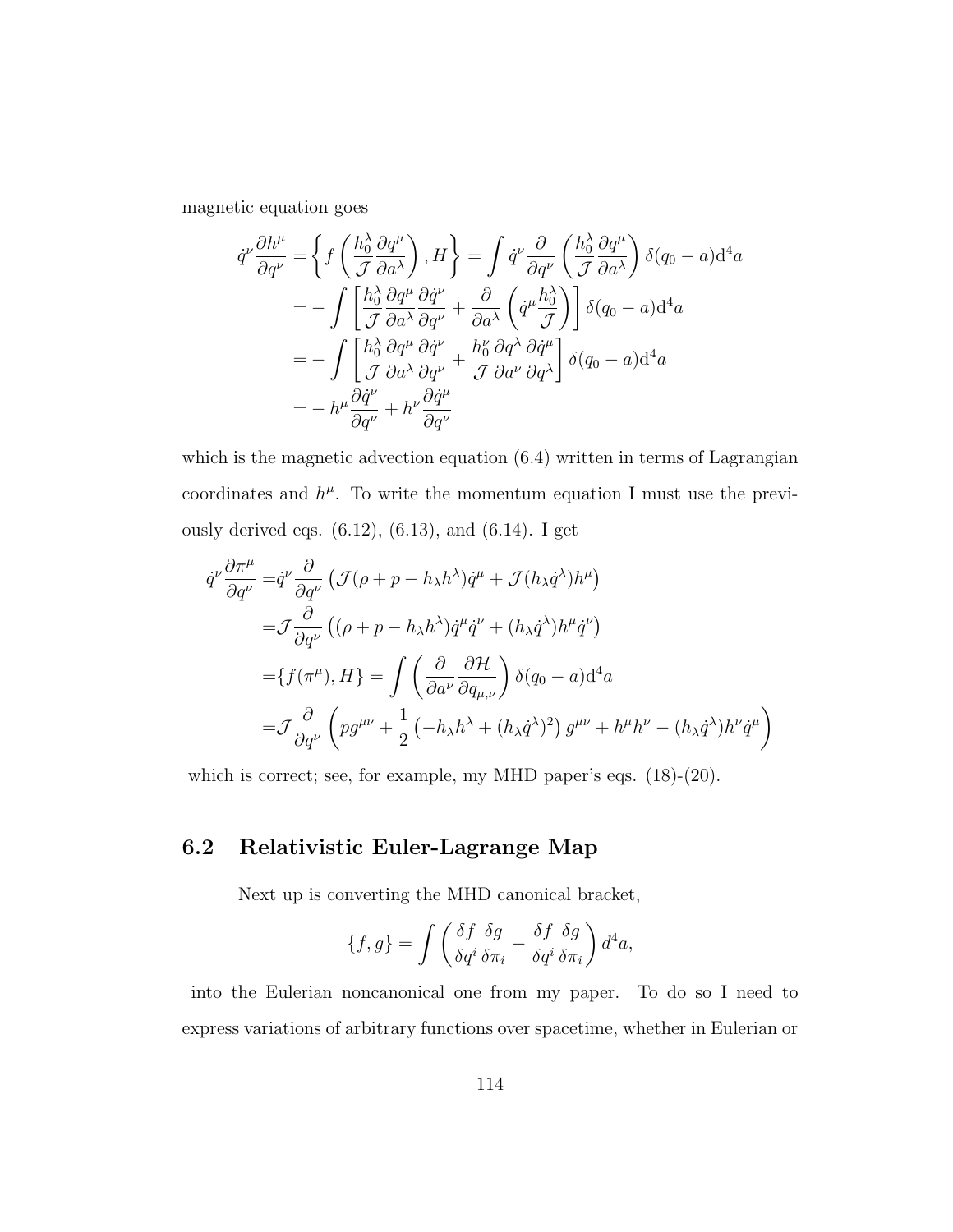magnetic equation goes

$$
\begin{aligned}
\dot{q}^\nu \frac{\partial h^\mu}{\partial q^\nu} =& \left\{ f\left(\frac{h_0^\lambda}{\mathcal{J}}\frac{\partial q^\mu}{\partial a^\lambda}\right), H \right\} = \int \dot{q}^\nu \frac{\partial}{\partial q^\nu}\left(\frac{h_0^\lambda}{\mathcal{J}}\frac{\partial q^\mu}{\partial a^\lambda}\right)\delta(q_0 - a)\mathrm{d}^4 a \\
=& -\int \left[\frac{h_0^\lambda}{\mathcal{J}}\frac{\partial q^\mu}{\partial a^\lambda}\frac{\partial \dot{q}^\nu}{\partial q^\nu} + \frac{\partial}{\partial a^\lambda}\left(\dot{q}^\mu \frac{h_0^\lambda}{\mathcal{J}}\right)\right]\delta(q_0 - a)\mathrm{d}^4 a \\
=& -\int \left[\frac{h_0^\lambda}{\mathcal{J}}\frac{\partial q^\mu}{\partial a^\lambda}\frac{\partial \dot{q}^\nu}{\partial q^\nu} + \frac{h_0^\nu}{\mathcal{J}}\frac{\partial q^\lambda}{\partial a^\nu}\frac{\partial \dot{q}^\mu}{\partial q^\lambda}\right]\delta(q_0 - a)\mathrm{d}^4 a \\
=& -h^\mu \frac{\partial \dot{q}^\nu}{\partial q^\nu} + h^\nu \frac{\partial \dot{q}^\mu}{\partial q^\nu}
\end{aligned}
$$

which is the magnetic advection equation (6.4) written in terms of Lagrangian coordinates and $h^\mu$. To write the momentum equation I must use the previously derived eqs. (6.12), (6.13), and (6.14). I get

$$
\begin{aligned}
\dot{q}^\nu \frac{\partial \pi^\mu}{\partial q^\nu} =& \dot{q}^\nu \frac{\partial}{\partial q^\nu}\left(\mathcal{J}(\rho + p - h_\lambda h^\lambda)\dot{q}^\mu + \mathcal{J}(h_\lambda \dot{q}^\lambda)h^\mu\right) \\
=& \mathcal{J}\frac{\partial}{\partial q^\nu}\left((\rho + p - h_\lambda h^\lambda)\dot{q}^\mu \dot{q}^\nu + (h_\lambda \dot{q}^\lambda)h^\mu \dot{q}^\nu\right) \\
=& \{f(\pi^\mu), H\} = \int \left(\frac{\partial}{\partial a^\nu}\frac{\partial \mathcal{H}}{\partial q_{\mu,\nu}}\right)\delta(q_0 - a)\mathrm{d}^4 a \\
=& \mathcal{J}\frac{\partial}{\partial q^\nu}\left(p g^{\mu\nu} + \frac{1}{2}\left(-h_\lambda h^\lambda + (h_\lambda \dot{q}^\lambda)^2\right)g^{\mu\nu} + h^\mu h^\nu - (h_\lambda \dot{q}^\lambda)h^\nu \dot{q}^\mu\right)
\end{aligned}
$$

which is correct; see, for example, my MHD paper's eqs. (18)-(20).

## 6.2 Relativistic Euler-Lagrange Map

Next up is converting the MHD canonical bracket,

$$
\{f, g\} = \int \left(\frac{\delta f}{\delta q^i}\frac{\delta g}{\delta \pi_i} - \frac{\delta f}{\delta q^i}\frac{\delta g}{\delta \pi_i}\right) d^4 a,
$$

into the Eulerian noncanonical one from my paper. To do so I need to express variations of arbitrary functions over spacetime, whether in Eulerian or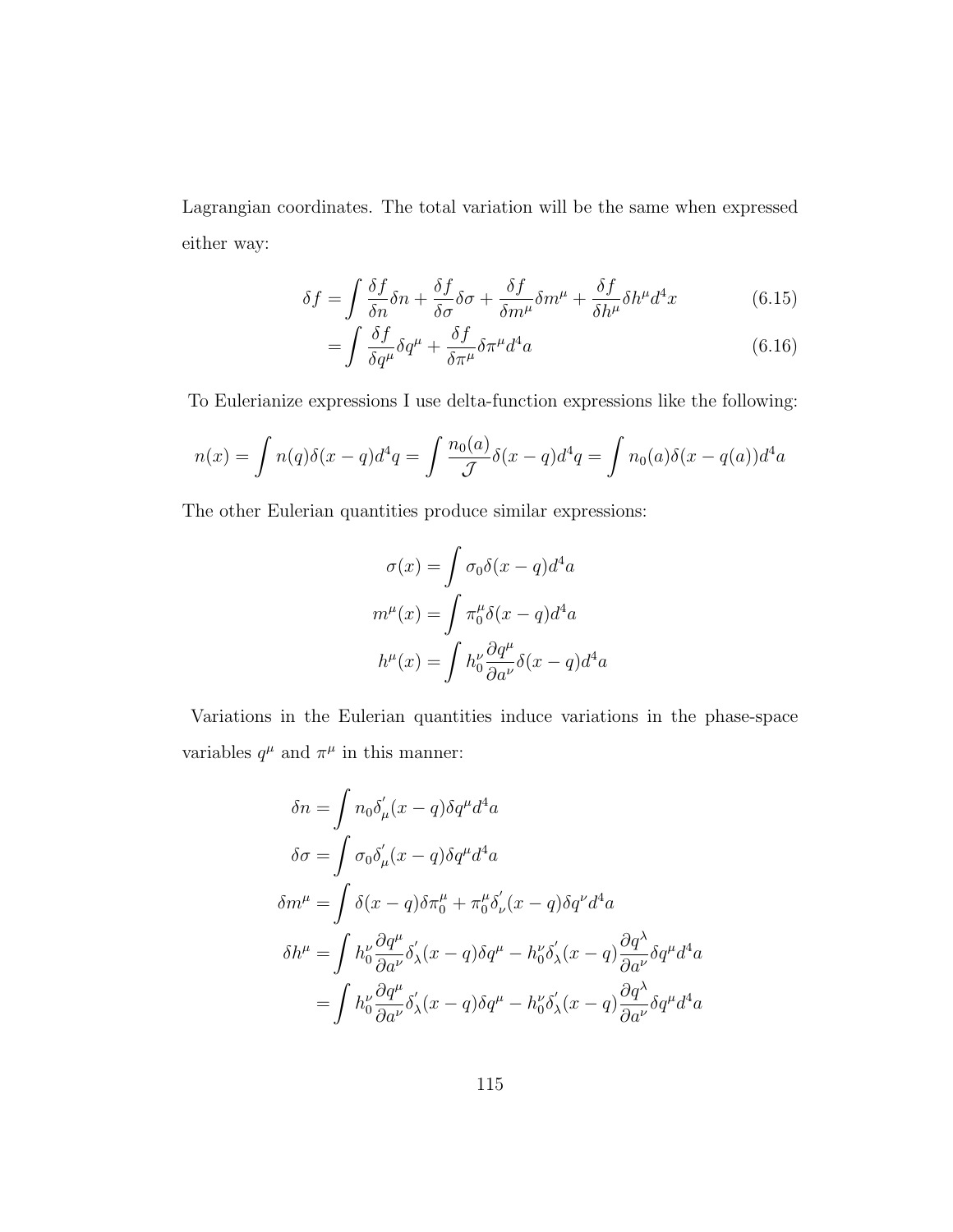Lagrangian coordinates. The total variation will be the same when expressed either way:

$$\delta f = \int \frac{\delta f}{\delta n}\delta n + \frac{\delta f}{\delta \sigma}\delta \sigma + \frac{\delta f}{\delta m^\mu}\delta m^\mu + \frac{\delta f}{\delta h^\mu}\delta h^\mu d^4x \tag{6.15}$$

$$= \int \frac{\delta f}{\delta q^\mu}\delta q^\mu + \frac{\delta f}{\delta \pi^\mu}\delta \pi^\mu d^4a \tag{6.16}$$

To Eulerianize expressions I use delta-function expressions like the following:

$$n(x) = \int n(q)\delta(x-q)d^4q = \int \frac{n_0(a)}{\mathcal{J}}\delta(x-q)d^4q = \int n_0(a)\delta(x-q(a))d^4a$$

The other Eulerian quantities produce similar expressions:

$$\sigma(x) = \int \sigma_0 \delta(x-q)d^4a$$

$$m^\mu(x) = \int \pi_0^\mu \delta(x-q)d^4a$$

$$h^\mu(x) = \int h_0^\nu \frac{\partial q^\mu}{\partial a^\nu}\delta(x-q)d^4a$$

Variations in the Eulerian quantities induce variations in the phase-space variables $q^\mu$ and $\pi^\mu$ in this manner:

$$\delta n = \int n_0 \delta_\mu^{'}(x-q)\delta q^\mu d^4a$$

$$\delta \sigma = \int \sigma_0 \delta_\mu^{'}(x-q)\delta q^\mu d^4a$$

$$\delta m^\mu = \int \delta(x-q)\delta \pi_0^\mu + \pi_0^\mu \delta_\nu^{'}(x-q)\delta q^\nu d^4a$$

$$\delta h^\mu = \int h_0^\nu \frac{\partial q^\mu}{\partial a^\nu}\delta_\lambda^{'}(x-q)\delta q^\mu - h_0^\nu \delta_\lambda^{'}(x-q)\frac{\partial q^\lambda}{\partial a^\nu}\delta q^\mu d^4a$$

$$= \int h_0^\nu \frac{\partial q^\mu}{\partial a^\nu}\delta_\lambda^{'}(x-q)\delta q^\mu - h_0^\nu \delta_\lambda^{'}(x-q)\frac{\partial q^\lambda}{\partial a^\nu}\delta q^\mu d^4a$$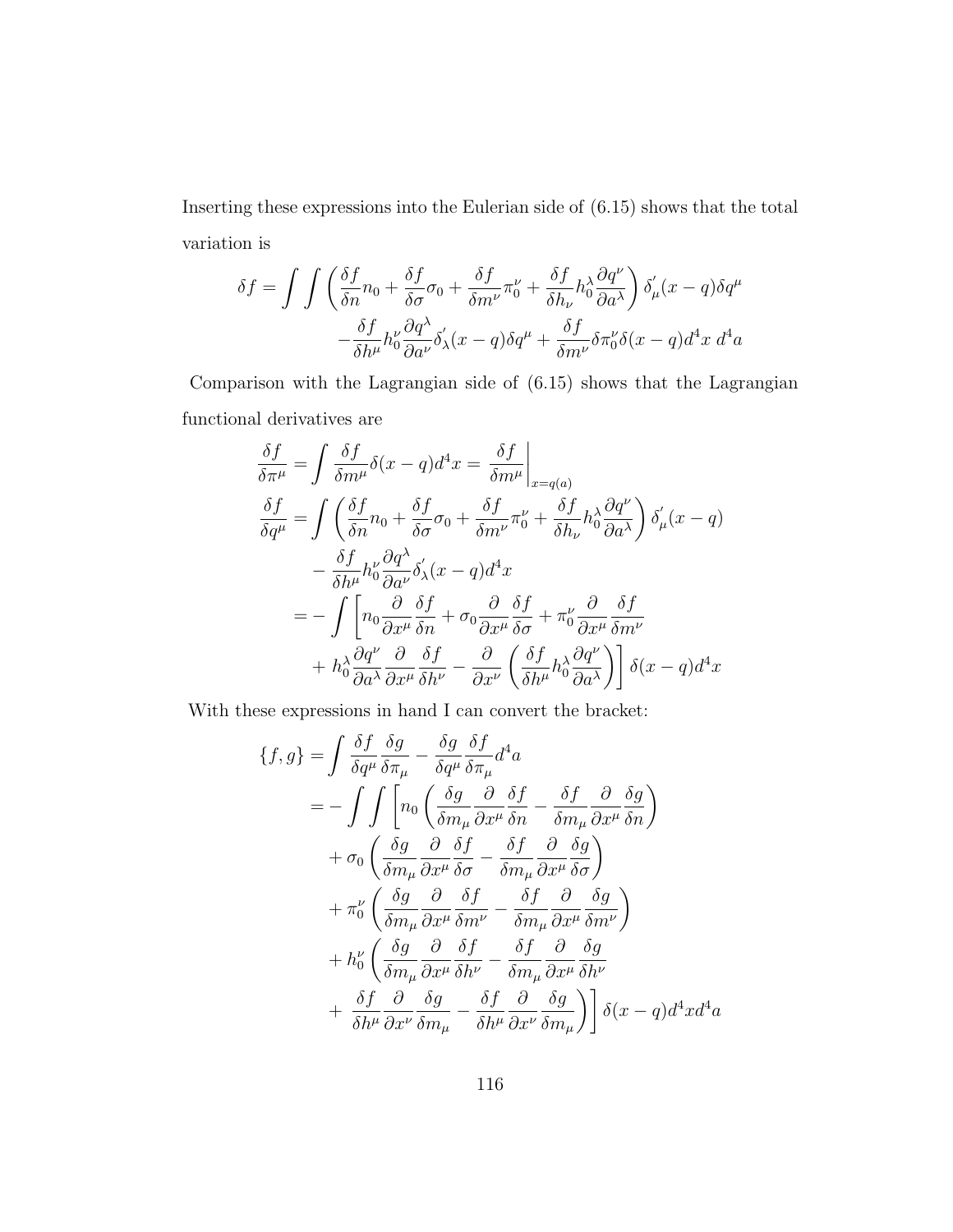Inserting these expressions into the Eulerian side of (6.15) shows that the total variation is

$$
\begin{aligned}
\delta f = \int\int \left( \frac{\delta f}{\delta n} n_0 + \frac{\delta f}{\delta \sigma}\sigma_0 + \frac{\delta f}{\delta m^\nu}\pi_0^\nu + \frac{\delta f}{\delta h_\nu} h_0^\lambda \frac{\partial q^\nu}{\partial a^\lambda}\right) \delta_\mu^{'}(x-q)\delta q^\mu \\
- \frac{\delta f}{\delta h^\mu} h_0^\nu \frac{\partial q^\lambda}{\partial a^\nu}\delta_\lambda^{'}(x-q)\delta q^\mu + \frac{\delta f}{\delta m^\nu}\delta\pi_0^\nu \delta(x-q) d^4x\, d^4a
\end{aligned}
$$

Comparison with the Lagrangian side of (6.15) shows that the Lagrangian functional derivatives are

$$
\begin{aligned}
\frac{\delta f}{\delta \pi^\mu} &= \int \frac{\delta f}{\delta m^\mu}\delta(x-q)d^4x = \left.\frac{\delta f}{\delta m^\mu}\right|_{x=q(a)} \\
\frac{\delta f}{\delta q^\mu} &= \int \left( \frac{\delta f}{\delta n} n_0 + \frac{\delta f}{\delta \sigma}\sigma_0 + \frac{\delta f}{\delta m^\nu}\pi_0^\nu + \frac{\delta f}{\delta h_\nu} h_0^\lambda \frac{\partial q^\nu}{\partial a^\lambda}\right)\delta_\mu^{'}(x-q) \\
&\quad - \frac{\delta f}{\delta h^\mu} h_0^\nu \frac{\partial q^\lambda}{\partial a^\nu}\delta_\lambda^{'}(x-q)d^4x \\
&= -\int \left[ n_0 \frac{\partial}{\partial x^\mu}\frac{\delta f}{\delta n} + \sigma_0 \frac{\partial}{\partial x^\mu}\frac{\delta f}{\delta \sigma} + \pi_0^\nu \frac{\partial}{\partial x^\mu}\frac{\delta f}{\delta m^\nu} \right. \\
&\quad \left. + h_0^\lambda \frac{\partial q^\nu}{\partial a^\lambda}\frac{\partial}{\partial x^\mu}\frac{\delta f}{\delta h^\nu} - \frac{\partial}{\partial x^\nu}\left(\frac{\delta f}{\delta h^\mu} h_0^\lambda \frac{\partial q^\nu}{\partial a^\lambda}\right)\right]\delta(x-q)d^4x
\end{aligned}
$$

With these expressions in hand I can convert the bracket:

$$
\begin{aligned}
\{f,g\} &= \int \frac{\delta f}{\delta q^\mu}\frac{\delta g}{\delta \pi_\mu} - \frac{\delta g}{\delta q^\mu}\frac{\delta f}{\delta \pi_\mu} d^4a \\
&= -\int\int \left[ n_0 \left( \frac{\delta g}{\delta m_\mu}\frac{\partial}{\partial x^\mu}\frac{\delta f}{\delta n} - \frac{\delta f}{\delta m_\mu}\frac{\partial}{\partial x^\mu}\frac{\delta g}{\delta n}\right)\right. \\
&\quad + \sigma_0 \left( \frac{\delta g}{\delta m_\mu}\frac{\partial}{\partial x^\mu}\frac{\delta f}{\delta \sigma} - \frac{\delta f}{\delta m_\mu}\frac{\partial}{\partial x^\mu}\frac{\delta g}{\delta \sigma}\right) \\
&\quad + \pi_0^\nu \left( \frac{\delta g}{\delta m_\mu}\frac{\partial}{\partial x^\mu}\frac{\delta f}{\delta m^\nu} - \frac{\delta f}{\delta m_\mu}\frac{\partial}{\partial x^\mu}\frac{\delta g}{\delta m^\nu}\right) \\
&\quad + h_0^\nu \left( \frac{\delta g}{\delta m_\mu}\frac{\partial}{\partial x^\mu}\frac{\delta f}{\delta h^\nu} - \frac{\delta f}{\delta m_\mu}\frac{\partial}{\partial x^\mu}\frac{\delta g}{\delta h^\nu}\right. \\
&\quad \left.\left. + \frac{\delta f}{\delta h^\mu}\frac{\partial}{\partial x^\nu}\frac{\delta g}{\delta m_\mu} - \frac{\delta f}{\delta h^\mu}\frac{\partial}{\partial x^\nu}\frac{\delta g}{\delta m_\mu}\right)\right]\delta(x-q)d^4x d^4a
\end{aligned}
$$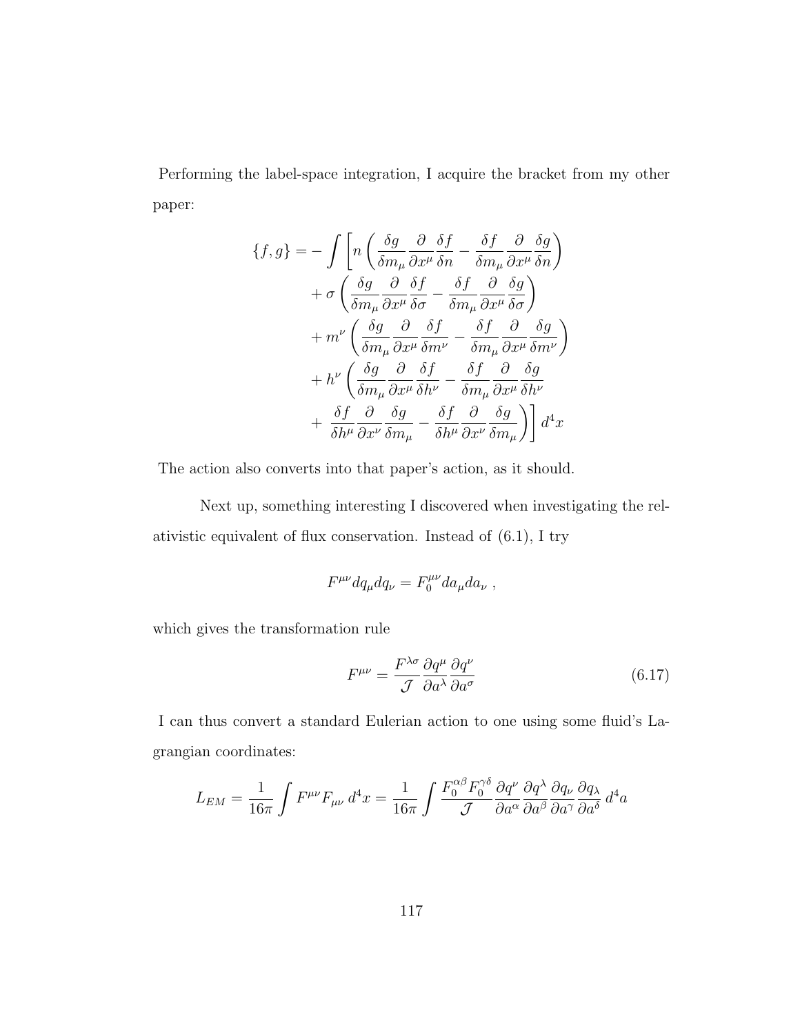Performing the label-space integration, I acquire the bracket from my other paper:

$$
\begin{aligned}
\{f, g\} = -\int \Bigg[ & n \left( \frac{\delta g}{\delta m_\mu} \frac{\partial}{\partial x^\mu} \frac{\delta f}{\delta n} - \frac{\delta f}{\delta m_\mu} \frac{\partial}{\partial x^\mu} \frac{\delta g}{\delta n} \right) \\
& + \sigma \left( \frac{\delta g}{\delta m_\mu} \frac{\partial}{\partial x^\mu} \frac{\delta f}{\delta \sigma} - \frac{\delta f}{\delta m_\mu} \frac{\partial}{\partial x^\mu} \frac{\delta g}{\delta \sigma} \right) \\
& + m^\nu \left( \frac{\delta g}{\delta m_\mu} \frac{\partial}{\partial x^\mu} \frac{\delta f}{\delta m^\nu} - \frac{\delta f}{\delta m_\mu} \frac{\partial}{\partial x^\mu} \frac{\delta g}{\delta m^\nu} \right) \\
& + h^\nu \left( \frac{\delta g}{\delta m_\mu} \frac{\partial}{\partial x^\mu} \frac{\delta f}{\delta h^\nu} - \frac{\delta f}{\delta m_\mu} \frac{\partial}{\partial x^\mu} \frac{\delta g}{\delta h^\nu} \right. \\
& + \left. \frac{\delta f}{\delta h^\mu} \frac{\partial}{\partial x^\nu} \frac{\delta g}{\delta m_\mu} - \frac{\delta f}{\delta h^\mu} \frac{\partial}{\partial x^\nu} \frac{\delta g}{\delta m_\mu} \right) \Bigg] d^4x
\end{aligned}
$$

The action also converts into that paper's action, as it should.

Next up, something interesting I discovered when investigating the relativistic equivalent of flux conservation. Instead of (6.1), I try

$$
F^{\mu\nu} dq_\mu dq_\nu = F_0^{\mu\nu} da_\mu da_\nu \ ,
$$

which gives the transformation rule

$$
F^{\mu\nu} = \frac{F^{\lambda\sigma}}{\mathcal{J}} \frac{\partial q^\mu}{\partial a^\lambda} \frac{\partial q^\nu}{\partial a^\sigma} \tag{6.17}
$$

I can thus convert a standard Eulerian action to one using some fluid's Lagrangian coordinates:

$$
L_{EM} = \frac{1}{16\pi} \int F^{\mu\nu} F_{\mu\nu} \, d^4x = \frac{1}{16\pi} \int \frac{F_0^{\alpha\beta} F_0^{\gamma\delta}}{\mathcal{J}} \frac{\partial q^\nu}{\partial a^\alpha} \frac{\partial q^\lambda}{\partial a^\beta} \frac{\partial q_\nu}{\partial a^\gamma} \frac{\partial q_\lambda}{\partial a^\delta} \, d^4a
$$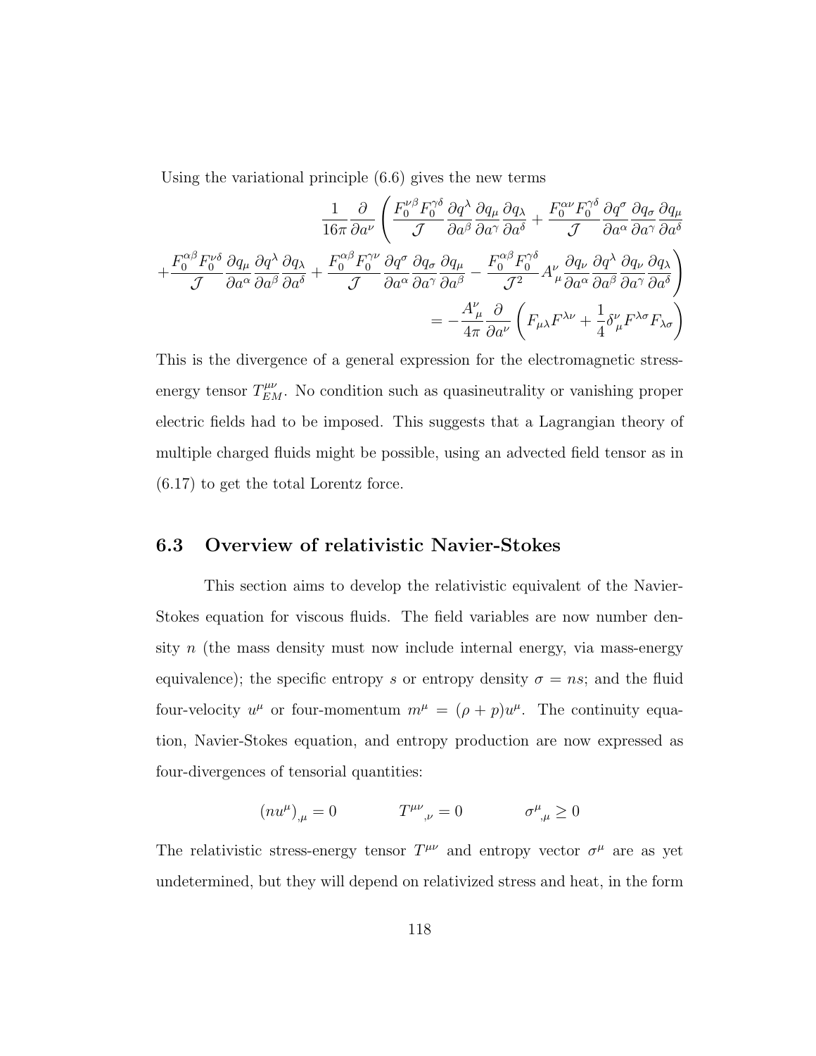Using the variational principle (6.6) gives the new terms

$$
\begin{aligned}
&\frac{1}{16\pi}\frac{\partial}{\partial a^\nu}\left(\frac{F_0^{\nu\beta}F_0^{\gamma\delta}}{\mathcal{J}}\frac{\partial q^\lambda}{\partial a^\beta}\frac{\partial q_\mu}{\partial a^\gamma}\frac{\partial q_\lambda}{\partial a^\delta}+\frac{F_0^{\alpha\nu}F_0^{\gamma\delta}}{\mathcal{J}}\frac{\partial q^\sigma}{\partial a^\alpha}\frac{\partial q_\sigma}{\partial a^\gamma}\frac{\partial q_\mu}{\partial a^\delta}\right.\\
&\left.+\frac{F_0^{\alpha\beta}F_0^{\nu\delta}}{\mathcal{J}}\frac{\partial q_\mu}{\partial a^\alpha}\frac{\partial q^\lambda}{\partial a^\beta}\frac{\partial q_\lambda}{\partial a^\delta}+\frac{F_0^{\alpha\beta}F_0^{\gamma\nu}}{\mathcal{J}}\frac{\partial q^\sigma}{\partial a^\alpha}\frac{\partial q_\sigma}{\partial a^\gamma}\frac{\partial q_\mu}{\partial a^\beta}-\frac{F_0^{\alpha\beta}F_0^{\gamma\delta}}{\mathcal{J}^2}A^\nu_{\ \mu}\frac{\partial q_\nu}{\partial a^\alpha}\frac{\partial q^\lambda}{\partial a^\beta}\frac{\partial q_\nu}{\partial a^\gamma}\frac{\partial q_\lambda}{\partial a^\delta}\right)\\
&=-\frac{A^\nu_{\ \mu}}{4\pi}\frac{\partial}{\partial a^\nu}\left(F_{\mu\lambda}F^{\lambda\nu}+\frac{1}{4}\delta^\nu_{\ \mu}F^{\lambda\sigma}F_{\lambda\sigma}\right)
\end{aligned}
$$

This is the divergence of a general expression for the electromagnetic stress-energy tensor $T^{\mu\nu}_{EM}$. No condition such as quasineutrality or vanishing proper electric fields had to be imposed. This suggests that a Lagrangian theory of multiple charged fluids might be possible, using an advected field tensor as in (6.17) to get the total Lorentz force.

## 6.3 Overview of relativistic Navier-Stokes

This section aims to develop the relativistic equivalent of the Navier-Stokes equation for viscous fluids. The field variables are now number density $n$ (the mass density must now include internal energy, via mass-energy equivalence); the specific entropy $s$ or entropy density $\sigma = ns$; and the fluid four-velocity $u^\mu$ or four-momentum $m^\mu = (\rho + p)u^\mu$. The continuity equation, Navier-Stokes equation, and entropy production are now expressed as four-divergences of tensorial quantities:

$$
(nu^\mu)_{,\mu} = 0 \qquad\qquad T^{\mu\nu}_{\ \ ,\nu} = 0 \qquad\qquad \sigma^\mu_{\ ,\mu} \geq 0
$$

The relativistic stress-energy tensor $T^{\mu\nu}$ and entropy vector $\sigma^\mu$ are as yet undetermined, but they will depend on relativized stress and heat, in the form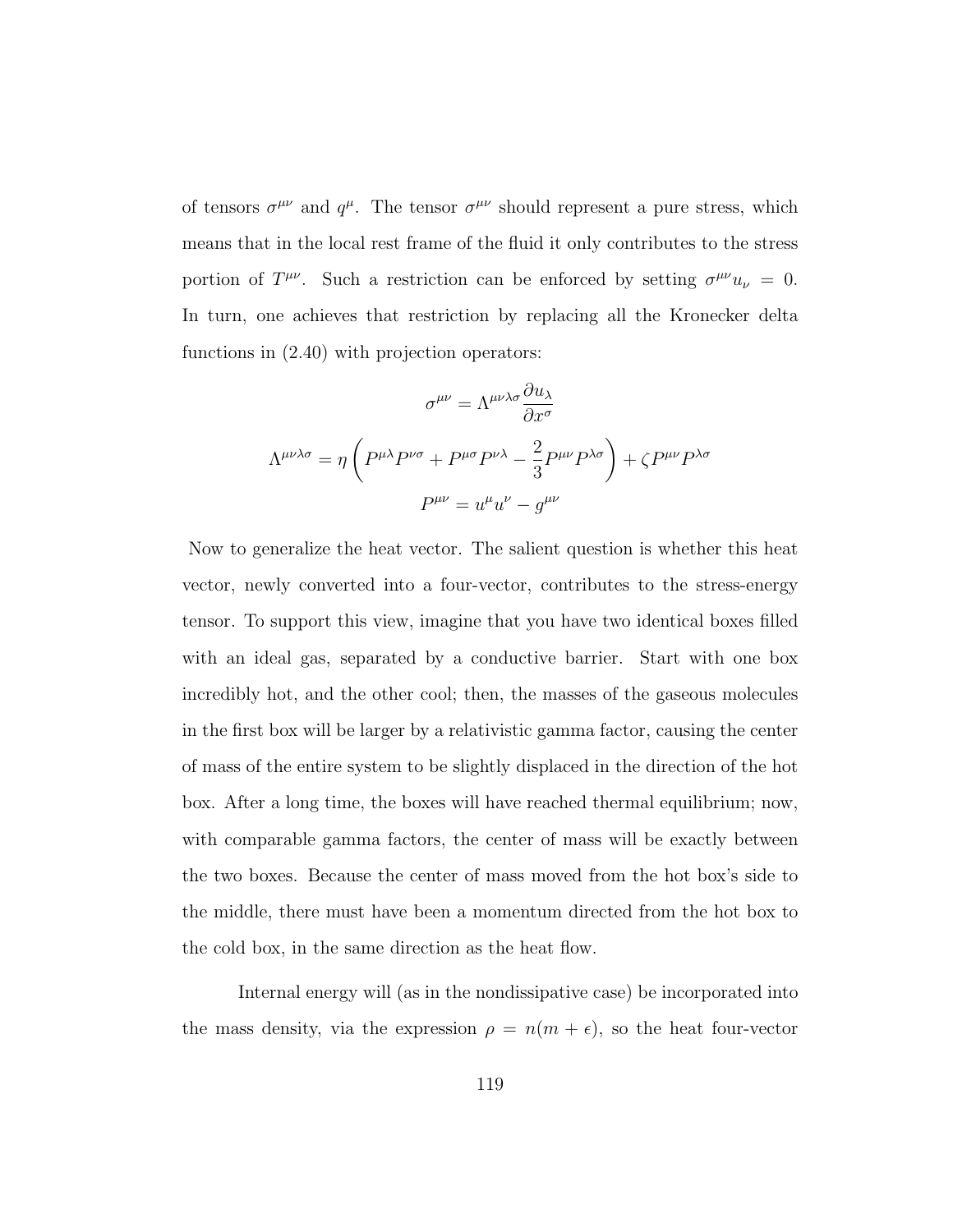of tensors $\sigma^{\mu\nu}$ and $q^{\mu}$. The tensor $\sigma^{\mu\nu}$ should represent a pure stress, which means that in the local rest frame of the fluid it only contributes to the stress portion of $T^{\mu\nu}$. Such a restriction can be enforced by setting $\sigma^{\mu\nu}u_{\nu} = 0$. In turn, one achieves that restriction by replacing all the Kronecker delta functions in (2.40) with projection operators:

$$\sigma^{\mu\nu} = \Lambda^{\mu\nu\lambda\sigma} \frac{\partial u_{\lambda}}{\partial x^{\sigma}}$$

$$\Lambda^{\mu\nu\lambda\sigma} = \eta \left( P^{\mu\lambda} P^{\nu\sigma} + P^{\mu\sigma} P^{\nu\lambda} - \frac{2}{3} P^{\mu\nu} P^{\lambda\sigma} \right) + \zeta P^{\mu\nu} P^{\lambda\sigma}$$

$$P^{\mu\nu} = u^{\mu} u^{\nu} - g^{\mu\nu}$$

Now to generalize the heat vector. The salient question is whether this heat vector, newly converted into a four-vector, contributes to the stress-energy tensor. To support this view, imagine that you have two identical boxes filled with an ideal gas, separated by a conductive barrier. Start with one box incredibly hot, and the other cool; then, the masses of the gaseous molecules in the first box will be larger by a relativistic gamma factor, causing the center of mass of the entire system to be slightly displaced in the direction of the hot box. After a long time, the boxes will have reached thermal equilibrium; now, with comparable gamma factors, the center of mass will be exactly between the two boxes. Because the center of mass moved from the hot box's side to the middle, there must have been a momentum directed from the hot box to the cold box, in the same direction as the heat flow.

Internal energy will (as in the nondissipative case) be incorporated into the mass density, via the expression $\rho = n(m + \epsilon)$, so the heat four-vector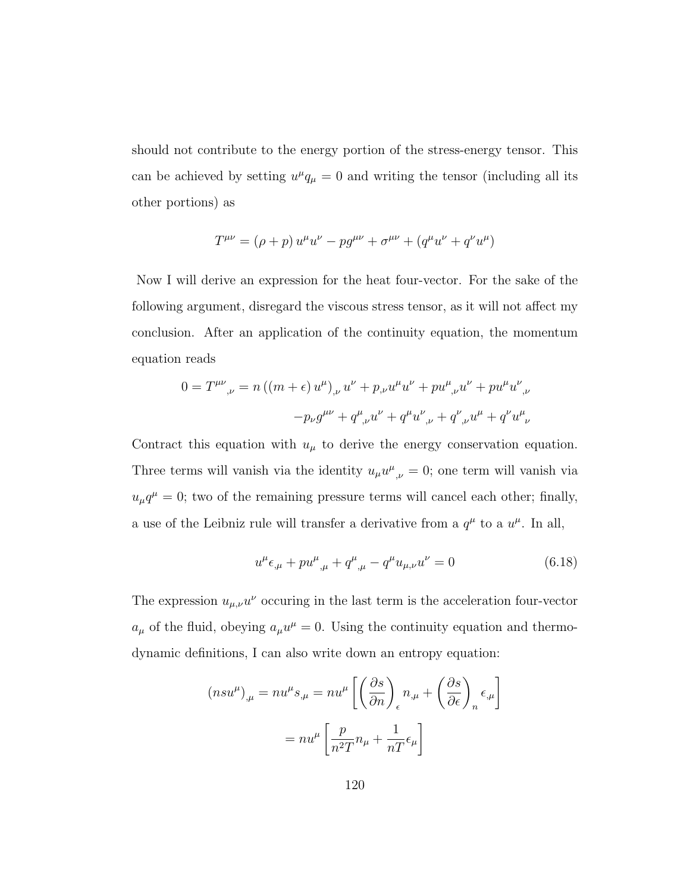should not contribute to the energy portion of the stress-energy tensor. This can be achieved by setting $u^\mu q_\mu = 0$ and writing the tensor (including all its other portions) as

$$T^{\mu\nu} = (\rho + p)\, u^\mu u^\nu - p g^{\mu\nu} + \sigma^{\mu\nu} + (q^\mu u^\nu + q^\nu u^\mu)$$

Now I will derive an expression for the heat four-vector. For the sake of the following argument, disregard the viscous stress tensor, as it will not affect my conclusion. After an application of the continuity equation, the momentum equation reads

$$\begin{aligned}
0 = T^{\mu\nu}{}_{,\nu} = n\left((m+\epsilon)\, u^\mu\right)_{,\nu} u^\nu + p_{,\nu} u^\mu u^\nu + p u^\mu{}_{,\nu} u^\nu + p u^\mu u^\nu{}_{,\nu} \\
- p_\nu g^{\mu\nu} + q^\mu{}_{,\nu} u^\nu + q^\mu u^\nu{}_{,\nu} + q^\nu{}_{,\nu} u^\mu + q^\nu u^\mu{}_\nu
\end{aligned}$$

Contract this equation with $u_\mu$ to derive the energy conservation equation. Three terms will vanish via the identity $u_\mu u^\mu{}_{,\nu} = 0$; one term will vanish via $u_\mu q^\mu = 0$; two of the remaining pressure terms will cancel each other; finally, a use of the Leibniz rule will transfer a derivative from a $q^\mu$ to a $u^\mu$. In all,

$$u^\mu \epsilon_{,\mu} + p u^\mu{}_{,\mu} + q^\mu{}_{,\mu} - q^\mu u_{\mu,\nu} u^\nu = 0 \tag{6.18}$$

The expression $u_{\mu,\nu} u^\nu$ occuring in the last term is the acceleration four-vector $a_\mu$ of the fluid, obeying $a_\mu u^\mu = 0$. Using the continuity equation and thermodynamic definitions, I can also write down an entropy equation:

$$\begin{aligned}
(n s u^\mu)_{,\mu} = n u^\mu s_{,\mu} = n u^\mu \left[ \left(\frac{\partial s}{\partial n}\right)_\epsilon n_{,\mu} + \left(\frac{\partial s}{\partial \epsilon}\right)_n \epsilon_{,\mu} \right] \\
= n u^\mu \left[ \frac{p}{n^2 T} n_\mu + \frac{1}{nT} \epsilon_\mu \right]
\end{aligned}$$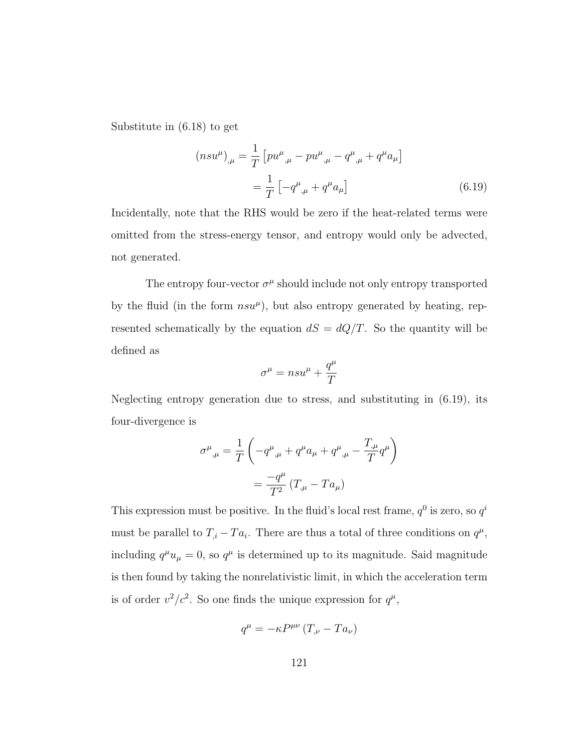Substitute in (6.18) to get

$$
\begin{aligned}
(nsu^\mu)_{,\mu} &= \frac{1}{T}\left[pu^\mu{}_{,\mu} - pu^\mu{}_{,\mu} - q^\mu{}_{,\mu} + q^\mu a_\mu\right] \\
&= \frac{1}{T}\left[-q^\mu{}_{,\mu} + q^\mu a_\mu\right] \qquad (6.19)
\end{aligned}
$$

Incidentally, note that the RHS would be zero if the heat-related terms were omitted from the stress-energy tensor, and entropy would only be advected, not generated.

The entropy four-vector $\sigma^\mu$ should include not only entropy transported by the fluid (in the form $nsu^\mu$), but also entropy generated by heating, represented schematically by the equation $dS = dQ/T$. So the quantity will be defined as

$$
\sigma^\mu = nsu^\mu + \frac{q^\mu}{T}
$$

Neglecting entropy generation due to stress, and substituting in (6.19), its four-divergence is

$$
\begin{aligned}
\sigma^\mu{}_{,\mu} &= \frac{1}{T}\left(-q^\mu{}_{,\mu} + q^\mu a_\mu + q^\mu{}_{,\mu} - \frac{T_{,\mu}}{T}q^\mu\right) \\
&= \frac{-q^\mu}{T^2}\left(T_{,\mu} - Ta_\mu\right)
\end{aligned}
$$

This expression must be positive. In the fluid's local rest frame, $q^0$ is zero, so $q^i$ must be parallel to $T_{,i} - Ta_i$. There are thus a total of three conditions on $q^\mu$, including $q^\mu u_\mu = 0$, so $q^\mu$ is determined up to its magnitude. Said magnitude is then found by taking the nonrelativistic limit, in which the acceleration term is of order $v^2/c^2$. So one finds the unique expression for $q^\mu$,

$$
q^\mu = -\kappa P^{\mu\nu}\left(T_{,\nu} - Ta_\nu\right)
$$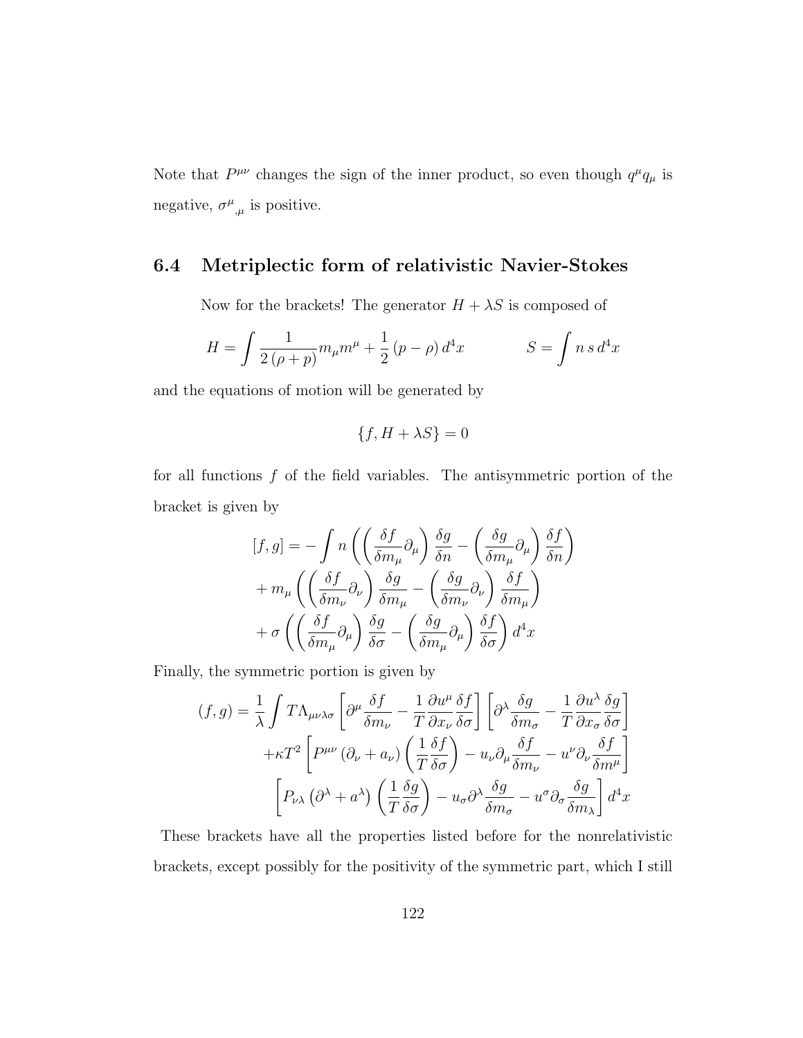Note that $P^{\mu\nu}$ changes the sign of the inner product, so even though $q^\mu q_\mu$ is negative, $\sigma^\mu{}_{,\mu}$ is positive.

## 6.4 Metriplectic form of relativistic Navier-Stokes

Now for the brackets! The generator $H + \lambda S$ is composed of

$$H = \int \frac{1}{2(\rho + p)} m_\mu m^\mu + \frac{1}{2}(p - \rho)\, d^4x \qquad\qquad S = \int n\, s\, d^4x$$

and the equations of motion will be generated by

$$\{f, H + \lambda S\} = 0$$

for all functions $f$ of the field variables. The antisymmetric portion of the bracket is given by

$$\begin{aligned}
[f,g] = &-\int n\left(\left(\frac{\delta f}{\delta m_\mu}\partial_\mu\right)\frac{\delta g}{\delta n} - \left(\frac{\delta g}{\delta m_\mu}\partial_\mu\right)\frac{\delta f}{\delta n}\right) \\
&+ m_\mu\left(\left(\frac{\delta f}{\delta m_\nu}\partial_\nu\right)\frac{\delta g}{\delta m_\mu} - \left(\frac{\delta g}{\delta m_\nu}\partial_\nu\right)\frac{\delta f}{\delta m_\mu}\right) \\
&+ \sigma\left(\left(\frac{\delta f}{\delta m_\mu}\partial_\mu\right)\frac{\delta g}{\delta \sigma} - \left(\frac{\delta g}{\delta m_\mu}\partial_\mu\right)\frac{\delta f}{\delta \sigma}\right) d^4x
\end{aligned}$$

Finally, the symmetric portion is given by

$$\begin{aligned}
(f,g) = \frac{1}{\lambda}\int &T\Lambda_{\mu\nu\lambda\sigma}\left[\partial^\mu\frac{\delta f}{\delta m_\nu} - \frac{1}{T}\frac{\partial u^\mu}{\partial x_\nu}\frac{\delta f}{\delta \sigma}\right]\left[\partial^\lambda\frac{\delta g}{\delta m_\sigma} - \frac{1}{T}\frac{\partial u^\lambda}{\partial x_\sigma}\frac{\delta g}{\delta \sigma}\right] \\
&+\kappa T^2\left[P^{\mu\nu}\left(\partial_\nu + a_\nu\right)\left(\frac{1}{T}\frac{\delta f}{\delta \sigma}\right) - u_\nu\partial_\mu\frac{\delta f}{\delta m_\nu} - u^\nu\partial_\nu\frac{\delta f}{\delta m^\mu}\right] \\
&\left[P_{\nu\lambda}\left(\partial^\lambda + a^\lambda\right)\left(\frac{1}{T}\frac{\delta g}{\delta \sigma}\right) - u_\sigma\partial^\lambda\frac{\delta g}{\delta m_\sigma} - u^\sigma\partial_\sigma\frac{\delta g}{\delta m_\lambda}\right] d^4x
\end{aligned}$$

These brackets have all the properties listed before for the nonrelativistic brackets, except possibly for the positivity of the symmetric part, which I still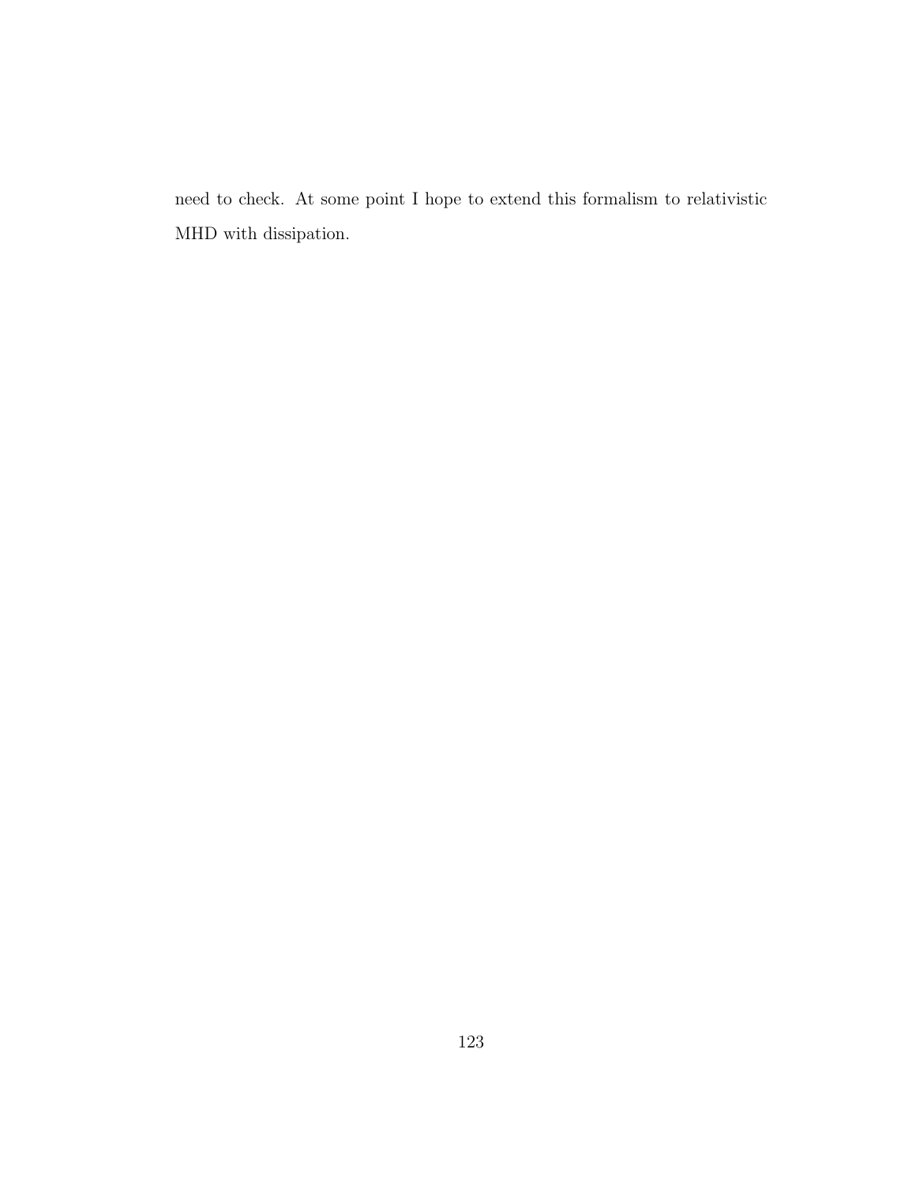need to check. At some point I hope to extend this formalism to relativistic MHD with dissipation.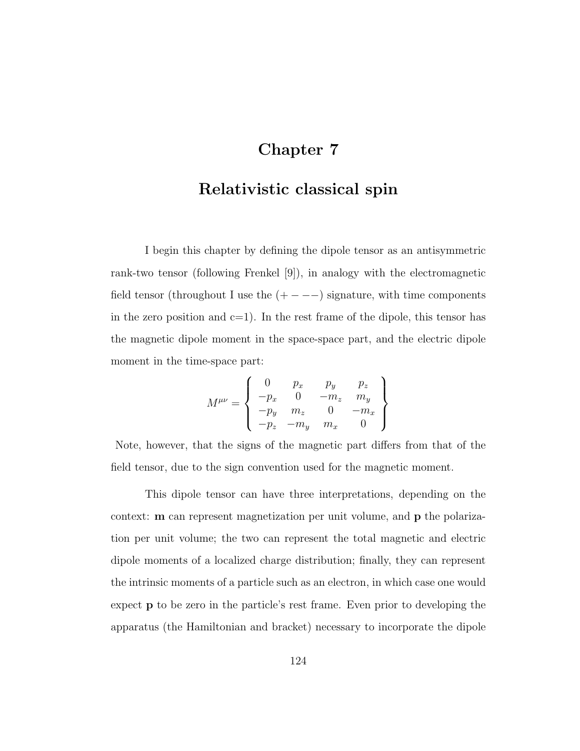# Chapter 7

# Relativistic classical spin

I begin this chapter by defining the dipole tensor as an antisymmetric rank-two tensor (following Frenkel [9]), in analogy with the electromagnetic field tensor (throughout I use the $(+---)$ signature, with time components in the zero position and c=1). In the rest frame of the dipole, this tensor has the magnetic dipole moment in the space-space part, and the electric dipole moment in the time-space part:

$$M^{\mu\nu} = \left\{ \begin{array}{cccc} 0 & p_x & p_y & p_z \\ -p_x & 0 & -m_z & m_y \\ -p_y & m_z & 0 & -m_x \\ -p_z & -m_y & m_x & 0 \end{array} \right\}$$

Note, however, that the signs of the magnetic part differs from that of the field tensor, due to the sign convention used for the magnetic moment.

This dipole tensor can have three interpretations, depending on the context: $\mathbf{m}$ can represent magnetization per unit volume, and $\mathbf{p}$ the polarization per unit volume; the two can represent the total magnetic and electric dipole moments of a localized charge distribution; finally, they can represent the intrinsic moments of a particle such as an electron, in which case one would expect $\mathbf{p}$ to be zero in the particle's rest frame. Even prior to developing the apparatus (the Hamiltonian and bracket) necessary to incorporate the dipole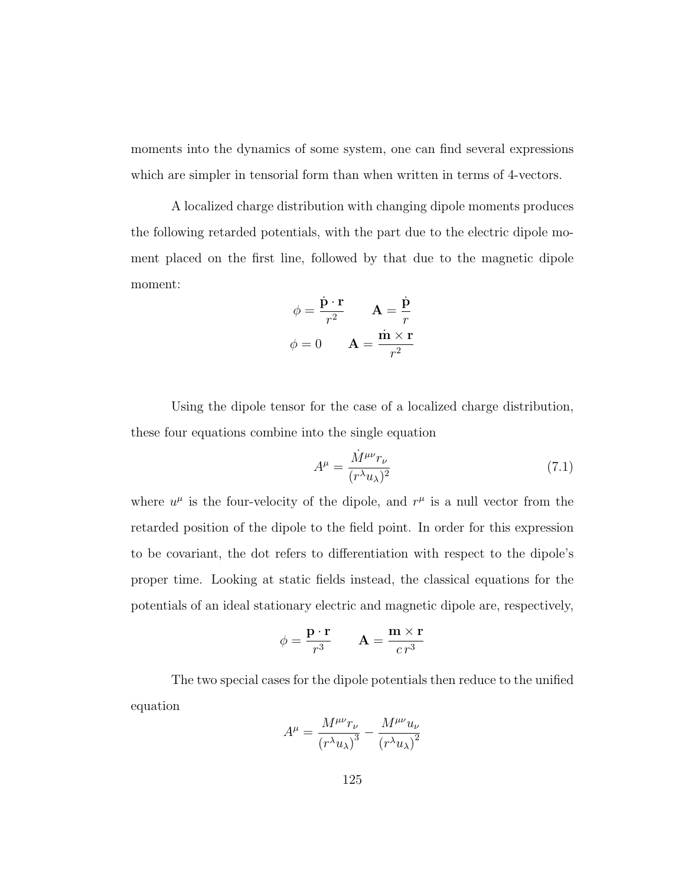moments into the dynamics of some system, one can find several expressions which are simpler in tensorial form than when written in terms of 4-vectors.

A localized charge distribution with changing dipole moments produces the following retarded potentials, with the part due to the electric dipole moment placed on the first line, followed by that due to the magnetic dipole moment:

$$\phi = \frac{\dot{\mathbf{p}} \cdot \mathbf{r}}{r^2} \qquad \mathbf{A} = \frac{\dot{\mathbf{p}}}{r}$$

$$\phi = 0 \qquad \mathbf{A} = \frac{\dot{\mathbf{m}} \times \mathbf{r}}{r^2}$$

Using the dipole tensor for the case of a localized charge distribution, these four equations combine into the single equation

$$A^\mu = \frac{\dot{M}^{\mu\nu} r_\nu}{(r^\lambda u_\lambda)^2} \tag{7.1}$$

where $u^\mu$ is the four-velocity of the dipole, and $r^\mu$ is a null vector from the retarded position of the dipole to the field point. In order for this expression to be covariant, the dot refers to differentiation with respect to the dipole's proper time. Looking at static fields instead, the classical equations for the potentials of an ideal stationary electric and magnetic dipole are, respectively,

$$\phi = \frac{\mathbf{p} \cdot \mathbf{r}}{r^3} \qquad \mathbf{A} = \frac{\mathbf{m} \times \mathbf{r}}{c\, r^3}$$

The two special cases for the dipole potentials then reduce to the unified equation

$$A^\mu = \frac{M^{\mu\nu} r_\nu}{\left(r^\lambda u_\lambda\right)^3} - \frac{M^{\mu\nu} u_\nu}{\left(r^\lambda u_\lambda\right)^2}$$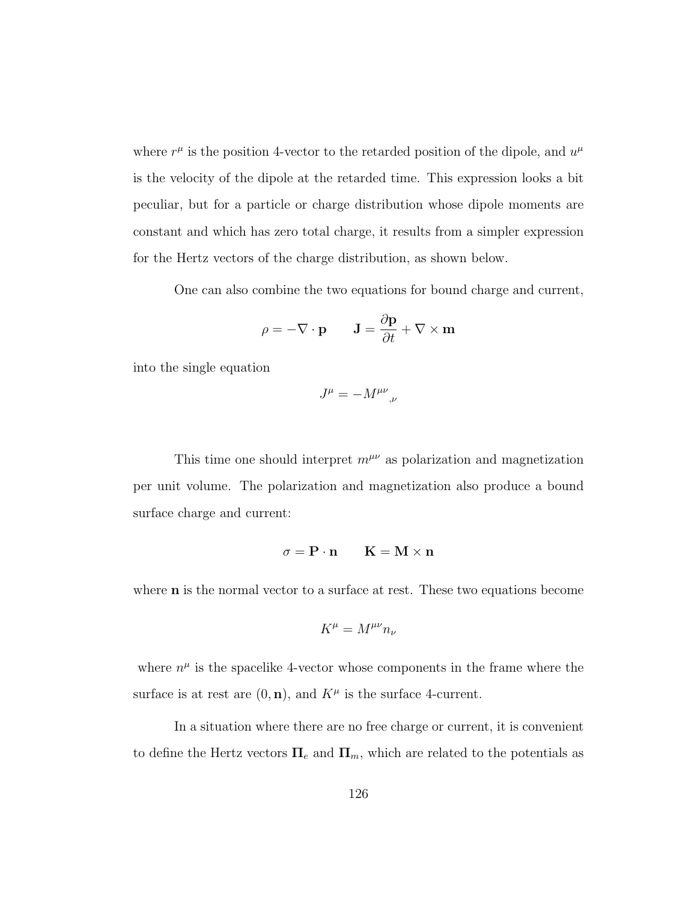where $r^\mu$ is the position 4-vector to the retarded position of the dipole, and $u^\mu$ is the velocity of the dipole at the retarded time. This expression looks a bit peculiar, but for a particle or charge distribution whose dipole moments are constant and which has zero total charge, it results from a simpler expression for the Hertz vectors of the charge distribution, as shown below.

One can also combine the two equations for bound charge and current,

$$\rho = -\nabla \cdot \mathbf{p} \qquad \mathbf{J} = \frac{\partial \mathbf{p}}{\partial t} + \nabla \times \mathbf{m}$$

into the single equation

$$J^\mu = -M^{\mu\nu}{}_{,\nu}$$

This time one should interpret $m^{\mu\nu}$ as polarization and magnetization per unit volume. The polarization and magnetization also produce a bound surface charge and current:

$$\sigma = \mathbf{P} \cdot \mathbf{n} \qquad \mathbf{K} = \mathbf{M} \times \mathbf{n}$$

where $\mathbf{n}$ is the normal vector to a surface at rest. These two equations become

$$K^\mu = M^{\mu\nu} n_\nu$$

where $n^\mu$ is the spacelike 4-vector whose components in the frame where the surface is at rest are $(0, \mathbf{n})$, and $K^\mu$ is the surface 4-current.

In a situation where there are no free charge or current, it is convenient to define the Hertz vectors $\mathbf{\Pi}_e$ and $\mathbf{\Pi}_m$, which are related to the potentials as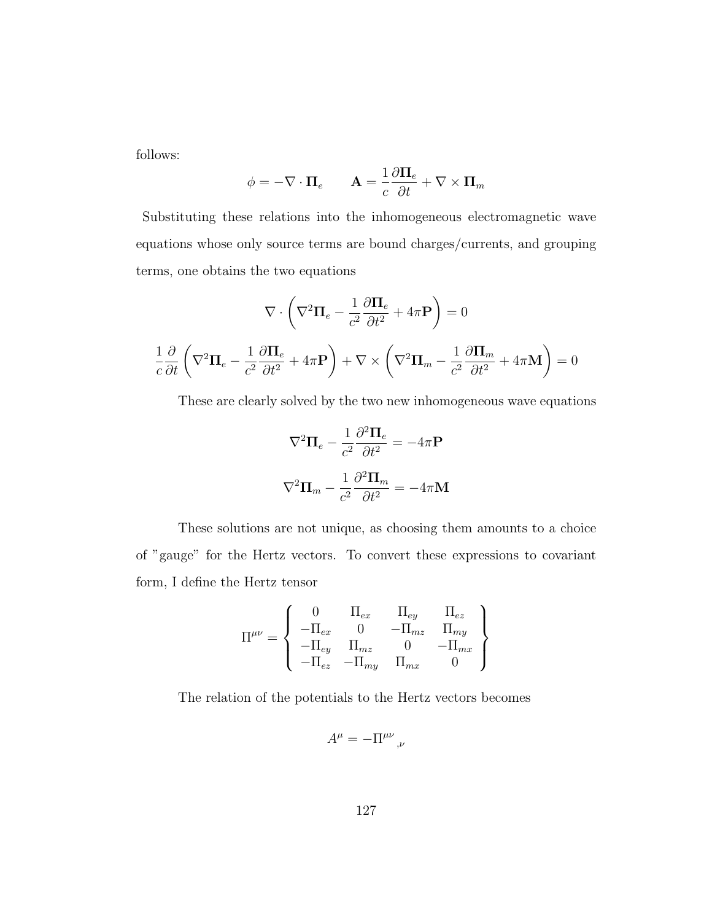follows:

$$\phi = -\nabla \cdot \mathbf{\Pi}_e \qquad \mathbf{A} = \frac{1}{c}\frac{\partial \mathbf{\Pi}_e}{\partial t} + \nabla \times \mathbf{\Pi}_m$$

Substituting these relations into the inhomogeneous electromagnetic wave equations whose only source terms are bound charges/currents, and grouping terms, one obtains the two equations

$$\nabla \cdot \left( \nabla^2 \mathbf{\Pi}_e - \frac{1}{c^2}\frac{\partial \mathbf{\Pi}_e}{\partial t^2} + 4\pi \mathbf{P} \right) = 0$$

$$\frac{1}{c}\frac{\partial}{\partial t}\left( \nabla^2 \mathbf{\Pi}_e - \frac{1}{c^2}\frac{\partial \mathbf{\Pi}_e}{\partial t^2} + 4\pi \mathbf{P} \right) + \nabla \times \left( \nabla^2 \mathbf{\Pi}_m - \frac{1}{c^2}\frac{\partial \mathbf{\Pi}_m}{\partial t^2} + 4\pi \mathbf{M} \right) = 0$$

These are clearly solved by the two new inhomogeneous wave equations

$$\nabla^2 \mathbf{\Pi}_e - \frac{1}{c^2}\frac{\partial^2 \mathbf{\Pi}_e}{\partial t^2} = -4\pi \mathbf{P}$$

$$\nabla^2 \mathbf{\Pi}_m - \frac{1}{c^2}\frac{\partial^2 \mathbf{\Pi}_m}{\partial t^2} = -4\pi \mathbf{M}$$

These solutions are not unique, as choosing them amounts to a choice of "gauge" for the Hertz vectors. To convert these expressions to covariant form, I define the Hertz tensor

$$\Pi^{\mu\nu} = \left\{ \begin{array}{cccc} 0 & \Pi_{ex} & \Pi_{ey} & \Pi_{ez} \\ -\Pi_{ex} & 0 & -\Pi_{mz} & \Pi_{my} \\ -\Pi_{ey} & \Pi_{mz} & 0 & -\Pi_{mx} \\ -\Pi_{ez} & -\Pi_{my} & \Pi_{mx} & 0 \end{array} \right\}$$

The relation of the potentials to the Hertz vectors becomes

$$A^\mu = -\Pi^{\mu\nu}{}_{,\nu}$$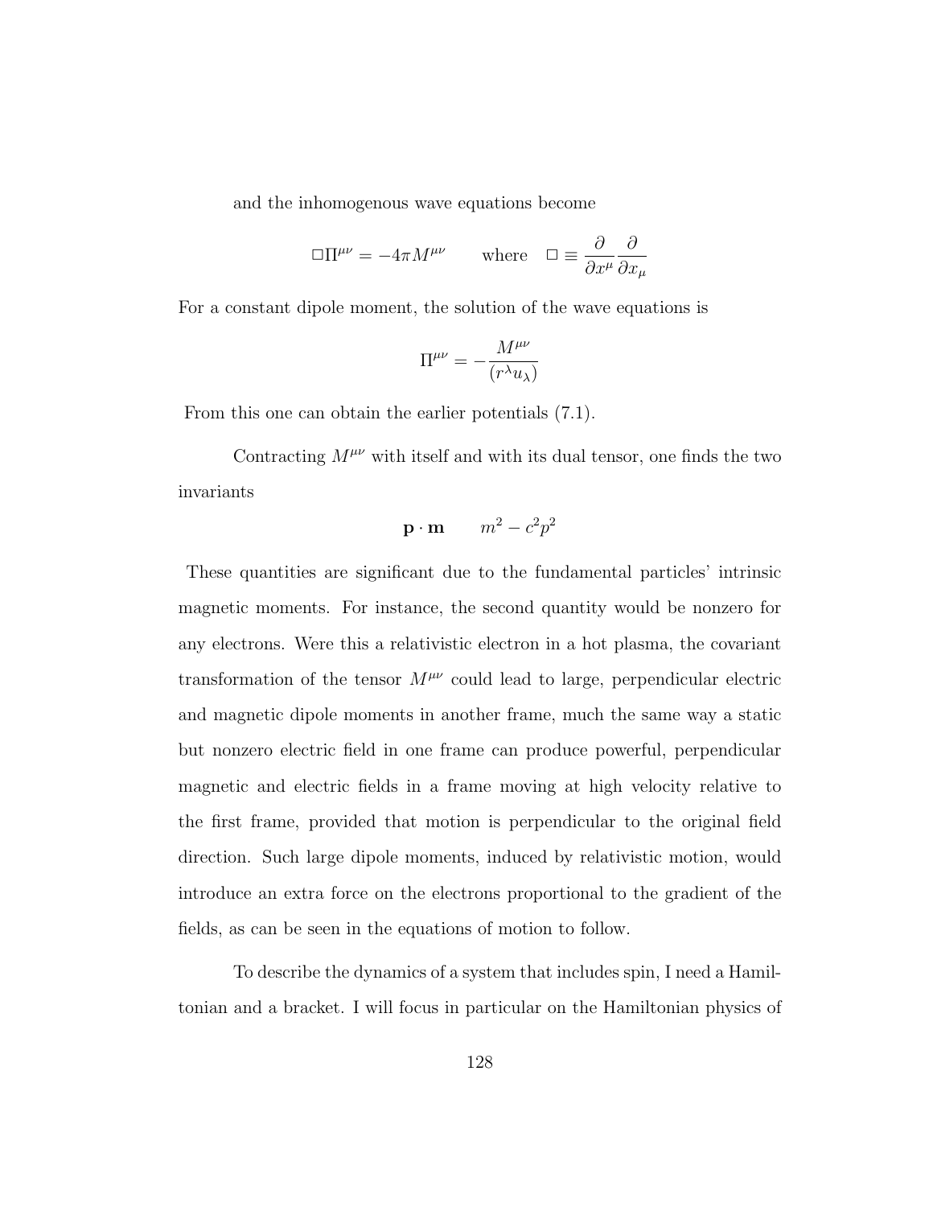and the inhomogenous wave equations become

$$\Box \Pi^{\mu\nu} = -4\pi M^{\mu\nu} \qquad \text{where} \quad \Box \equiv \frac{\partial}{\partial x^\mu}\frac{\partial}{\partial x_\mu}$$

For a constant dipole moment, the solution of the wave equations is

$$\Pi^{\mu\nu} = -\frac{M^{\mu\nu}}{(r^\lambda u_\lambda)}$$

From this one can obtain the earlier potentials (7.1).

Contracting $M^{\mu\nu}$ with itself and with its dual tensor, one finds the two invariants

$$\mathbf{p}\cdot\mathbf{m} \qquad m^2 - c^2p^2$$

These quantities are significant due to the fundamental particles' intrinsic magnetic moments. For instance, the second quantity would be nonzero for any electrons. Were this a relativistic electron in a hot plasma, the covariant transformation of the tensor $M^{\mu\nu}$ could lead to large, perpendicular electric and magnetic dipole moments in another frame, much the same way a static but nonzero electric field in one frame can produce powerful, perpendicular magnetic and electric fields in a frame moving at high velocity relative to the first frame, provided that motion is perpendicular to the original field direction. Such large dipole moments, induced by relativistic motion, would introduce an extra force on the electrons proportional to the gradient of the fields, as can be seen in the equations of motion to follow.

To describe the dynamics of a system that includes spin, I need a Hamiltonian and a bracket. I will focus in particular on the Hamiltonian physics of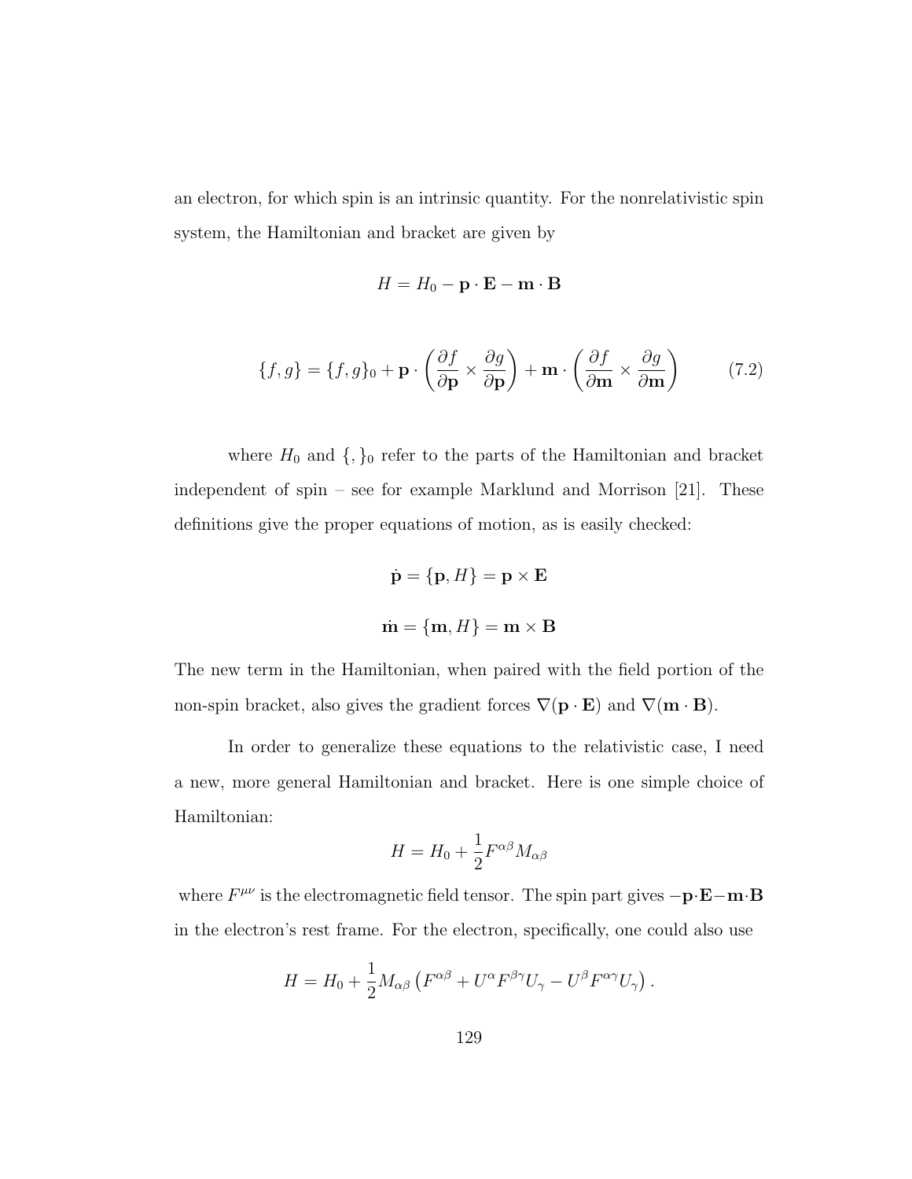an electron, for which spin is an intrinsic quantity. For the nonrelativistic spin system, the Hamiltonian and bracket are given by

$$H = H_0 - \mathbf{p} \cdot \mathbf{E} - \mathbf{m} \cdot \mathbf{B}$$

$$\{f, g\} = \{f, g\}_0 + \mathbf{p} \cdot \left( \frac{\partial f}{\partial \mathbf{p}} \times \frac{\partial g}{\partial \mathbf{p}} \right) + \mathbf{m} \cdot \left( \frac{\partial f}{\partial \mathbf{m}} \times \frac{\partial g}{\partial \mathbf{m}} \right) \tag{7.2}$$

where $H_0$ and $\{,\}_0$ refer to the parts of the Hamiltonian and bracket independent of spin – see for example Marklund and Morrison [21]. These definitions give the proper equations of motion, as is easily checked:

$$\dot{\mathbf{p}} = \{\mathbf{p}, H\} = \mathbf{p} \times \mathbf{E}$$

$$\dot{\mathbf{m}} = \{\mathbf{m}, H\} = \mathbf{m} \times \mathbf{B}$$

The new term in the Hamiltonian, when paired with the field portion of the non-spin bracket, also gives the gradient forces $\nabla(\mathbf{p} \cdot \mathbf{E})$ and $\nabla(\mathbf{m} \cdot \mathbf{B})$.

In order to generalize these equations to the relativistic case, I need a new, more general Hamiltonian and bracket. Here is one simple choice of Hamiltonian:

$$H = H_0 + \frac{1}{2} F^{\alpha\beta} M_{\alpha\beta}$$

where $F^{\mu\nu}$ is the electromagnetic field tensor. The spin part gives $-\mathbf{p} \cdot \mathbf{E} - \mathbf{m} \cdot \mathbf{B}$ in the electron's rest frame. For the electron, specifically, one could also use

$$H = H_0 + \frac{1}{2} M_{\alpha\beta} \left( F^{\alpha\beta} + U^\alpha F^{\beta\gamma} U_\gamma - U^\beta F^{\alpha\gamma} U_\gamma \right).$$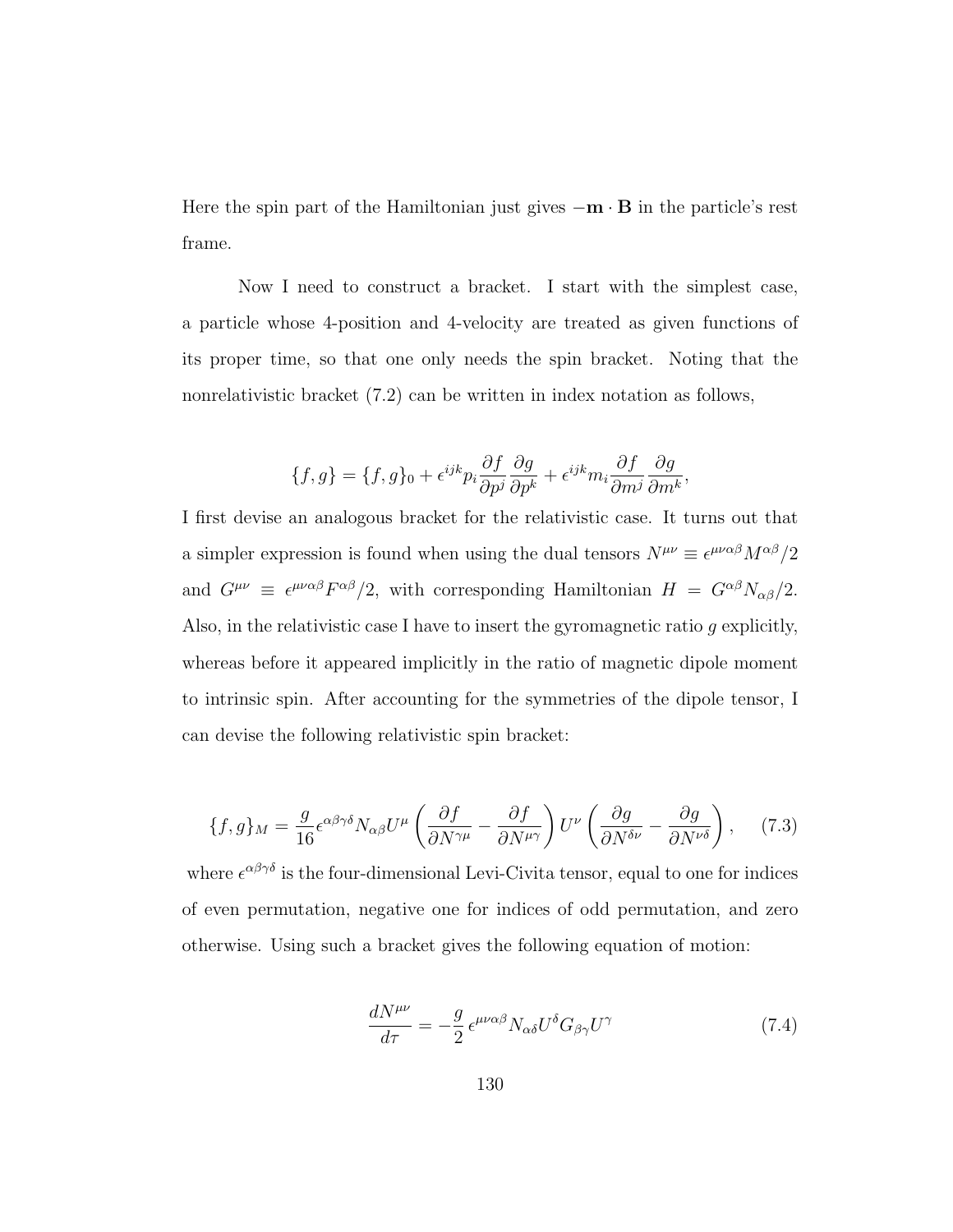Here the spin part of the Hamiltonian just gives $-\mathbf{m} \cdot \mathbf{B}$ in the particle's rest frame.

Now I need to construct a bracket. I start with the simplest case, a particle whose 4-position and 4-velocity are treated as given functions of its proper time, so that one only needs the spin bracket. Noting that the nonrelativistic bracket (7.2) can be written in index notation as follows,

$$\{f, g\} = \{f, g\}_0 + \epsilon^{ijk} p_i \frac{\partial f}{\partial p^j} \frac{\partial g}{\partial p^k} + \epsilon^{ijk} m_i \frac{\partial f}{\partial m^j} \frac{\partial g}{\partial m^k},$$

I first devise an analogous bracket for the relativistic case. It turns out that a simpler expression is found when using the dual tensors $N^{\mu\nu} \equiv \epsilon^{\mu\nu\alpha\beta} M^{\alpha\beta}/2$ and $G^{\mu\nu} \equiv \epsilon^{\mu\nu\alpha\beta} F^{\alpha\beta}/2$, with corresponding Hamiltonian $H = G^{\alpha\beta} N_{\alpha\beta}/2$. Also, in the relativistic case I have to insert the gyromagnetic ratio $g$ explicitly, whereas before it appeared implicitly in the ratio of magnetic dipole moment to intrinsic spin. After accounting for the symmetries of the dipole tensor, I can devise the following relativistic spin bracket:

$$\{f, g\}_M = \frac{g}{16} \epsilon^{\alpha\beta\gamma\delta} N_{\alpha\beta} U^\mu \left( \frac{\partial f}{\partial N^{\gamma\mu}} - \frac{\partial f}{\partial N^{\mu\gamma}} \right) U^\nu \left( \frac{\partial g}{\partial N^{\delta\nu}} - \frac{\partial g}{\partial N^{\nu\delta}} \right), \quad (7.3)$$

where $\epsilon^{\alpha\beta\gamma\delta}$ is the four-dimensional Levi-Civita tensor, equal to one for indices of even permutation, negative one for indices of odd permutation, and zero otherwise. Using such a bracket gives the following equation of motion:

$$\frac{dN^{\mu\nu}}{d\tau} = -\frac{g}{2} \epsilon^{\mu\nu\alpha\beta} N_{\alpha\delta} U^\delta G_{\beta\gamma} U^\gamma \quad (7.4)$$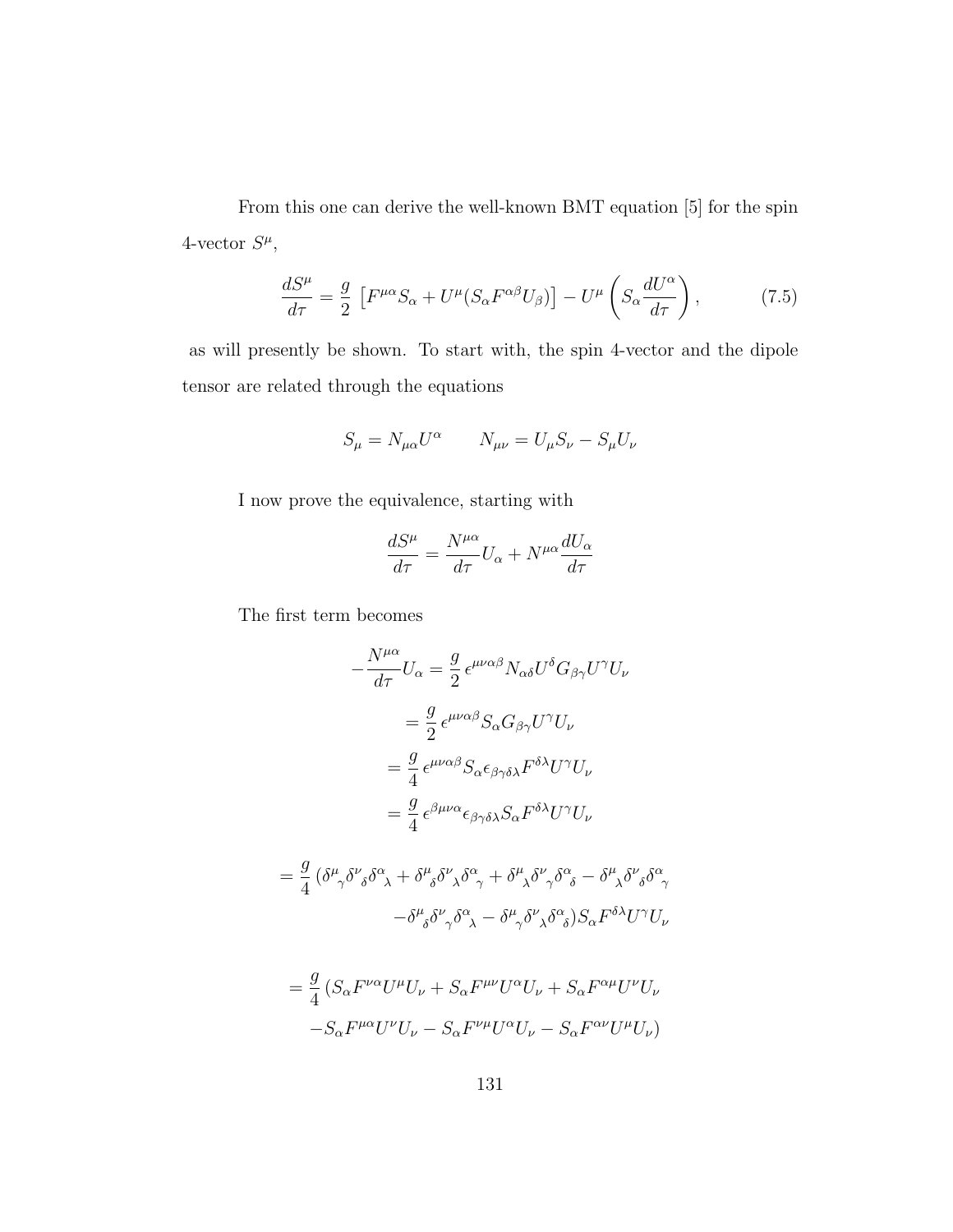From this one can derive the well-known BMT equation [5] for the spin 4-vector $S^\mu$,

$$
\frac{dS^\mu}{d\tau} = \frac{g}{2}\left[F^{\mu\alpha}S_\alpha + U^\mu(S_\alpha F^{\alpha\beta}U_\beta)\right] - U^\mu\left(S_\alpha \frac{dU^\alpha}{d\tau}\right), \tag{7.5}
$$

as will presently be shown. To start with, the spin 4-vector and the dipole tensor are related through the equations

$$
S_\mu = N_{\mu\alpha}U^\alpha \qquad N_{\mu\nu} = U_\mu S_\nu - S_\mu U_\nu
$$

I now prove the equivalence, starting with

$$
\frac{dS^\mu}{d\tau} = \frac{N^{\mu\alpha}}{d\tau}U_\alpha + N^{\mu\alpha}\frac{dU_\alpha}{d\tau}
$$

The first term becomes

$$
\begin{aligned}
-\frac{N^{\mu\alpha}}{d\tau}U_\alpha &= \frac{g}{2}\,\epsilon^{\mu\nu\alpha\beta}N_{\alpha\delta}U^\delta G_{\beta\gamma}U^\gamma U_\nu \\
&= \frac{g}{2}\,\epsilon^{\mu\nu\alpha\beta}S_\alpha G_{\beta\gamma}U^\gamma U_\nu \\
&= \frac{g}{4}\,\epsilon^{\mu\nu\alpha\beta}S_\alpha \epsilon_{\beta\gamma\delta\lambda}F^{\delta\lambda}U^\gamma U_\nu \\
&= \frac{g}{4}\,\epsilon^{\beta\mu\nu\alpha}\epsilon_{\beta\gamma\delta\lambda}S_\alpha F^{\delta\lambda}U^\gamma U_\nu
\end{aligned}
$$

$$
\begin{aligned}
= \frac{g}{4}\,(&\delta^\mu{}_\gamma\delta^\nu{}_\delta\delta^\alpha{}_\lambda + \delta^\mu{}_\delta\delta^\nu{}_\lambda\delta^\alpha{}_\gamma + \delta^\mu{}_\lambda\delta^\nu{}_\gamma\delta^\alpha{}_\delta - \delta^\mu{}_\lambda\delta^\nu{}_\delta\delta^\alpha{}_\gamma \\
&-\delta^\mu{}_\delta\delta^\nu{}_\gamma\delta^\alpha{}_\lambda - \delta^\mu{}_\gamma\delta^\nu{}_\lambda\delta^\alpha{}_\delta)S_\alpha F^{\delta\lambda}U^\gamma U_\nu
\end{aligned}
$$

$$
\begin{aligned}
= \frac{g}{4}\,(&S_\alpha F^{\nu\alpha}U^\mu U_\nu + S_\alpha F^{\mu\nu}U^\alpha U_\nu + S_\alpha F^{\alpha\mu}U^\nu U_\nu \\
&-S_\alpha F^{\mu\alpha}U^\nu U_\nu - S_\alpha F^{\nu\mu}U^\alpha U_\nu - S_\alpha F^{\alpha\nu}U^\mu U_\nu)
\end{aligned}
$$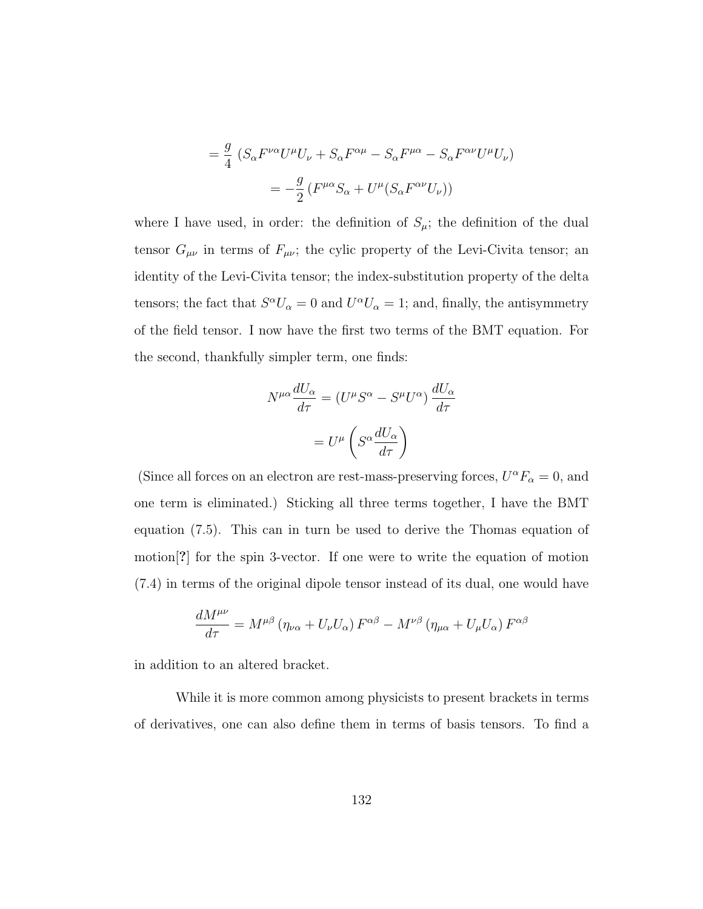$$= \frac{g}{4}\left(S_\alpha F^{\nu\alpha} U^\mu U_\nu + S_\alpha F^{\alpha\mu} - S_\alpha F^{\mu\alpha} - S_\alpha F^{\alpha\nu} U^\mu U_\nu\right)$$

$$= -\frac{g}{2}\left(F^{\mu\alpha} S_\alpha + U^\mu (S_\alpha F^{\alpha\nu} U_\nu)\right)$$

where I have used, in order: the definition of $S_\mu$; the definition of the dual tensor $G_{\mu\nu}$ in terms of $F_{\mu\nu}$; the cylic property of the Levi-Civita tensor; an identity of the Levi-Civita tensor; the index-substitution property of the delta tensors; the fact that $S^\alpha U_\alpha = 0$ and $U^\alpha U_\alpha = 1$; and, finally, the antisymmetry of the field tensor. I now have the first two terms of the BMT equation. For the second, thankfully simpler term, one finds:

$$N^{\mu\alpha} \frac{dU_\alpha}{d\tau} = \left(U^\mu S^\alpha - S^\mu U^\alpha\right) \frac{dU_\alpha}{d\tau}$$

$$= U^\mu \left(S^\alpha \frac{dU_\alpha}{d\tau}\right)$$

(Since all forces on an electron are rest-mass-preserving forces, $U^\alpha F_\alpha = 0$, and one term is eliminated.) Sticking all three terms together, I have the BMT equation (7.5). This can in turn be used to derive the Thomas equation of motion[?] for the spin 3-vector. If one were to write the equation of motion (7.4) in terms of the original dipole tensor instead of its dual, one would have

$$\frac{dM^{\mu\nu}}{d\tau} = M^{\mu\beta}\left(\eta_{\nu\alpha} + U_\nu U_\alpha\right) F^{\alpha\beta} - M^{\nu\beta}\left(\eta_{\mu\alpha} + U_\mu U_\alpha\right) F^{\alpha\beta}$$

in addition to an altered bracket.

While it is more common among physicists to present brackets in terms of derivatives, one can also define them in terms of basis tensors. To find a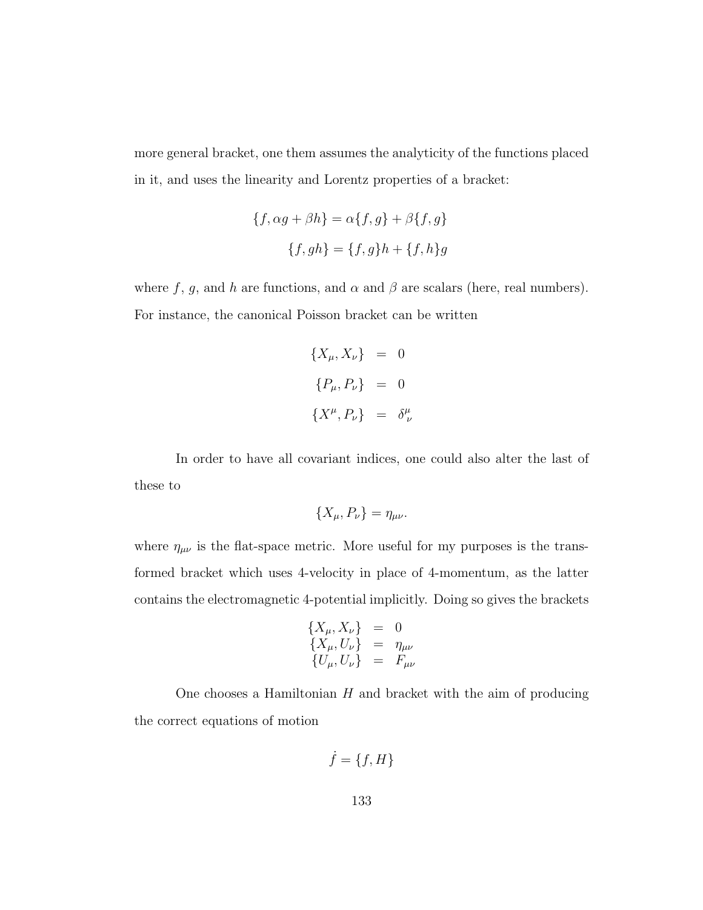more general bracket, one them assumes the analyticity of the functions placed in it, and uses the linearity and Lorentz properties of a bracket:

$$\{f, \alpha g + \beta h\} = \alpha\{f, g\} + \beta\{f, g\}$$

$$\{f, gh\} = \{f, g\}h + \{f, h\}g$$

where $f$, $g$, and $h$ are functions, and $\alpha$ and $\beta$ are scalars (here, real numbers). For instance, the canonical Poisson bracket can be written

$$\begin{aligned}
\{X_\mu, X_\nu\} &= 0 \\
\{P_\mu, P_\nu\} &= 0 \\
\{X^\mu, P_\nu\} &= \delta^\mu_\nu
\end{aligned}$$

In order to have all covariant indices, one could also alter the last of these to

$$\{X_\mu, P_\nu\} = \eta_{\mu\nu}.$$

where $\eta_{\mu\nu}$ is the flat-space metric. More useful for my purposes is the transformed bracket which uses 4-velocity in place of 4-momentum, as the latter contains the electromagnetic 4-potential implicitly. Doing so gives the brackets

$$\begin{aligned}
\{X_\mu, X_\nu\} &= 0 \\
\{X_\mu, U_\nu\} &= \eta_{\mu\nu} \\
\{U_\mu, U_\nu\} &= F_{\mu\nu}
\end{aligned}$$

One chooses a Hamiltonian $H$ and bracket with the aim of producing the correct equations of motion

$$\dot{f} = \{f, H\}$$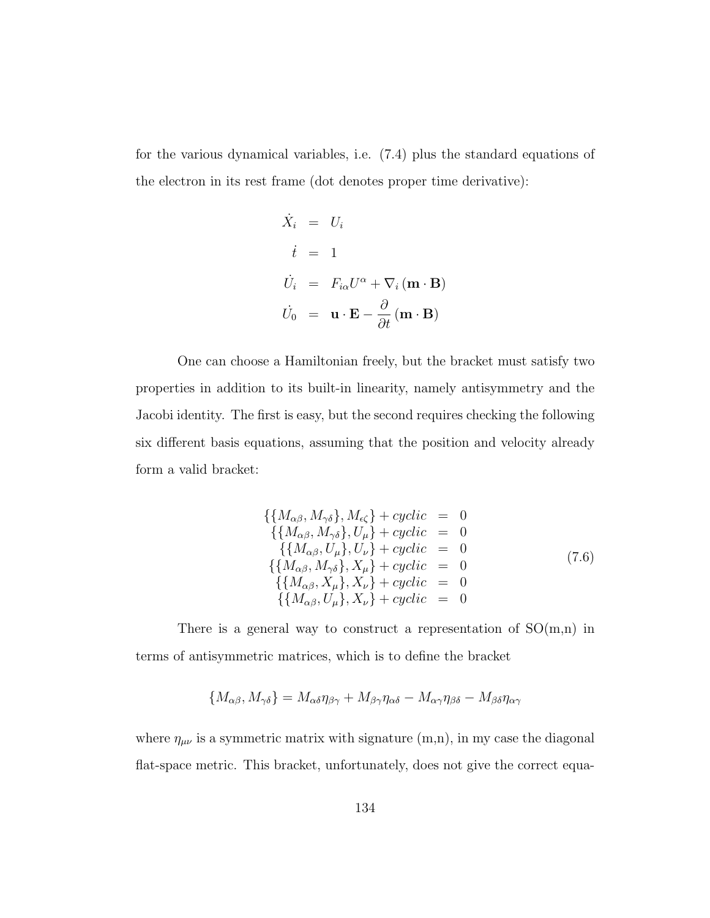for the various dynamical variables, i.e. (7.4) plus the standard equations of the electron in its rest frame (dot denotes proper time derivative):

$$
\begin{aligned}
\dot{X}_i &= U_i \\
\dot{t} &= 1 \\
\dot{U}_i &= F_{i\alpha} U^{\alpha} + \nabla_i \left( \mathbf{m} \cdot \mathbf{B} \right) \\
\dot{U}_0 &= \mathbf{u} \cdot \mathbf{E} - \frac{\partial}{\partial t} \left( \mathbf{m} \cdot \mathbf{B} \right)
\end{aligned}
$$

One can choose a Hamiltonian freely, but the bracket must satisfy two properties in addition to its built-in linearity, namely antisymmetry and the Jacobi identity. The first is easy, but the second requires checking the following six different basis equations, assuming that the position and velocity already form a valid bracket:

$$
\begin{aligned}
\{\{M_{\alpha\beta}, M_{\gamma\delta}\}, M_{\epsilon\zeta}\} + cyclic &= 0 \\
\{\{M_{\alpha\beta}, M_{\gamma\delta}\}, U_{\mu}\} + cyclic &= 0 \\
\{\{M_{\alpha\beta}, U_{\mu}\}, U_{\nu}\} + cyclic &= 0 \\
\{\{M_{\alpha\beta}, M_{\gamma\delta}\}, X_{\mu}\} + cyclic &= 0 \\
\{\{M_{\alpha\beta}, X_{\mu}\}, X_{\nu}\} + cyclic &= 0 \\
\{\{M_{\alpha\beta}, U_{\mu}\}, X_{\nu}\} + cyclic &= 0
\end{aligned}
\tag{7.6}
$$

There is a general way to construct a representation of SO(m,n) in terms of antisymmetric matrices, which is to define the bracket

$$
\{M_{\alpha\beta}, M_{\gamma\delta}\} = M_{\alpha\delta}\eta_{\beta\gamma} + M_{\beta\gamma}\eta_{\alpha\delta} - M_{\alpha\gamma}\eta_{\beta\delta} - M_{\beta\delta}\eta_{\alpha\gamma}
$$

where $\eta_{\mu\nu}$ is a symmetric matrix with signature (m,n), in my case the diagonal flat-space metric. This bracket, unfortunately, does not give the correct equa-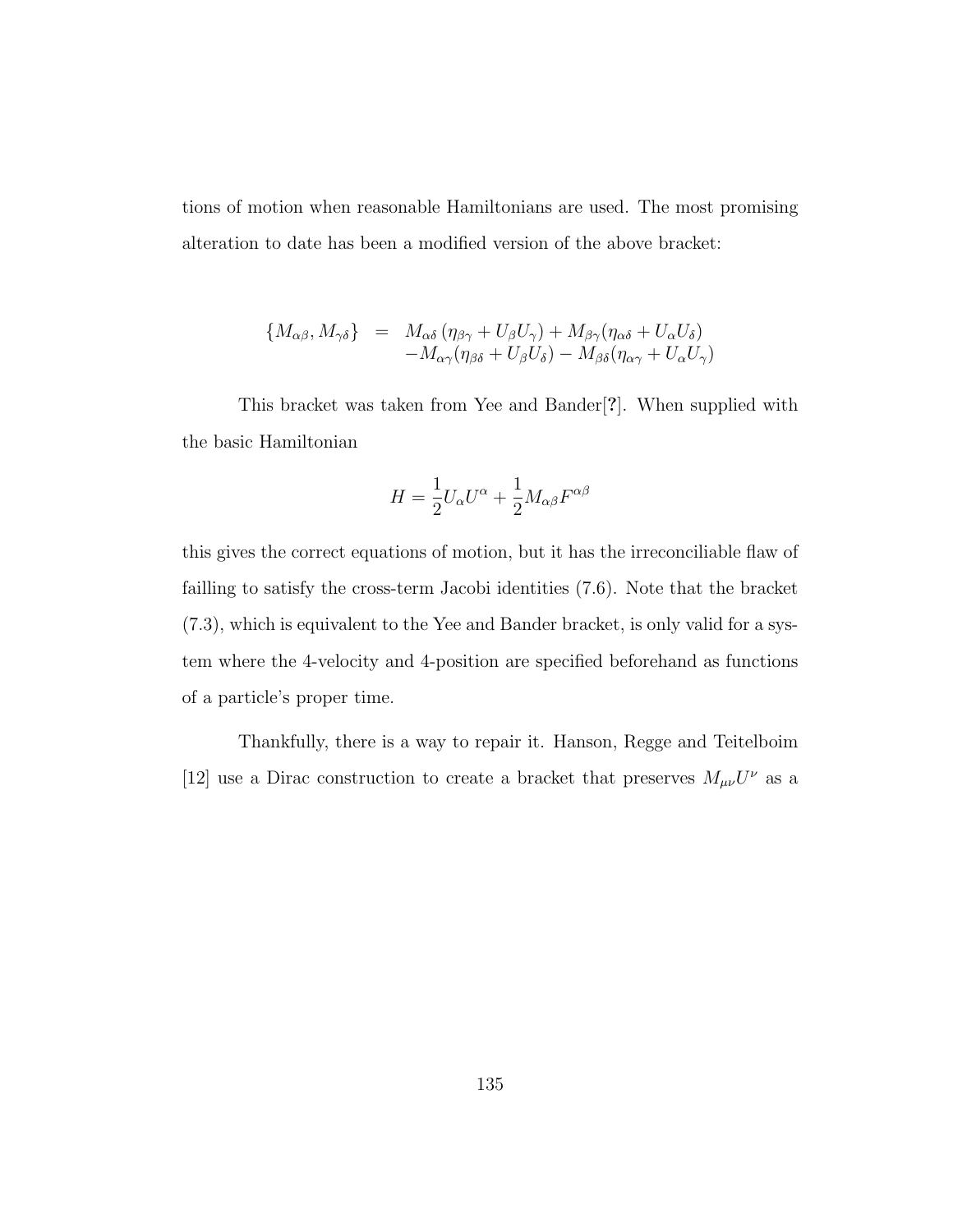tions of motion when reasonable Hamiltonians are used. The most promising alteration to date has been a modified version of the above bracket:

$$
\begin{aligned}
\{M_{\alpha\beta}, M_{\gamma\delta}\} \quad = \quad & M_{\alpha\delta}\,(\eta_{\beta\gamma} + U_\beta U_\gamma) + M_{\beta\gamma}(\eta_{\alpha\delta} + U_\alpha U_\delta) \\
& - M_{\alpha\gamma}(\eta_{\beta\delta} + U_\beta U_\delta) - M_{\beta\delta}(\eta_{\alpha\gamma} + U_\alpha U_\gamma)
\end{aligned}
$$

This bracket was taken from Yee and Bander[**?**]. When supplied with the basic Hamiltonian

$$
H = \frac{1}{2}U_\alpha U^\alpha + \frac{1}{2}M_{\alpha\beta}F^{\alpha\beta}
$$

this gives the correct equations of motion, but it has the irreconciliable flaw of failling to satisfy the cross-term Jacobi identities (7.6). Note that the bracket (7.3), which is equivalent to the Yee and Bander bracket, is only valid for a system where the 4-velocity and 4-position are specified beforehand as functions of a particle's proper time.

Thankfully, there is a way to repair it. Hanson, Regge and Teitelboim [12] use a Dirac construction to create a bracket that preserves $M_{\mu\nu}U^\nu$ as a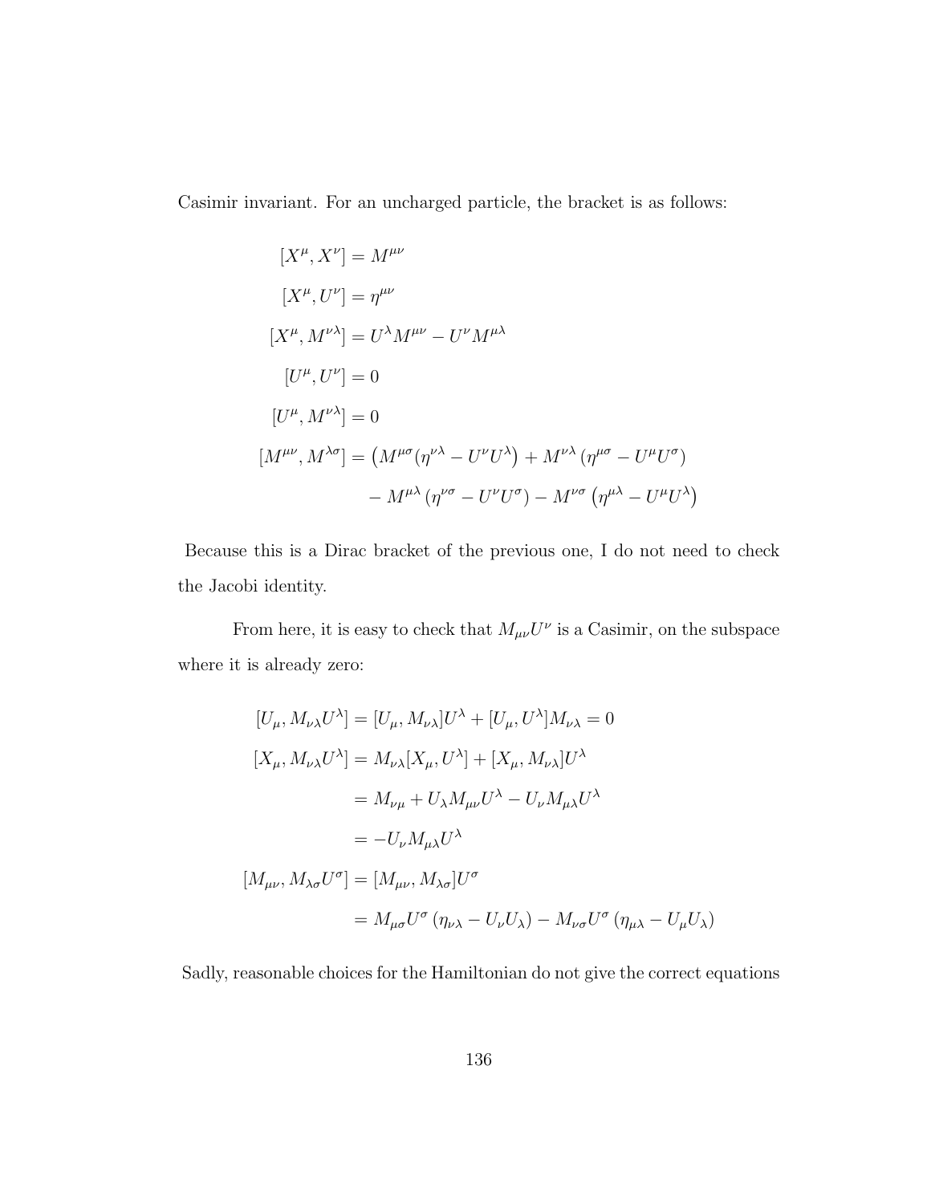Casimir invariant. For an uncharged particle, the bracket is as follows:

$$
\begin{aligned}
[X^\mu, X^\nu] &= M^{\mu\nu} \\
[X^\mu, U^\nu] &= \eta^{\mu\nu} \\
[X^\mu, M^{\nu\lambda}] &= U^\lambda M^{\mu\nu} - U^\nu M^{\mu\lambda} \\
[U^\mu, U^\nu] &= 0 \\
[U^\mu, M^{\nu\lambda}] &= 0 \\
[M^{\mu\nu}, M^{\lambda\sigma}] &= \left(M^{\mu\sigma}(\eta^{\nu\lambda} - U^\nu U^\lambda\right) + M^{\nu\lambda}\left(\eta^{\mu\sigma} - U^\mu U^\sigma\right) \\
&\quad - M^{\mu\lambda}\left(\eta^{\nu\sigma} - U^\nu U^\sigma\right) - M^{\nu\sigma}\left(\eta^{\mu\lambda} - U^\mu U^\lambda\right)
\end{aligned}
$$

Because this is a Dirac bracket of the previous one, I do not need to check the Jacobi identity.

From here, it is easy to check that $M_{\mu\nu}U^\nu$ is a Casimir, on the subspace where it is already zero:

$$
\begin{aligned}
[U_\mu, M_{\nu\lambda}U^\lambda] &= [U_\mu, M_{\nu\lambda}]U^\lambda + [U_\mu, U^\lambda]M_{\nu\lambda} = 0 \\
[X_\mu, M_{\nu\lambda}U^\lambda] &= M_{\nu\lambda}[X_\mu, U^\lambda] + [X_\mu, M_{\nu\lambda}]U^\lambda \\
&= M_{\nu\mu} + U_\lambda M_{\mu\nu}U^\lambda - U_\nu M_{\mu\lambda}U^\lambda \\
&= -U_\nu M_{\mu\lambda}U^\lambda \\
[M_{\mu\nu}, M_{\lambda\sigma}U^\sigma] &= [M_{\mu\nu}, M_{\lambda\sigma}]U^\sigma \\
&= M_{\mu\sigma}U^\sigma\left(\eta_{\nu\lambda} - U_\nu U_\lambda\right) - M_{\nu\sigma}U^\sigma\left(\eta_{\mu\lambda} - U_\mu U_\lambda\right)
\end{aligned}
$$

Sadly, reasonable choices for the Hamiltonian do not give the correct equations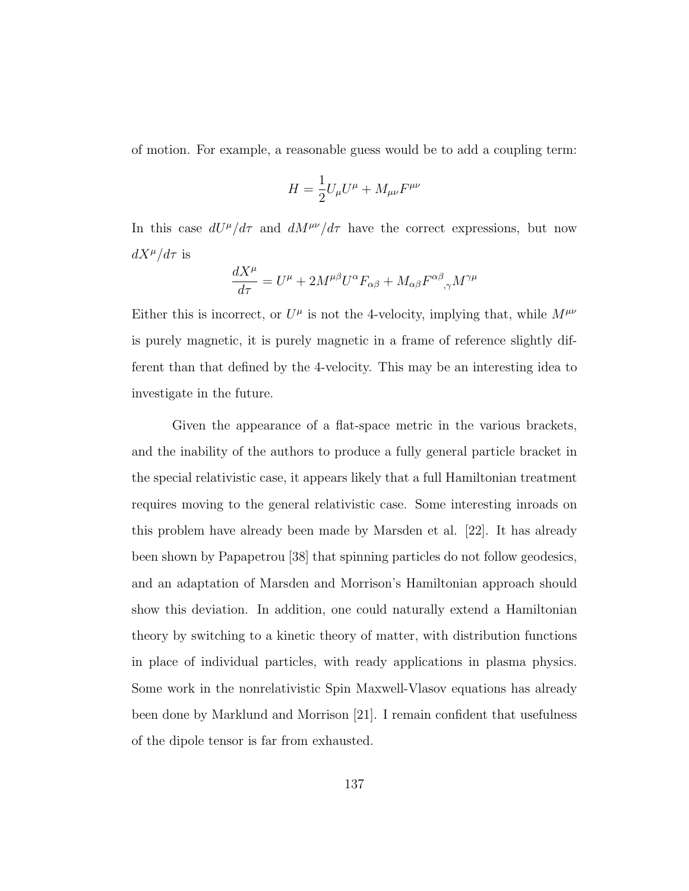of motion. For example, a reasonable guess would be to add a coupling term:

$$H = \frac{1}{2}U_\mu U^\mu + M_{\mu\nu}F^{\mu\nu}$$

In this case $dU^\mu/d\tau$ and $dM^{\mu\nu}/d\tau$ have the correct expressions, but now $dX^\mu/d\tau$ is

$$\frac{dX^\mu}{d\tau} = U^\mu + 2M^{\mu\beta}U^\alpha F_{\alpha\beta} + M_{\alpha\beta}F^{\alpha\beta}{}_{,\gamma}M^{\gamma\mu}$$

Either this is incorrect, or $U^\mu$ is not the 4-velocity, implying that, while $M^{\mu\nu}$ is purely magnetic, it is purely magnetic in a frame of reference slightly different than that defined by the 4-velocity. This may be an interesting idea to investigate in the future.

Given the appearance of a flat-space metric in the various brackets, and the inability of the authors to produce a fully general particle bracket in the special relativistic case, it appears likely that a full Hamiltonian treatment requires moving to the general relativistic case. Some interesting inroads on this problem have already been made by Marsden et al. [22]. It has already been shown by Papapetrou [38] that spinning particles do not follow geodesics, and an adaptation of Marsden and Morrison's Hamiltonian approach should show this deviation. In addition, one could naturally extend a Hamiltonian theory by switching to a kinetic theory of matter, with distribution functions in place of individual particles, with ready applications in plasma physics. Some work in the nonrelativistic Spin Maxwell-Vlasov equations has already been done by Marklund and Morrison [21]. I remain confident that usefulness of the dipole tensor is far from exhausted.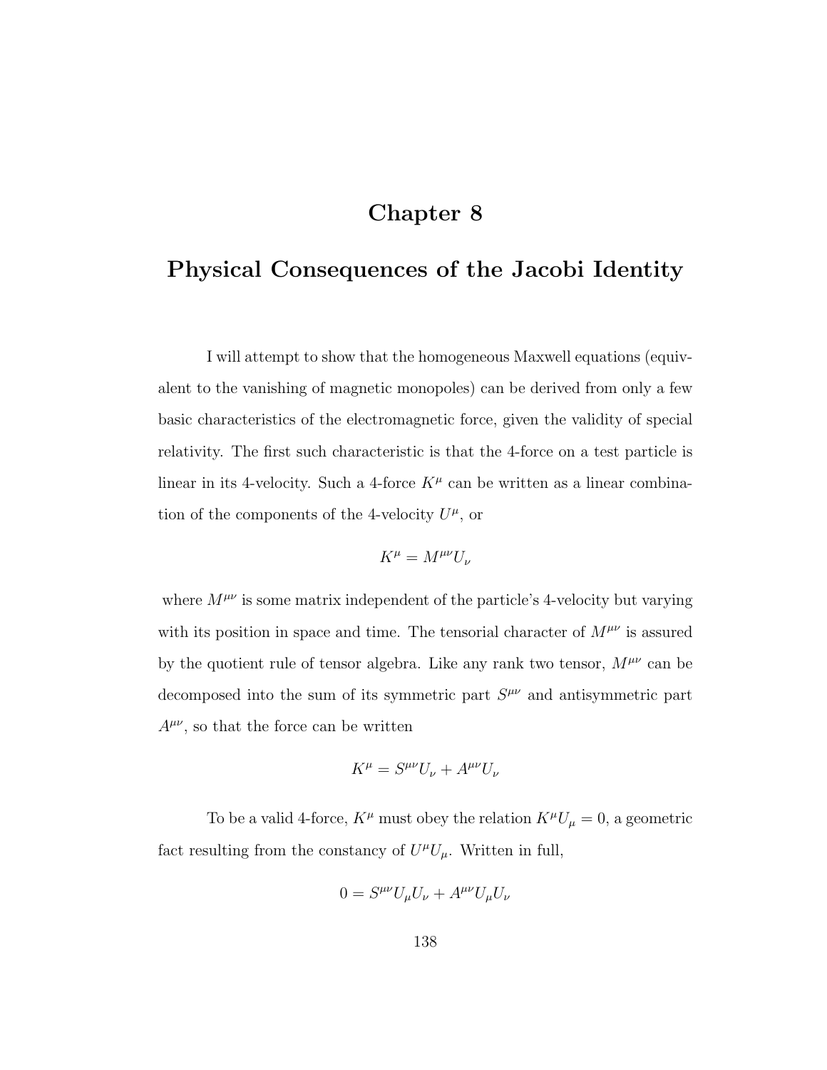# Chapter 8

# Physical Consequences of the Jacobi Identity

I will attempt to show that the homogeneous Maxwell equations (equivalent to the vanishing of magnetic monopoles) can be derived from only a few basic characteristics of the electromagnetic force, given the validity of special relativity. The first such characteristic is that the 4-force on a test particle is linear in its 4-velocity. Such a 4-force $K^\mu$ can be written as a linear combination of the components of the 4-velocity $U^\mu$, or

$$K^\mu = M^{\mu\nu} U_\nu$$

where $M^{\mu\nu}$ is some matrix independent of the particle's 4-velocity but varying with its position in space and time. The tensorial character of $M^{\mu\nu}$ is assured by the quotient rule of tensor algebra. Like any rank two tensor, $M^{\mu\nu}$ can be decomposed into the sum of its symmetric part $S^{\mu\nu}$ and antisymmetric part $A^{\mu\nu}$, so that the force can be written

$$K^\mu = S^{\mu\nu} U_\nu + A^{\mu\nu} U_\nu$$

To be a valid 4-force, $K^\mu$ must obey the relation $K^\mu U_\mu = 0$, a geometric fact resulting from the constancy of $U^\mu U_\mu$. Written in full,

$$0 = S^{\mu\nu} U_\mu U_\nu + A^{\mu\nu} U_\mu U_\nu$$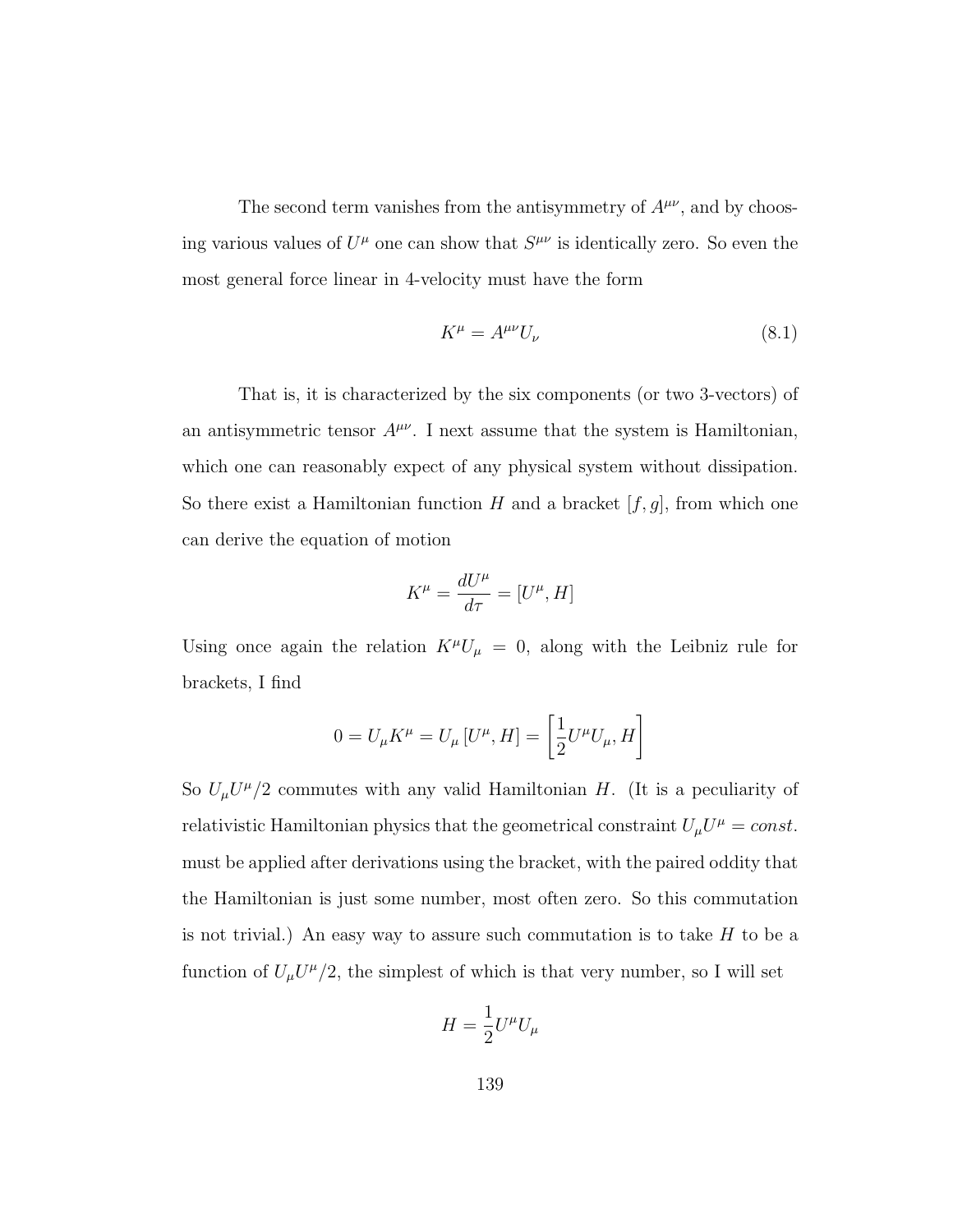The second term vanishes from the antisymmetry of $A^{\mu\nu}$, and by choosing various values of $U^\mu$ one can show that $S^{\mu\nu}$ is identically zero. So even the most general force linear in 4-velocity must have the form

$$K^\mu = A^{\mu\nu} U_\nu \tag{8.1}$$

That is, it is characterized by the six components (or two 3-vectors) of an antisymmetric tensor $A^{\mu\nu}$. I next assume that the system is Hamiltonian, which one can reasonably expect of any physical system without dissipation. So there exist a Hamiltonian function $H$ and a bracket $[f, g]$, from which one can derive the equation of motion

$$K^\mu = \frac{dU^\mu}{d\tau} = [U^\mu, H]$$

Using once again the relation $K^\mu U_\mu = 0$, along with the Leibniz rule for brackets, I find

$$0 = U_\mu K^\mu = U_\mu [U^\mu, H] = \left[\frac{1}{2} U^\mu U_\mu, H\right]$$

So $U_\mu U^\mu/2$ commutes with any valid Hamiltonian $H$. (It is a peculiarity of relativistic Hamiltonian physics that the geometrical constraint $U_\mu U^\mu = const.$ must be applied after derivations using the bracket, with the paired oddity that the Hamiltonian is just some number, most often zero. So this commutation is not trivial.) An easy way to assure such commutation is to take $H$ to be a function of $U_\mu U^\mu/2$, the simplest of which is that very number, so I will set

$$H = \frac{1}{2} U^\mu U_\mu$$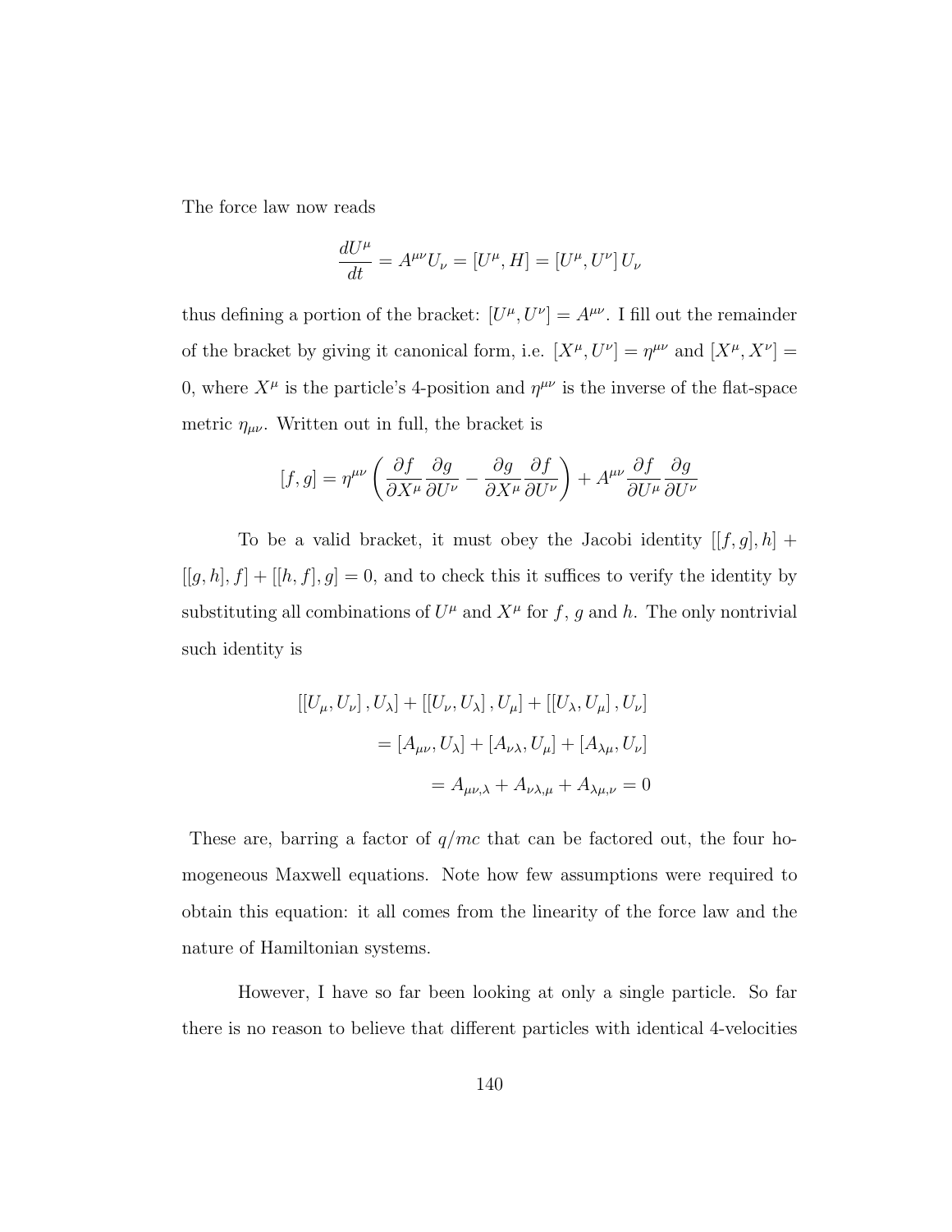The force law now reads

$$\frac{dU^\mu}{dt} = A^{\mu\nu} U_\nu = [U^\mu, H] = [U^\mu, U^\nu] \, U_\nu$$

thus defining a portion of the bracket: $[U^\mu, U^\nu] = A^{\mu\nu}$. I fill out the remainder of the bracket by giving it canonical form, i.e. $[X^\mu, U^\nu] = \eta^{\mu\nu}$ and $[X^\mu, X^\nu] = 0$, where $X^\mu$ is the particle's 4-position and $\eta^{\mu\nu}$ is the inverse of the flat-space metric $\eta_{\mu\nu}$. Written out in full, the bracket is

$$[f, g] = \eta^{\mu\nu} \left( \frac{\partial f}{\partial X^\mu} \frac{\partial g}{\partial U^\nu} - \frac{\partial g}{\partial X^\mu} \frac{\partial f}{\partial U^\nu} \right) + A^{\mu\nu} \frac{\partial f}{\partial U^\mu} \frac{\partial g}{\partial U^\nu}$$

To be a valid bracket, it must obey the Jacobi identity $[[f, g], h] + [[g, h], f] + [[h, f], g] = 0$, and to check this it suffices to verify the identity by substituting all combinations of $U^\mu$ and $X^\mu$ for $f$, $g$ and $h$. The only nontrivial such identity is

$$\begin{aligned} [[U_\mu, U_\nu], U_\lambda] + [[U_\nu, U_\lambda], U_\mu] + [[U_\lambda, U_\mu], U_\nu] \\ = [A_{\mu\nu}, U_\lambda] + [A_{\nu\lambda}, U_\mu] + [A_{\lambda\mu}, U_\nu] \\ = A_{\mu\nu,\lambda} + A_{\nu\lambda,\mu} + A_{\lambda\mu,\nu} = 0 \end{aligned}$$

These are, barring a factor of $q/mc$ that can be factored out, the four homogeneous Maxwell equations. Note how few assumptions were required to obtain this equation: it all comes from the linearity of the force law and the nature of Hamiltonian systems.

However, I have so far been looking at only a single particle. So far there is no reason to believe that different particles with identical 4-velocities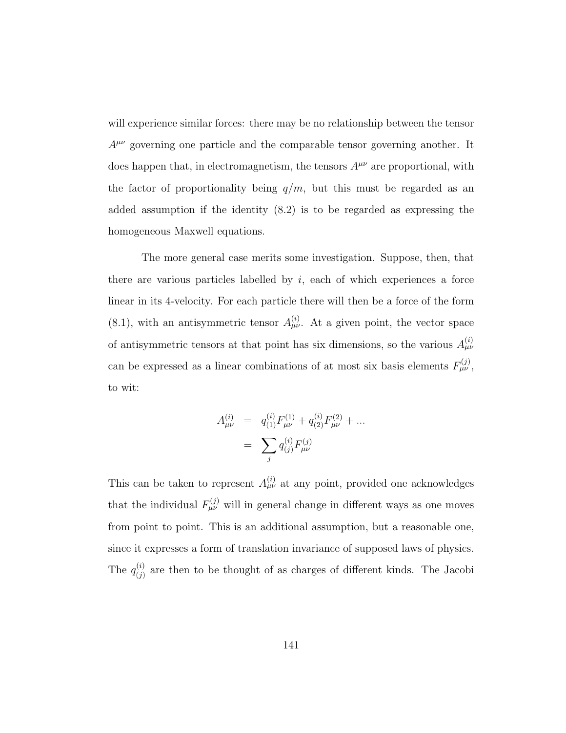will experience similar forces: there may be no relationship between the tensor $A^{\mu\nu}$ governing one particle and the comparable tensor governing another. It does happen that, in electromagnetism, the tensors $A^{\mu\nu}$ are proportional, with the factor of proportionality being $q/m$, but this must be regarded as an added assumption if the identity (8.2) is to be regarded as expressing the homogeneous Maxwell equations.

The more general case merits some investigation. Suppose, then, that there are various particles labelled by $i$, each of which experiences a force linear in its 4-velocity. For each particle there will then be a force of the form (8.1), with an antisymmetric tensor $A^{(i)}_{\mu\nu}$. At a given point, the vector space of antisymmetric tensors at that point has six dimensions, so the various $A^{(i)}_{\mu\nu}$ can be expressed as a linear combinations of at most six basis elements $F^{(j)}_{\mu\nu}$, to wit:

$$
\begin{aligned}
A^{(i)}_{\mu\nu} &= q^{(i)}_{(1)} F^{(1)}_{\mu\nu} + q^{(i)}_{(2)} F^{(2)}_{\mu\nu} + \ldots \\
&= \sum_j q^{(i)}_{(j)} F^{(j)}_{\mu\nu}
\end{aligned}
$$

This can be taken to represent $A^{(i)}_{\mu\nu}$ at any point, provided one acknowledges that the individual $F^{(j)}_{\mu\nu}$ will in general change in different ways as one moves from point to point. This is an additional assumption, but a reasonable one, since it expresses a form of translation invariance of supposed laws of physics. The $q^{(i)}_{(j)}$ are then to be thought of as charges of different kinds. The Jacobi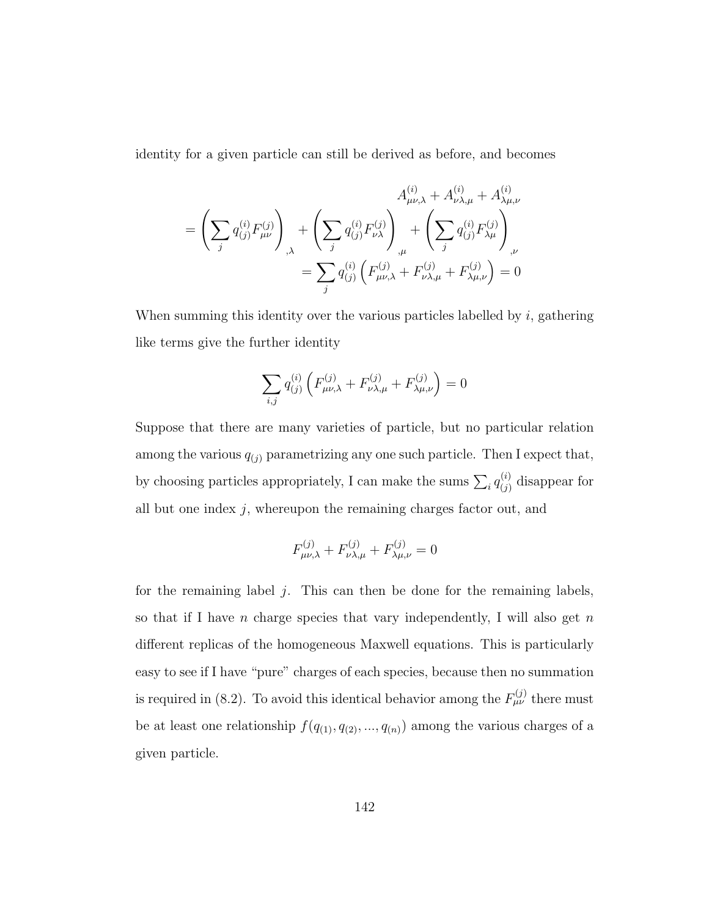identity for a given particle can still be derived as before, and becomes

$$
\begin{aligned}
& A^{(i)}_{\mu\nu,\lambda} + A^{(i)}_{\nu\lambda,\mu} + A^{(i)}_{\lambda\mu,\nu} \\
= & \left( \sum_j q^{(i)}_{(j)} F^{(j)}_{\mu\nu} \right)_{,\lambda} + \left( \sum_j q^{(i)}_{(j)} F^{(j)}_{\nu\lambda} \right)_{,\mu} + \left( \sum_j q^{(i)}_{(j)} F^{(j)}_{\lambda\mu} \right)_{,\nu} \\
& = \sum_j q^{(i)}_{(j)} \left( F^{(j)}_{\mu\nu,\lambda} + F^{(j)}_{\nu\lambda,\mu} + F^{(j)}_{\lambda\mu,\nu} \right) = 0
\end{aligned}
$$

When summing this identity over the various particles labelled by $i$, gathering like terms give the further identity

$$
\sum_{i,j} q^{(i)}_{(j)} \left( F^{(j)}_{\mu\nu,\lambda} + F^{(j)}_{\nu\lambda,\mu} + F^{(j)}_{\lambda\mu,\nu} \right) = 0
$$

Suppose that there are many varieties of particle, but no particular relation among the various $q_{(j)}$ parametrizing any one such particle. Then I expect that, by choosing particles appropriately, I can make the sums $\sum_i q^{(i)}_{(j)}$ disappear for all but one index $j$, whereupon the remaining charges factor out, and

$$
F^{(j)}_{\mu\nu,\lambda} + F^{(j)}_{\nu\lambda,\mu} + F^{(j)}_{\lambda\mu,\nu} = 0
$$

for the remaining label $j$. This can then be done for the remaining labels, so that if I have $n$ charge species that vary independently, I will also get $n$ different replicas of the homogeneous Maxwell equations. This is particularly easy to see if I have "pure" charges of each species, because then no summation is required in (8.2). To avoid this identical behavior among the $F^{(j)}_{\mu\nu}$ there must be at least one relationship $f(q_{(1)}, q_{(2)}, ..., q_{(n)})$ among the various charges of a given particle.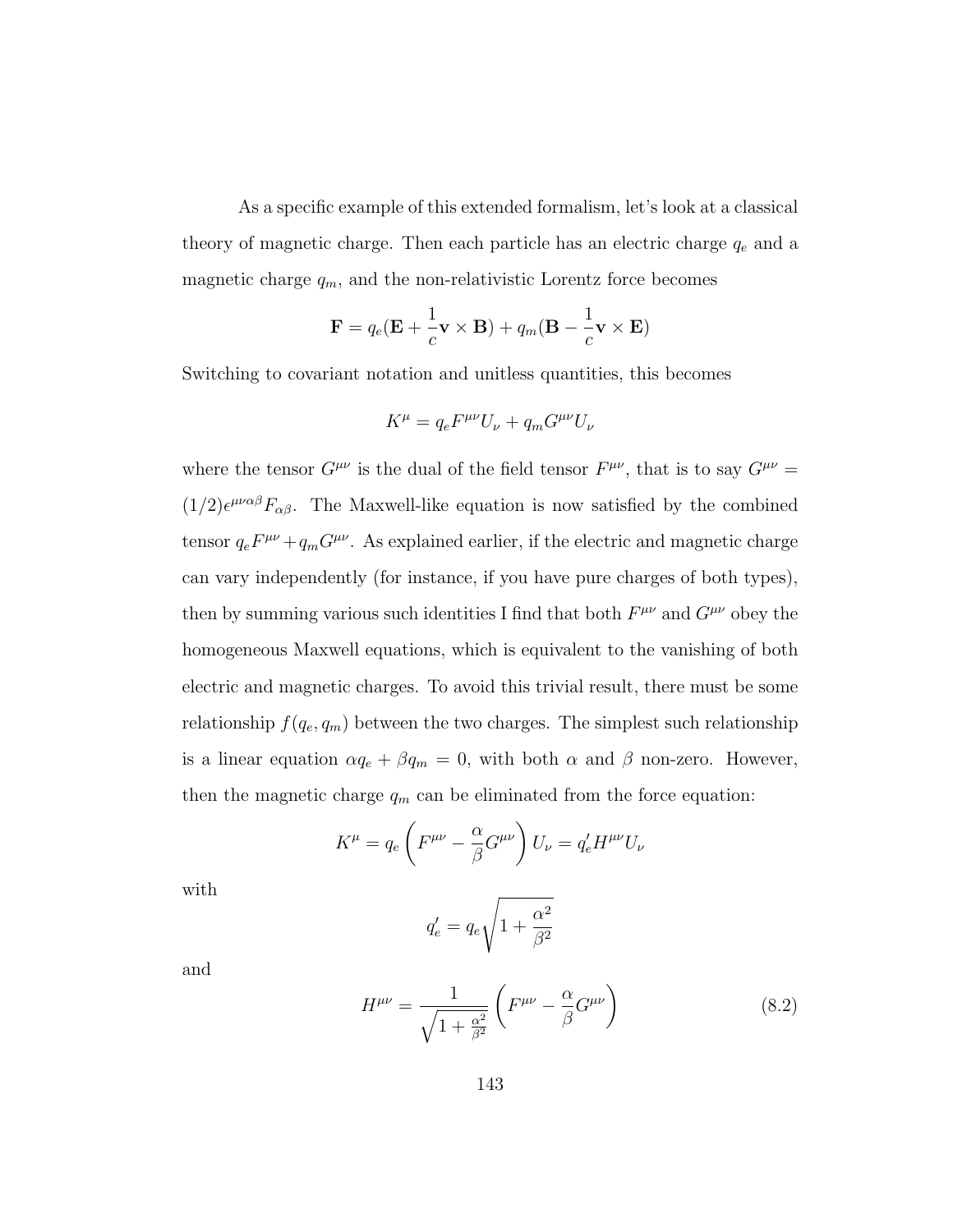As a specific example of this extended formalism, let's look at a classical theory of magnetic charge. Then each particle has an electric charge $q_e$ and a magnetic charge $q_m$, and the non-relativistic Lorentz force becomes

$$\mathbf{F} = q_e(\mathbf{E} + \frac{1}{c}\mathbf{v} \times \mathbf{B}) + q_m(\mathbf{B} - \frac{1}{c}\mathbf{v} \times \mathbf{E})$$

Switching to covariant notation and unitless quantities, this becomes

$$K^\mu = q_e F^{\mu\nu} U_\nu + q_m G^{\mu\nu} U_\nu$$

where the tensor $G^{\mu\nu}$ is the dual of the field tensor $F^{\mu\nu}$, that is to say $G^{\mu\nu} = (1/2)\epsilon^{\mu\nu\alpha\beta}F_{\alpha\beta}$. The Maxwell-like equation is now satisfied by the combined tensor $q_e F^{\mu\nu} + q_m G^{\mu\nu}$. As explained earlier, if the electric and magnetic charge can vary independently (for instance, if you have pure charges of both types), then by summing various such identities I find that both $F^{\mu\nu}$ and $G^{\mu\nu}$ obey the homogeneous Maxwell equations, which is equivalent to the vanishing of both electric and magnetic charges. To avoid this trivial result, there must be some relationship $f(q_e, q_m)$ between the two charges. The simplest such relationship is a linear equation $\alpha q_e + \beta q_m = 0$, with both $\alpha$ and $\beta$ non-zero. However, then the magnetic charge $q_m$ can be eliminated from the force equation:

$$K^\mu = q_e \left( F^{\mu\nu} - \frac{\alpha}{\beta} G^{\mu\nu} \right) U_\nu = q_e' H^{\mu\nu} U_\nu$$

with

$$q_e' = q_e \sqrt{1 + \frac{\alpha^2}{\beta^2}}$$

and

$$H^{\mu\nu} = \frac{1}{\sqrt{1 + \frac{\alpha^2}{\beta^2}}} \left( F^{\mu\nu} - \frac{\alpha}{\beta} G^{\mu\nu} \right) \tag{8.2}$$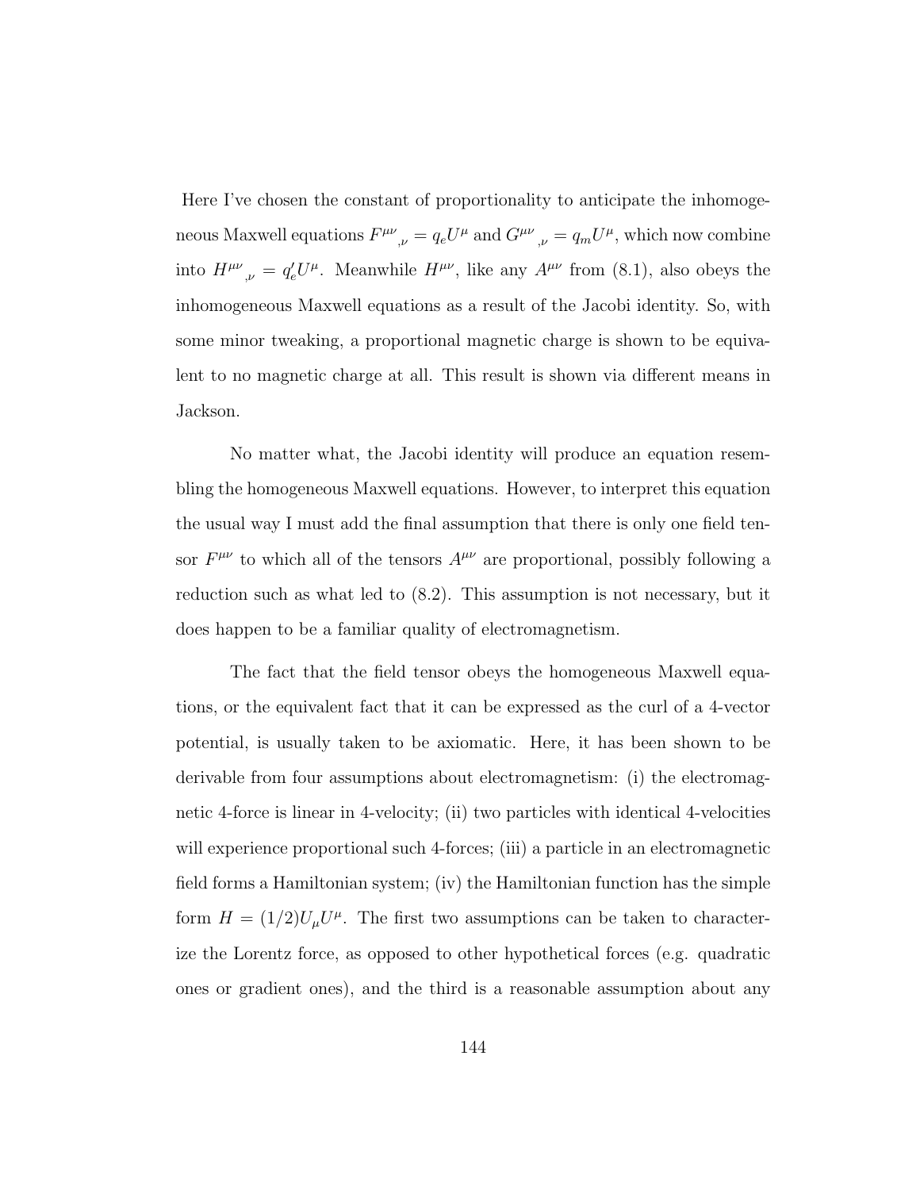Here I've chosen the constant of proportionality to anticipate the inhomogeneous Maxwell equations $F^{\mu\nu}{}_{,\nu} = q_e U^\mu$ and $G^{\mu\nu}{}_{,\nu} = q_m U^\mu$, which now combine into $H^{\mu\nu}{}_{,\nu} = q_e' U^\mu$. Meanwhile $H^{\mu\nu}$, like any $A^{\mu\nu}$ from (8.1), also obeys the inhomogeneous Maxwell equations as a result of the Jacobi identity. So, with some minor tweaking, a proportional magnetic charge is shown to be equivalent to no magnetic charge at all. This result is shown via different means in Jackson.

No matter what, the Jacobi identity will produce an equation resembling the homogeneous Maxwell equations. However, to interpret this equation the usual way I must add the final assumption that there is only one field tensor $F^{\mu\nu}$ to which all of the tensors $A^{\mu\nu}$ are proportional, possibly following a reduction such as what led to (8.2). This assumption is not necessary, but it does happen to be a familiar quality of electromagnetism.

The fact that the field tensor obeys the homogeneous Maxwell equations, or the equivalent fact that it can be expressed as the curl of a 4-vector potential, is usually taken to be axiomatic. Here, it has been shown to be derivable from four assumptions about electromagnetism: (i) the electromagnetic 4-force is linear in 4-velocity; (ii) two particles with identical 4-velocities will experience proportional such 4-forces; (iii) a particle in an electromagnetic field forms a Hamiltonian system; (iv) the Hamiltonian function has the simple form $H = (1/2)U_\mu U^\mu$. The first two assumptions can be taken to characterize the Lorentz force, as opposed to other hypothetical forces (e.g. quadratic ones or gradient ones), and the third is a reasonable assumption about any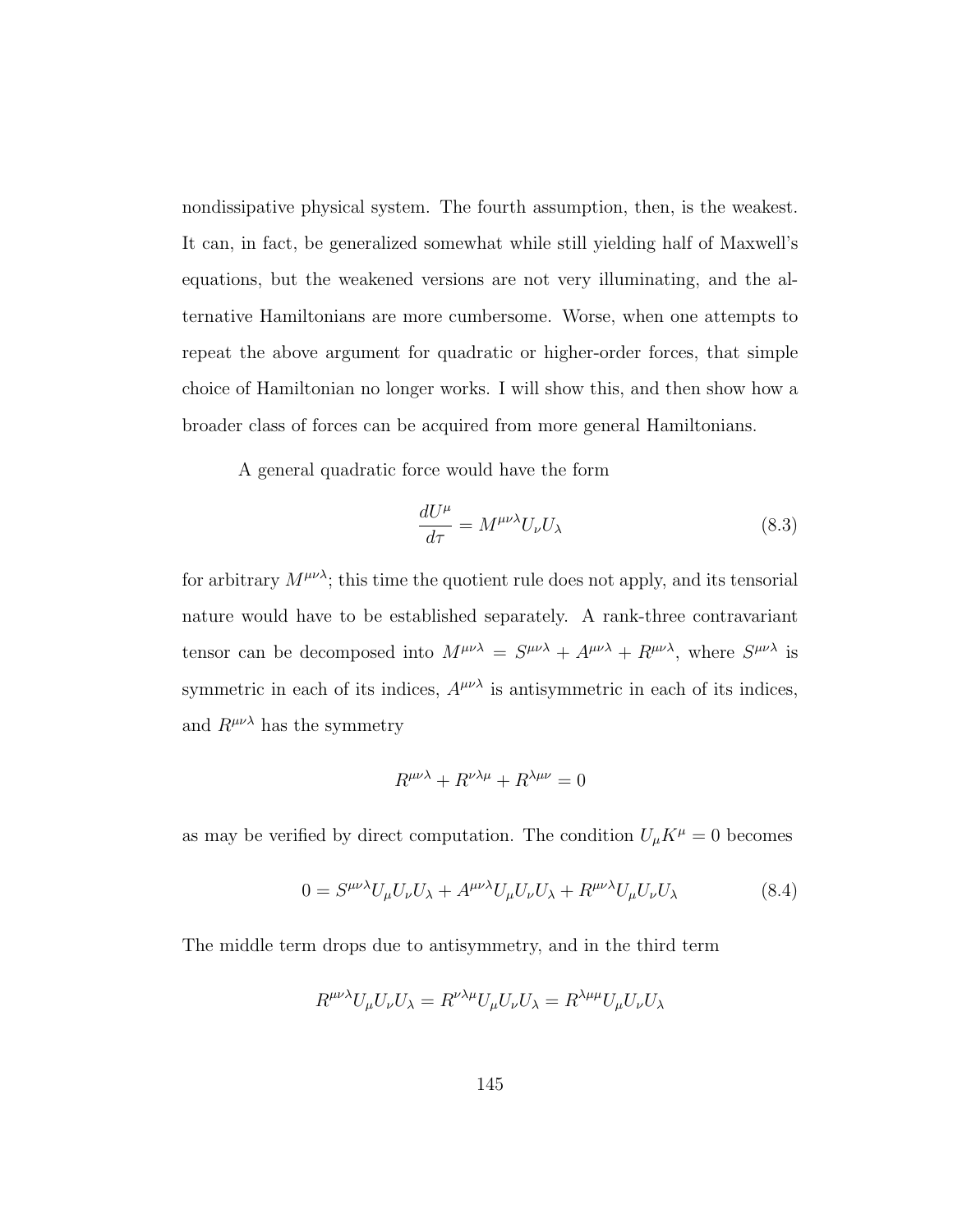nondissipative physical system. The fourth assumption, then, is the weakest. It can, in fact, be generalized somewhat while still yielding half of Maxwell's equations, but the weakened versions are not very illuminating, and the alternative Hamiltonians are more cumbersome. Worse, when one attempts to repeat the above argument for quadratic or higher-order forces, that simple choice of Hamiltonian no longer works. I will show this, and then show how a broader class of forces can be acquired from more general Hamiltonians.

A general quadratic force would have the form

$$\frac{dU^\mu}{d\tau} = M^{\mu\nu\lambda} U_\nu U_\lambda \tag{8.3}$$

for arbitrary $M^{\mu\nu\lambda}$; this time the quotient rule does not apply, and its tensorial nature would have to be established separately. A rank-three contravariant tensor can be decomposed into $M^{\mu\nu\lambda} = S^{\mu\nu\lambda} + A^{\mu\nu\lambda} + R^{\mu\nu\lambda}$, where $S^{\mu\nu\lambda}$ is symmetric in each of its indices, $A^{\mu\nu\lambda}$ is antisymmetric in each of its indices, and $R^{\mu\nu\lambda}$ has the symmetry

$$R^{\mu\nu\lambda} + R^{\nu\lambda\mu} + R^{\lambda\mu\nu} = 0$$

as may be verified by direct computation. The condition $U_\mu K^\mu = 0$ becomes

$$0 = S^{\mu\nu\lambda} U_\mu U_\nu U_\lambda + A^{\mu\nu\lambda} U_\mu U_\nu U_\lambda + R^{\mu\nu\lambda} U_\mu U_\nu U_\lambda \tag{8.4}$$

The middle term drops due to antisymmetry, and in the third term

$$R^{\mu\nu\lambda} U_\mu U_\nu U_\lambda = R^{\nu\lambda\mu} U_\mu U_\nu U_\lambda = R^{\lambda\mu\mu} U_\mu U_\nu U_\lambda$$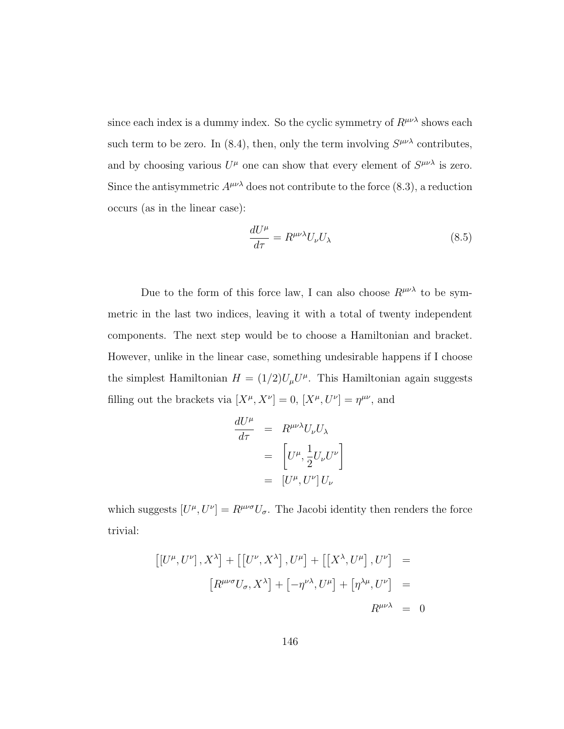since each index is a dummy index. So the cyclic symmetry of $R^{\mu\nu\lambda}$ shows each such term to be zero. In (8.4), then, only the term involving $S^{\mu\nu\lambda}$ contributes, and by choosing various $U^{\mu}$ one can show that every element of $S^{\mu\nu\lambda}$ is zero. Since the antisymmetric $A^{\mu\nu\lambda}$ does not contribute to the force (8.3), a reduction occurs (as in the linear case):

$$\frac{dU^{\mu}}{d\tau} = R^{\mu\nu\lambda} U_{\nu} U_{\lambda} \tag{8.5}$$

Due to the form of this force law, I can also choose $R^{\mu\nu\lambda}$ to be symmetric in the last two indices, leaving it with a total of twenty independent components. The next step would be to choose a Hamiltonian and bracket. However, unlike in the linear case, something undesirable happens if I choose the simplest Hamiltonian $H = (1/2)U_{\mu}U^{\mu}$. This Hamiltonian again suggests filling out the brackets via $[X^{\mu}, X^{\nu}] = 0$, $[X^{\mu}, U^{\nu}] = \eta^{\mu\nu}$, and

$$\begin{aligned}
\frac{dU^{\mu}}{d\tau} &= R^{\mu\nu\lambda} U_{\nu} U_{\lambda} \\
&= \left[U^{\mu}, \frac{1}{2} U_{\nu} U^{\nu}\right] \\
&= \left[U^{\mu}, U^{\nu}\right] U_{\nu}
\end{aligned}$$

which suggests $[U^{\mu}, U^{\nu}] = R^{\mu\nu\sigma} U_{\sigma}$. The Jacobi identity then renders the force trivial:

$$\begin{aligned}
\left[\left[U^{\mu}, U^{\nu}\right], X^{\lambda}\right] + \left[\left[U^{\nu}, X^{\lambda}\right], U^{\mu}\right] + \left[\left[X^{\lambda}, U^{\mu}\right], U^{\nu}\right] &= \\
\left[R^{\mu\nu\sigma} U_{\sigma}, X^{\lambda}\right] + \left[-\eta^{\nu\lambda}, U^{\mu}\right] + \left[\eta^{\lambda\mu}, U^{\nu}\right] &= \\
R^{\mu\nu\lambda} &= 0
\end{aligned}$$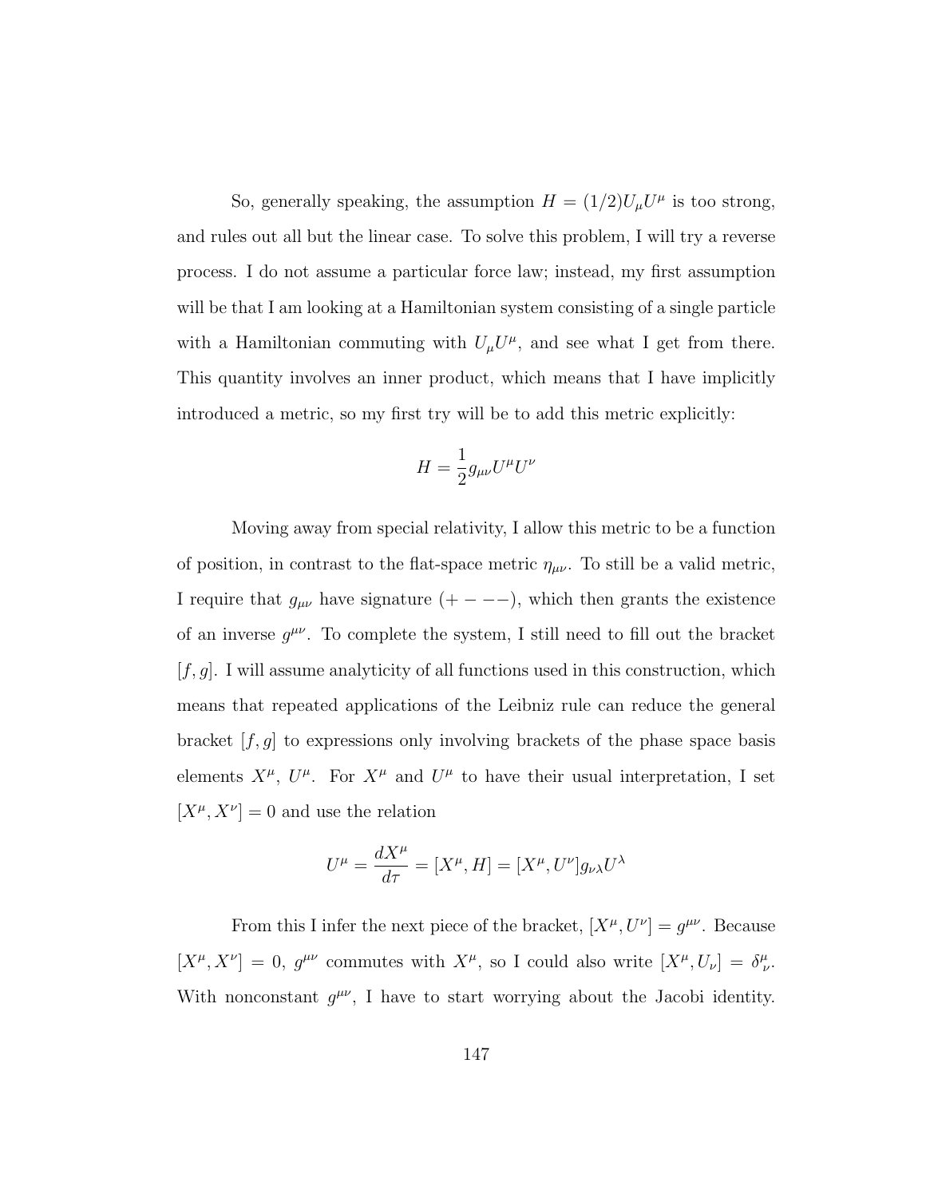So, generally speaking, the assumption $H = (1/2)U_\mu U^\mu$ is too strong, and rules out all but the linear case. To solve this problem, I will try a reverse process. I do not assume a particular force law; instead, my first assumption will be that I am looking at a Hamiltonian system consisting of a single particle with a Hamiltonian commuting with $U_\mu U^\mu$, and see what I get from there. This quantity involves an inner product, which means that I have implicitly introduced a metric, so my first try will be to add this metric explicitly:

$$H = \frac{1}{2} g_{\mu\nu} U^\mu U^\nu$$

Moving away from special relativity, I allow this metric to be a function of position, in contrast to the flat-space metric $\eta_{\mu\nu}$. To still be a valid metric, I require that $g_{\mu\nu}$ have signature $(+ - - -)$, which then grants the existence of an inverse $g^{\mu\nu}$. To complete the system, I still need to fill out the bracket $[f, g]$. I will assume analyticity of all functions used in this construction, which means that repeated applications of the Leibniz rule can reduce the general bracket $[f, g]$ to expressions only involving brackets of the phase space basis elements $X^\mu$, $U^\mu$. For $X^\mu$ and $U^\mu$ to have their usual interpretation, I set $[X^\mu, X^\nu] = 0$ and use the relation

$$U^\mu = \frac{dX^\mu}{d\tau} = [X^\mu, H] = [X^\mu, U^\nu] g_{\nu\lambda} U^\lambda$$

From this I infer the next piece of the bracket, $[X^\mu, U^\nu] = g^{\mu\nu}$. Because $[X^\mu, X^\nu] = 0$, $g^{\mu\nu}$ commutes with $X^\mu$, so I could also write $[X^\mu, U_\nu] = \delta^\mu_\nu$. With nonconstant $g^{\mu\nu}$, I have to start worrying about the Jacobi identity.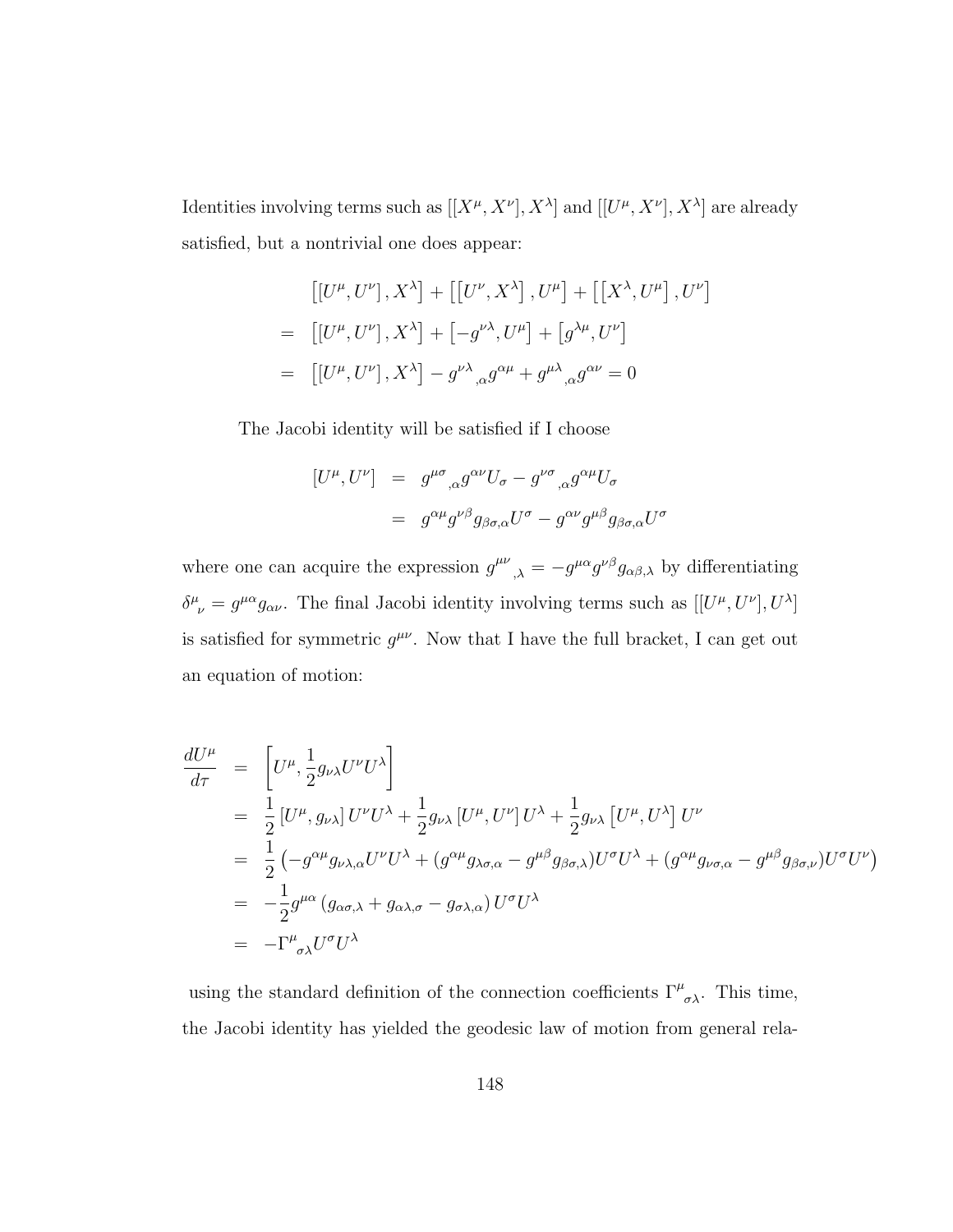Identities involving terms such as $[[X^\mu, X^\nu], X^\lambda]$ and $[[U^\mu, X^\nu], X^\lambda]$ are already satisfied, but a nontrivial one does appear:

$$
\begin{aligned}
& \left[[U^\mu, U^\nu], X^\lambda\right] + \left[\left[U^\nu, X^\lambda\right], U^\mu\right] + \left[\left[X^\lambda, U^\mu\right], U^\nu\right] \\
= & \left[[U^\mu, U^\nu], X^\lambda\right] + \left[-g^{\nu\lambda}, U^\mu\right] + \left[g^{\lambda\mu}, U^\nu\right] \\
= & \left[[U^\mu, U^\nu], X^\lambda\right] - g^{\nu\lambda}{}_{,\alpha} g^{\alpha\mu} + g^{\mu\lambda}{}_{,\alpha} g^{\alpha\nu} = 0
\end{aligned}
$$

The Jacobi identity will be satisfied if I choose

$$
\begin{aligned}
[U^\mu, U^\nu] &= g^{\mu\sigma}{}_{,\alpha} g^{\alpha\nu} U_\sigma - g^{\nu\sigma}{}_{,\alpha} g^{\alpha\mu} U_\sigma \\
&= g^{\alpha\mu} g^{\nu\beta} g_{\beta\sigma,\alpha} U^\sigma - g^{\alpha\nu} g^{\mu\beta} g_{\beta\sigma,\alpha} U^\sigma
\end{aligned}
$$

where one can acquire the expression $g^{\mu\nu}{}_{,\lambda} = -g^{\mu\alpha} g^{\nu\beta} g_{\alpha\beta,\lambda}$ by differentiating $\delta^\mu{}_\nu = g^{\mu\alpha} g_{\alpha\nu}$. The final Jacobi identity involving terms such as $[[U^\mu, U^\nu], U^\lambda]$ is satisfied for symmetric $g^{\mu\nu}$. Now that I have the full bracket, I can get out an equation of motion:

$$
\begin{aligned}
\frac{dU^\mu}{d\tau} &= \left[U^\mu, \frac{1}{2} g_{\nu\lambda} U^\nu U^\lambda\right] \\
&= \frac{1}{2}\left[U^\mu, g_{\nu\lambda}\right] U^\nu U^\lambda + \frac{1}{2} g_{\nu\lambda}\left[U^\mu, U^\nu\right] U^\lambda + \frac{1}{2} g_{\nu\lambda}\left[U^\mu, U^\lambda\right] U^\nu \\
&= \frac{1}{2}\left(-g^{\alpha\mu} g_{\nu\lambda,\alpha} U^\nu U^\lambda + (g^{\alpha\mu} g_{\lambda\sigma,\alpha} - g^{\mu\beta} g_{\beta\sigma,\lambda}) U^\sigma U^\lambda + (g^{\alpha\mu} g_{\nu\sigma,\alpha} - g^{\mu\beta} g_{\beta\sigma,\nu}) U^\sigma U^\nu\right) \\
&= -\frac{1}{2} g^{\mu\alpha}\left(g_{\alpha\sigma,\lambda} + g_{\alpha\lambda,\sigma} - g_{\sigma\lambda,\alpha}\right) U^\sigma U^\lambda \\
&= -\Gamma^\mu{}_{\sigma\lambda} U^\sigma U^\lambda
\end{aligned}
$$

using the standard definition of the connection coefficients $\Gamma^\mu{}_{\sigma\lambda}$. This time, the Jacobi identity has yielded the geodesic law of motion from general rela-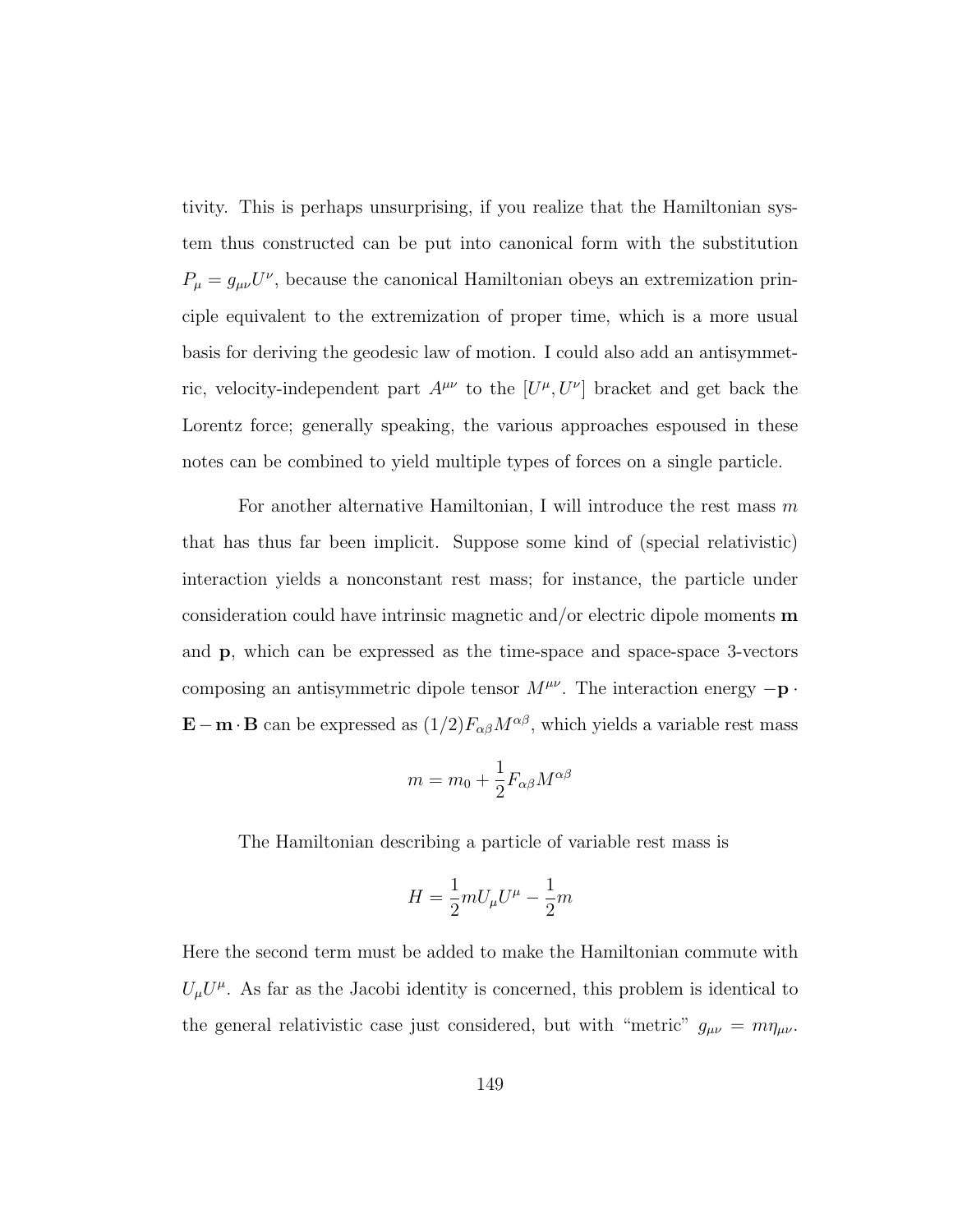tivity. This is perhaps unsurprising, if you realize that the Hamiltonian system thus constructed can be put into canonical form with the substitution $P_\mu = g_{\mu\nu}U^\nu$, because the canonical Hamiltonian obeys an extremization principle equivalent to the extremization of proper time, which is a more usual basis for deriving the geodesic law of motion. I could also add an antisymmetric, velocity-independent part $A^{\mu\nu}$ to the $[U^\mu, U^\nu]$ bracket and get back the Lorentz force; generally speaking, the various approaches espoused in these notes can be combined to yield multiple types of forces on a single particle.

For another alternative Hamiltonian, I will introduce the rest mass $m$ that has thus far been implicit. Suppose some kind of (special relativistic) interaction yields a nonconstant rest mass; for instance, the particle under consideration could have intrinsic magnetic and/or electric dipole moments $\mathbf{m}$ and $\mathbf{p}$, which can be expressed as the time-space and space-space 3-vectors composing an antisymmetric dipole tensor $M^{\mu\nu}$. The interaction energy $-\mathbf{p}\cdot\mathbf{E} - \mathbf{m}\cdot\mathbf{B}$ can be expressed as $(1/2)F_{\alpha\beta}M^{\alpha\beta}$, which yields a variable rest mass

$$m = m_0 + \frac{1}{2}F_{\alpha\beta}M^{\alpha\beta}$$

The Hamiltonian describing a particle of variable rest mass is

$$H = \frac{1}{2}mU_\mu U^\mu - \frac{1}{2}m$$

Here the second term must be added to make the Hamiltonian commute with $U_\mu U^\mu$. As far as the Jacobi identity is concerned, this problem is identical to the general relativistic case just considered, but with "metric" $g_{\mu\nu} = m\eta_{\mu\nu}$.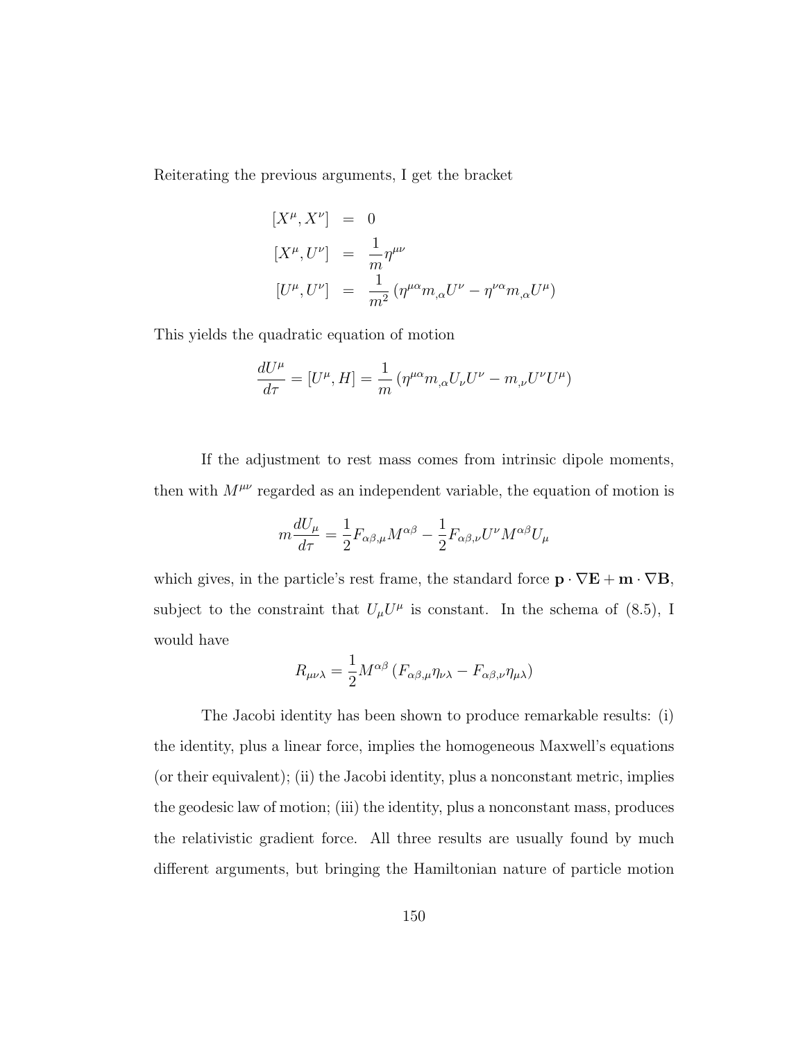Reiterating the previous arguments, I get the bracket

$$
\begin{aligned}
[X^\mu, X^\nu] &= 0 \\
[X^\mu, U^\nu] &= \frac{1}{m}\eta^{\mu\nu} \\
[U^\mu, U^\nu] &= \frac{1}{m^2}\left(\eta^{\mu\alpha}m_{,\alpha}U^\nu - \eta^{\nu\alpha}m_{,\alpha}U^\mu\right)
\end{aligned}
$$

This yields the quadratic equation of motion

$$
\frac{dU^\mu}{d\tau} = [U^\mu, H] = \frac{1}{m}\left(\eta^{\mu\alpha}m_{,\alpha}U_\nu U^\nu - m_{,\nu}U^\nu U^\mu\right)
$$

If the adjustment to rest mass comes from intrinsic dipole moments, then with $M^{\mu\nu}$ regarded as an independent variable, the equation of motion is

$$
m\frac{dU_\mu}{d\tau} = \frac{1}{2}F_{\alpha\beta,\mu}M^{\alpha\beta} - \frac{1}{2}F_{\alpha\beta,\nu}U^\nu M^{\alpha\beta}U_\mu
$$

which gives, in the particle's rest frame, the standard force $\mathbf{p}\cdot\nabla\mathbf{E} + \mathbf{m}\cdot\nabla\mathbf{B}$, subject to the constraint that $U_\mu U^\mu$ is constant. In the schema of (8.5), I would have

$$
R_{\mu\nu\lambda} = \frac{1}{2}M^{\alpha\beta}\left(F_{\alpha\beta,\mu}\eta_{\nu\lambda} - F_{\alpha\beta,\nu}\eta_{\mu\lambda}\right)
$$

The Jacobi identity has been shown to produce remarkable results: (i) the identity, plus a linear force, implies the homogeneous Maxwell's equations (or their equivalent); (ii) the Jacobi identity, plus a nonconstant metric, implies the geodesic law of motion; (iii) the identity, plus a nonconstant mass, produces the relativistic gradient force. All three results are usually found by much different arguments, but bringing the Hamiltonian nature of particle motion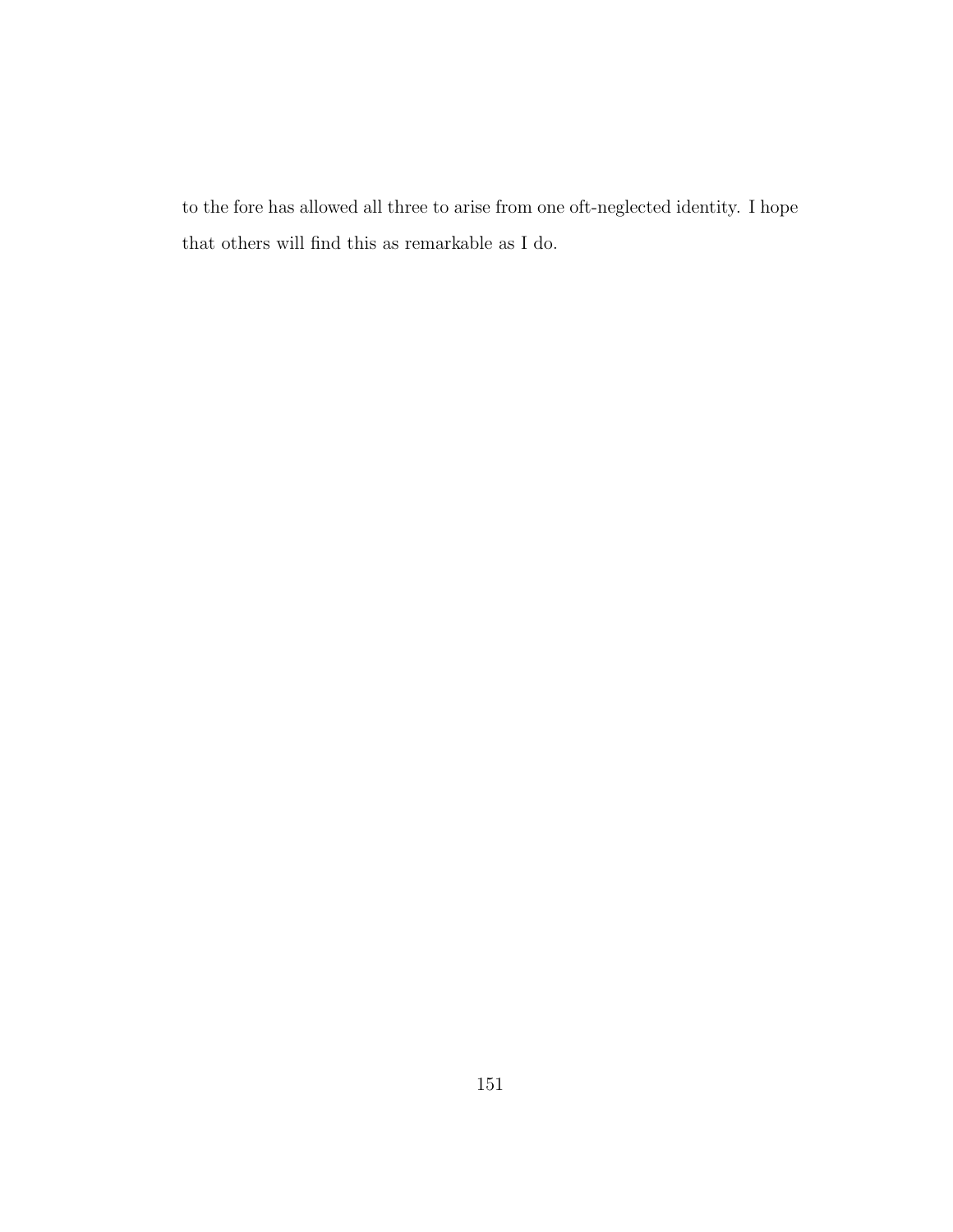to the fore has allowed all three to arise from one oft-neglected identity. I hope that others will find this as remarkable as I do.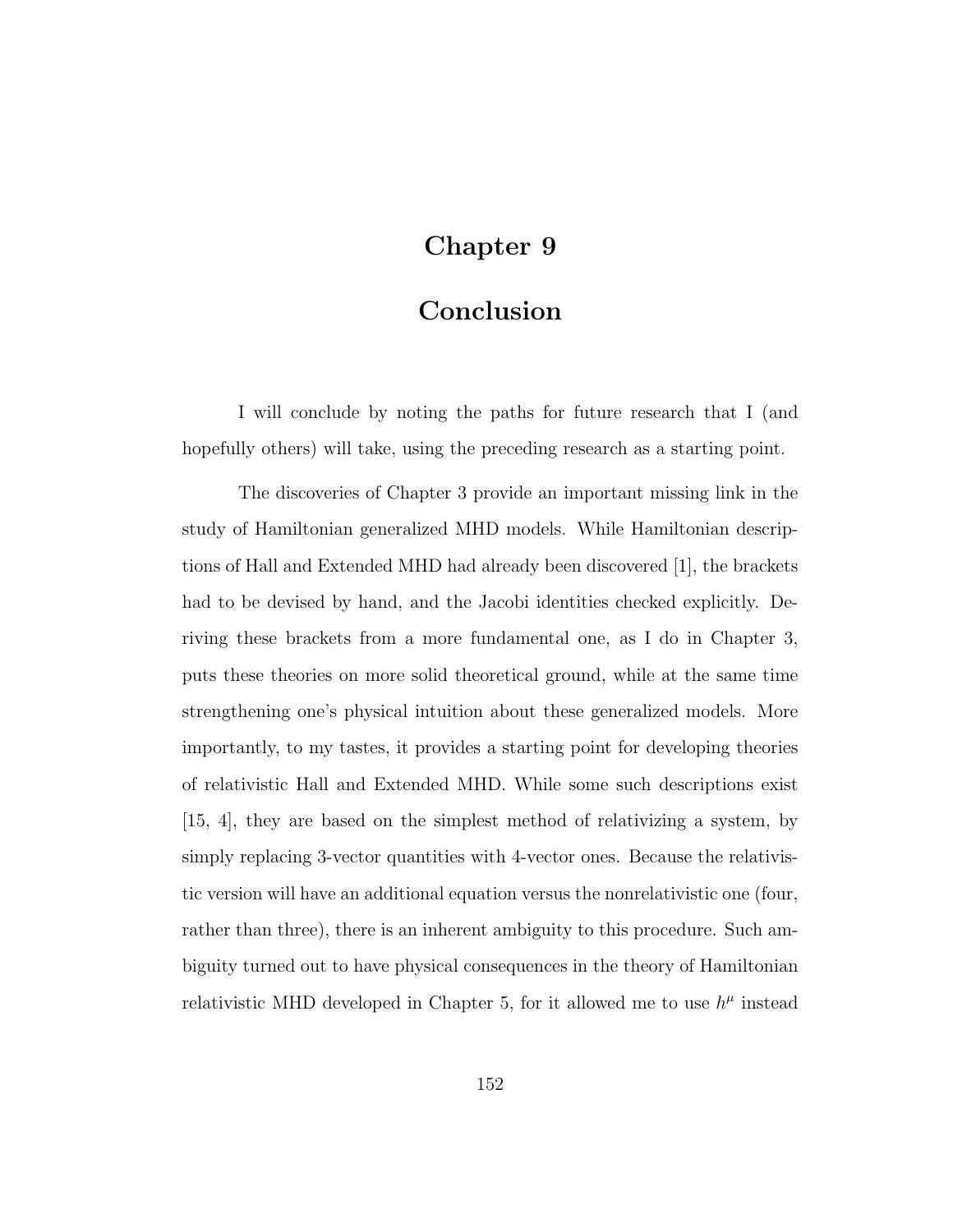# Chapter 9

# Conclusion

I will conclude by noting the paths for future research that I (and hopefully others) will take, using the preceding research as a starting point.

The discoveries of Chapter 3 provide an important missing link in the study of Hamiltonian generalized MHD models. While Hamiltonian descriptions of Hall and Extended MHD had already been discovered [1], the brackets had to be devised by hand, and the Jacobi identities checked explicitly. Deriving these brackets from a more fundamental one, as I do in Chapter 3, puts these theories on more solid theoretical ground, while at the same time strengthening one's physical intuition about these generalized models. More importantly, to my tastes, it provides a starting point for developing theories of relativistic Hall and Extended MHD. While some such descriptions exist [15, 4], they are based on the simplest method of relativizing a system, by simply replacing 3-vector quantities with 4-vector ones. Because the relativistic version will have an additional equation versus the nonrelativistic one (four, rather than three), there is an inherent ambiguity to this procedure. Such ambiguity turned out to have physical consequences in the theory of Hamiltonian relativistic MHD developed in Chapter 5, for it allowed me to use $h^\mu$ instead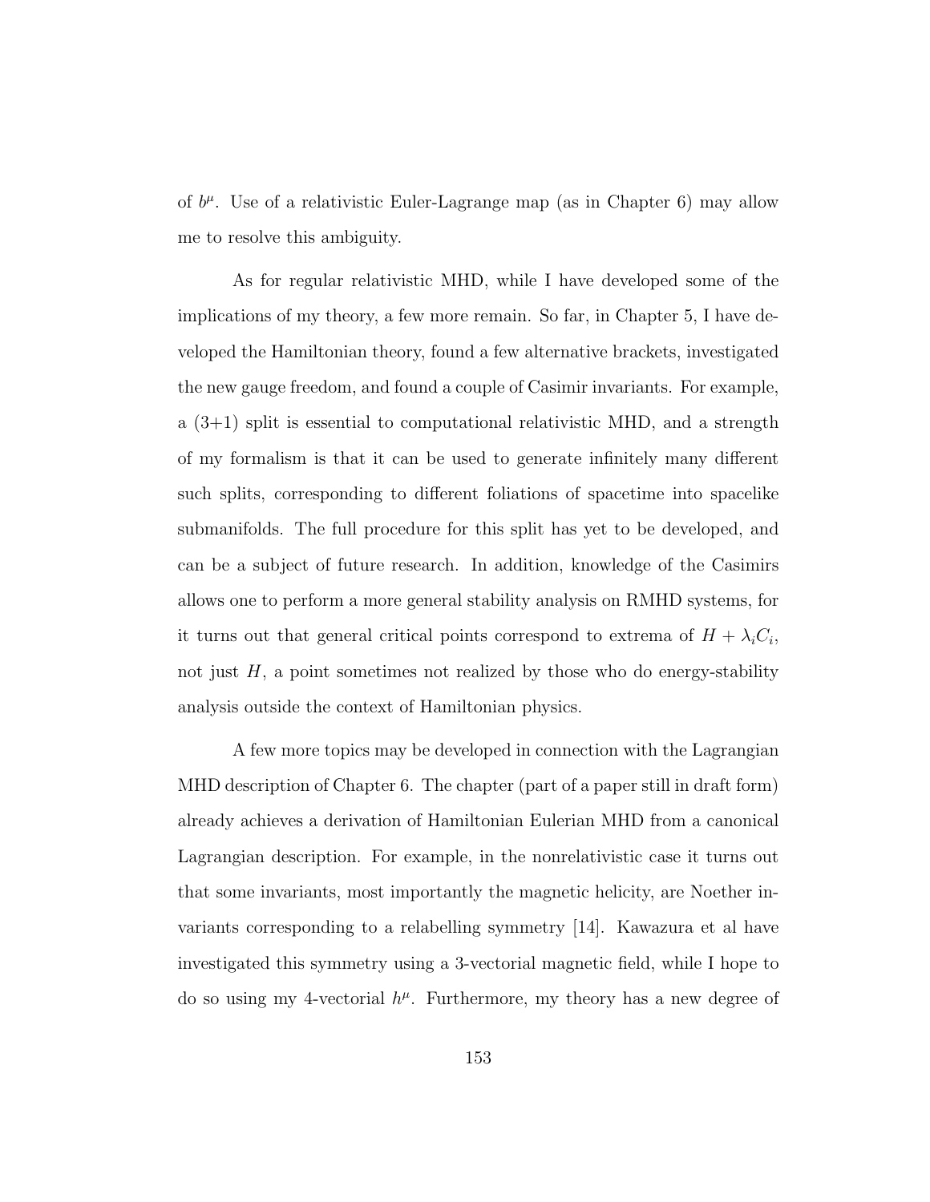of $b^\mu$. Use of a relativistic Euler-Lagrange map (as in Chapter 6) may allow me to resolve this ambiguity.

As for regular relativistic MHD, while I have developed some of the implications of my theory, a few more remain. So far, in Chapter 5, I have developed the Hamiltonian theory, found a few alternative brackets, investigated the new gauge freedom, and found a couple of Casimir invariants. For example, a (3+1) split is essential to computational relativistic MHD, and a strength of my formalism is that it can be used to generate infinitely many different such splits, corresponding to different foliations of spacetime into spacelike submanifolds. The full procedure for this split has yet to be developed, and can be a subject of future research. In addition, knowledge of the Casimirs allows one to perform a more general stability analysis on RMHD systems, for it turns out that general critical points correspond to extrema of $H + \lambda_i C_i$, not just $H$, a point sometimes not realized by those who do energy-stability analysis outside the context of Hamiltonian physics.

A few more topics may be developed in connection with the Lagrangian MHD description of Chapter 6. The chapter (part of a paper still in draft form) already achieves a derivation of Hamiltonian Eulerian MHD from a canonical Lagrangian description. For example, in the nonrelativistic case it turns out that some invariants, most importantly the magnetic helicity, are Noether invariants corresponding to a relabelling symmetry [14]. Kawazura et al have investigated this symmetry using a 3-vectorial magnetic field, while I hope to do so using my 4-vectorial $h^\mu$. Furthermore, my theory has a new degree of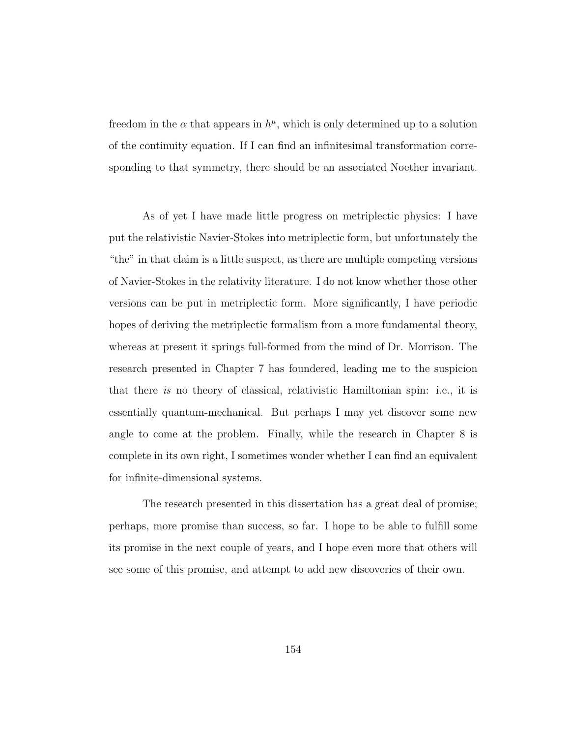freedom in the $\alpha$ that appears in $h^\mu$, which is only determined up to a solution of the continuity equation. If I can find an infinitesimal transformation corresponding to that symmetry, there should be an associated Noether invariant.

As of yet I have made little progress on metriplectic physics: I have put the relativistic Navier-Stokes into metriplectic form, but unfortunately the "the" in that claim is a little suspect, as there are multiple competing versions of Navier-Stokes in the relativity literature. I do not know whether those other versions can be put in metriplectic form. More significantly, I have periodic hopes of deriving the metriplectic formalism from a more fundamental theory, whereas at present it springs full-formed from the mind of Dr. Morrison. The research presented in Chapter 7 has foundered, leading me to the suspicion that there *is* no theory of classical, relativistic Hamiltonian spin: i.e., it is essentially quantum-mechanical. But perhaps I may yet discover some new angle to come at the problem. Finally, while the research in Chapter 8 is complete in its own right, I sometimes wonder whether I can find an equivalent for infinite-dimensional systems.

The research presented in this dissertation has a great deal of promise; perhaps, more promise than success, so far. I hope to be able to fulfill some its promise in the next couple of years, and I hope even more that others will see some of this promise, and attempt to add new discoveries of their own.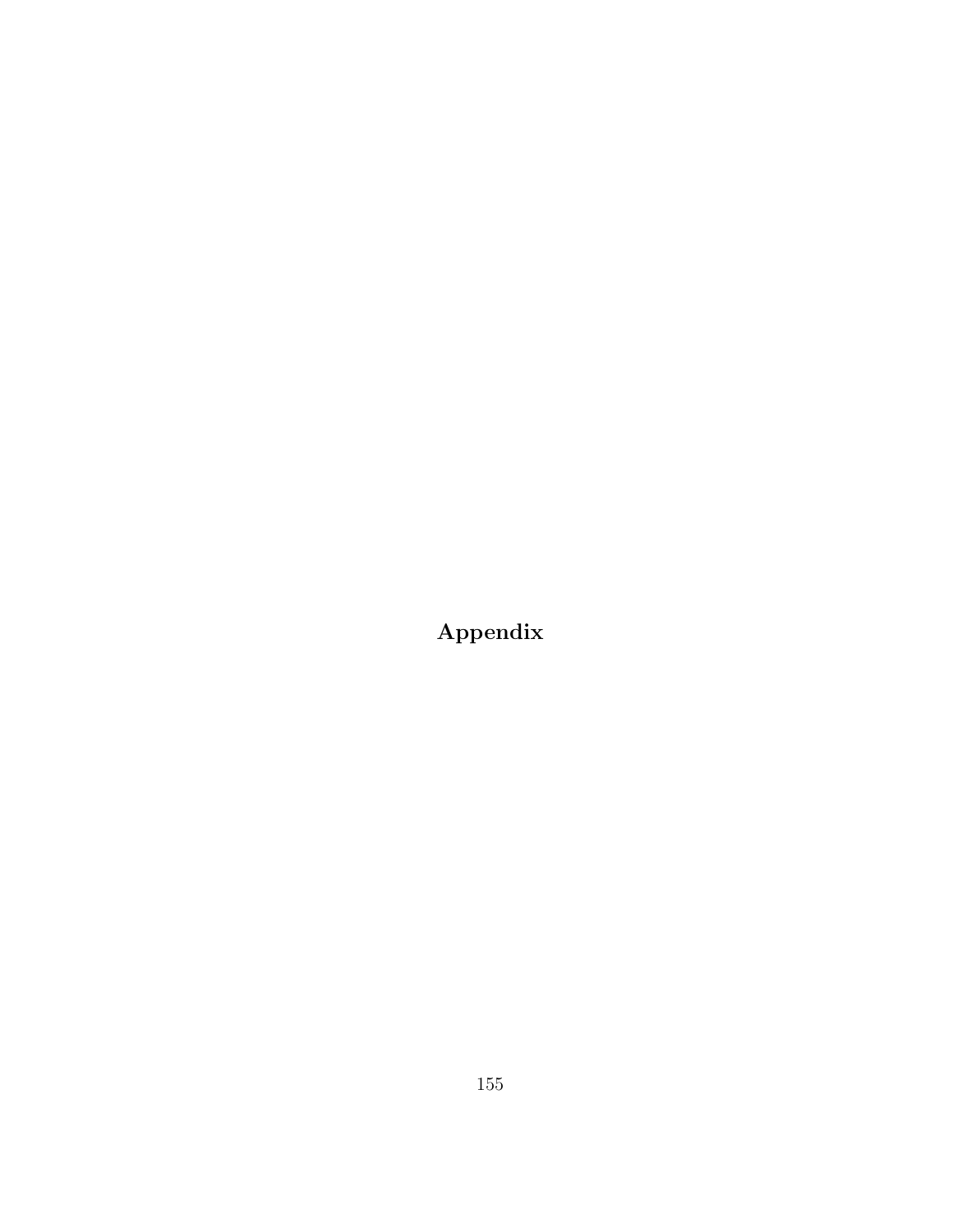# Appendix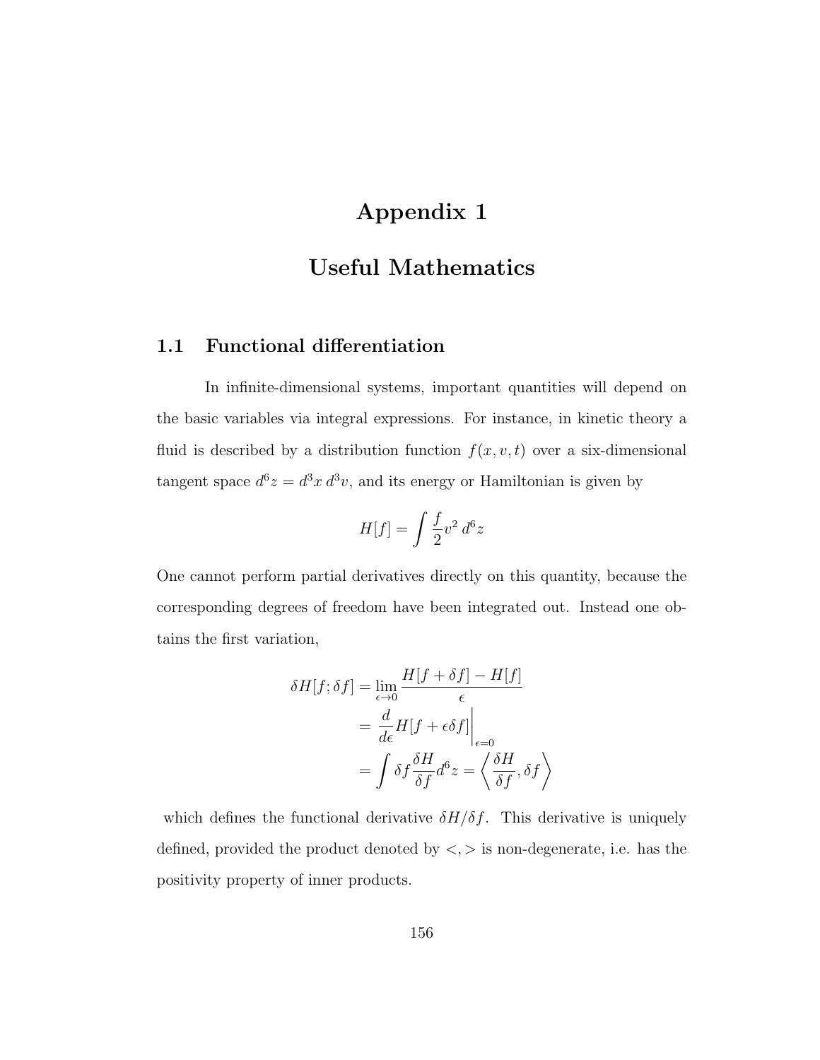# Appendix 1

# Useful Mathematics

## 1.1 Functional differentiation

In infinite-dimensional systems, important quantities will depend on the basic variables via integral expressions. For instance, in kinetic theory a fluid is described by a distribution function $f(x, v, t)$ over a six-dimensional tangent space $d^6z = d^3x\, d^3v$, and its energy or Hamiltonian is given by

$$H[f] = \int \frac{f}{2} v^2 \, d^6 z$$

One cannot perform partial derivatives directly on this quantity, because the corresponding degrees of freedom have been integrated out. Instead one obtains the first variation,

$$\begin{aligned}
\delta H[f; \delta f] &= \lim_{\epsilon \to 0} \frac{H[f + \delta f] - H[f]}{\epsilon} \\
&= \left. \frac{d}{d\epsilon} H[f + \epsilon \delta f] \right|_{\epsilon = 0} \\
&= \int \delta f \frac{\delta H}{\delta f} d^6 z = \left\langle \frac{\delta H}{\delta f}, \delta f \right\rangle
\end{aligned}$$

which defines the functional derivative $\delta H / \delta f$. This derivative is uniquely defined, provided the product denoted by $<,>$ is non-degenerate, i.e. has the positivity property of inner products.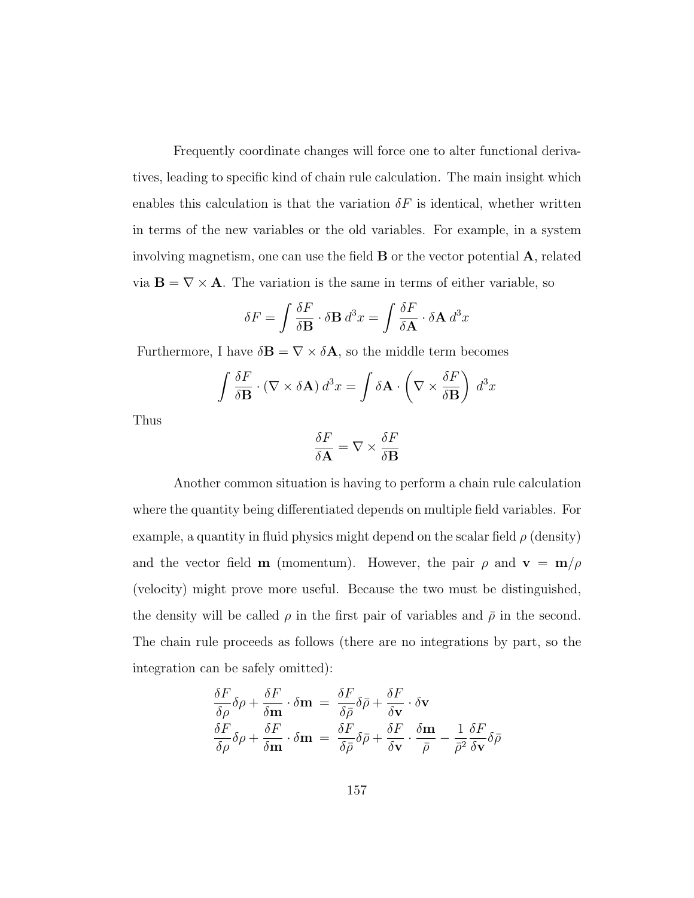Frequently coordinate changes will force one to alter functional derivatives, leading to specific kind of chain rule calculation. The main insight which enables this calculation is that the variation $\delta F$ is identical, whether written in terms of the new variables or the old variables. For example, in a system involving magnetism, one can use the field $\mathbf{B}$ or the vector potential $\mathbf{A}$, related via $\mathbf{B} = \nabla \times \mathbf{A}$. The variation is the same in terms of either variable, so

$$\delta F = \int \frac{\delta F}{\delta \mathbf{B}} \cdot \delta \mathbf{B} \, d^3x = \int \frac{\delta F}{\delta \mathbf{A}} \cdot \delta \mathbf{A} \, d^3x$$

Furthermore, I have $\delta \mathbf{B} = \nabla \times \delta \mathbf{A}$, so the middle term becomes

$$\int \frac{\delta F}{\delta \mathbf{B}} \cdot (\nabla \times \delta \mathbf{A}) \, d^3x = \int \delta \mathbf{A} \cdot \left( \nabla \times \frac{\delta F}{\delta \mathbf{B}} \right) \, d^3x$$

Thus

$$\frac{\delta F}{\delta \mathbf{A}} = \nabla \times \frac{\delta F}{\delta \mathbf{B}}$$

Another common situation is having to perform a chain rule calculation where the quantity being differentiated depends on multiple field variables. For example, a quantity in fluid physics might depend on the scalar field $\rho$ (density) and the vector field $\mathbf{m}$ (momentum). However, the pair $\rho$ and $\mathbf{v} = \mathbf{m}/\rho$ (velocity) might prove more useful. Because the two must be distinguished, the density will be called $\rho$ in the first pair of variables and $\bar{\rho}$ in the second. The chain rule proceeds as follows (there are no integrations by part, so the integration can be safely omitted):

$$\begin{aligned}
\frac{\delta F}{\delta \rho} \delta \rho + \frac{\delta F}{\delta \mathbf{m}} \cdot \delta \mathbf{m} &= \frac{\delta F}{\delta \bar{\rho}} \delta \bar{\rho} + \frac{\delta F}{\delta \mathbf{v}} \cdot \delta \mathbf{v} \\
\frac{\delta F}{\delta \rho} \delta \rho + \frac{\delta F}{\delta \mathbf{m}} \cdot \delta \mathbf{m} &= \frac{\delta F}{\delta \bar{\rho}} \delta \bar{\rho} + \frac{\delta F}{\delta \mathbf{v}} \cdot \frac{\delta \mathbf{m}}{\bar{\rho}} - \frac{1}{\bar{\rho}^2} \frac{\delta F}{\delta \mathbf{v}} \delta \bar{\rho}
\end{aligned}$$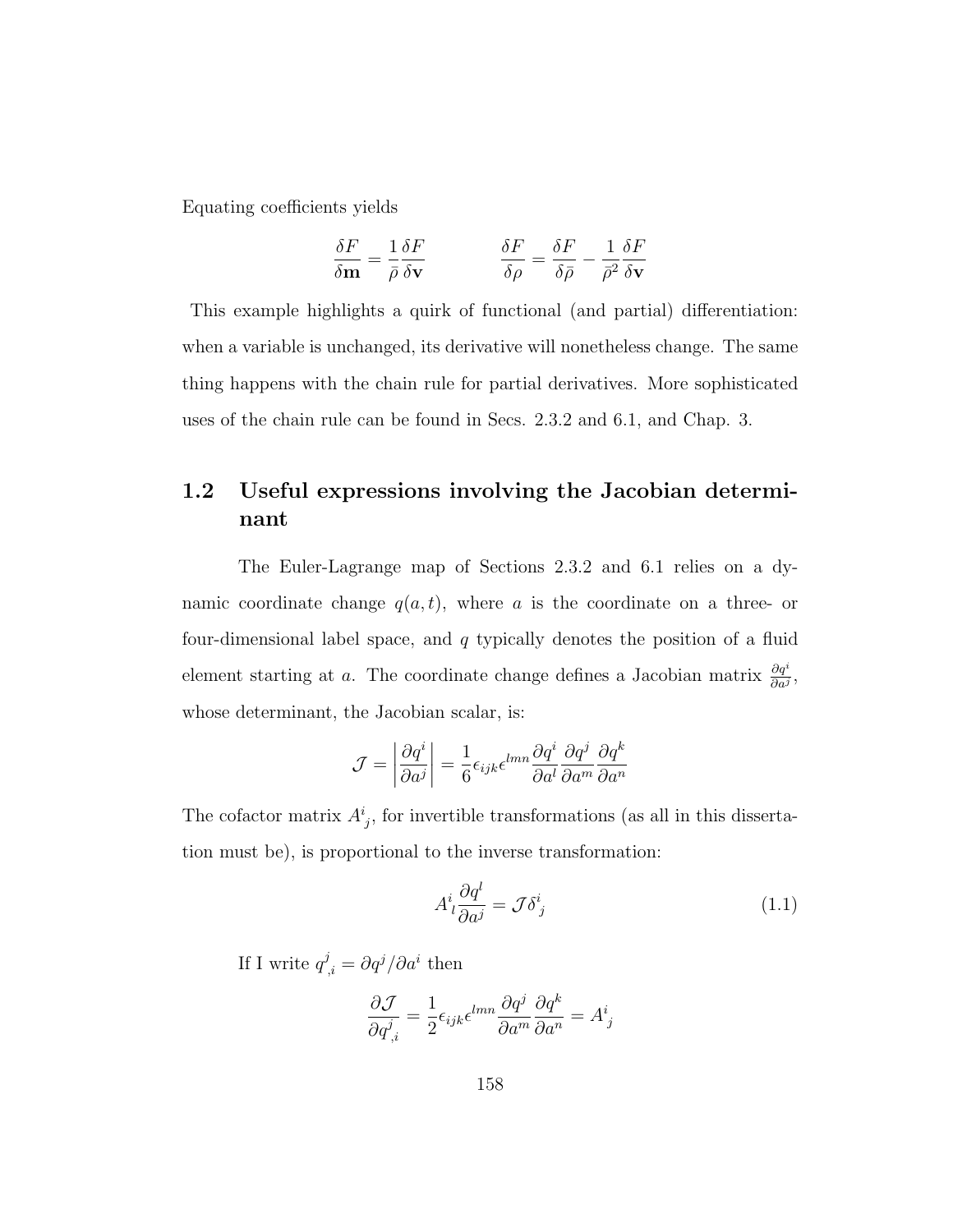Equating coefficients yields

$$\frac{\delta F}{\delta \mathbf{m}} = \frac{1}{\bar{\rho}} \frac{\delta F}{\delta \mathbf{v}} \qquad\qquad \frac{\delta F}{\delta \rho} = \frac{\delta F}{\delta \bar{\rho}} - \frac{1}{\bar{\rho}^2} \frac{\delta F}{\delta \mathbf{v}}$$

This example highlights a quirk of functional (and partial) differentiation: when a variable is unchanged, its derivative will nonetheless change. The same thing happens with the chain rule for partial derivatives. More sophisticated uses of the chain rule can be found in Secs. 2.3.2 and 6.1, and Chap. 3.

## 1.2 Useful expressions involving the Jacobian determinant

The Euler-Lagrange map of Sections 2.3.2 and 6.1 relies on a dynamic coordinate change $q(a,t)$, where $a$ is the coordinate on a three- or four-dimensional label space, and $q$ typically denotes the position of a fluid element starting at $a$. The coordinate change defines a Jacobian matrix $\frac{\partial q^i}{\partial a^j}$, whose determinant, the Jacobian scalar, is:

$$\mathcal{J} = \left| \frac{\partial q^i}{\partial a^j} \right| = \frac{1}{6} \epsilon_{ijk} \epsilon^{lmn} \frac{\partial q^i}{\partial a^l} \frac{\partial q^j}{\partial a^m} \frac{\partial q^k}{\partial a^n}$$

The cofactor matrix $A^i_{\ j}$, for invertible transformations (as all in this dissertation must be), is proportional to the inverse transformation:

$$A^i_{\ l} \frac{\partial q^l}{\partial a^j} = \mathcal{J} \delta^i_{\ j} \tag{1.1}$$

If I write $q^j_{\ ,i} = \partial q^j / \partial a^i$ then

$$\frac{\partial \mathcal{J}}{\partial q^j_{\ ,i}} = \frac{1}{2} \epsilon_{ijk} \epsilon^{lmn} \frac{\partial q^j}{\partial a^m} \frac{\partial q^k}{\partial a^n} = A^i_{\ j}$$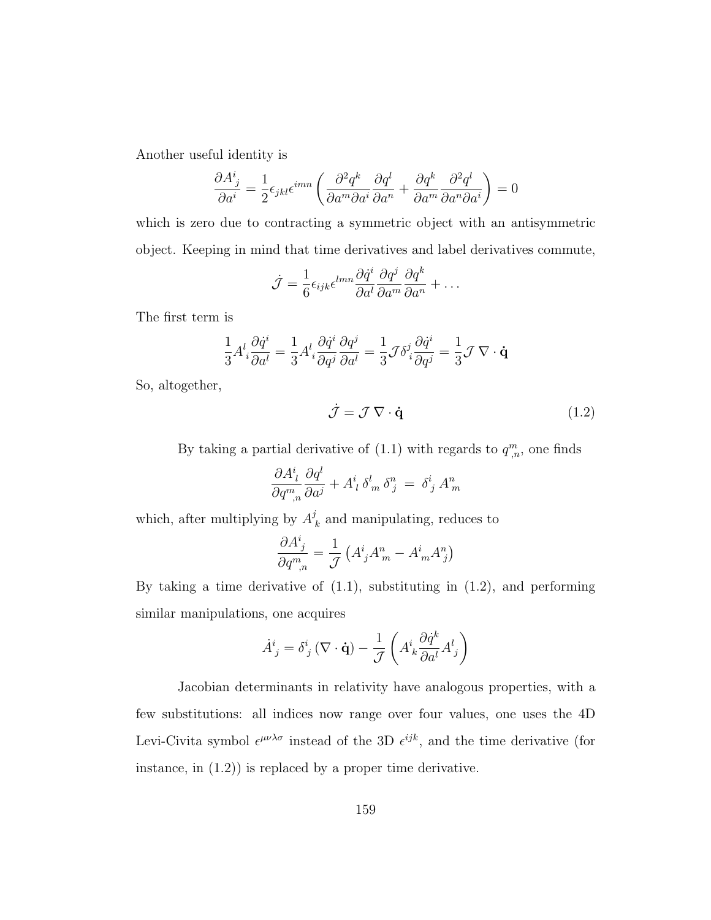Another useful identity is

$$\frac{\partial A^i{}_j}{\partial a^i} = \frac{1}{2}\epsilon_{jkl}\epsilon^{imn}\left(\frac{\partial^2 q^k}{\partial a^m \partial a^i}\frac{\partial q^l}{\partial a^n} + \frac{\partial q^k}{\partial a^m}\frac{\partial^2 q^l}{\partial a^n \partial a^i}\right) = 0$$

which is zero due to contracting a symmetric object with an antisymmetric object. Keeping in mind that time derivatives and label derivatives commute,

$$\dot{\mathcal{J}} = \frac{1}{6}\epsilon_{ijk}\epsilon^{lmn}\frac{\partial \dot{q}^i}{\partial a^l}\frac{\partial q^j}{\partial a^m}\frac{\partial q^k}{\partial a^n} + \ldots$$

The first term is

$$\frac{1}{3}A^l{}_i\frac{\partial \dot{q}^i}{\partial a^l} = \frac{1}{3}A^l{}_i\frac{\partial \dot{q}^i}{\partial q^j}\frac{\partial q^j}{\partial a^l} = \frac{1}{3}\mathcal{J}\delta^j{}_i\frac{\partial \dot{q}^i}{\partial q^j} = \frac{1}{3}\mathcal{J}\,\nabla\cdot\dot{\mathbf{q}}$$

So, altogether,

$$\dot{\mathcal{J}} = \mathcal{J}\,\nabla\cdot\dot{\mathbf{q}} \tag{1.2}$$

By taking a partial derivative of (1.1) with regards to $q^m_{,n}$, one finds

$$\frac{\partial A^i{}_l}{\partial q^m_{,n}}\frac{\partial q^l}{\partial a^j} + A^i{}_l\,\delta^l{}_m\,\delta^n{}_j \;=\; \delta^i{}_j\,A^n{}_m$$

which, after multiplying by $A^j{}_k$ and manipulating, reduces to

$$\frac{\partial A^i{}_j}{\partial q^m_{,n}} = \frac{1}{\mathcal{J}}\left(A^i{}_jA^n{}_m - A^i{}_mA^n{}_j\right)$$

By taking a time derivative of (1.1), substituting in (1.2), and performing similar manipulations, one acquires

$$\dot{A}^i{}_j = \delta^i{}_j\left(\nabla\cdot\dot{\mathbf{q}}\right) - \frac{1}{\mathcal{J}}\left(A^i{}_k\frac{\partial \dot{q}^k}{\partial a^l}A^l{}_j\right)$$

Jacobian determinants in relativity have analogous properties, with a few substitutions: all indices now range over four values, one uses the 4D Levi-Civita symbol $\epsilon^{\mu\nu\lambda\sigma}$ instead of the 3D $\epsilon^{ijk}$, and the time derivative (for instance, in (1.2)) is replaced by a proper time derivative.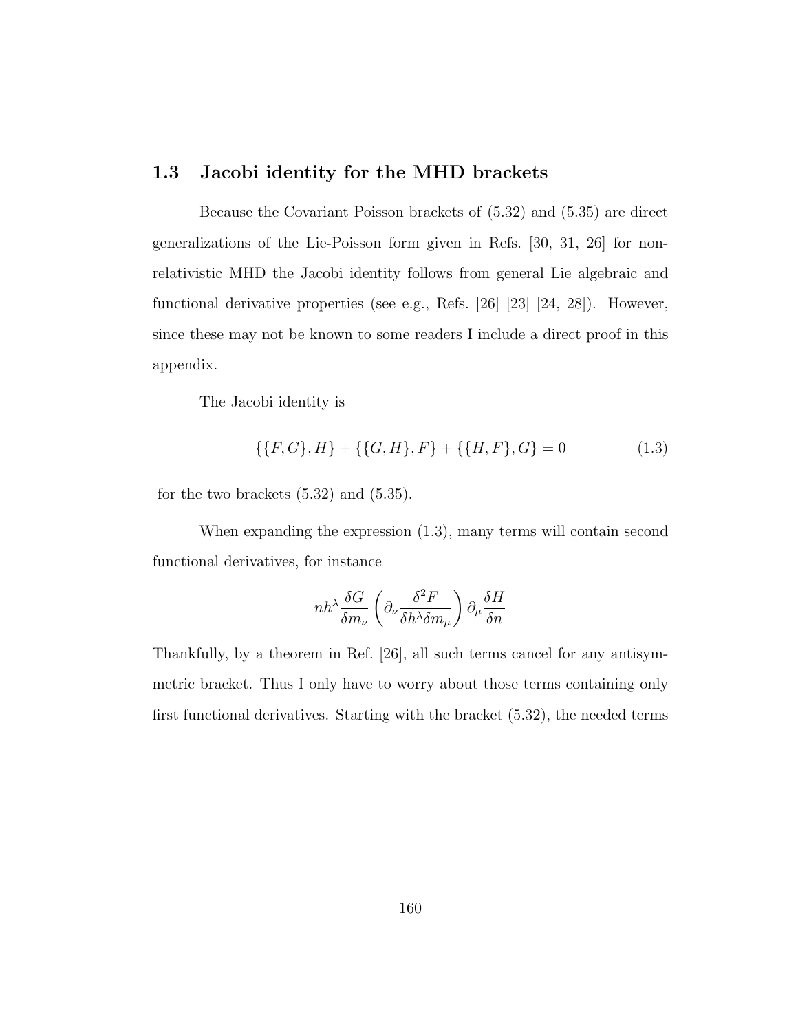## 1.3 Jacobi identity for the MHD brackets

Because the Covariant Poisson brackets of (5.32) and (5.35) are direct generalizations of the Lie-Poisson form given in Refs. [30, 31, 26] for non-relativistic MHD the Jacobi identity follows from general Lie algebraic and functional derivative properties (see e.g., Refs. [26] [23] [24, 28]). However, since these may not be known to some readers I include a direct proof in this appendix.

The Jacobi identity is

$$\{\{F,G\},H\} + \{\{G,H\},F\} + \{\{H,F\},G\} = 0 \tag{1.3}$$

for the two brackets (5.32) and (5.35).

When expanding the expression (1.3), many terms will contain second functional derivatives, for instance

$$nh^\lambda \frac{\delta G}{\delta m_\nu} \left( \partial_\nu \frac{\delta^2 F}{\delta h^\lambda \delta m_\mu} \right) \partial_\mu \frac{\delta H}{\delta n}$$

Thankfully, by a theorem in Ref. [26], all such terms cancel for any antisymmetric bracket. Thus I only have to worry about those terms containing only first functional derivatives. Starting with the bracket (5.32), the needed terms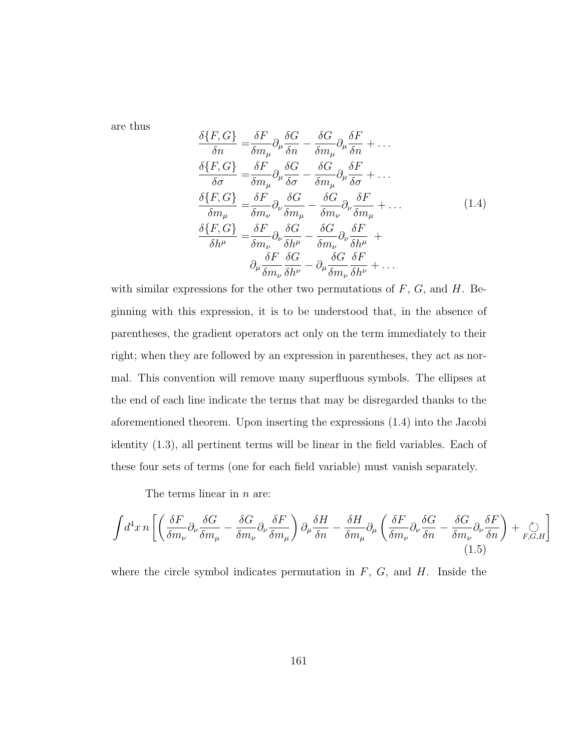are thus

$$
\begin{aligned}
\frac{\delta\{F,G\}}{\delta n} =& \frac{\delta F}{\delta m_\mu}\partial_\mu \frac{\delta G}{\delta n} - \frac{\delta G}{\delta m_\mu}\partial_\mu \frac{\delta F}{\delta n} + \dots \\
\frac{\delta\{F,G\}}{\delta \sigma} =& \frac{\delta F}{\delta m_\mu}\partial_\mu \frac{\delta G}{\delta \sigma} - \frac{\delta G}{\delta m_\mu}\partial_\mu \frac{\delta F}{\delta \sigma} + \dots \\
\frac{\delta\{F,G\}}{\delta m_\mu} =& \frac{\delta F}{\delta m_\nu}\partial_\nu \frac{\delta G}{\delta m_\mu} - \frac{\delta G}{\delta m_\nu}\partial_\nu \frac{\delta F}{\delta m_\mu} + \dots \\
\frac{\delta\{F,G\}}{\delta h^\mu} =& \frac{\delta F}{\delta m_\nu}\partial_\nu \frac{\delta G}{\delta h^\mu} - \frac{\delta G}{\delta m_\nu}\partial_\nu \frac{\delta F}{\delta h^\mu} + \\
& \partial_\mu \frac{\delta F}{\delta m_\nu}\frac{\delta G}{\delta h^\nu} - \partial_\mu \frac{\delta G}{\delta m_\nu}\frac{\delta F}{\delta h^\nu} + \dots
\end{aligned}
\tag{1.4}
$$

with similar expressions for the other two permutations of $F$, $G$, and $H$. Beginning with this expression, it is to be understood that, in the absence of parentheses, the gradient operators act only on the term immediately to their right; when they are followed by an expression in parentheses, they act as normal. This convention will remove many superfluous symbols. The ellipses at the end of each line indicate the terms that may be disregarded thanks to the aforementioned theorem. Upon inserting the expressions (1.4) into the Jacobi identity (1.3), all pertinent terms will be linear in the field variables. Each of these four sets of terms (one for each field variable) must vanish separately.

The terms linear in $n$ are:

$$
\int d^4x\, n\left[\left(\frac{\delta F}{\delta m_\nu}\partial_\nu \frac{\delta G}{\delta m_\mu} - \frac{\delta G}{\delta m_\nu}\partial_\nu \frac{\delta F}{\delta m_\mu}\right)\partial_\mu \frac{\delta H}{\delta n} - \frac{\delta H}{\delta m_\mu}\partial_\mu\left(\frac{\delta F}{\delta m_\nu}\partial_\nu \frac{\delta G}{\delta n} - \frac{\delta G}{\delta m_\nu}\partial_\nu \frac{\delta F}{\delta n}\right) + \circlearrowleft_{F,G,H}\right]
\tag{1.5}
$$

where the circle symbol indicates permutation in $F$, $G$, and $H$. Inside the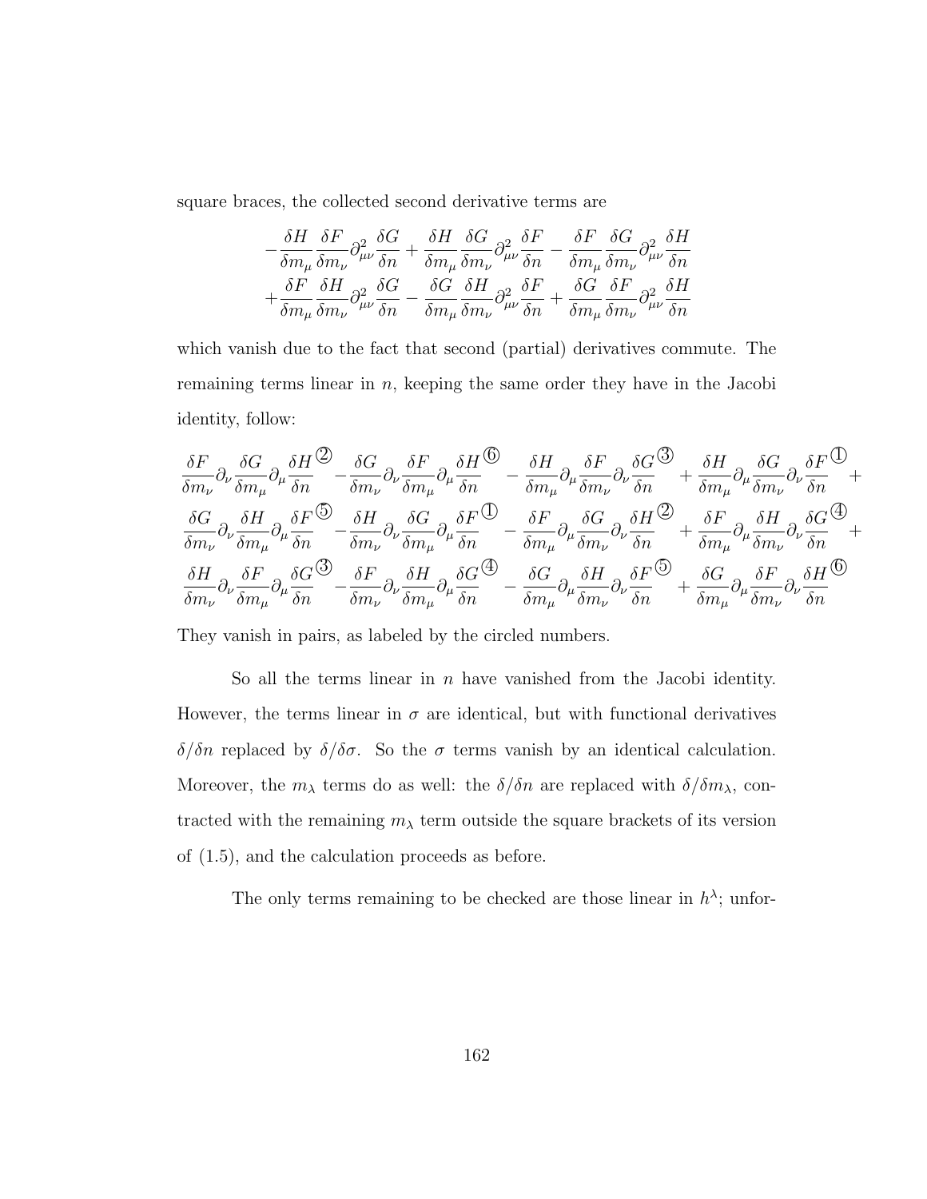square braces, the collected second derivative terms are

$$
\begin{array}{l}
-\dfrac{\delta H}{\delta m_\mu}\dfrac{\delta F}{\delta m_\nu}\partial^2_{\mu\nu}\dfrac{\delta G}{\delta n}+\dfrac{\delta H}{\delta m_\mu}\dfrac{\delta G}{\delta m_\nu}\partial^2_{\mu\nu}\dfrac{\delta F}{\delta n}-\dfrac{\delta F}{\delta m_\mu}\dfrac{\delta G}{\delta m_\nu}\partial^2_{\mu\nu}\dfrac{\delta H}{\delta n}\\
+\dfrac{\delta F}{\delta m_\mu}\dfrac{\delta H}{\delta m_\nu}\partial^2_{\mu\nu}\dfrac{\delta G}{\delta n}-\dfrac{\delta G}{\delta m_\mu}\dfrac{\delta H}{\delta m_\nu}\partial^2_{\mu\nu}\dfrac{\delta F}{\delta n}+\dfrac{\delta G}{\delta m_\mu}\dfrac{\delta F}{\delta m_\nu}\partial^2_{\mu\nu}\dfrac{\delta H}{\delta n}
\end{array}
$$

which vanish due to the fact that second (partial) derivatives commute. The remaining terms linear in $n$, keeping the same order they have in the Jacobi identity, follow:

$$
\begin{array}{l}
\dfrac{\delta F}{\delta m_\nu}\partial_\nu\dfrac{\delta G}{\delta m_\mu}\partial_\mu\dfrac{\delta H}{\delta n}^{②}-\dfrac{\delta G}{\delta m_\nu}\partial_\nu\dfrac{\delta F}{\delta m_\mu}\partial_\mu\dfrac{\delta H}{\delta n}^{⑥}-\dfrac{\delta H}{\delta m_\mu}\partial_\mu\dfrac{\delta F}{\delta m_\nu}\partial_\nu\dfrac{\delta G}{\delta n}^{③}+\dfrac{\delta H}{\delta m_\mu}\partial_\mu\dfrac{\delta G}{\delta m_\nu}\partial_\nu\dfrac{\delta F}{\delta n}^{①}+\\
\dfrac{\delta G}{\delta m_\nu}\partial_\nu\dfrac{\delta H}{\delta m_\mu}\partial_\mu\dfrac{\delta F}{\delta n}^{⑤}-\dfrac{\delta H}{\delta m_\nu}\partial_\nu\dfrac{\delta G}{\delta m_\mu}\partial_\mu\dfrac{\delta F}{\delta n}^{①}-\dfrac{\delta F}{\delta m_\mu}\partial_\mu\dfrac{\delta G}{\delta m_\nu}\partial_\nu\dfrac{\delta H}{\delta n}^{②}+\dfrac{\delta F}{\delta m_\mu}\partial_\mu\dfrac{\delta H}{\delta m_\nu}\partial_\nu\dfrac{\delta G}{\delta n}^{④}+\\
\dfrac{\delta H}{\delta m_\nu}\partial_\nu\dfrac{\delta F}{\delta m_\mu}\partial_\mu\dfrac{\delta G}{\delta n}^{③}-\dfrac{\delta F}{\delta m_\nu}\partial_\nu\dfrac{\delta H}{\delta m_\mu}\partial_\mu\dfrac{\delta G}{\delta n}^{④}-\dfrac{\delta G}{\delta m_\mu}\partial_\mu\dfrac{\delta H}{\delta m_\nu}\partial_\nu\dfrac{\delta F}{\delta n}^{⑤}+\dfrac{\delta G}{\delta m_\mu}\partial_\mu\dfrac{\delta F}{\delta m_\nu}\partial_\nu\dfrac{\delta H}{\delta n}^{⑥}
\end{array}
$$

They vanish in pairs, as labeled by the circled numbers.

So all the terms linear in $n$ have vanished from the Jacobi identity. However, the terms linear in $\sigma$ are identical, but with functional derivatives $\delta/\delta n$ replaced by $\delta/\delta\sigma$. So the $\sigma$ terms vanish by an identical calculation. Moreover, the $m_\lambda$ terms do as well: the $\delta/\delta n$ are replaced with $\delta/\delta m_\lambda$, contracted with the remaining $m_\lambda$ term outside the square brackets of its version of (1.5), and the calculation proceeds as before.

The only terms remaining to be checked are those linear in $h^\lambda$; unfor-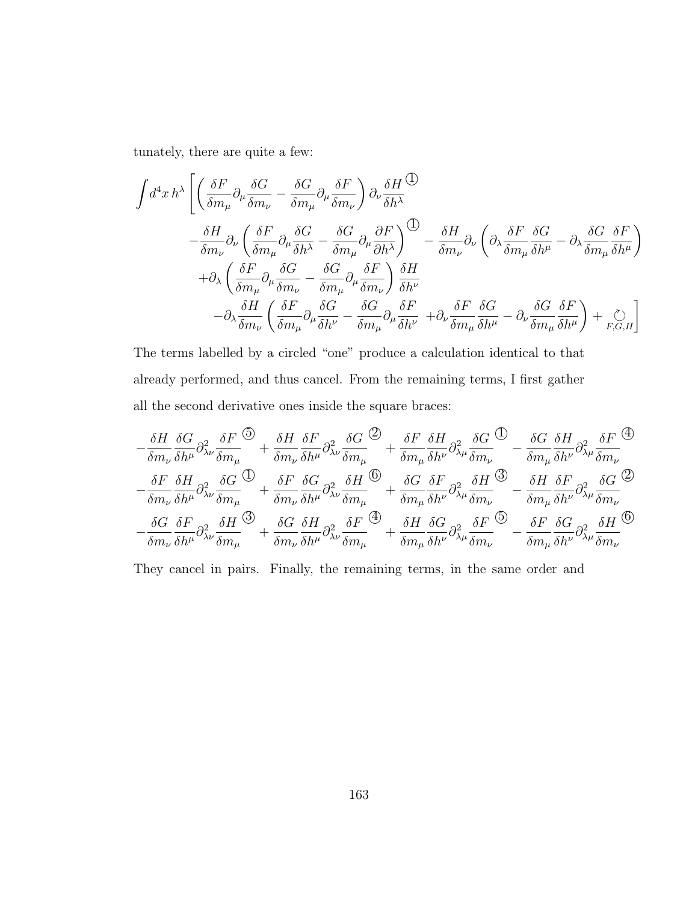tunately, there are quite a few:

$$
\begin{aligned}
\int d^4x\, h^\lambda \Bigg[ & \left( \frac{\delta F}{\delta m_\mu} \partial_\mu \frac{\delta G}{\delta m_\nu} - \frac{\delta G}{\delta m_\mu} \partial_\mu \frac{\delta F}{\delta m_\nu} \right) \partial_\nu \frac{\delta H}{\delta h^\lambda}^{\text{①}} \\
& - \frac{\delta H}{\delta m_\nu} \partial_\nu \left( \frac{\delta F}{\delta m_\mu} \partial_\mu \frac{\delta G}{\delta h^\lambda} - \frac{\delta G}{\delta m_\mu} \partial_\mu \frac{\partial F}{\partial h^\lambda} \right)^{\text{①}} - \frac{\delta H}{\delta m_\nu} \partial_\nu \left( \partial_\lambda \frac{\delta F}{\delta m_\mu} \frac{\delta G}{\delta h^\mu} - \partial_\lambda \frac{\delta G}{\delta m_\mu} \frac{\delta F}{\delta h^\mu} \right) \\
& + \partial_\lambda \left( \frac{\delta F}{\delta m_\mu} \partial_\mu \frac{\delta G}{\delta m_\nu} - \frac{\delta G}{\delta m_\mu} \partial_\mu \frac{\delta F}{\delta m_\nu} \right) \frac{\delta H}{\delta h^\nu} \\
& - \partial_\lambda \frac{\delta H}{\delta m_\nu} \left( \frac{\delta F}{\delta m_\mu} \partial_\mu \frac{\delta G}{\delta h^\nu} - \frac{\delta G}{\delta m_\mu} \partial_\mu \frac{\delta F}{\delta h^\nu} + \partial_\nu \frac{\delta F}{\delta m_\mu} \frac{\delta G}{\delta h^\mu} - \partial_\nu \frac{\delta G}{\delta m_\mu} \frac{\delta F}{\delta h^\mu} \right) + \circlearrowleft_{F,G,H} \Bigg]
\end{aligned}
$$

The terms labelled by a circled "one" produce a calculation identical to that already performed, and thus cancel. From the remaining terms, I first gather all the second derivative ones inside the square braces:

$$
\begin{aligned}
& -\frac{\delta H}{\delta m_\nu} \frac{\delta G}{\delta h^\mu} \partial^2_{\lambda\nu} \frac{\delta F}{\delta m_\mu}^{\text{⑤}} + \frac{\delta H}{\delta m_\nu} \frac{\delta F}{\delta h^\mu} \partial^2_{\lambda\nu} \frac{\delta G}{\delta m_\mu}^{\text{②}} + \frac{\delta F}{\delta m_\mu} \frac{\delta H}{\delta h^\nu} \partial^2_{\lambda\mu} \frac{\delta G}{\delta m_\nu}^{\text{①}} - \frac{\delta G}{\delta m_\mu} \frac{\delta H}{\delta h^\nu} \partial^2_{\lambda\mu} \frac{\delta F}{\delta m_\nu}^{\text{④}} \\
& -\frac{\delta F}{\delta m_\nu} \frac{\delta H}{\delta h^\mu} \partial^2_{\lambda\nu} \frac{\delta G}{\delta m_\mu}^{\text{①}} + \frac{\delta F}{\delta m_\nu} \frac{\delta G}{\delta h^\mu} \partial^2_{\lambda\nu} \frac{\delta H}{\delta m_\mu}^{\text{⑥}} + \frac{\delta G}{\delta m_\mu} \frac{\delta F}{\delta h^\nu} \partial^2_{\lambda\mu} \frac{\delta H}{\delta m_\nu}^{\text{③}} - \frac{\delta H}{\delta m_\mu} \frac{\delta F}{\delta h^\nu} \partial^2_{\lambda\mu} \frac{\delta G}{\delta m_\nu}^{\text{②}} \\
& -\frac{\delta G}{\delta m_\nu} \frac{\delta F}{\delta h^\mu} \partial^2_{\lambda\nu} \frac{\delta H}{\delta m_\mu}^{\text{③}} + \frac{\delta G}{\delta m_\nu} \frac{\delta H}{\delta h^\mu} \partial^2_{\lambda\nu} \frac{\delta F}{\delta m_\mu}^{\text{④}} + \frac{\delta H}{\delta m_\mu} \frac{\delta G}{\delta h^\nu} \partial^2_{\lambda\mu} \frac{\delta F}{\delta m_\nu}^{\text{⑤}} - \frac{\delta F}{\delta m_\mu} \frac{\delta G}{\delta h^\nu} \partial^2_{\lambda\mu} \frac{\delta H}{\delta m_\nu}^{\text{⑥}}
\end{aligned}
$$

They cancel in pairs. Finally, the remaining terms, in the same order and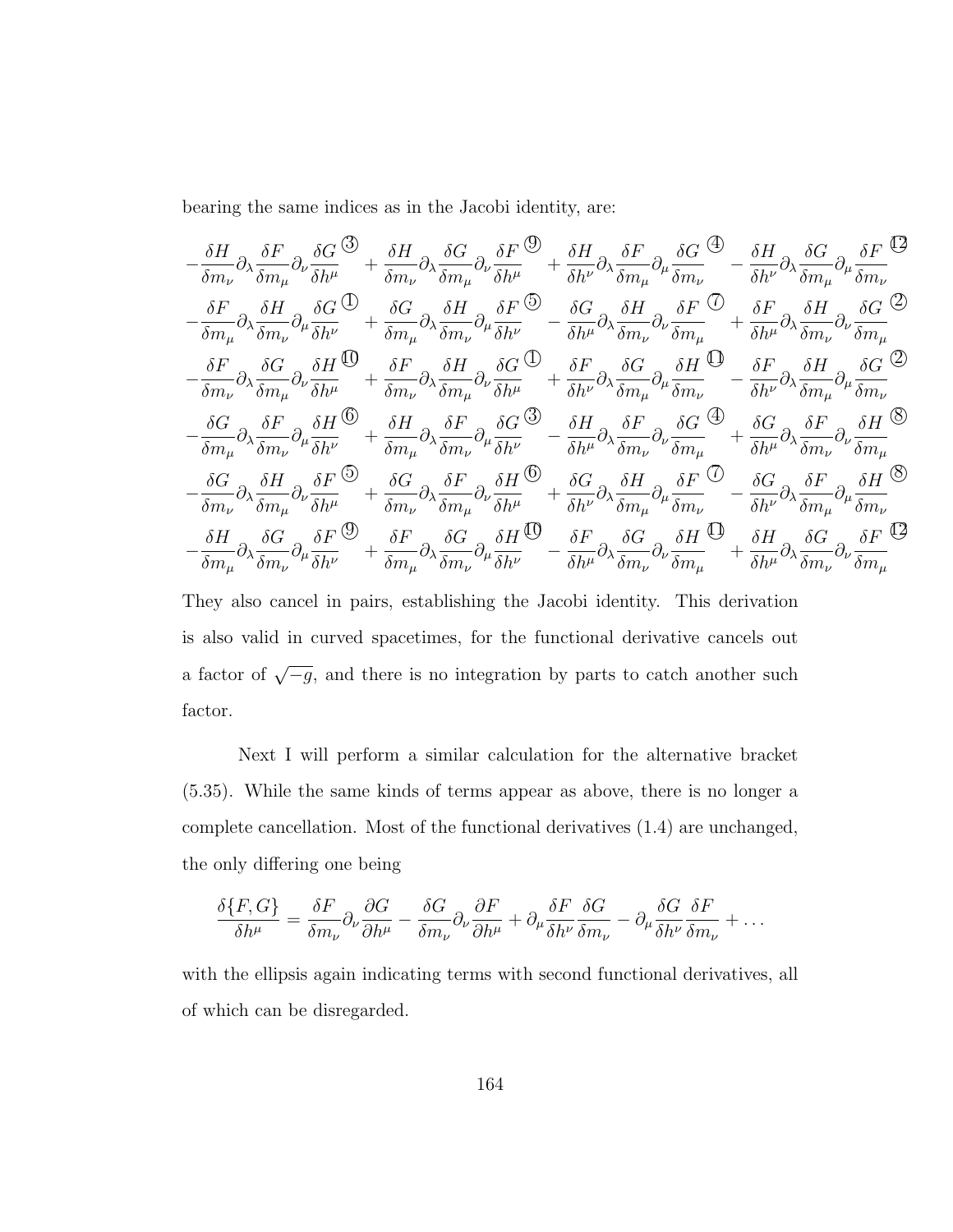bearing the same indices as in the Jacobi identity, are:

$$
\begin{aligned}
&-\frac{\delta H}{\delta m_\nu}\partial_\lambda\frac{\delta F}{\delta m_\mu}\partial_\nu\frac{\delta G}{\delta h^\mu}^{③} + \frac{\delta H}{\delta m_\nu}\partial_\lambda\frac{\delta G}{\delta m_\mu}\partial_\nu\frac{\delta F}{\delta h^\mu}^{⑨} + \frac{\delta H}{\delta h^\nu}\partial_\lambda\frac{\delta F}{\delta m_\mu}\partial_\mu\frac{\delta G}{\delta m_\nu}^{④} - \frac{\delta H}{\delta h^\nu}\partial_\lambda\frac{\delta G}{\delta m_\mu}\partial_\mu\frac{\delta F}{\delta m_\nu}^{⑫}\\
&-\frac{\delta F}{\delta m_\mu}\partial_\lambda\frac{\delta H}{\delta m_\nu}\partial_\mu\frac{\delta G}{\delta h^\nu}^{①} + \frac{\delta G}{\delta m_\mu}\partial_\lambda\frac{\delta H}{\delta m_\nu}\partial_\mu\frac{\delta F}{\delta h^\nu}^{⑤} - \frac{\delta G}{\delta h^\mu}\partial_\lambda\frac{\delta H}{\delta m_\nu}\partial_\nu\frac{\delta F}{\delta m_\mu}^{⑦} + \frac{\delta F}{\delta h^\mu}\partial_\lambda\frac{\delta H}{\delta m_\nu}\partial_\nu\frac{\delta G}{\delta m_\mu}^{②}\\
&-\frac{\delta F}{\delta m_\nu}\partial_\lambda\frac{\delta G}{\delta m_\mu}\partial_\nu\frac{\delta H}{\delta h^\mu}^{⑩} + \frac{\delta F}{\delta m_\nu}\partial_\lambda\frac{\delta H}{\delta m_\mu}\partial_\nu\frac{\delta G}{\delta h^\mu}^{①} + \frac{\delta F}{\delta h^\nu}\partial_\lambda\frac{\delta G}{\delta m_\mu}\partial_\mu\frac{\delta H}{\delta m_\nu}^{⑪} - \frac{\delta F}{\delta h^\nu}\partial_\lambda\frac{\delta H}{\delta m_\mu}\partial_\mu\frac{\delta G}{\delta m_\nu}^{②}\\
&-\frac{\delta G}{\delta m_\mu}\partial_\lambda\frac{\delta F}{\delta m_\nu}\partial_\mu\frac{\delta H}{\delta h^\nu}^{⑥} + \frac{\delta H}{\delta m_\mu}\partial_\lambda\frac{\delta F}{\delta m_\nu}\partial_\mu\frac{\delta G}{\delta h^\nu}^{③} - \frac{\delta H}{\delta h^\mu}\partial_\lambda\frac{\delta F}{\delta m_\nu}\partial_\nu\frac{\delta G}{\delta m_\mu}^{④} + \frac{\delta G}{\delta h^\mu}\partial_\lambda\frac{\delta F}{\delta m_\nu}\partial_\nu\frac{\delta H}{\delta m_\mu}^{⑧}\\
&-\frac{\delta G}{\delta m_\nu}\partial_\lambda\frac{\delta H}{\delta m_\mu}\partial_\nu\frac{\delta F}{\delta h^\mu}^{⑤} + \frac{\delta G}{\delta m_\nu}\partial_\lambda\frac{\delta F}{\delta m_\mu}\partial_\nu\frac{\delta H}{\delta h^\mu}^{⑥} + \frac{\delta G}{\delta h^\nu}\partial_\lambda\frac{\delta H}{\delta m_\mu}\partial_\mu\frac{\delta F}{\delta m_\nu}^{⑦} - \frac{\delta G}{\delta h^\nu}\partial_\lambda\frac{\delta F}{\delta m_\mu}\partial_\mu\frac{\delta H}{\delta m_\nu}^{⑧}\\
&-\frac{\delta H}{\delta m_\mu}\partial_\lambda\frac{\delta G}{\delta m_\nu}\partial_\mu\frac{\delta F}{\delta h^\nu}^{⑨} + \frac{\delta F}{\delta m_\mu}\partial_\lambda\frac{\delta G}{\delta m_\nu}\partial_\mu\frac{\delta H}{\delta h^\nu}^{⑩} - \frac{\delta F}{\delta h^\mu}\partial_\lambda\frac{\delta G}{\delta m_\nu}\partial_\nu\frac{\delta H}{\delta m_\mu}^{⑪} + \frac{\delta H}{\delta h^\mu}\partial_\lambda\frac{\delta G}{\delta m_\nu}\partial_\nu\frac{\delta F}{\delta m_\mu}^{⑫}
\end{aligned}
$$

They also cancel in pairs, establishing the Jacobi identity. This derivation is also valid in curved spacetimes, for the functional derivative cancels out a factor of $\sqrt{-g}$, and there is no integration by parts to catch another such factor.

Next I will perform a similar calculation for the alternative bracket (5.35). While the same kinds of terms appear as above, there is no longer a complete cancellation. Most of the functional derivatives (1.4) are unchanged, the only differing one being

$$
\frac{\delta\{F,G\}}{\delta h^\mu} = \frac{\delta F}{\delta m_\nu}\partial_\nu\frac{\partial G}{\partial h^\mu} - \frac{\delta G}{\delta m_\nu}\partial_\nu\frac{\partial F}{\partial h^\mu} + \partial_\mu\frac{\delta F}{\delta h^\nu}\frac{\delta G}{\delta m_\nu} - \partial_\mu\frac{\delta G}{\delta h^\nu}\frac{\delta F}{\delta m_\nu} + \ldots
$$

with the ellipsis again indicating terms with second functional derivatives, all of which can be disregarded.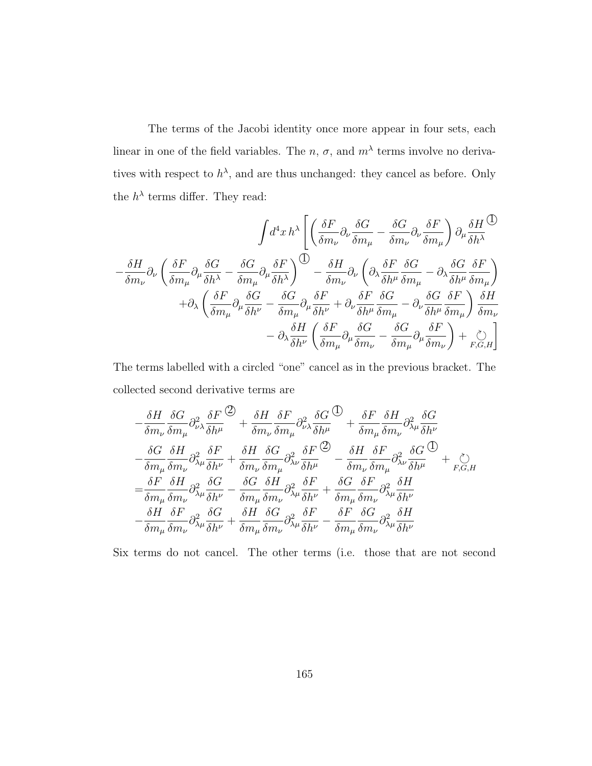The terms of the Jacobi identity once more appear in four sets, each linear in one of the field variables. The $n$, $\sigma$, and $m^\lambda$ terms involve no derivatives with respect to $h^\lambda$, and are thus unchanged: they cancel as before. Only the $h^\lambda$ terms differ. They read:

$$
\begin{aligned}
\int d^4x\, h^\lambda \Bigg[ & \left( \frac{\delta F}{\delta m_\nu} \partial_\nu \frac{\delta G}{\delta m_\mu} - \frac{\delta G}{\delta m_\nu} \partial_\nu \frac{\delta F}{\delta m_\mu} \right) \partial_\mu \frac{\delta H}{\delta h^\lambda}^{\text{①}} \\
& - \frac{\delta H}{\delta m_\nu} \partial_\nu \left( \frac{\delta F}{\delta m_\mu} \partial_\mu \frac{\delta G}{\delta h^\lambda} - \frac{\delta G}{\delta m_\mu} \partial_\mu \frac{\delta F}{\delta h^\lambda} \right)^{\text{①}} - \frac{\delta H}{\delta m_\nu} \partial_\nu \left( \partial_\lambda \frac{\delta F}{\delta h^\mu} \frac{\delta G}{\delta m_\mu} - \partial_\lambda \frac{\delta G}{\delta h^\mu} \frac{\delta F}{\delta m_\mu} \right) \\
& + \partial_\lambda \left( \frac{\delta F}{\delta m_\mu} \partial_\mu \frac{\delta G}{\delta h^\nu} - \frac{\delta G}{\delta m_\mu} \partial_\mu \frac{\delta F}{\delta h^\nu} + \partial_\nu \frac{\delta F}{\delta h^\mu} \frac{\delta G}{\delta m_\mu} - \partial_\nu \frac{\delta G}{\delta h^\mu} \frac{\delta F}{\delta m_\mu} \right) \frac{\delta H}{\delta m_\nu} \\
& - \partial_\lambda \frac{\delta H}{\delta h^\nu} \left( \frac{\delta F}{\delta m_\mu} \partial_\mu \frac{\delta G}{\delta m_\nu} - \frac{\delta G}{\delta m_\mu} \partial_\mu \frac{\delta F}{\delta m_\nu} \right) + \circlearrowleft_{F,G,H} \Bigg]
\end{aligned}
$$

The terms labelled with a circled "one" cancel as in the previous bracket. The collected second derivative terms are

$$
\begin{aligned}
& - \frac{\delta H}{\delta m_\nu} \frac{\delta G}{\delta m_\mu} \partial^2_{\nu\lambda} \frac{\delta F}{\delta h^\mu}^{\text{②}} + \frac{\delta H}{\delta m_\nu} \frac{\delta F}{\delta m_\mu} \partial^2_{\nu\lambda} \frac{\delta G}{\delta h^\mu}^{\text{①}} + \frac{\delta F}{\delta m_\mu} \frac{\delta H}{\delta m_\nu} \partial^2_{\lambda\mu} \frac{\delta G}{\delta h^\nu} \\
& - \frac{\delta G}{\delta m_\mu} \frac{\delta H}{\delta m_\nu} \partial^2_{\lambda\mu} \frac{\delta F}{\delta h^\nu} + \frac{\delta H}{\delta m_\nu} \frac{\delta G}{\delta m_\mu} \partial^2_{\lambda\nu} \frac{\delta F}{\delta h^\mu}^{\text{②}} - \frac{\delta H}{\delta m_\nu} \frac{\delta F}{\delta m_\mu} \partial^2_{\lambda\nu} \frac{\delta G}{\delta h^\mu}^{\text{①}} + \circlearrowleft_{F,G,H} \\
= & \frac{\delta F}{\delta m_\mu} \frac{\delta H}{\delta m_\nu} \partial^2_{\lambda\mu} \frac{\delta G}{\delta h^\nu} - \frac{\delta G}{\delta m_\mu} \frac{\delta H}{\delta m_\nu} \partial^2_{\lambda\mu} \frac{\delta F}{\delta h^\nu} + \frac{\delta G}{\delta m_\mu} \frac{\delta F}{\delta m_\nu} \partial^2_{\lambda\mu} \frac{\delta H}{\delta h^\nu} \\
& - \frac{\delta H}{\delta m_\mu} \frac{\delta F}{\delta m_\nu} \partial^2_{\lambda\mu} \frac{\delta G}{\delta h^\nu} + \frac{\delta H}{\delta m_\mu} \frac{\delta G}{\delta m_\nu} \partial^2_{\lambda\mu} \frac{\delta F}{\delta h^\nu} - \frac{\delta F}{\delta m_\mu} \frac{\delta G}{\delta m_\nu} \partial^2_{\lambda\mu} \frac{\delta H}{\delta h^\nu}
\end{aligned}
$$

Six terms do not cancel. The other terms (i.e. those that are not second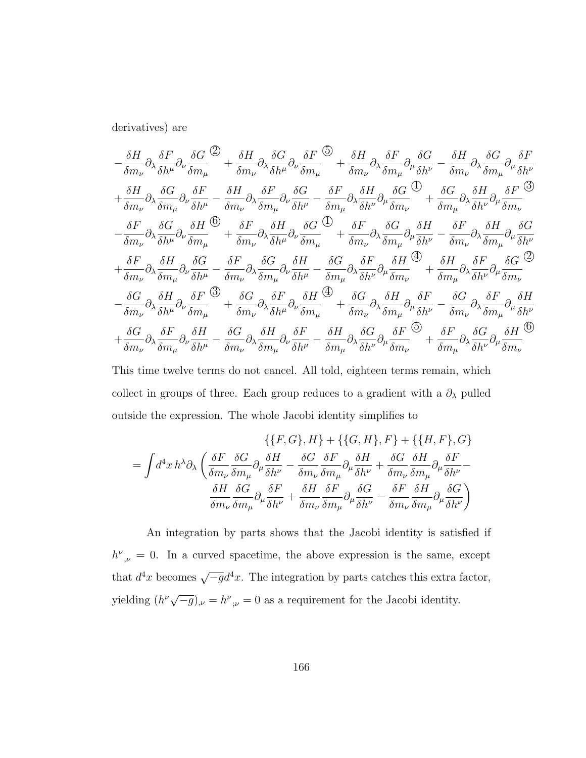derivatives) are

$$
\begin{aligned}
&-\frac{\delta H}{\delta m_\nu}\partial_\lambda\frac{\delta F}{\delta h^\mu}\partial_\nu\frac{\delta G}{\delta m_\mu}^{②} + \frac{\delta H}{\delta m_\nu}\partial_\lambda\frac{\delta G}{\delta h^\mu}\partial_\nu\frac{\delta F}{\delta m_\mu}^{⑤} + \frac{\delta H}{\delta m_\nu}\partial_\lambda\frac{\delta F}{\delta m_\mu}\partial_\mu\frac{\delta G}{\delta h^\nu} - \frac{\delta H}{\delta m_\nu}\partial_\lambda\frac{\delta G}{\delta m_\mu}\partial_\mu\frac{\delta F}{\delta h^\nu} \\
&+\frac{\delta H}{\delta m_\nu}\partial_\lambda\frac{\delta G}{\delta m_\mu}\partial_\nu\frac{\delta F}{\delta h^\mu} - \frac{\delta H}{\delta m_\nu}\partial_\lambda\frac{\delta F}{\delta m_\mu}\partial_\nu\frac{\delta G}{\delta h^\mu} - \frac{\delta F}{\delta m_\mu}\partial_\lambda\frac{\delta H}{\delta h^\nu}\partial_\mu\frac{\delta G}{\delta m_\nu}^{①} + \frac{\delta G}{\delta m_\mu}\partial_\lambda\frac{\delta H}{\delta h^\nu}\partial_\mu\frac{\delta F}{\delta m_\nu}^{③} \\
&-\frac{\delta F}{\delta m_\nu}\partial_\lambda\frac{\delta G}{\delta h^\mu}\partial_\nu\frac{\delta H}{\delta m_\mu}^{⑥} + \frac{\delta F}{\delta m_\nu}\partial_\lambda\frac{\delta H}{\delta h^\mu}\partial_\nu\frac{\delta G}{\delta m_\mu}^{①} + \frac{\delta F}{\delta m_\nu}\partial_\lambda\frac{\delta G}{\delta m_\mu}\partial_\mu\frac{\delta H}{\delta h^\nu} - \frac{\delta F}{\delta m_\nu}\partial_\lambda\frac{\delta H}{\delta m_\mu}\partial_\mu\frac{\delta G}{\delta h^\nu} \\
&+\frac{\delta F}{\delta m_\nu}\partial_\lambda\frac{\delta H}{\delta m_\mu}\partial_\nu\frac{\delta G}{\delta h^\mu} - \frac{\delta F}{\delta m_\nu}\partial_\lambda\frac{\delta G}{\delta m_\mu}\partial_\nu\frac{\delta H}{\delta h^\mu} - \frac{\delta G}{\delta m_\mu}\partial_\lambda\frac{\delta F}{\delta h^\nu}\partial_\mu\frac{\delta H}{\delta m_\nu}^{④} + \frac{\delta H}{\delta m_\mu}\partial_\lambda\frac{\delta F}{\delta h^\nu}\partial_\mu\frac{\delta G}{\delta m_\nu}^{②} \\
&-\frac{\delta G}{\delta m_\nu}\partial_\lambda\frac{\delta H}{\delta h^\mu}\partial_\nu\frac{\delta F}{\delta m_\mu}^{③} + \frac{\delta G}{\delta m_\nu}\partial_\lambda\frac{\delta F}{\delta h^\mu}\partial_\nu\frac{\delta H}{\delta m_\mu}^{④} + \frac{\delta G}{\delta m_\nu}\partial_\lambda\frac{\delta H}{\delta m_\mu}\partial_\mu\frac{\delta F}{\delta h^\nu} - \frac{\delta G}{\delta m_\nu}\partial_\lambda\frac{\delta F}{\delta m_\mu}\partial_\mu\frac{\delta H}{\delta h^\nu} \\
&+\frac{\delta G}{\delta m_\nu}\partial_\lambda\frac{\delta F}{\delta m_\mu}\partial_\nu\frac{\delta H}{\delta h^\mu} - \frac{\delta G}{\delta m_\nu}\partial_\lambda\frac{\delta H}{\delta m_\mu}\partial_\nu\frac{\delta F}{\delta h^\mu} - \frac{\delta H}{\delta m_\mu}\partial_\lambda\frac{\delta G}{\delta h^\nu}\partial_\mu\frac{\delta F}{\delta m_\nu}^{⑤} + \frac{\delta F}{\delta m_\mu}\partial_\lambda\frac{\delta G}{\delta h^\nu}\partial_\mu\frac{\delta H}{\delta m_\nu}^{⑥}
\end{aligned}
$$

This time twelve terms do not cancel. All told, eighteen terms remain, which collect in groups of three. Each group reduces to a gradient with a $\partial_\lambda$ pulled outside the expression. The whole Jacobi identity simplifies to

$$
\begin{aligned}
&\{\{F, G\}, H\} + \{\{G, H\}, F\} + \{\{H, F\}, G\} \\
&= \int d^4x\, h^\lambda \partial_\lambda \left( \frac{\delta F}{\delta m_\nu}\frac{\delta G}{\delta m_\mu}\partial_\mu\frac{\delta H}{\delta h^\nu} - \frac{\delta G}{\delta m_\nu}\frac{\delta F}{\delta m_\mu}\partial_\mu\frac{\delta H}{\delta h^\nu} + \frac{\delta G}{\delta m_\nu}\frac{\delta H}{\delta m_\mu}\partial_\mu\frac{\delta F}{\delta h^\nu} - \right. \\
&\qquad \left. \frac{\delta H}{\delta m_\nu}\frac{\delta G}{\delta m_\mu}\partial_\mu\frac{\delta F}{\delta h^\nu} + \frac{\delta H}{\delta m_\nu}\frac{\delta F}{\delta m_\mu}\partial_\mu\frac{\delta G}{\delta h^\nu} - \frac{\delta F}{\delta m_\nu}\frac{\delta H}{\delta m_\mu}\partial_\mu\frac{\delta G}{\delta h^\nu} \right)
\end{aligned}
$$

An integration by parts shows that the Jacobi identity is satisfied if $h^\nu{}_{,\nu} = 0$. In a curved spacetime, the above expression is the same, except that $d^4x$ becomes $\sqrt{-g}d^4x$. The integration by parts catches this extra factor, yielding $(h^\nu\sqrt{-g})_{,\nu} = h^\nu{}_{;\nu} = 0$ as a requirement for the Jacobi identity.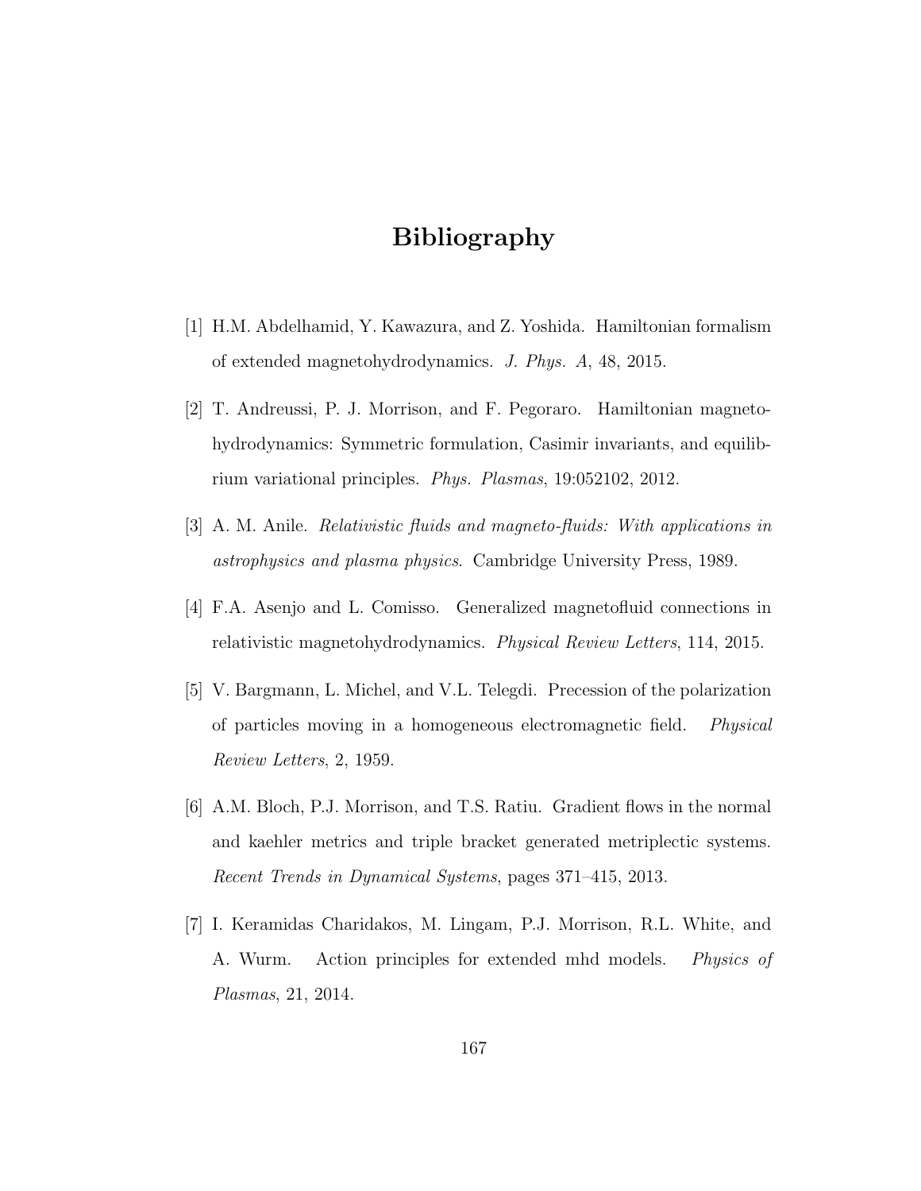# Bibliography

[1] H.M. Abdelhamid, Y. Kawazura, and Z. Yoshida. Hamiltonian formalism of extended magnetohydrodynamics. *J. Phys. A*, 48, 2015.

[2] T. Andreussi, P. J. Morrison, and F. Pegoraro. Hamiltonian magnetohydrodynamics: Symmetric formulation, Casimir invariants, and equilibrium variational principles. *Phys. Plasmas*, 19:052102, 2012.

[3] A. M. Anile. *Relativistic fluids and magneto-fluids: With applications in astrophysics and plasma physics*. Cambridge University Press, 1989.

[4] F.A. Asenjo and L. Comisso. Generalized magnetofluid connections in relativistic magnetohydrodynamics. *Physical Review Letters*, 114, 2015.

[5] V. Bargmann, L. Michel, and V.L. Telegdi. Precession of the polarization of particles moving in a homogeneous electromagnetic field. *Physical Review Letters*, 2, 1959.

[6] A.M. Bloch, P.J. Morrison, and T.S. Ratiu. Gradient flows in the normal and kaehler metrics and triple bracket generated metriplectic systems. *Recent Trends in Dynamical Systems*, pages 371–415, 2013.

[7] I. Keramidas Charidakos, M. Lingam, P.J. Morrison, R.L. White, and A. Wurm. Action principles for extended mhd models. *Physics of Plasmas*, 21, 2014.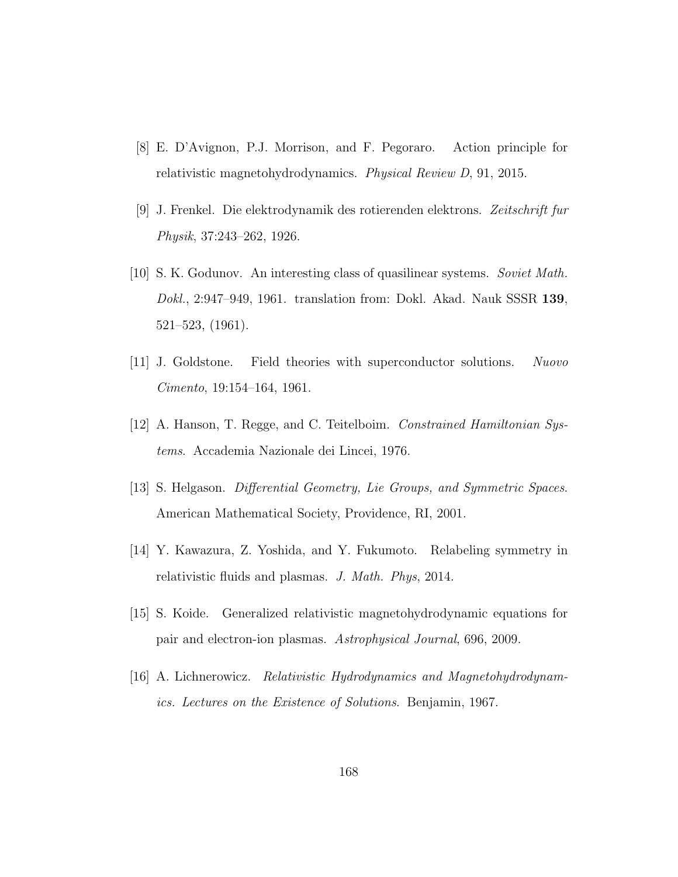[8] E. D'Avignon, P.J. Morrison, and F. Pegoraro. Action principle for relativistic magnetohydrodynamics. *Physical Review D*, 91, 2015.

[9] J. Frenkel. Die elektrodynamik des rotierenden elektrons. *Zeitschrift fur Physik*, 37:243–262, 1926.

[10] S. K. Godunov. An interesting class of quasilinear systems. *Soviet Math. Dokl.*, 2:947–949, 1961. translation from: Dokl. Akad. Nauk SSSR **139**, 521–523, (1961).

[11] J. Goldstone. Field theories with superconductor solutions. *Nuovo Cimento*, 19:154–164, 1961.

[12] A. Hanson, T. Regge, and C. Teitelboim. *Constrained Hamiltonian Systems*. Accademia Nazionale dei Lincei, 1976.

[13] S. Helgason. *Differential Geometry, Lie Groups, and Symmetric Spaces*. American Mathematical Society, Providence, RI, 2001.

[14] Y. Kawazura, Z. Yoshida, and Y. Fukumoto. Relabeling symmetry in relativistic fluids and plasmas. *J. Math. Phys*, 2014.

[15] S. Koide. Generalized relativistic magnetohydrodynamic equations for pair and electron-ion plasmas. *Astrophysical Journal*, 696, 2009.

[16] A. Lichnerowicz. *Relativistic Hydrodynamics and Magnetohydrodynamics. Lectures on the Existence of Solutions*. Benjamin, 1967.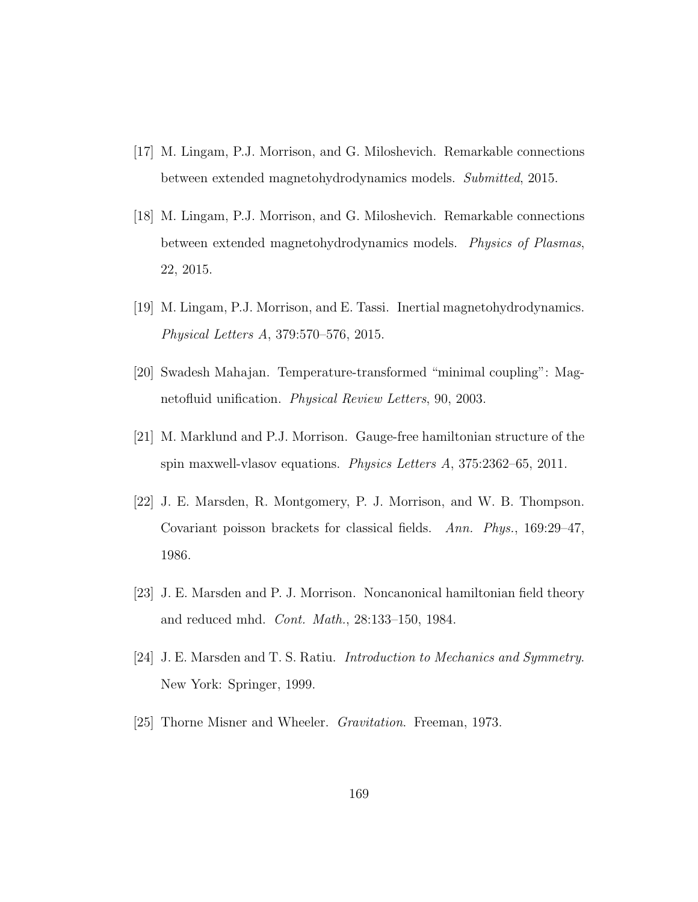[17] M. Lingam, P.J. Morrison, and G. Miloshevich. Remarkable connections between extended magnetohydrodynamics models. *Submitted*, 2015.

[18] M. Lingam, P.J. Morrison, and G. Miloshevich. Remarkable connections between extended magnetohydrodynamics models. *Physics of Plasmas*, 22, 2015.

[19] M. Lingam, P.J. Morrison, and E. Tassi. Inertial magnetohydrodynamics. *Physical Letters A*, 379:570–576, 2015.

[20] Swadesh Mahajan. Temperature-transformed "minimal coupling": Magnetofluid unification. *Physical Review Letters*, 90, 2003.

[21] M. Marklund and P.J. Morrison. Gauge-free hamiltonian structure of the spin maxwell-vlasov equations. *Physics Letters A*, 375:2362–65, 2011.

[22] J. E. Marsden, R. Montgomery, P. J. Morrison, and W. B. Thompson. Covariant poisson brackets for classical fields. *Ann. Phys.*, 169:29–47, 1986.

[23] J. E. Marsden and P. J. Morrison. Noncanonical hamiltonian field theory and reduced mhd. *Cont. Math.*, 28:133–150, 1984.

[24] J. E. Marsden and T. S. Ratiu. *Introduction to Mechanics and Symmetry*. New York: Springer, 1999.

[25] Thorne Misner and Wheeler. *Gravitation*. Freeman, 1973.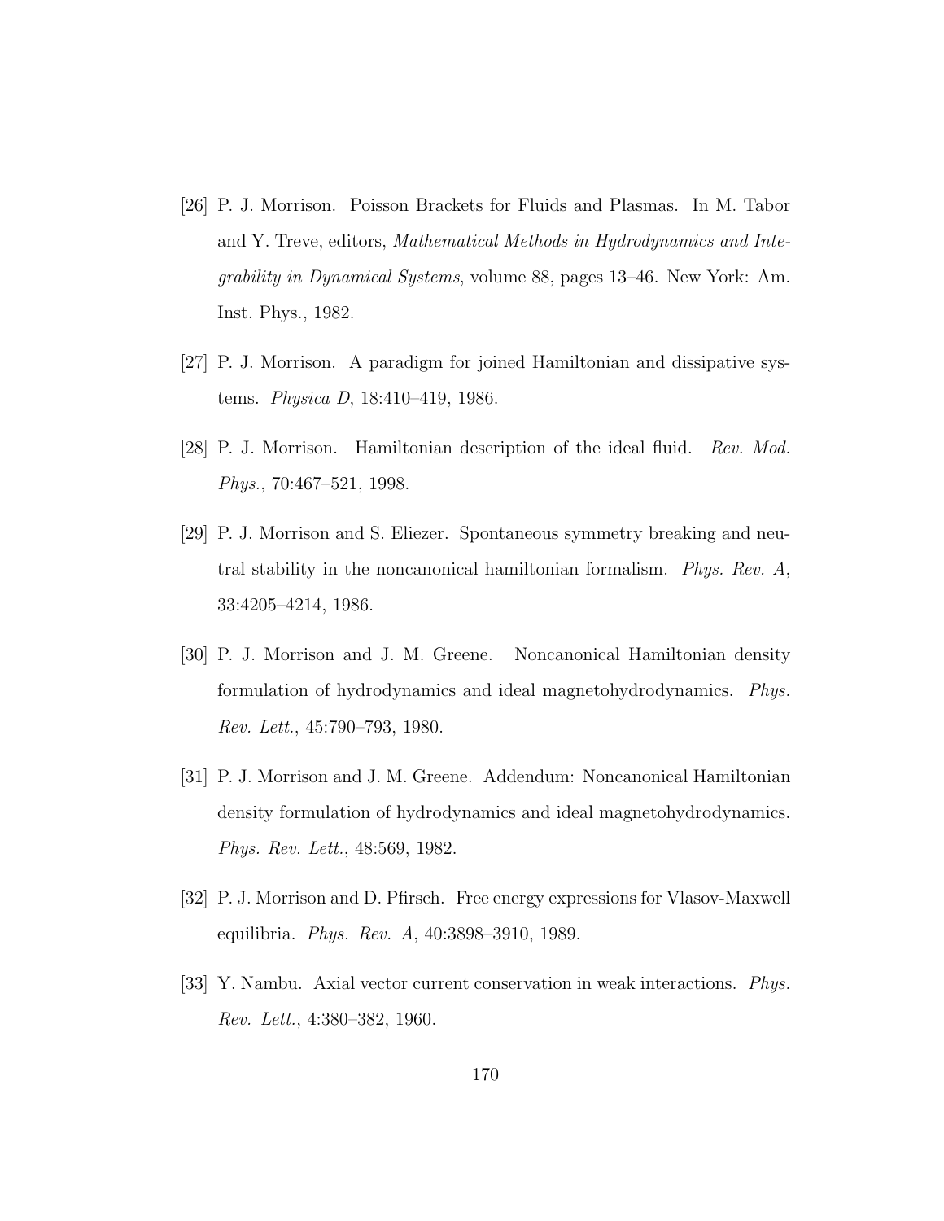[26] P. J. Morrison. Poisson Brackets for Fluids and Plasmas. In M. Tabor and Y. Treve, editors, *Mathematical Methods in Hydrodynamics and Integrability in Dynamical Systems*, volume 88, pages 13–46. New York: Am. Inst. Phys., 1982.

[27] P. J. Morrison. A paradigm for joined Hamiltonian and dissipative systems. *Physica D*, 18:410–419, 1986.

[28] P. J. Morrison. Hamiltonian description of the ideal fluid. *Rev. Mod. Phys.*, 70:467–521, 1998.

[29] P. J. Morrison and S. Eliezer. Spontaneous symmetry breaking and neutral stability in the noncanonical hamiltonian formalism. *Phys. Rev. A*, 33:4205–4214, 1986.

[30] P. J. Morrison and J. M. Greene. Noncanonical Hamiltonian density formulation of hydrodynamics and ideal magnetohydrodynamics. *Phys. Rev. Lett.*, 45:790–793, 1980.

[31] P. J. Morrison and J. M. Greene. Addendum: Noncanonical Hamiltonian density formulation of hydrodynamics and ideal magnetohydrodynamics. *Phys. Rev. Lett.*, 48:569, 1982.

[32] P. J. Morrison and D. Pfirsch. Free energy expressions for Vlasov-Maxwell equilibria. *Phys. Rev. A*, 40:3898–3910, 1989.

[33] Y. Nambu. Axial vector current conservation in weak interactions. *Phys. Rev. Lett.*, 4:380–382, 1960.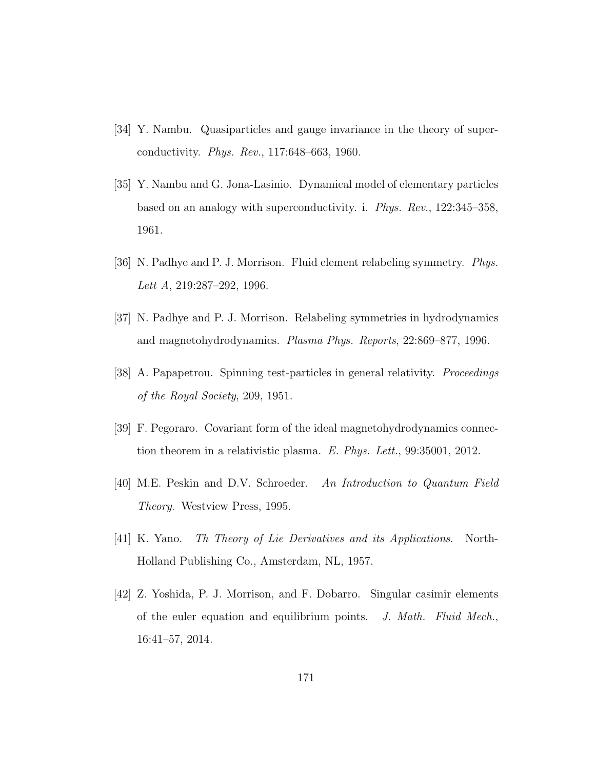[34] Y. Nambu. Quasiparticles and gauge invariance in the theory of superconductivity. *Phys. Rev.*, 117:648–663, 1960.

[35] Y. Nambu and G. Jona-Lasinio. Dynamical model of elementary particles based on an analogy with superconductivity. i. *Phys. Rev.*, 122:345–358, 1961.

[36] N. Padhye and P. J. Morrison. Fluid element relabeling symmetry. *Phys. Lett A*, 219:287–292, 1996.

[37] N. Padhye and P. J. Morrison. Relabeling symmetries in hydrodynamics and magnetohydrodynamics. *Plasma Phys. Reports*, 22:869–877, 1996.

[38] A. Papapetrou. Spinning test-particles in general relativity. *Proceedings of the Royal Society*, 209, 1951.

[39] F. Pegoraro. Covariant form of the ideal magnetohydrodynamics connection theorem in a relativistic plasma. *E. Phys. Lett.*, 99:35001, 2012.

[40] M.E. Peskin and D.V. Schroeder. *An Introduction to Quantum Field Theory*. Westview Press, 1995.

[41] K. Yano. *Th Theory of Lie Derivatives and its Applications*. North-Holland Publishing Co., Amsterdam, NL, 1957.

[42] Z. Yoshida, P. J. Morrison, and F. Dobarro. Singular casimir elements of the euler equation and equilibrium points. *J. Math. Fluid Mech.*, 16:41–57, 2014.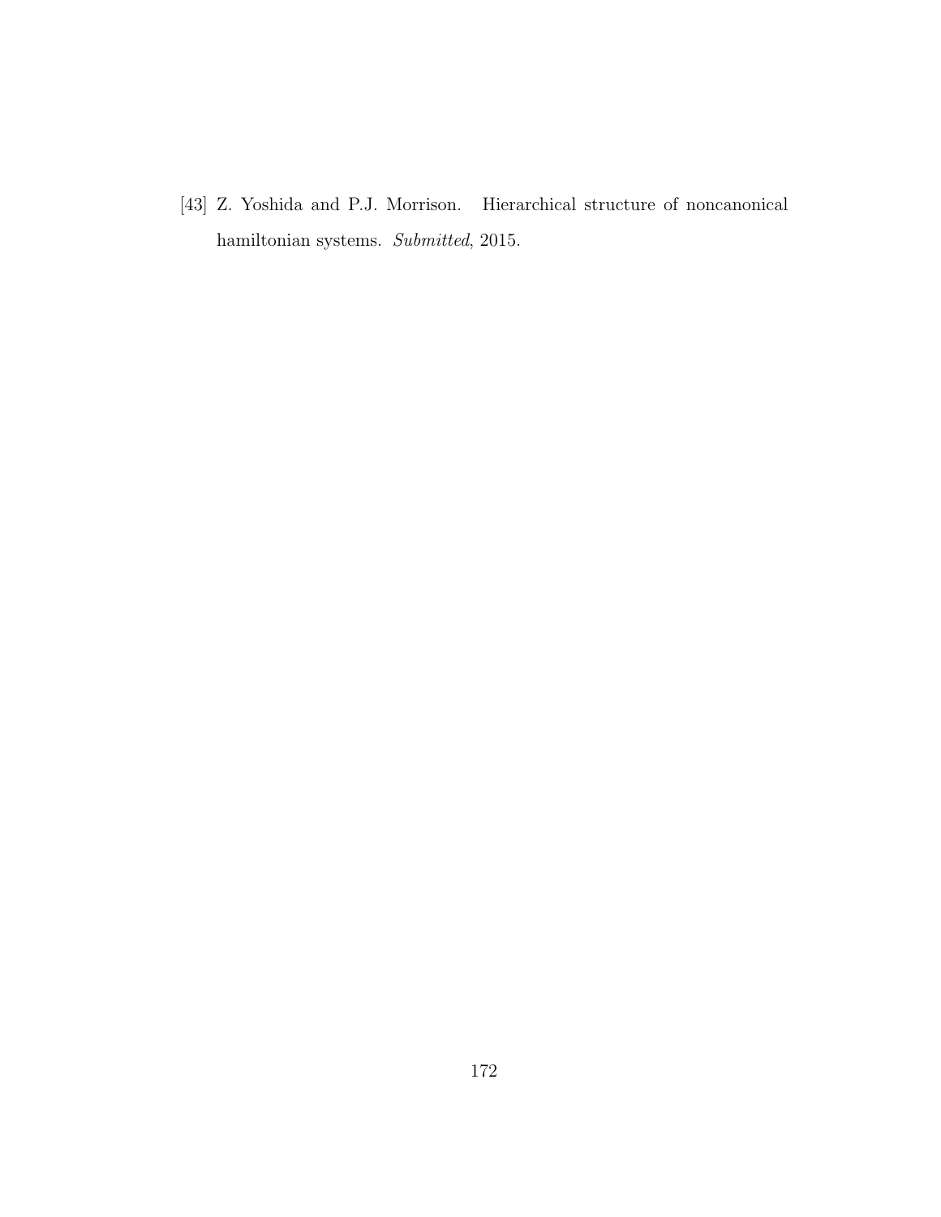[43] Z. Yoshida and P.J. Morrison. Hierarchical structure of noncanonical hamiltonian systems. *Submitted*, 2015.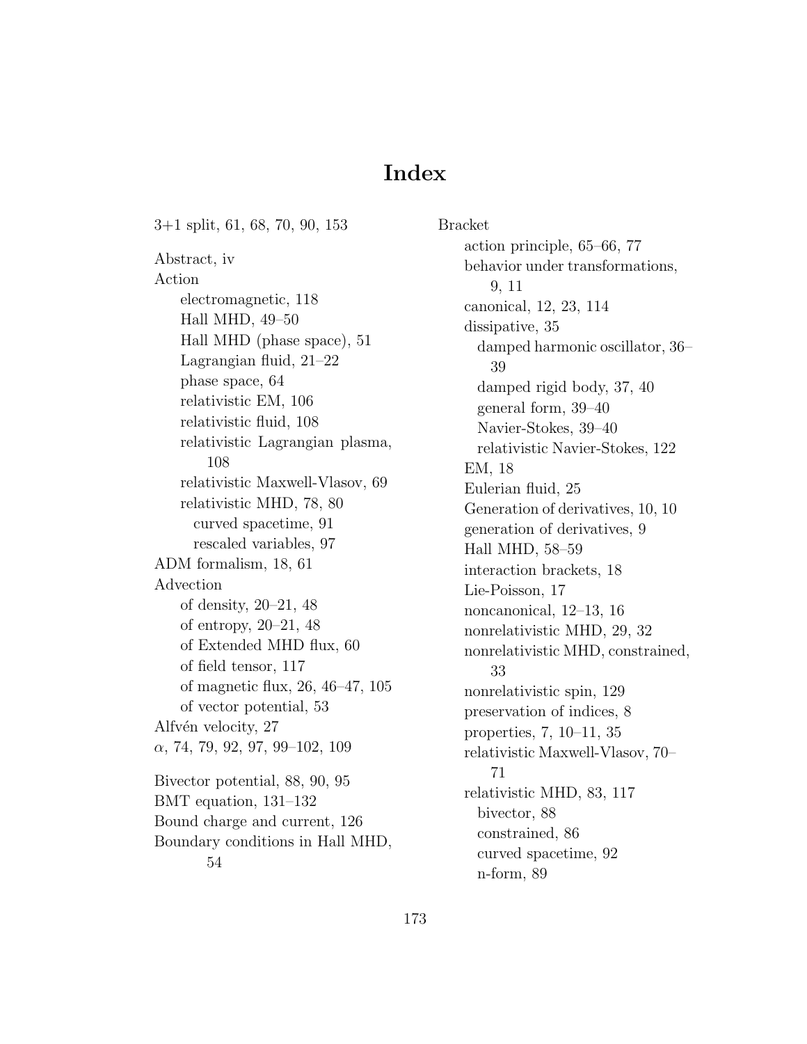# Index

3+1 split, 61, 68, 70, 90, 153

Abstract, iv

Action
- electromagnetic, 118
- Hall MHD, 49–50
- Hall MHD (phase space), 51
- Lagrangian fluid, 21–22
- phase space, 64
- relativistic EM, 106
- relativistic fluid, 108
- relativistic Lagrangian plasma, 108
- relativistic Maxwell-Vlasov, 69
- relativistic MHD, 78, 80
  - curved spacetime, 91
  - rescaled variables, 97

ADM formalism, 18, 61

Advection
- of density, 20–21, 48
- of entropy, 20–21, 48
- of Extended MHD flux, 60
- of field tensor, 117
- of magnetic flux, 26, 46–47, 105
- of vector potential, 53

Alfvén velocity, 27

$\alpha$, 74, 79, 92, 97, 99–102, 109

Bivector potential, 88, 90, 95

BMT equation, 131–132

Bound charge and current, 126

Boundary conditions in Hall MHD, 54

Bracket
- action principle, 65–66, 77
- behavior under transformations, 9, 11
- canonical, 12, 23, 114
- dissipative, 35
  - damped harmonic oscillator, 36–39
  - damped rigid body, 37, 40
  - general form, 39–40
  - Navier-Stokes, 39–40
  - relativistic Navier-Stokes, 122
- EM, 18
- Eulerian fluid, 25
- Generation of derivatives, 10, 10
- generation of derivatives, 9
- Hall MHD, 58–59
- interaction brackets, 18
- Lie-Poisson, 17
- noncanonical, 12–13, 16
- nonrelativistic MHD, 29, 32
- nonrelativistic MHD, constrained, 33
- nonrelativistic spin, 129
- preservation of indices, 8
- properties, 7, 10–11, 35
- relativistic Maxwell-Vlasov, 70–71
- relativistic MHD, 83, 117
  - bivector, 88
  - constrained, 86
  - curved spacetime, 92
  - n-form, 89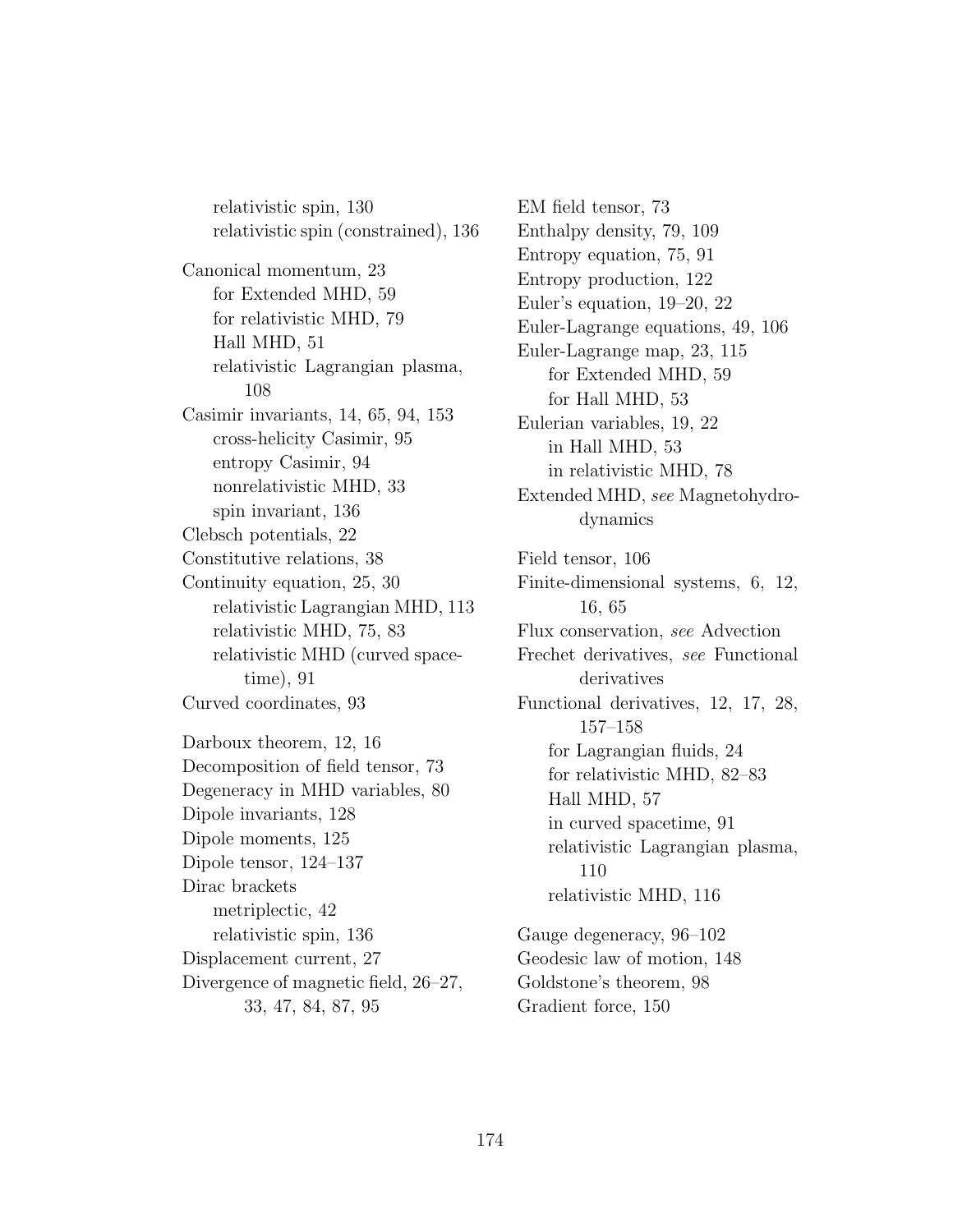relativistic spin, 130
    relativistic spin (constrained), 136

Canonical momentum, 23
    for Extended MHD, 59
    for relativistic MHD, 79
    Hall MHD, 51
    relativistic Lagrangian plasma, 108
Casimir invariants, 14, 65, 94, 153
    cross-helicity Casimir, 95
    entropy Casimir, 94
    nonrelativistic MHD, 33
    spin invariant, 136
Clebsch potentials, 22
Constitutive relations, 38
Continuity equation, 25, 30
    relativistic Lagrangian MHD, 113
    relativistic MHD, 75, 83
    relativistic MHD (curved spacetime), 91
Curved coordinates, 93

Darboux theorem, 12, 16
Decomposition of field tensor, 73
Degeneracy in MHD variables, 80
Dipole invariants, 128
Dipole moments, 125
Dipole tensor, 124–137
Dirac brackets
    metriplectic, 42
    relativistic spin, 136
Displacement current, 27
Divergence of magnetic field, 26–27, 33, 47, 84, 87, 95

EM field tensor, 73
Enthalpy density, 79, 109
Entropy equation, 75, 91
Entropy production, 122
Euler's equation, 19–20, 22
Euler-Lagrange equations, 49, 106
Euler-Lagrange map, 23, 115
    for Extended MHD, 59
    for Hall MHD, 53
Eulerian variables, 19, 22
    in Hall MHD, 53
    in relativistic MHD, 78
Extended MHD, *see* Magnetohydrodynamics

Field tensor, 106
Finite-dimensional systems, 6, 12, 16, 65
Flux conservation, *see* Advection
Frechet derivatives, *see* Functional derivatives
Functional derivatives, 12, 17, 28, 157–158
    for Lagrangian fluids, 24
    for relativistic MHD, 82–83
    Hall MHD, 57
    in curved spacetime, 91
    relativistic Lagrangian plasma, 110
    relativistic MHD, 116

Gauge degeneracy, 96–102
Geodesic law of motion, 148
Goldstone's theorem, 98
Gradient force, 150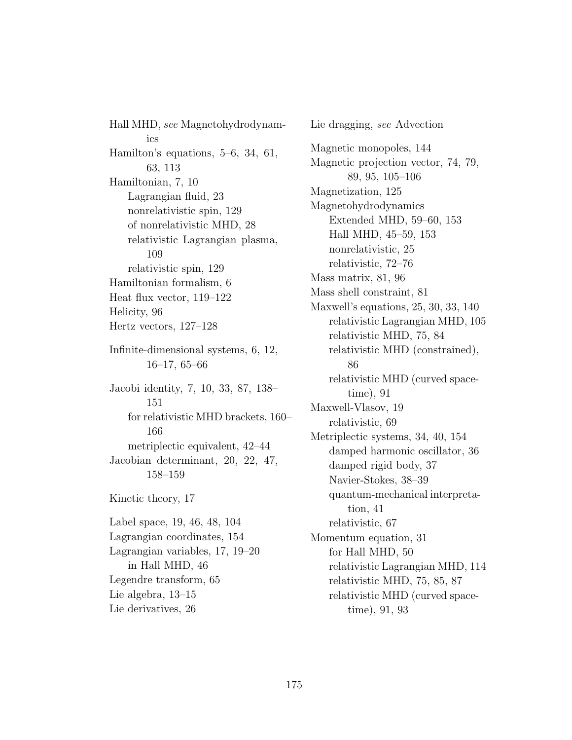Hall MHD, *see* Magnetohydrodynamics
Hamilton's equations, 5–6, 34, 61, 63, 113
Hamiltonian, 7, 10
- Lagrangian fluid, 23
- nonrelativistic spin, 129
- of nonrelativistic MHD, 28
- relativistic Lagrangian plasma, 109
- relativistic spin, 129

Hamiltonian formalism, 6
Heat flux vector, 119–122
Helicity, 96
Hertz vectors, 127–128

Infinite-dimensional systems, 6, 12, 16–17, 65–66

Jacobi identity, 7, 10, 33, 87, 138–151
- for relativistic MHD brackets, 160–166
- metriplectic equivalent, 42–44

Jacobian determinant, 20, 22, 47, 158–159

Kinetic theory, 17

Label space, 19, 46, 48, 104
Lagrangian coordinates, 154
Lagrangian variables, 17, 19–20
- in Hall MHD, 46

Legendre transform, 65
Lie algebra, 13–15
Lie derivatives, 26
Lie dragging, *see* Advection

Magnetic monopoles, 144
Magnetic projection vector, 74, 79, 89, 95, 105–106
Magnetization, 125
Magnetohydrodynamics
- Extended MHD, 59–60, 153
- Hall MHD, 45–59, 153
- nonrelativistic, 25
- relativistic, 72–76

Mass matrix, 81, 96
Mass shell constraint, 81
Maxwell's equations, 25, 30, 33, 140
- relativistic Lagrangian MHD, 105
- relativistic MHD, 75, 84
- relativistic MHD (constrained), 86
- relativistic MHD (curved spacetime), 91

Maxwell-Vlasov, 19
- relativistic, 69

Metriplectic systems, 34, 40, 154
- damped harmonic oscillator, 36
- damped rigid body, 37
- Navier-Stokes, 38–39
- quantum-mechanical interpretation, 41
- relativistic, 67

Momentum equation, 31
- for Hall MHD, 50
- relativistic Lagrangian MHD, 114
- relativistic MHD, 75, 85, 87
- relativistic MHD (curved spacetime), 91, 93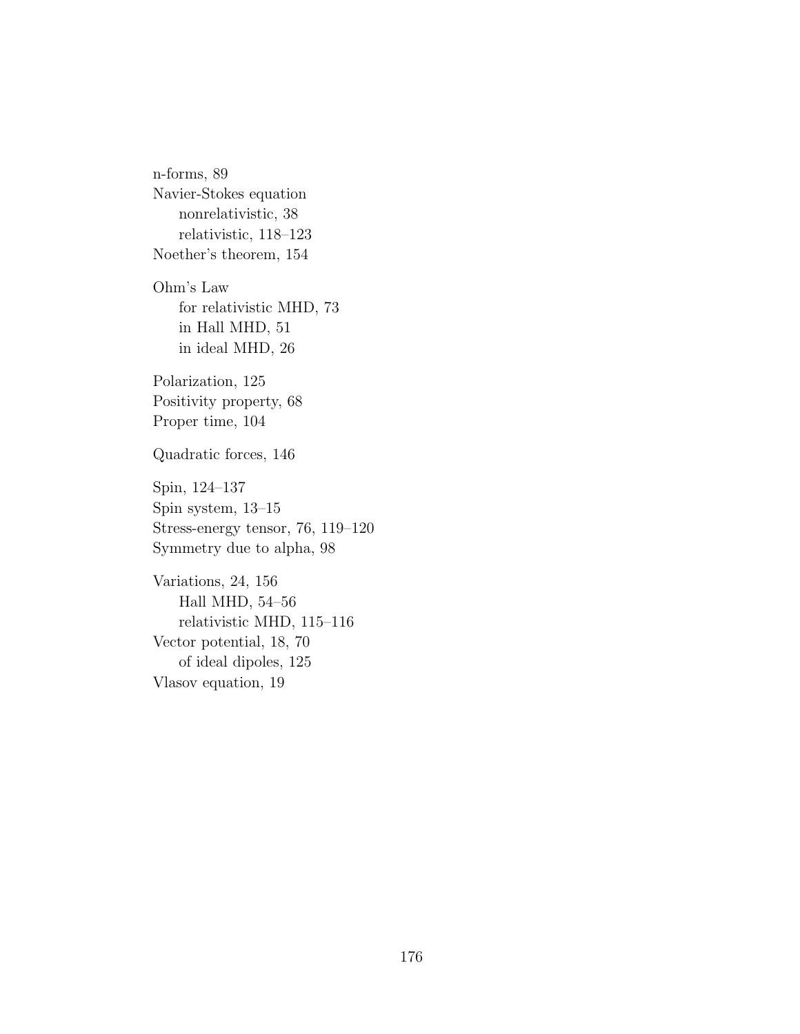n-forms, 89
Navier-Stokes equation
    nonrelativistic, 38
    relativistic, 118–123
Noether's theorem, 154

Ohm's Law
    for relativistic MHD, 73
    in Hall MHD, 51
    in ideal MHD, 26

Polarization, 125
Positivity property, 68
Proper time, 104

Quadratic forces, 146

Spin, 124–137
Spin system, 13–15
Stress-energy tensor, 76, 119–120
Symmetry due to alpha, 98

Variations, 24, 156
    Hall MHD, 54–56
    relativistic MHD, 115–116
Vector potential, 18, 70
    of ideal dipoles, 125
Vlasov equation, 19